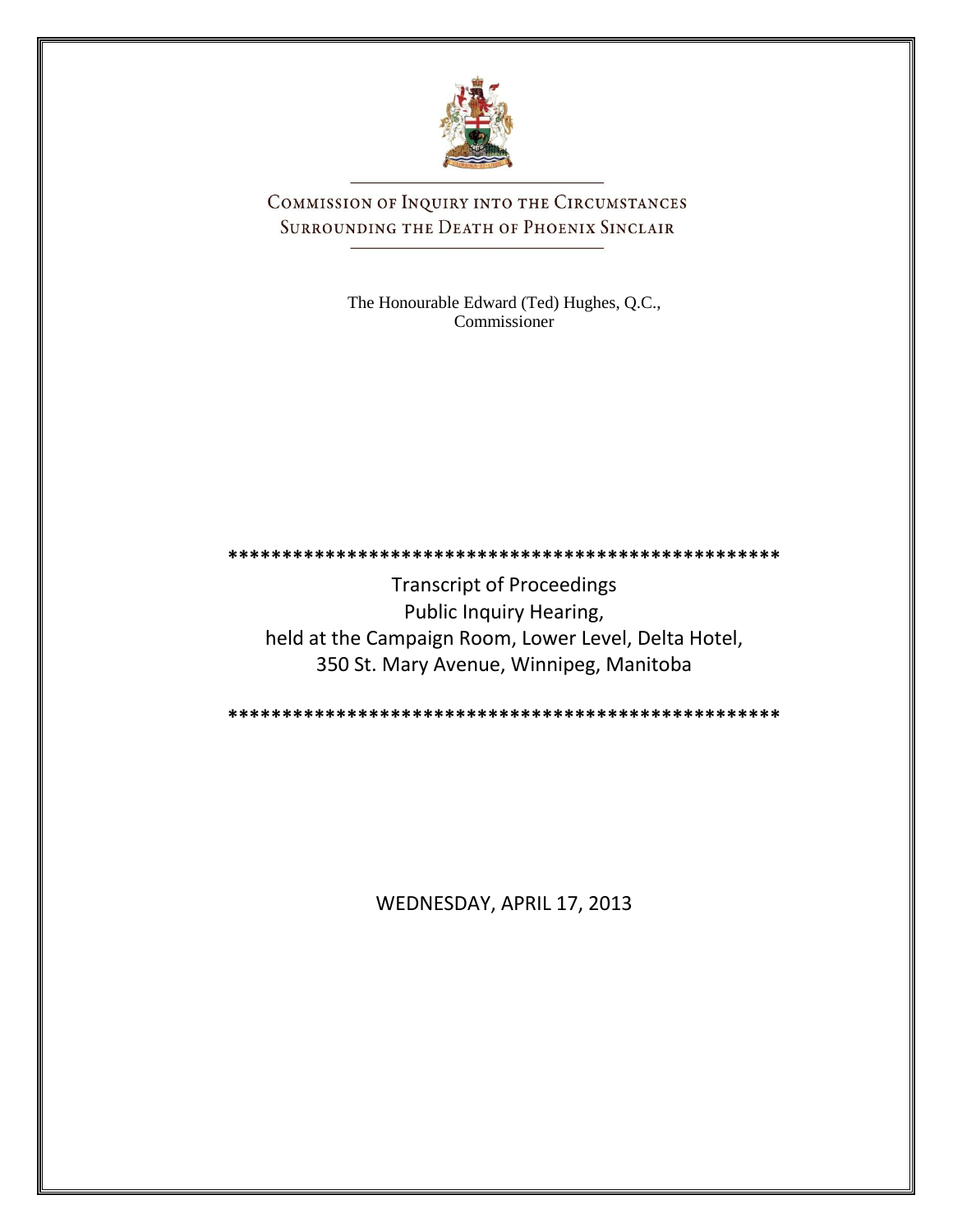# Commission of Inquiry into the Circumstances Surrounding the Death of Phoenix Sinclair

The Honourable Edward (Ted) Hughes, Q.C., Commissioner

***************************************************

Transcript of Proceedings
Public Inquiry Hearing,
held at the Campaign Room, Lower Level, Delta Hotel,
350 St. Mary Avenue, Winnipeg, Manitoba

***************************************************

WEDNESDAY, APRIL 17, 2013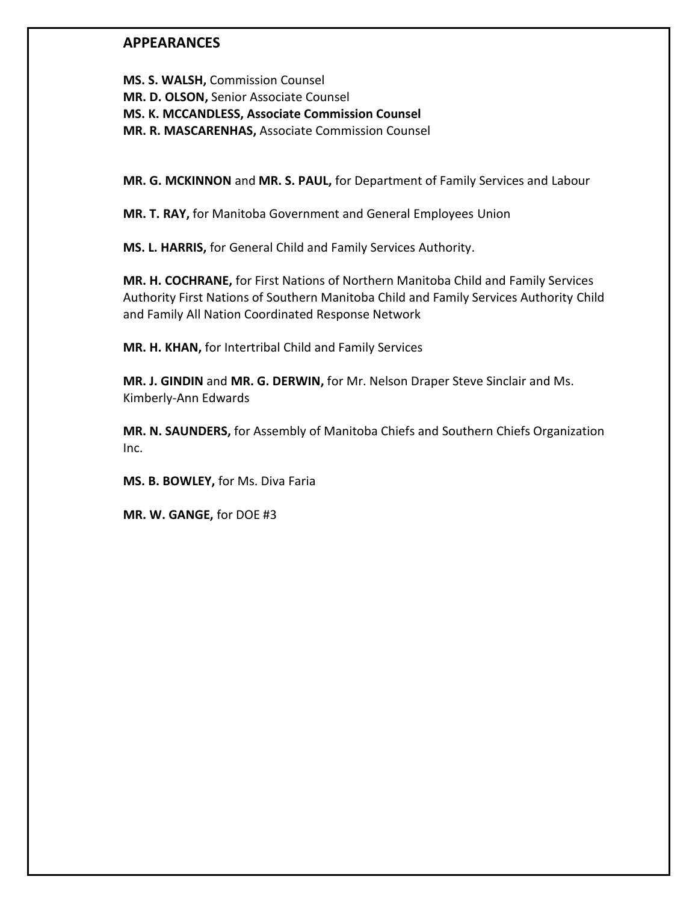## APPEARANCES

**MS. S. WALSH,** Commission Counsel
**MR. D. OLSON,** Senior Associate Counsel
**MS. K. MCCANDLESS, Associate Commission Counsel**
**MR. R. MASCARENHAS,** Associate Commission Counsel

**MR. G. MCKINNON** and **MR. S. PAUL,** for Department of Family Services and Labour

**MR. T. RAY,** for Manitoba Government and General Employees Union

**MS. L. HARRIS,** for General Child and Family Services Authority.

**MR. H. COCHRANE,** for First Nations of Northern Manitoba Child and Family Services Authority First Nations of Southern Manitoba Child and Family Services Authority Child and Family All Nation Coordinated Response Network

**MR. H. KHAN,** for Intertribal Child and Family Services

**MR. J. GINDIN** and **MR. G. DERWIN,** for Mr. Nelson Draper Steve Sinclair and Ms. Kimberly-Ann Edwards

**MR. N. SAUNDERS,** for Assembly of Manitoba Chiefs and Southern Chiefs Organization Inc.

**MS. B. BOWLEY,** for Ms. Diva Faria

**MR. W. GANGE,** for DOE #3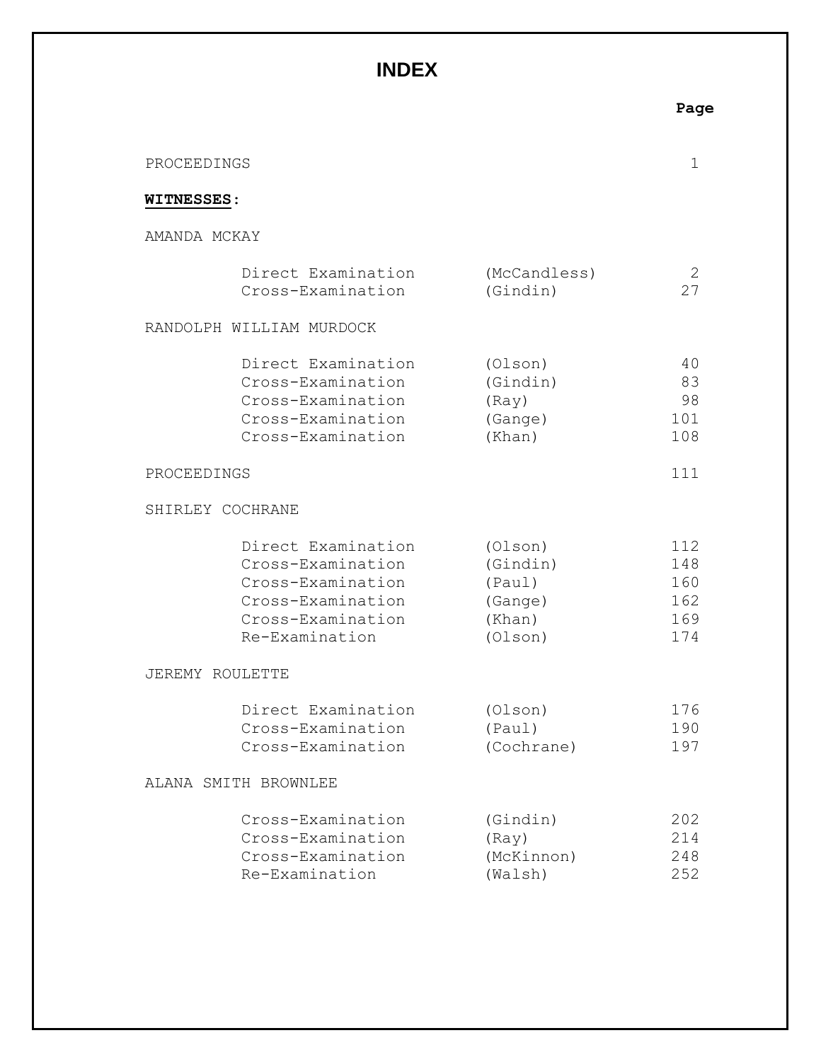# INDEX

| | | Page |
|---|---|---|
| PROCEEDINGS | | 1 |
| **WITNESSES**: | | |
| AMANDA MCKAY | | |
| Direct Examination | (McCandless) | 2 |
| Cross-Examination | (Gindin) | 27 |
| RANDOLPH WILLIAM MURDOCK | | |
| Direct Examination | (Olson) | 40 |
| Cross-Examination | (Gindin) | 83 |
| Cross-Examination | (Ray) | 98 |
| Cross-Examination | (Gange) | 101 |
| Cross-Examination | (Khan) | 108 |
| PROCEEDINGS | | 111 |
| SHIRLEY COCHRANE | | |
| Direct Examination | (Olson) | 112 |
| Cross-Examination | (Gindin) | 148 |
| Cross-Examination | (Paul) | 160 |
| Cross-Examination | (Gange) | 162 |
| Cross-Examination | (Khan) | 169 |
| Re-Examination | (Olson) | 174 |
| JEREMY ROULETTE | | |
| Direct Examination | (Olson) | 176 |
| Cross-Examination | (Paul) | 190 |
| Cross-Examination | (Cochrane) | 197 |
| ALANA SMITH BROWNLEE | | |
| Cross-Examination | (Gindin) | 202 |
| Cross-Examination | (Ray) | 214 |
| Cross-Examination | (McKinnon) | 248 |
| Re-Examination | (Walsh) | 252 |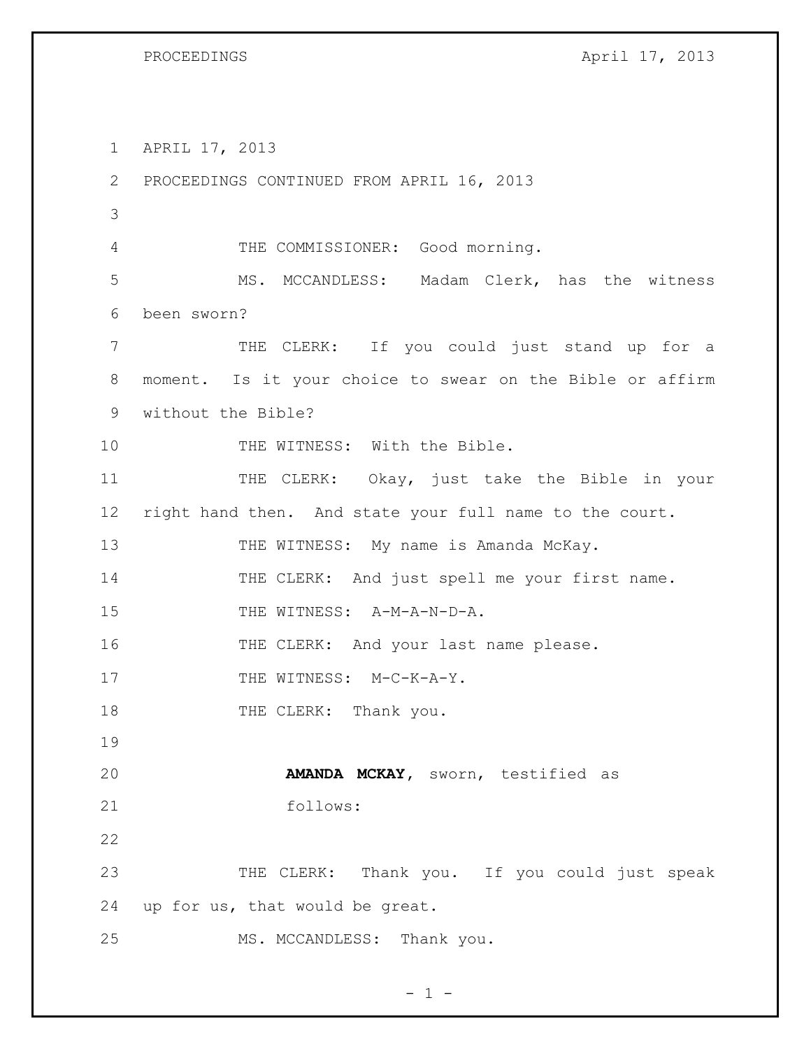APRIL 17, 2013

PROCEEDINGS CONTINUED FROM APRIL 16, 2013

THE COMMISSIONER: Good morning.

MS. MCCANDLESS: Madam Clerk, has the witness been sworn?

THE CLERK: If you could just stand up for a moment. Is it your choice to swear on the Bible or affirm without the Bible?

THE WITNESS: With the Bible.

THE CLERK: Okay, just take the Bible in your right hand then. And state your full name to the court.

THE WITNESS: My name is Amanda McKay.

THE CLERK: And just spell me your first name.

THE WITNESS: A-M-A-N-D-A.

THE CLERK: And your last name please.

THE WITNESS: M-C-K-A-Y.

THE CLERK: Thank you.

**AMANDA MCKAY**, sworn, testified as follows:

THE CLERK: Thank you. If you could just speak up for us, that would be great.

MS. MCCANDLESS: Thank you.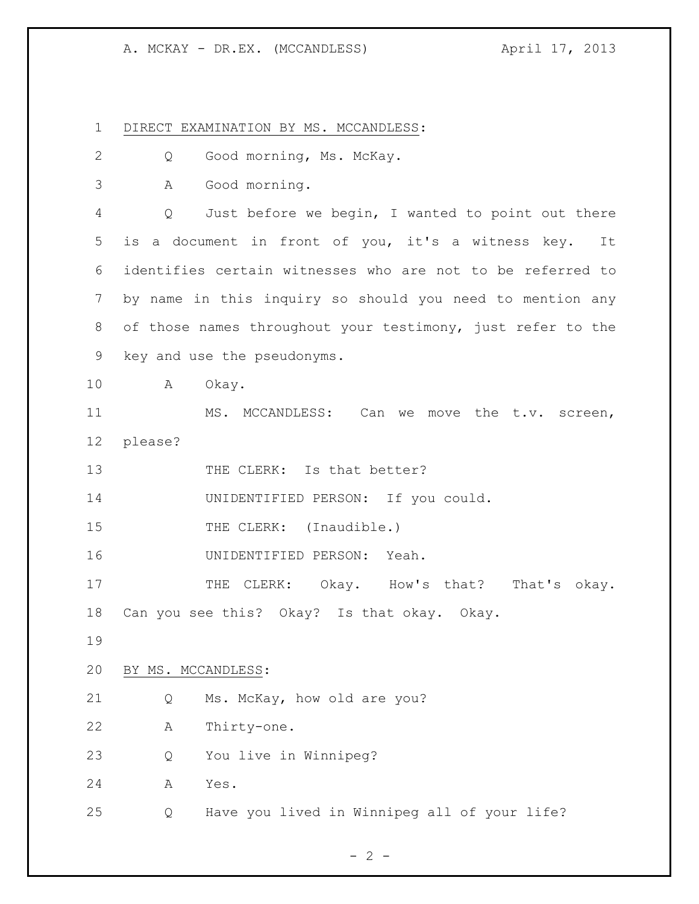DIRECT EXAMINATION BY MS. MCCANDLESS:

Q Good morning, Ms. McKay.

A Good morning.

Q Just before we begin, I wanted to point out there is a document in front of you, it's a witness key. It identifies certain witnesses who are not to be referred to by name in this inquiry so should you need to mention any of those names throughout your testimony, just refer to the key and use the pseudonyms.

A Okay.

MS. MCCANDLESS: Can we move the t.v. screen, please?

THE CLERK: Is that better?

UNIDENTIFIED PERSON: If you could.

THE CLERK: (Inaudible.)

UNIDENTIFIED PERSON: Yeah.

THE CLERK: Okay. How's that? That's okay. Can you see this? Okay? Is that okay. Okay.

BY MS. MCCANDLESS:

Q Ms. McKay, how old are you?

A Thirty-one.

Q You live in Winnipeg?

A Yes.

Q Have you lived in Winnipeg all of your life?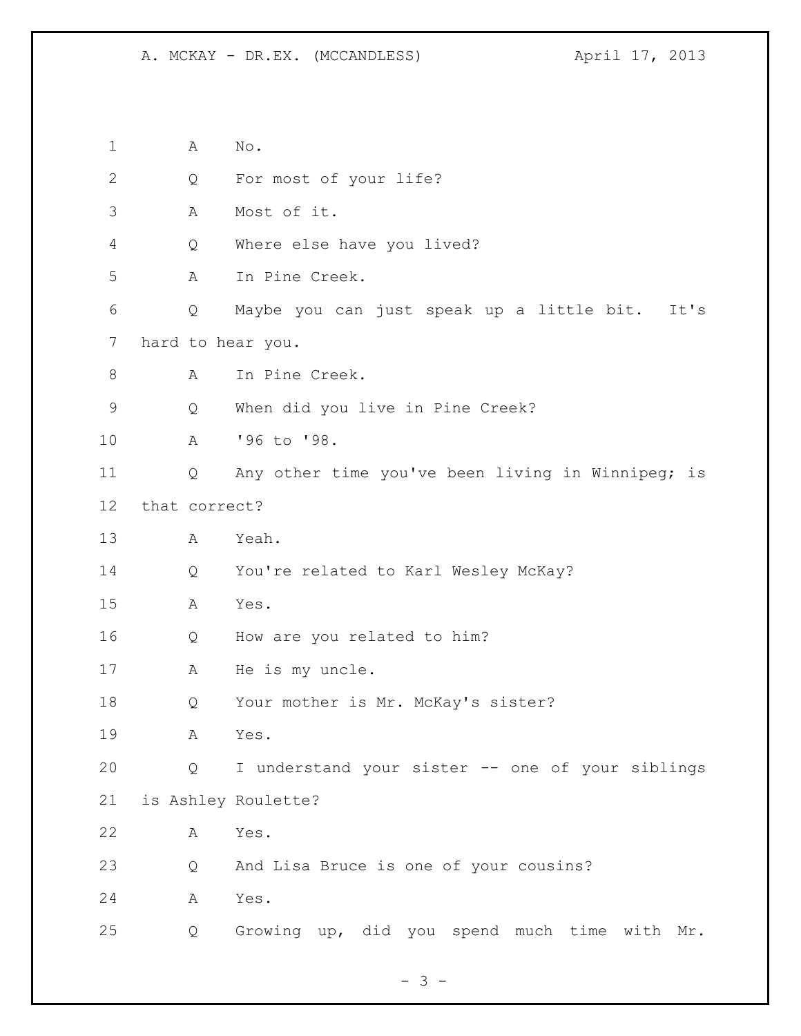A No.

Q For most of your life?

A Most of it.

Q Where else have you lived?

A In Pine Creek.

Q Maybe you can just speak up a little bit. It's hard to hear you.

A In Pine Creek.

Q When did you live in Pine Creek?

A '96 to '98.

Q Any other time you've been living in Winnipeg; is that correct?

A Yeah.

Q You're related to Karl Wesley McKay?

A Yes.

Q How are you related to him?

A He is my uncle.

Q Your mother is Mr. McKay's sister?

A Yes.

Q I understand your sister -- one of your siblings is Ashley Roulette?

A Yes.

Q And Lisa Bruce is one of your cousins?

A Yes.

Q Growing up, did you spend much time with Mr.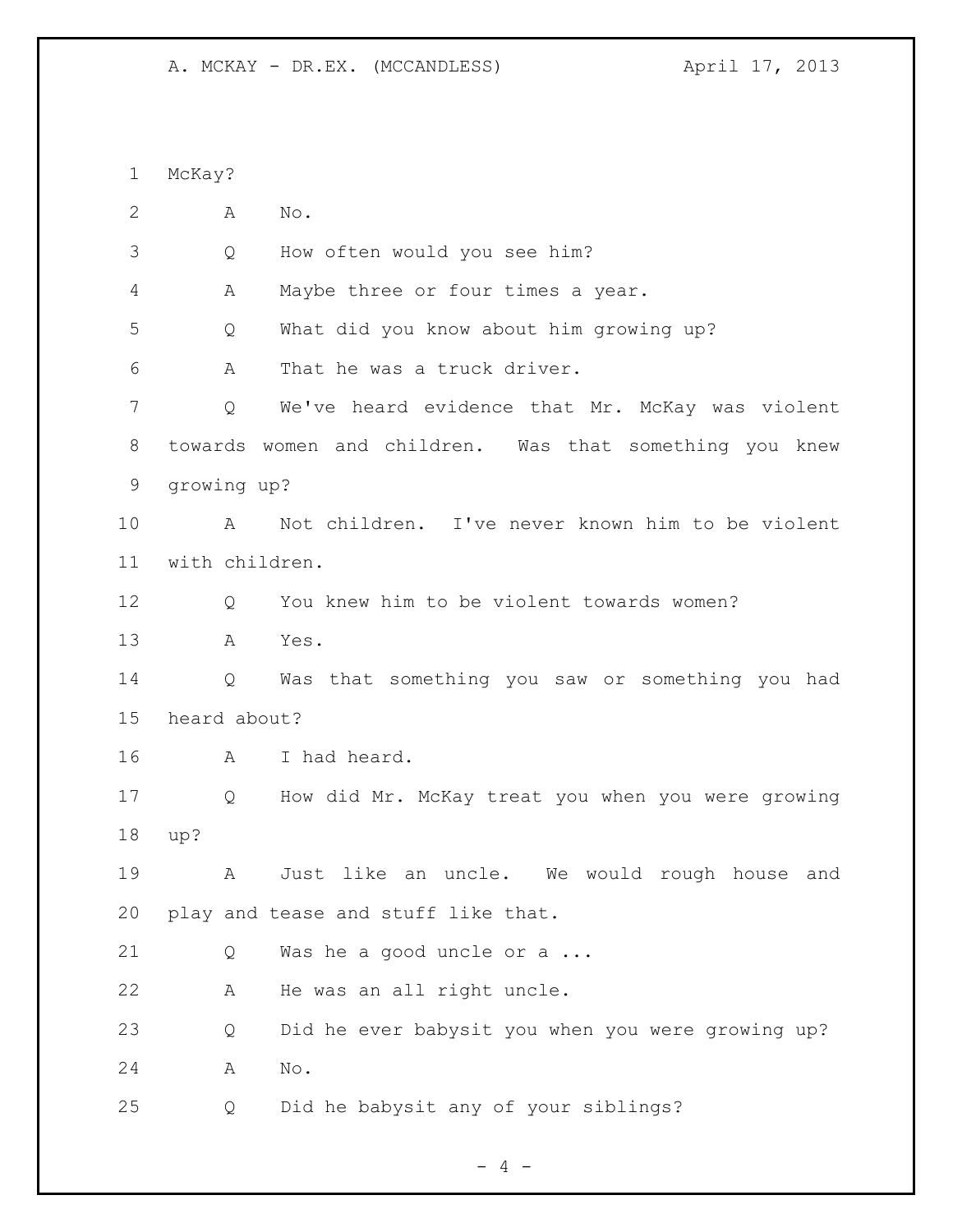McKay?

A No.

Q How often would you see him?

A Maybe three or four times a year.

Q What did you know about him growing up?

A That he was a truck driver.

Q We've heard evidence that Mr. McKay was violent towards women and children. Was that something you knew growing up?

A Not children. I've never known him to be violent with children.

Q You knew him to be violent towards women?

A Yes.

Q Was that something you saw or something you had heard about?

A I had heard.

Q How did Mr. McKay treat you when you were growing up?

A Just like an uncle. We would rough house and play and tease and stuff like that.

Q Was he a good uncle or a ...

A He was an all right uncle.

Q Did he ever babysit you when you were growing up?

A No.

Q Did he babysit any of your siblings?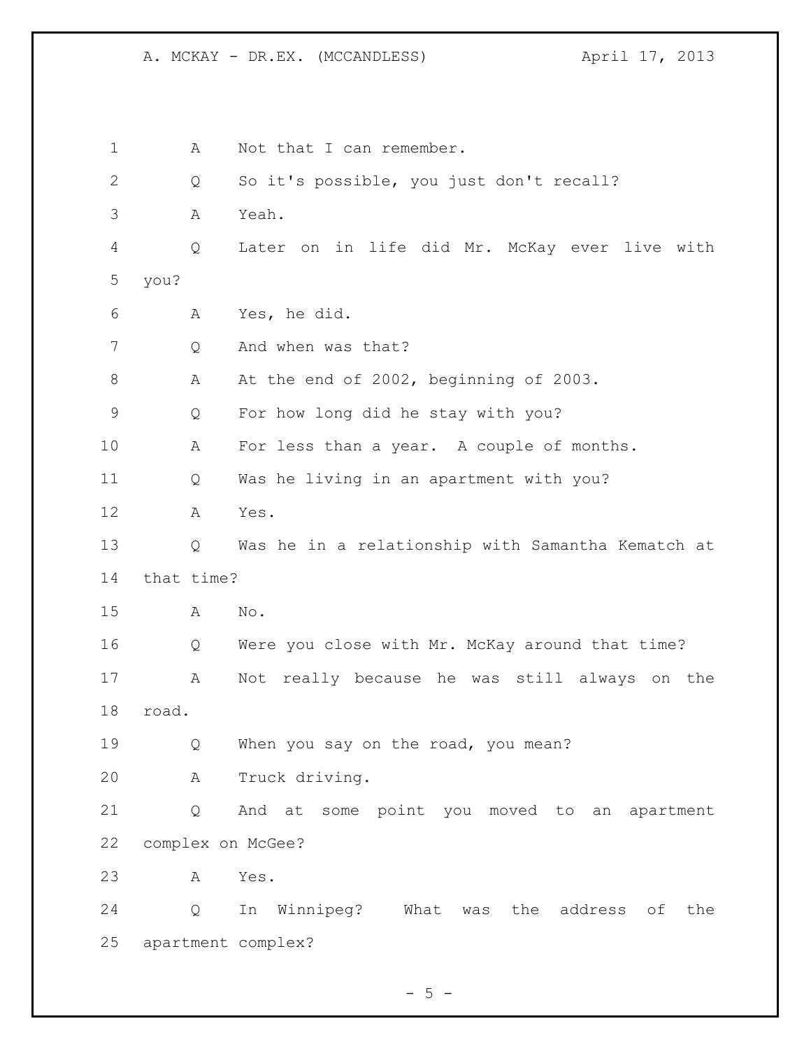A Not that I can remember.

Q So it's possible, you just don't recall?

A Yeah.

Q Later on in life did Mr. McKay ever live with you?

A Yes, he did.

Q And when was that?

A At the end of 2002, beginning of 2003.

Q For how long did he stay with you?

A For less than a year. A couple of months.

Q Was he living in an apartment with you?

A Yes.

Q Was he in a relationship with Samantha Kematch at that time?

A No.

Q Were you close with Mr. McKay around that time?

A Not really because he was still always on the road.

Q When you say on the road, you mean?

A Truck driving.

Q And at some point you moved to an apartment complex on McGee?

A Yes.

Q In Winnipeg? What was the address of the apartment complex?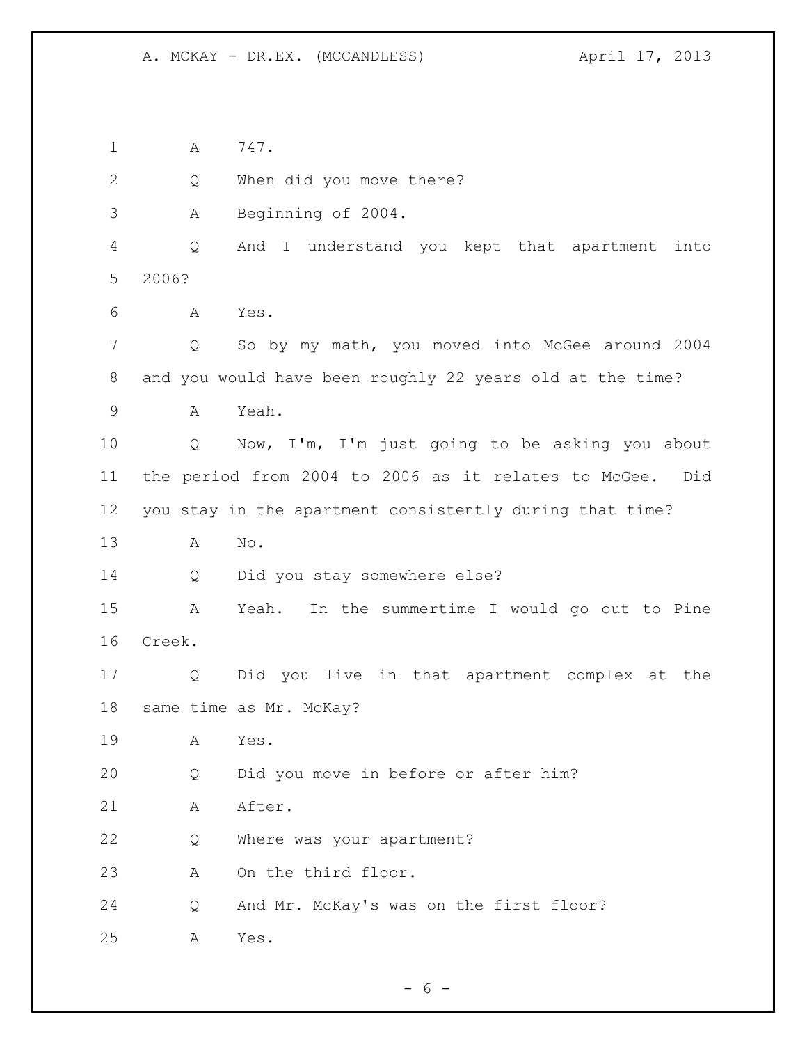A 747.

Q When did you move there?

A Beginning of 2004.

Q And I understand you kept that apartment into 2006?

A Yes.

Q So by my math, you moved into McGee around 2004 and you would have been roughly 22 years old at the time?

A Yeah.

Q Now, I'm, I'm just going to be asking you about the period from 2004 to 2006 as it relates to McGee. Did you stay in the apartment consistently during that time?

A No.

Q Did you stay somewhere else?

A Yeah. In the summertime I would go out to Pine Creek.

Q Did you live in that apartment complex at the same time as Mr. McKay?

A Yes.

Q Did you move in before or after him?

A After.

Q Where was your apartment?

A On the third floor.

Q And Mr. McKay's was on the first floor?

A Yes.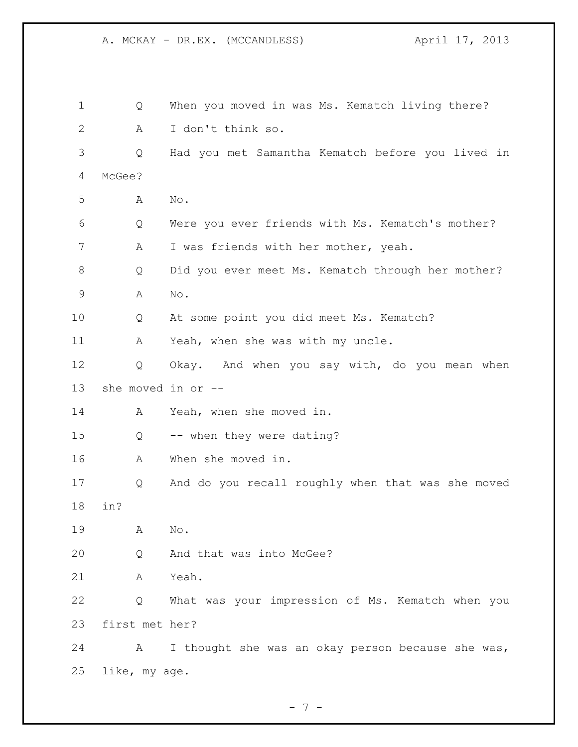Q When you moved in was Ms. Kematch living there?

A I don't think so.

Q Had you met Samantha Kematch before you lived in McGee?

A No.

Q Were you ever friends with Ms. Kematch's mother?

A I was friends with her mother, yeah.

Q Did you ever meet Ms. Kematch through her mother?

A No.

Q At some point you did meet Ms. Kematch?

A Yeah, when she was with my uncle.

Q Okay. And when you say with, do you mean when she moved in or --

A Yeah, when she moved in.

Q -- when they were dating?

A When she moved in.

Q And do you recall roughly when that was she moved in?

A No.

Q And that was into McGee?

A Yeah.

Q What was your impression of Ms. Kematch when you first met her?

A I thought she was an okay person because she was, like, my age.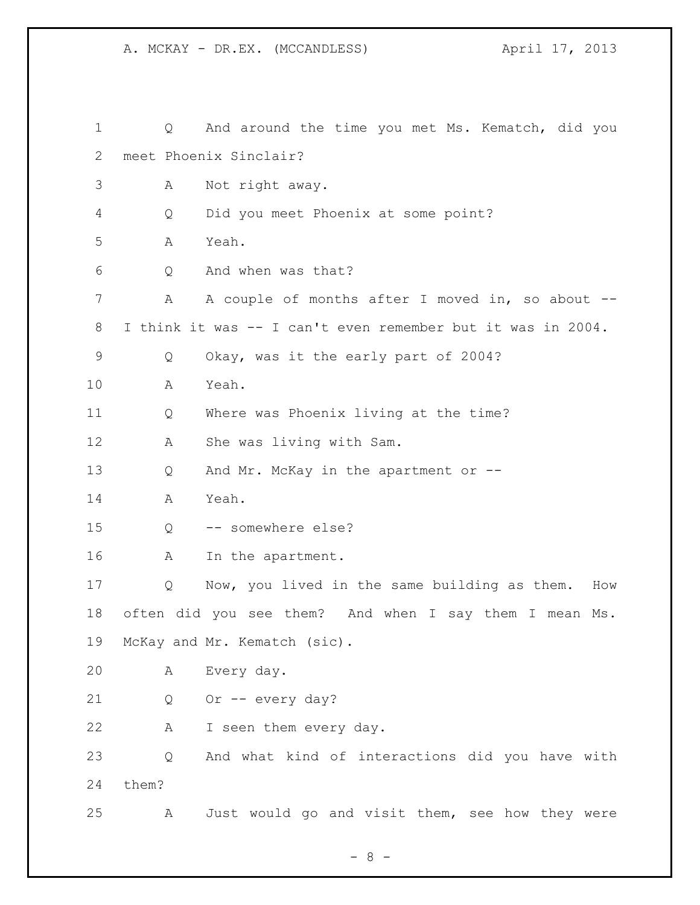Q And around the time you met Ms. Kematch, did you meet Phoenix Sinclair?

A Not right away.

Q Did you meet Phoenix at some point?

A Yeah.

Q And when was that?

A A couple of months after I moved in, so about -- I think it was -- I can't even remember but it was in 2004.

Q Okay, was it the early part of 2004?

A Yeah.

Q Where was Phoenix living at the time?

A She was living with Sam.

Q And Mr. McKay in the apartment or --

A Yeah.

Q -- somewhere else?

A In the apartment.

Q Now, you lived in the same building as them. How often did you see them? And when I say them I mean Ms. McKay and Mr. Kematch (sic).

A Every day.

Q Or -- every day?

A I seen them every day.

Q And what kind of interactions did you have with them?

A Just would go and visit them, see how they were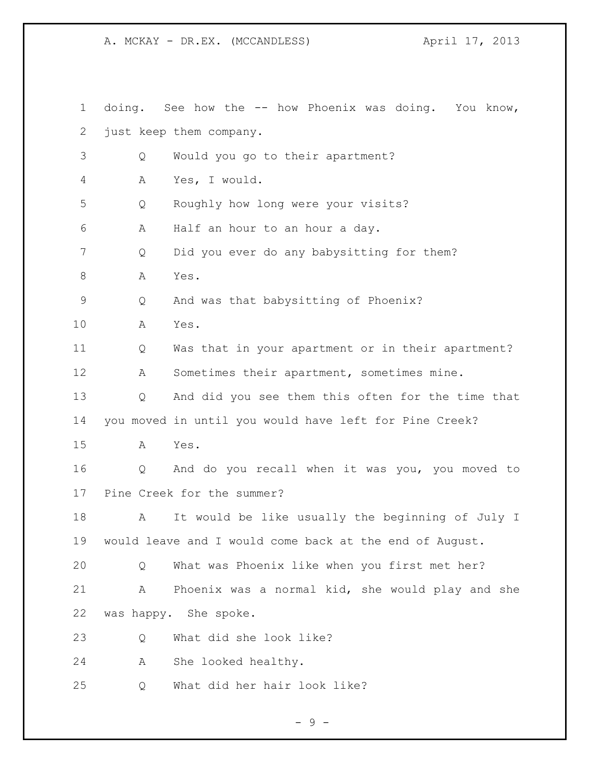doing. See how the -- how Phoenix was doing. You know, just keep them company.

Q Would you go to their apartment?

A Yes, I would.

Q Roughly how long were your visits?

A Half an hour to an hour a day.

Q Did you ever do any babysitting for them?

A Yes.

Q And was that babysitting of Phoenix?

A Yes.

Q Was that in your apartment or in their apartment?

A Sometimes their apartment, sometimes mine.

Q And did you see them this often for the time that you moved in until you would have left for Pine Creek?

A Yes.

Q And do you recall when it was you, you moved to Pine Creek for the summer?

A It would be like usually the beginning of July I would leave and I would come back at the end of August.

Q What was Phoenix like when you first met her?

A Phoenix was a normal kid, she would play and she was happy. She spoke.

Q What did she look like?

A She looked healthy.

Q What did her hair look like?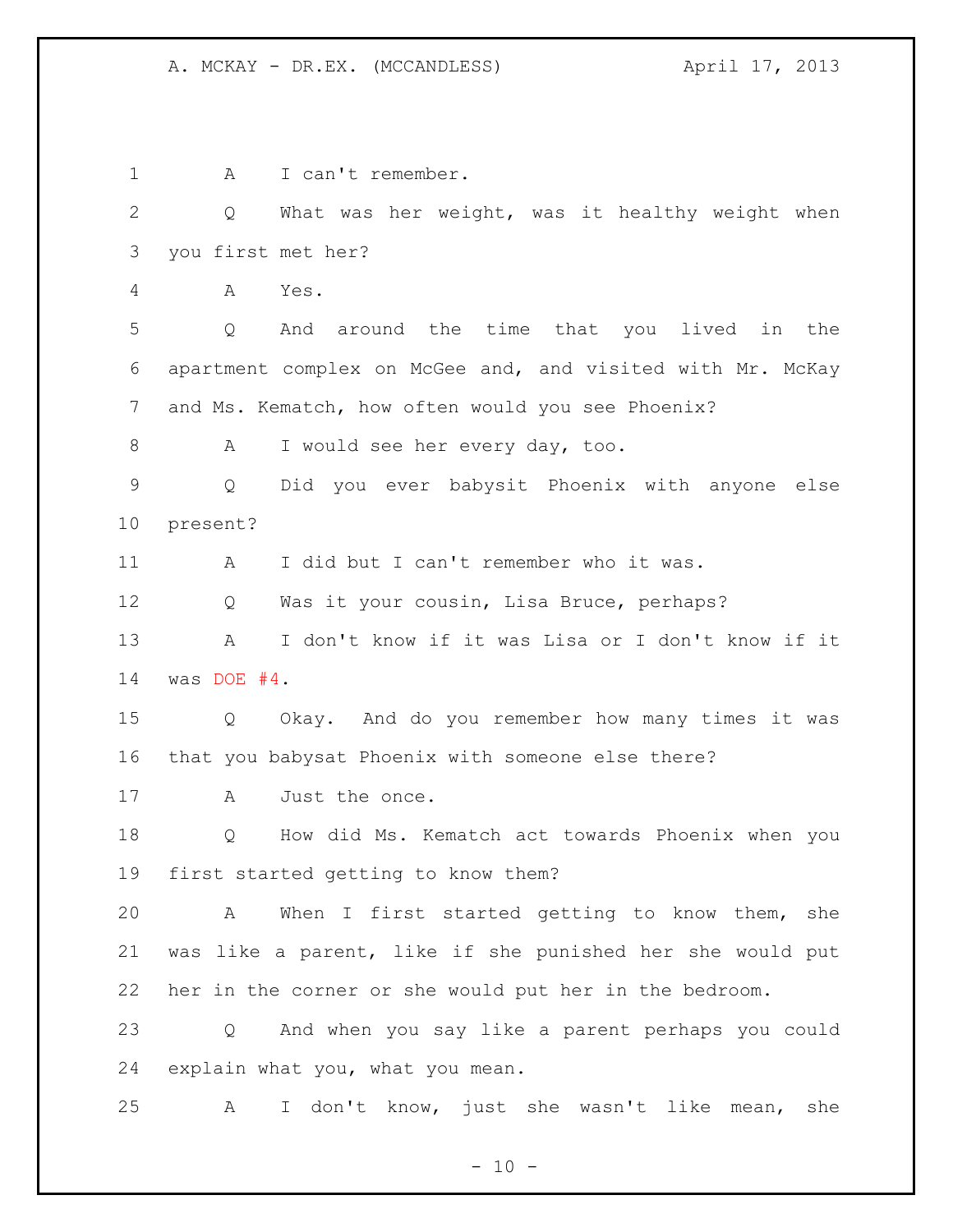A I can't remember.

Q What was her weight, was it healthy weight when you first met her?

A Yes.

Q And around the time that you lived in the apartment complex on McGee and, and visited with Mr. McKay and Ms. Kematch, how often would you see Phoenix?

A I would see her every day, too.

Q Did you ever babysit Phoenix with anyone else present?

A I did but I can't remember who it was.

Q Was it your cousin, Lisa Bruce, perhaps?

A I don't know if it was Lisa or I don't know if it was DOE #4.

Q Okay. And do you remember how many times it was that you babysat Phoenix with someone else there?

A Just the once.

Q How did Ms. Kematch act towards Phoenix when you first started getting to know them?

A When I first started getting to know them, she was like a parent, like if she punished her she would put her in the corner or she would put her in the bedroom.

Q And when you say like a parent perhaps you could explain what you, what you mean.

A I don't know, just she wasn't like mean, she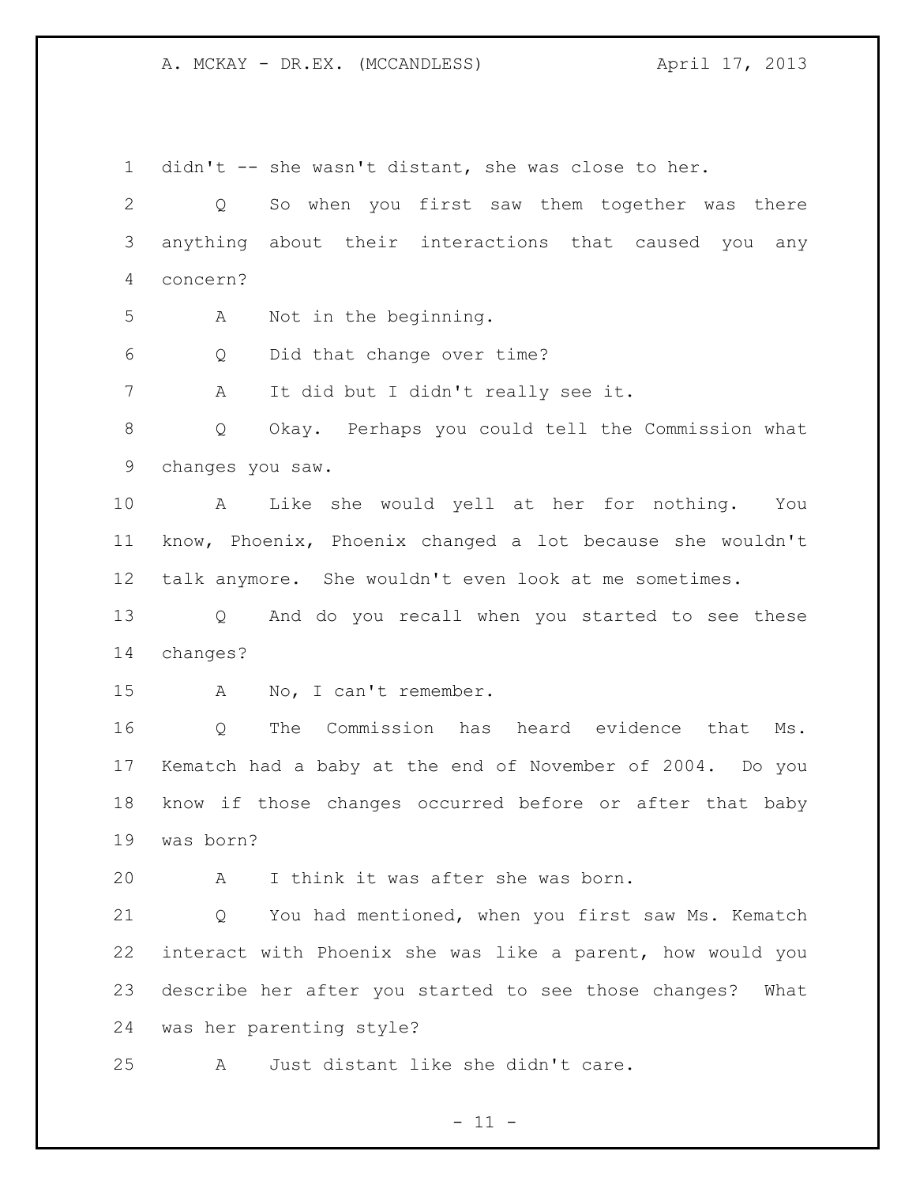didn't -- she wasn't distant, she was close to her.

Q So when you first saw them together was there anything about their interactions that caused you any concern?

A Not in the beginning.

Q Did that change over time?

A It did but I didn't really see it.

Q Okay. Perhaps you could tell the Commission what changes you saw.

A Like she would yell at her for nothing. You know, Phoenix, Phoenix changed a lot because she wouldn't talk anymore. She wouldn't even look at me sometimes.

Q And do you recall when you started to see these changes?

A No, I can't remember.

Q The Commission has heard evidence that Ms. Kematch had a baby at the end of November of 2004. Do you know if those changes occurred before or after that baby was born?

A I think it was after she was born.

Q You had mentioned, when you first saw Ms. Kematch interact with Phoenix she was like a parent, how would you describe her after you started to see those changes? What was her parenting style?

A Just distant like she didn't care.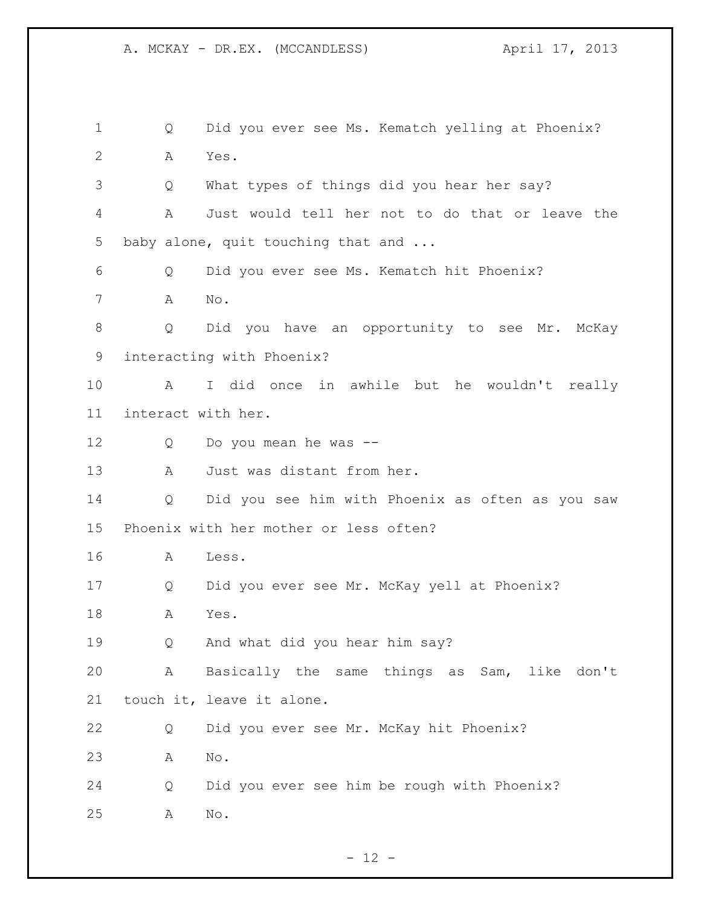Q Did you ever see Ms. Kematch yelling at Phoenix?

A Yes.

Q What types of things did you hear her say?

A Just would tell her not to do that or leave the baby alone, quit touching that and ...

Q Did you ever see Ms. Kematch hit Phoenix?

A No.

Q Did you have an opportunity to see Mr. McKay interacting with Phoenix?

A I did once in awhile but he wouldn't really interact with her.

Q Do you mean he was --

A Just was distant from her.

Q Did you see him with Phoenix as often as you saw Phoenix with her mother or less often?

A Less.

Q Did you ever see Mr. McKay yell at Phoenix?

A Yes.

Q And what did you hear him say?

A Basically the same things as Sam, like don't touch it, leave it alone.

Q Did you ever see Mr. McKay hit Phoenix?

A No.

Q Did you ever see him be rough with Phoenix?

A No.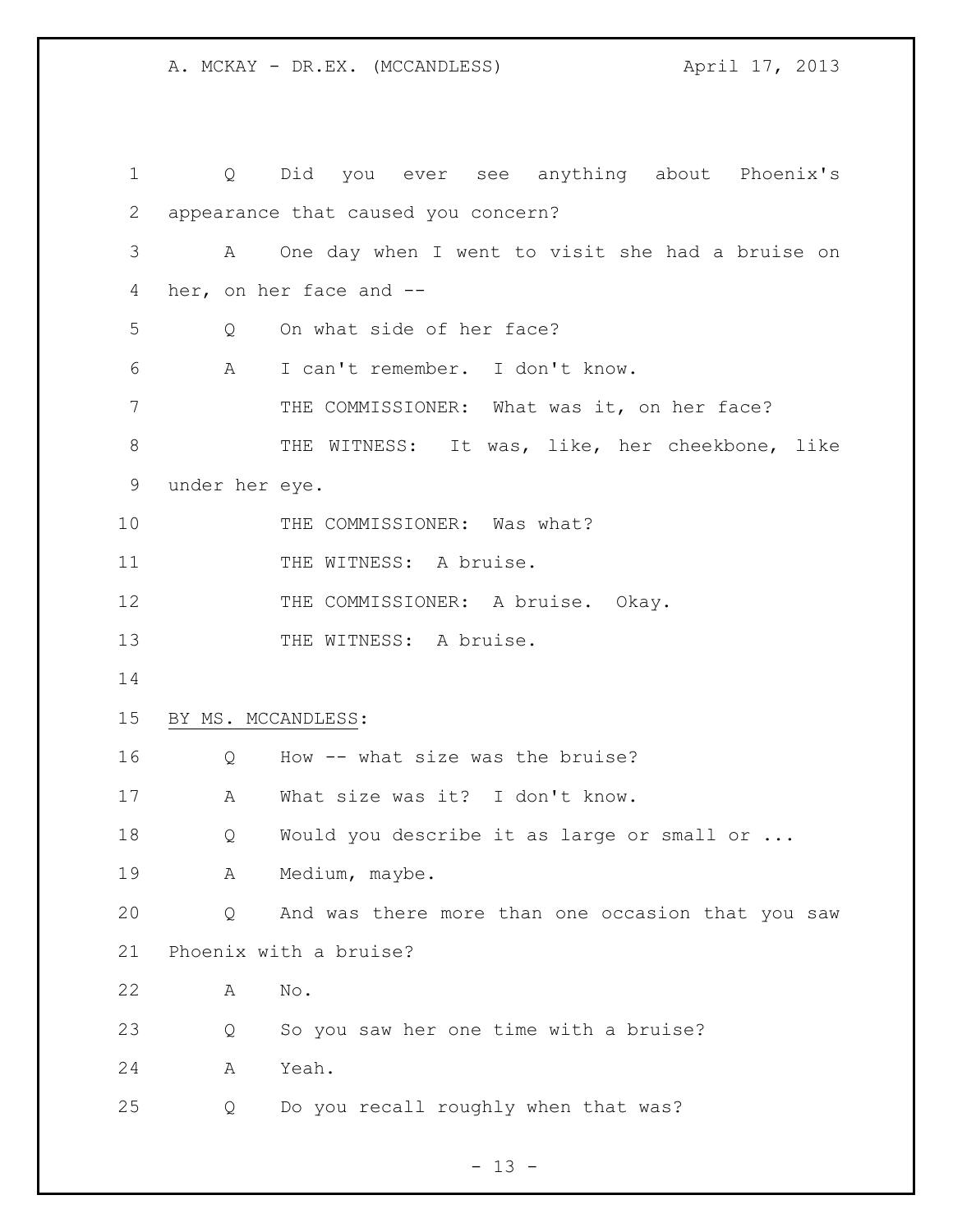Q Did you ever see anything about Phoenix's appearance that caused you concern?

A One day when I went to visit she had a bruise on her, on her face and --

Q On what side of her face?

A I can't remember. I don't know.

THE COMMISSIONER: What was it, on her face?

THE WITNESS: It was, like, her cheekbone, like under her eye.

THE COMMISSIONER: Was what?

THE WITNESS: A bruise.

THE COMMISSIONER: A bruise. Okay.

THE WITNESS: A bruise.

BY MS. MCCANDLESS:

Q How -- what size was the bruise?

A What size was it? I don't know.

Q Would you describe it as large or small or ...

A Medium, maybe.

Q And was there more than one occasion that you saw Phoenix with a bruise?

A No.

Q So you saw her one time with a bruise?

A Yeah.

Q Do you recall roughly when that was?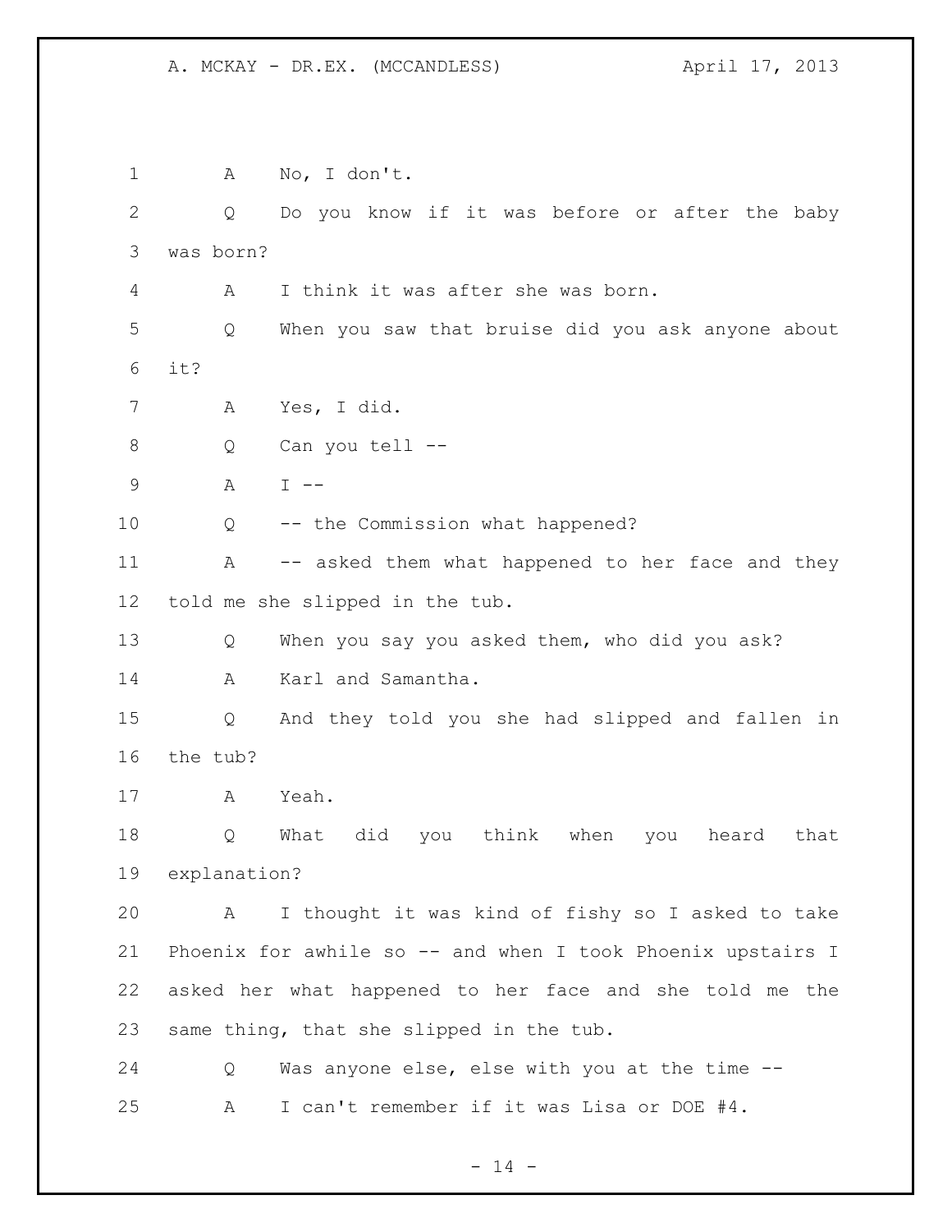1 A No, I don't.

2 Q Do you know if it was before or after the baby

3 was born?

4 A I think it was after she was born.

5 Q When you saw that bruise did you ask anyone about

6 it?

7 A Yes, I did.

8 Q Can you tell --

9 A I --

10 Q -- the Commission what happened?

11 A -- asked them what happened to her face and they

12 told me she slipped in the tub.

13 Q When you say you asked them, who did you ask?

14 A Karl and Samantha.

15 Q And they told you she had slipped and fallen in

16 the tub?

17 A Yeah.

18 Q What did you think when you heard that

19 explanation?

20 A I thought it was kind of fishy so I asked to take

21 Phoenix for awhile so -- and when I took Phoenix upstairs I

22 asked her what happened to her face and she told me the

23 same thing, that she slipped in the tub.

24 Q Was anyone else, else with you at the time --

25 A I can't remember if it was Lisa or DOE #4.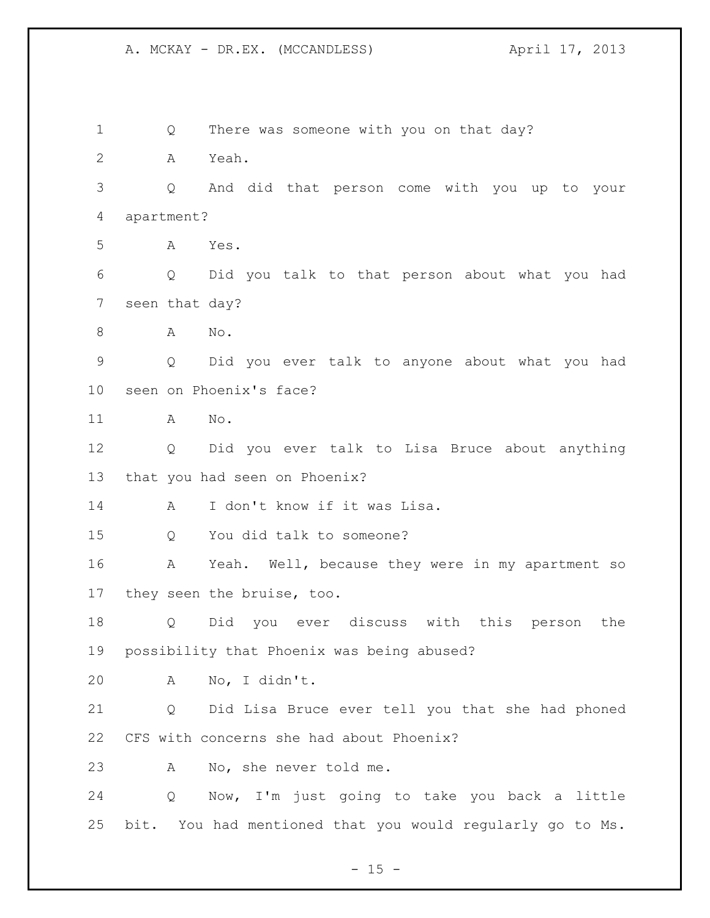Q There was someone with you on that day?

A Yeah.

Q And did that person come with you up to your apartment?

A Yes.

Q Did you talk to that person about what you had seen that day?

A No.

Q Did you ever talk to anyone about what you had seen on Phoenix's face?

A No.

Q Did you ever talk to Lisa Bruce about anything that you had seen on Phoenix?

A I don't know if it was Lisa.

Q You did talk to someone?

A Yeah. Well, because they were in my apartment so they seen the bruise, too.

Q Did you ever discuss with this person the possibility that Phoenix was being abused?

A No, I didn't.

Q Did Lisa Bruce ever tell you that she had phoned CFS with concerns she had about Phoenix?

A No, she never told me.

Q Now, I'm just going to take you back a little bit. You had mentioned that you would regularly go to Ms.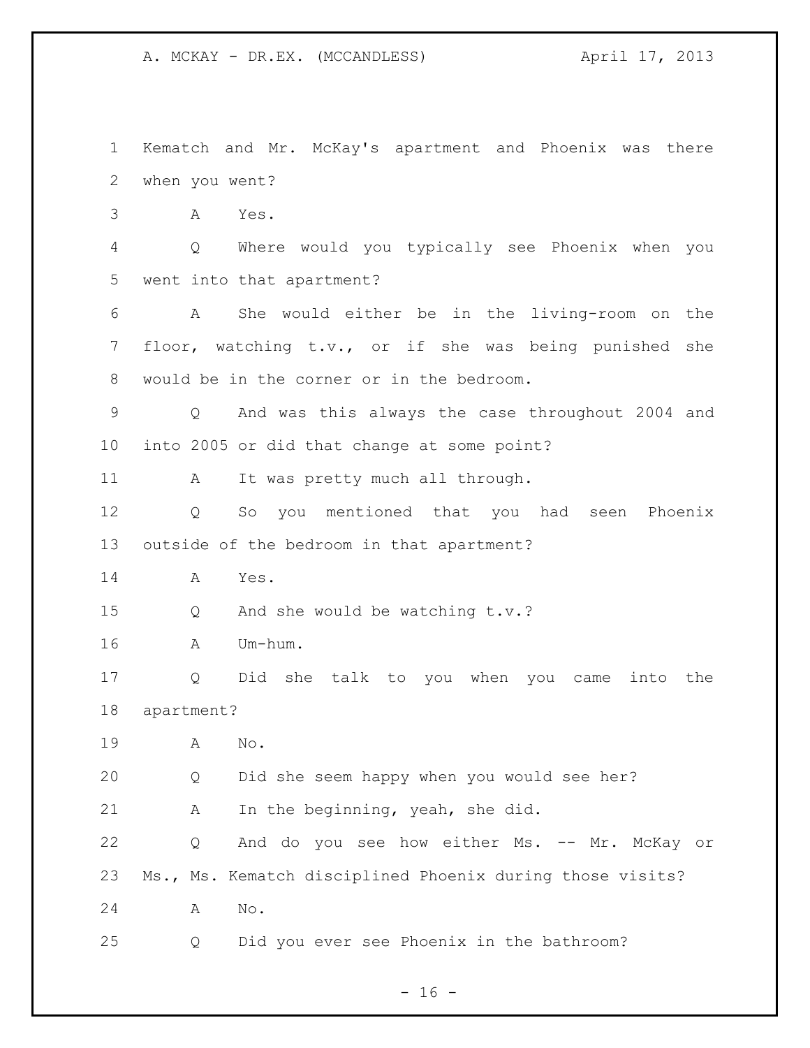Kematch and Mr. McKay's apartment and Phoenix was there when you went?

A Yes.

Q Where would you typically see Phoenix when you went into that apartment?

A She would either be in the living-room on the floor, watching t.v., or if she was being punished she would be in the corner or in the bedroom.

Q And was this always the case throughout 2004 and into 2005 or did that change at some point?

A It was pretty much all through.

Q So you mentioned that you had seen Phoenix outside of the bedroom in that apartment?

A Yes.

Q And she would be watching t.v.?

A Um-hum.

Q Did she talk to you when you came into the apartment?

A No.

Q Did she seem happy when you would see her?

A In the beginning, yeah, she did.

Q And do you see how either Ms. -- Mr. McKay or Ms., Ms. Kematch disciplined Phoenix during those visits?

A No.

Q Did you ever see Phoenix in the bathroom?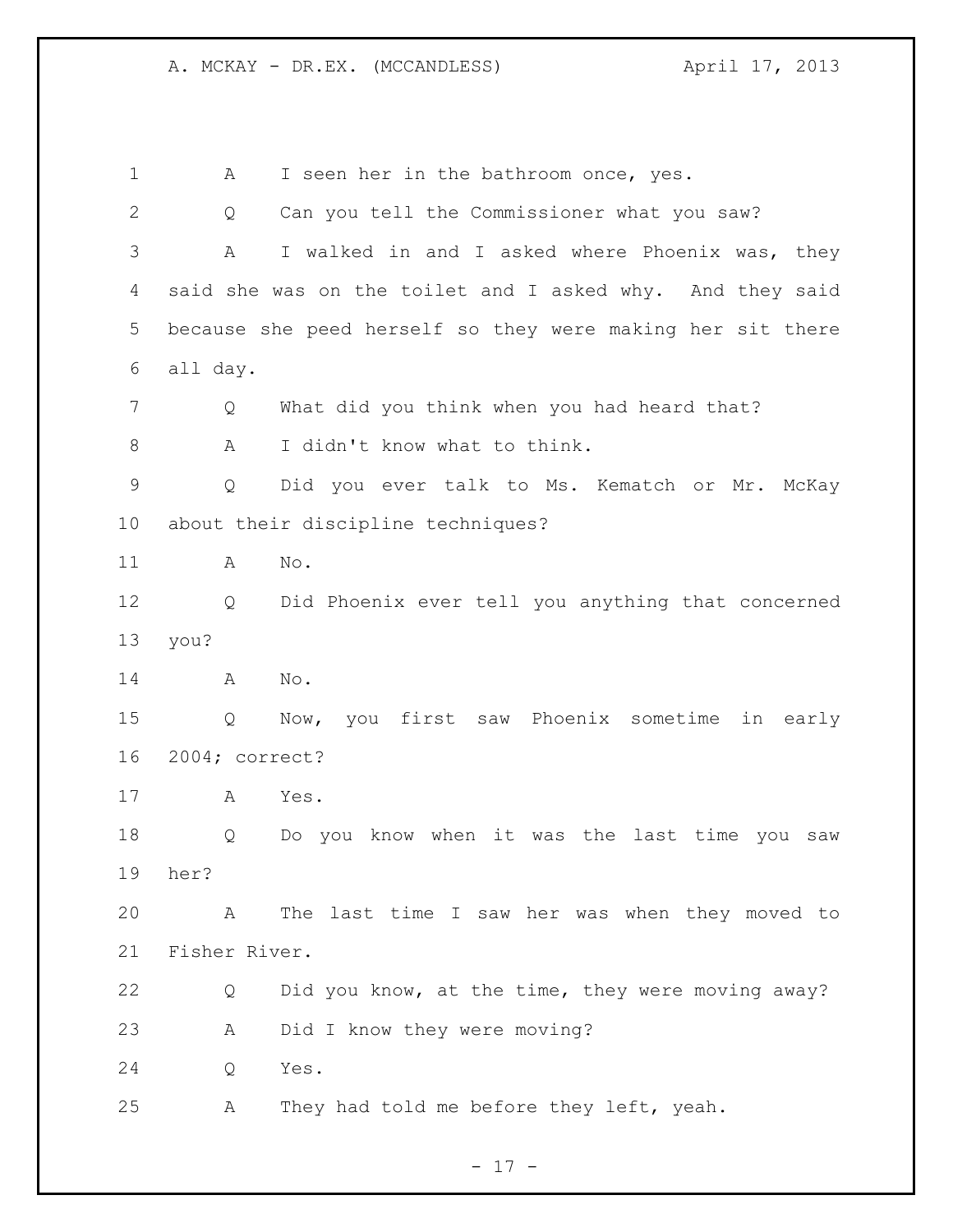1 A I seen her in the bathroom once, yes.

2 Q Can you tell the Commissioner what you saw?

3 A I walked in and I asked where Phoenix was, they
4 said she was on the toilet and I asked why. And they said
5 because she peed herself so they were making her sit there
6 all day.

7 Q What did you think when you had heard that?

8 A I didn't know what to think.

9 Q Did you ever talk to Ms. Kematch or Mr. McKay
10 about their discipline techniques?

11 A No.

12 Q Did Phoenix ever tell you anything that concerned
13 you?

14 A No.

15 Q Now, you first saw Phoenix sometime in early
16 2004; correct?

17 A Yes.

18 Q Do you know when it was the last time you saw
19 her?

20 A The last time I saw her was when they moved to
21 Fisher River.

22 Q Did you know, at the time, they were moving away?

23 A Did I know they were moving?

24 Q Yes.

25 A They had told me before they left, yeah.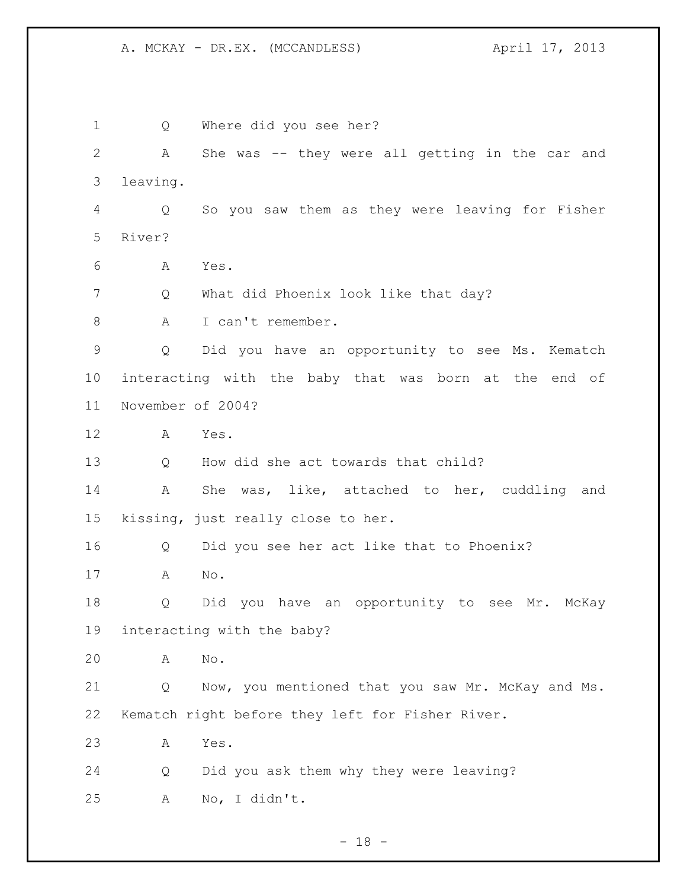Q Where did you see her?

A She was -- they were all getting in the car and leaving.

Q So you saw them as they were leaving for Fisher River?

A Yes.

Q What did Phoenix look like that day?

A I can't remember.

Q Did you have an opportunity to see Ms. Kematch interacting with the baby that was born at the end of November of 2004?

A Yes.

Q How did she act towards that child?

A She was, like, attached to her, cuddling and kissing, just really close to her.

Q Did you see her act like that to Phoenix?

A No.

Q Did you have an opportunity to see Mr. McKay interacting with the baby?

A No.

Q Now, you mentioned that you saw Mr. McKay and Ms. Kematch right before they left for Fisher River.

A Yes.

Q Did you ask them why they were leaving?

A No, I didn't.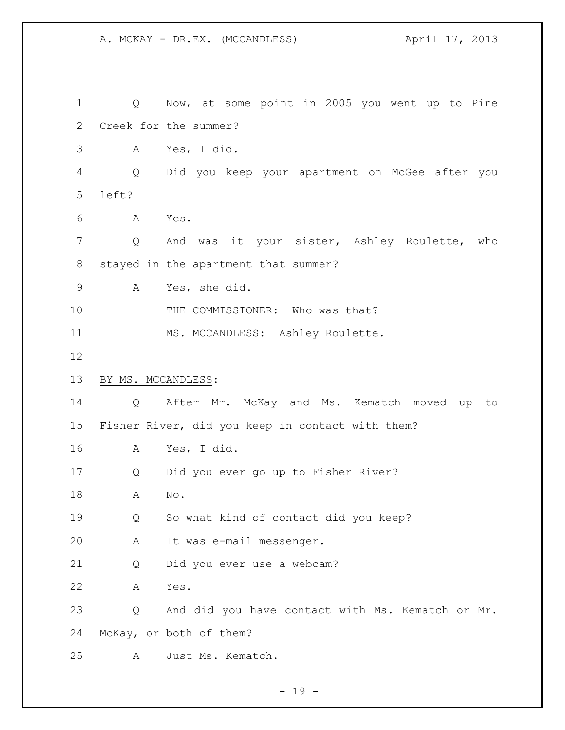Q Now, at some point in 2005 you went up to Pine Creek for the summer?

A Yes, I did.

Q Did you keep your apartment on McGee after you left?

A Yes.

Q And was it your sister, Ashley Roulette, who stayed in the apartment that summer?

A Yes, she did.

THE COMMISSIONER: Who was that?

MS. MCCANDLESS: Ashley Roulette.

BY MS. MCCANDLESS:

Q After Mr. McKay and Ms. Kematch moved up to Fisher River, did you keep in contact with them?

A Yes, I did.

Q Did you ever go up to Fisher River?

A No.

Q So what kind of contact did you keep?

A It was e-mail messenger.

Q Did you ever use a webcam?

A Yes.

Q And did you have contact with Ms. Kematch or Mr. McKay, or both of them?

A Just Ms. Kematch.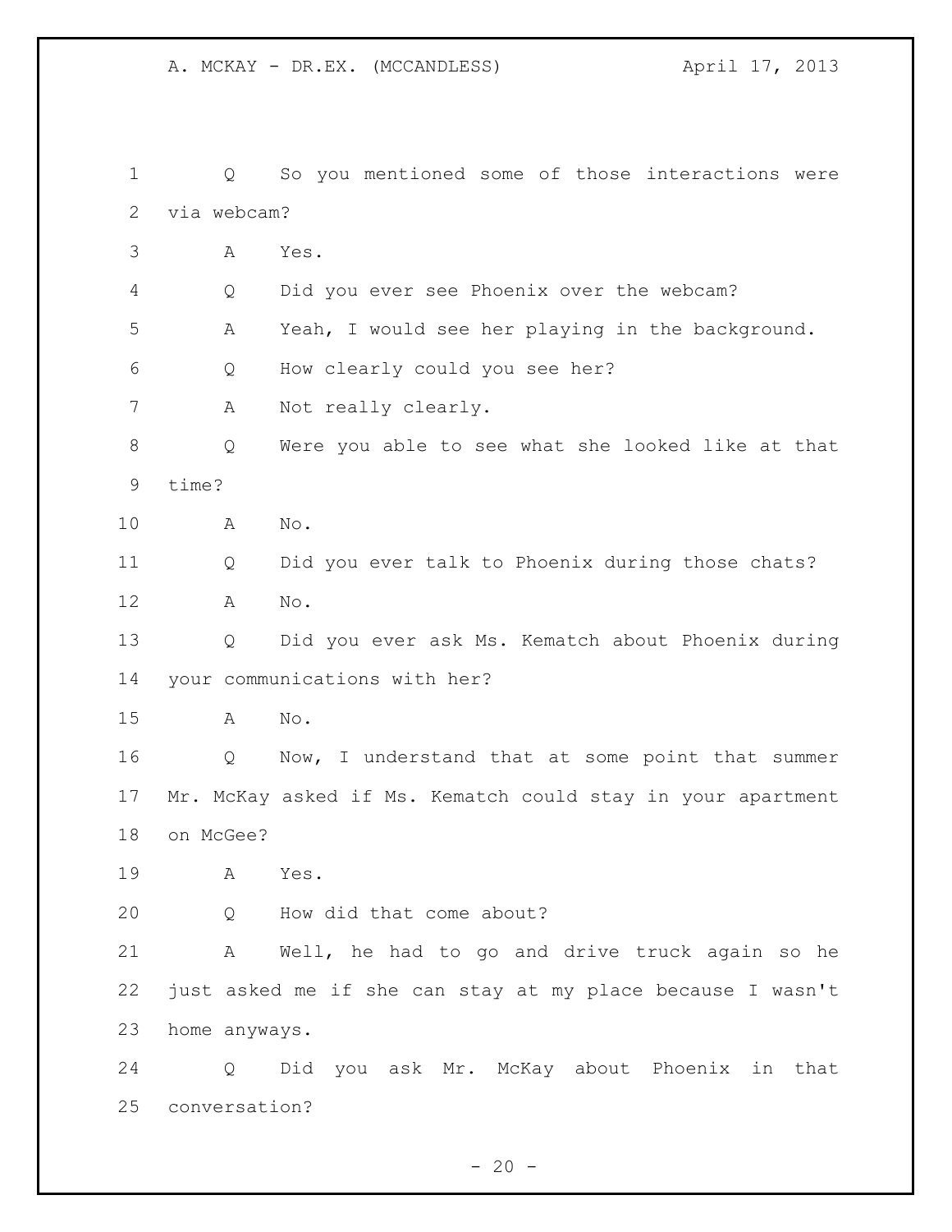Q So you mentioned some of those interactions were via webcam?

A Yes.

Q Did you ever see Phoenix over the webcam?

A Yeah, I would see her playing in the background.

Q How clearly could you see her?

A Not really clearly.

Q Were you able to see what she looked like at that time?

A No.

Q Did you ever talk to Phoenix during those chats?

A No.

Q Did you ever ask Ms. Kematch about Phoenix during your communications with her?

A No.

Q Now, I understand that at some point that summer Mr. McKay asked if Ms. Kematch could stay in your apartment on McGee?

A Yes.

Q How did that come about?

A Well, he had to go and drive truck again so he just asked me if she can stay at my place because I wasn't home anyways.

Q Did you ask Mr. McKay about Phoenix in that conversation?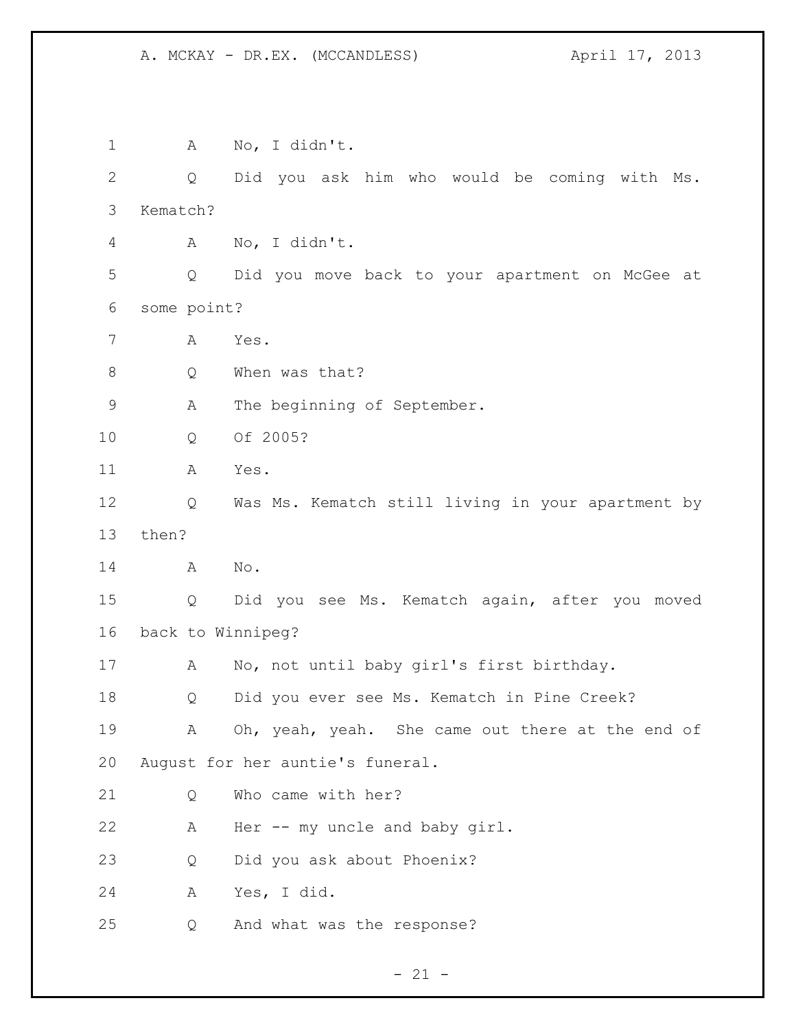A No, I didn't.

Q Did you ask him who would be coming with Ms. Kematch?

A No, I didn't.

Q Did you move back to your apartment on McGee at some point?

A Yes.

Q When was that?

A The beginning of September.

Q Of 2005?

A Yes.

Q Was Ms. Kematch still living in your apartment by then?

A No.

Q Did you see Ms. Kematch again, after you moved back to Winnipeg?

A No, not until baby girl's first birthday.

Q Did you ever see Ms. Kematch in Pine Creek?

A Oh, yeah, yeah. She came out there at the end of August for her auntie's funeral.

Q Who came with her?

A Her -- my uncle and baby girl.

Q Did you ask about Phoenix?

A Yes, I did.

Q And what was the response?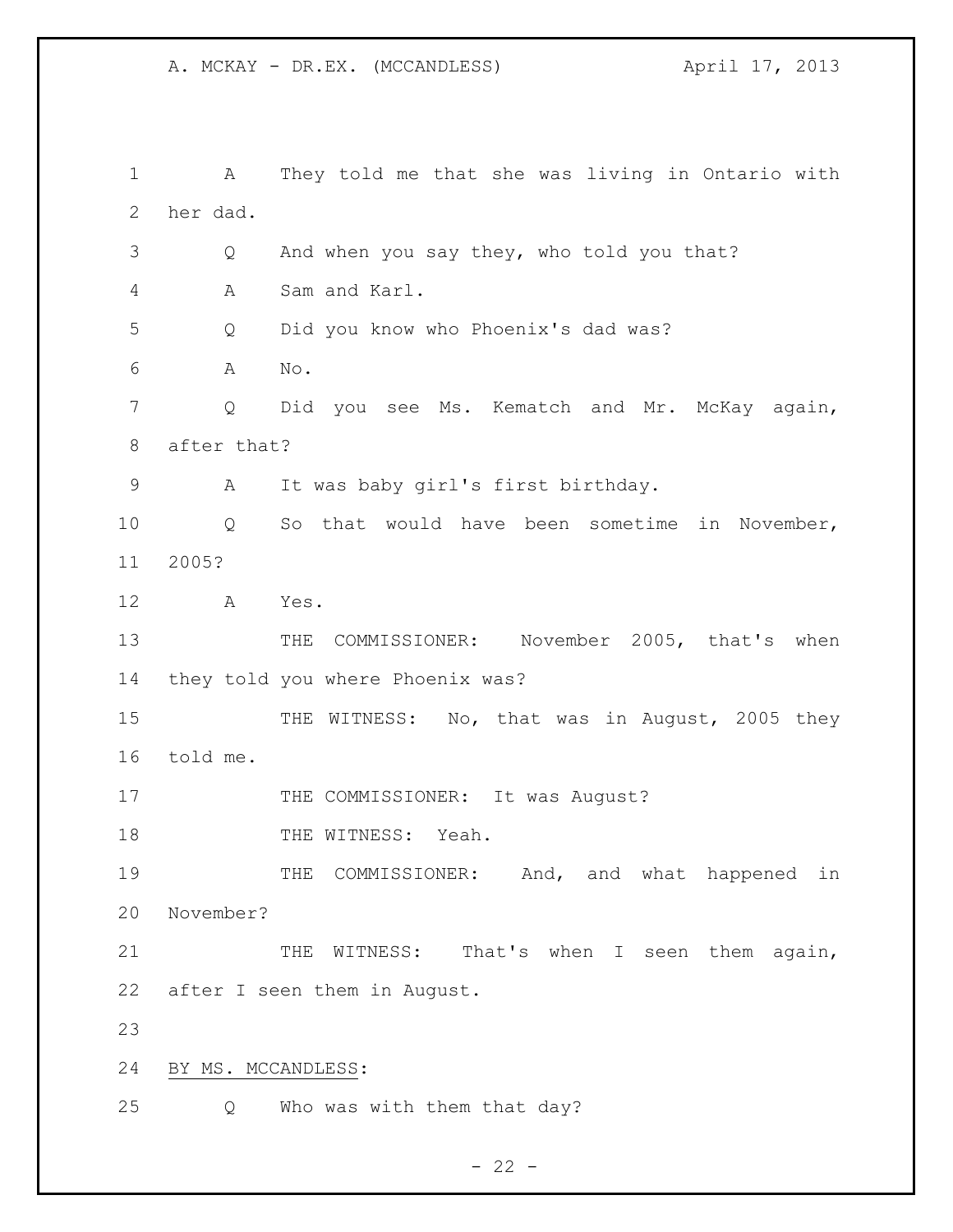A They told me that she was living in Ontario with her dad.

Q And when you say they, who told you that?

A Sam and Karl.

Q Did you know who Phoenix's dad was?

A No.

Q Did you see Ms. Kematch and Mr. McKay again, after that?

A It was baby girl's first birthday.

Q So that would have been sometime in November, 2005?

A Yes.

THE COMMISSIONER: November 2005, that's when they told you where Phoenix was?

THE WITNESS: No, that was in August, 2005 they told me.

THE COMMISSIONER: It was August?

THE WITNESS: Yeah.

THE COMMISSIONER: And, and what happened in November?

THE WITNESS: That's when I seen them again, after I seen them in August.

BY MS. MCCANDLESS:

Q Who was with them that day?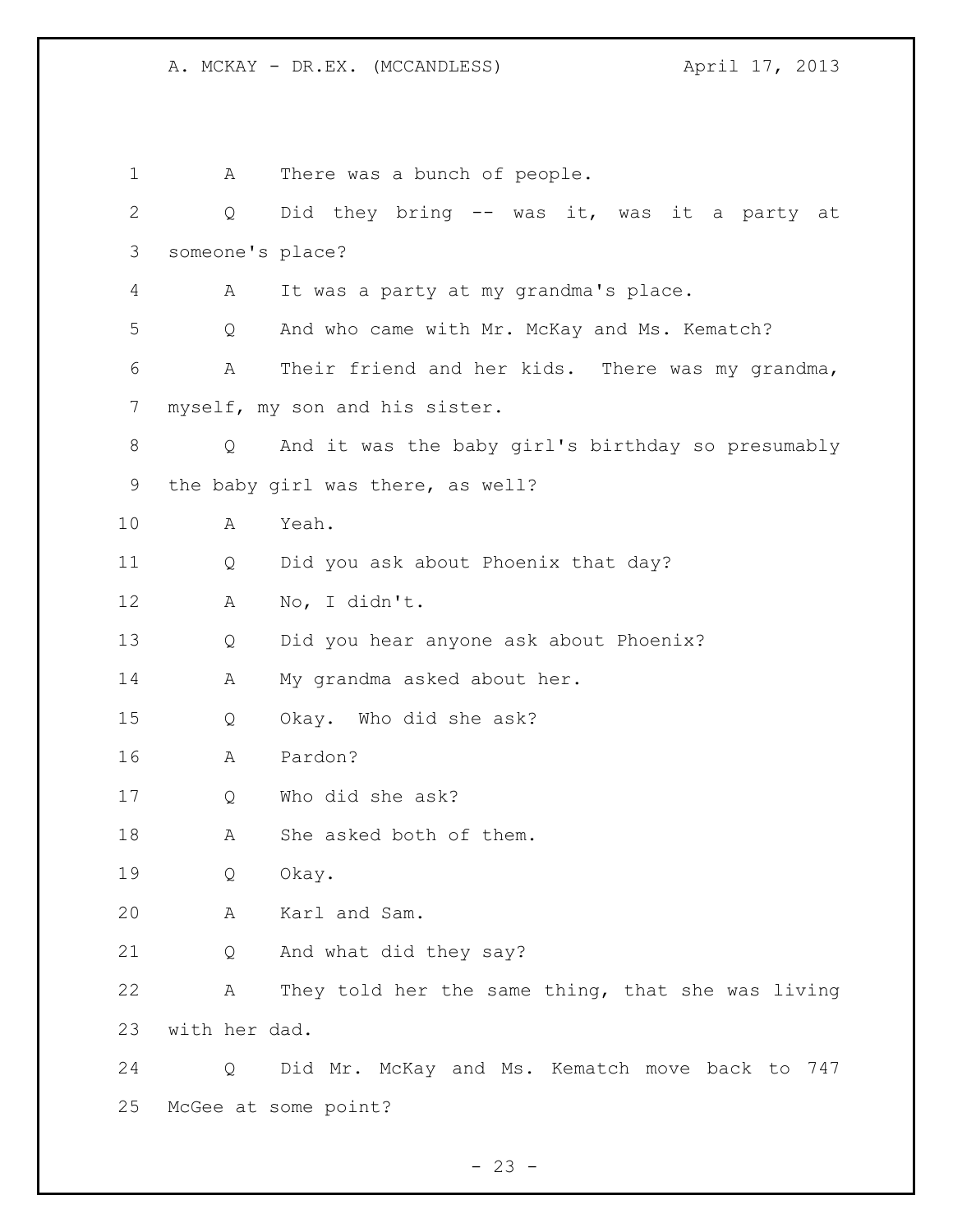1 A There was a bunch of people.

2 Q Did they bring -- was it, was it a party at

3 someone's place?

4 A It was a party at my grandma's place.

5 Q And who came with Mr. McKay and Ms. Kematch?

6 A Their friend and her kids. There was my grandma,

7 myself, my son and his sister.

8 Q And it was the baby girl's birthday so presumably

9 the baby girl was there, as well?

10 A Yeah.

11 Q Did you ask about Phoenix that day?

12 A No, I didn't.

13 Q Did you hear anyone ask about Phoenix?

14 A My grandma asked about her.

15 Q Okay. Who did she ask?

16 A Pardon?

17 Q Who did she ask?

18 A She asked both of them.

19 Q Okay.

20 A Karl and Sam.

21 Q And what did they say?

22 A They told her the same thing, that she was living

23 with her dad.

24 Q Did Mr. McKay and Ms. Kematch move back to 747

25 McGee at some point?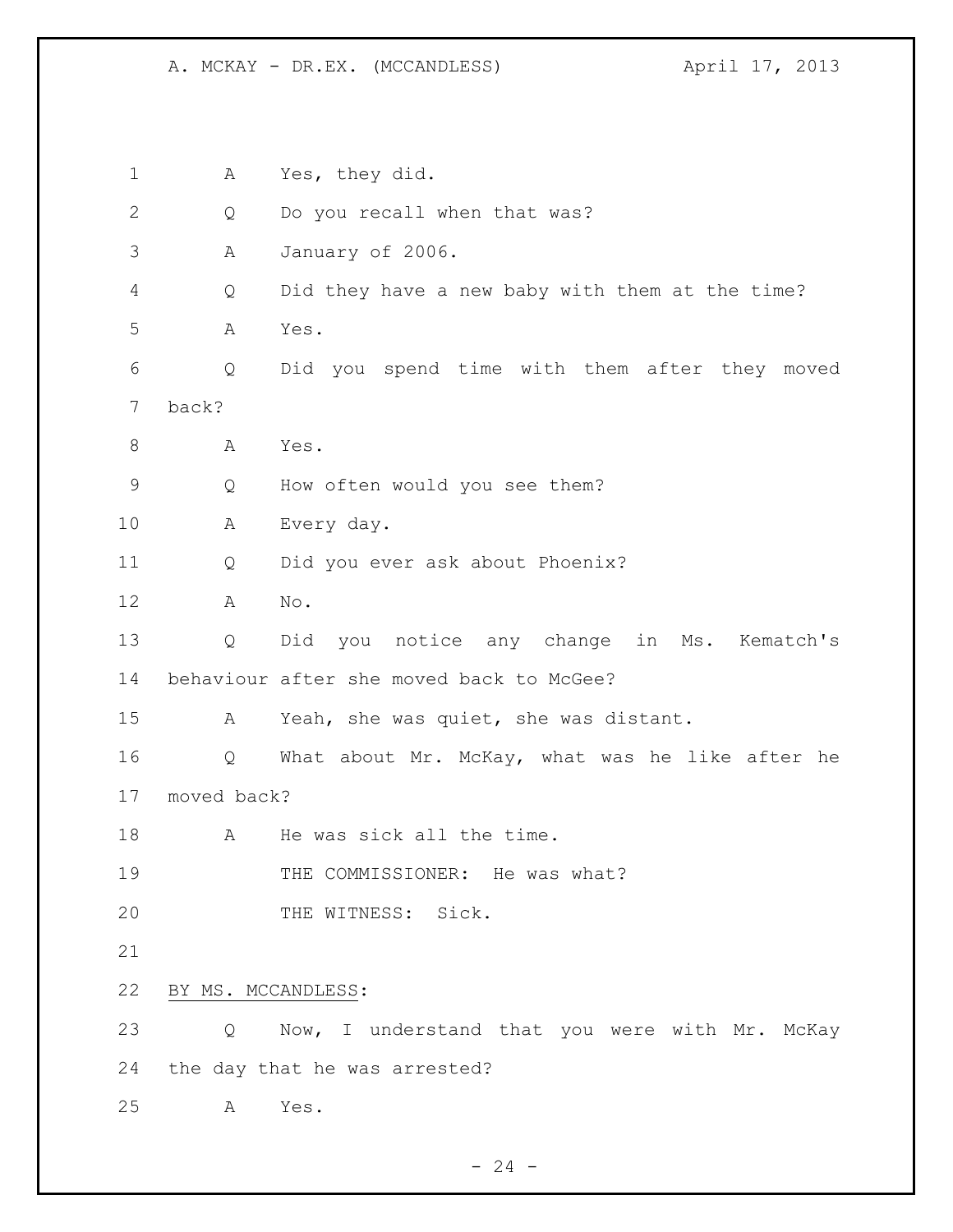A Yes, they did.

Q Do you recall when that was?

A January of 2006.

Q Did they have a new baby with them at the time?

A Yes.

Q Did you spend time with them after they moved back?

A Yes.

Q How often would you see them?

A Every day.

Q Did you ever ask about Phoenix?

A No.

Q Did you notice any change in Ms. Kematch's behaviour after she moved back to McGee?

A Yeah, she was quiet, she was distant.

Q What about Mr. McKay, what was he like after he moved back?

A He was sick all the time.

THE COMMISSIONER: He was what?

THE WITNESS: Sick.

BY MS. MCCANDLESS:

Q Now, I understand that you were with Mr. McKay the day that he was arrested?

A Yes.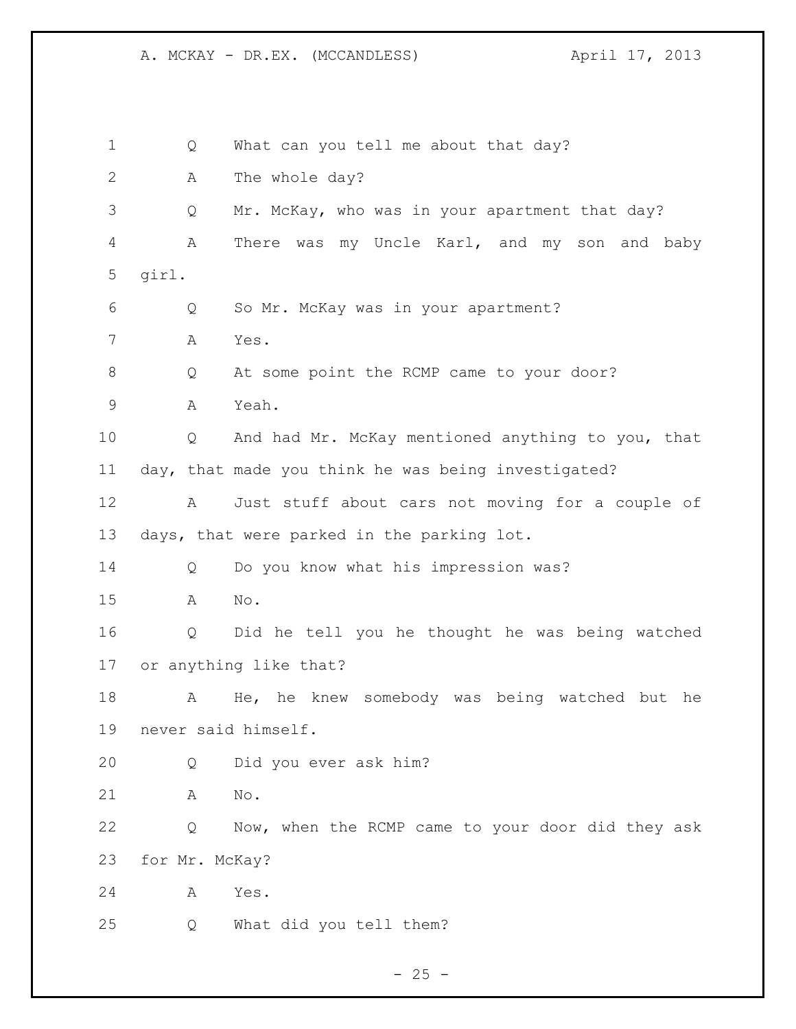Q What can you tell me about that day?

A The whole day?

Q Mr. McKay, who was in your apartment that day?

A There was my Uncle Karl, and my son and baby girl.

Q So Mr. McKay was in your apartment?

A Yes.

Q At some point the RCMP came to your door?

A Yeah.

Q And had Mr. McKay mentioned anything to you, that day, that made you think he was being investigated?

A Just stuff about cars not moving for a couple of days, that were parked in the parking lot.

Q Do you know what his impression was?

A No.

Q Did he tell you he thought he was being watched or anything like that?

A He, he knew somebody was being watched but he never said himself.

Q Did you ever ask him?

A No.

Q Now, when the RCMP came to your door did they ask for Mr. McKay?

A Yes.

Q What did you tell them?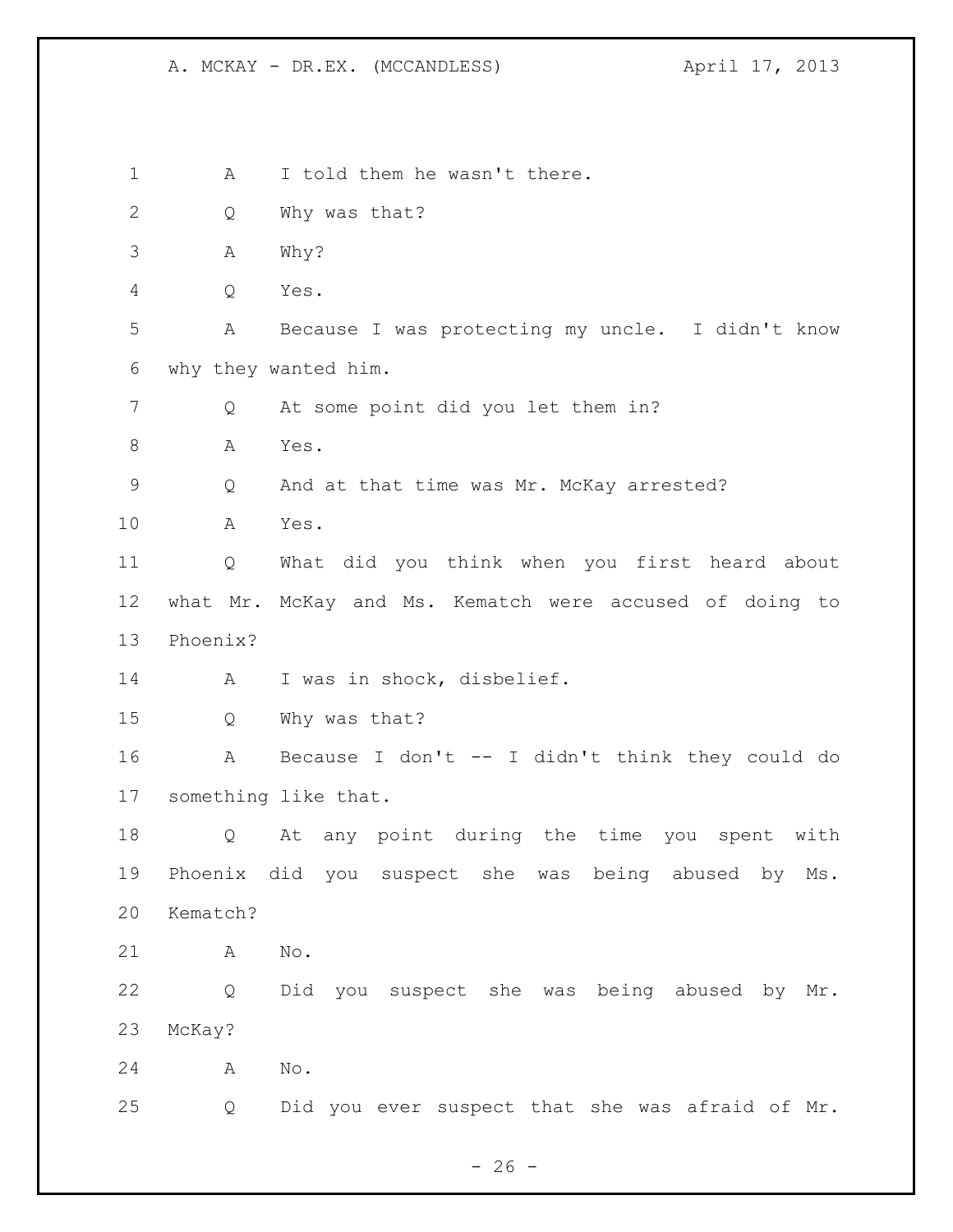A I told them he wasn't there.

Q Why was that?

A Why?

Q Yes.

A Because I was protecting my uncle. I didn't know why they wanted him.

Q At some point did you let them in?

A Yes.

Q And at that time was Mr. McKay arrested?

A Yes.

Q What did you think when you first heard about what Mr. McKay and Ms. Kematch were accused of doing to Phoenix?

A I was in shock, disbelief.

Q Why was that?

A Because I don't -- I didn't think they could do something like that.

Q At any point during the time you spent with Phoenix did you suspect she was being abused by Ms. Kematch?

A No.

Q Did you suspect she was being abused by Mr. McKay?

A No.

Q Did you ever suspect that she was afraid of Mr.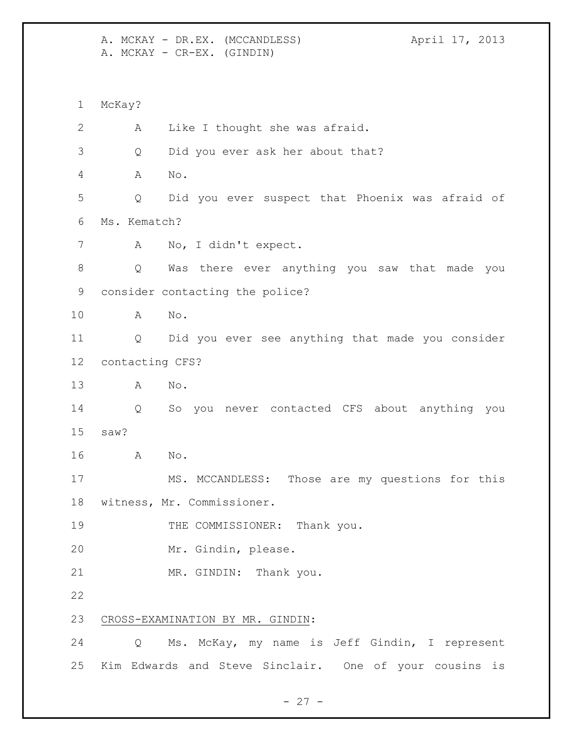McKay?

A Like I thought she was afraid.

Q Did you ever ask her about that?

A No.

Q Did you ever suspect that Phoenix was afraid of Ms. Kematch?

A No, I didn't expect.

Q Was there ever anything you saw that made you consider contacting the police?

A No.

Q Did you ever see anything that made you consider contacting CFS?

A No.

Q So you never contacted CFS about anything you saw?

A No.

MS. MCCANDLESS: Those are my questions for this witness, Mr. Commissioner.

THE COMMISSIONER: Thank you.

Mr. Gindin, please.

MR. GINDIN: Thank you.

<u>CROSS-EXAMINATION BY MR. GINDIN</u>:

Q Ms. McKay, my name is Jeff Gindin, I represent Kim Edwards and Steve Sinclair. One of your cousins is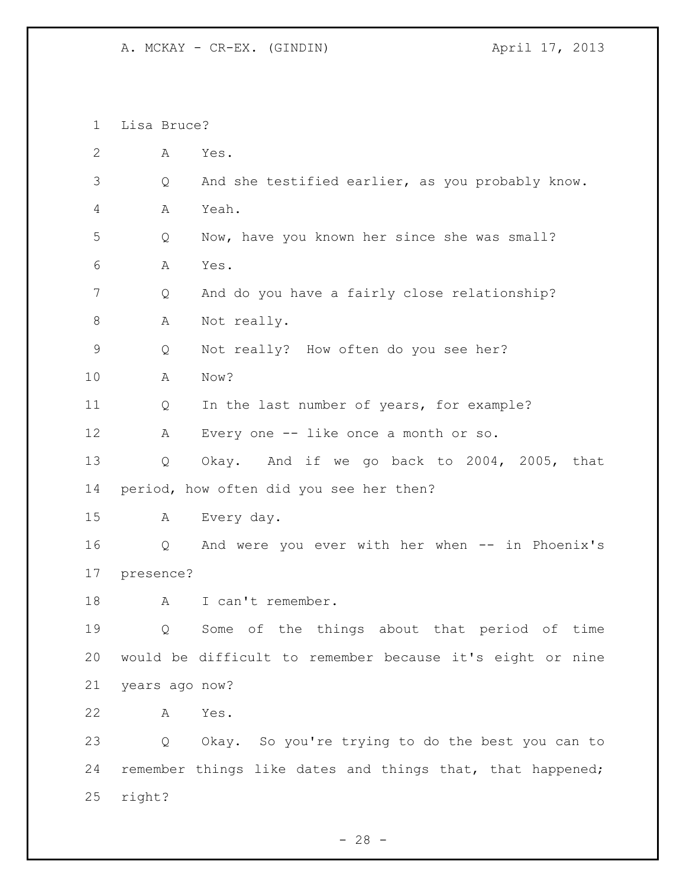Lisa Bruce?

A Yes.

Q And she testified earlier, as you probably know.

A Yeah.

Q Now, have you known her since she was small?

A Yes.

Q And do you have a fairly close relationship?

A Not really.

Q Not really? How often do you see her?

A Now?

Q In the last number of years, for example?

A Every one -- like once a month or so.

Q Okay. And if we go back to 2004, 2005, that period, how often did you see her then?

A Every day.

Q And were you ever with her when -- in Phoenix's presence?

A I can't remember.

Q Some of the things about that period of time would be difficult to remember because it's eight or nine years ago now?

A Yes.

Q Okay. So you're trying to do the best you can to remember things like dates and things that, that happened; right?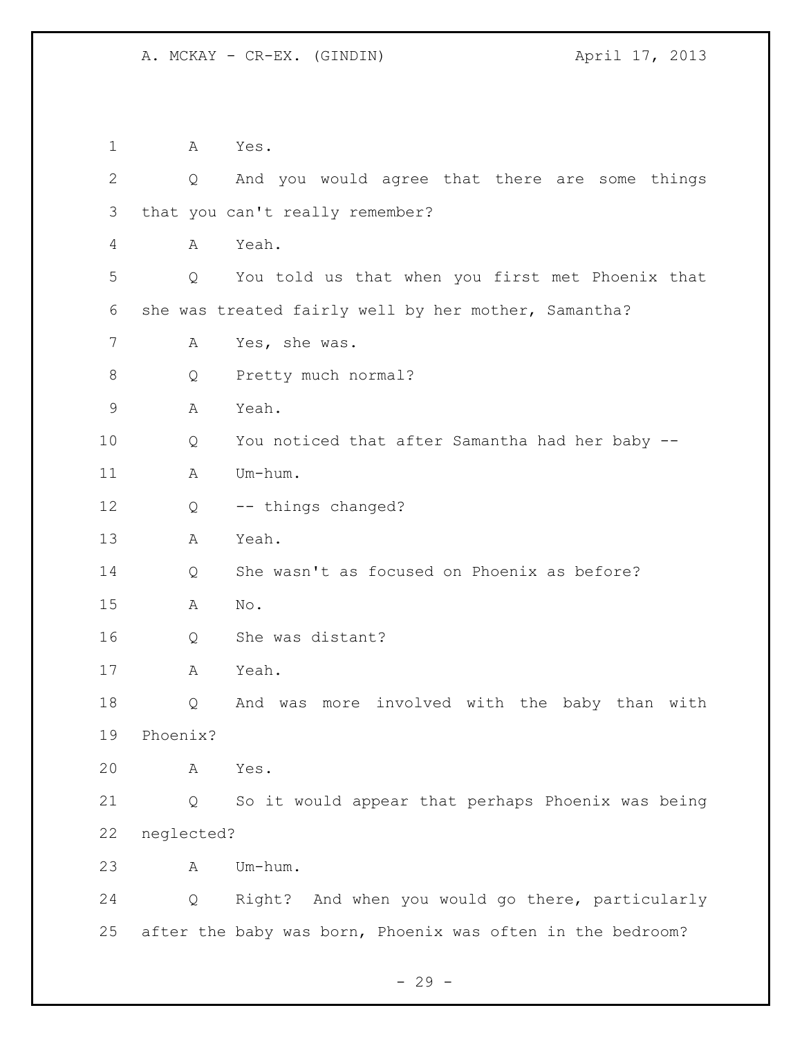1 A Yes.

2 Q And you would agree that there are some things

3 that you can't really remember?

4 A Yeah.

5 Q You told us that when you first met Phoenix that

6 she was treated fairly well by her mother, Samantha?

7 A Yes, she was.

8 Q Pretty much normal?

9 A Yeah.

10 Q You noticed that after Samantha had her baby --

11 A Um-hum.

12 Q -- things changed?

13 A Yeah.

14 Q She wasn't as focused on Phoenix as before?

15 A No.

16 Q She was distant?

17 A Yeah.

18 Q And was more involved with the baby than with

19 Phoenix?

20 A Yes.

21 Q So it would appear that perhaps Phoenix was being

22 neglected?

23 A Um-hum.

24 Q Right? And when you would go there, particularly

25 after the baby was born, Phoenix was often in the bedroom?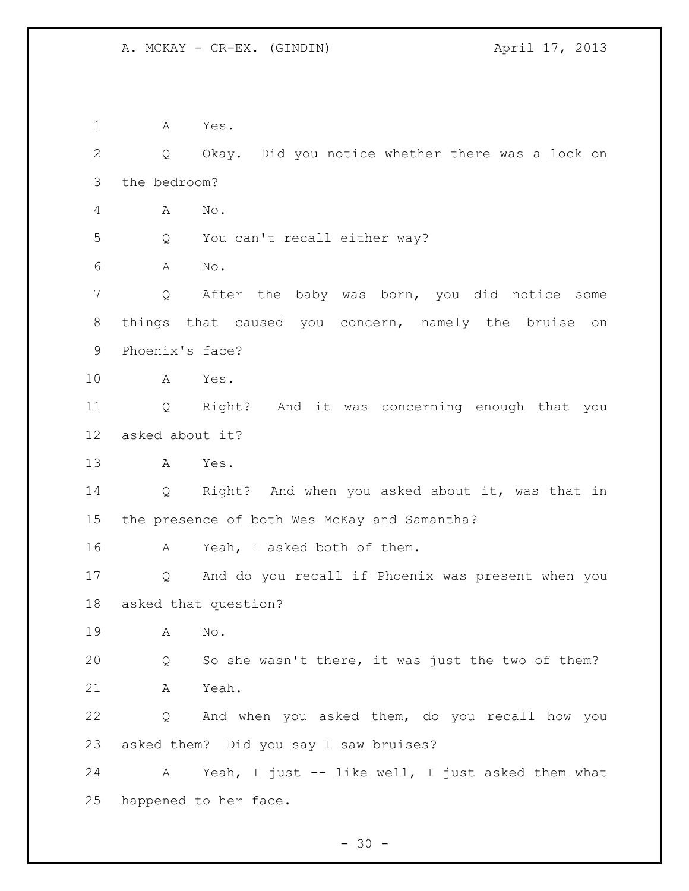A Yes.

Q Okay. Did you notice whether there was a lock on the bedroom?

A No.

Q You can't recall either way?

A No.

Q After the baby was born, you did notice some things that caused you concern, namely the bruise on Phoenix's face?

A Yes.

Q Right? And it was concerning enough that you asked about it?

A Yes.

Q Right? And when you asked about it, was that in the presence of both Wes McKay and Samantha?

A Yeah, I asked both of them.

Q And do you recall if Phoenix was present when you asked that question?

A No.

Q So she wasn't there, it was just the two of them?

A Yeah.

Q And when you asked them, do you recall how you asked them? Did you say I saw bruises?

A Yeah, I just -- like well, I just asked them what happened to her face.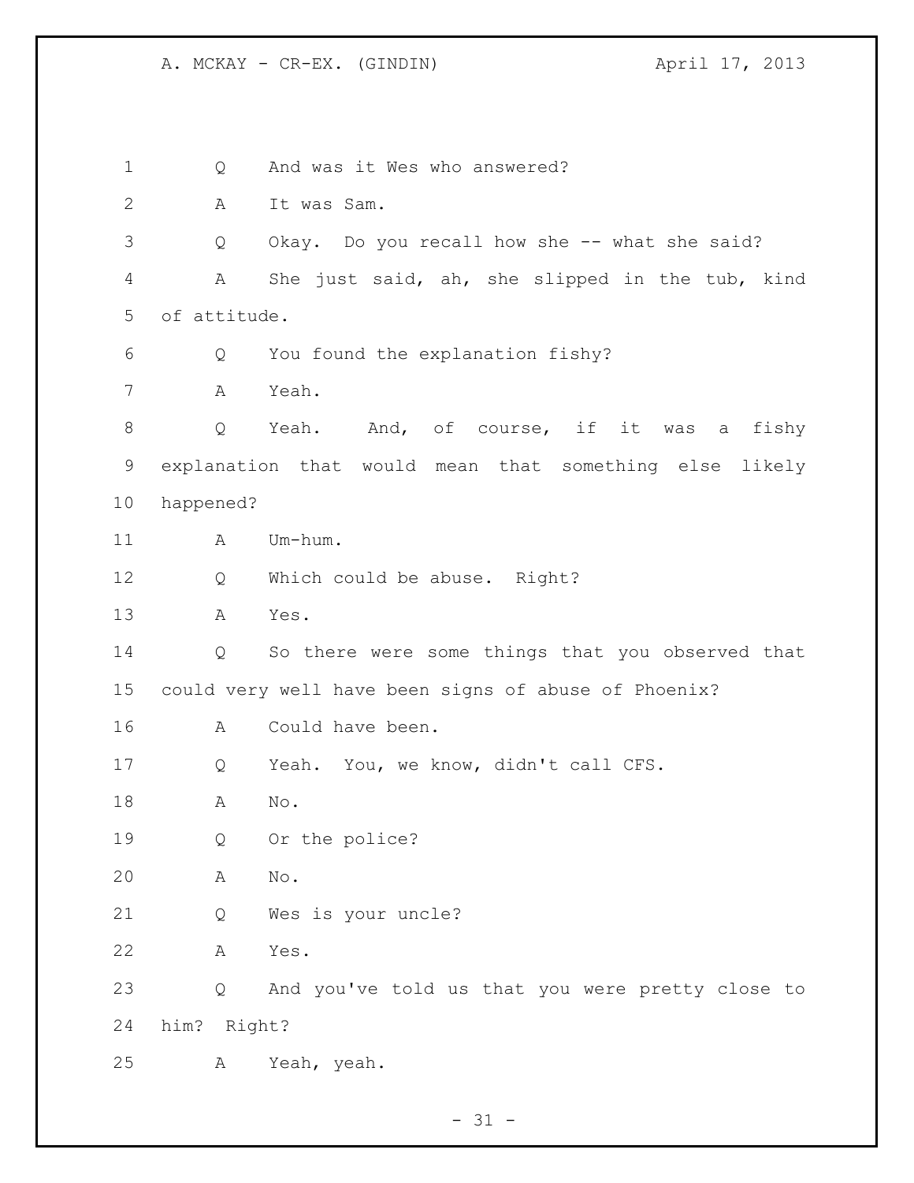1 Q And was it Wes who answered?

2 A It was Sam.

3 Q Okay. Do you recall how she -- what she said?

4 A She just said, ah, she slipped in the tub, kind

5 of attitude.

6 Q You found the explanation fishy?

7 A Yeah.

8 Q Yeah. And, of course, if it was a fishy

9 explanation that would mean that something else likely

10 happened?

11 A Um-hum.

12 Q Which could be abuse. Right?

13 A Yes.

14 Q So there were some things that you observed that

15 could very well have been signs of abuse of Phoenix?

16 A Could have been.

17 Q Yeah. You, we know, didn't call CFS.

18 A No.

19 Q Or the police?

20 A No.

21 Q Wes is your uncle?

22 A Yes.

23 Q And you've told us that you were pretty close to

24 him? Right?

25 A Yeah, yeah.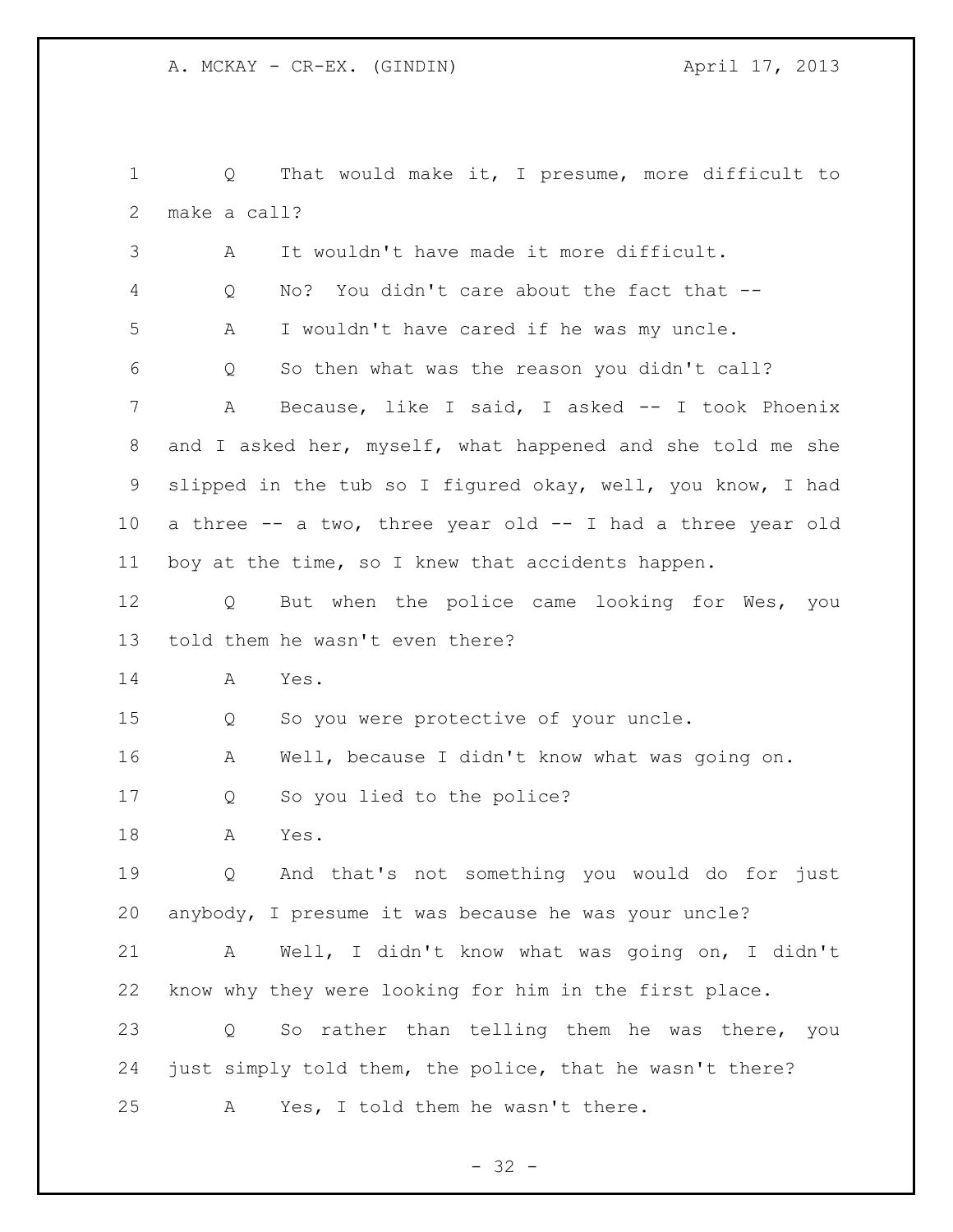Q That would make it, I presume, more difficult to make a call?

A It wouldn't have made it more difficult.

Q No? You didn't care about the fact that --

A I wouldn't have cared if he was my uncle.

Q So then what was the reason you didn't call?

A Because, like I said, I asked -- I took Phoenix and I asked her, myself, what happened and she told me she slipped in the tub so I figured okay, well, you know, I had a three -- a two, three year old -- I had a three year old boy at the time, so I knew that accidents happen.

Q But when the police came looking for Wes, you told them he wasn't even there?

A Yes.

Q So you were protective of your uncle.

A Well, because I didn't know what was going on.

Q So you lied to the police?

A Yes.

Q And that's not something you would do for just anybody, I presume it was because he was your uncle?

A Well, I didn't know what was going on, I didn't know why they were looking for him in the first place.

Q So rather than telling them he was there, you just simply told them, the police, that he wasn't there?

A Yes, I told them he wasn't there.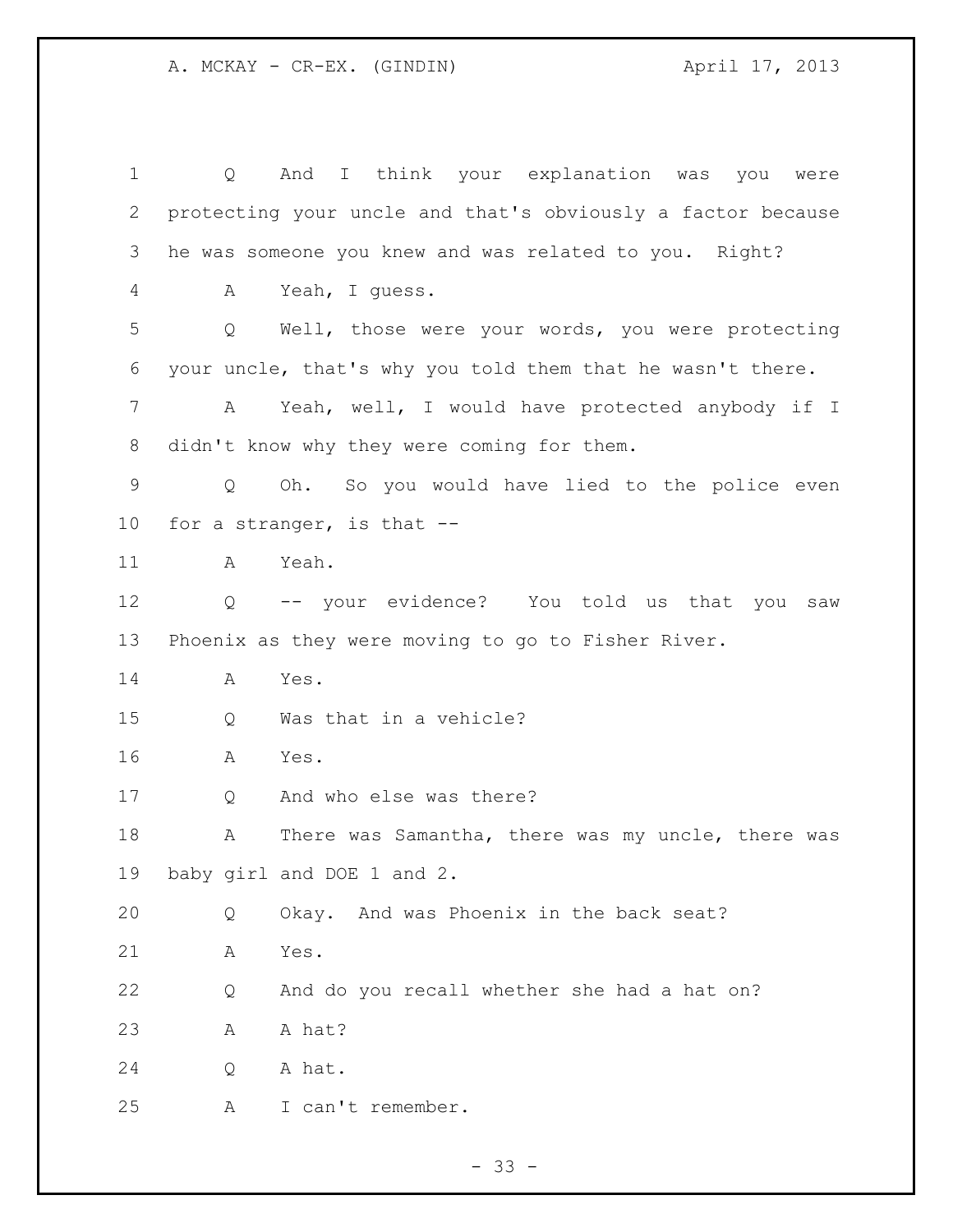1 Q And I think your explanation was you were
2 protecting your uncle and that's obviously a factor because
3 he was someone you knew and was related to you. Right?
4 A Yeah, I guess.
5 Q Well, those were your words, you were protecting
6 your uncle, that's why you told them that he wasn't there.
7 A Yeah, well, I would have protected anybody if I
8 didn't know why they were coming for them.
9 Q Oh. So you would have lied to the police even
10 for a stranger, is that --
11 A Yeah.
12 Q -- your evidence? You told us that you saw
13 Phoenix as they were moving to go to Fisher River.
14 A Yes.
15 Q Was that in a vehicle?
16 A Yes.
17 Q And who else was there?
18 A There was Samantha, there was my uncle, there was
19 baby girl and DOE 1 and 2.
20 Q Okay. And was Phoenix in the back seat?
21 A Yes.
22 Q And do you recall whether she had a hat on?
23 A A hat?
24 Q A hat.
25 A I can't remember.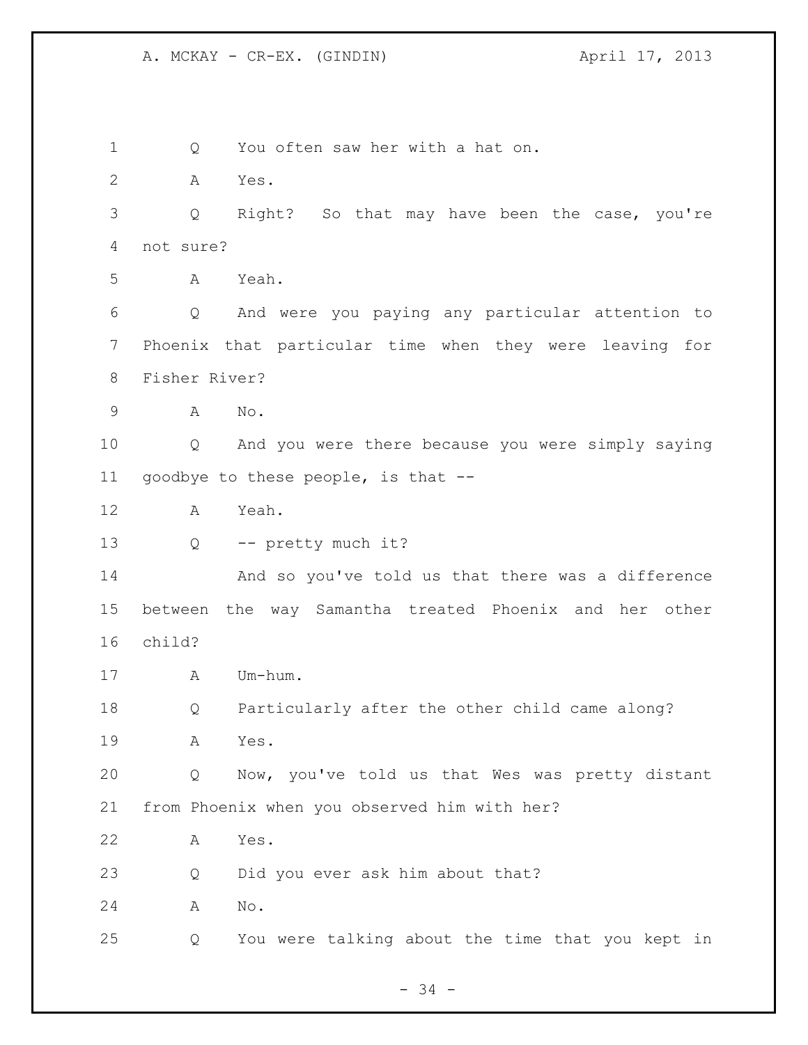1 Q You often saw her with a hat on.

2 A Yes.

3 Q Right? So that may have been the case, you're

4 not sure?

5 A Yeah.

6 Q And were you paying any particular attention to

7 Phoenix that particular time when they were leaving for

8 Fisher River?

9 A No.

10 Q And you were there because you were simply saying

11 goodbye to these people, is that --

12 A Yeah.

13 Q -- pretty much it?

14 And so you've told us that there was a difference

15 between the way Samantha treated Phoenix and her other

16 child?

17 A Um-hum.

18 Q Particularly after the other child came along?

19 A Yes.

20 Q Now, you've told us that Wes was pretty distant

21 from Phoenix when you observed him with her?

22 A Yes.

23 Q Did you ever ask him about that?

24 A No.

25 Q You were talking about the time that you kept in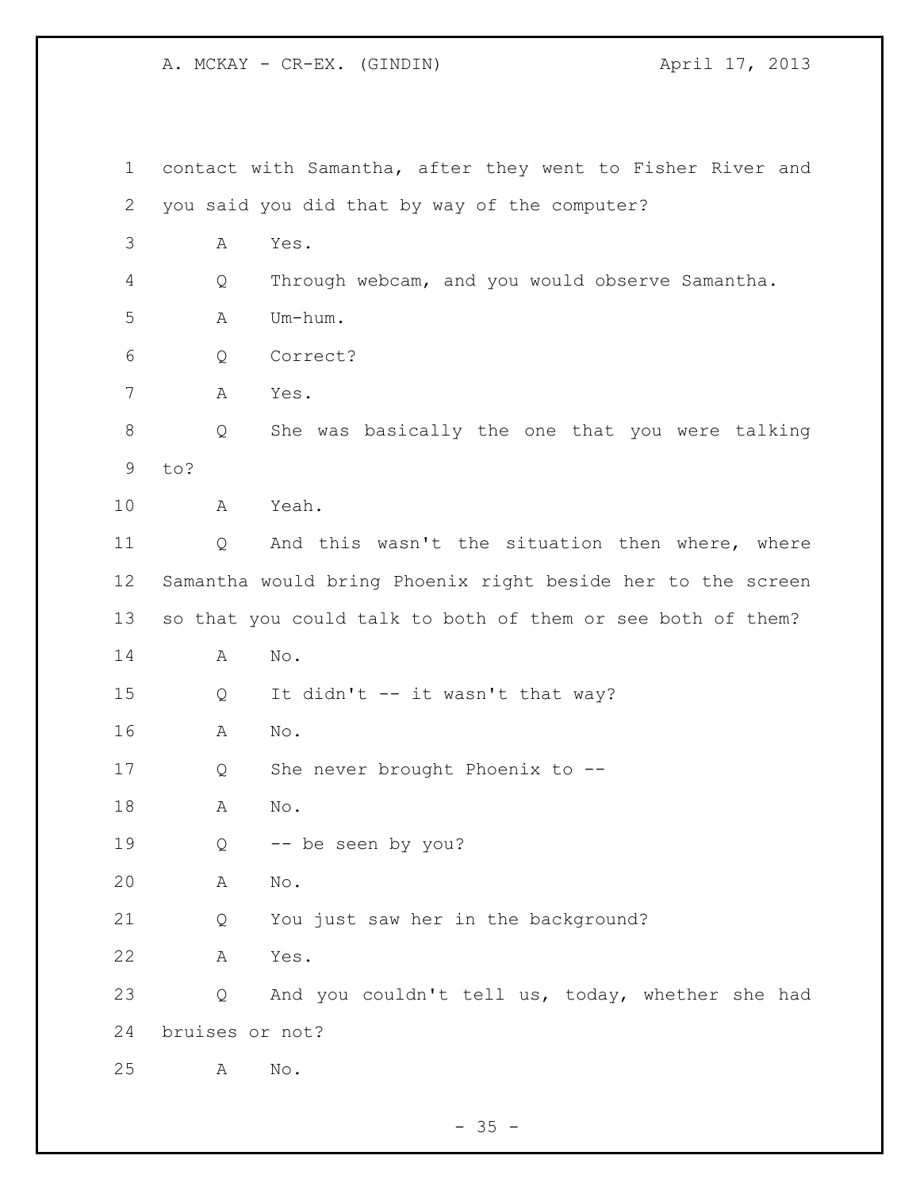contact with Samantha, after they went to Fisher River and you said you did that by way of the computer?

A Yes.

Q Through webcam, and you would observe Samantha.

A Um-hum.

Q Correct?

A Yes.

Q She was basically the one that you were talking to?

A Yeah.

Q And this wasn't the situation then where, where Samantha would bring Phoenix right beside her to the screen so that you could talk to both of them or see both of them?

A No.

Q It didn't -- it wasn't that way?

A No.

Q She never brought Phoenix to --

A No.

Q -- be seen by you?

A No.

Q You just saw her in the background?

A Yes.

Q And you couldn't tell us, today, whether she had bruises or not?

A No.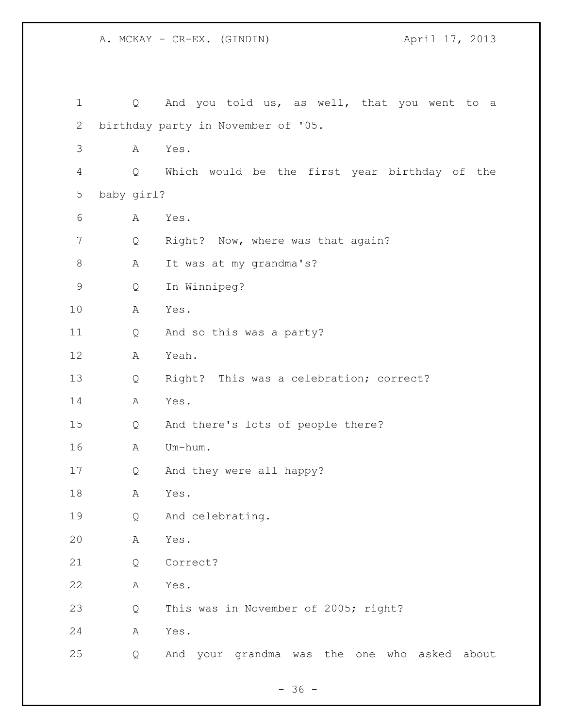1 Q And you told us, as well, that you went to a
2 birthday party in November of '05.
3 A Yes.
4 Q Which would be the first year birthday of the
5 baby girl?
6 A Yes.
7 Q Right? Now, where was that again?
8 A It was at my grandma's?
9 Q In Winnipeg?
10 A Yes.
11 Q And so this was a party?
12 A Yeah.
13 Q Right? This was a celebration; correct?
14 A Yes.
15 Q And there's lots of people there?
16 A Um-hum.
17 Q And they were all happy?
18 A Yes.
19 Q And celebrating.
20 A Yes.
21 Q Correct?
22 A Yes.
23 Q This was in November of 2005; right?
24 A Yes.
25 Q And your grandma was the one who asked about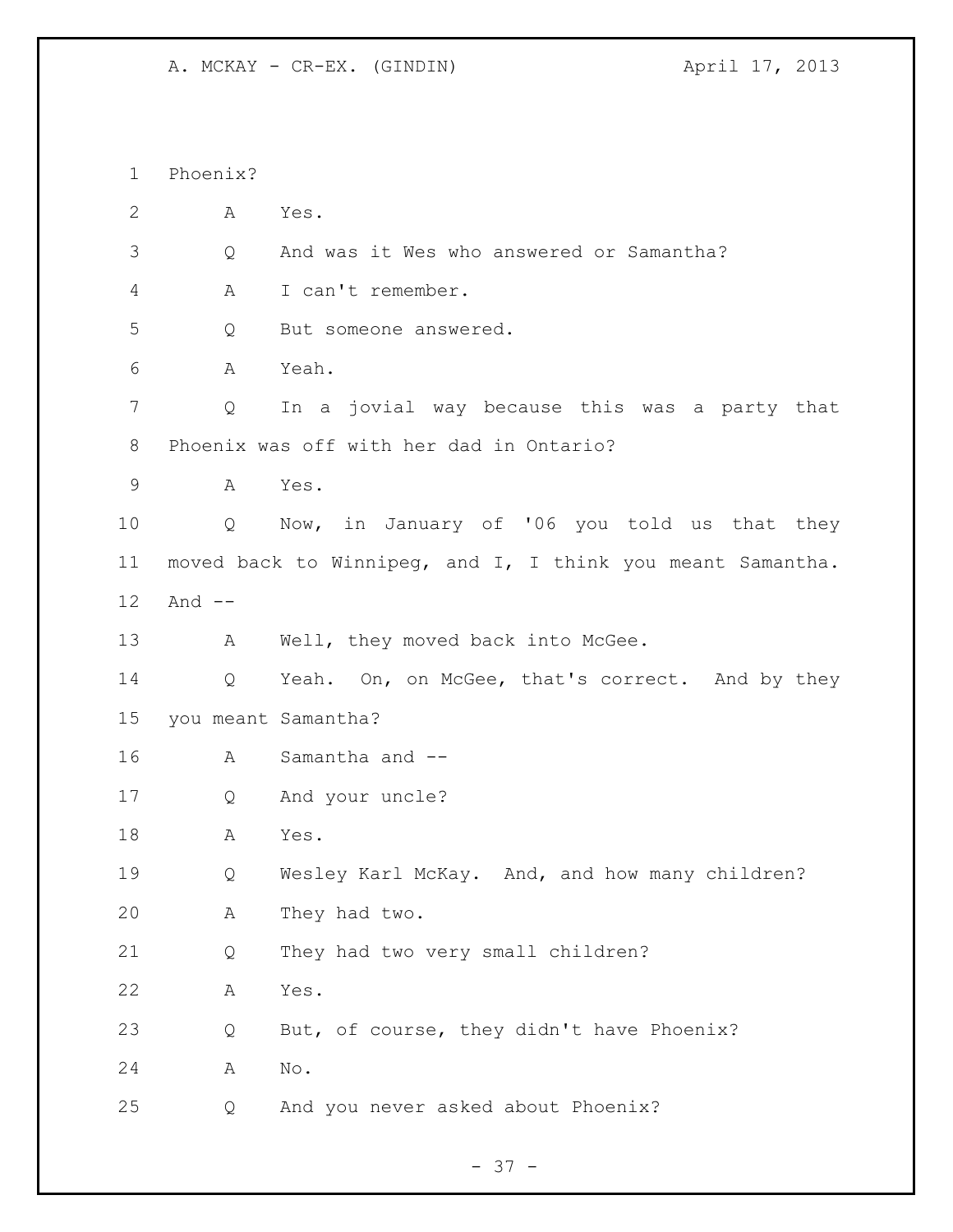1 Phoenix?

2 A Yes.

3 Q And was it Wes who answered or Samantha?

4 A I can't remember.

5 Q But someone answered.

6 A Yeah.

7 Q In a jovial way because this was a party that

8 Phoenix was off with her dad in Ontario?

9 A Yes.

10 Q Now, in January of '06 you told us that they

11 moved back to Winnipeg, and I, I think you meant Samantha.

12 And --

13 A Well, they moved back into McGee.

14 Q Yeah. On, on McGee, that's correct. And by they

15 you meant Samantha?

16 A Samantha and --

17 Q And your uncle?

18 A Yes.

19 Q Wesley Karl McKay. And, and how many children?

20 A They had two.

21 Q They had two very small children?

22 A Yes.

23 Q But, of course, they didn't have Phoenix?

24 A No.

25 Q And you never asked about Phoenix?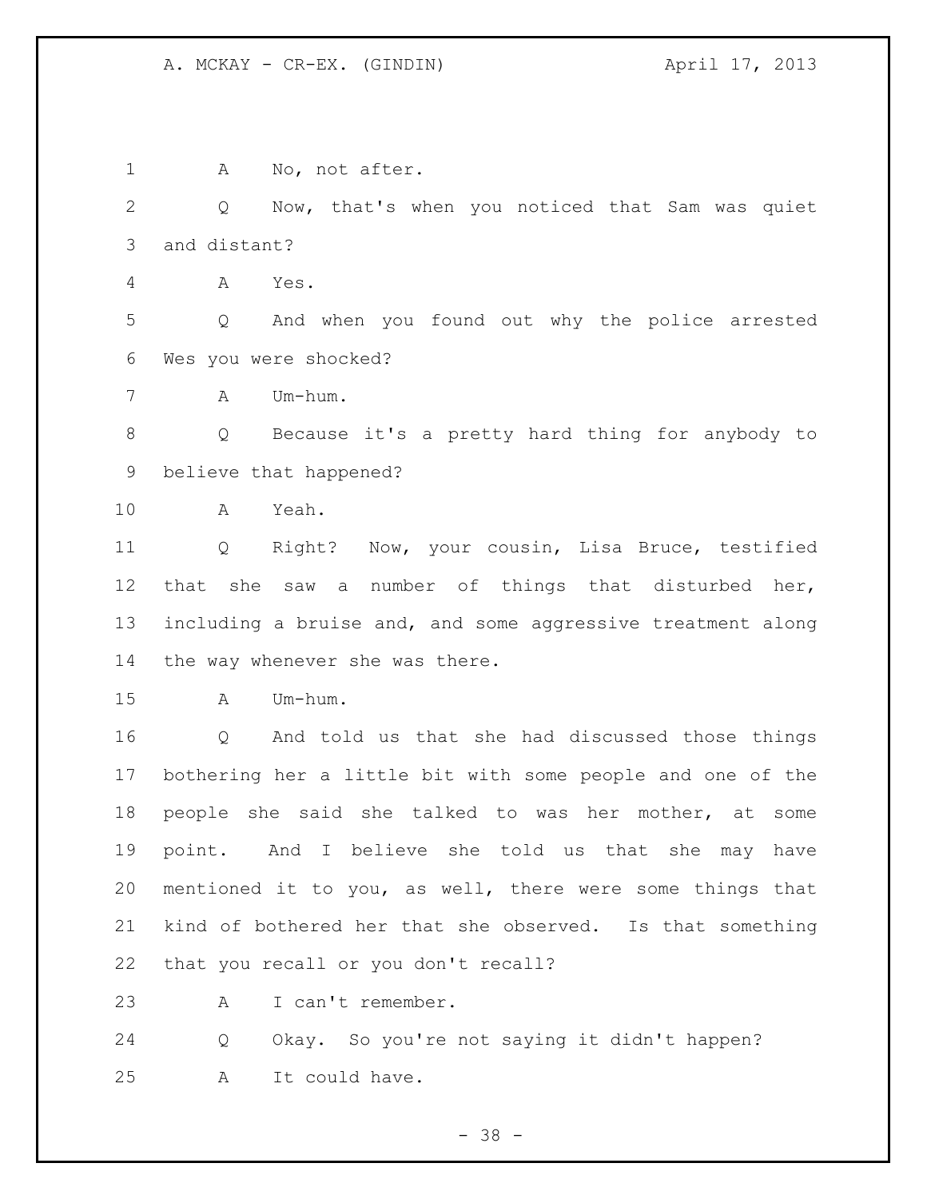A No, not after.

Q Now, that's when you noticed that Sam was quiet and distant?

A Yes.

Q And when you found out why the police arrested Wes you were shocked?

A Um-hum.

Q Because it's a pretty hard thing for anybody to believe that happened?

A Yeah.

Q Right? Now, your cousin, Lisa Bruce, testified that she saw a number of things that disturbed her, including a bruise and, and some aggressive treatment along the way whenever she was there.

A Um-hum.

Q And told us that she had discussed those things bothering her a little bit with some people and one of the people she said she talked to was her mother, at some point. And I believe she told us that she may have mentioned it to you, as well, there were some things that kind of bothered her that she observed. Is that something that you recall or you don't recall?

A I can't remember.

Q Okay. So you're not saying it didn't happen?

A It could have.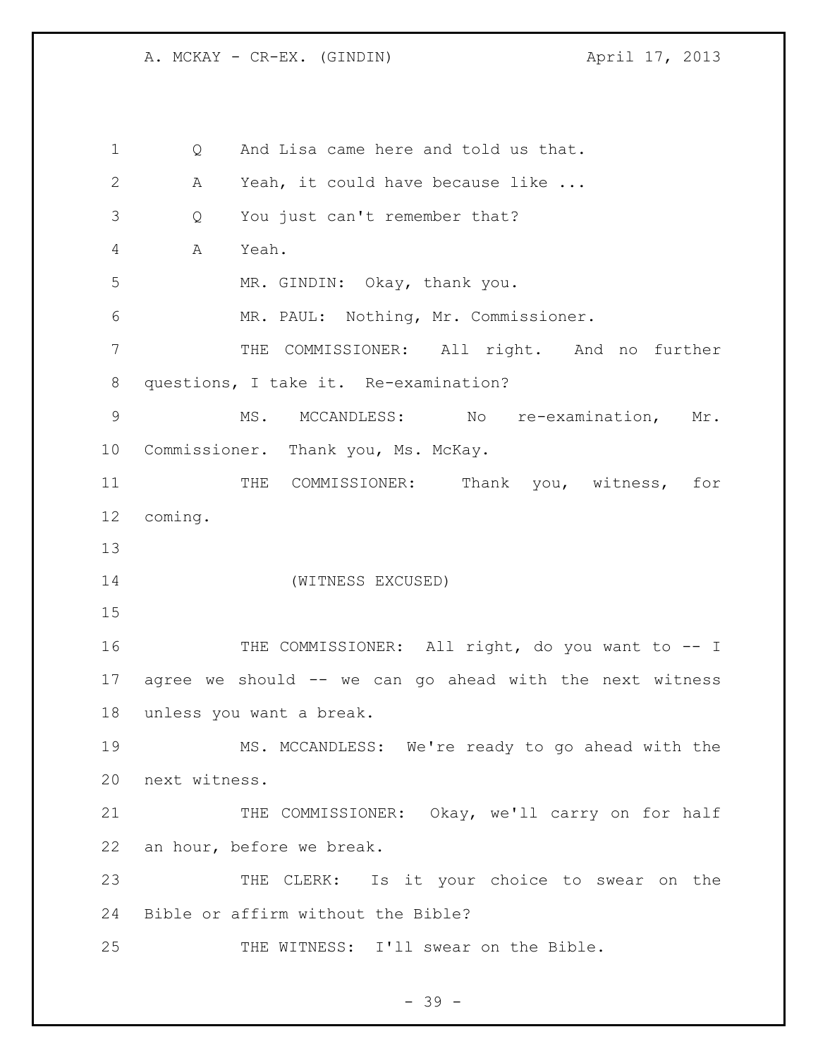Q And Lisa came here and told us that.

A Yeah, it could have because like ...

Q You just can't remember that?

A Yeah.

MR. GINDIN: Okay, thank you.

MR. PAUL: Nothing, Mr. Commissioner.

THE COMMISSIONER: All right. And no further questions, I take it. Re-examination?

MS. MCCANDLESS: No re-examination, Mr. Commissioner. Thank you, Ms. McKay.

THE COMMISSIONER: Thank you, witness, for coming.

(WITNESS EXCUSED)

THE COMMISSIONER: All right, do you want to -- I agree we should -- we can go ahead with the next witness unless you want a break.

MS. MCCANDLESS: We're ready to go ahead with the next witness.

THE COMMISSIONER: Okay, we'll carry on for half an hour, before we break.

THE CLERK: Is it your choice to swear on the Bible or affirm without the Bible?

THE WITNESS: I'll swear on the Bible.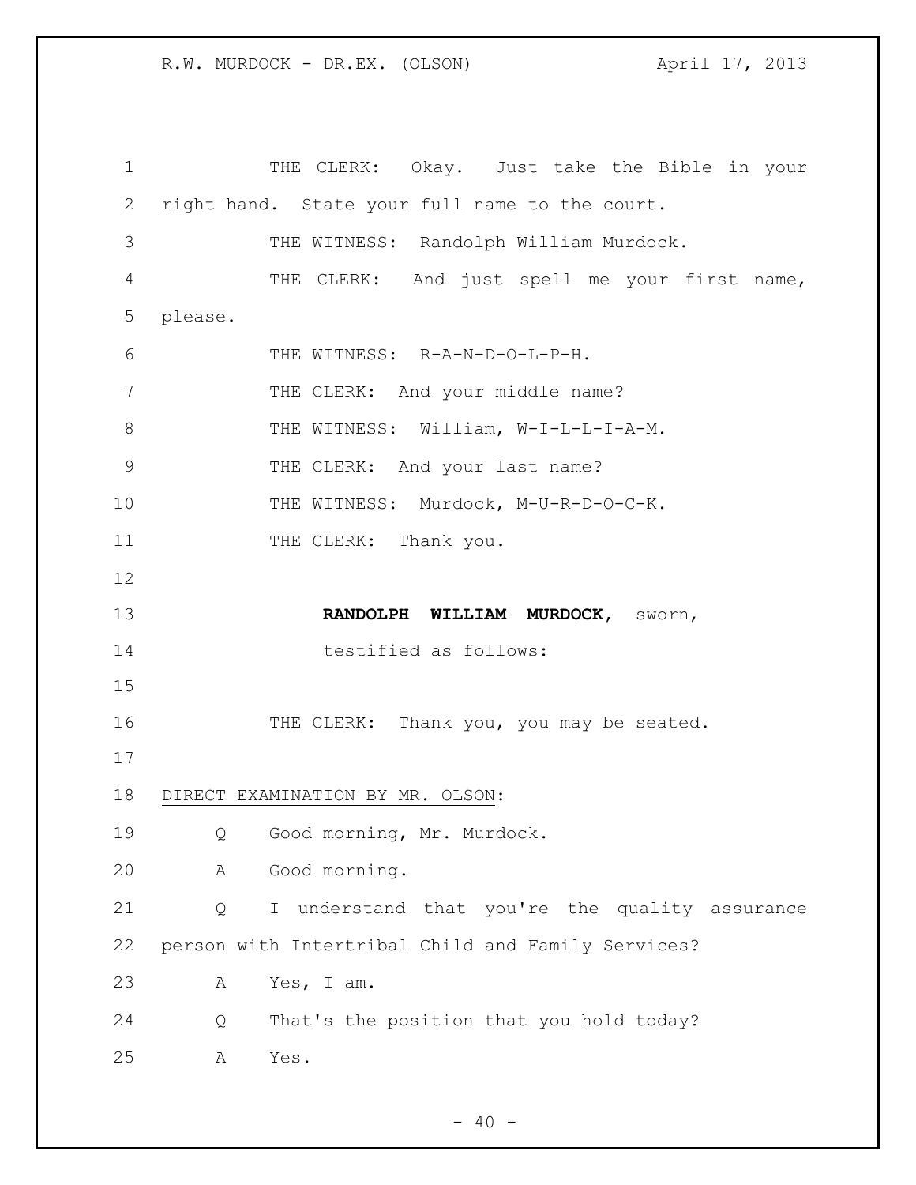THE CLERK: Okay. Just take the Bible in your right hand. State your full name to the court.

THE WITNESS: Randolph William Murdock.

THE CLERK: And just spell me your first name, please.

THE WITNESS: R-A-N-D-O-L-P-H.

THE CLERK: And your middle name?

THE WITNESS: William, W-I-L-L-I-A-M.

THE CLERK: And your last name?

THE WITNESS: Murdock, M-U-R-D-O-C-K.

THE CLERK: Thank you.

**RANDOLPH WILLIAM MURDOCK**, sworn, testified as follows:

THE CLERK: Thank you, you may be seated.

DIRECT EXAMINATION BY MR. OLSON:

Q Good morning, Mr. Murdock.

A Good morning.

Q I understand that you're the quality assurance person with Intertribal Child and Family Services?

A Yes, I am.

Q That's the position that you hold today?

A Yes.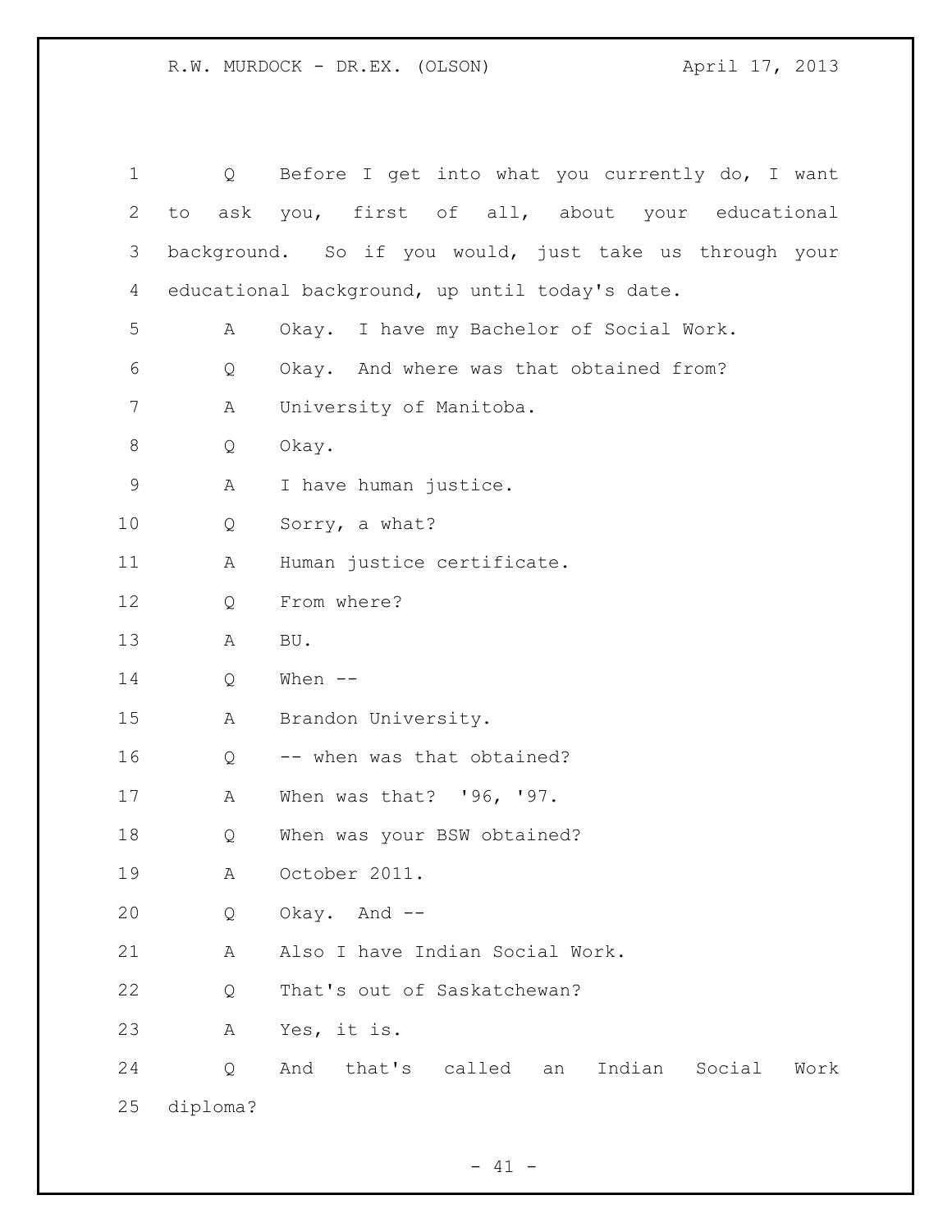Q Before I get into what you currently do, I want to ask you, first of all, about your educational background. So if you would, just take us through your educational background, up until today's date.

A Okay. I have my Bachelor of Social Work.

Q Okay. And where was that obtained from?

A University of Manitoba.

Q Okay.

A I have human justice.

Q Sorry, a what?

A Human justice certificate.

Q From where?

A BU.

Q When --

A Brandon University.

Q -- when was that obtained?

A When was that? '96, '97.

Q When was your BSW obtained?

A October 2011.

Q Okay. And --

A Also I have Indian Social Work.

Q That's out of Saskatchewan?

A Yes, it is.

Q And that's called an Indian Social Work diploma?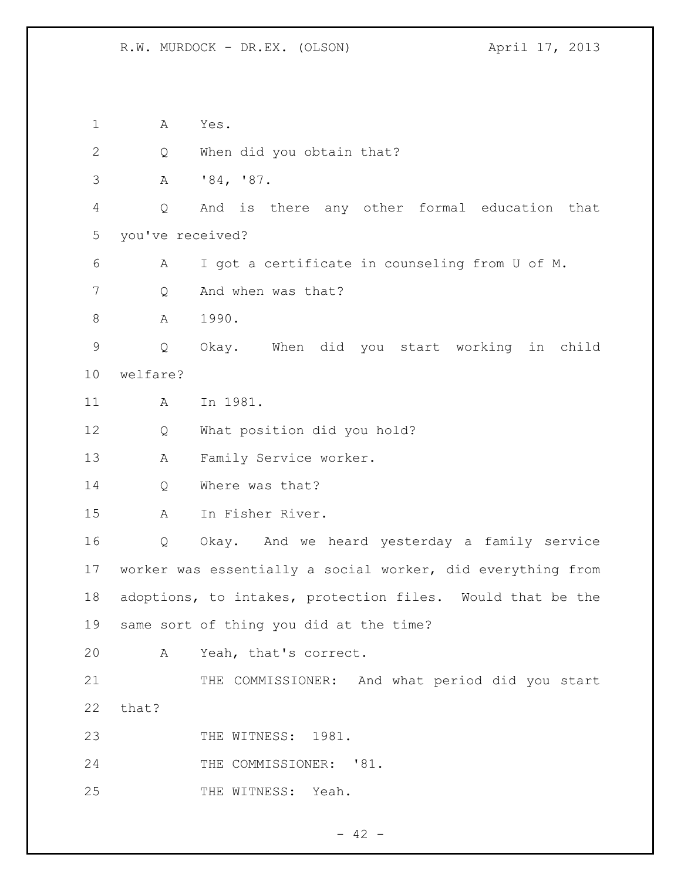A Yes.

Q When did you obtain that?

A '84, '87.

Q And is there any other formal education that you've received?

A I got a certificate in counseling from U of M.

Q And when was that?

A 1990.

Q Okay. When did you start working in child welfare?

A In 1981.

Q What position did you hold?

A Family Service worker.

Q Where was that?

A In Fisher River.

Q Okay. And we heard yesterday a family service worker was essentially a social worker, did everything from adoptions, to intakes, protection files. Would that be the same sort of thing you did at the time?

A Yeah, that's correct.

THE COMMISSIONER: And what period did you start that?

THE WITNESS: 1981.

THE COMMISSIONER: '81.

THE WITNESS: Yeah.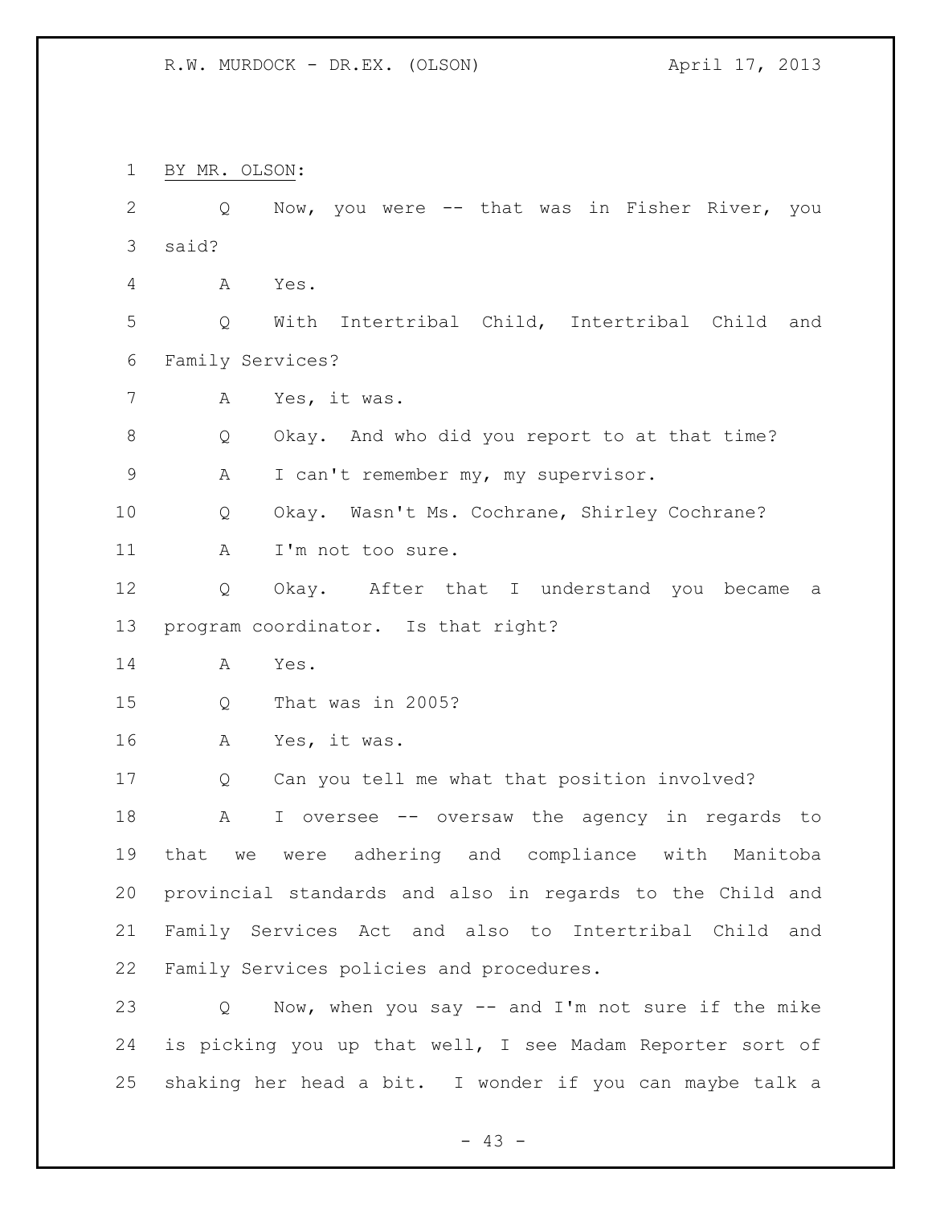BY MR. OLSON:

Q Now, you were -- that was in Fisher River, you said?

A Yes.

Q With Intertribal Child, Intertribal Child and Family Services?

A Yes, it was.

Q Okay. And who did you report to at that time?

A I can't remember my, my supervisor.

Q Okay. Wasn't Ms. Cochrane, Shirley Cochrane?

A I'm not too sure.

Q Okay. After that I understand you became a program coordinator. Is that right?

A Yes.

Q That was in 2005?

A Yes, it was.

Q Can you tell me what that position involved?

A I oversee -- oversaw the agency in regards to that we were adhering and compliance with Manitoba provincial standards and also in regards to the Child and Family Services Act and also to Intertribal Child and Family Services policies and procedures.

Q Now, when you say -- and I'm not sure if the mike is picking you up that well, I see Madam Reporter sort of shaking her head a bit. I wonder if you can maybe talk a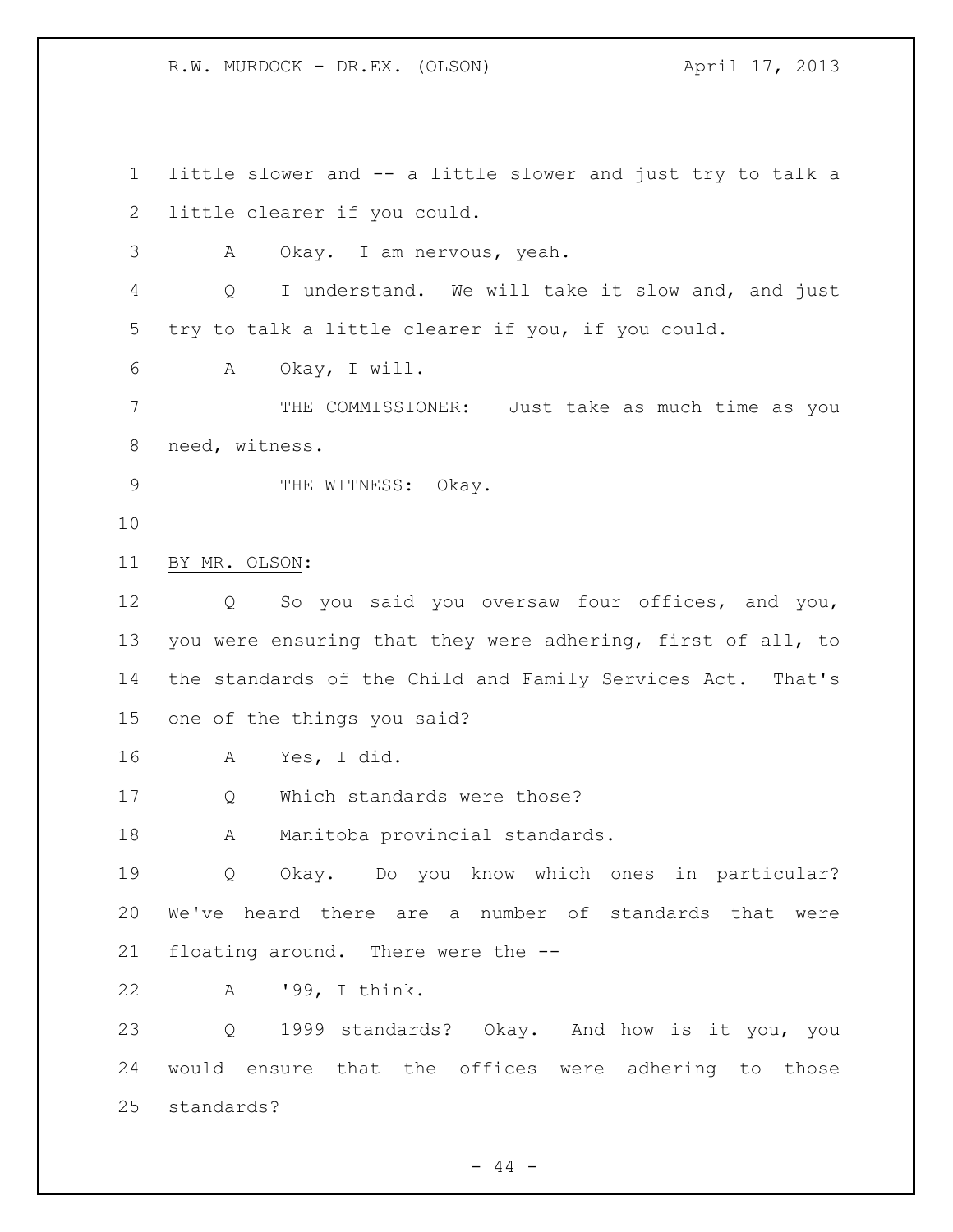little slower and -- a little slower and just try to talk a little clearer if you could.

A Okay. I am nervous, yeah.

Q I understand. We will take it slow and, and just try to talk a little clearer if you, if you could.

A Okay, I will.

THE COMMISSIONER: Just take as much time as you need, witness.

THE WITNESS: Okay.

BY MR. OLSON:

Q So you said you oversaw four offices, and you, you were ensuring that they were adhering, first of all, to the standards of the Child and Family Services Act. That's one of the things you said?

A Yes, I did.

Q Which standards were those?

A Manitoba provincial standards.

Q Okay. Do you know which ones in particular? We've heard there are a number of standards that were floating around. There were the --

A '99, I think.

Q 1999 standards? Okay. And how is it you, you would ensure that the offices were adhering to those standards?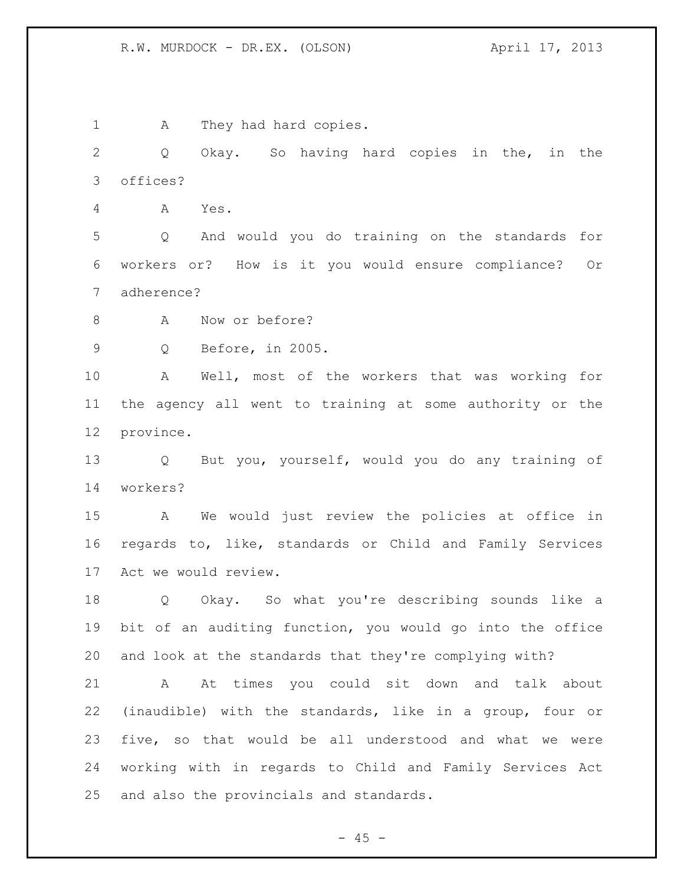A They had hard copies.

Q Okay. So having hard copies in the, in the offices?

A Yes.

Q And would you do training on the standards for workers or? How is it you would ensure compliance? Or adherence?

A Now or before?

Q Before, in 2005.

A Well, most of the workers that was working for the agency all went to training at some authority or the province.

Q But you, yourself, would you do any training of workers?

A We would just review the policies at office in regards to, like, standards or Child and Family Services Act we would review.

Q Okay. So what you're describing sounds like a bit of an auditing function, you would go into the office and look at the standards that they're complying with?

A At times you could sit down and talk about (inaudible) with the standards, like in a group, four or five, so that would be all understood and what we were working with in regards to Child and Family Services Act and also the provincials and standards.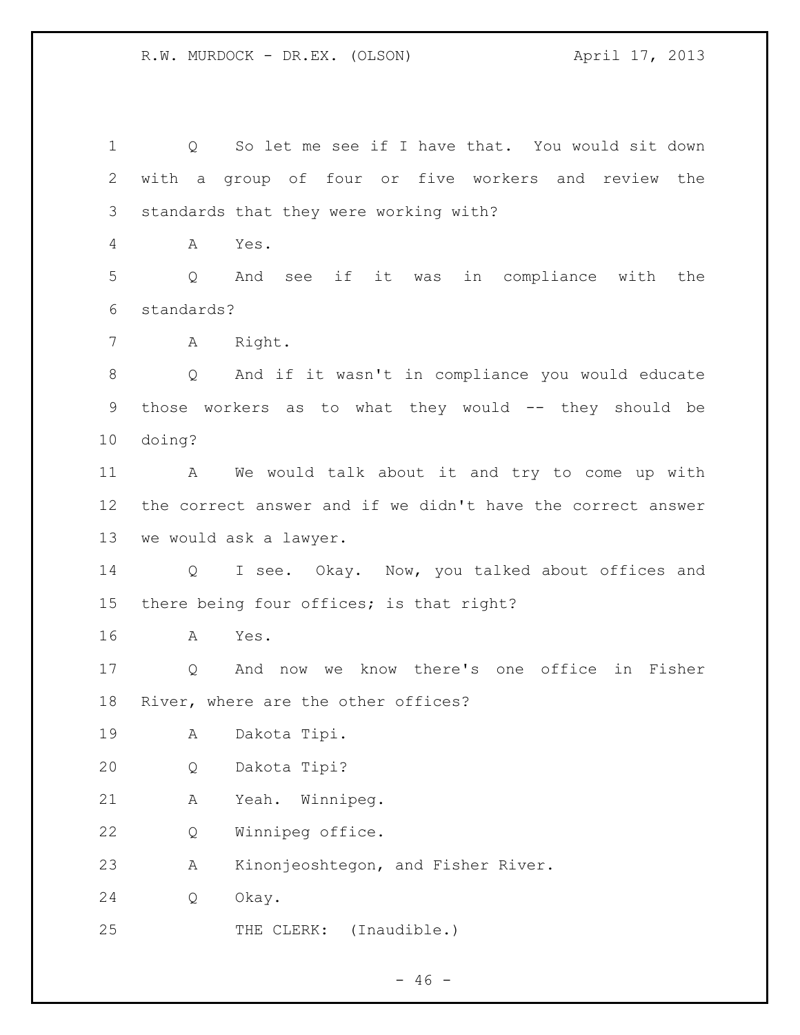Q So let me see if I have that. You would sit down with a group of four or five workers and review the standards that they were working with?

A Yes.

Q And see if it was in compliance with the standards?

A Right.

Q And if it wasn't in compliance you would educate those workers as to what they would -- they should be doing?

A We would talk about it and try to come up with the correct answer and if we didn't have the correct answer we would ask a lawyer.

Q I see. Okay. Now, you talked about offices and there being four offices; is that right?

A Yes.

Q And now we know there's one office in Fisher River, where are the other offices?

A Dakota Tipi.

Q Dakota Tipi?

A Yeah. Winnipeg.

Q Winnipeg office.

A Kinonjeoshtegon, and Fisher River.

Q Okay.

THE CLERK: (Inaudible.)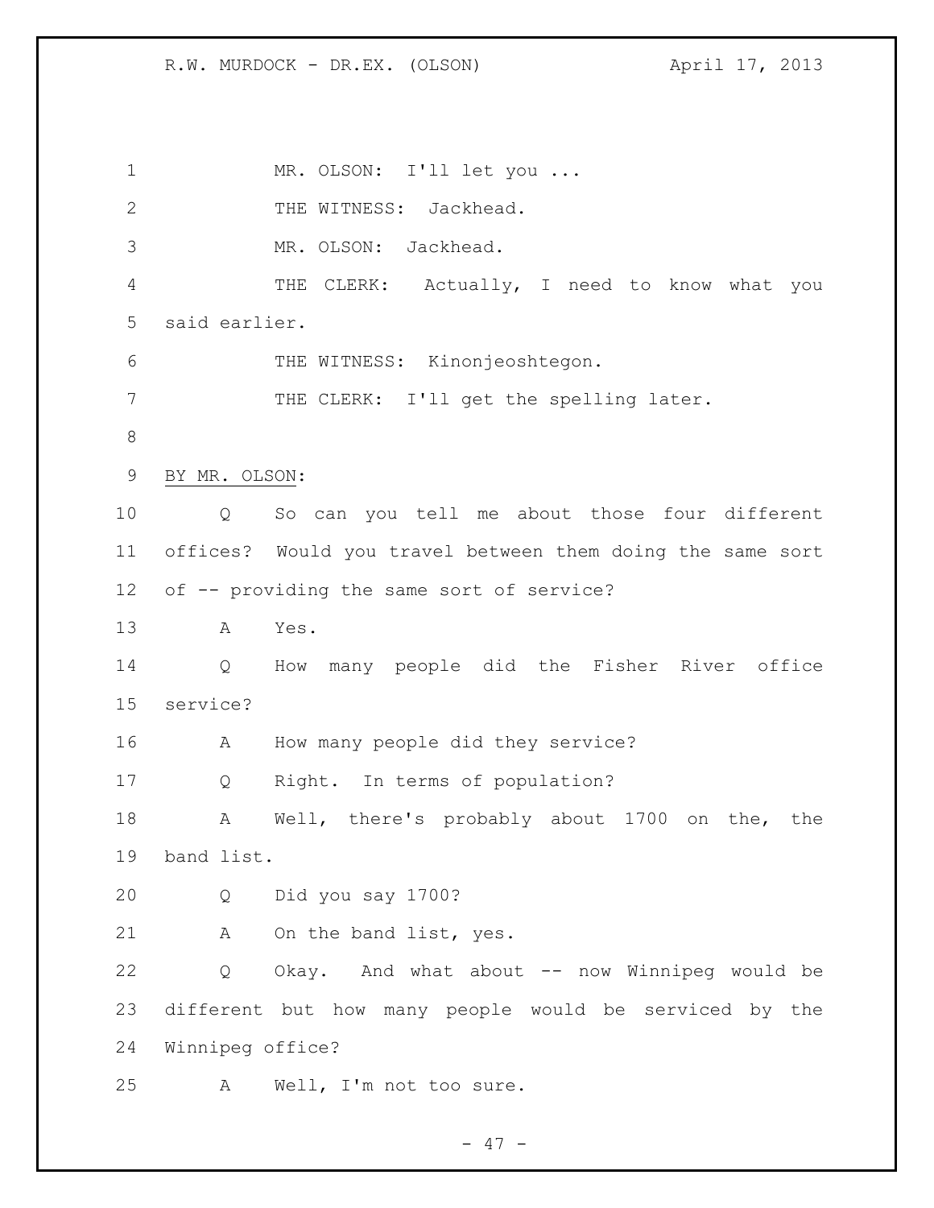MR. OLSON: I'll let you ...

THE WITNESS: Jackhead.

MR. OLSON: Jackhead.

THE CLERK: Actually, I need to know what you said earlier.

THE WITNESS: Kinonjeoshtegon.

THE CLERK: I'll get the spelling later.

BY MR. OLSON:

Q So can you tell me about those four different offices? Would you travel between them doing the same sort of -- providing the same sort of service?

A Yes.

Q How many people did the Fisher River office service?

A How many people did they service?

Q Right. In terms of population?

A Well, there's probably about 1700 on the, the band list.

Q Did you say 1700?

A On the band list, yes.

Q Okay. And what about -- now Winnipeg would be different but how many people would be serviced by the Winnipeg office?

A Well, I'm not too sure.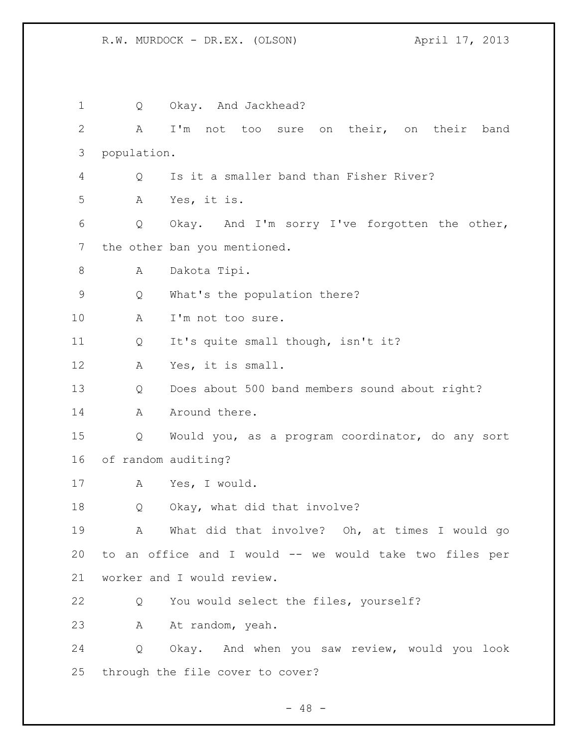1 Q Okay. And Jackhead?

2 A I'm not too sure on their, on their band

3 population.

4 Q Is it a smaller band than Fisher River?

5 A Yes, it is.

6 Q Okay. And I'm sorry I've forgotten the other,

7 the other ban you mentioned.

8 A Dakota Tipi.

9 Q What's the population there?

10 A I'm not too sure.

11 Q It's quite small though, isn't it?

12 A Yes, it is small.

13 Q Does about 500 band members sound about right?

14 A Around there.

15 Q Would you, as a program coordinator, do any sort

16 of random auditing?

17 A Yes, I would.

18 Q Okay, what did that involve?

19 A What did that involve? Oh, at times I would go

20 to an office and I would -- we would take two files per

21 worker and I would review.

22 Q You would select the files, yourself?

23 A At random, yeah.

24 Q Okay. And when you saw review, would you look

25 through the file cover to cover?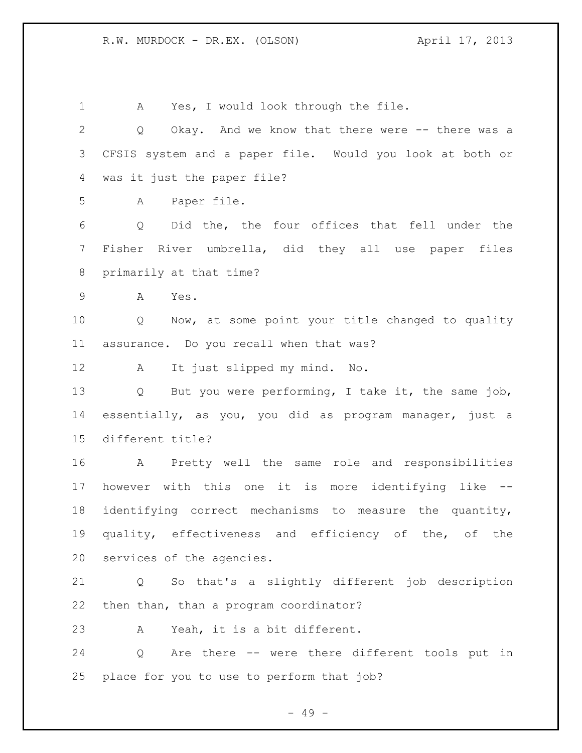A Yes, I would look through the file.

Q Okay. And we know that there were -- there was a CFSIS system and a paper file. Would you look at both or was it just the paper file?

A Paper file.

Q Did the, the four offices that fell under the Fisher River umbrella, did they all use paper files primarily at that time?

A Yes.

Q Now, at some point your title changed to quality assurance. Do you recall when that was?

A It just slipped my mind. No.

Q But you were performing, I take it, the same job, essentially, as you, you did as program manager, just a different title?

A Pretty well the same role and responsibilities however with this one it is more identifying like -- identifying correct mechanisms to measure the quantity, quality, effectiveness and efficiency of the, of the services of the agencies.

Q So that's a slightly different job description then than, than a program coordinator?

A Yeah, it is a bit different.

Q Are there -- were there different tools put in place for you to use to perform that job?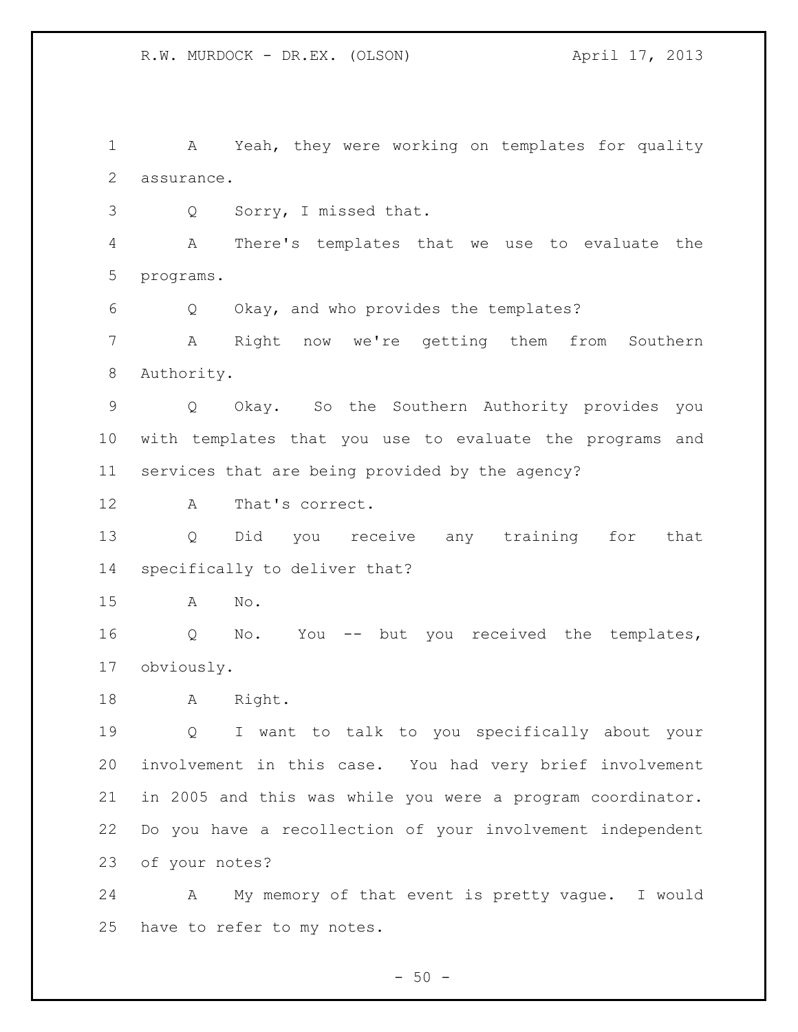A Yeah, they were working on templates for quality assurance.

Q Sorry, I missed that.

A There's templates that we use to evaluate the programs.

Q Okay, and who provides the templates?

A Right now we're getting them from Southern Authority.

Q Okay. So the Southern Authority provides you with templates that you use to evaluate the programs and services that are being provided by the agency?

A That's correct.

Q Did you receive any training for that specifically to deliver that?

A No.

Q No. You -- but you received the templates, obviously.

A Right.

Q I want to talk to you specifically about your involvement in this case. You had very brief involvement in 2005 and this was while you were a program coordinator. Do you have a recollection of your involvement independent of your notes?

A My memory of that event is pretty vague. I would have to refer to my notes.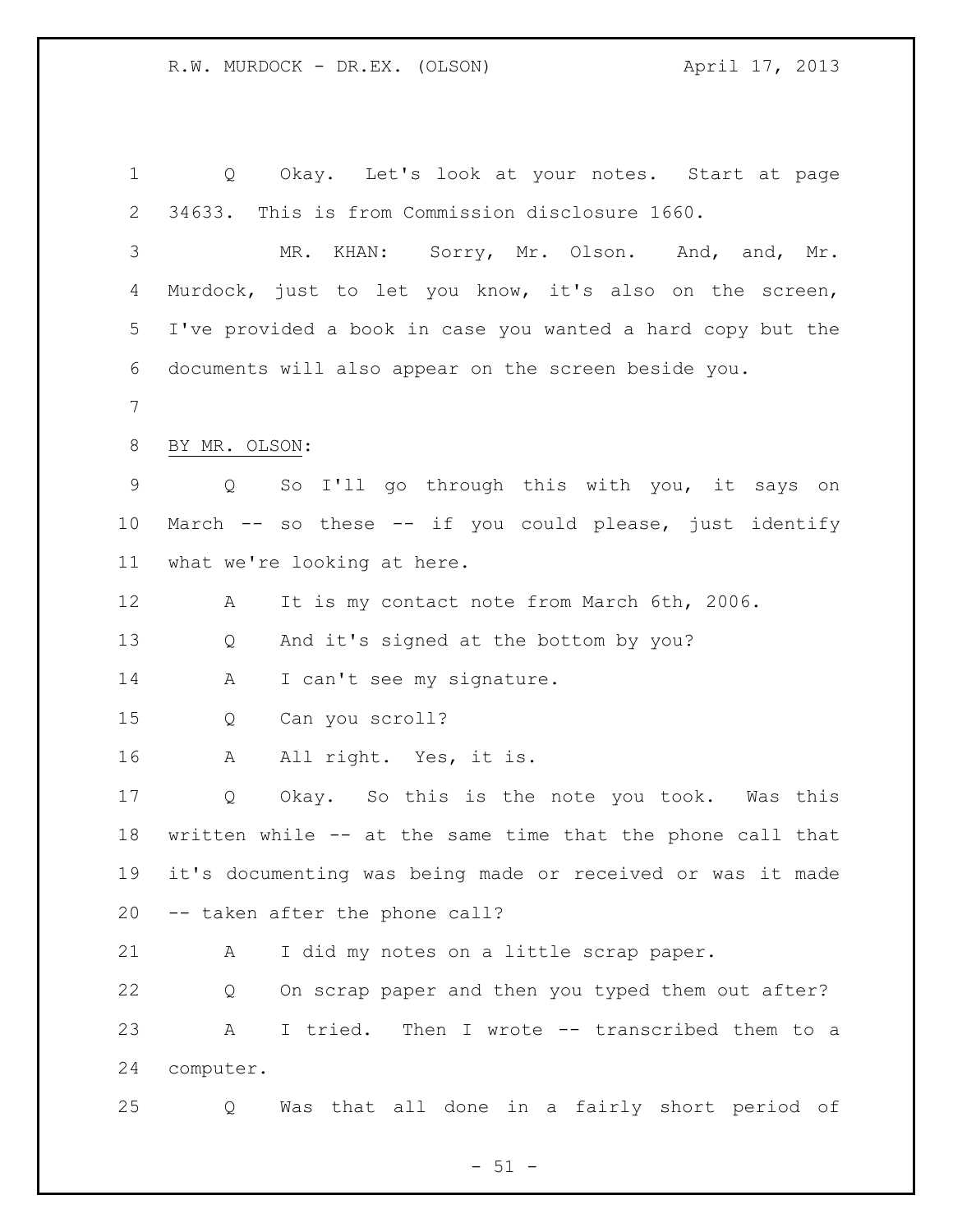Q Okay. Let's look at your notes. Start at page 34633. This is from Commission disclosure 1660.

MR. KHAN: Sorry, Mr. Olson. And, and, Mr. Murdock, just to let you know, it's also on the screen, I've provided a book in case you wanted a hard copy but the documents will also appear on the screen beside you.

BY MR. OLSON:

Q So I'll go through this with you, it says on March -- so these -- if you could please, just identify what we're looking at here.

A It is my contact note from March 6th, 2006.

Q And it's signed at the bottom by you?

A I can't see my signature.

Q Can you scroll?

A All right. Yes, it is.

Q Okay. So this is the note you took. Was this written while -- at the same time that the phone call that it's documenting was being made or received or was it made -- taken after the phone call?

A I did my notes on a little scrap paper.

Q On scrap paper and then you typed them out after?

A I tried. Then I wrote -- transcribed them to a computer.

Q Was that all done in a fairly short period of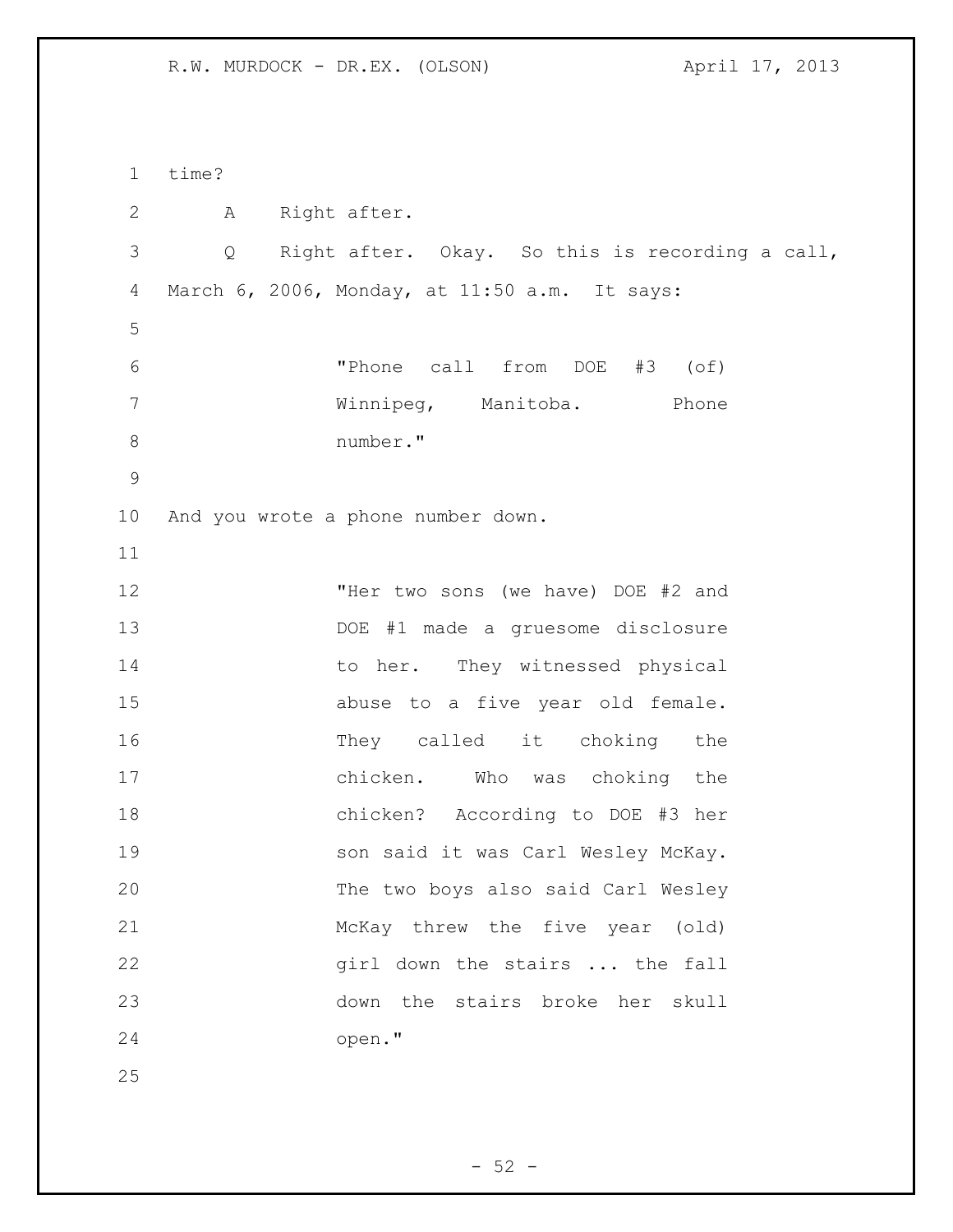time?

A Right after.

Q Right after. Okay. So this is recording a call, March 6, 2006, Monday, at 11:50 a.m. It says:

> "Phone call from DOE #3 (of) Winnipeg, Manitoba. Phone number."

And you wrote a phone number down.

> "Her two sons (we have) DOE #2 and DOE #1 made a gruesome disclosure to her. They witnessed physical abuse to a five year old female. They called it choking the chicken. Who was choking the chicken? According to DOE #3 her son said it was Carl Wesley McKay. The two boys also said Carl Wesley McKay threw the five year (old) girl down the stairs ... the fall down the stairs broke her skull open."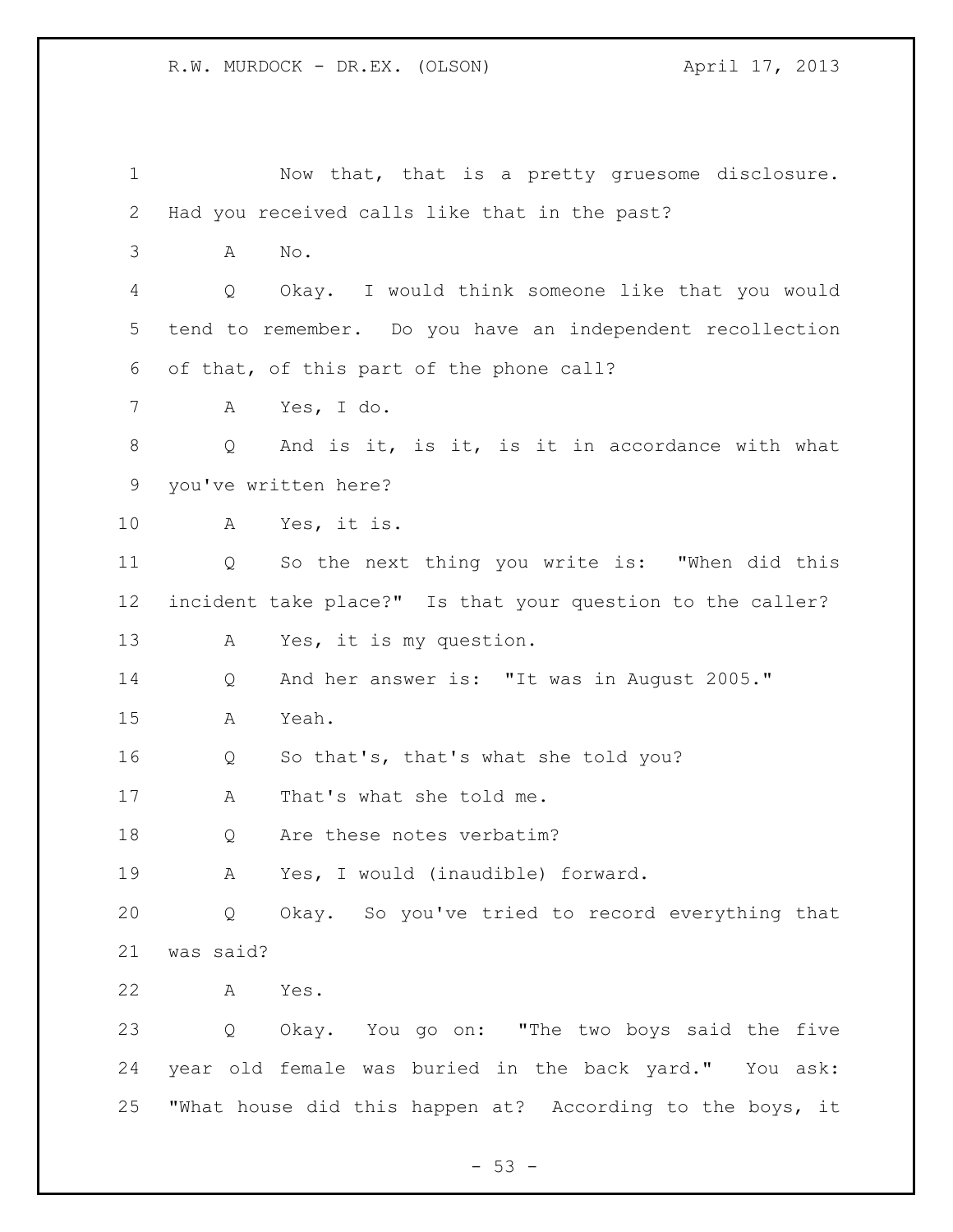Now that, that is a pretty gruesome disclosure. Had you received calls like that in the past?

A No.

Q Okay. I would think someone like that you would tend to remember. Do you have an independent recollection of that, of this part of the phone call?

A Yes, I do.

Q And is it, is it, is it in accordance with what you've written here?

A Yes, it is.

Q So the next thing you write is: "When did this incident take place?" Is that your question to the caller?

A Yes, it is my question.

Q And her answer is: "It was in August 2005."

A Yeah.

Q So that's, that's what she told you?

A That's what she told me.

Q Are these notes verbatim?

A Yes, I would (inaudible) forward.

Q Okay. So you've tried to record everything that was said?

A Yes.

Q Okay. You go on: "The two boys said the five year old female was buried in the back yard." You ask: "What house did this happen at? According to the boys, it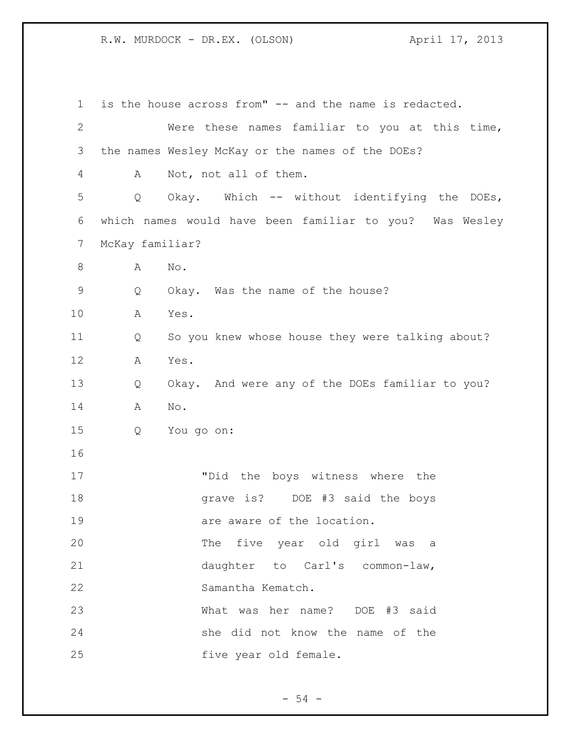is the house across from" -- and the name is redacted.

Were these names familiar to you at this time, the names Wesley McKay or the names of the DOEs?

A Not, not all of them.

Q Okay. Which -- without identifying the DOEs, which names would have been familiar to you? Was Wesley McKay familiar?

A No.

Q Okay. Was the name of the house?

A Yes.

Q So you knew whose house they were talking about?

A Yes.

Q Okay. And were any of the DOEs familiar to you?

A No.

Q You go on:

> "Did the boys witness where the grave is? DOE #3 said the boys are aware of the location.
> The five year old girl was a daughter to Carl's common-law, Samantha Kematch.
> What was her name? DOE #3 said she did not know the name of the five year old female.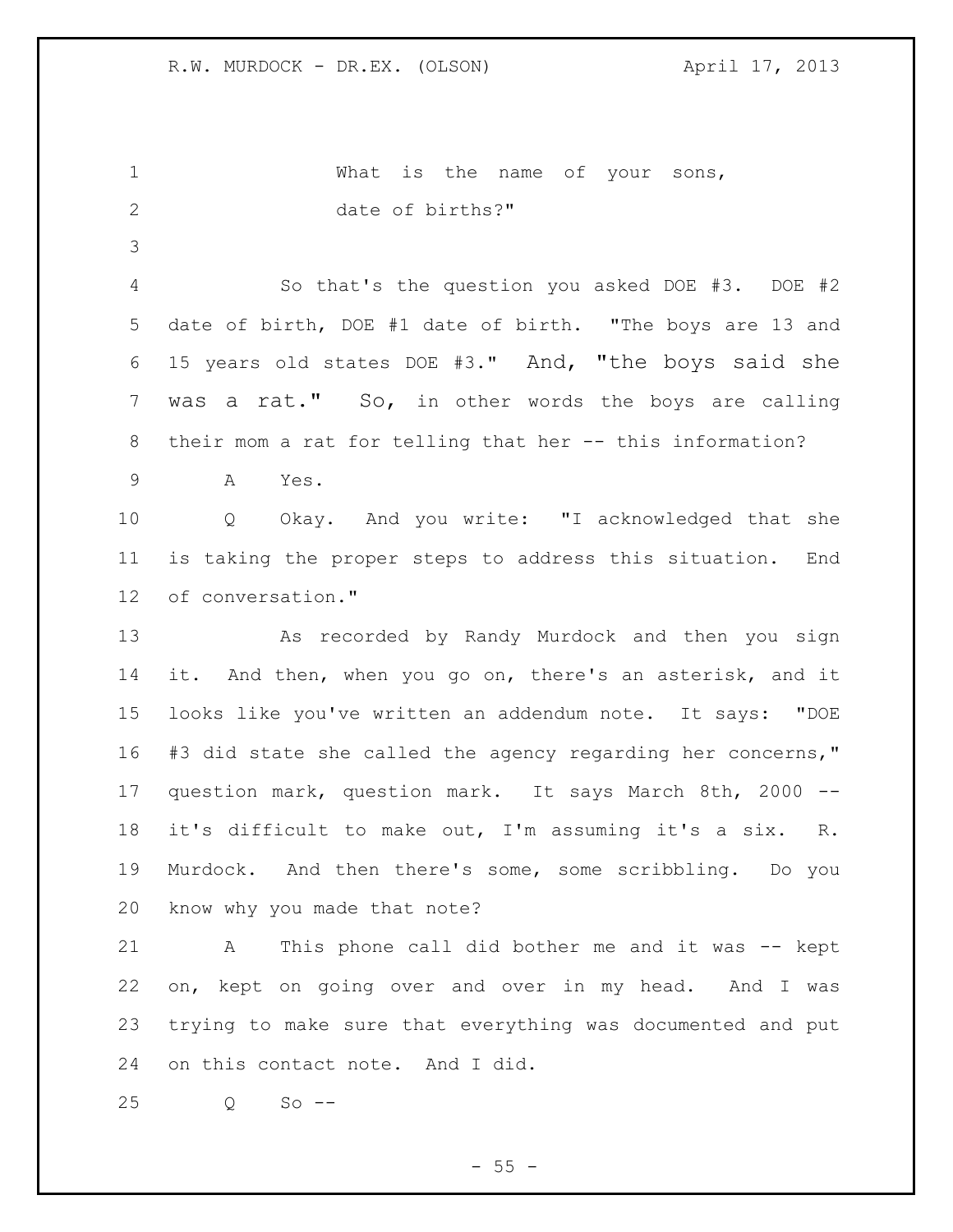What is the name of your sons, date of births?"

So that's the question you asked DOE #3. DOE #2 date of birth, DOE #1 date of birth. "The boys are 13 and 15 years old states DOE #3." And, "the boys said she was a rat." So, in other words the boys are calling their mom a rat for telling that her -- this information?

A Yes.

Q Okay. And you write: "I acknowledged that she is taking the proper steps to address this situation. End of conversation."

As recorded by Randy Murdock and then you sign it. And then, when you go on, there's an asterisk, and it looks like you've written an addendum note. It says: "DOE #3 did state she called the agency regarding her concerns," question mark, question mark. It says March 8th, 2000 -- it's difficult to make out, I'm assuming it's a six. R. Murdock. And then there's some, some scribbling. Do you know why you made that note?

A This phone call did bother me and it was -- kept on, kept on going over and over in my head. And I was trying to make sure that everything was documented and put on this contact note. And I did.

Q So --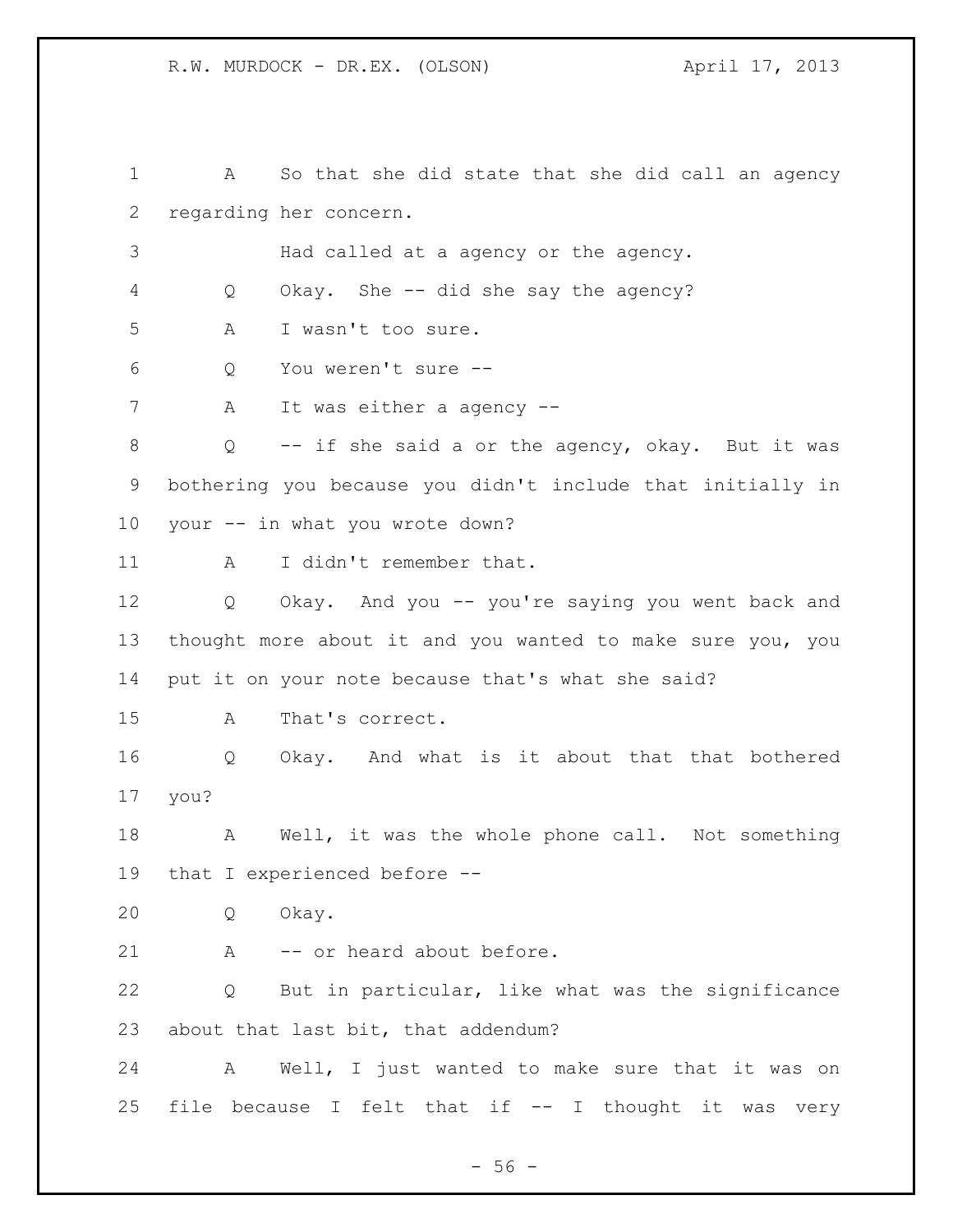A So that she did state that she did call an agency regarding her concern.

Had called at a agency or the agency.

Q Okay. She -- did she say the agency?

A I wasn't too sure.

Q You weren't sure --

A It was either a agency --

Q -- if she said a or the agency, okay. But it was bothering you because you didn't include that initially in your -- in what you wrote down?

A I didn't remember that.

Q Okay. And you -- you're saying you went back and thought more about it and you wanted to make sure you, you put it on your note because that's what she said?

A That's correct.

Q Okay. And what is it about that that bothered you?

A Well, it was the whole phone call. Not something that I experienced before --

Q Okay.

A -- or heard about before.

Q But in particular, like what was the significance about that last bit, that addendum?

A Well, I just wanted to make sure that it was on file because I felt that if -- I thought it was very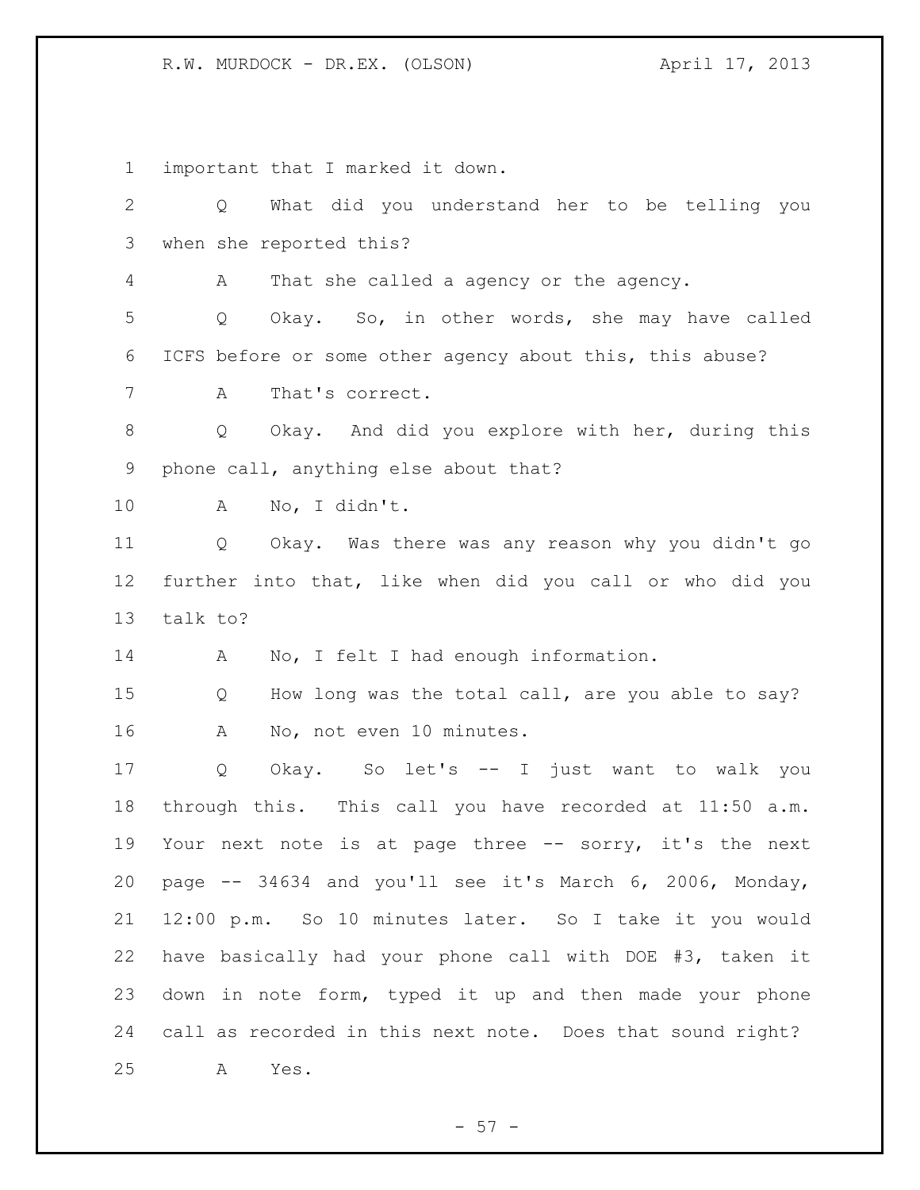important that I marked it down.

Q What did you understand her to be telling you when she reported this?

A That she called a agency or the agency.

Q Okay. So, in other words, she may have called ICFS before or some other agency about this, this abuse?

A That's correct.

Q Okay. And did you explore with her, during this phone call, anything else about that?

A No, I didn't.

Q Okay. Was there was any reason why you didn't go further into that, like when did you call or who did you talk to?

A No, I felt I had enough information.

Q How long was the total call, are you able to say?

A No, not even 10 minutes.

Q Okay. So let's -- I just want to walk you through this. This call you have recorded at 11:50 a.m. Your next note is at page three -- sorry, it's the next page -- 34634 and you'll see it's March 6, 2006, Monday, 12:00 p.m. So 10 minutes later. So I take it you would have basically had your phone call with DOE #3, taken it down in note form, typed it up and then made your phone call as recorded in this next note. Does that sound right?

A Yes.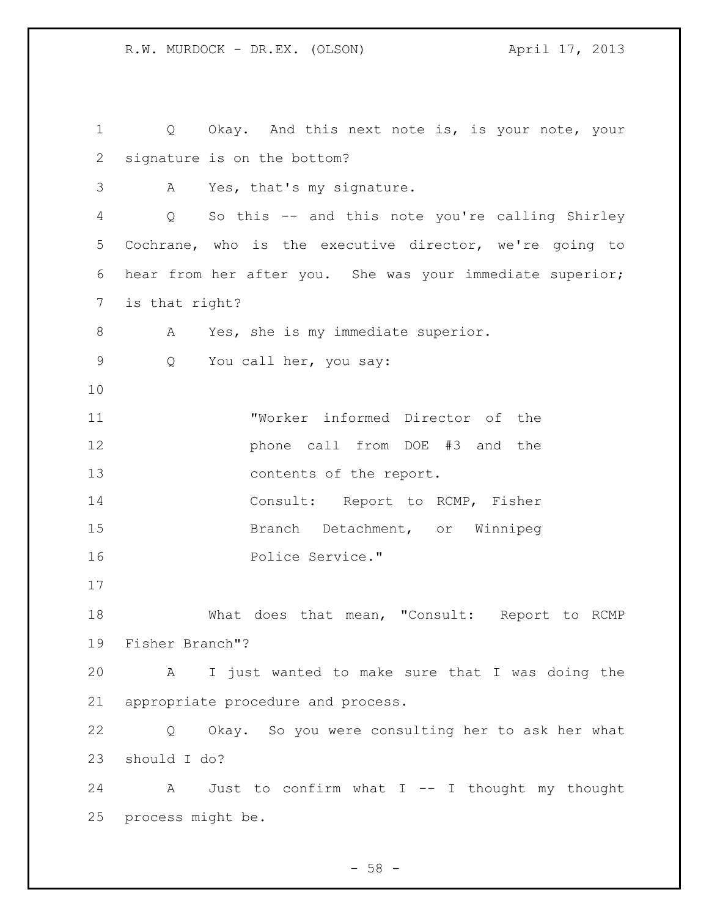Q Okay. And this next note is, is your note, your signature is on the bottom?

A Yes, that's my signature.

Q So this -- and this note you're calling Shirley Cochrane, who is the executive director, we're going to hear from her after you. She was your immediate superior; is that right?

A Yes, she is my immediate superior.

Q You call her, you say:

> "Worker informed Director of the phone call from DOE #3 and the contents of the report.
> Consult: Report to RCMP, Fisher Branch Detachment, or Winnipeg Police Service."

What does that mean, "Consult: Report to RCMP Fisher Branch"?

A I just wanted to make sure that I was doing the appropriate procedure and process.

Q Okay. So you were consulting her to ask her what should I do?

A Just to confirm what I -- I thought my thought process might be.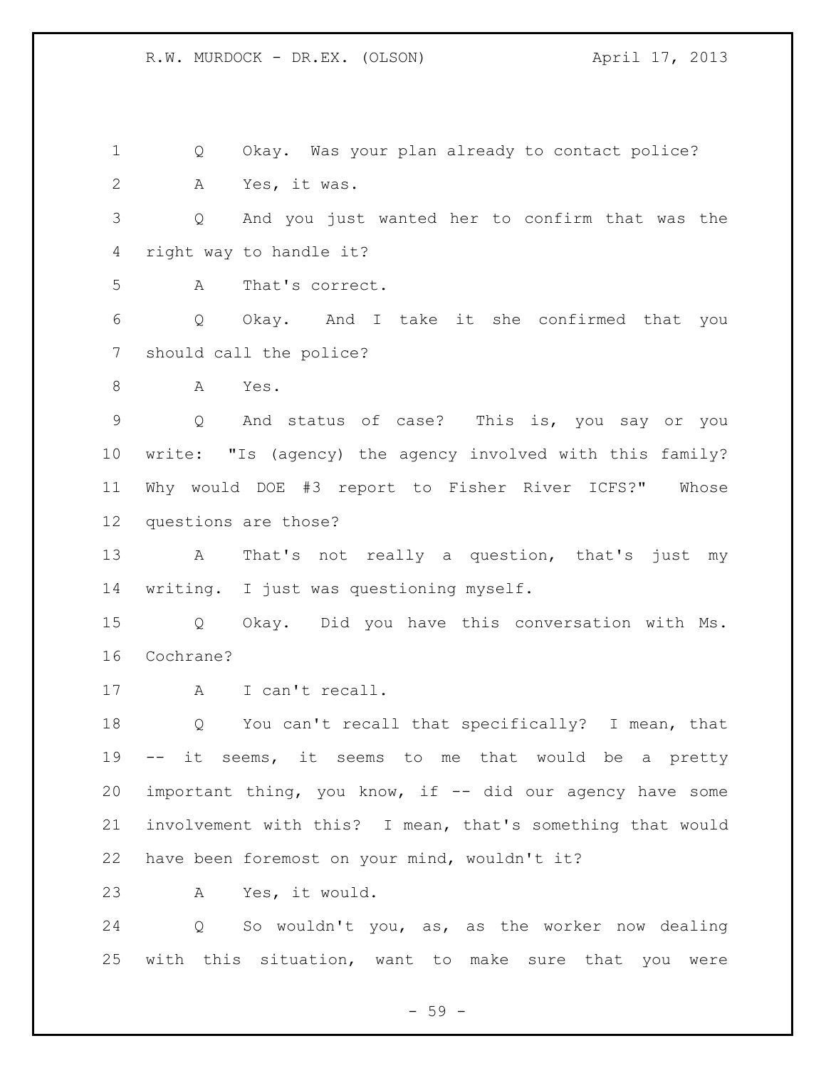Q Okay. Was your plan already to contact police?

A Yes, it was.

Q And you just wanted her to confirm that was the right way to handle it?

A That's correct.

Q Okay. And I take it she confirmed that you should call the police?

A Yes.

Q And status of case? This is, you say or you write: "Is (agency) the agency involved with this family? Why would DOE #3 report to Fisher River ICFS?" Whose questions are those?

A That's not really a question, that's just my writing. I just was questioning myself.

Q Okay. Did you have this conversation with Ms. Cochrane?

A I can't recall.

Q You can't recall that specifically? I mean, that -- it seems, it seems to me that would be a pretty important thing, you know, if -- did our agency have some involvement with this? I mean, that's something that would have been foremost on your mind, wouldn't it?

A Yes, it would.

Q So wouldn't you, as, as the worker now dealing with this situation, want to make sure that you were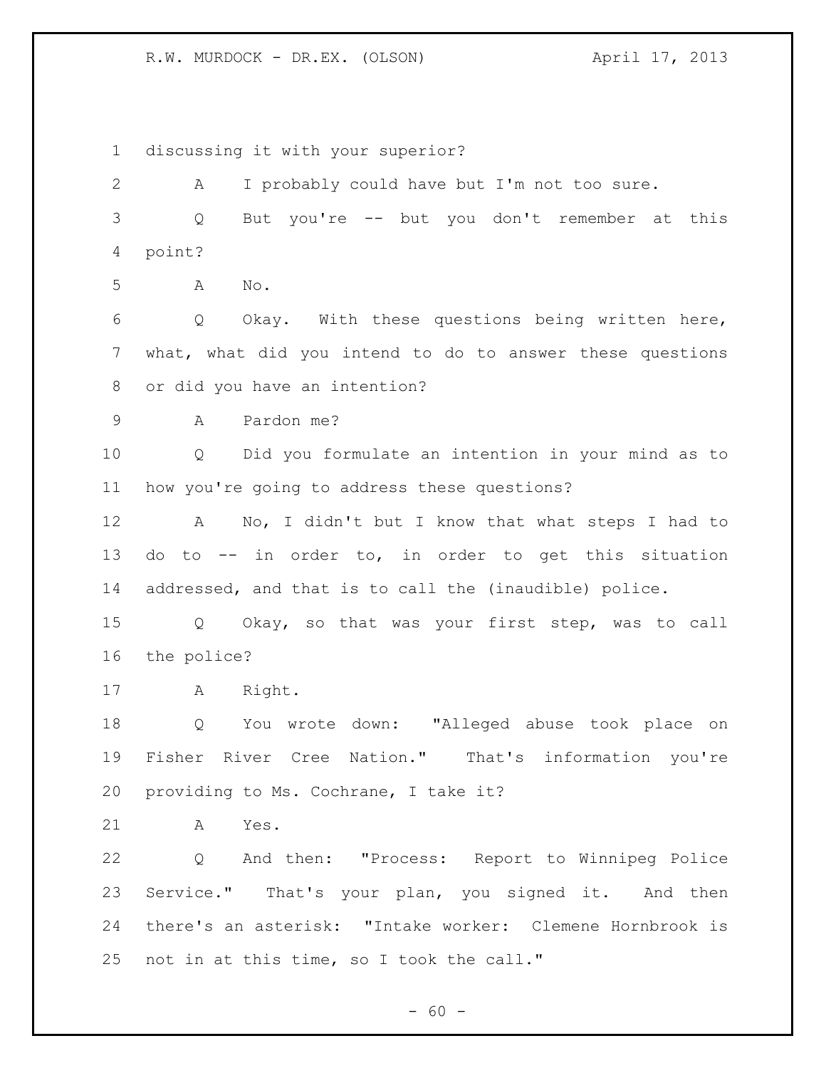discussing it with your superior?

A I probably could have but I'm not too sure.

Q But you're -- but you don't remember at this point?

A No.

Q Okay. With these questions being written here, what, what did you intend to do to answer these questions or did you have an intention?

A Pardon me?

Q Did you formulate an intention in your mind as to how you're going to address these questions?

A No, I didn't but I know that what steps I had to do to -- in order to, in order to get this situation addressed, and that is to call the (inaudible) police.

Q Okay, so that was your first step, was to call the police?

A Right.

Q You wrote down: "Alleged abuse took place on Fisher River Cree Nation." That's information you're providing to Ms. Cochrane, I take it?

A Yes.

Q And then: "Process: Report to Winnipeg Police Service." That's your plan, you signed it. And then there's an asterisk: "Intake worker: Clemene Hornbrook is not in at this time, so I took the call."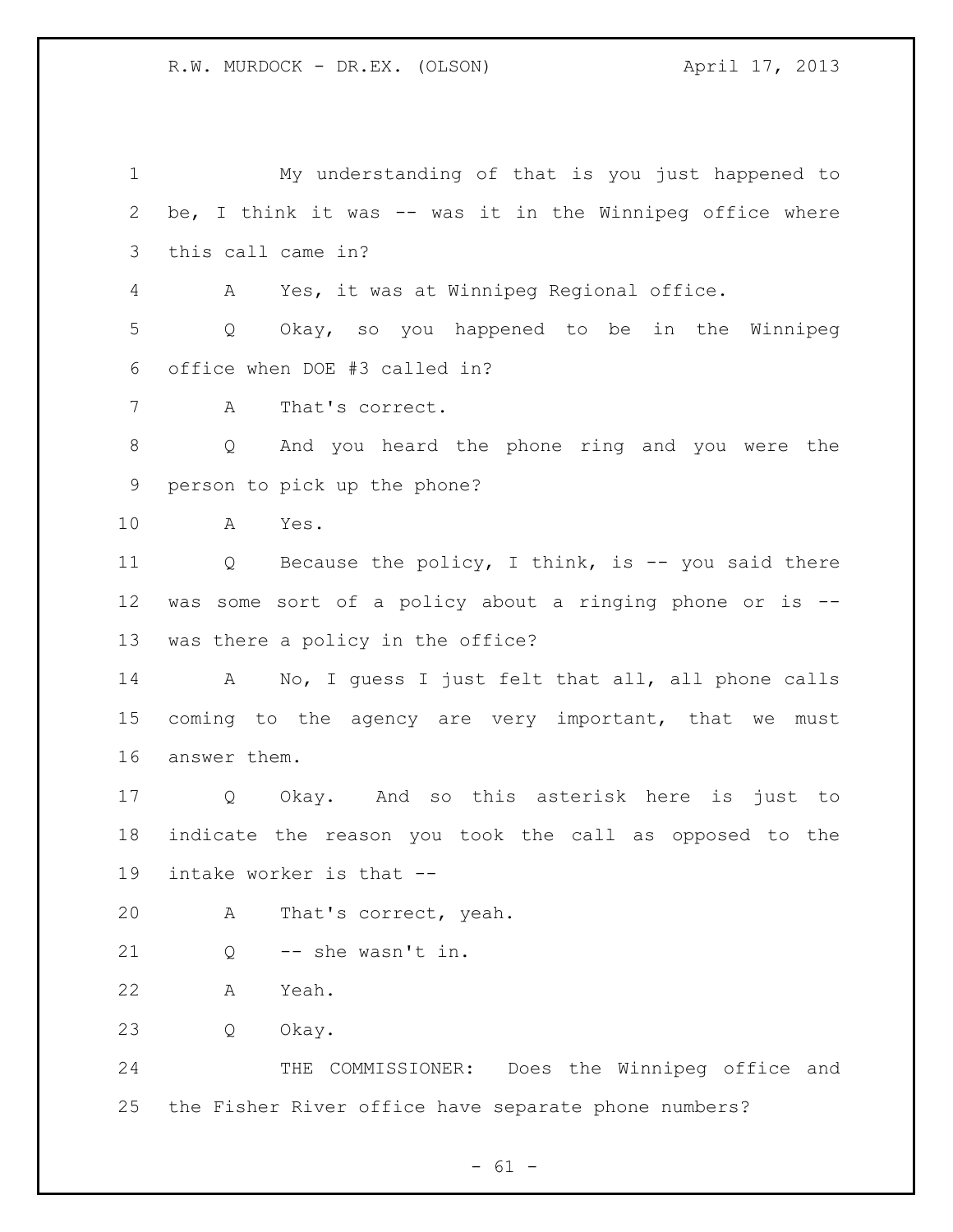My understanding of that is you just happened to be, I think it was -- was it in the Winnipeg office where this call came in?

A Yes, it was at Winnipeg Regional office.

Q Okay, so you happened to be in the Winnipeg office when DOE #3 called in?

A That's correct.

Q And you heard the phone ring and you were the person to pick up the phone?

A Yes.

Q Because the policy, I think, is -- you said there was some sort of a policy about a ringing phone or is -- was there a policy in the office?

A No, I guess I just felt that all, all phone calls coming to the agency are very important, that we must answer them.

Q Okay. And so this asterisk here is just to indicate the reason you took the call as opposed to the intake worker is that --

A That's correct, yeah.

Q -- she wasn't in.

A Yeah.

Q Okay.

THE COMMISSIONER: Does the Winnipeg office and the Fisher River office have separate phone numbers?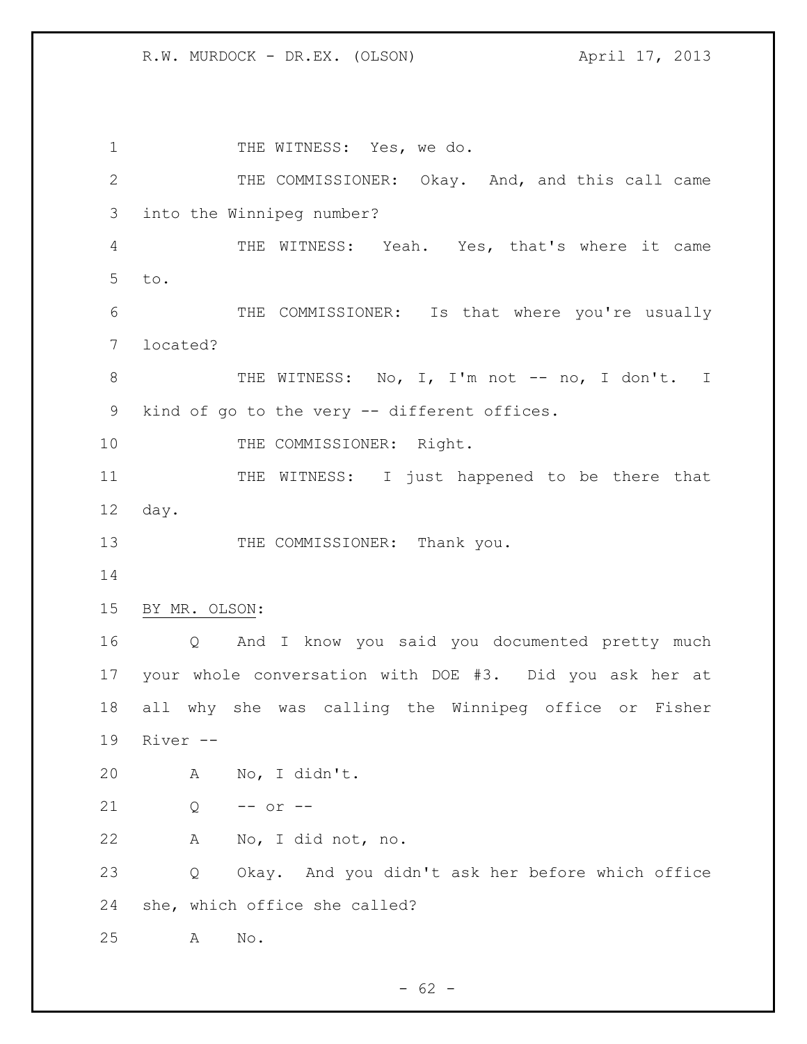THE WITNESS: Yes, we do.

THE COMMISSIONER: Okay. And, and this call came into the Winnipeg number?

THE WITNESS: Yeah. Yes, that's where it came to.

THE COMMISSIONER: Is that where you're usually located?

THE WITNESS: No, I, I'm not -- no, I don't. I kind of go to the very -- different offices.

THE COMMISSIONER: Right.

THE WITNESS: I just happened to be there that day.

THE COMMISSIONER: Thank you.

BY MR. OLSON:

Q And I know you said you documented pretty much your whole conversation with DOE #3. Did you ask her at all why she was calling the Winnipeg office or Fisher River --

A No, I didn't.

Q -- or --

A No, I did not, no.

Q Okay. And you didn't ask her before which office she, which office she called?

A No.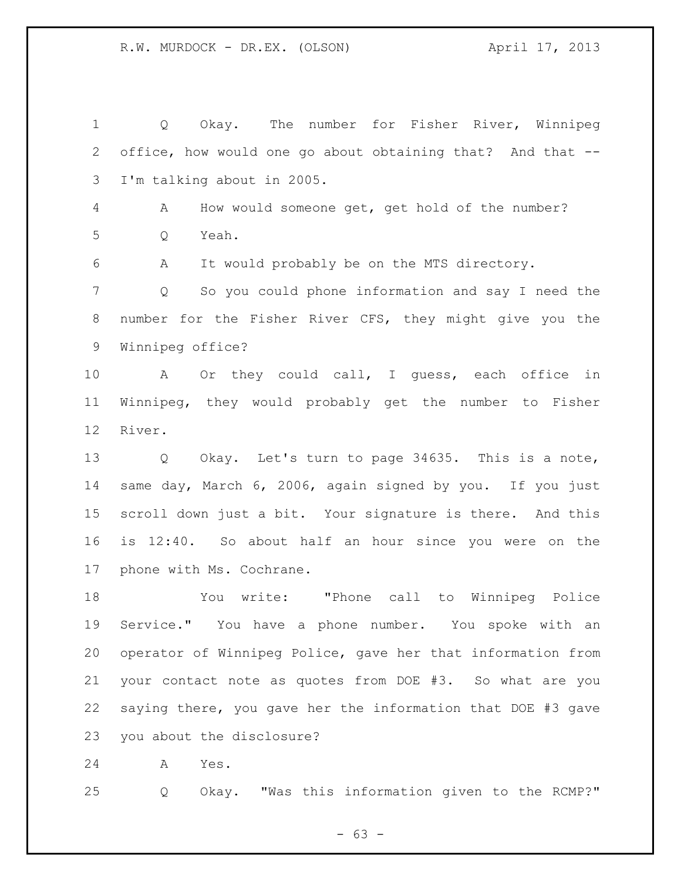Q Okay. The number for Fisher River, Winnipeg office, how would one go about obtaining that? And that -- I'm talking about in 2005.

A How would someone get, get hold of the number?

Q Yeah.

A It would probably be on the MTS directory.

Q So you could phone information and say I need the number for the Fisher River CFS, they might give you the Winnipeg office?

A Or they could call, I guess, each office in Winnipeg, they would probably get the number to Fisher River.

Q Okay. Let's turn to page 34635. This is a note, same day, March 6, 2006, again signed by you. If you just scroll down just a bit. Your signature is there. And this is 12:40. So about half an hour since you were on the phone with Ms. Cochrane.

You write: "Phone call to Winnipeg Police Service." You have a phone number. You spoke with an operator of Winnipeg Police, gave her that information from your contact note as quotes from DOE #3. So what are you saying there, you gave her the information that DOE #3 gave you about the disclosure?

A Yes.

Q Okay. "Was this information given to the RCMP?"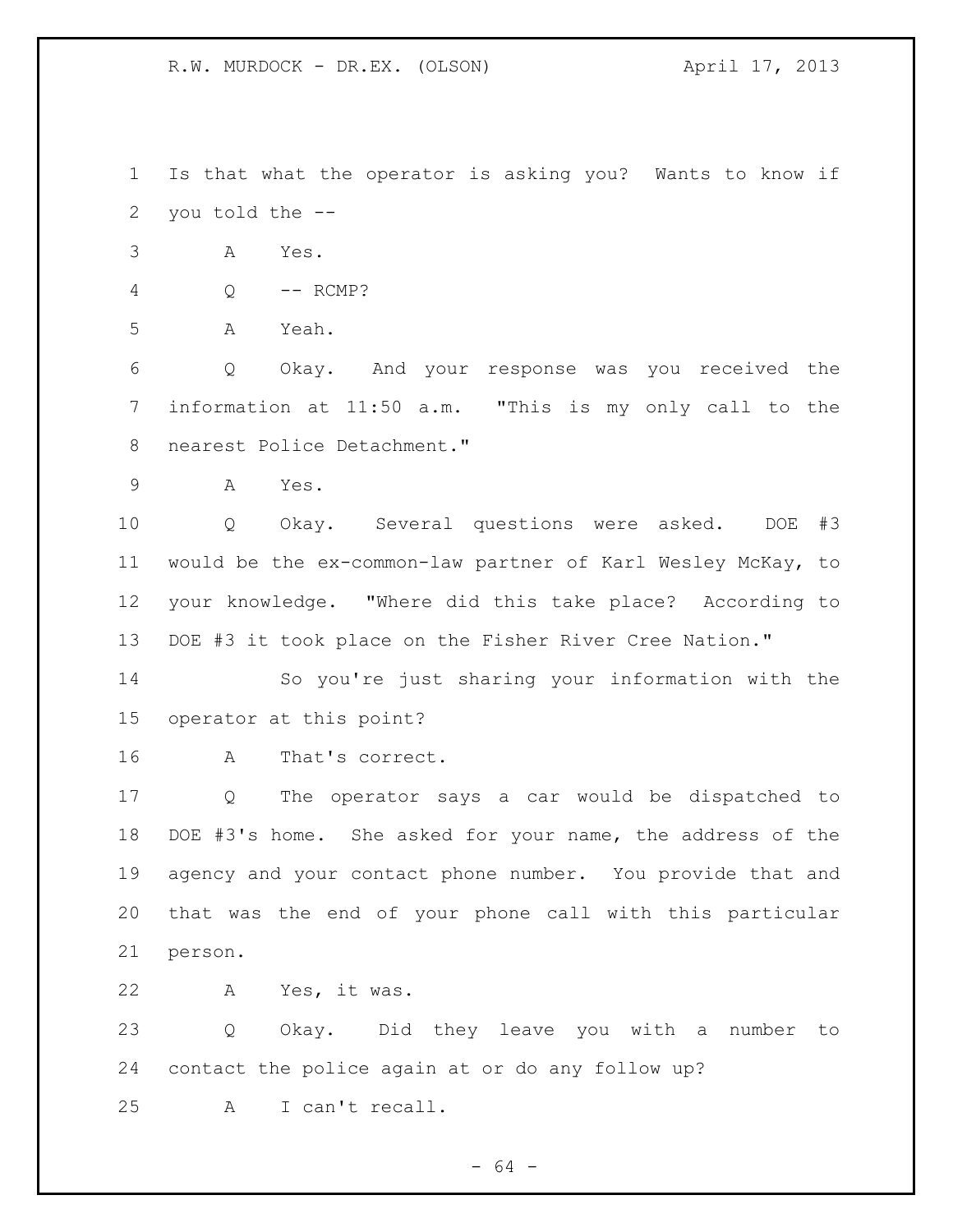Is that what the operator is asking you? Wants to know if you told the --

A Yes.

Q -- RCMP?

A Yeah.

Q Okay. And your response was you received the information at 11:50 a.m. "This is my only call to the nearest Police Detachment."

A Yes.

Q Okay. Several questions were asked. DOE #3 would be the ex-common-law partner of Karl Wesley McKay, to your knowledge. "Where did this take place? According to DOE #3 it took place on the Fisher River Cree Nation."

So you're just sharing your information with the operator at this point?

A That's correct.

Q The operator says a car would be dispatched to DOE #3's home. She asked for your name, the address of the agency and your contact phone number. You provide that and that was the end of your phone call with this particular person.

A Yes, it was.

Q Okay. Did they leave you with a number to contact the police again at or do any follow up?

A I can't recall.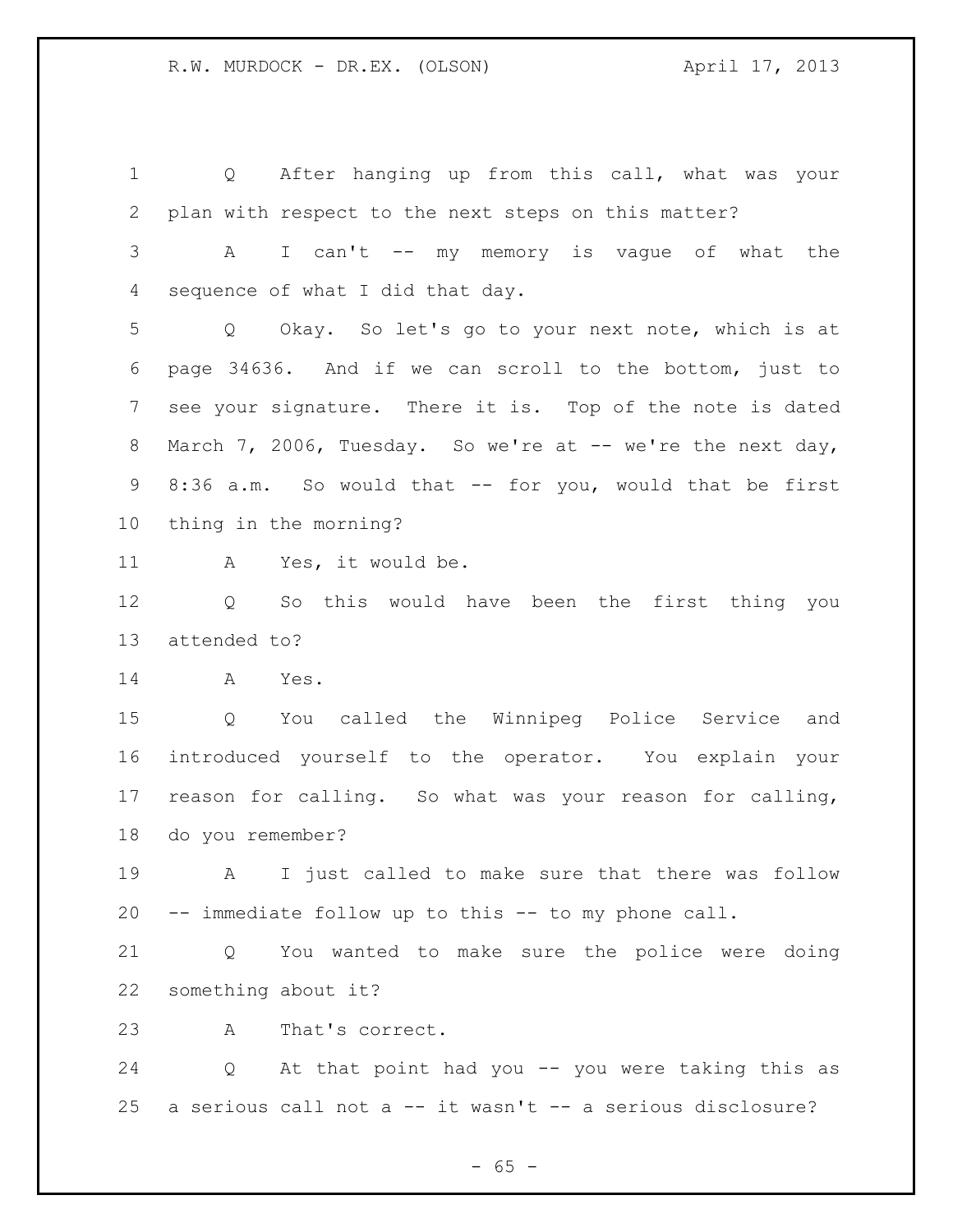Q After hanging up from this call, what was your plan with respect to the next steps on this matter?

A I can't -- my memory is vague of what the sequence of what I did that day.

Q Okay. So let's go to your next note, which is at page 34636. And if we can scroll to the bottom, just to see your signature. There it is. Top of the note is dated March 7, 2006, Tuesday. So we're at -- we're the next day, 8:36 a.m. So would that -- for you, would that be first thing in the morning?

A Yes, it would be.

Q So this would have been the first thing you attended to?

A Yes.

Q You called the Winnipeg Police Service and introduced yourself to the operator. You explain your reason for calling. So what was your reason for calling, do you remember?

A I just called to make sure that there was follow -- immediate follow up to this -- to my phone call.

Q You wanted to make sure the police were doing something about it?

A That's correct.

Q At that point had you -- you were taking this as a serious call not a -- it wasn't -- a serious disclosure?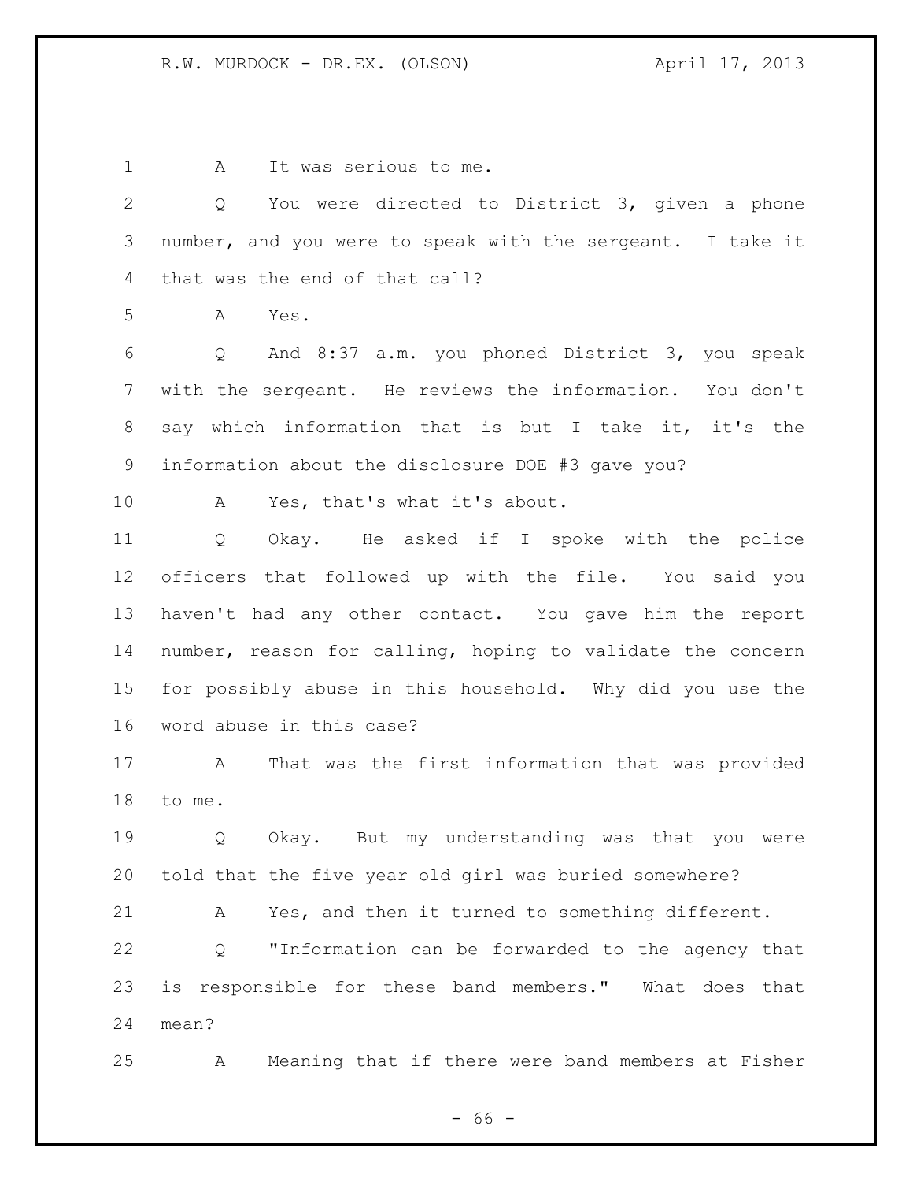A It was serious to me.

Q You were directed to District 3, given a phone number, and you were to speak with the sergeant. I take it that was the end of that call?

A Yes.

Q And 8:37 a.m. you phoned District 3, you speak with the sergeant. He reviews the information. You don't say which information that is but I take it, it's the information about the disclosure DOE #3 gave you?

A Yes, that's what it's about.

Q Okay. He asked if I spoke with the police officers that followed up with the file. You said you haven't had any other contact. You gave him the report number, reason for calling, hoping to validate the concern for possibly abuse in this household. Why did you use the word abuse in this case?

A That was the first information that was provided to me.

Q Okay. But my understanding was that you were told that the five year old girl was buried somewhere?

A Yes, and then it turned to something different.

Q "Information can be forwarded to the agency that is responsible for these band members." What does that mean?

A Meaning that if there were band members at Fisher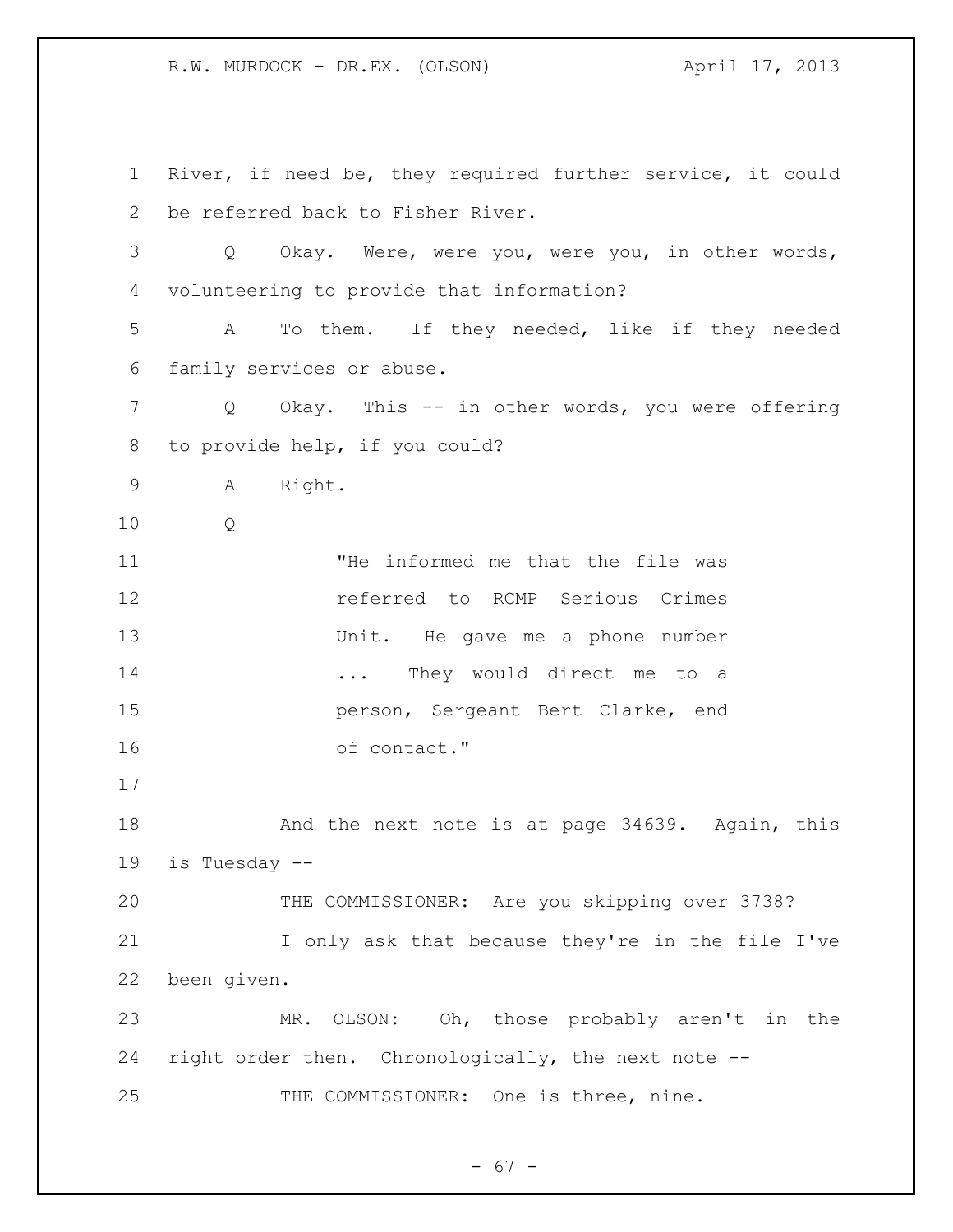River, if need be, they required further service, it could be referred back to Fisher River.

Q Okay. Were, were you, were you, in other words, volunteering to provide that information?

A To them. If they needed, like if they needed family services or abuse.

Q Okay. This -- in other words, you were offering to provide help, if you could?

A Right.

Q

> "He informed me that the file was referred to RCMP Serious Crimes Unit. He gave me a phone number ... They would direct me to a person, Sergeant Bert Clarke, end of contact."

And the next note is at page 34639. Again, this is Tuesday --

THE COMMISSIONER: Are you skipping over 3738?

I only ask that because they're in the file I've been given.

MR. OLSON: Oh, those probably aren't in the right order then. Chronologically, the next note --

THE COMMISSIONER: One is three, nine.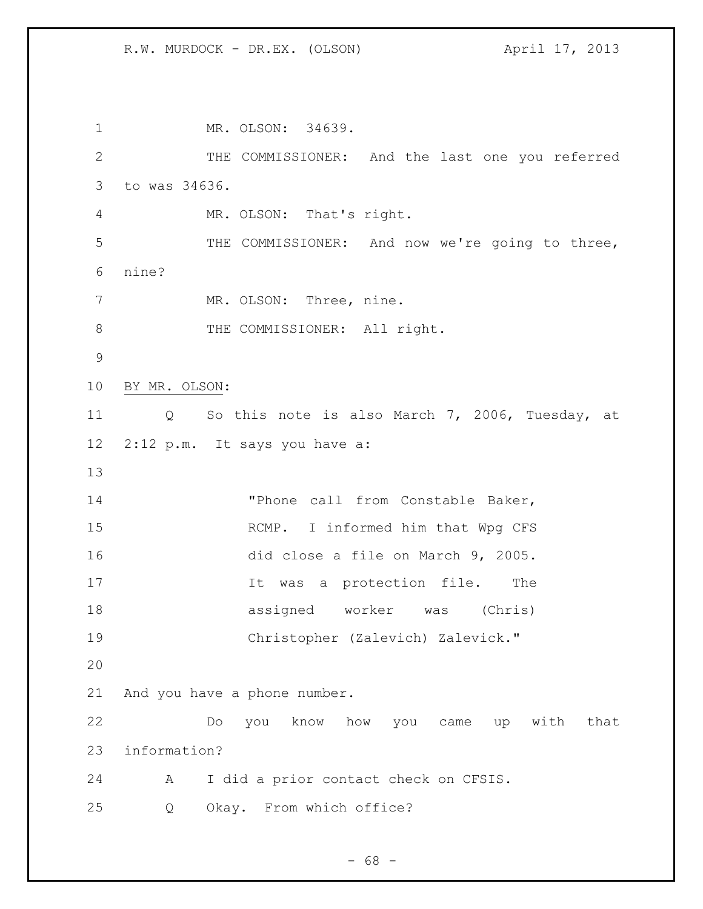MR. OLSON: 34639.

THE COMMISSIONER: And the last one you referred to was 34636.

MR. OLSON: That's right.

THE COMMISSIONER: And now we're going to three, nine?

MR. OLSON: Three, nine.

THE COMMISSIONER: All right.

BY MR. OLSON:

Q So this note is also March 7, 2006, Tuesday, at 2:12 p.m. It says you have a:

> "Phone call from Constable Baker, RCMP. I informed him that Wpg CFS did close a file on March 9, 2005. It was a protection file. The assigned worker was (Chris) Christopher (Zalevich) Zalevick."

And you have a phone number.

Do you know how you came up with that information?

A I did a prior contact check on CFSIS.

Q Okay. From which office?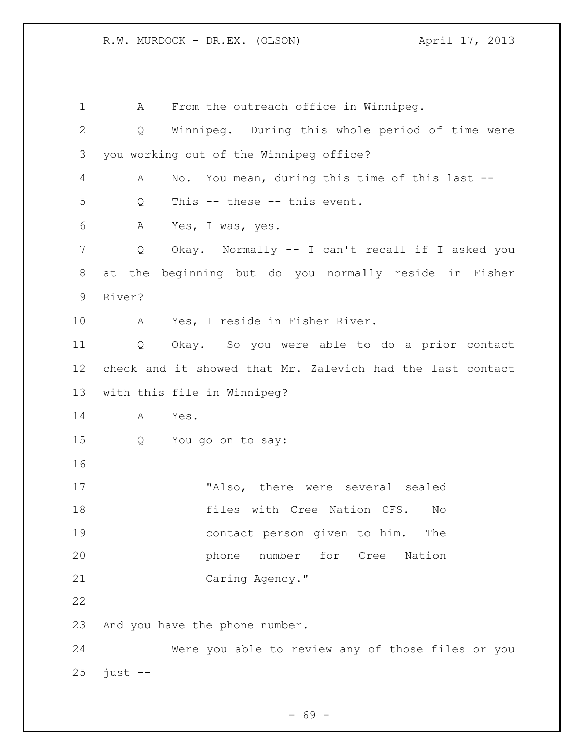A From the outreach office in Winnipeg.

Q Winnipeg. During this whole period of time were you working out of the Winnipeg office?

A No. You mean, during this time of this last --

Q This -- these -- this event.

A Yes, I was, yes.

Q Okay. Normally -- I can't recall if I asked you at the beginning but do you normally reside in Fisher River?

A Yes, I reside in Fisher River.

Q Okay. So you were able to do a prior contact check and it showed that Mr. Zalevich had the last contact with this file in Winnipeg?

A Yes.

Q You go on to say:

> "Also, there were several sealed files with Cree Nation CFS. No contact person given to him. The phone number for Cree Nation Caring Agency."

And you have the phone number.

Were you able to review any of those files or you just --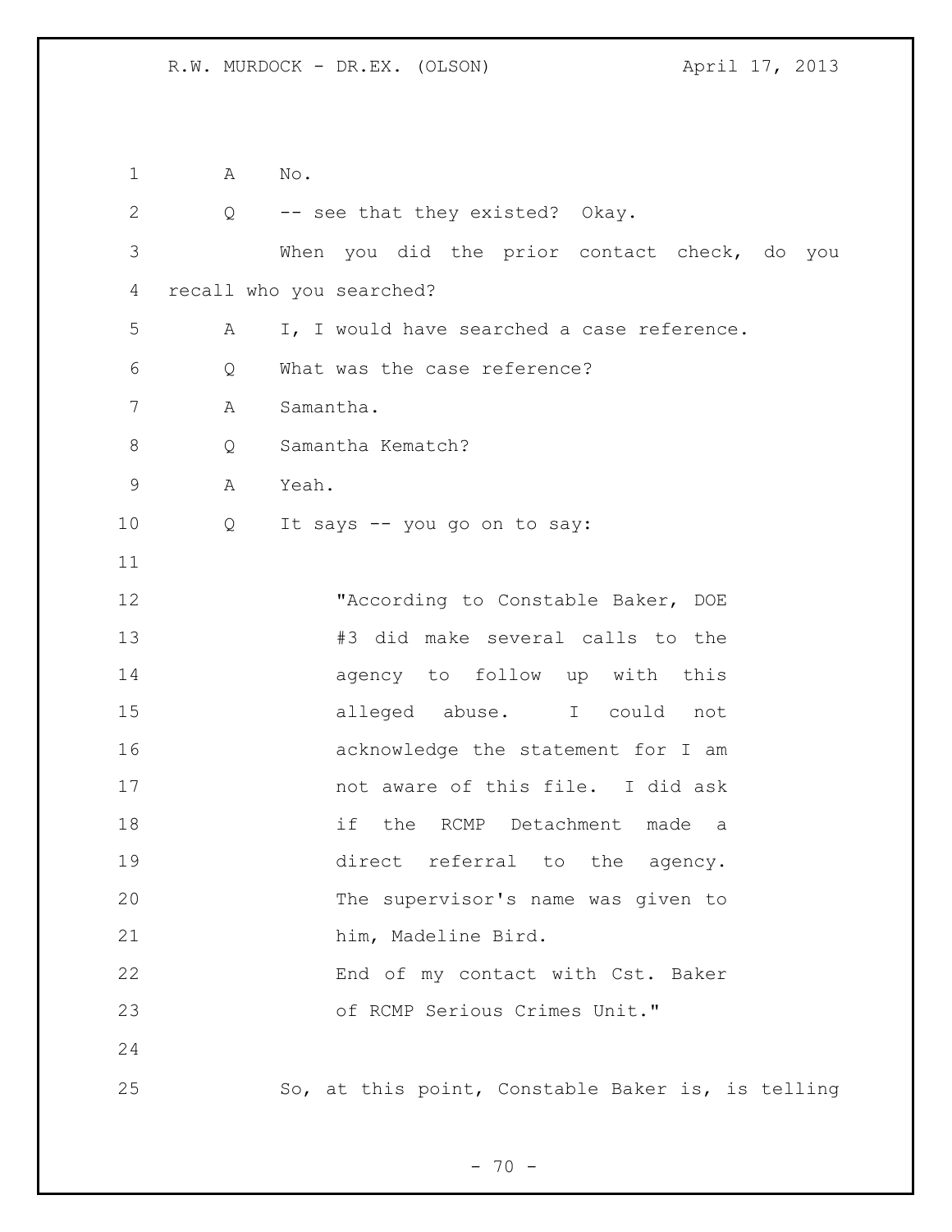A No.

Q -- see that they existed? Okay.

When you did the prior contact check, do you recall who you searched?

A I, I would have searched a case reference.

Q What was the case reference?

A Samantha.

Q Samantha Kematch?

A Yeah.

Q It says -- you go on to say:

> "According to Constable Baker, DOE #3 did make several calls to the agency to follow up with this alleged abuse. I could not acknowledge the statement for I am not aware of this file. I did ask if the RCMP Detachment made a direct referral to the agency. The supervisor's name was given to him, Madeline Bird.
> End of my contact with Cst. Baker of RCMP Serious Crimes Unit."

So, at this point, Constable Baker is, is telling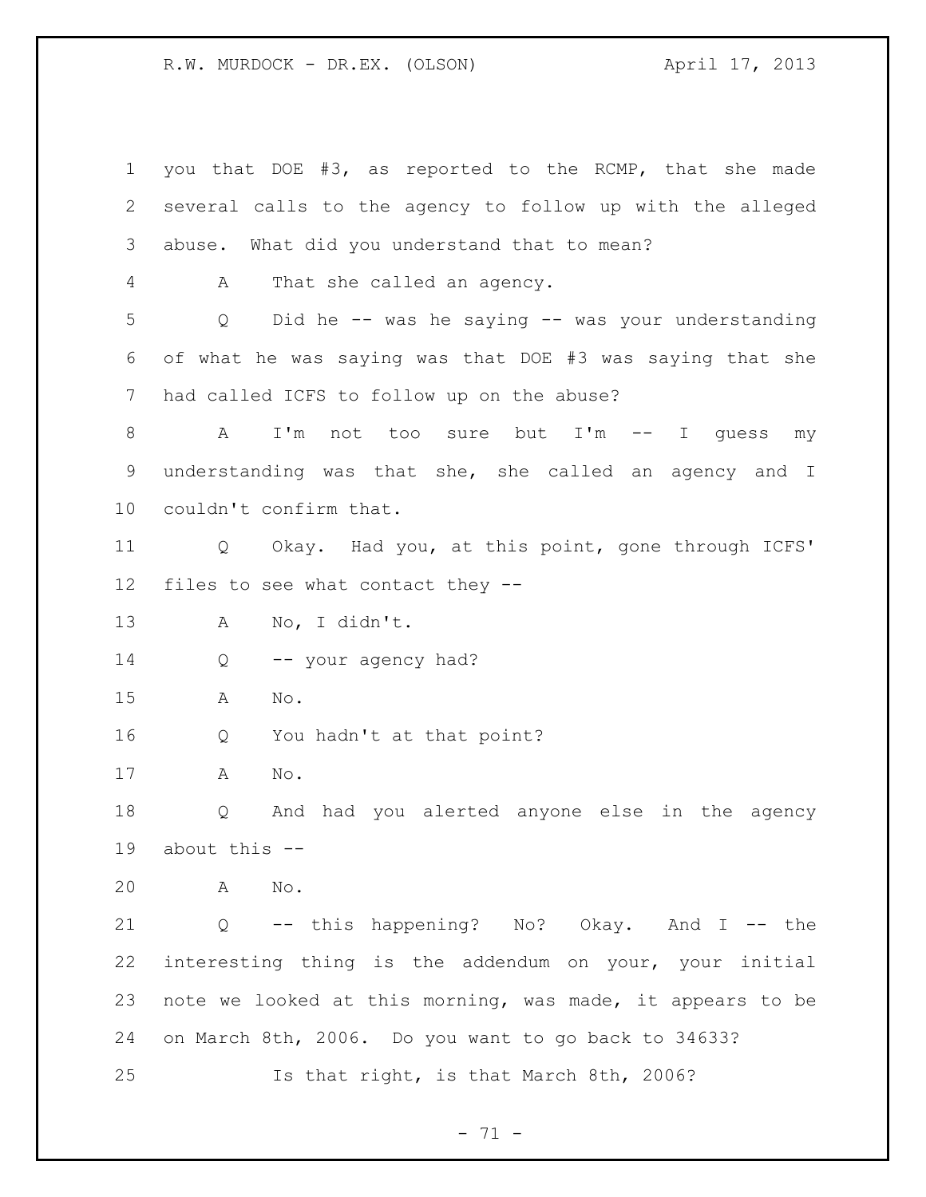1 you that DOE #3, as reported to the RCMP, that she made
2 several calls to the agency to follow up with the alleged
3 abuse. What did you understand that to mean?

4 A That she called an agency.

5 Q Did he -- was he saying -- was your understanding
6 of what he was saying was that DOE #3 was saying that she
7 had called ICFS to follow up on the abuse?

8 A I'm not too sure but I'm -- I guess my
9 understanding was that she, she called an agency and I
10 couldn't confirm that.

11 Q Okay. Had you, at this point, gone through ICFS'
12 files to see what contact they --

13 A No, I didn't.

14 Q -- your agency had?

15 A No.

16 Q You hadn't at that point?

17 A No.

18 Q And had you alerted anyone else in the agency
19 about this --

20 A No.

21 Q -- this happening? No? Okay. And I -- the
22 interesting thing is the addendum on your, your initial
23 note we looked at this morning, was made, it appears to be
24 on March 8th, 2006. Do you want to go back to 34633?

25 Is that right, is that March 8th, 2006?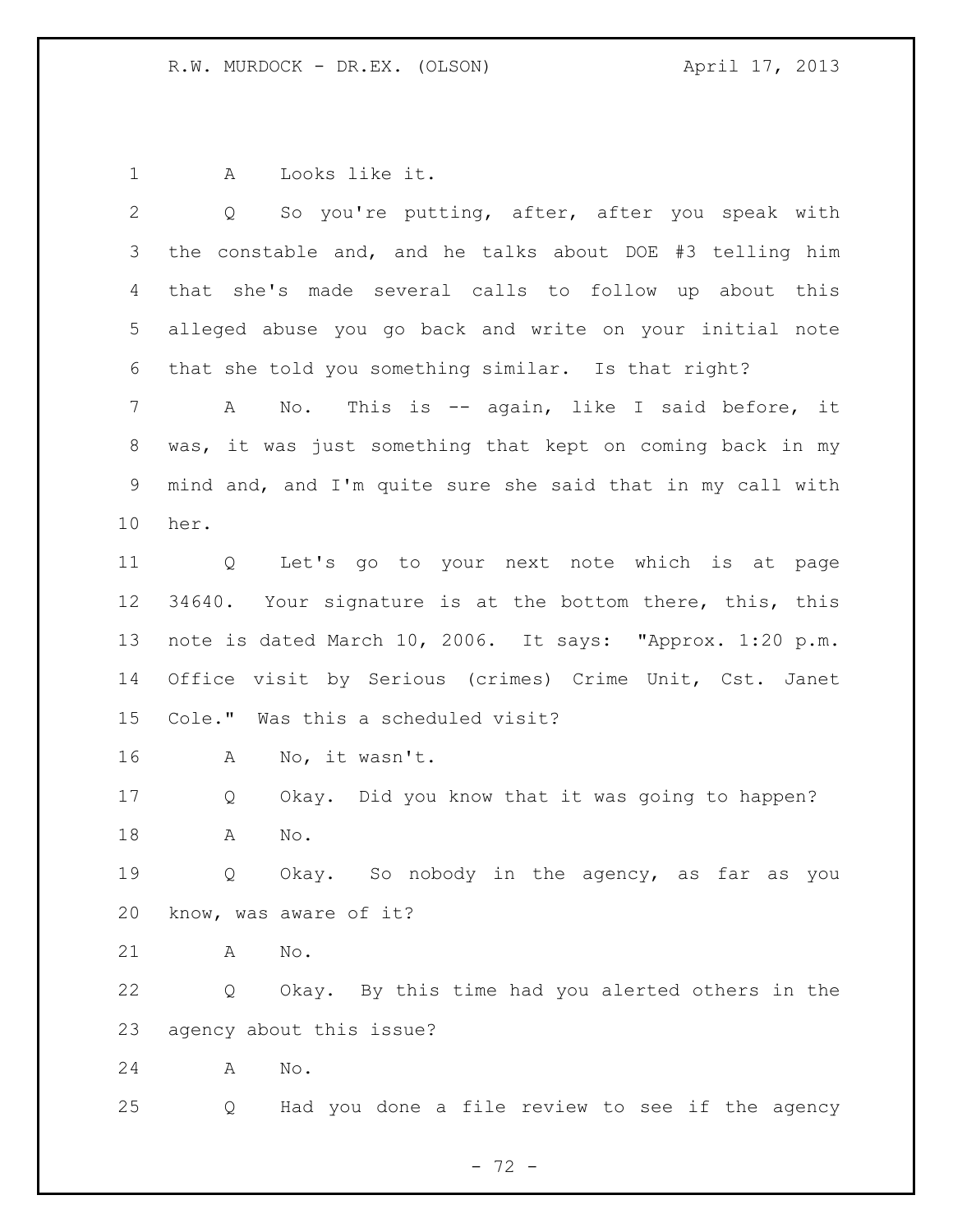1 A Looks like it.

2 Q So you're putting, after, after you speak with
3 the constable and, and he talks about DOE #3 telling him
4 that she's made several calls to follow up about this
5 alleged abuse you go back and write on your initial note
6 that she told you something similar. Is that right?

7 A No. This is -- again, like I said before, it
8 was, it was just something that kept on coming back in my
9 mind and, and I'm quite sure she said that in my call with
10 her.

11 Q Let's go to your next note which is at page
12 34640. Your signature is at the bottom there, this, this
13 note is dated March 10, 2006. It says: "Approx. 1:20 p.m.
14 Office visit by Serious (crimes) Crime Unit, Cst. Janet
15 Cole." Was this a scheduled visit?

16 A No, it wasn't.

17 Q Okay. Did you know that it was going to happen?

18 A No.

19 Q Okay. So nobody in the agency, as far as you
20 know, was aware of it?

21 A No.

22 Q Okay. By this time had you alerted others in the
23 agency about this issue?

24 A No.

25 Q Had you done a file review to see if the agency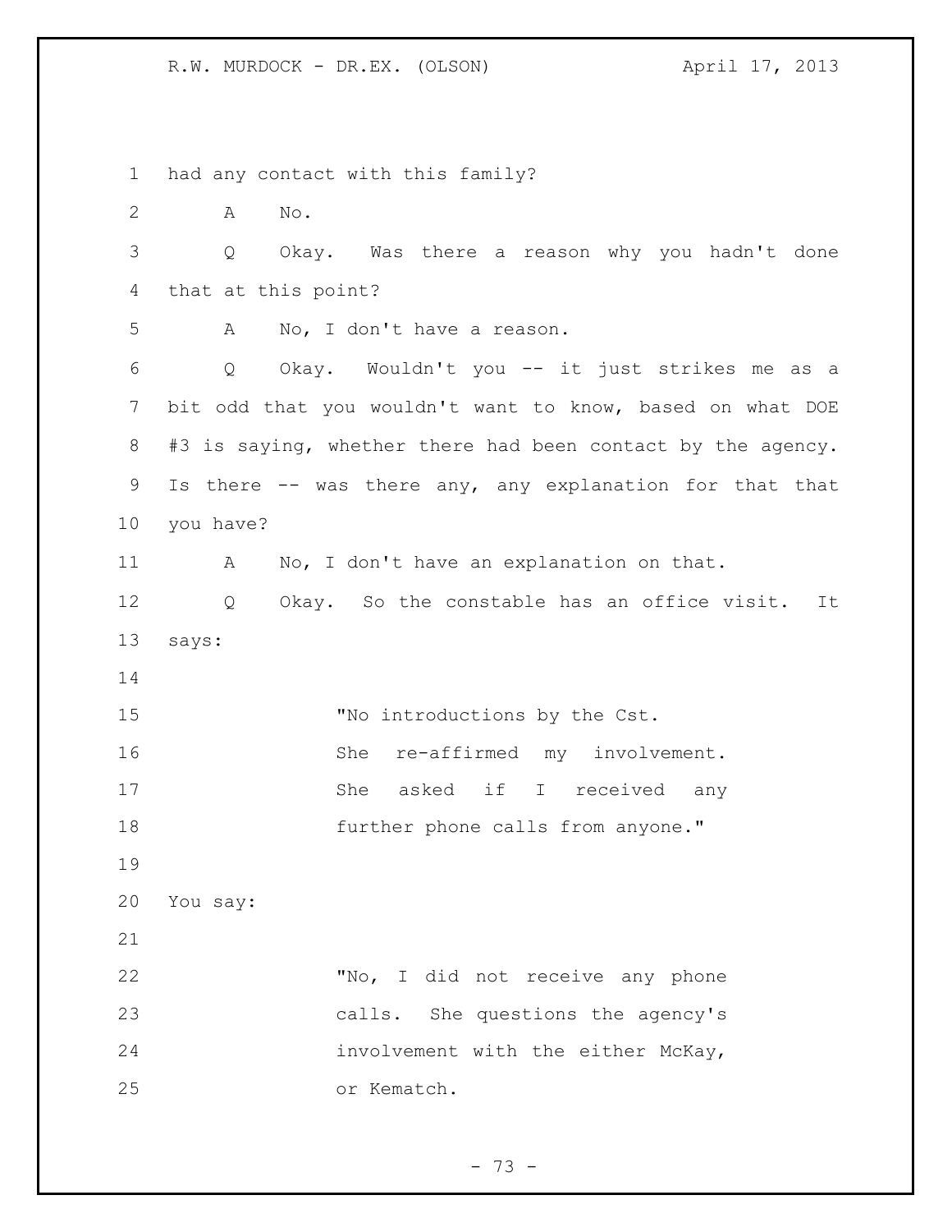had any contact with this family?

A No.

Q Okay. Was there a reason why you hadn't done that at this point?

A No, I don't have a reason.

Q Okay. Wouldn't you -- it just strikes me as a bit odd that you wouldn't want to know, based on what DOE #3 is saying, whether there had been contact by the agency. Is there -- was there any, any explanation for that that you have?

A No, I don't have an explanation on that.

Q Okay. So the constable has an office visit. It says:

> "No introductions by the Cst. She re-affirmed my involvement. She asked if I received any further phone calls from anyone."

You say:

> "No, I did not receive any phone calls. She questions the agency's involvement with the either McKay, or Kematch.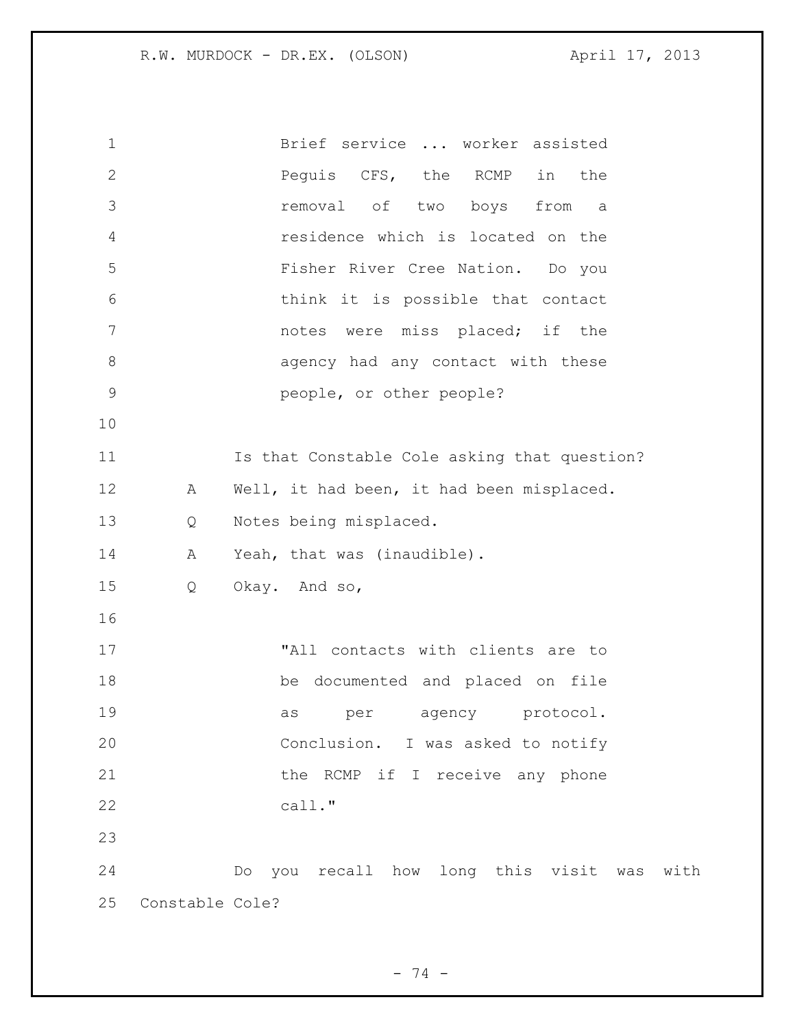Brief service ... worker assisted Peguis CFS, the RCMP in the removal of two boys from a residence which is located on the Fisher River Cree Nation. Do you think it is possible that contact notes were miss placed; if the agency had any contact with these people, or other people?

Is that Constable Cole asking that question?

A Well, it had been, it had been misplaced.

Q Notes being misplaced.

A Yeah, that was (inaudible).

Q Okay. And so,

"All contacts with clients are to be documented and placed on file as per agency protocol. Conclusion. I was asked to notify the RCMP if I receive any phone call."

Do you recall how long this visit was with Constable Cole?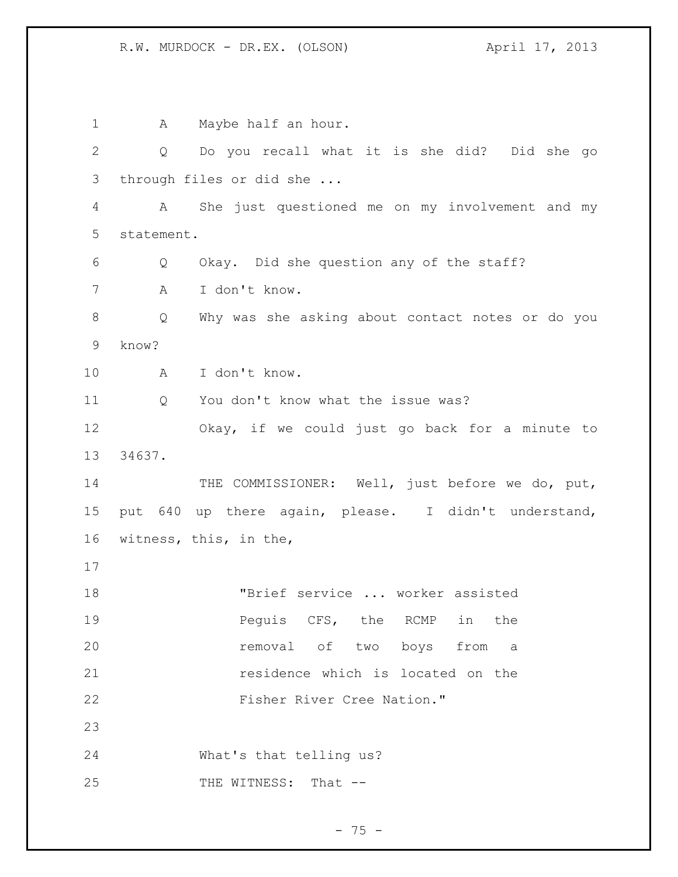A Maybe half an hour.

Q Do you recall what it is she did? Did she go through files or did she ...

A She just questioned me on my involvement and my statement.

Q Okay. Did she question any of the staff?

A I don't know.

Q Why was she asking about contact notes or do you know?

A I don't know.

Q You don't know what the issue was?

Okay, if we could just go back for a minute to 34637.

THE COMMISSIONER: Well, just before we do, put, put 640 up there again, please. I didn't understand, witness, this, in the,

> "Brief service ... worker assisted Peguis CFS, the RCMP in the removal of two boys from a residence which is located on the Fisher River Cree Nation."

What's that telling us?

THE WITNESS: That --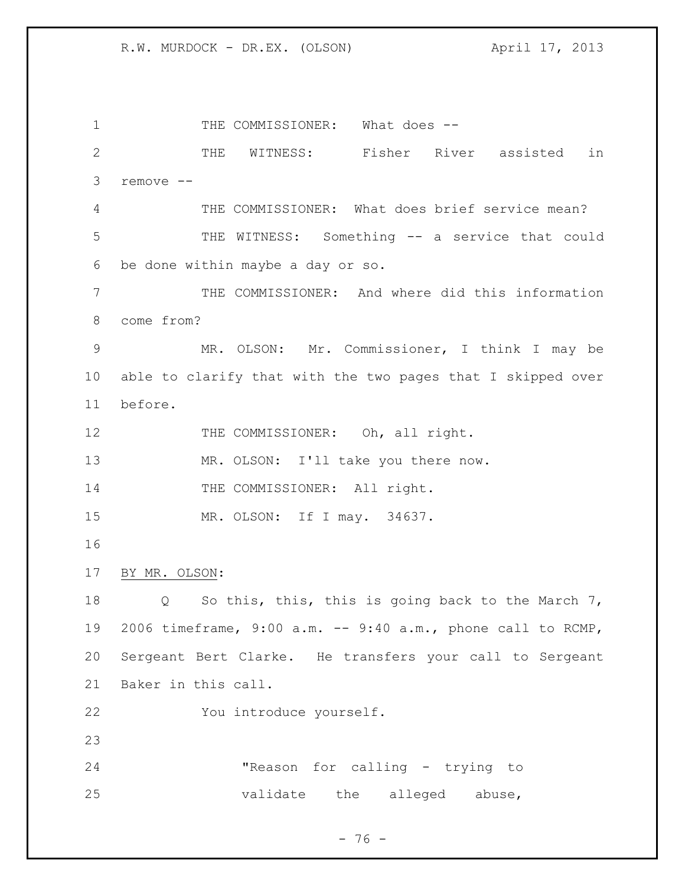THE COMMISSIONER: What does --

THE WITNESS: Fisher River assisted in remove --

THE COMMISSIONER: What does brief service mean?

THE WITNESS: Something -- a service that could be done within maybe a day or so.

THE COMMISSIONER: And where did this information come from?

MR. OLSON: Mr. Commissioner, I think I may be able to clarify that with the two pages that I skipped over before.

THE COMMISSIONER: Oh, all right.

MR. OLSON: I'll take you there now.

THE COMMISSIONER: All right.

MR. OLSON: If I may. 34637.

<u>BY MR. OLSON</u>:

Q So this, this, this is going back to the March 7, 2006 timeframe, 9:00 a.m. -- 9:40 a.m., phone call to RCMP, Sergeant Bert Clarke. He transfers your call to Sergeant Baker in this call.

You introduce yourself.

> "Reason for calling - trying to validate the alleged abuse,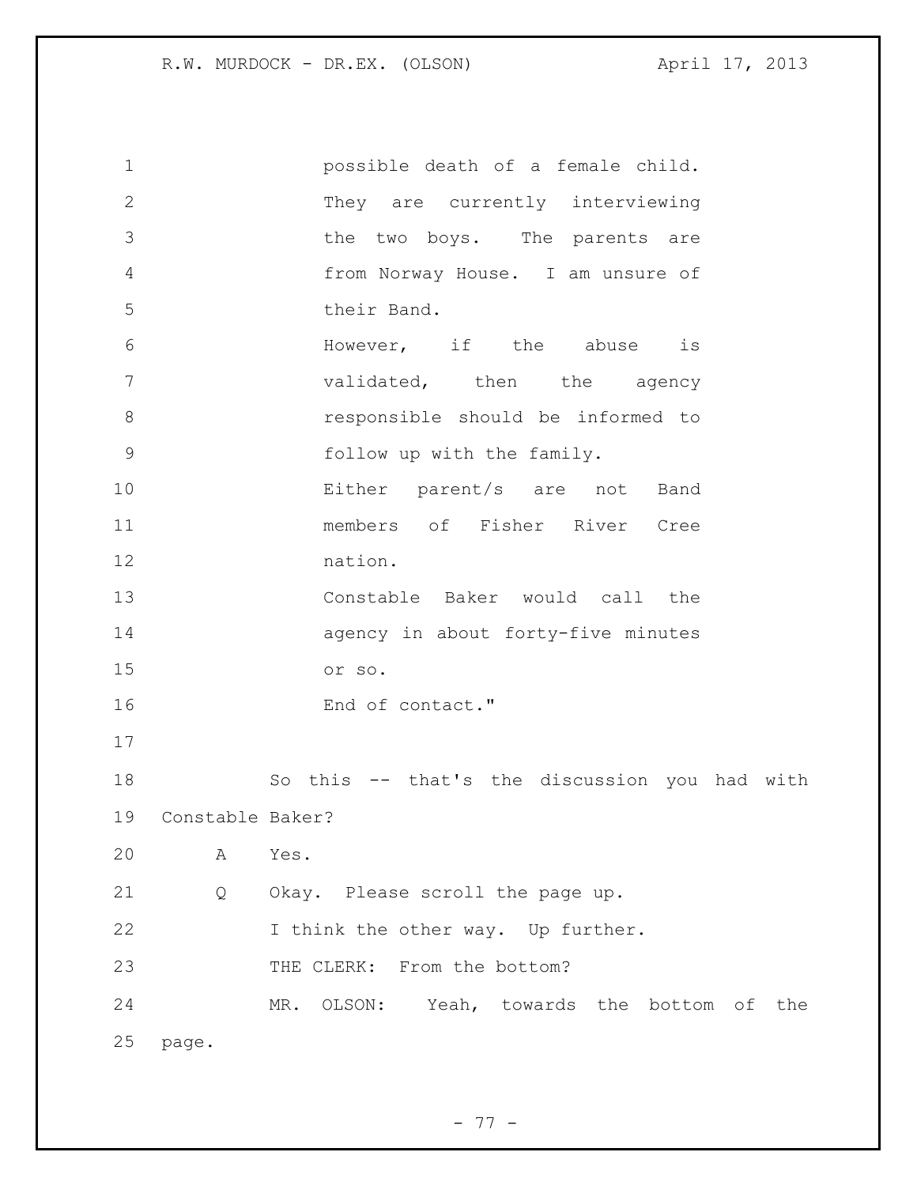possible death of a female child. They are currently interviewing the two boys. The parents are from Norway House. I am unsure of their Band.

However, if the abuse is validated, then the agency responsible should be informed to follow up with the family.

Either parent/s are not Band members of Fisher River Cree nation.

Constable Baker would call the agency in about forty-five minutes or so.

End of contact."

So this -- that's the discussion you had with Constable Baker?

A Yes.

Q Okay. Please scroll the page up.

I think the other way. Up further.

THE CLERK: From the bottom?

MR. OLSON: Yeah, towards the bottom of the page.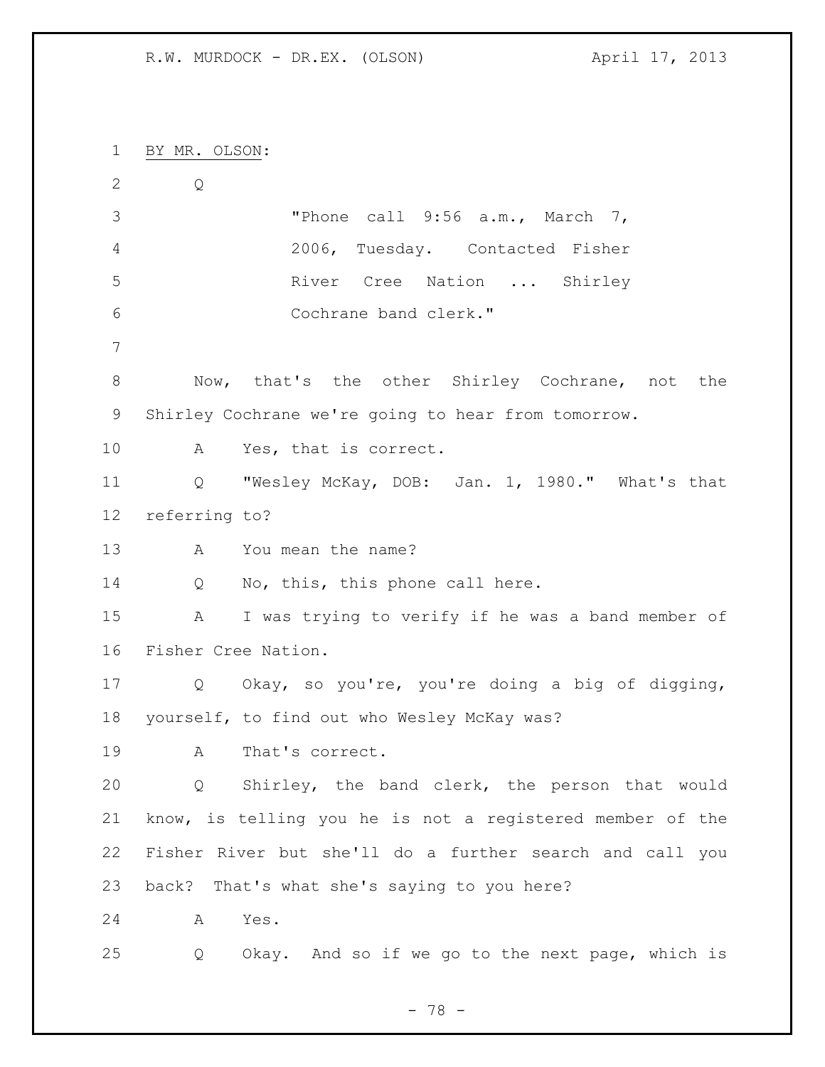BY MR. OLSON:

Q

> "Phone call 9:56 a.m., March 7, 2006, Tuesday. Contacted Fisher River Cree Nation ... Shirley Cochrane band clerk."

Now, that's the other Shirley Cochrane, not the Shirley Cochrane we're going to hear from tomorrow.

A Yes, that is correct.

Q "Wesley McKay, DOB: Jan. 1, 1980." What's that referring to?

A You mean the name?

Q No, this, this phone call here.

A I was trying to verify if he was a band member of Fisher Cree Nation.

Q Okay, so you're, you're doing a big of digging, yourself, to find out who Wesley McKay was?

A That's correct.

Q Shirley, the band clerk, the person that would know, is telling you he is not a registered member of the Fisher River but she'll do a further search and call you back? That's what she's saying to you here?

A Yes.

Q Okay. And so if we go to the next page, which is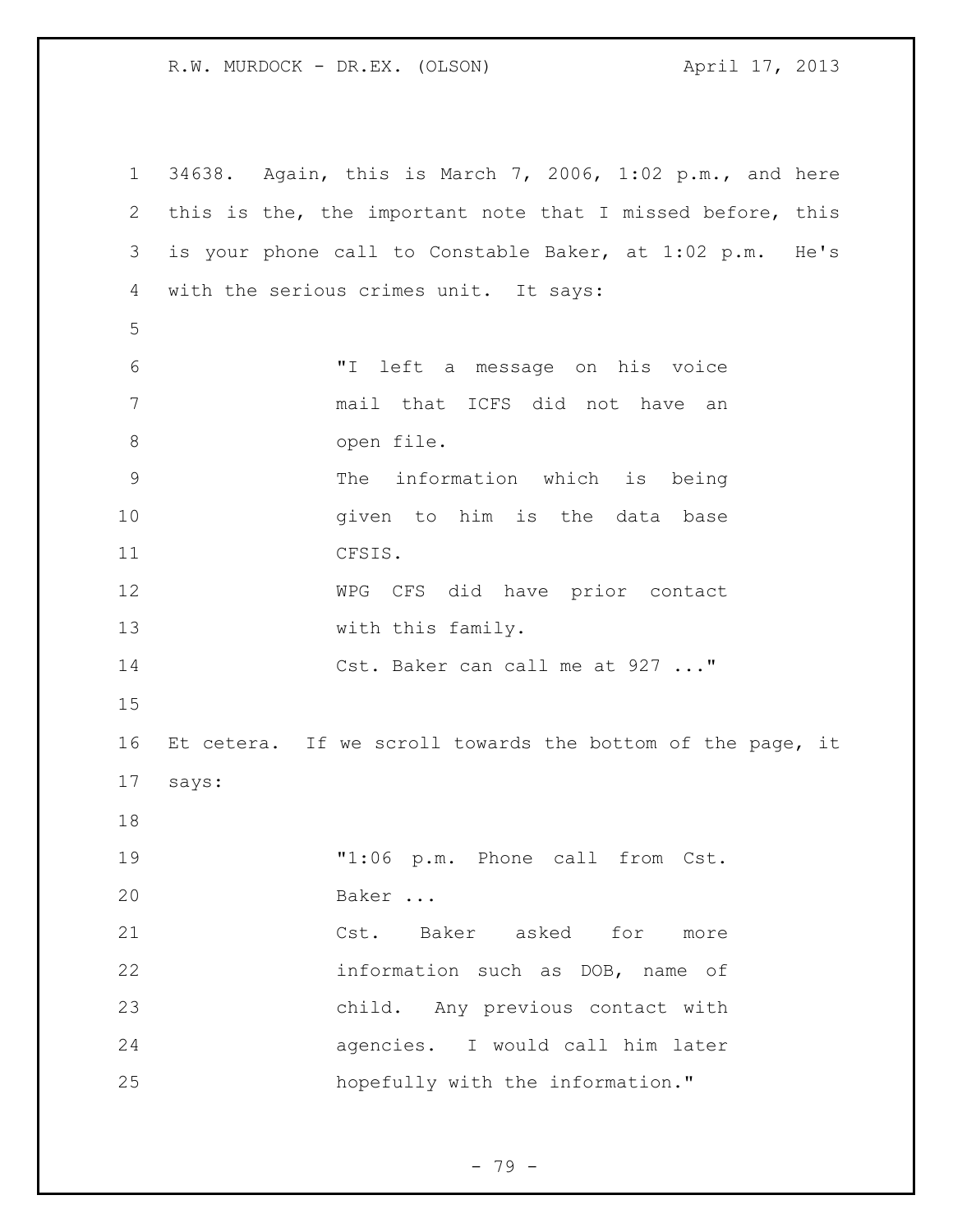34638. Again, this is March 7, 2006, 1:02 p.m., and here this is the, the important note that I missed before, this is your phone call to Constable Baker, at 1:02 p.m. He's with the serious crimes unit. It says:

> "I left a message on his voice mail that ICFS did not have an open file.
> The information which is being given to him is the data base CFSIS.
> WPG CFS did have prior contact with this family.
> Cst. Baker can call me at 927 ..."

Et cetera. If we scroll towards the bottom of the page, it says:

> "1:06 p.m. Phone call from Cst. Baker ...
> Cst. Baker asked for more information such as DOB, name of child. Any previous contact with agencies. I would call him later hopefully with the information."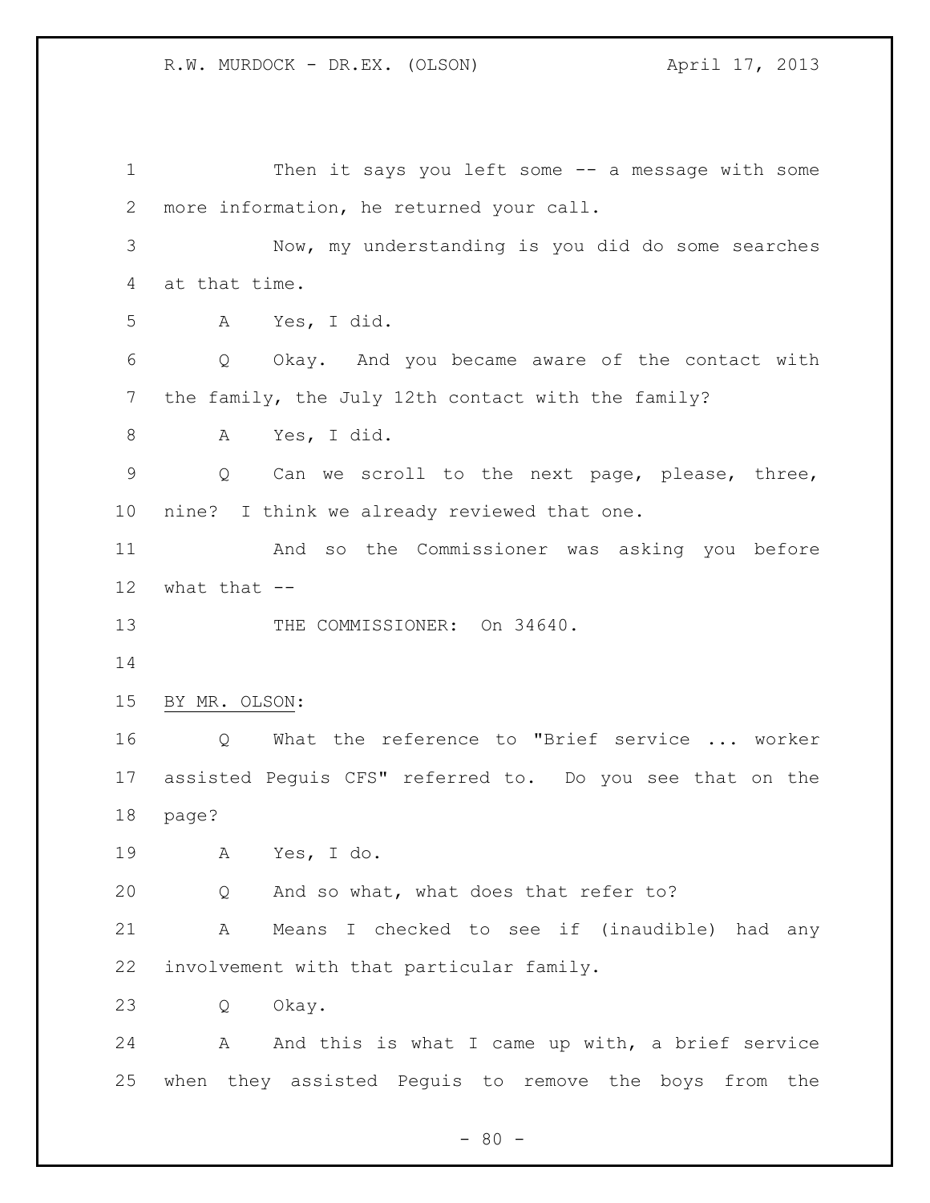Then it says you left some -- a message with some more information, he returned your call.

Now, my understanding is you did do some searches at that time.

A Yes, I did.

Q Okay. And you became aware of the contact with the family, the July 12th contact with the family?

A Yes, I did.

Q Can we scroll to the next page, please, three, nine? I think we already reviewed that one.

And so the Commissioner was asking you before what that --

THE COMMISSIONER: On 34640.

BY MR. OLSON:

Q What the reference to "Brief service ... worker assisted Peguis CFS" referred to. Do you see that on the page?

A Yes, I do.

Q And so what, what does that refer to?

A Means I checked to see if (inaudible) had any involvement with that particular family.

Q Okay.

A And this is what I came up with, a brief service when they assisted Peguis to remove the boys from the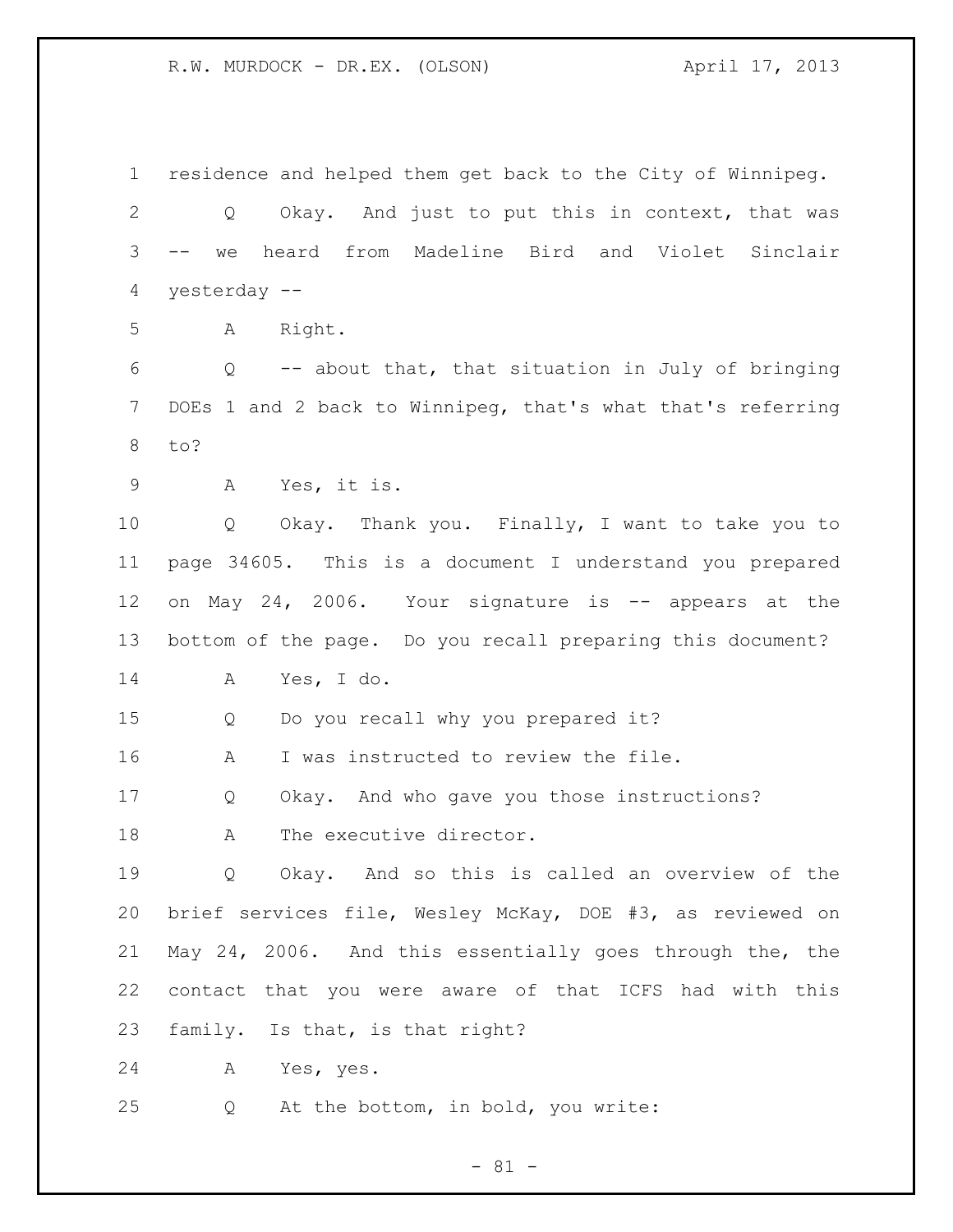residence and helped them get back to the City of Winnipeg.

Q Okay. And just to put this in context, that was -- we heard from Madeline Bird and Violet Sinclair yesterday --

A Right.

Q -- about that, that situation in July of bringing DOEs 1 and 2 back to Winnipeg, that's what that's referring to?

A Yes, it is.

Q Okay. Thank you. Finally, I want to take you to page 34605. This is a document I understand you prepared on May 24, 2006. Your signature is -- appears at the bottom of the page. Do you recall preparing this document?

A Yes, I do.

Q Do you recall why you prepared it?

A I was instructed to review the file.

Q Okay. And who gave you those instructions?

A The executive director.

Q Okay. And so this is called an overview of the brief services file, Wesley McKay, DOE #3, as reviewed on May 24, 2006. And this essentially goes through the, the contact that you were aware of that ICFS had with this family. Is that, is that right?

A Yes, yes.

Q At the bottom, in bold, you write: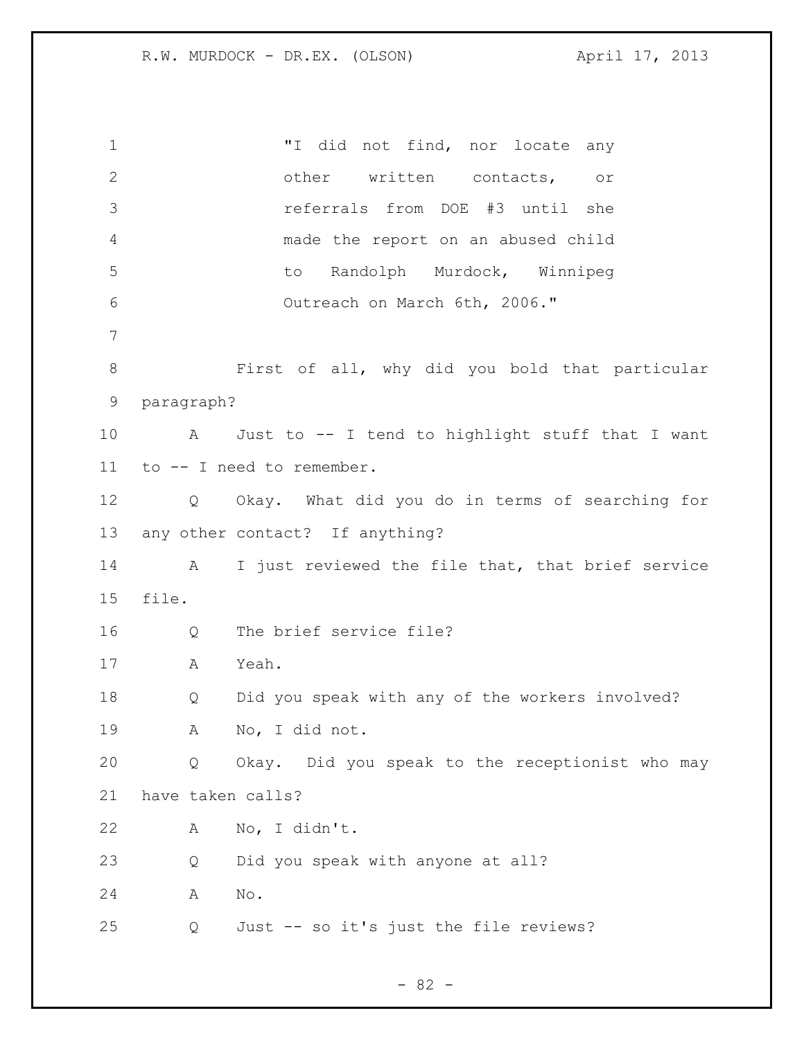> "I did not find, nor locate any other written contacts, or referrals from DOE #3 until she made the report on an abused child to Randolph Murdock, Winnipeg Outreach on March 6th, 2006."

First of all, why did you bold that particular paragraph?

A Just to -- I tend to highlight stuff that I want to -- I need to remember.

Q Okay. What did you do in terms of searching for any other contact? If anything?

A I just reviewed the file that, that brief service file.

Q The brief service file?

A Yeah.

Q Did you speak with any of the workers involved?

A No, I did not.

Q Okay. Did you speak to the receptionist who may have taken calls?

A No, I didn't.

Q Did you speak with anyone at all?

A No.

Q Just -- so it's just the file reviews?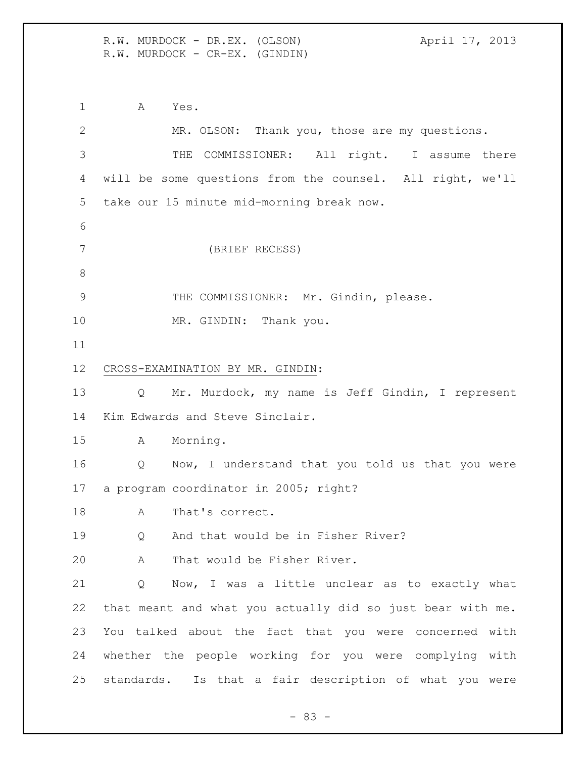A Yes.

MR. OLSON: Thank you, those are my questions.

THE COMMISSIONER: All right. I assume there will be some questions from the counsel. All right, we'll take our 15 minute mid-morning break now.

(BRIEF RECESS)

THE COMMISSIONER: Mr. Gindin, please.

MR. GINDIN: Thank you.

CROSS-EXAMINATION BY MR. GINDIN:

Q Mr. Murdock, my name is Jeff Gindin, I represent Kim Edwards and Steve Sinclair.

A Morning.

Q Now, I understand that you told us that you were a program coordinator in 2005; right?

A That's correct.

Q And that would be in Fisher River?

A That would be Fisher River.

Q Now, I was a little unclear as to exactly what that meant and what you actually did so just bear with me. You talked about the fact that you were concerned with whether the people working for you were complying with standards. Is that a fair description of what you were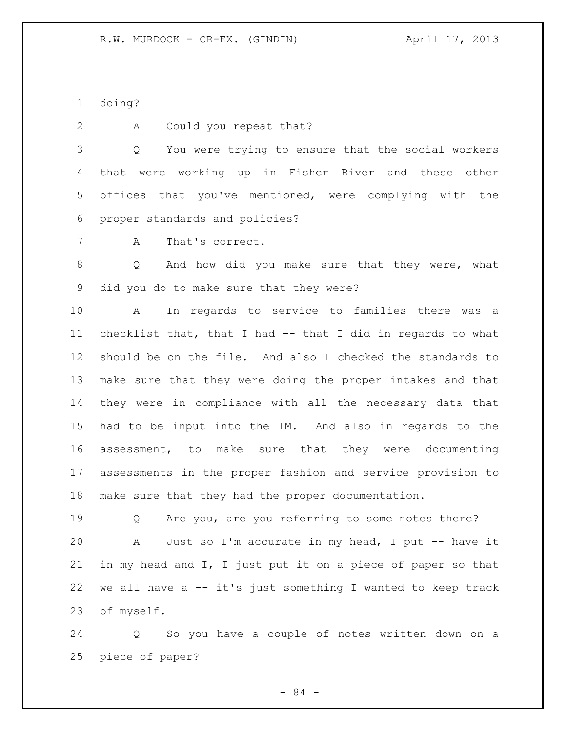doing?

A Could you repeat that?

Q You were trying to ensure that the social workers that were working up in Fisher River and these other offices that you've mentioned, were complying with the proper standards and policies?

A That's correct.

Q And how did you make sure that they were, what did you do to make sure that they were?

A In regards to service to families there was a checklist that, that I had -- that I did in regards to what should be on the file. And also I checked the standards to make sure that they were doing the proper intakes and that they were in compliance with all the necessary data that had to be input into the IM. And also in regards to the assessment, to make sure that they were documenting assessments in the proper fashion and service provision to make sure that they had the proper documentation.

Q Are you, are you referring to some notes there?

A Just so I'm accurate in my head, I put -- have it in my head and I, I just put it on a piece of paper so that we all have a -- it's just something I wanted to keep track of myself.

Q So you have a couple of notes written down on a piece of paper?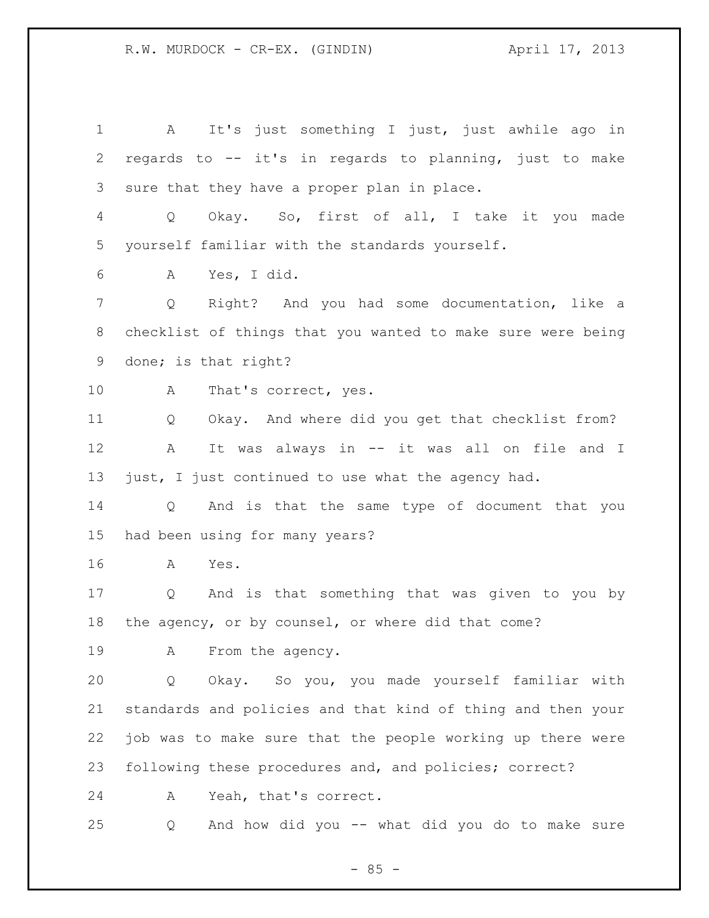1 A It's just something I just, just awhile ago in
2 regards to -- it's in regards to planning, just to make
3 sure that they have a proper plan in place.

4 Q Okay. So, first of all, I take it you made
5 yourself familiar with the standards yourself.

6 A Yes, I did.

7 Q Right? And you had some documentation, like a
8 checklist of things that you wanted to make sure were being
9 done; is that right?

10 A That's correct, yes.

11 Q Okay. And where did you get that checklist from?

12 A It was always in -- it was all on file and I
13 just, I just continued to use what the agency had.

14 Q And is that the same type of document that you
15 had been using for many years?

16 A Yes.

17 Q And is that something that was given to you by
18 the agency, or by counsel, or where did that come?

19 A From the agency.

20 Q Okay. So you, you made yourself familiar with
21 standards and policies and that kind of thing and then your
22 job was to make sure that the people working up there were
23 following these procedures and, and policies; correct?

24 A Yeah, that's correct.

25 Q And how did you -- what did you do to make sure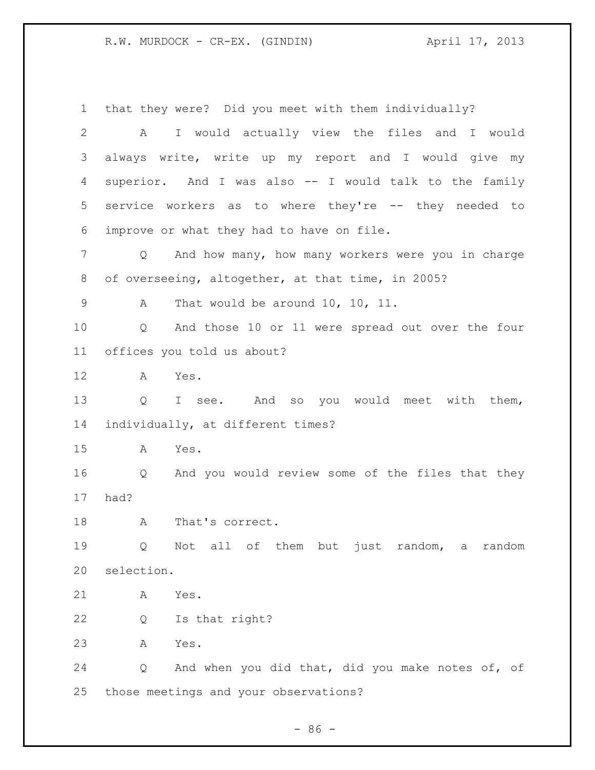1 that they were? Did you meet with them individually?

2 A I would actually view the files and I would

3 always write, write up my report and I would give my

4 superior. And I was also -- I would talk to the family

5 service workers as to where they're -- they needed to

6 improve or what they had to have on file.

7 Q And how many, how many workers were you in charge

8 of overseeing, altogether, at that time, in 2005?

9 A That would be around 10, 10, 11.

10 Q And those 10 or 11 were spread out over the four

11 offices you told us about?

12 A Yes.

13 Q I see. And so you would meet with them,

14 individually, at different times?

15 A Yes.

16 Q And you would review some of the files that they

17 had?

18 A That's correct.

19 Q Not all of them but just random, a random

20 selection.

21 A Yes.

22 Q Is that right?

23 A Yes.

24 Q And when you did that, did you make notes of, of

25 those meetings and your observations?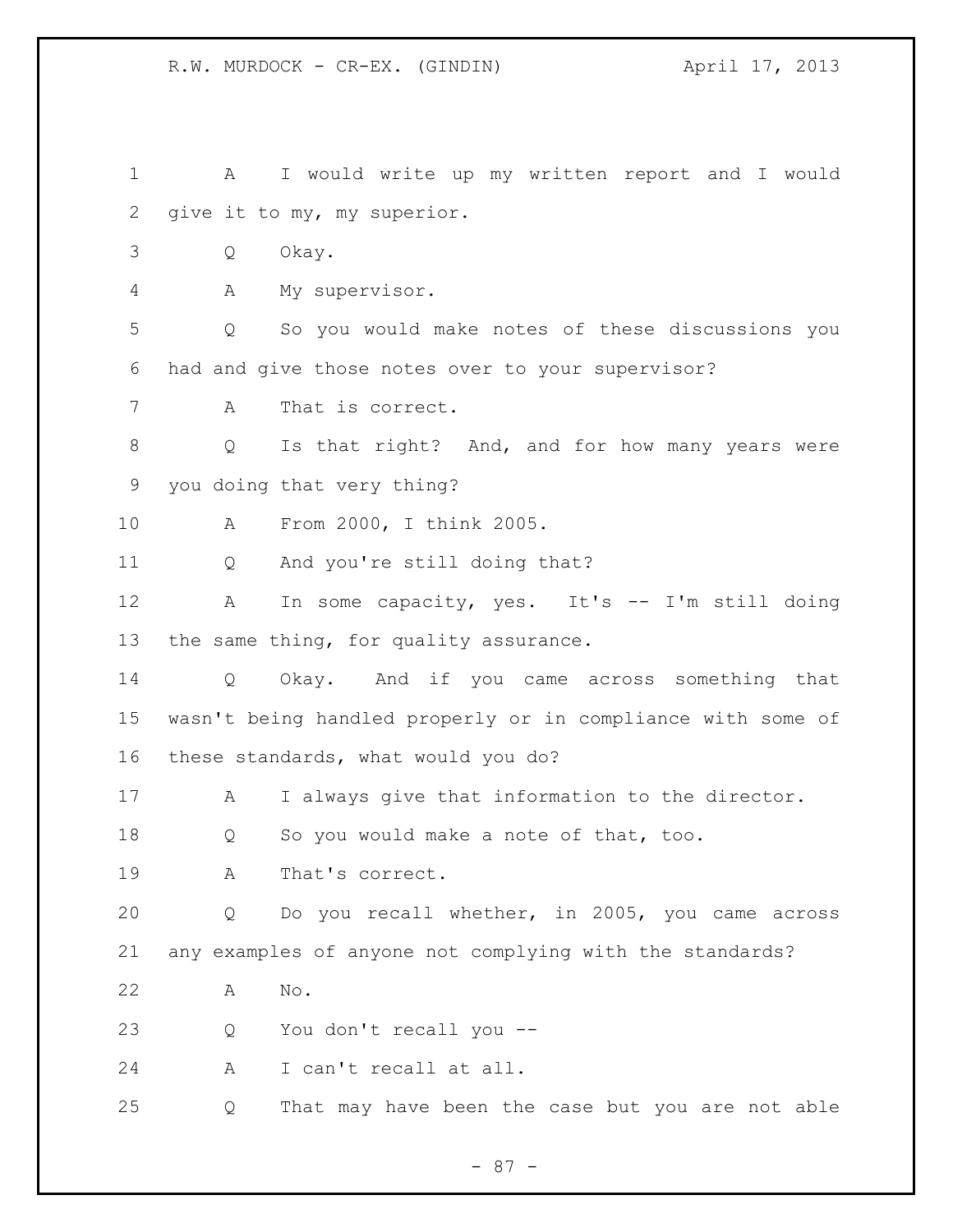1 A I would write up my written report and I would
2 give it to my, my superior.
3 Q Okay.
4 A My supervisor.
5 Q So you would make notes of these discussions you
6 had and give those notes over to your supervisor?
7 A That is correct.
8 Q Is that right? And, and for how many years were
9 you doing that very thing?
10 A From 2000, I think 2005.
11 Q And you're still doing that?
12 A In some capacity, yes. It's -- I'm still doing
13 the same thing, for quality assurance.
14 Q Okay. And if you came across something that
15 wasn't being handled properly or in compliance with some of
16 these standards, what would you do?
17 A I always give that information to the director.
18 Q So you would make a note of that, too.
19 A That's correct.
20 Q Do you recall whether, in 2005, you came across
21 any examples of anyone not complying with the standards?
22 A No.
23 Q You don't recall you --
24 A I can't recall at all.
25 Q That may have been the case but you are not able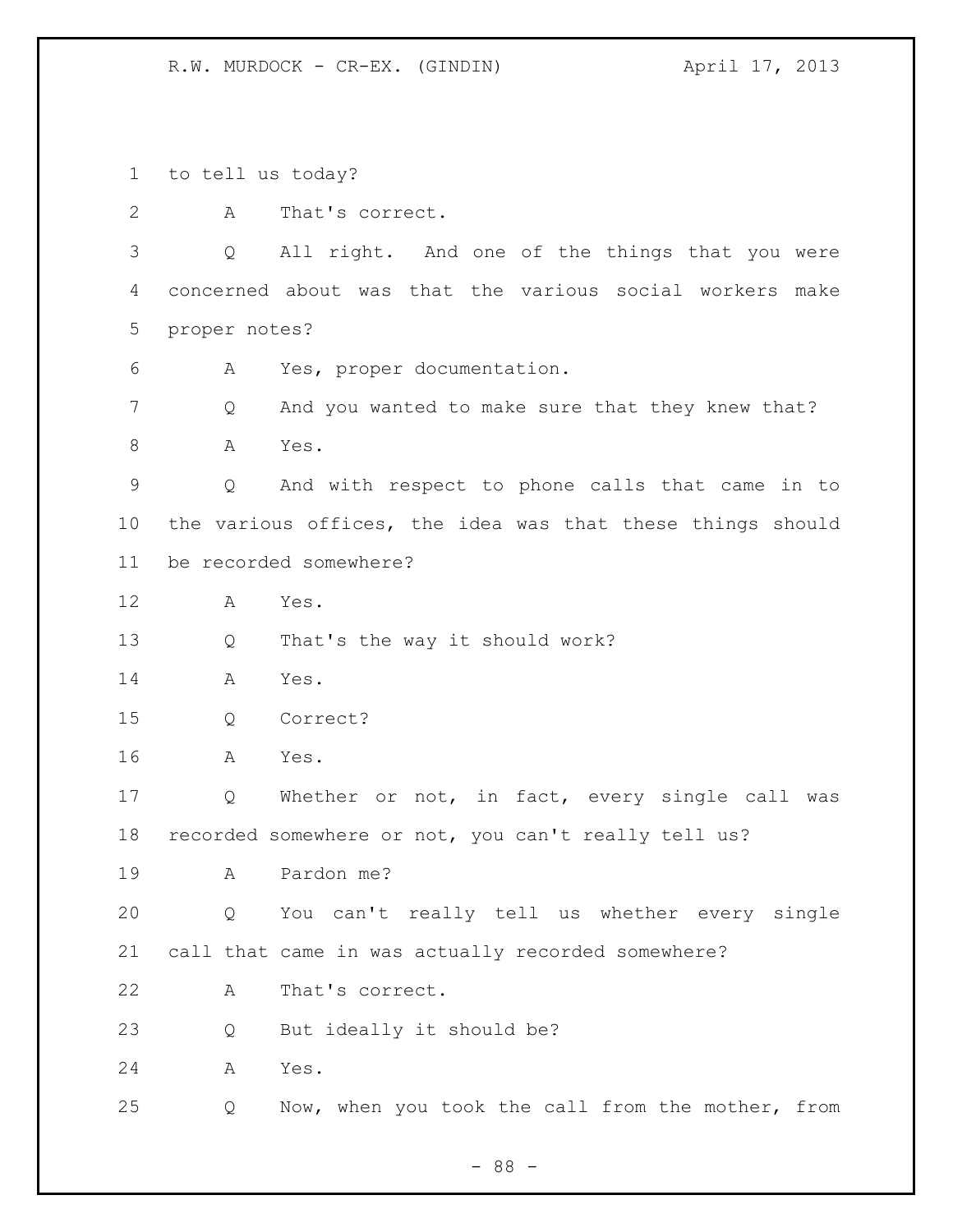to tell us today?

A That's correct.

Q All right. And one of the things that you were concerned about was that the various social workers make proper notes?

A Yes, proper documentation.

Q And you wanted to make sure that they knew that?

A Yes.

Q And with respect to phone calls that came in to the various offices, the idea was that these things should be recorded somewhere?

A Yes.

Q That's the way it should work?

A Yes.

Q Correct?

A Yes.

Q Whether or not, in fact, every single call was recorded somewhere or not, you can't really tell us?

A Pardon me?

Q You can't really tell us whether every single call that came in was actually recorded somewhere?

A That's correct.

Q But ideally it should be?

A Yes.

Q Now, when you took the call from the mother, from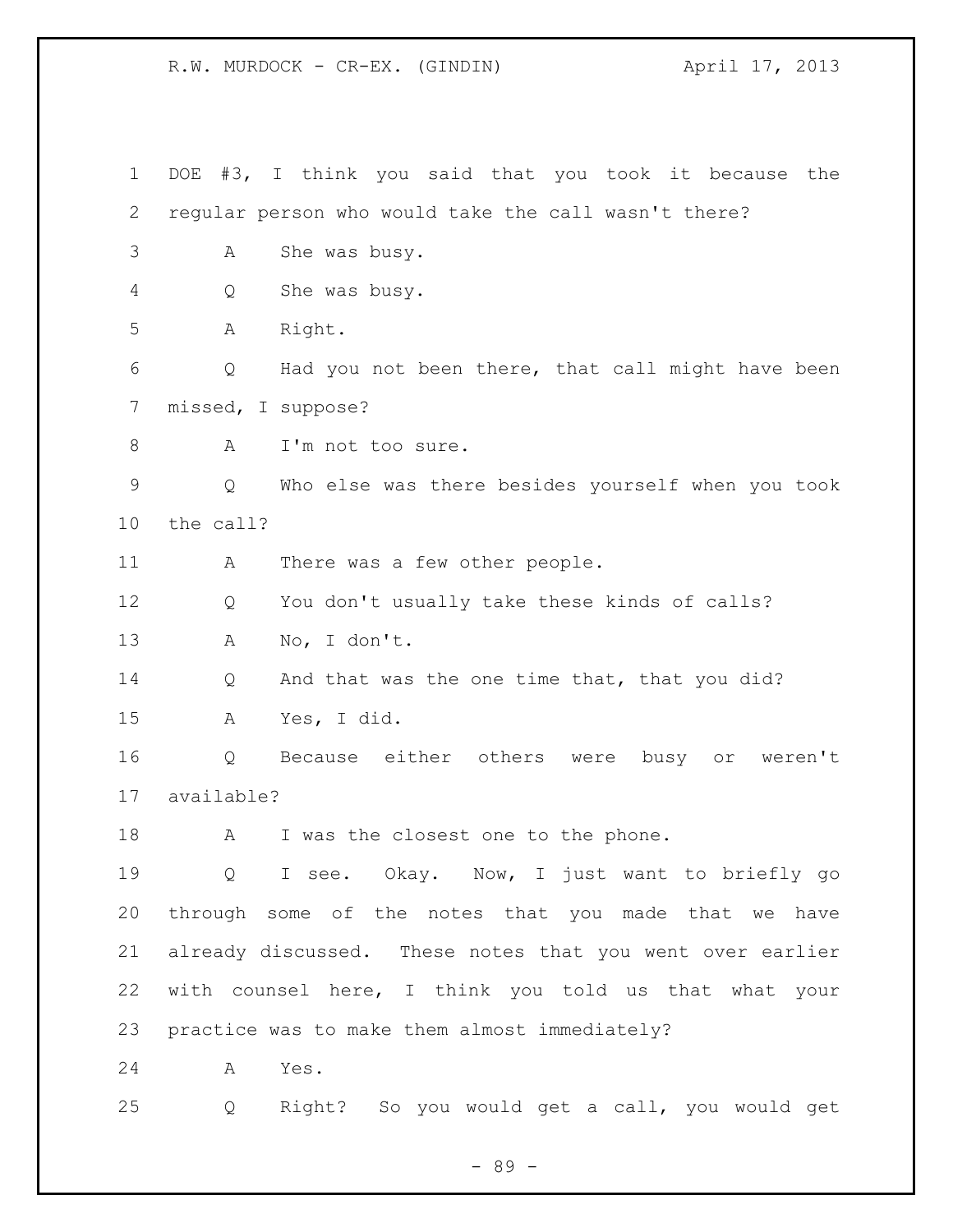DOE #3, I think you said that you took it because the regular person who would take the call wasn't there?

A She was busy.

Q She was busy.

A Right.

Q Had you not been there, that call might have been missed, I suppose?

A I'm not too sure.

Q Who else was there besides yourself when you took the call?

A There was a few other people.

Q You don't usually take these kinds of calls?

A No, I don't.

Q And that was the one time that, that you did?

A Yes, I did.

Q Because either others were busy or weren't available?

A I was the closest one to the phone.

Q I see. Okay. Now, I just want to briefly go through some of the notes that you made that we have already discussed. These notes that you went over earlier with counsel here, I think you told us that what your practice was to make them almost immediately?

A Yes.

Q Right? So you would get a call, you would get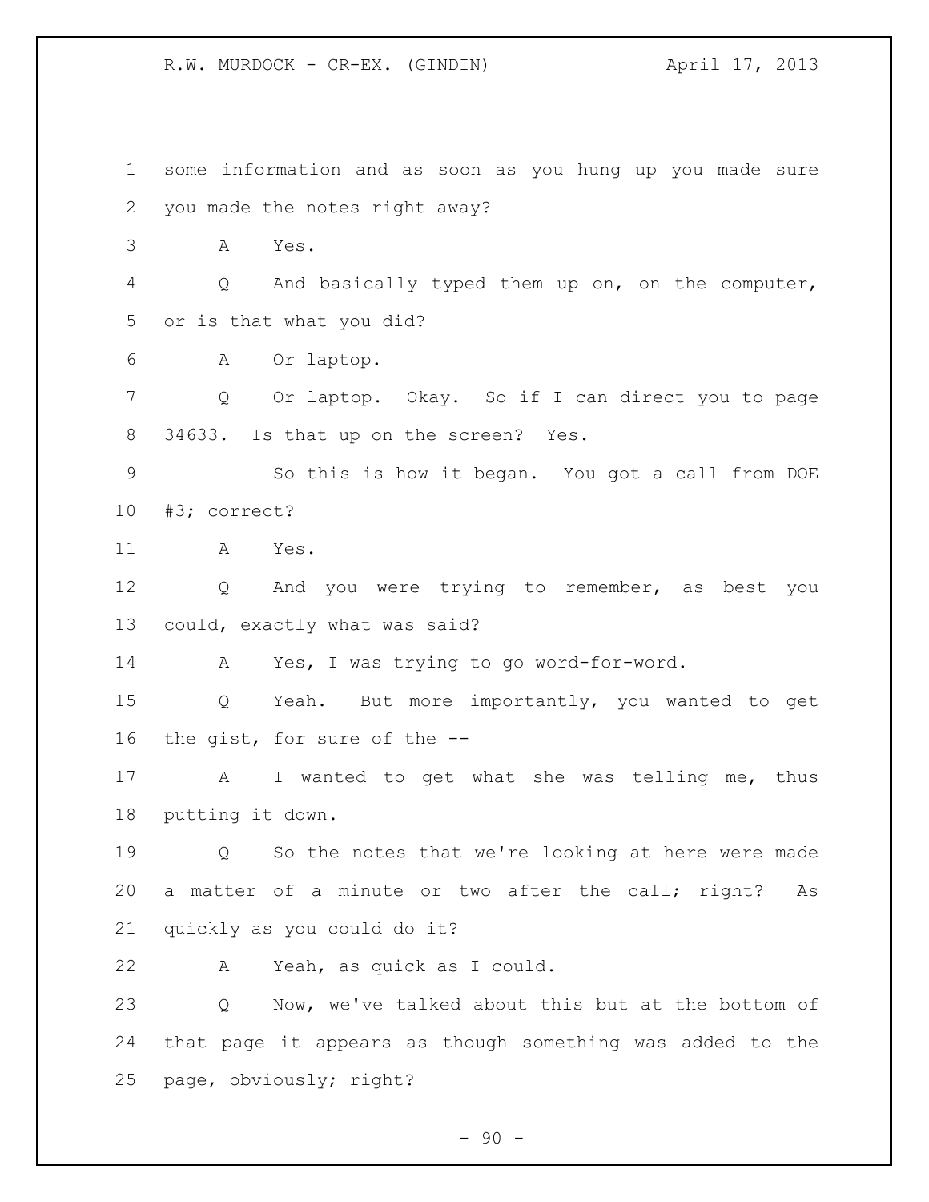some information and as soon as you hung up you made sure you made the notes right away?

A Yes.

Q And basically typed them up on, on the computer, or is that what you did?

A Or laptop.

Q Or laptop. Okay. So if I can direct you to page 34633. Is that up on the screen? Yes.

So this is how it began. You got a call from DOE #3; correct?

A Yes.

Q And you were trying to remember, as best you could, exactly what was said?

A Yes, I was trying to go word-for-word.

Q Yeah. But more importantly, you wanted to get the gist, for sure of the --

A I wanted to get what she was telling me, thus putting it down.

Q So the notes that we're looking at here were made a matter of a minute or two after the call; right? As quickly as you could do it?

A Yeah, as quick as I could.

Q Now, we've talked about this but at the bottom of that page it appears as though something was added to the page, obviously; right?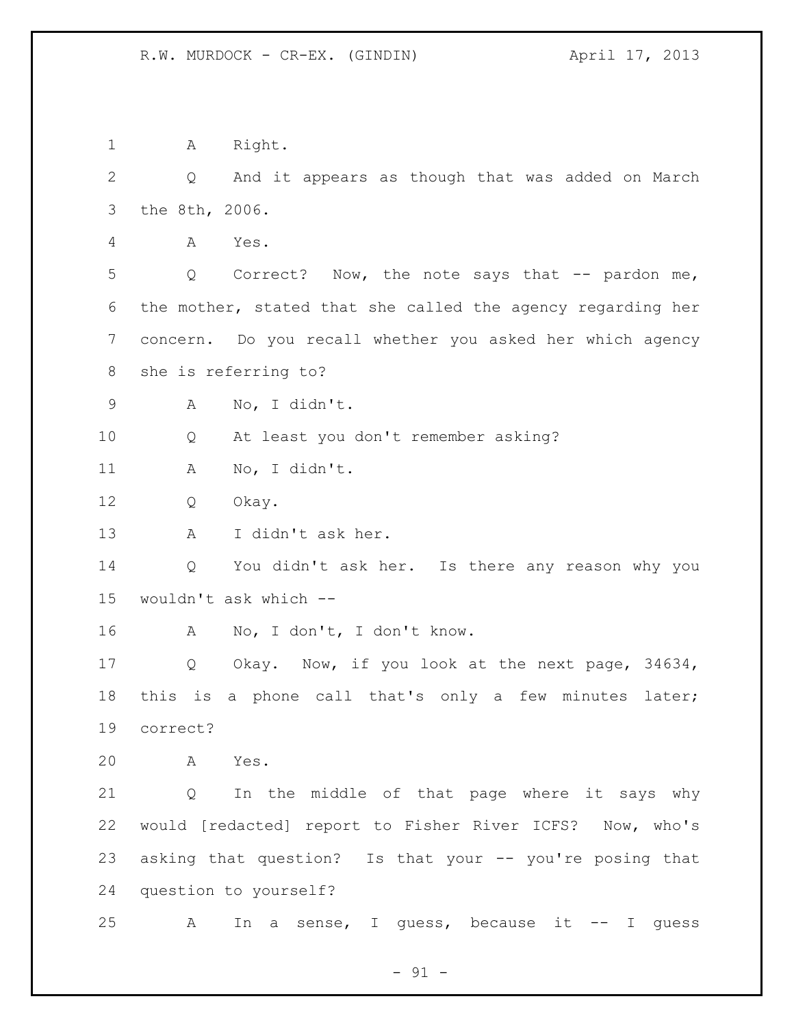A Right.

Q And it appears as though that was added on March the 8th, 2006.

A Yes.

Q Correct? Now, the note says that -- pardon me, the mother, stated that she called the agency regarding her concern. Do you recall whether you asked her which agency she is referring to?

A No, I didn't.

Q At least you don't remember asking?

A No, I didn't.

Q Okay.

A I didn't ask her.

Q You didn't ask her. Is there any reason why you wouldn't ask which --

A No, I don't, I don't know.

Q Okay. Now, if you look at the next page, 34634, this is a phone call that's only a few minutes later; correct?

A Yes.

Q In the middle of that page where it says why would [redacted] report to Fisher River ICFS? Now, who's asking that question? Is that your -- you're posing that question to yourself?

A In a sense, I guess, because it -- I guess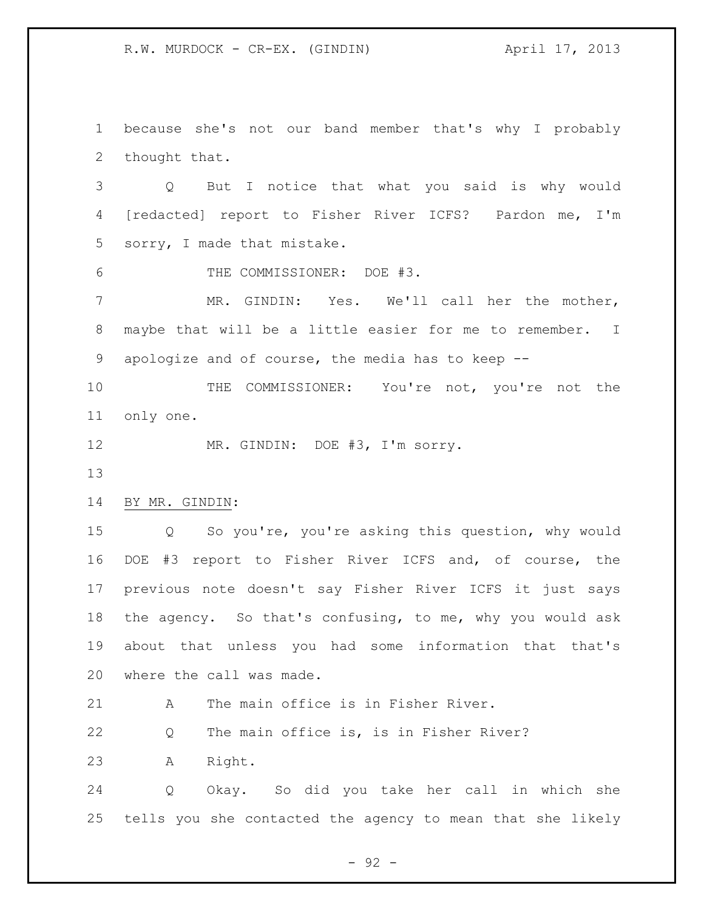because she's not our band member that's why I probably thought that.

Q But I notice that what you said is why would [redacted] report to Fisher River ICFS? Pardon me, I'm sorry, I made that mistake.

THE COMMISSIONER: DOE #3.

MR. GINDIN: Yes. We'll call her the mother, maybe that will be a little easier for me to remember. I apologize and of course, the media has to keep --

THE COMMISSIONER: You're not, you're not the only one.

MR. GINDIN: DOE #3, I'm sorry.

BY MR. GINDIN:

Q So you're, you're asking this question, why would DOE #3 report to Fisher River ICFS and, of course, the previous note doesn't say Fisher River ICFS it just says the agency. So that's confusing, to me, why you would ask about that unless you had some information that that's where the call was made.

A The main office is in Fisher River.

Q The main office is, is in Fisher River?

A Right.

Q Okay. So did you take her call in which she tells you she contacted the agency to mean that she likely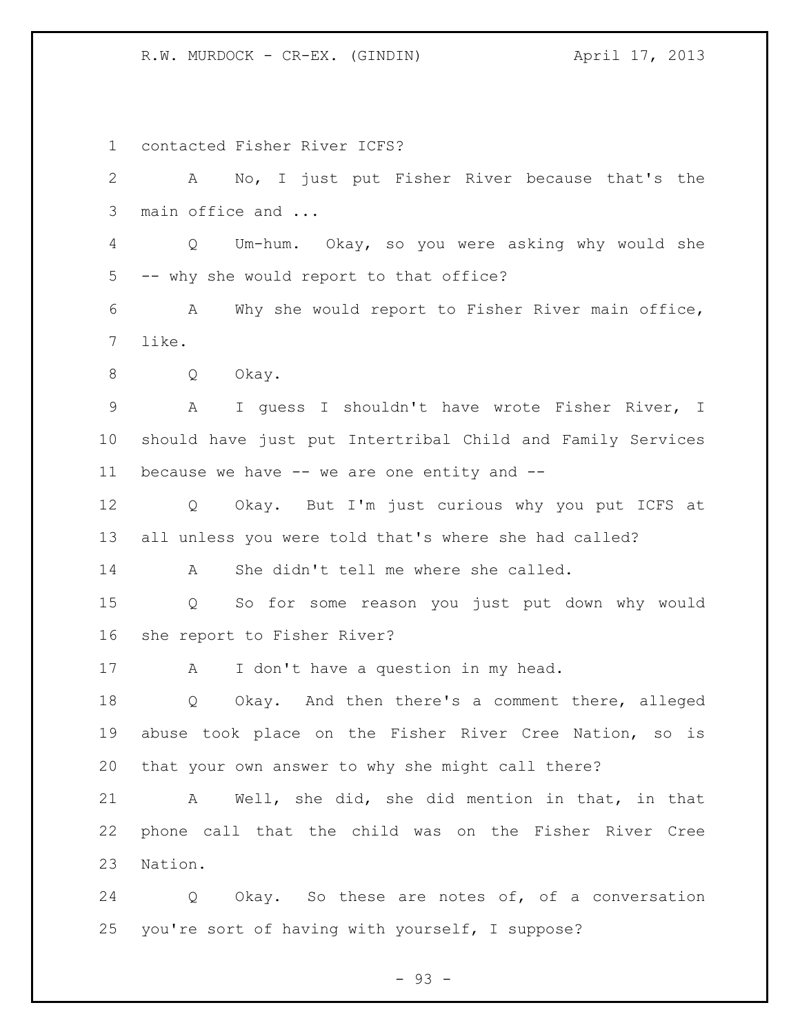contacted Fisher River ICFS?

A No, I just put Fisher River because that's the main office and ...

Q Um-hum. Okay, so you were asking why would she -- why she would report to that office?

A Why she would report to Fisher River main office, like.

Q Okay.

A I guess I shouldn't have wrote Fisher River, I should have just put Intertribal Child and Family Services because we have -- we are one entity and --

Q Okay. But I'm just curious why you put ICFS at all unless you were told that's where she had called?

A She didn't tell me where she called.

Q So for some reason you just put down why would she report to Fisher River?

A I don't have a question in my head.

Q Okay. And then there's a comment there, alleged abuse took place on the Fisher River Cree Nation, so is that your own answer to why she might call there?

A Well, she did, she did mention in that, in that phone call that the child was on the Fisher River Cree Nation.

Q Okay. So these are notes of, of a conversation you're sort of having with yourself, I suppose?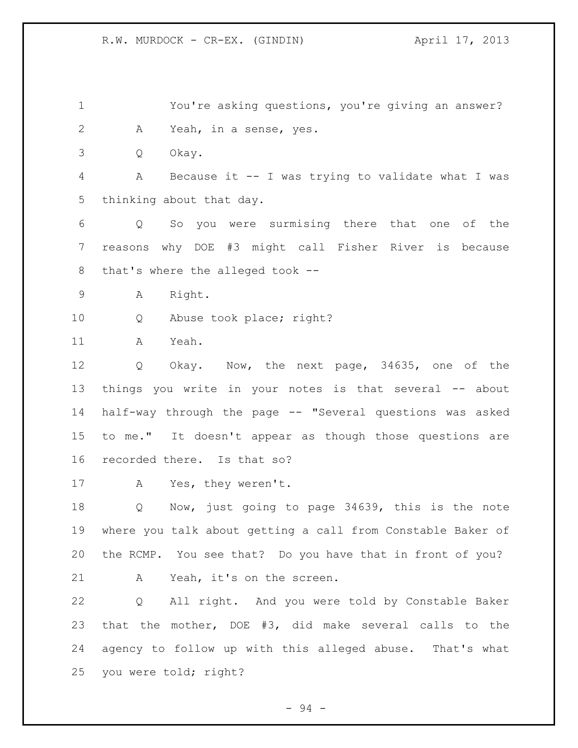You're asking questions, you're giving an answer?

A Yeah, in a sense, yes.

Q Okay.

A Because it -- I was trying to validate what I was thinking about that day.

Q So you were surmising there that one of the reasons why DOE #3 might call Fisher River is because that's where the alleged took --

A Right.

Q Abuse took place; right?

A Yeah.

Q Okay. Now, the next page, 34635, one of the things you write in your notes is that several -- about half-way through the page -- "Several questions was asked to me." It doesn't appear as though those questions are recorded there. Is that so?

A Yes, they weren't.

Q Now, just going to page 34639, this is the note where you talk about getting a call from Constable Baker of the RCMP. You see that? Do you have that in front of you?

A Yeah, it's on the screen.

Q All right. And you were told by Constable Baker that the mother, DOE #3, did make several calls to the agency to follow up with this alleged abuse. That's what you were told; right?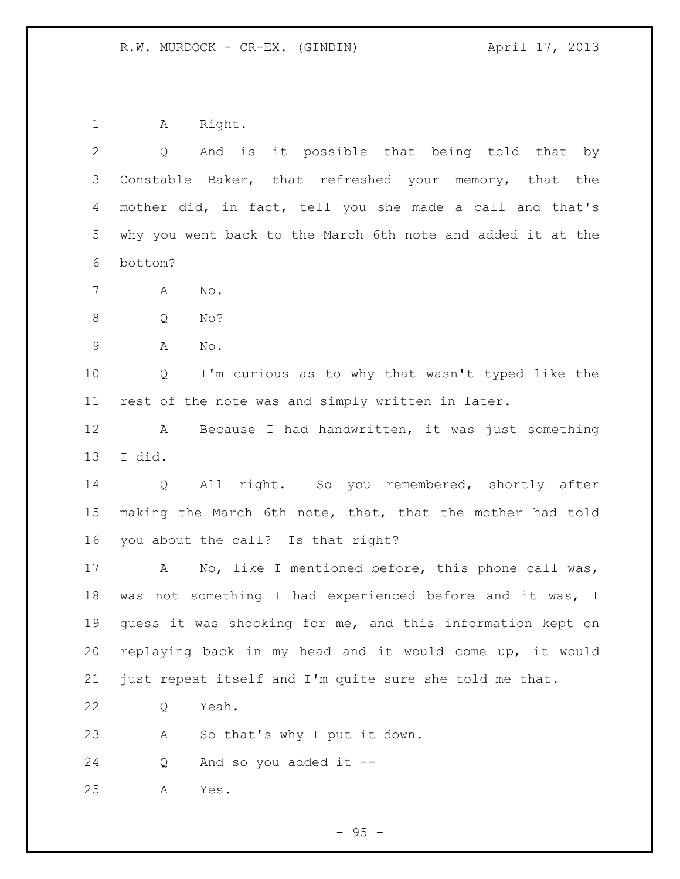A Right.

Q And is it possible that being told that by Constable Baker, that refreshed your memory, that the mother did, in fact, tell you she made a call and that's why you went back to the March 6th note and added it at the bottom?

A No.

Q No?

A No.

Q I'm curious as to why that wasn't typed like the rest of the note was and simply written in later.

A Because I had handwritten, it was just something I did.

Q All right. So you remembered, shortly after making the March 6th note, that, that the mother had told you about the call? Is that right?

A No, like I mentioned before, this phone call was, was not something I had experienced before and it was, I guess it was shocking for me, and this information kept on replaying back in my head and it would come up, it would just repeat itself and I'm quite sure she told me that.

Q Yeah.

A So that's why I put it down.

Q And so you added it --

A Yes.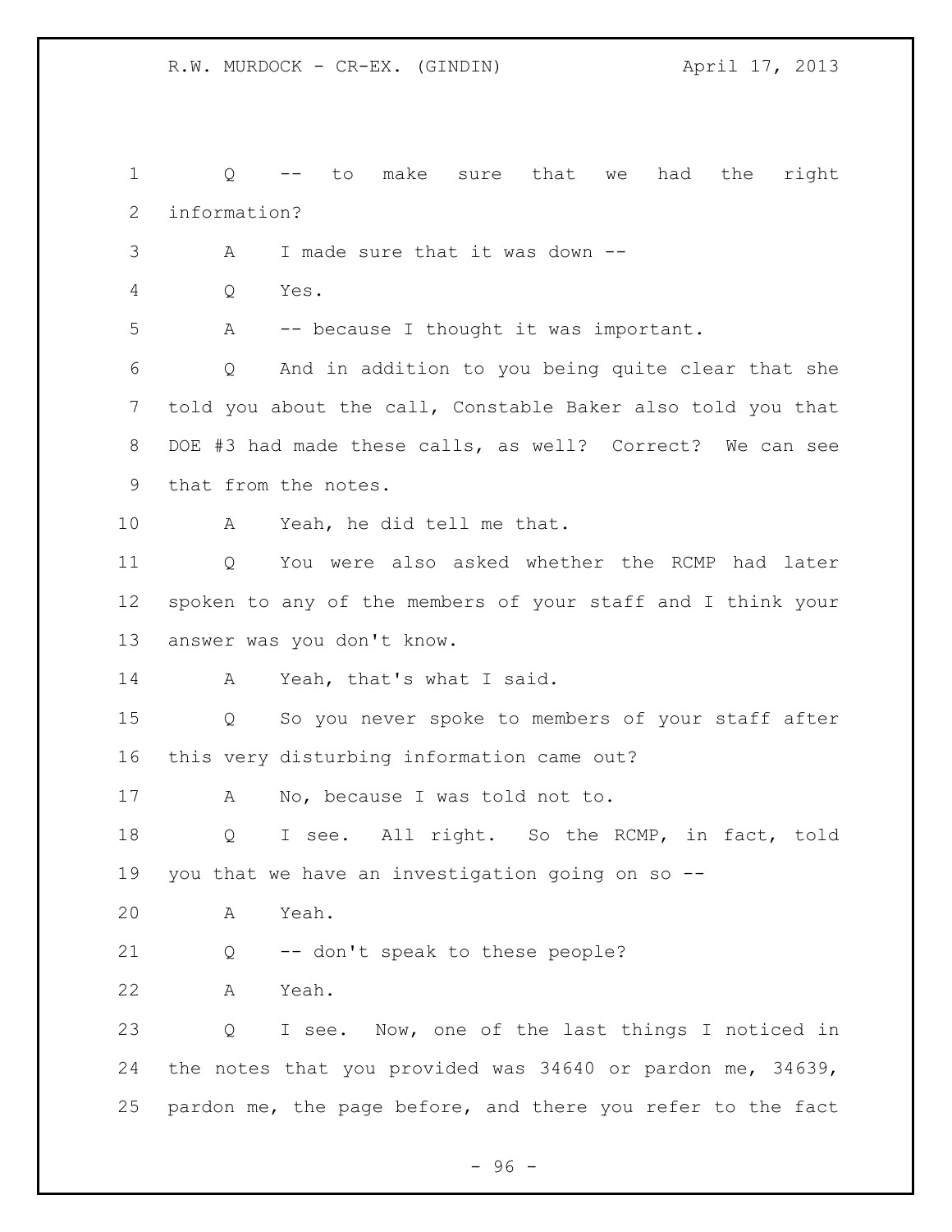Q -- to make sure that we had the right information?

A I made sure that it was down --

Q Yes.

A -- because I thought it was important.

Q And in addition to you being quite clear that she told you about the call, Constable Baker also told you that DOE #3 had made these calls, as well? Correct? We can see that from the notes.

A Yeah, he did tell me that.

Q You were also asked whether the RCMP had later spoken to any of the members of your staff and I think your answer was you don't know.

A Yeah, that's what I said.

Q So you never spoke to members of your staff after this very disturbing information came out?

A No, because I was told not to.

Q I see. All right. So the RCMP, in fact, told you that we have an investigation going on so --

A Yeah.

Q -- don't speak to these people?

A Yeah.

Q I see. Now, one of the last things I noticed in the notes that you provided was 34640 or pardon me, 34639, pardon me, the page before, and there you refer to the fact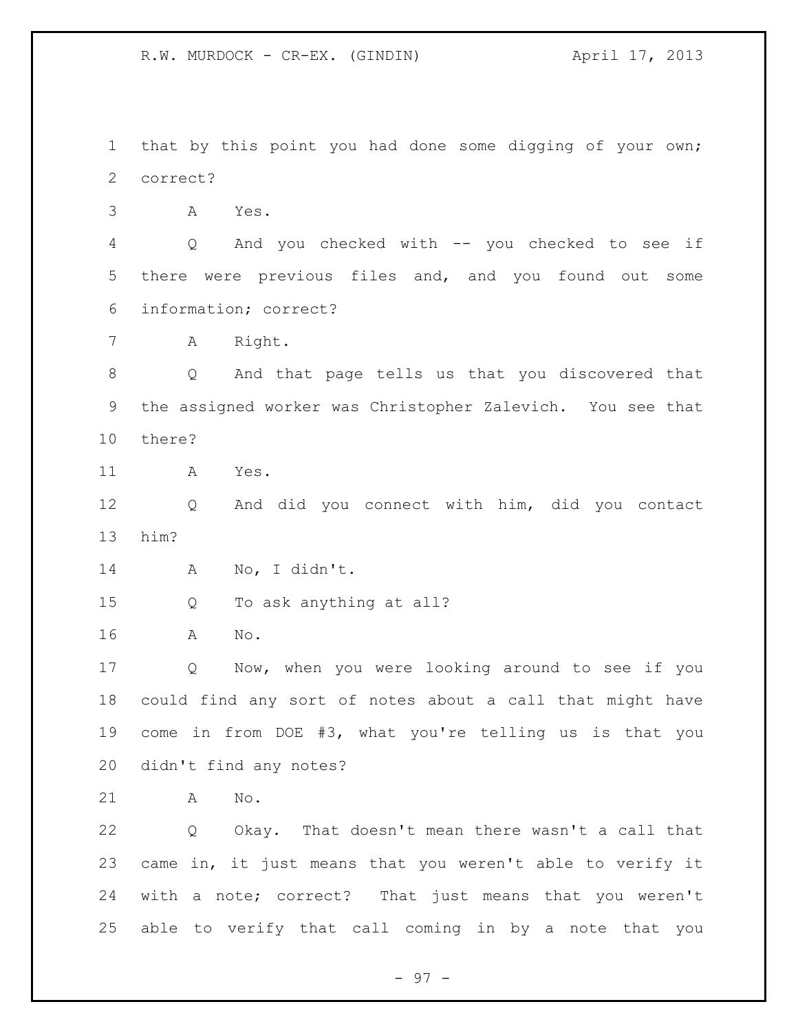that by this point you had done some digging of your own; correct?

A Yes.

Q And you checked with -- you checked to see if there were previous files and, and you found out some information; correct?

A Right.

Q And that page tells us that you discovered that the assigned worker was Christopher Zalevich. You see that there?

A Yes.

Q And did you connect with him, did you contact him?

A No, I didn't.

Q To ask anything at all?

A No.

Q Now, when you were looking around to see if you could find any sort of notes about a call that might have come in from DOE #3, what you're telling us is that you didn't find any notes?

A No.

Q Okay. That doesn't mean there wasn't a call that came in, it just means that you weren't able to verify it with a note; correct? That just means that you weren't able to verify that call coming in by a note that you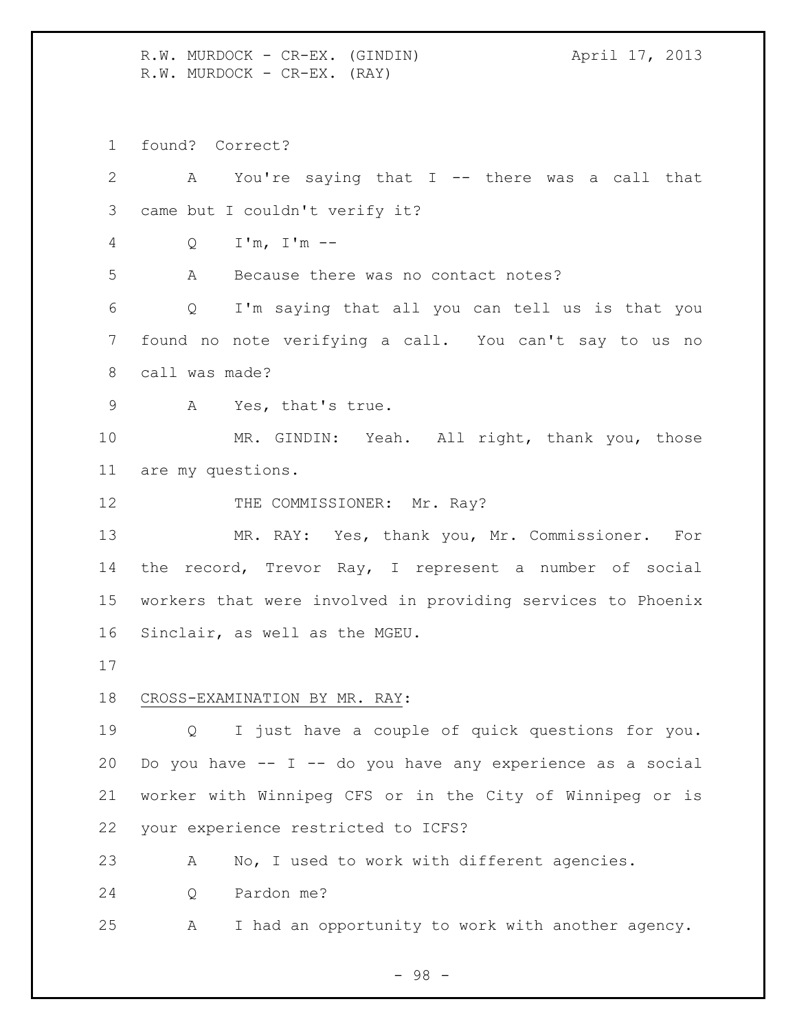found? Correct?

A You're saying that I -- there was a call that came but I couldn't verify it?

Q I'm, I'm --

A Because there was no contact notes?

Q I'm saying that all you can tell us is that you found no note verifying a call. You can't say to us no call was made?

A Yes, that's true.

MR. GINDIN: Yeah. All right, thank you, those are my questions.

THE COMMISSIONER: Mr. Ray?

MR. RAY: Yes, thank you, Mr. Commissioner. For the record, Trevor Ray, I represent a number of social workers that were involved in providing services to Phoenix Sinclair, as well as the MGEU.

CROSS-EXAMINATION BY MR. RAY:

Q I just have a couple of quick questions for you. Do you have -- I -- do you have any experience as a social worker with Winnipeg CFS or in the City of Winnipeg or is your experience restricted to ICFS?

A No, I used to work with different agencies.

Q Pardon me?

A I had an opportunity to work with another agency.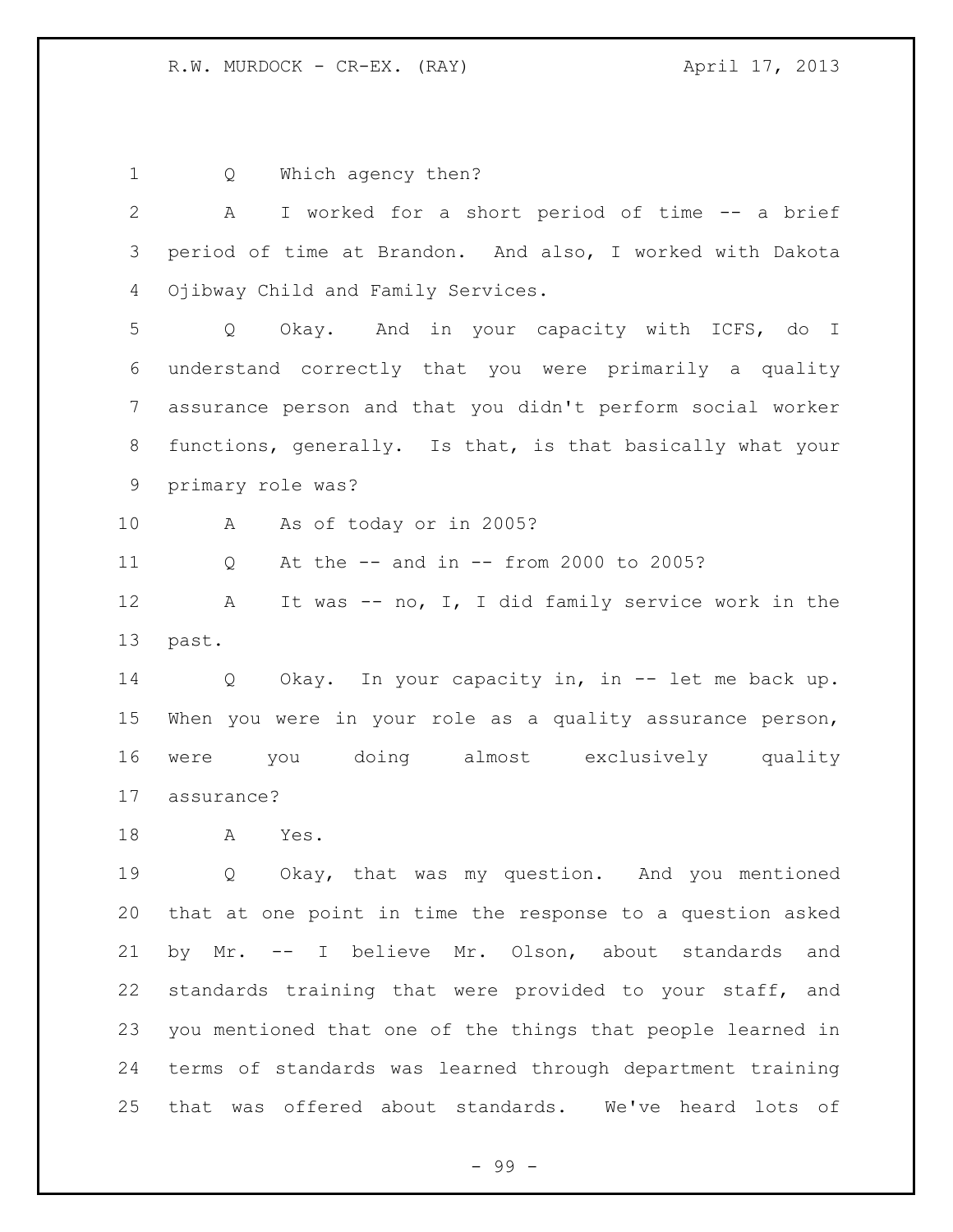Q Which agency then?

A I worked for a short period of time -- a brief period of time at Brandon. And also, I worked with Dakota Ojibway Child and Family Services.

Q Okay. And in your capacity with ICFS, do I understand correctly that you were primarily a quality assurance person and that you didn't perform social worker functions, generally. Is that, is that basically what your primary role was?

A As of today or in 2005?

Q At the -- and in -- from 2000 to 2005?

A It was -- no, I, I did family service work in the past.

Q Okay. In your capacity in, in -- let me back up. When you were in your role as a quality assurance person, were you doing almost exclusively quality assurance?

A Yes.

Q Okay, that was my question. And you mentioned that at one point in time the response to a question asked by Mr. -- I believe Mr. Olson, about standards and standards training that were provided to your staff, and you mentioned that one of the things that people learned in terms of standards was learned through department training that was offered about standards. We've heard lots of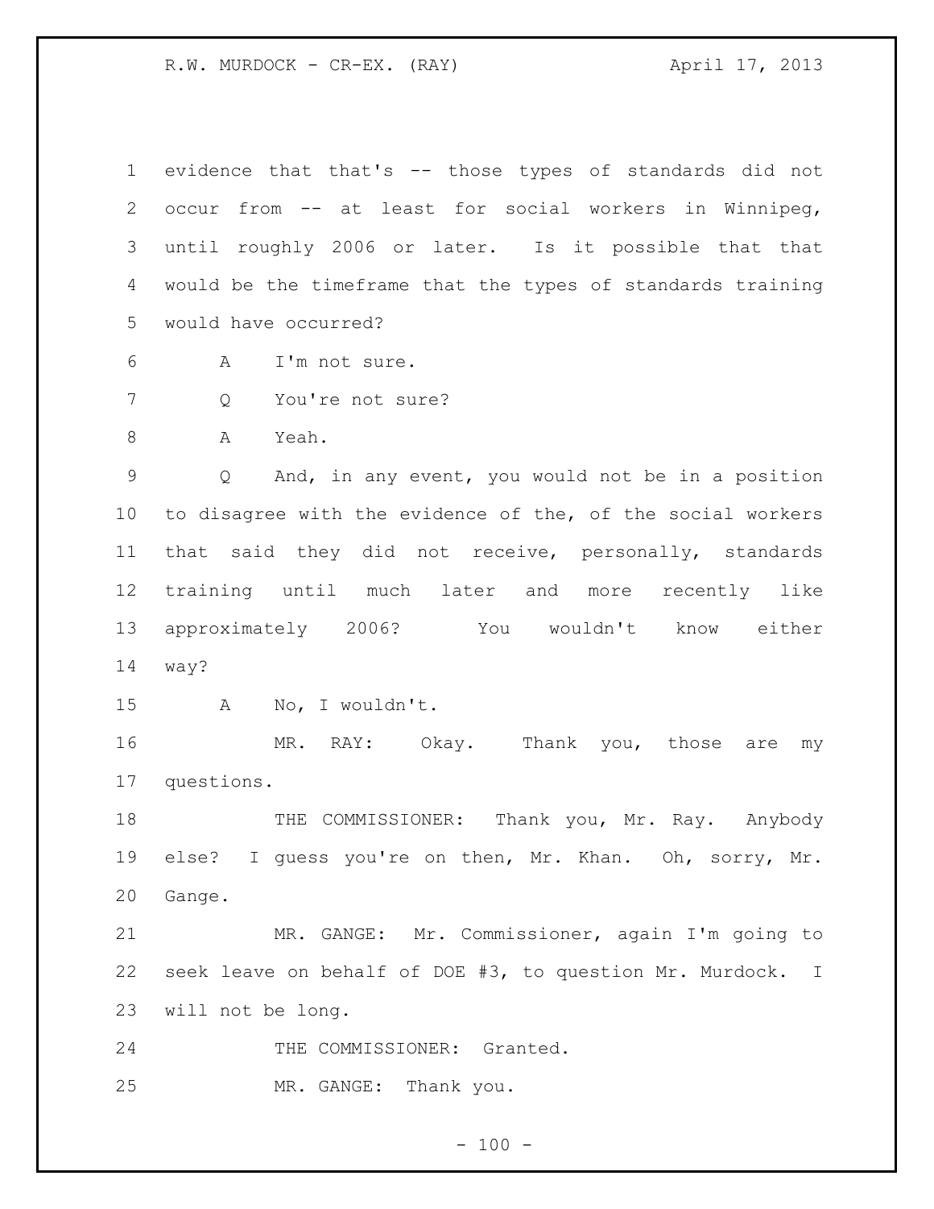evidence that that's -- those types of standards did not occur from -- at least for social workers in Winnipeg, until roughly 2006 or later. Is it possible that that would be the timeframe that the types of standards training would have occurred?

A I'm not sure.

Q You're not sure?

A Yeah.

Q And, in any event, you would not be in a position to disagree with the evidence of the, of the social workers that said they did not receive, personally, standards training until much later and more recently like approximately 2006? You wouldn't know either way?

A No, I wouldn't.

MR. RAY: Okay. Thank you, those are my questions.

THE COMMISSIONER: Thank you, Mr. Ray. Anybody else? I guess you're on then, Mr. Khan. Oh, sorry, Mr. Gange.

MR. GANGE: Mr. Commissioner, again I'm going to seek leave on behalf of DOE #3, to question Mr. Murdock. I will not be long.

THE COMMISSIONER: Granted.

MR. GANGE: Thank you.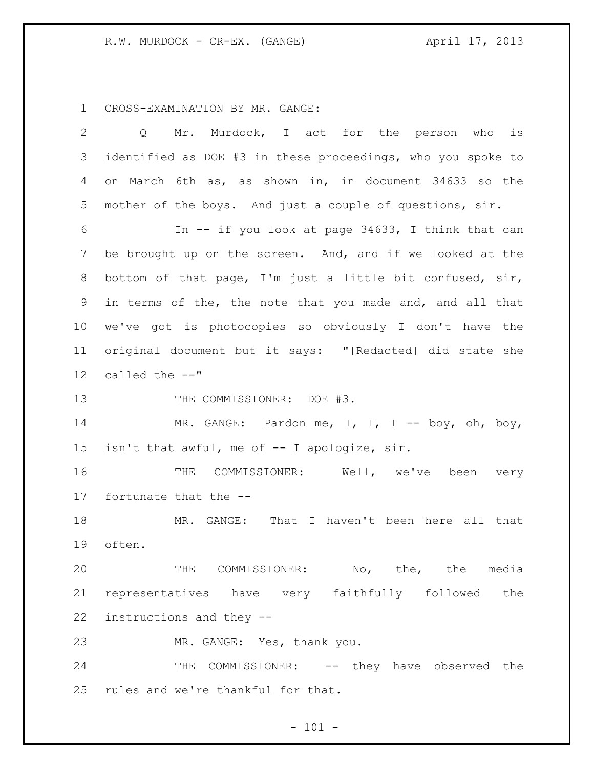CROSS-EXAMINATION BY MR. GANGE:

Q Mr. Murdock, I act for the person who is identified as DOE #3 in these proceedings, who you spoke to on March 6th as, as shown in, in document 34633 so the mother of the boys. And just a couple of questions, sir.

In -- if you look at page 34633, I think that can be brought up on the screen. And, and if we looked at the bottom of that page, I'm just a little bit confused, sir, in terms of the, the note that you made and, and all that we've got is photocopies so obviously I don't have the original document but it says: "[Redacted] did state she called the --"

THE COMMISSIONER: DOE #3.

MR. GANGE: Pardon me, I, I, I -- boy, oh, boy, isn't that awful, me of -- I apologize, sir.

THE COMMISSIONER: Well, we've been very fortunate that the --

MR. GANGE: That I haven't been here all that often.

THE COMMISSIONER: No, the, the media representatives have very faithfully followed the instructions and they --

MR. GANGE: Yes, thank you.

THE COMMISSIONER: -- they have observed the rules and we're thankful for that.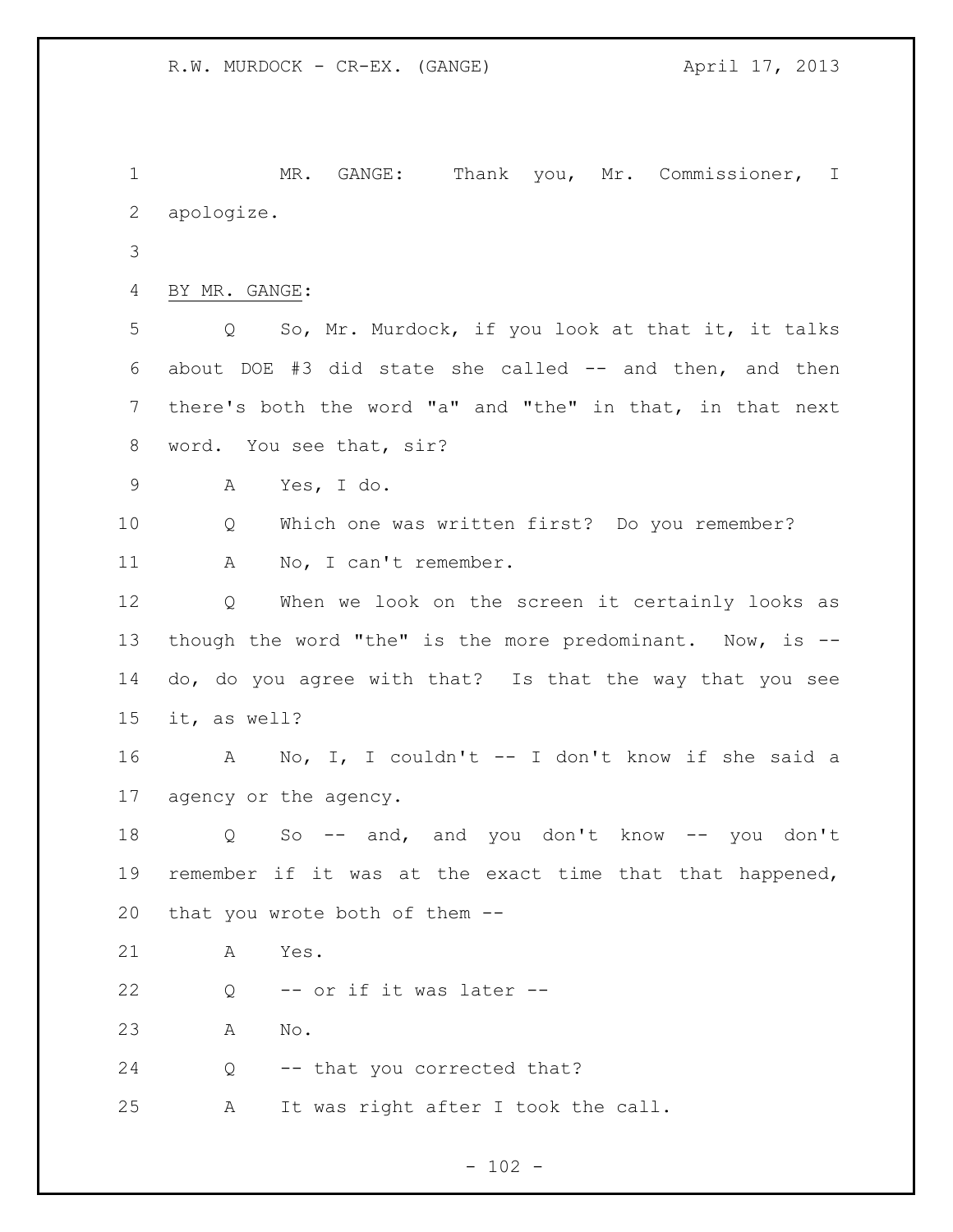MR. GANGE: Thank you, Mr. Commissioner, I apologize.

BY MR. GANGE:

Q So, Mr. Murdock, if you look at that it, it talks about DOE #3 did state she called -- and then, and then there's both the word "a" and "the" in that, in that next word. You see that, sir?

A Yes, I do.

Q Which one was written first? Do you remember?

A No, I can't remember.

Q When we look on the screen it certainly looks as though the word "the" is the more predominant. Now, is -- do, do you agree with that? Is that the way that you see it, as well?

A No, I, I couldn't -- I don't know if she said a agency or the agency.

Q So -- and, and you don't know -- you don't remember if it was at the exact time that that happened, that you wrote both of them --

A Yes.

Q -- or if it was later --

A No.

Q -- that you corrected that?

A It was right after I took the call.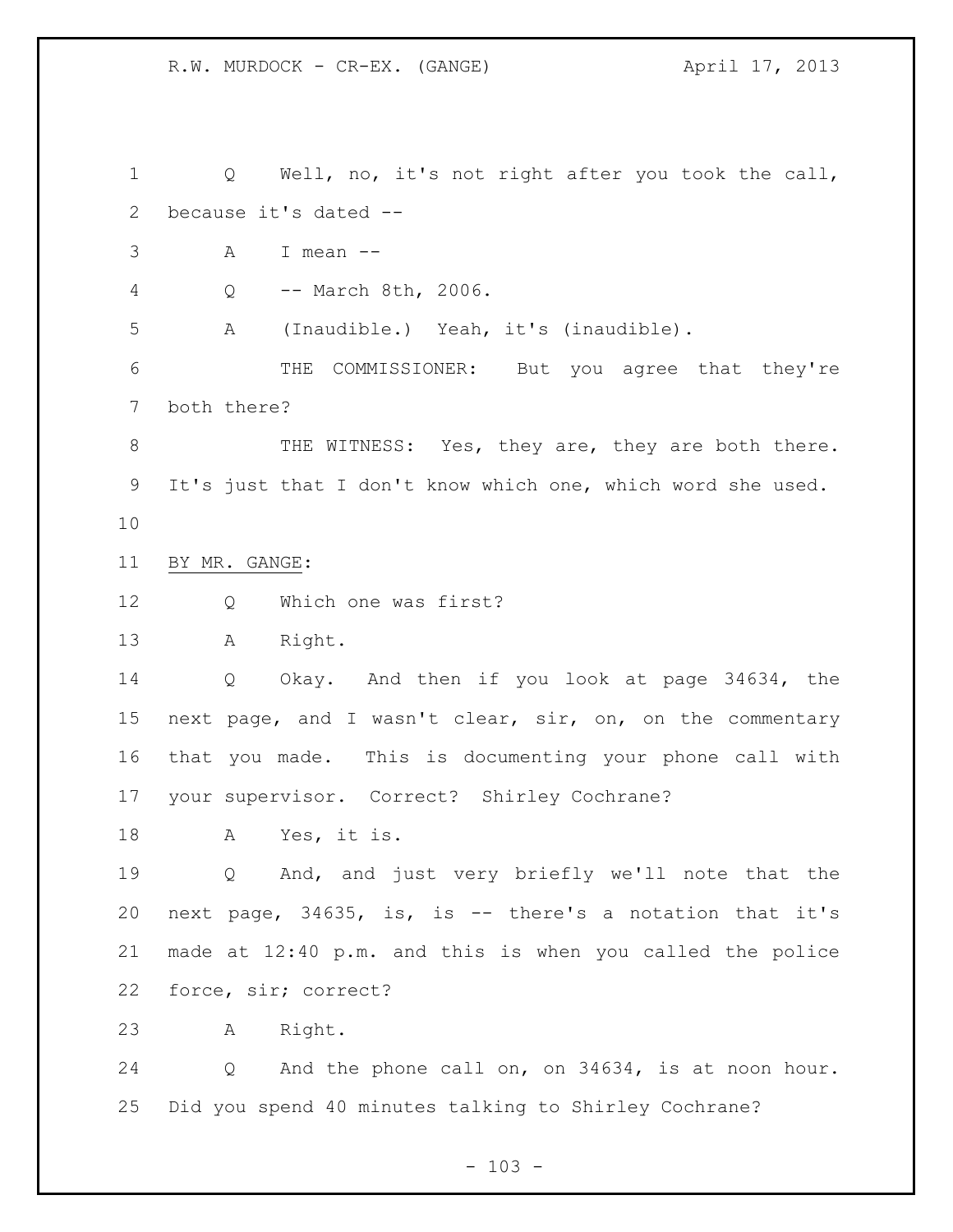Q Well, no, it's not right after you took the call, because it's dated --

A I mean --

Q -- March 8th, 2006.

A (Inaudible.) Yeah, it's (inaudible).

THE COMMISSIONER: But you agree that they're both there?

THE WITNESS: Yes, they are, they are both there. It's just that I don't know which one, which word she used.

BY MR. GANGE:

Q Which one was first?

A Right.

Q Okay. And then if you look at page 34634, the next page, and I wasn't clear, sir, on, on the commentary that you made. This is documenting your phone call with your supervisor. Correct? Shirley Cochrane?

A Yes, it is.

Q And, and just very briefly we'll note that the next page, 34635, is, is -- there's a notation that it's made at 12:40 p.m. and this is when you called the police force, sir; correct?

A Right.

Q And the phone call on, on 34634, is at noon hour. Did you spend 40 minutes talking to Shirley Cochrane?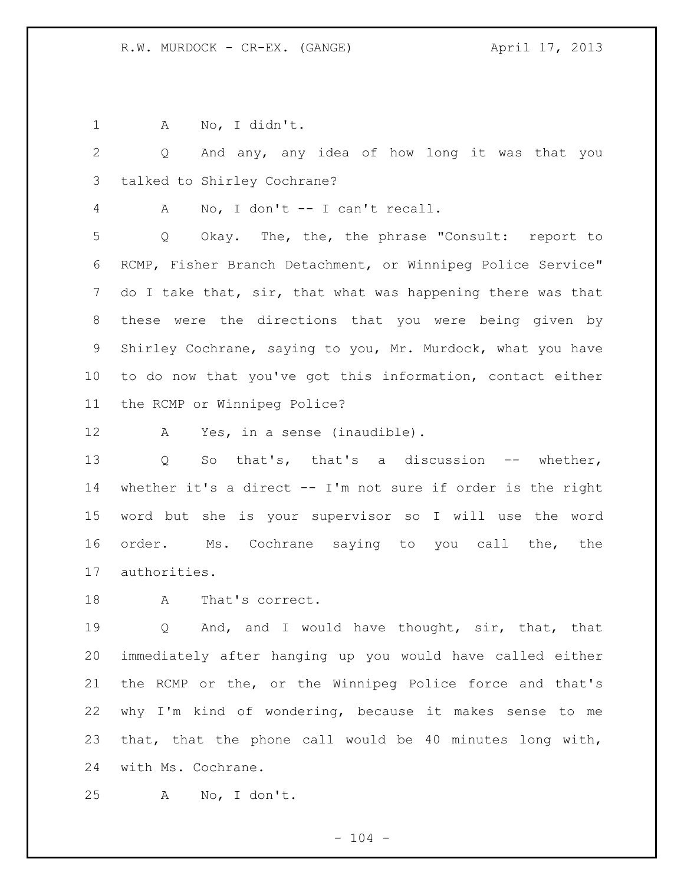A No, I didn't.

Q And any, any idea of how long it was that you talked to Shirley Cochrane?

A No, I don't -- I can't recall.

Q Okay. The, the, the phrase "Consult: report to RCMP, Fisher Branch Detachment, or Winnipeg Police Service" do I take that, sir, that what was happening there was that these were the directions that you were being given by Shirley Cochrane, saying to you, Mr. Murdock, what you have to do now that you've got this information, contact either the RCMP or Winnipeg Police?

A Yes, in a sense (inaudible).

Q So that's, that's a discussion -- whether, whether it's a direct -- I'm not sure if order is the right word but she is your supervisor so I will use the word order. Ms. Cochrane saying to you call the, the authorities.

A That's correct.

Q And, and I would have thought, sir, that, that immediately after hanging up you would have called either the RCMP or the, or the Winnipeg Police force and that's why I'm kind of wondering, because it makes sense to me that, that the phone call would be 40 minutes long with, with Ms. Cochrane.

A No, I don't.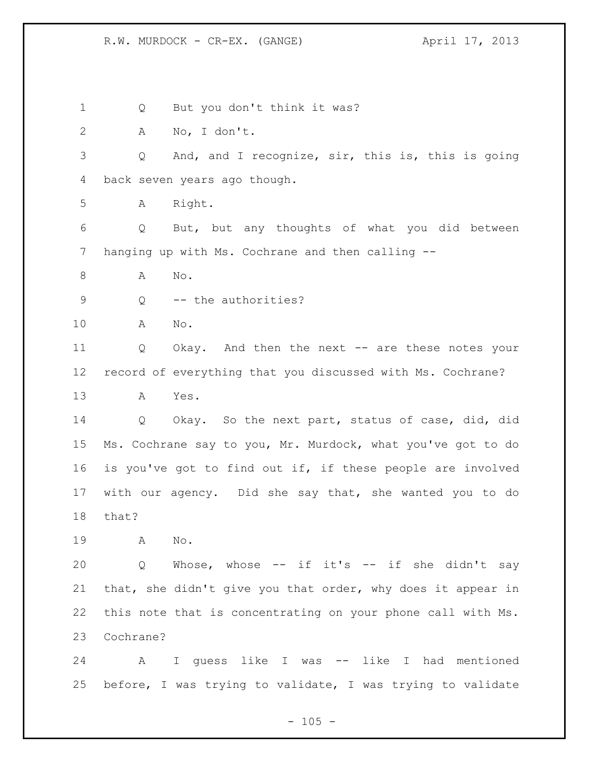Q But you don't think it was?

A No, I don't.

Q And, and I recognize, sir, this is, this is going back seven years ago though.

A Right.

Q But, but any thoughts of what you did between hanging up with Ms. Cochrane and then calling --

A No.

Q -- the authorities?

A No.

Q Okay. And then the next -- are these notes your record of everything that you discussed with Ms. Cochrane?

A Yes.

Q Okay. So the next part, status of case, did, did Ms. Cochrane say to you, Mr. Murdock, what you've got to do is you've got to find out if, if these people are involved with our agency. Did she say that, she wanted you to do that?

A No.

Q Whose, whose -- if it's -- if she didn't say that, she didn't give you that order, why does it appear in this note that is concentrating on your phone call with Ms. Cochrane?

A I guess like I was -- like I had mentioned before, I was trying to validate, I was trying to validate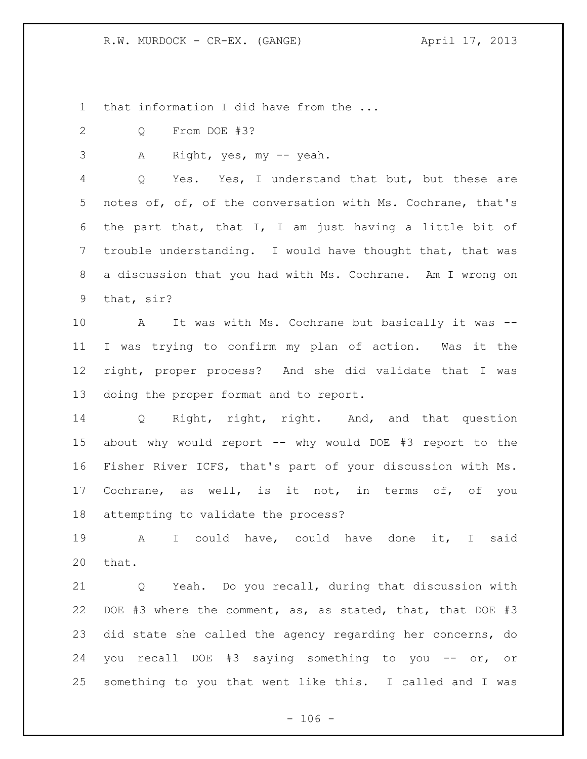that information I did have from the ...

Q From DOE #3?

A Right, yes, my -- yeah.

Q Yes. Yes, I understand that but, but these are notes of, of, of the conversation with Ms. Cochrane, that's the part that, that I, I am just having a little bit of trouble understanding. I would have thought that, that was a discussion that you had with Ms. Cochrane. Am I wrong on that, sir?

A It was with Ms. Cochrane but basically it was -- I was trying to confirm my plan of action. Was it the right, proper process? And she did validate that I was doing the proper format and to report.

Q Right, right, right. And, and that question about why would report -- why would DOE #3 report to the Fisher River ICFS, that's part of your discussion with Ms. Cochrane, as well, is it not, in terms of, of you attempting to validate the process?

A I could have, could have done it, I said that.

Q Yeah. Do you recall, during that discussion with DOE #3 where the comment, as, as stated, that, that DOE #3 did state she called the agency regarding her concerns, do you recall DOE #3 saying something to you -- or, or something to you that went like this. I called and I was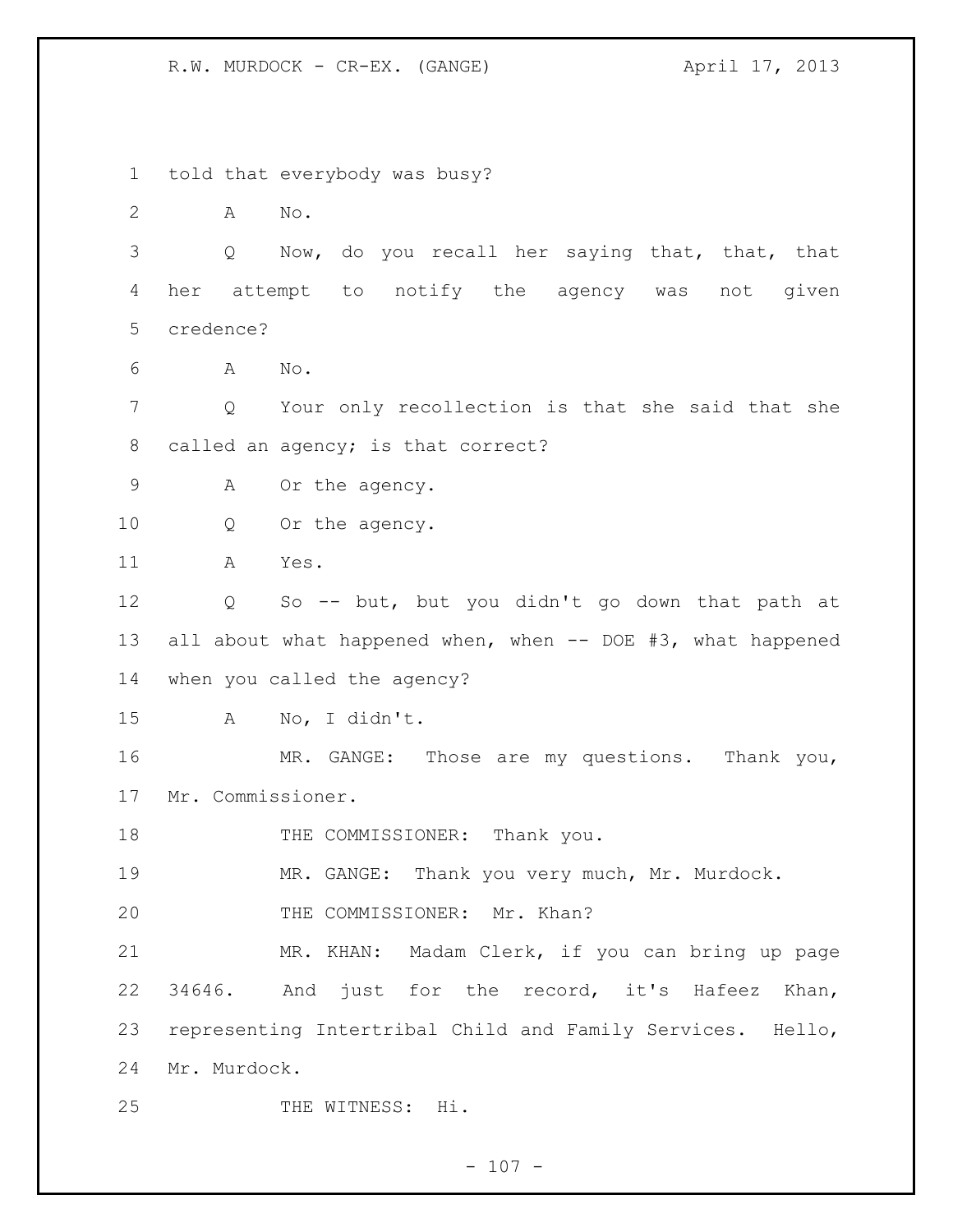told that everybody was busy?

A No.

Q Now, do you recall her saying that, that, that her attempt to notify the agency was not given credence?

A No.

Q Your only recollection is that she said that she called an agency; is that correct?

A Or the agency.

Q Or the agency.

A Yes.

Q So -- but, but you didn't go down that path at all about what happened when, when -- DOE #3, what happened when you called the agency?

A No, I didn't.

MR. GANGE: Those are my questions. Thank you, Mr. Commissioner.

THE COMMISSIONER: Thank you.

MR. GANGE: Thank you very much, Mr. Murdock.

THE COMMISSIONER: Mr. Khan?

MR. KHAN: Madam Clerk, if you can bring up page 34646. And just for the record, it's Hafeez Khan, representing Intertribal Child and Family Services. Hello, Mr. Murdock.

THE WITNESS: Hi.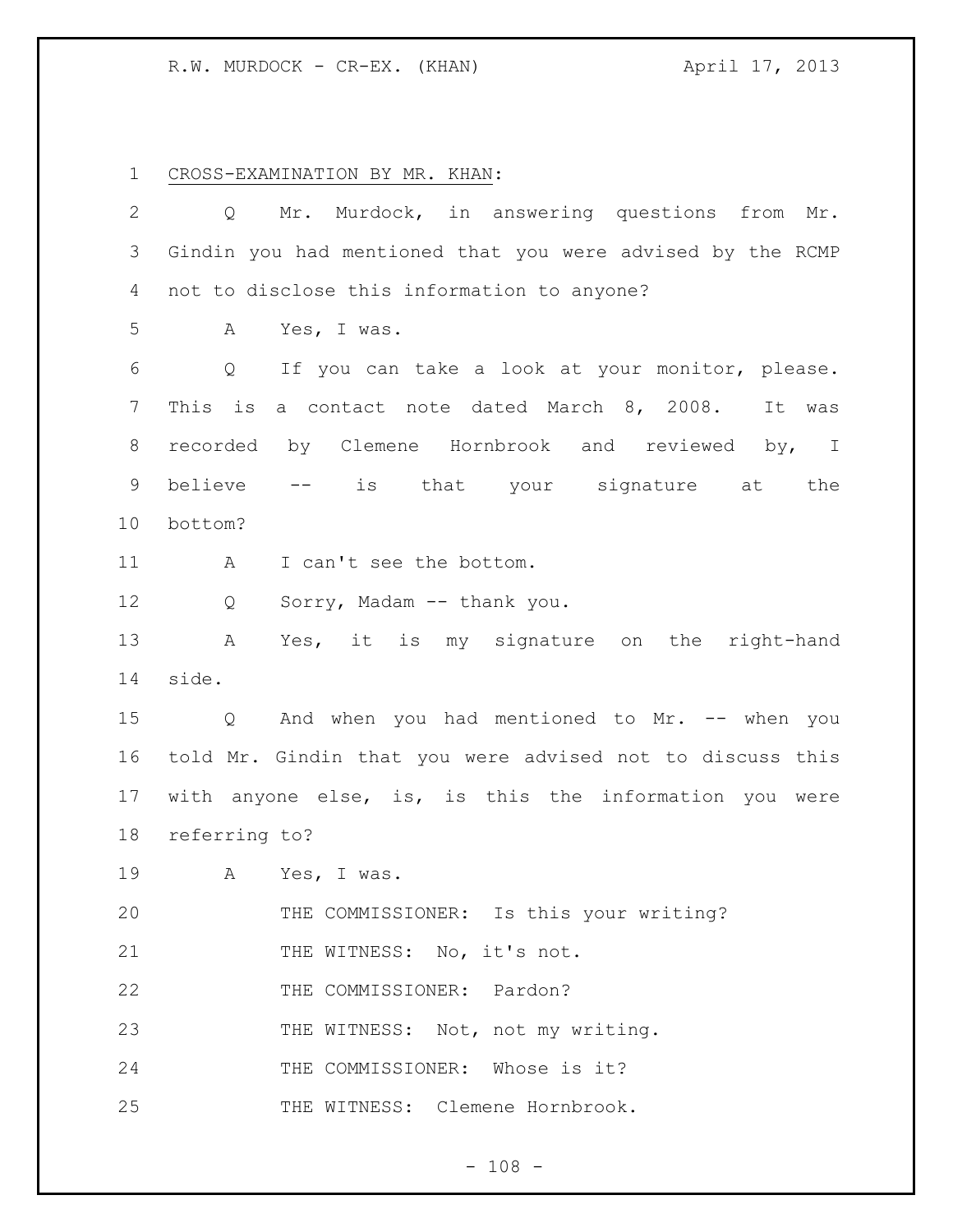CROSS-EXAMINATION BY MR. KHAN:

Q Mr. Murdock, in answering questions from Mr. Gindin you had mentioned that you were advised by the RCMP not to disclose this information to anyone?

A Yes, I was.

Q If you can take a look at your monitor, please. This is a contact note dated March 8, 2008. It was recorded by Clemene Hornbrook and reviewed by, I believe -- is that your signature at the bottom?

A I can't see the bottom.

Q Sorry, Madam -- thank you.

A Yes, it is my signature on the right-hand side.

Q And when you had mentioned to Mr. -- when you told Mr. Gindin that you were advised not to discuss this with anyone else, is, is this the information you were referring to?

A Yes, I was.

THE COMMISSIONER: Is this your writing?

THE WITNESS: No, it's not.

THE COMMISSIONER: Pardon?

THE WITNESS: Not, not my writing.

THE COMMISSIONER: Whose is it?

THE WITNESS: Clemene Hornbrook.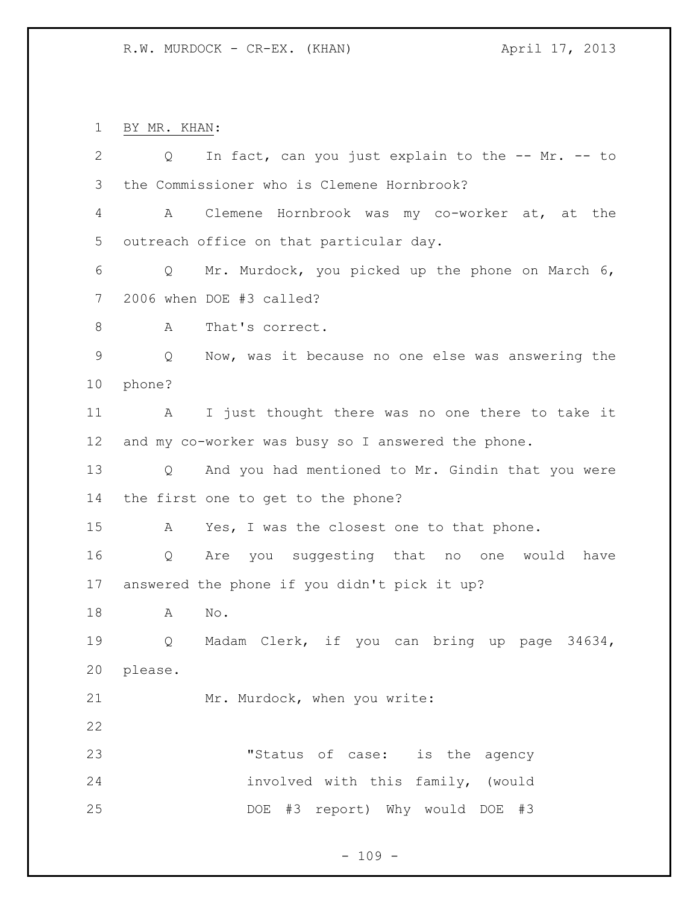BY MR. KHAN:

Q In fact, can you just explain to the -- Mr. -- to the Commissioner who is Clemene Hornbrook?

A Clemene Hornbrook was my co-worker at, at the outreach office on that particular day.

Q Mr. Murdock, you picked up the phone on March 6, 2006 when DOE #3 called?

A That's correct.

Q Now, was it because no one else was answering the phone?

A I just thought there was no one there to take it and my co-worker was busy so I answered the phone.

Q And you had mentioned to Mr. Gindin that you were the first one to get to the phone?

A Yes, I was the closest one to that phone.

Q Are you suggesting that no one would have answered the phone if you didn't pick it up?

A No.

Q Madam Clerk, if you can bring up page 34634, please.

Mr. Murdock, when you write:

> "Status of case: is the agency involved with this family, (would DOE #3 report) Why would DOE #3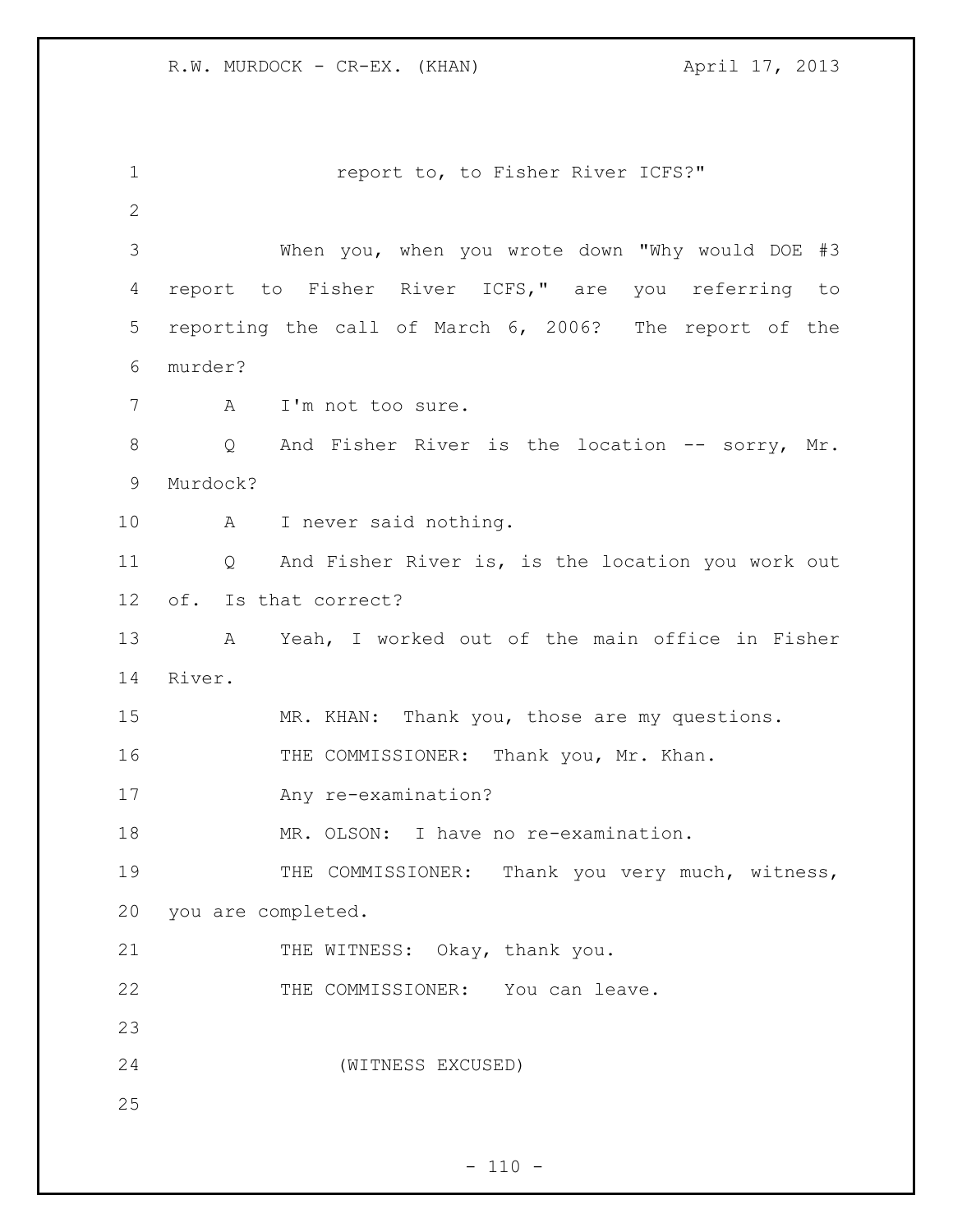report to, to Fisher River ICFS?"

When you, when you wrote down "Why would DOE #3 report to Fisher River ICFS," are you referring to reporting the call of March 6, 2006? The report of the murder?

A I'm not too sure.

Q And Fisher River is the location -- sorry, Mr. Murdock?

A I never said nothing.

Q And Fisher River is, is the location you work out of. Is that correct?

A Yeah, I worked out of the main office in Fisher River.

MR. KHAN: Thank you, those are my questions.

THE COMMISSIONER: Thank you, Mr. Khan.

Any re-examination?

MR. OLSON: I have no re-examination.

THE COMMISSIONER: Thank you very much, witness, you are completed.

THE WITNESS: Okay, thank you.

THE COMMISSIONER: You can leave.

(WITNESS EXCUSED)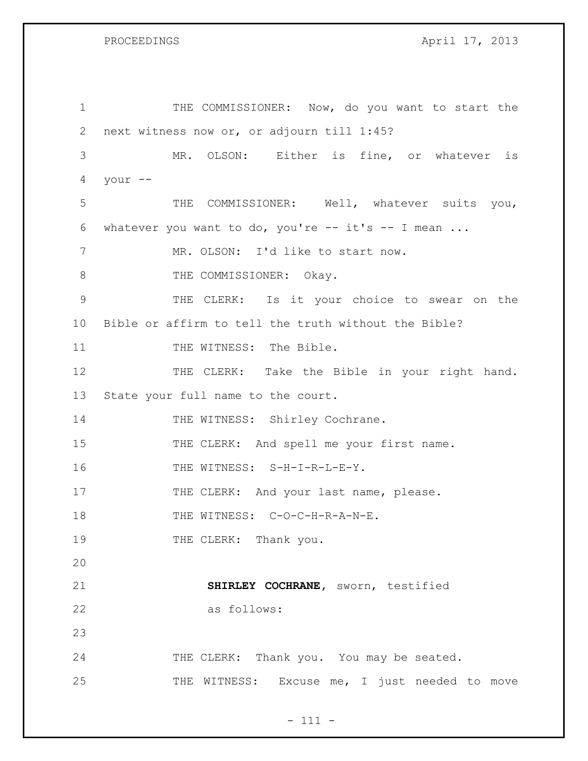THE COMMISSIONER: Now, do you want to start the next witness now or, or adjourn till 1:45?

MR. OLSON: Either is fine, or whatever is your --

THE COMMISSIONER: Well, whatever suits you, whatever you want to do, you're -- it's -- I mean ...

MR. OLSON: I'd like to start now.

THE COMMISSIONER: Okay.

THE CLERK: Is it your choice to swear on the Bible or affirm to tell the truth without the Bible?

THE WITNESS: The Bible.

THE CLERK: Take the Bible in your right hand. State your full name to the court.

THE WITNESS: Shirley Cochrane.

THE CLERK: And spell me your first name.

THE WITNESS: S-H-I-R-L-E-Y.

THE CLERK: And your last name, please.

THE WITNESS: C-O-C-H-R-A-N-E.

THE CLERK: Thank you.

**SHIRLEY COCHRANE**, sworn, testified as follows:

THE CLERK: Thank you. You may be seated.

THE WITNESS: Excuse me, I just needed to move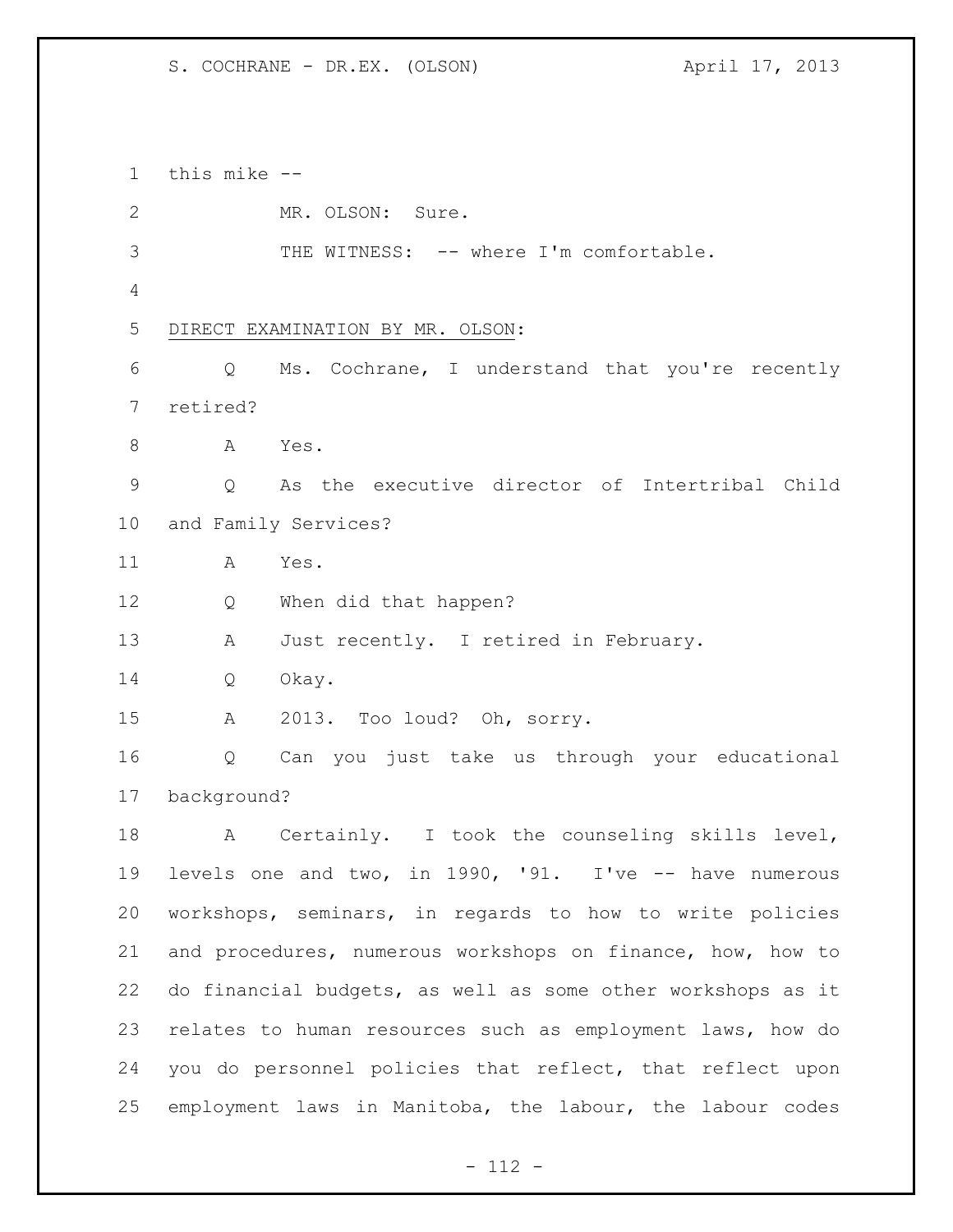this mike --

MR. OLSON: Sure.

THE WITNESS: -- where I'm comfortable.

DIRECT EXAMINATION BY MR. OLSON:

Q Ms. Cochrane, I understand that you're recently retired?

A Yes.

Q As the executive director of Intertribal Child and Family Services?

A Yes.

Q When did that happen?

A Just recently. I retired in February.

Q Okay.

A 2013. Too loud? Oh, sorry.

Q Can you just take us through your educational background?

A Certainly. I took the counseling skills level, levels one and two, in 1990, '91. I've -- have numerous workshops, seminars, in regards to how to write policies and procedures, numerous workshops on finance, how, how to do financial budgets, as well as some other workshops as it relates to human resources such as employment laws, how do you do personnel policies that reflect, that reflect upon employment laws in Manitoba, the labour, the labour codes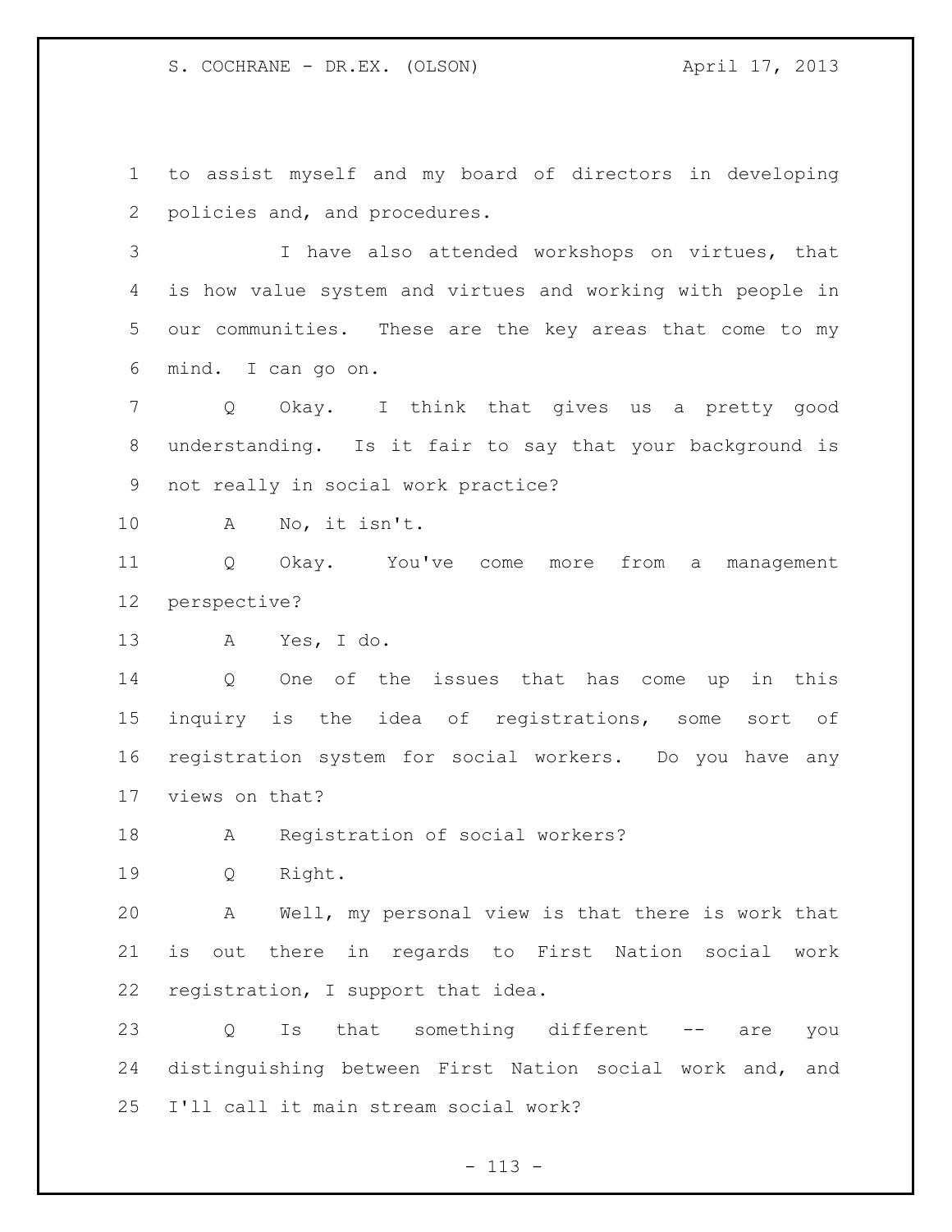to assist myself and my board of directors in developing policies and, and procedures.

I have also attended workshops on virtues, that is how value system and virtues and working with people in our communities. These are the key areas that come to my mind. I can go on.

Q Okay. I think that gives us a pretty good understanding. Is it fair to say that your background is not really in social work practice?

A No, it isn't.

Q Okay. You've come more from a management perspective?

A Yes, I do.

Q One of the issues that has come up in this inquiry is the idea of registrations, some sort of registration system for social workers. Do you have any views on that?

A Registration of social workers?

Q Right.

A Well, my personal view is that there is work that is out there in regards to First Nation social work registration, I support that idea.

Q Is that something different -- are you distinguishing between First Nation social work and, and I'll call it main stream social work?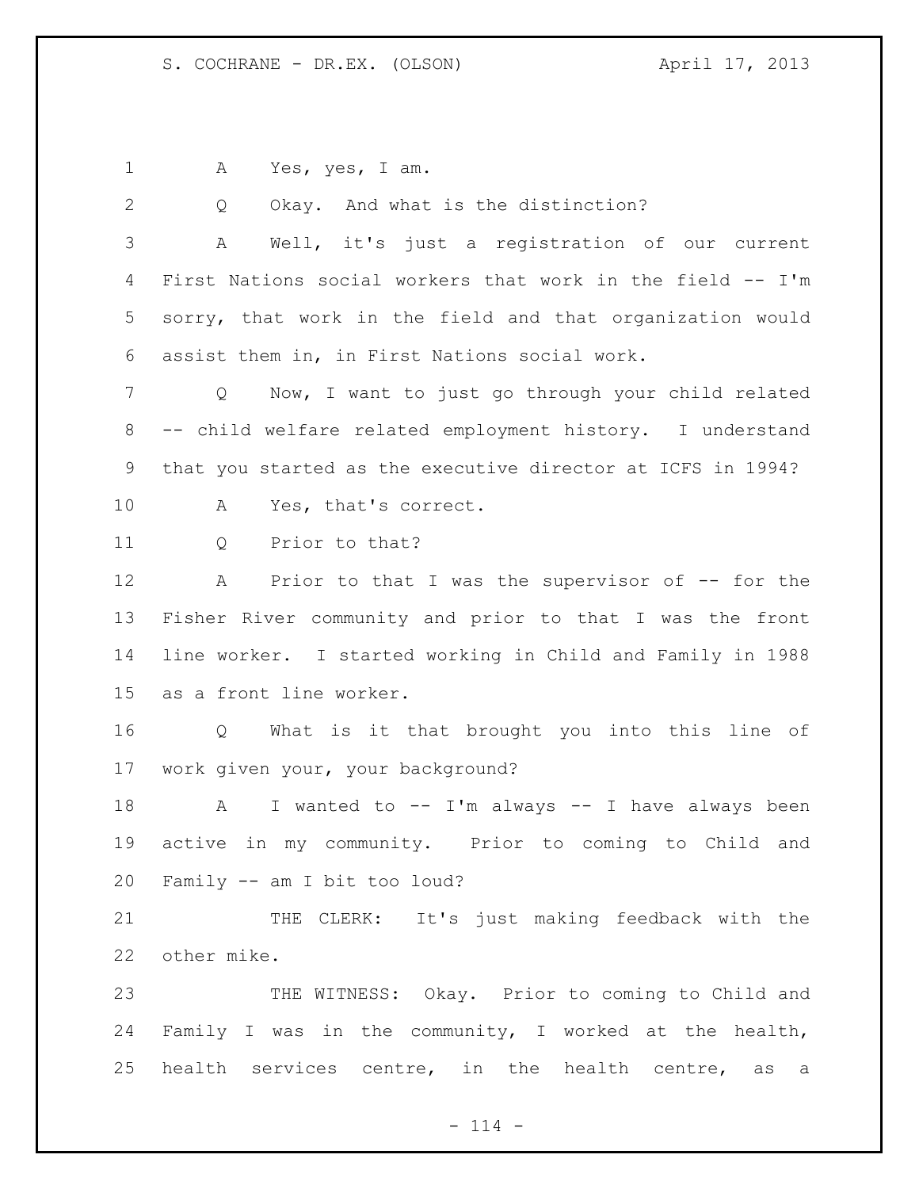A Yes, yes, I am.

Q Okay. And what is the distinction?

A Well, it's just a registration of our current First Nations social workers that work in the field -- I'm sorry, that work in the field and that organization would assist them in, in First Nations social work.

Q Now, I want to just go through your child related -- child welfare related employment history. I understand that you started as the executive director at ICFS in 1994?

A Yes, that's correct.

Q Prior to that?

A Prior to that I was the supervisor of -- for the Fisher River community and prior to that I was the front line worker. I started working in Child and Family in 1988 as a front line worker.

Q What is it that brought you into this line of work given your, your background?

A I wanted to -- I'm always -- I have always been active in my community. Prior to coming to Child and Family -- am I bit too loud?

THE CLERK: It's just making feedback with the other mike.

THE WITNESS: Okay. Prior to coming to Child and Family I was in the community, I worked at the health, health services centre, in the health centre, as a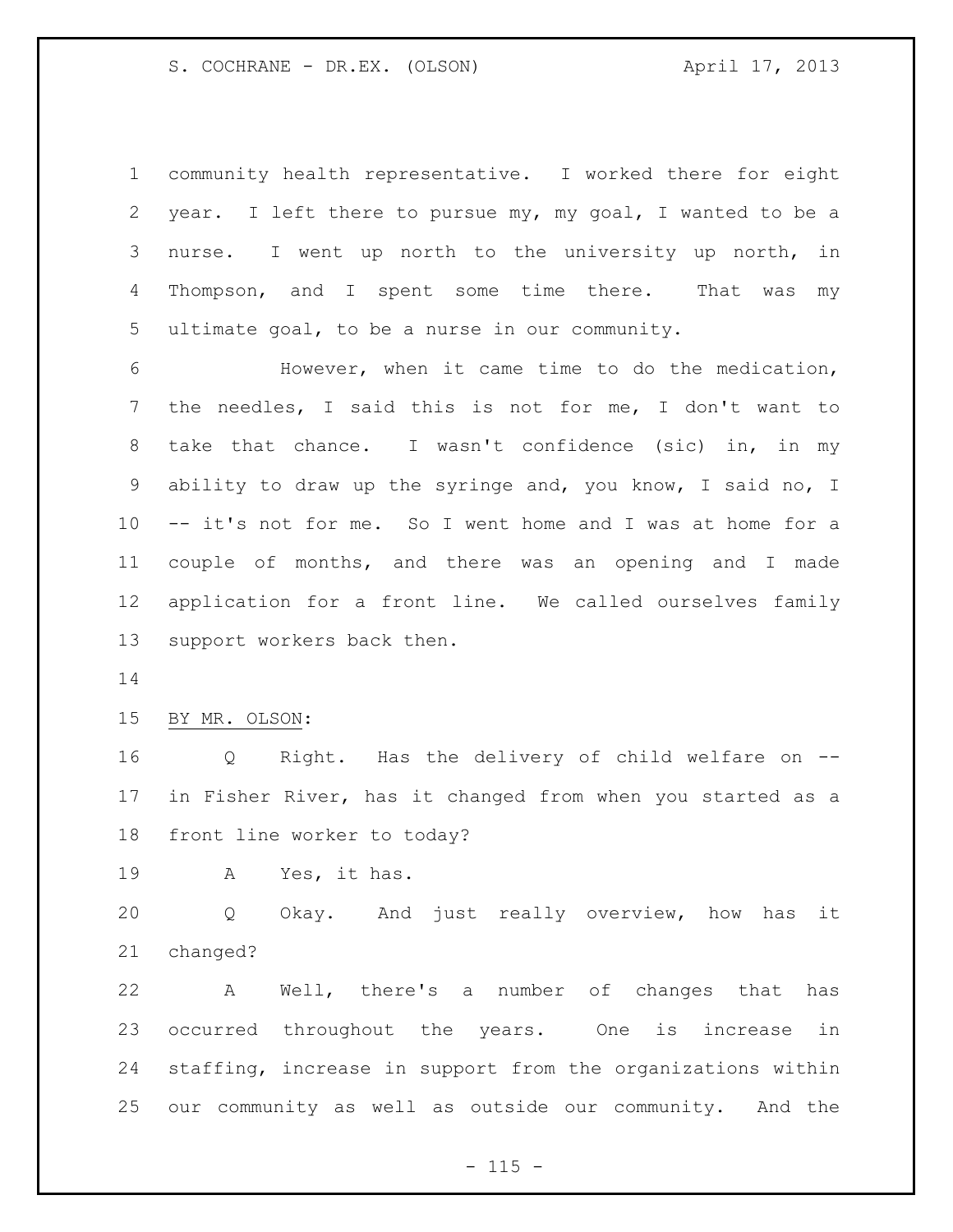community health representative. I worked there for eight year. I left there to pursue my, my goal, I wanted to be a nurse. I went up north to the university up north, in Thompson, and I spent some time there. That was my ultimate goal, to be a nurse in our community.

However, when it came time to do the medication, the needles, I said this is not for me, I don't want to take that chance. I wasn't confidence (sic) in, in my ability to draw up the syringe and, you know, I said no, I -- it's not for me. So I went home and I was at home for a couple of months, and there was an opening and I made application for a front line. We called ourselves family support workers back then.

BY MR. OLSON:

Q Right. Has the delivery of child welfare on -- in Fisher River, has it changed from when you started as a front line worker to today?

A Yes, it has.

Q Okay. And just really overview, how has it changed?

A Well, there's a number of changes that has occurred throughout the years. One is increase in staffing, increase in support from the organizations within our community as well as outside our community. And the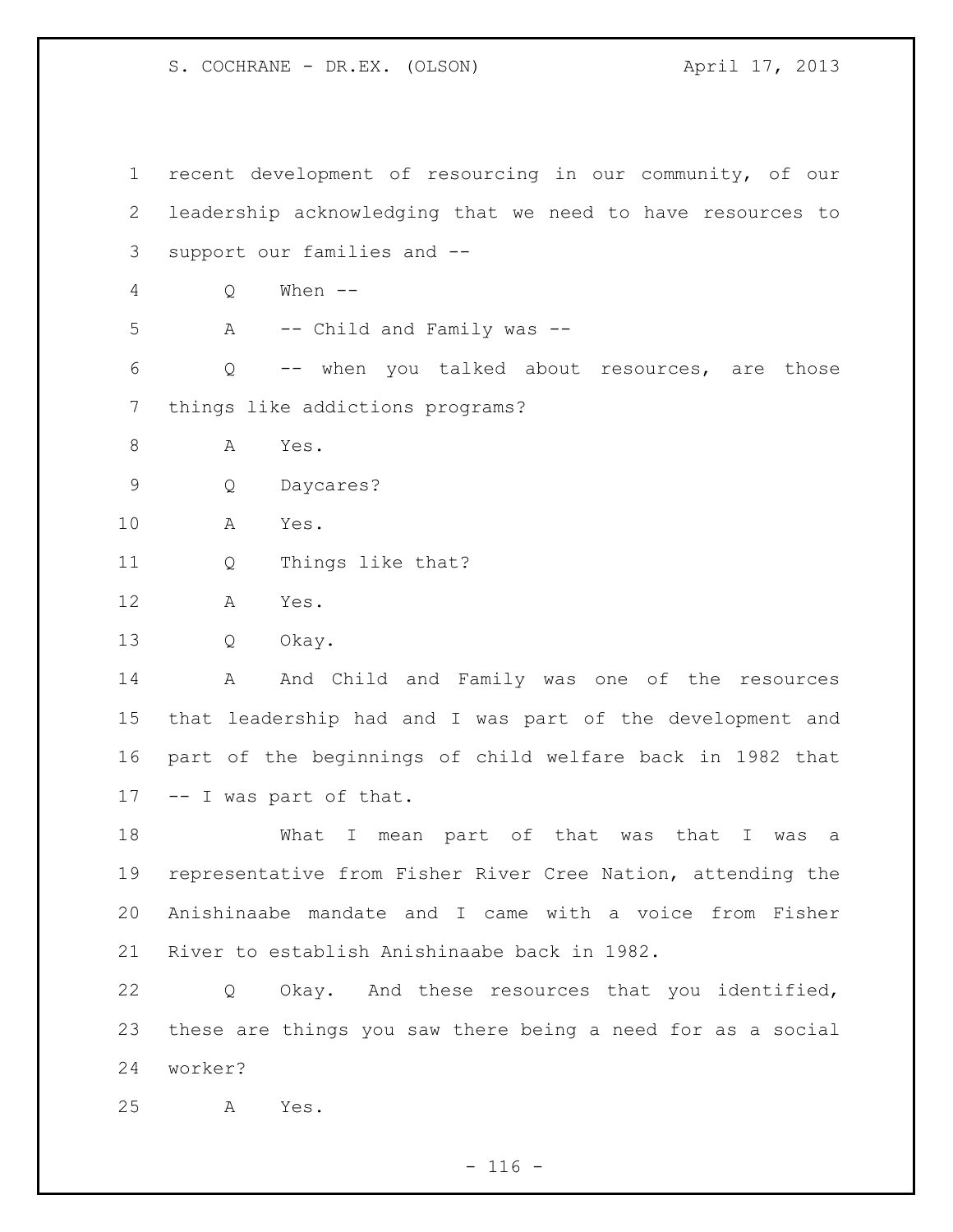recent development of resourcing in our community, of our leadership acknowledging that we need to have resources to support our families and --

Q When --

A -- Child and Family was --

Q -- when you talked about resources, are those things like addictions programs?

A Yes.

Q Daycares?

A Yes.

Q Things like that?

A Yes.

Q Okay.

A And Child and Family was one of the resources that leadership had and I was part of the development and part of the beginnings of child welfare back in 1982 that -- I was part of that.

What I mean part of that was that I was a representative from Fisher River Cree Nation, attending the Anishinaabe mandate and I came with a voice from Fisher River to establish Anishinaabe back in 1982.

Q Okay. And these resources that you identified, these are things you saw there being a need for as a social worker?

A Yes.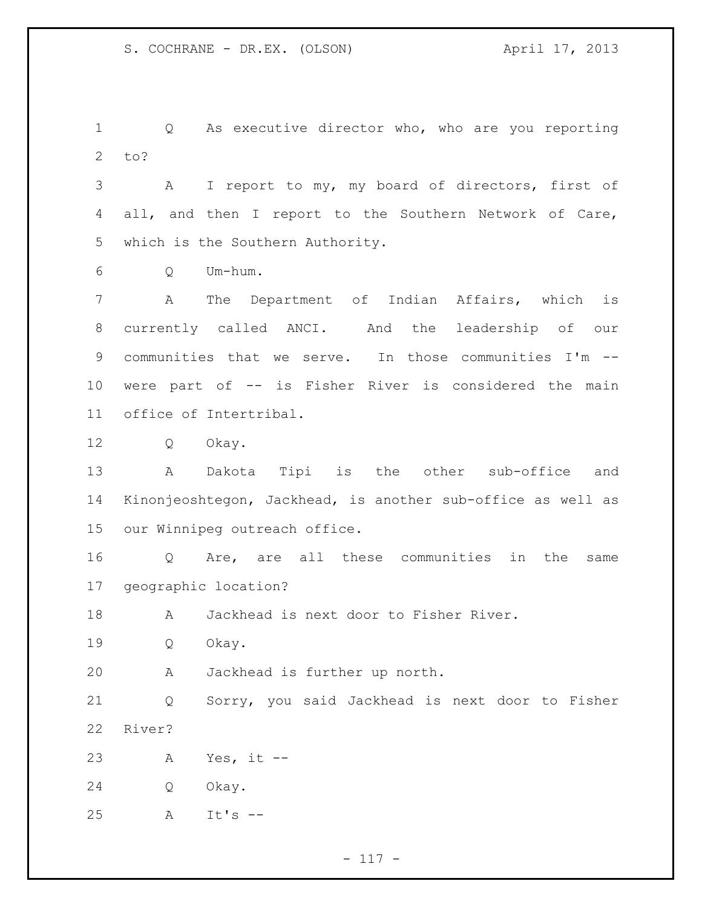1 Q As executive director who, who are you reporting
2 to?
3 A I report to my, my board of directors, first of
4 all, and then I report to the Southern Network of Care,
5 which is the Southern Authority.
6 Q Um-hum.
7 A The Department of Indian Affairs, which is
8 currently called ANCI. And the leadership of our
9 communities that we serve. In those communities I'm --
10 were part of -- is Fisher River is considered the main
11 office of Intertribal.
12 Q Okay.
13 A Dakota Tipi is the other sub-office and
14 Kinonjeoshtegon, Jackhead, is another sub-office as well as
15 our Winnipeg outreach office.
16 Q Are, are all these communities in the same
17 geographic location?
18 A Jackhead is next door to Fisher River.
19 Q Okay.
20 A Jackhead is further up north.
21 Q Sorry, you said Jackhead is next door to Fisher
22 River?
23 A Yes, it --
24 Q Okay.
25 A It's --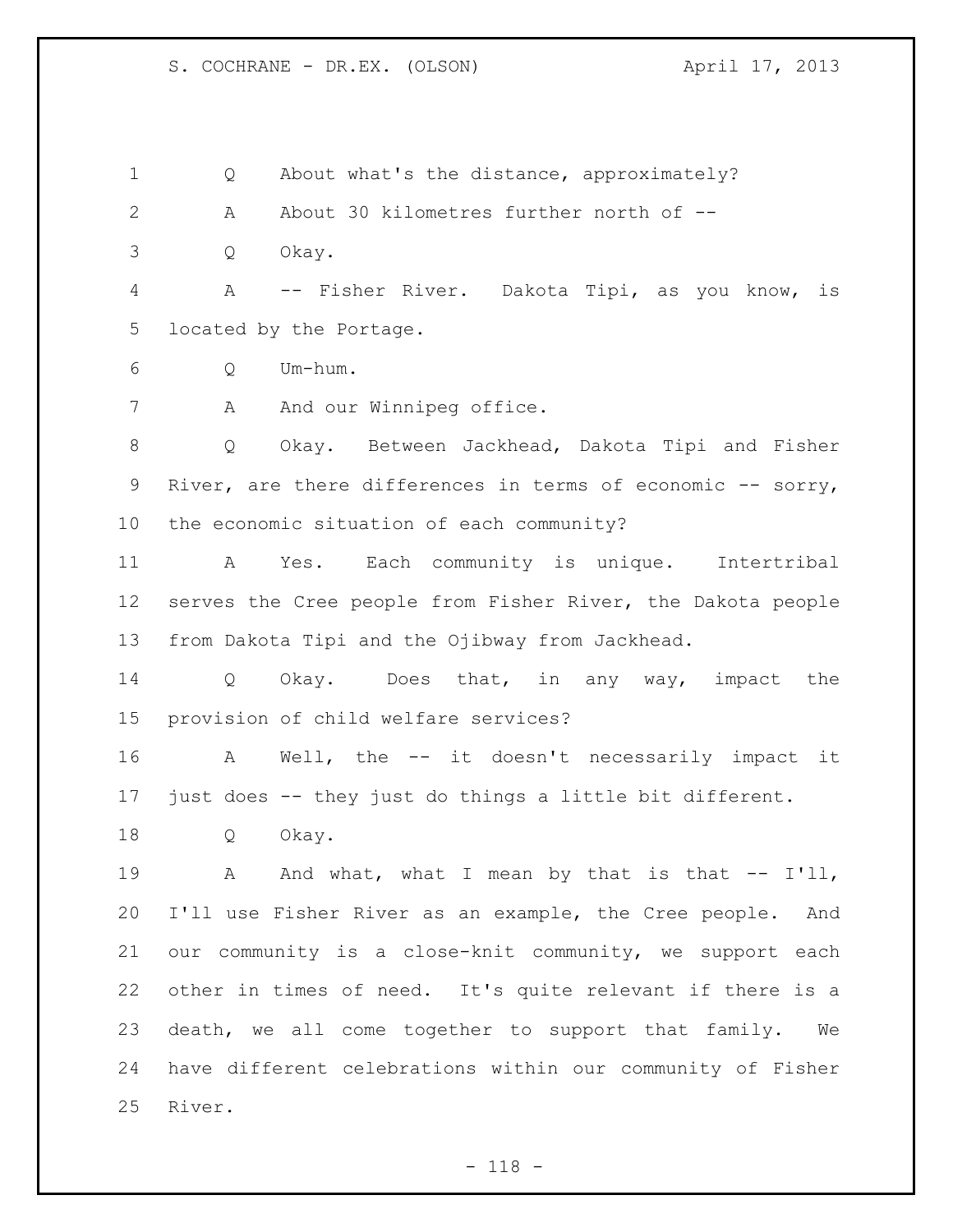Q About what's the distance, approximately?

A About 30 kilometres further north of --

Q Okay.

A -- Fisher River. Dakota Tipi, as you know, is located by the Portage.

Q Um-hum.

A And our Winnipeg office.

Q Okay. Between Jackhead, Dakota Tipi and Fisher River, are there differences in terms of economic -- sorry, the economic situation of each community?

A Yes. Each community is unique. Intertribal serves the Cree people from Fisher River, the Dakota people from Dakota Tipi and the Ojibway from Jackhead.

Q Okay. Does that, in any way, impact the provision of child welfare services?

A Well, the -- it doesn't necessarily impact it just does -- they just do things a little bit different.

Q Okay.

A And what, what I mean by that is that -- I'll, I'll use Fisher River as an example, the Cree people. And our community is a close-knit community, we support each other in times of need. It's quite relevant if there is a death, we all come together to support that family. We have different celebrations within our community of Fisher River.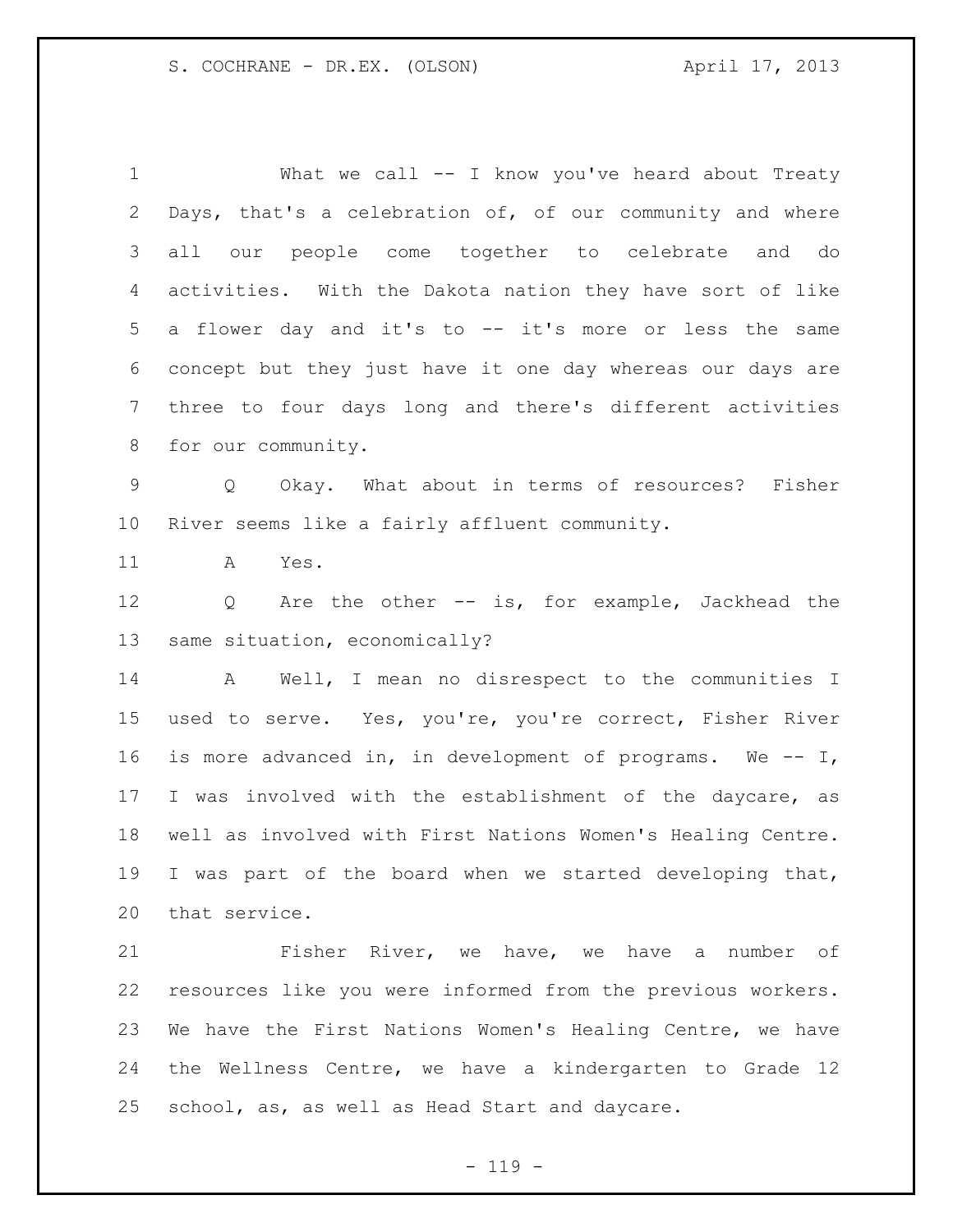What we call -- I know you've heard about Treaty Days, that's a celebration of, of our community and where all our people come together to celebrate and do activities. With the Dakota nation they have sort of like a flower day and it's to -- it's more or less the same concept but they just have it one day whereas our days are three to four days long and there's different activities for our community.

Q Okay. What about in terms of resources? Fisher River seems like a fairly affluent community.

A Yes.

Q Are the other -- is, for example, Jackhead the same situation, economically?

A Well, I mean no disrespect to the communities I used to serve. Yes, you're, you're correct, Fisher River is more advanced in, in development of programs. We -- I, I was involved with the establishment of the daycare, as well as involved with First Nations Women's Healing Centre. I was part of the board when we started developing that, that service.

Fisher River, we have, we have a number of resources like you were informed from the previous workers. We have the First Nations Women's Healing Centre, we have the Wellness Centre, we have a kindergarten to Grade 12 school, as, as well as Head Start and daycare.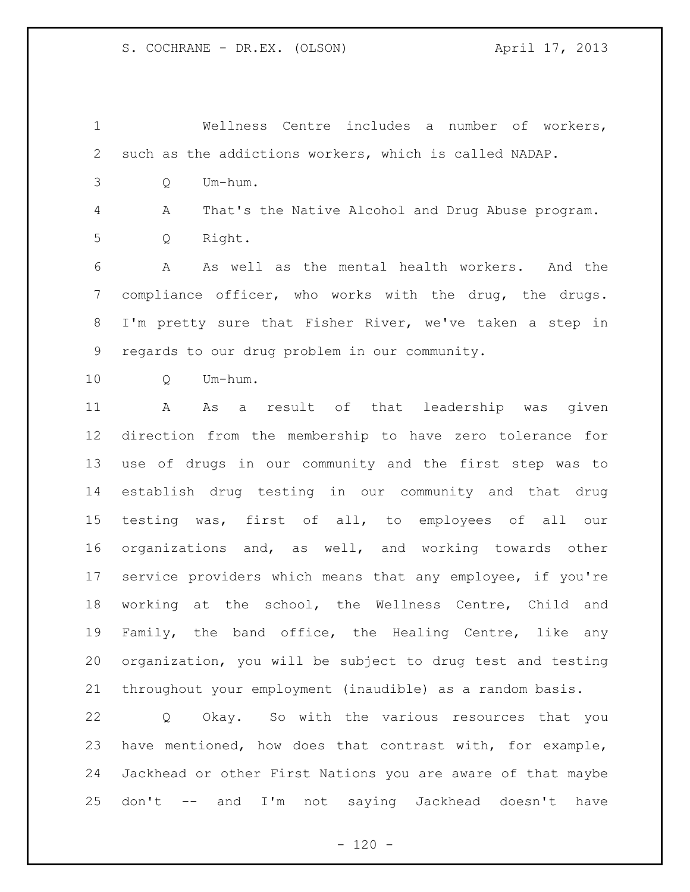Wellness Centre includes a number of workers, such as the addictions workers, which is called NADAP.

Q Um-hum.

A That's the Native Alcohol and Drug Abuse program.

Q Right.

A As well as the mental health workers. And the compliance officer, who works with the drug, the drugs. I'm pretty sure that Fisher River, we've taken a step in regards to our drug problem in our community.

Q Um-hum.

A As a result of that leadership was given direction from the membership to have zero tolerance for use of drugs in our community and the first step was to establish drug testing in our community and that drug testing was, first of all, to employees of all our organizations and, as well, and working towards other service providers which means that any employee, if you're working at the school, the Wellness Centre, Child and Family, the band office, the Healing Centre, like any organization, you will be subject to drug test and testing throughout your employment (inaudible) as a random basis.

Q Okay. So with the various resources that you have mentioned, how does that contrast with, for example, Jackhead or other First Nations you are aware of that maybe don't -- and I'm not saying Jackhead doesn't have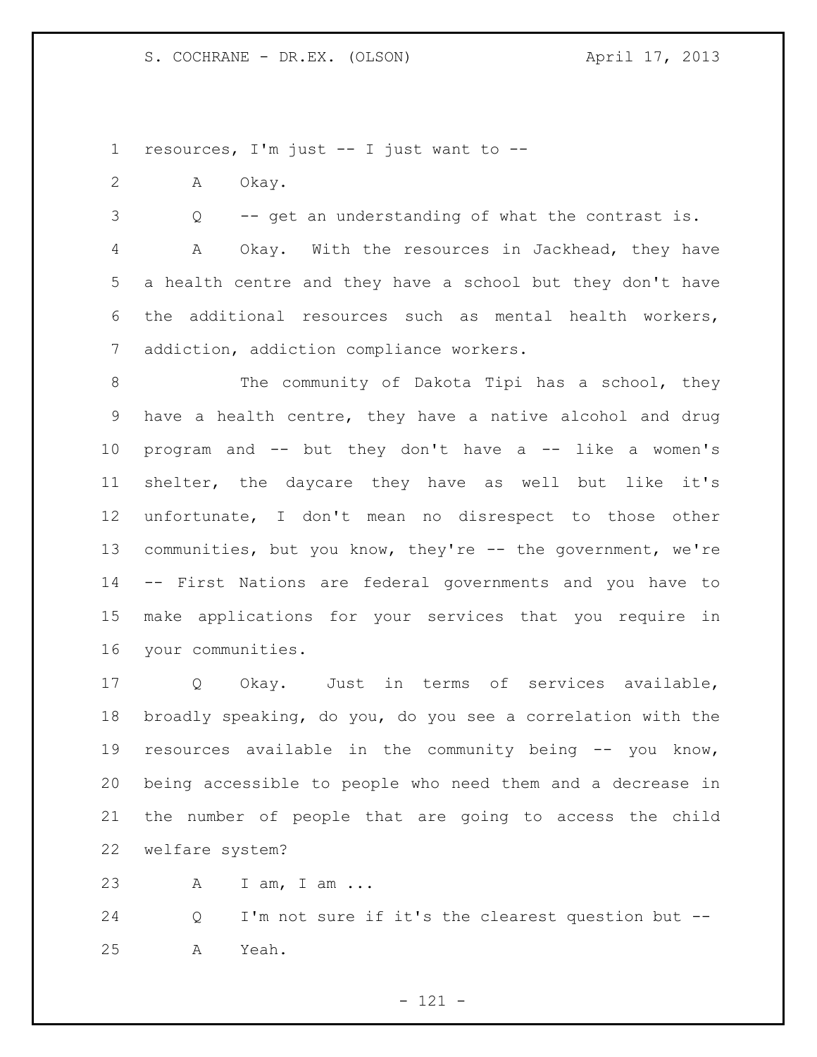resources, I'm just -- I just want to --

A Okay.

Q -- get an understanding of what the contrast is.

A Okay. With the resources in Jackhead, they have a health centre and they have a school but they don't have the additional resources such as mental health workers, addiction, addiction compliance workers.

The community of Dakota Tipi has a school, they have a health centre, they have a native alcohol and drug program and -- but they don't have a -- like a women's shelter, the daycare they have as well but like it's unfortunate, I don't mean no disrespect to those other communities, but you know, they're -- the government, we're -- First Nations are federal governments and you have to make applications for your services that you require in your communities.

Q Okay. Just in terms of services available, broadly speaking, do you, do you see a correlation with the resources available in the community being -- you know, being accessible to people who need them and a decrease in the number of people that are going to access the child welfare system?

A I am, I am ...

Q I'm not sure if it's the clearest question but --

A Yeah.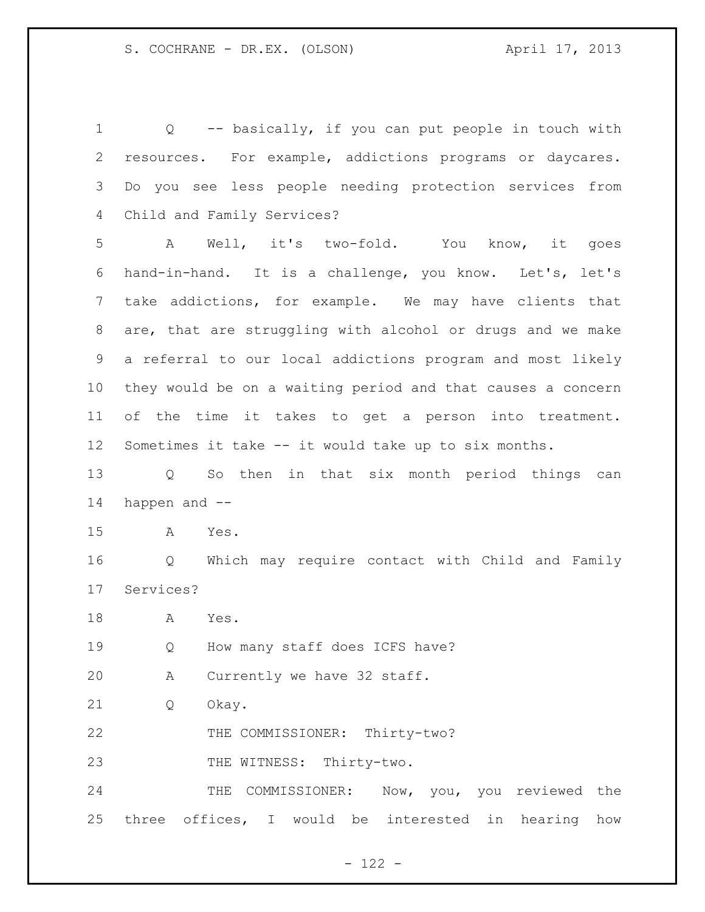Q -- basically, if you can put people in touch with resources. For example, addictions programs or daycares. Do you see less people needing protection services from Child and Family Services?

A Well, it's two-fold. You know, it goes hand-in-hand. It is a challenge, you know. Let's, let's take addictions, for example. We may have clients that are, that are struggling with alcohol or drugs and we make a referral to our local addictions program and most likely they would be on a waiting period and that causes a concern of the time it takes to get a person into treatment. Sometimes it take -- it would take up to six months.

Q So then in that six month period things can happen and --

A Yes.

Q Which may require contact with Child and Family Services?

A Yes.

Q How many staff does ICFS have?

A Currently we have 32 staff.

Q Okay.

THE COMMISSIONER: Thirty-two?

THE WITNESS: Thirty-two.

THE COMMISSIONER: Now, you, you reviewed the three offices, I would be interested in hearing how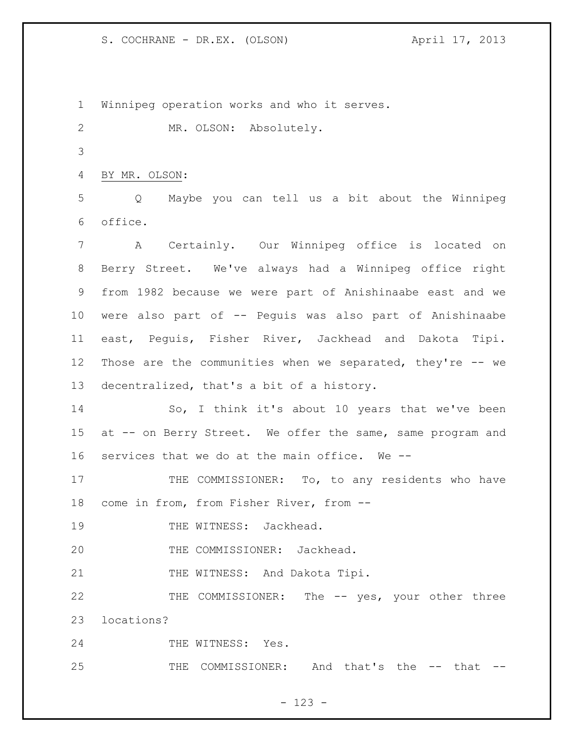Winnipeg operation works and who it serves.

MR. OLSON: Absolutely.

BY MR. OLSON:

Q Maybe you can tell us a bit about the Winnipeg office.

A Certainly. Our Winnipeg office is located on Berry Street. We've always had a Winnipeg office right from 1982 because we were part of Anishinaabe east and we were also part of -- Peguis was also part of Anishinaabe east, Peguis, Fisher River, Jackhead and Dakota Tipi. Those are the communities when we separated, they're -- we decentralized, that's a bit of a history.

So, I think it's about 10 years that we've been at -- on Berry Street. We offer the same, same program and services that we do at the main office. We --

THE COMMISSIONER: To, to any residents who have come in from, from Fisher River, from --

THE WITNESS: Jackhead.

THE COMMISSIONER: Jackhead.

THE WITNESS: And Dakota Tipi.

THE COMMISSIONER: The -- yes, your other three locations?

THE WITNESS: Yes.

THE COMMISSIONER: And that's the -- that --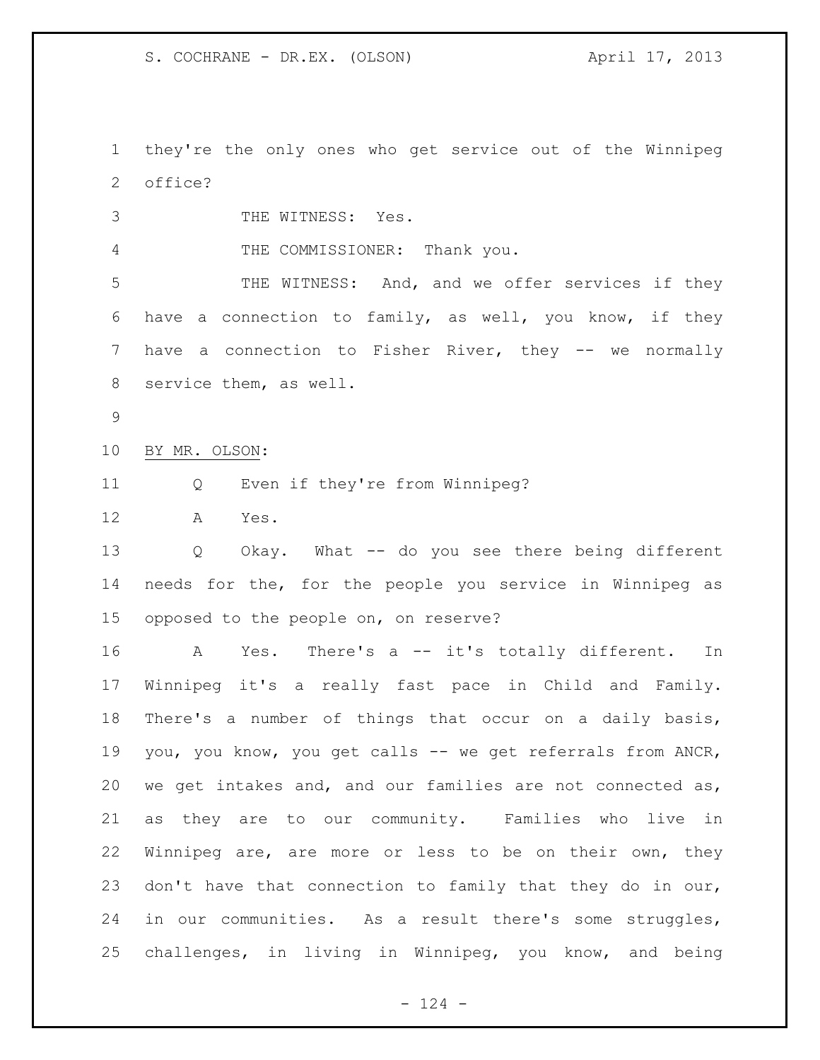they're the only ones who get service out of the Winnipeg office?

THE WITNESS: Yes.

THE COMMISSIONER: Thank you.

THE WITNESS: And, and we offer services if they have a connection to family, as well, you know, if they have a connection to Fisher River, they -- we normally service them, as well.

BY MR. OLSON:

Q Even if they're from Winnipeg?

A Yes.

Q Okay. What -- do you see there being different needs for the, for the people you service in Winnipeg as opposed to the people on, on reserve?

A Yes. There's a -- it's totally different. In Winnipeg it's a really fast pace in Child and Family. There's a number of things that occur on a daily basis, you, you know, you get calls -- we get referrals from ANCR, we get intakes and, and our families are not connected as, as they are to our community. Families who live in Winnipeg are, are more or less to be on their own, they don't have that connection to family that they do in our, in our communities. As a result there's some struggles, challenges, in living in Winnipeg, you know, and being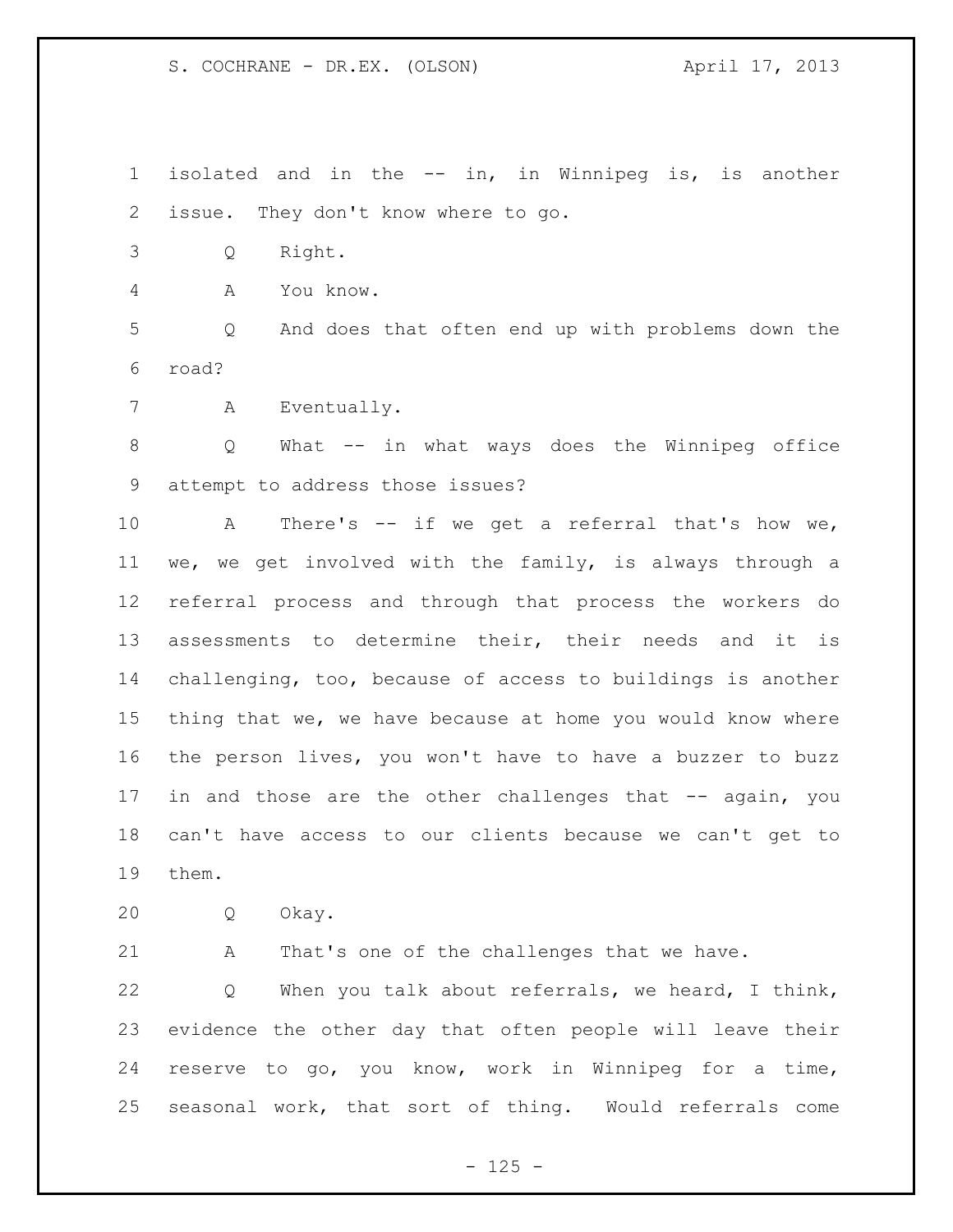isolated and in the -- in, in Winnipeg is, is another issue. They don't know where to go.

Q Right.

A You know.

Q And does that often end up with problems down the road?

A Eventually.

Q What -- in what ways does the Winnipeg office attempt to address those issues?

A There's -- if we get a referral that's how we, we, we get involved with the family, is always through a referral process and through that process the workers do assessments to determine their, their needs and it is challenging, too, because of access to buildings is another thing that we, we have because at home you would know where the person lives, you won't have to have a buzzer to buzz in and those are the other challenges that -- again, you can't have access to our clients because we can't get to them.

Q Okay.

A That's one of the challenges that we have.

Q When you talk about referrals, we heard, I think, evidence the other day that often people will leave their reserve to go, you know, work in Winnipeg for a time, seasonal work, that sort of thing. Would referrals come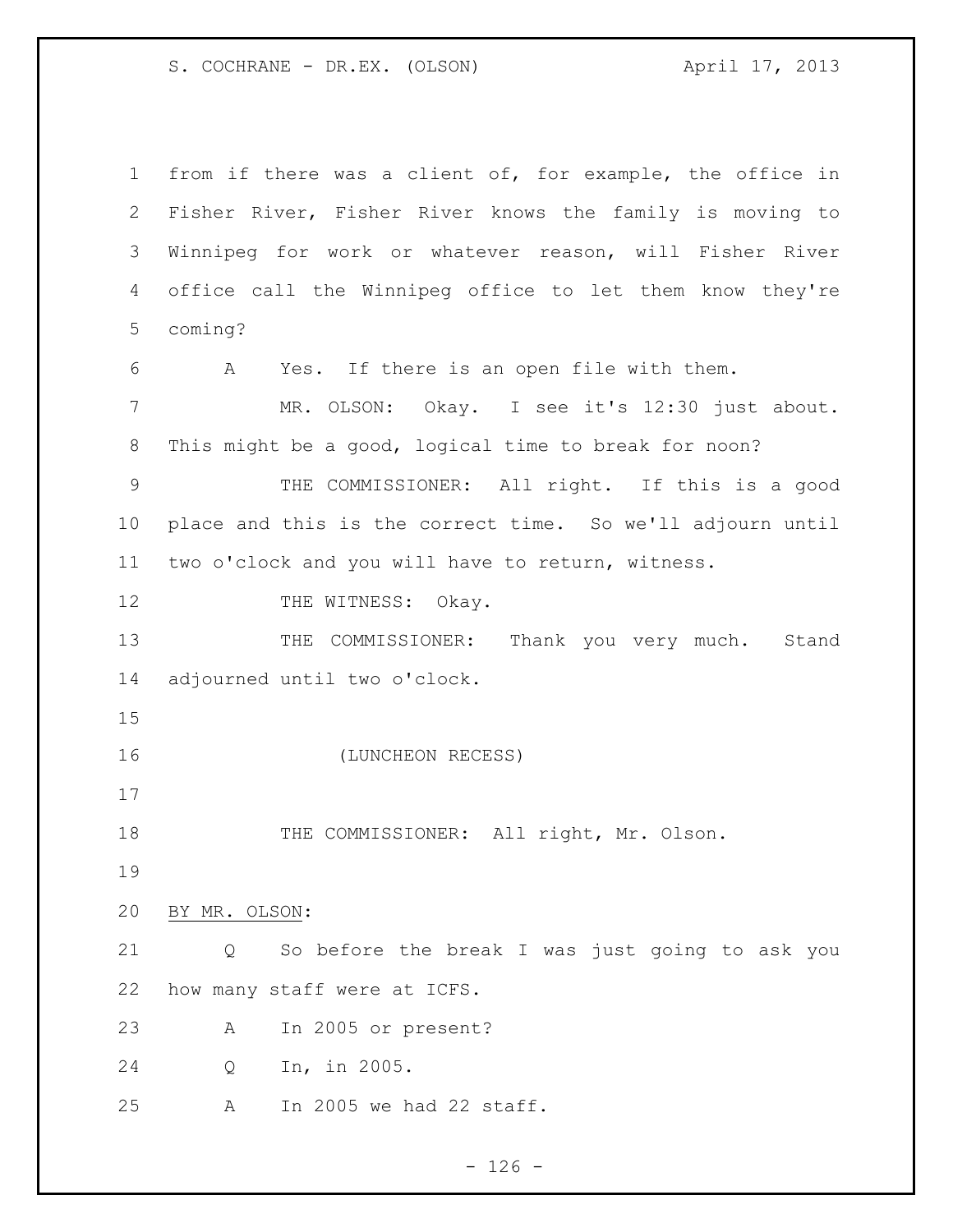from if there was a client of, for example, the office in Fisher River, Fisher River knows the family is moving to Winnipeg for work or whatever reason, will Fisher River office call the Winnipeg office to let them know they're coming?

A Yes. If there is an open file with them.

MR. OLSON: Okay. I see it's 12:30 just about. This might be a good, logical time to break for noon?

THE COMMISSIONER: All right. If this is a good place and this is the correct time. So we'll adjourn until two o'clock and you will have to return, witness.

THE WITNESS: Okay.

THE COMMISSIONER: Thank you very much. Stand adjourned until two o'clock.

(LUNCHEON RECESS)

THE COMMISSIONER: All right, Mr. Olson.

BY MR. OLSON:

Q So before the break I was just going to ask you how many staff were at ICFS.

A In 2005 or present?

Q In, in 2005.

A In 2005 we had 22 staff.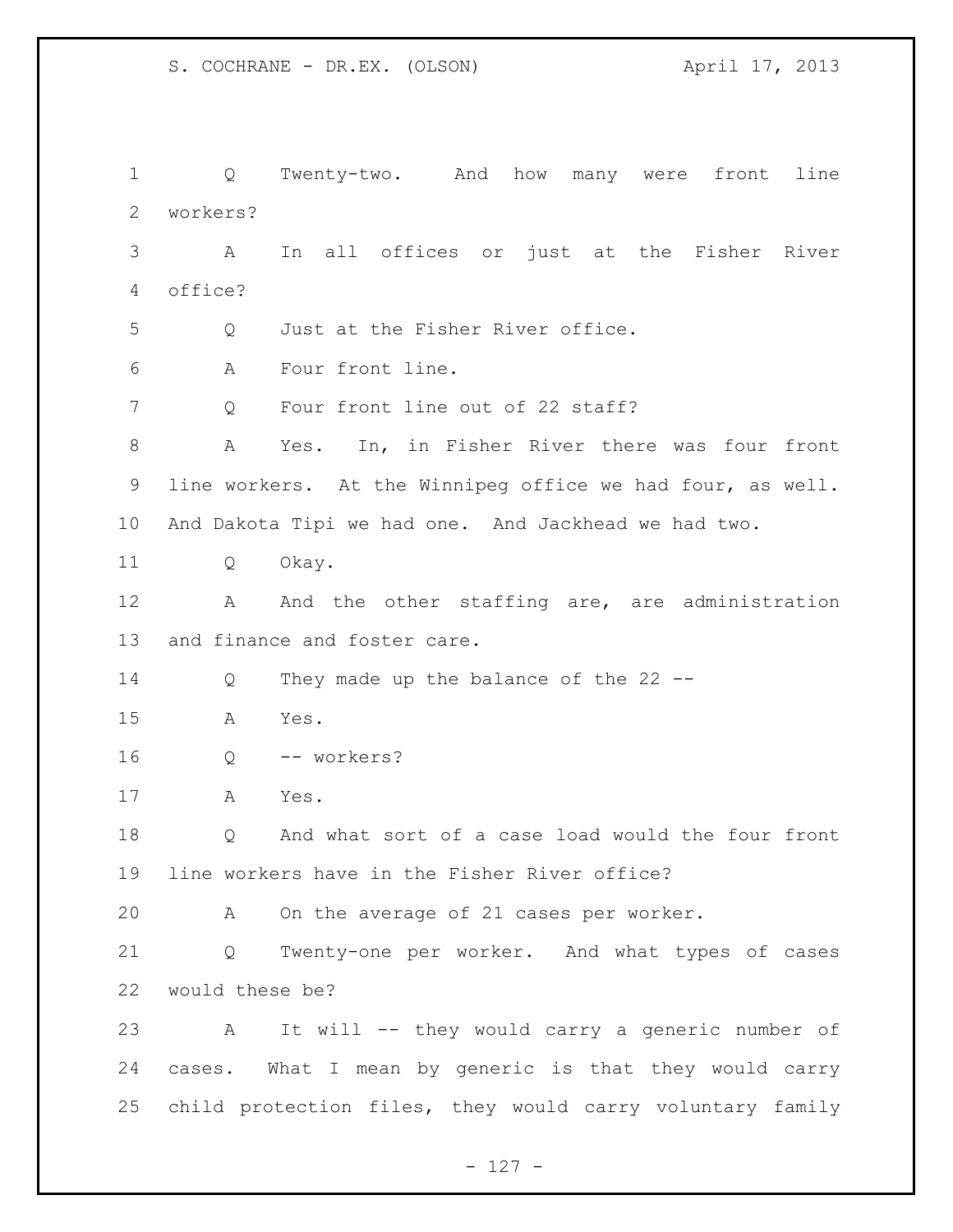Q Twenty-two. And how many were front line workers?

A In all offices or just at the Fisher River office?

Q Just at the Fisher River office.

A Four front line.

Q Four front line out of 22 staff?

A Yes. In, in Fisher River there was four front line workers. At the Winnipeg office we had four, as well. And Dakota Tipi we had one. And Jackhead we had two.

Q Okay.

A And the other staffing are, are administration and finance and foster care.

Q They made up the balance of the 22 --

A Yes.

Q -- workers?

A Yes.

Q And what sort of a case load would the four front line workers have in the Fisher River office?

A On the average of 21 cases per worker.

Q Twenty-one per worker. And what types of cases would these be?

A It will -- they would carry a generic number of cases. What I mean by generic is that they would carry child protection files, they would carry voluntary family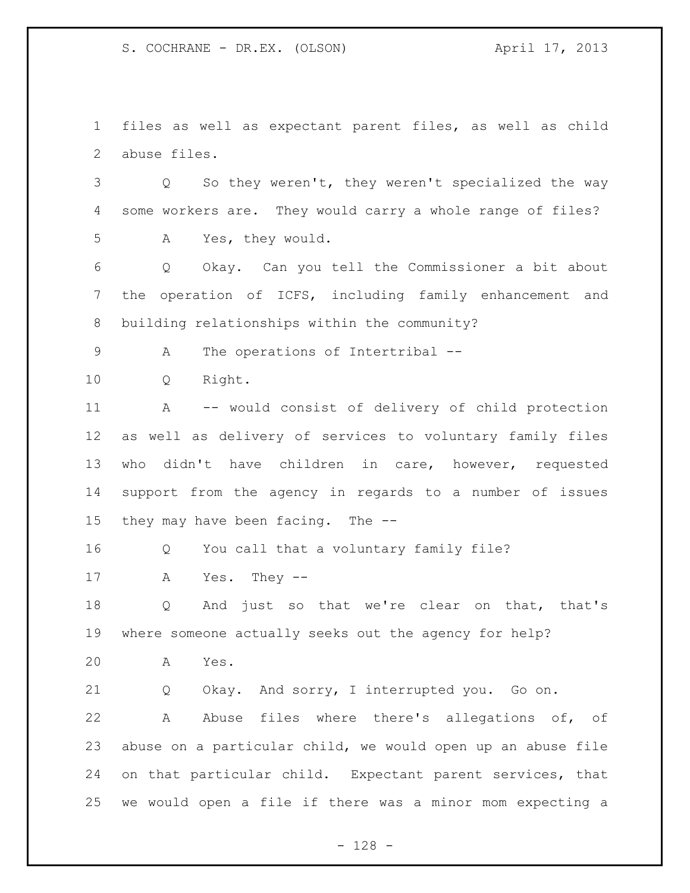files as well as expectant parent files, as well as child abuse files.

Q So they weren't, they weren't specialized the way some workers are. They would carry a whole range of files?

A Yes, they would.

Q Okay. Can you tell the Commissioner a bit about the operation of ICFS, including family enhancement and building relationships within the community?

A The operations of Intertribal --

Q Right.

A -- would consist of delivery of child protection as well as delivery of services to voluntary family files who didn't have children in care, however, requested support from the agency in regards to a number of issues they may have been facing. The --

Q You call that a voluntary family file?

A Yes. They --

Q And just so that we're clear on that, that's where someone actually seeks out the agency for help?

A Yes.

Q Okay. And sorry, I interrupted you. Go on.

A Abuse files where there's allegations of, of abuse on a particular child, we would open up an abuse file on that particular child. Expectant parent services, that we would open a file if there was a minor mom expecting a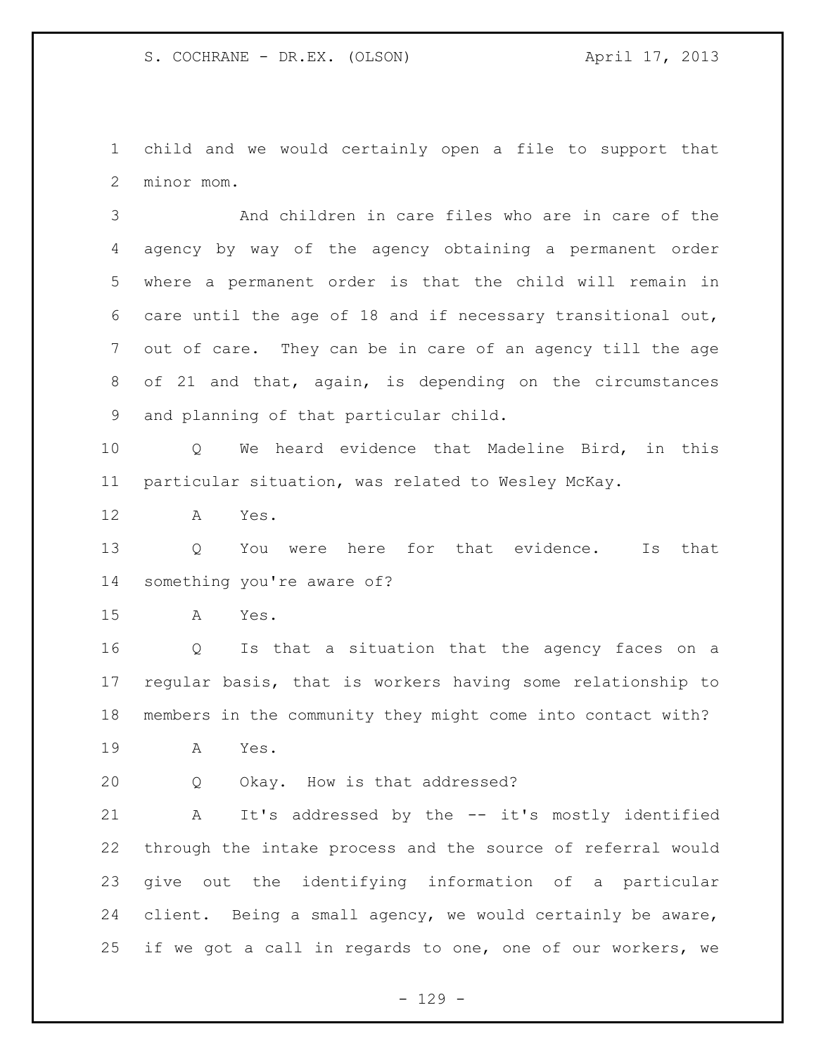child and we would certainly open a file to support that minor mom.

And children in care files who are in care of the agency by way of the agency obtaining a permanent order where a permanent order is that the child will remain in care until the age of 18 and if necessary transitional out, out of care. They can be in care of an agency till the age of 21 and that, again, is depending on the circumstances and planning of that particular child.

Q We heard evidence that Madeline Bird, in this particular situation, was related to Wesley McKay.

A Yes.

Q You were here for that evidence. Is that something you're aware of?

A Yes.

Q Is that a situation that the agency faces on a regular basis, that is workers having some relationship to members in the community they might come into contact with?

A Yes.

Q Okay. How is that addressed?

A It's addressed by the -- it's mostly identified through the intake process and the source of referral would give out the identifying information of a particular client. Being a small agency, we would certainly be aware, if we got a call in regards to one, one of our workers, we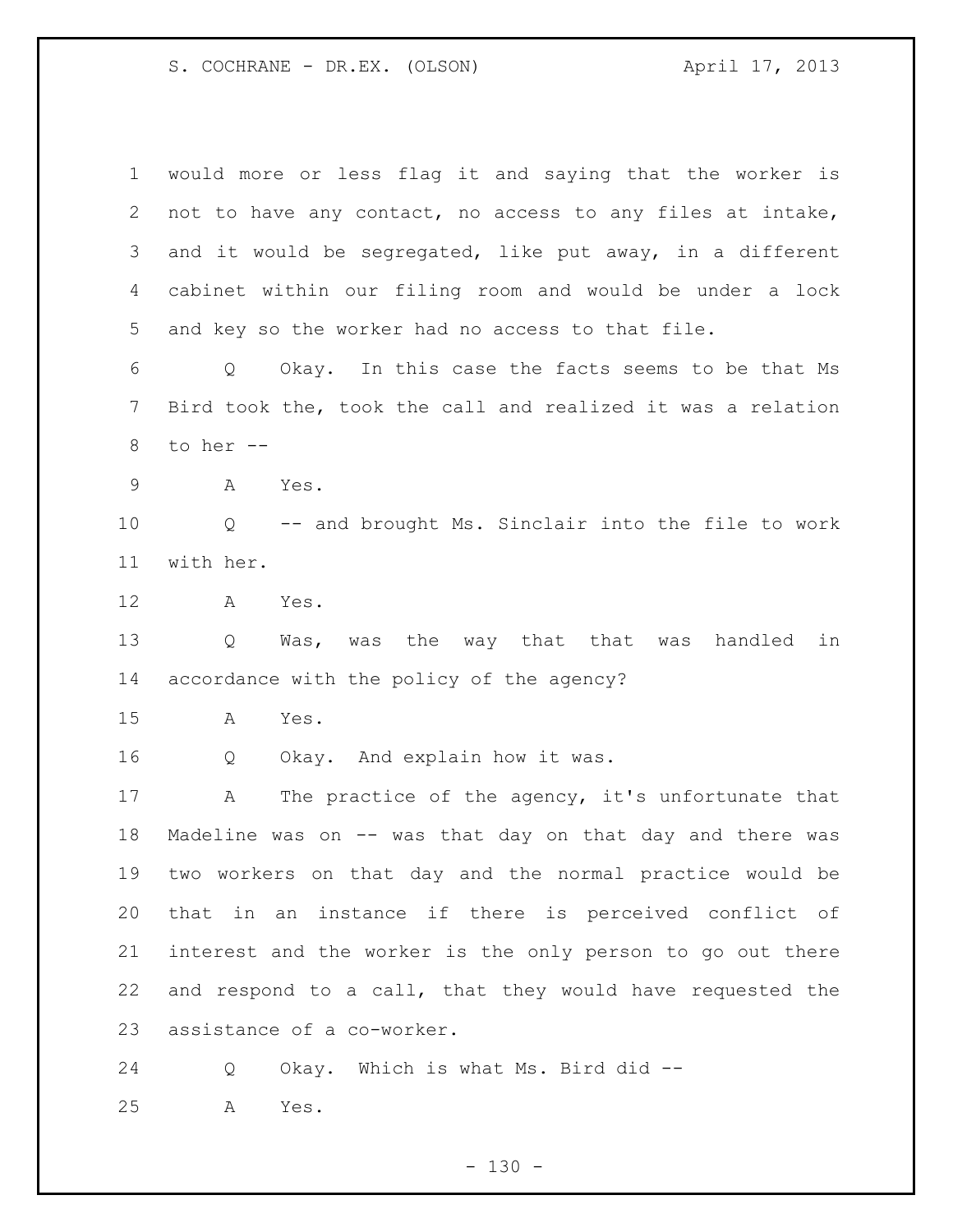would more or less flag it and saying that the worker is not to have any contact, no access to any files at intake, and it would be segregated, like put away, in a different cabinet within our filing room and would be under a lock and key so the worker had no access to that file.

Q Okay. In this case the facts seems to be that Ms Bird took the, took the call and realized it was a relation to her --

A Yes.

Q -- and brought Ms. Sinclair into the file to work with her.

A Yes.

Q Was, was the way that that was handled in accordance with the policy of the agency?

A Yes.

Q Okay. And explain how it was.

A The practice of the agency, it's unfortunate that Madeline was on -- was that day on that day and there was two workers on that day and the normal practice would be that in an instance if there is perceived conflict of interest and the worker is the only person to go out there and respond to a call, that they would have requested the assistance of a co-worker.

Q Okay. Which is what Ms. Bird did --

A Yes.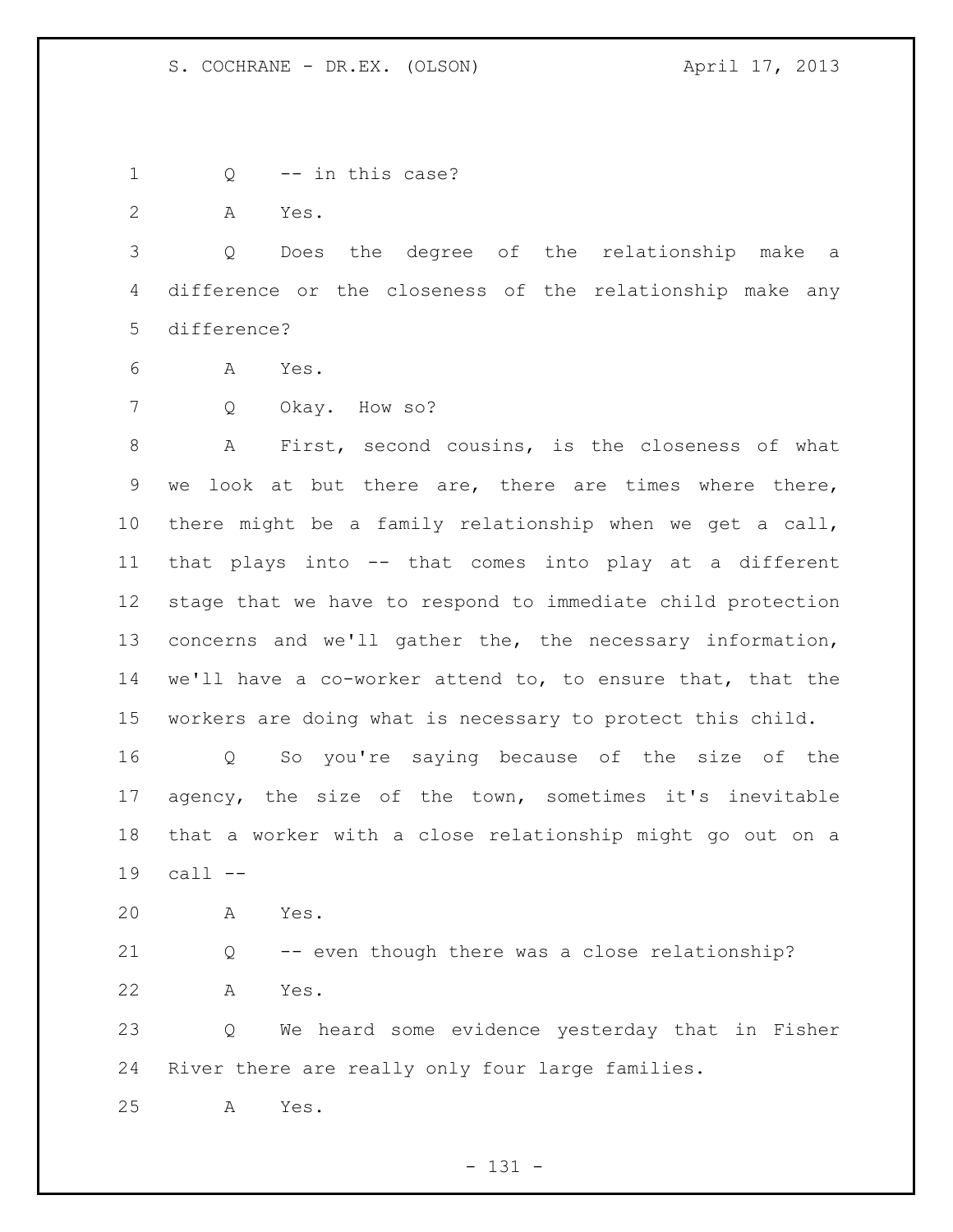Q -- in this case?

A Yes.

Q Does the degree of the relationship make a difference or the closeness of the relationship make any difference?

A Yes.

Q Okay. How so?

A First, second cousins, is the closeness of what we look at but there are, there are times where there, there might be a family relationship when we get a call, that plays into -- that comes into play at a different stage that we have to respond to immediate child protection concerns and we'll gather the, the necessary information, we'll have a co-worker attend to, to ensure that, that the workers are doing what is necessary to protect this child.

Q So you're saying because of the size of the agency, the size of the town, sometimes it's inevitable that a worker with a close relationship might go out on a call --

A Yes.

Q -- even though there was a close relationship?

A Yes.

Q We heard some evidence yesterday that in Fisher River there are really only four large families.

A Yes.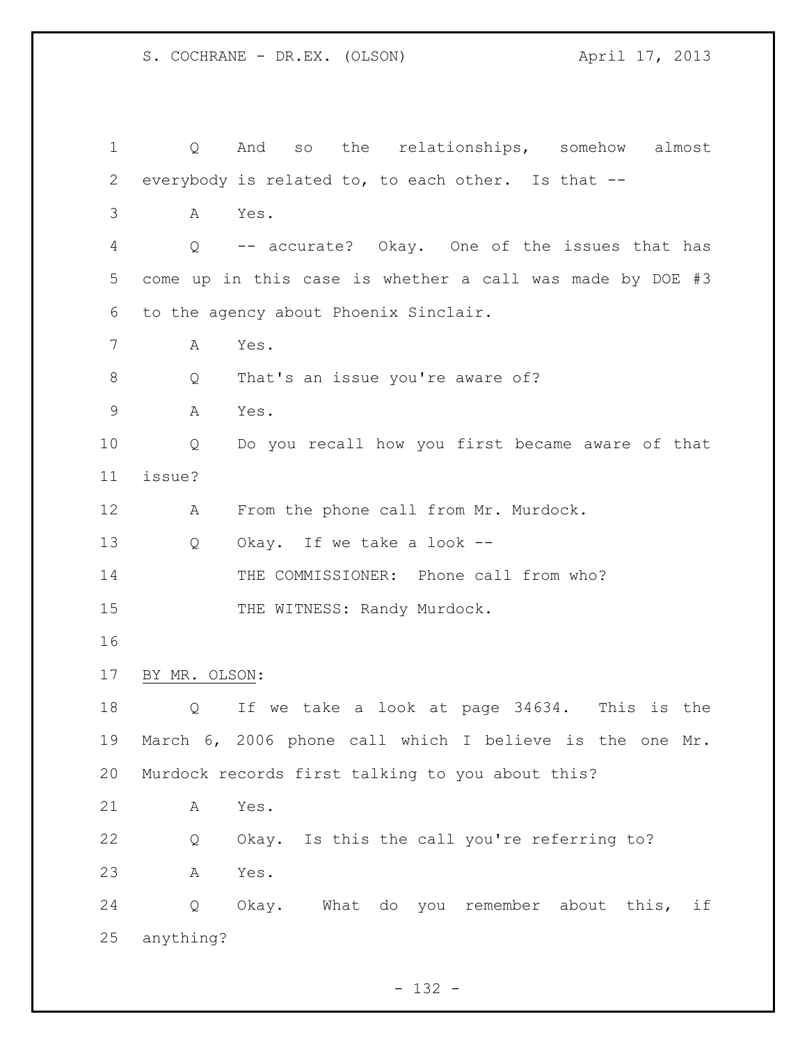Q And so the relationships, somehow almost everybody is related to, to each other. Is that --

A Yes.

Q -- accurate? Okay. One of the issues that has come up in this case is whether a call was made by DOE #3 to the agency about Phoenix Sinclair.

A Yes.

Q That's an issue you're aware of?

A Yes.

Q Do you recall how you first became aware of that issue?

A From the phone call from Mr. Murdock.

Q Okay. If we take a look --

THE COMMISSIONER: Phone call from who?

THE WITNESS: Randy Murdock.

BY MR. OLSON:

Q If we take a look at page 34634. This is the March 6, 2006 phone call which I believe is the one Mr. Murdock records first talking to you about this?

A Yes.

Q Okay. Is this the call you're referring to?

A Yes.

Q Okay. What do you remember about this, if anything?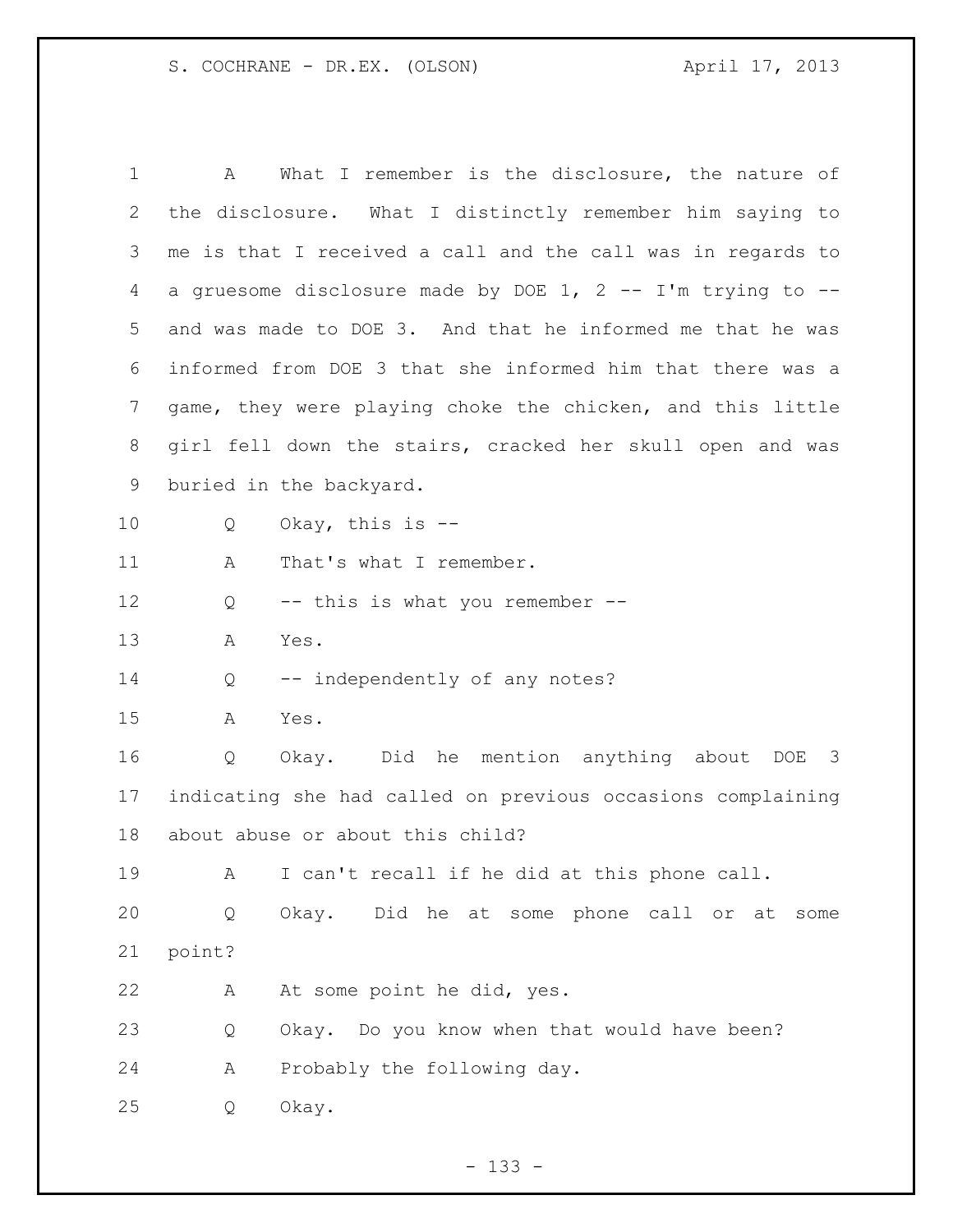A What I remember is the disclosure, the nature of the disclosure. What I distinctly remember him saying to me is that I received a call and the call was in regards to a gruesome disclosure made by DOE 1, 2 -- I'm trying to -- and was made to DOE 3. And that he informed me that he was informed from DOE 3 that she informed him that there was a game, they were playing choke the chicken, and this little girl fell down the stairs, cracked her skull open and was buried in the backyard.

Q Okay, this is --

A That's what I remember.

Q -- this is what you remember --

A Yes.

Q -- independently of any notes?

A Yes.

Q Okay. Did he mention anything about DOE 3 indicating she had called on previous occasions complaining about abuse or about this child?

A I can't recall if he did at this phone call.

Q Okay. Did he at some phone call or at some point?

A At some point he did, yes.

Q Okay. Do you know when that would have been?

A Probably the following day.

Q Okay.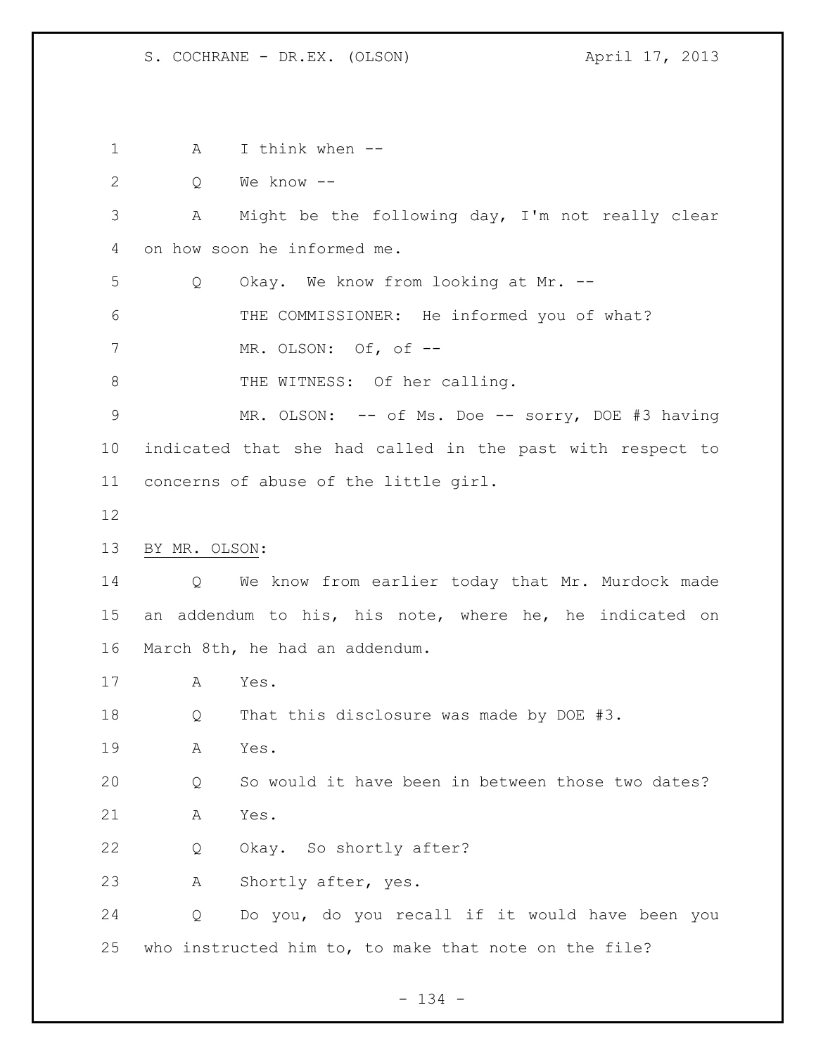A I think when --

Q We know --

A Might be the following day, I'm not really clear on how soon he informed me.

Q Okay. We know from looking at Mr. --

THE COMMISSIONER: He informed you of what?

MR. OLSON: Of, of --

THE WITNESS: Of her calling.

MR. OLSON: -- of Ms. Doe -- sorry, DOE #3 having indicated that she had called in the past with respect to concerns of abuse of the little girl.

BY MR. OLSON:

Q We know from earlier today that Mr. Murdock made an addendum to his, his note, where he, he indicated on March 8th, he had an addendum.

A Yes.

Q That this disclosure was made by DOE #3.

A Yes.

Q So would it have been in between those two dates?

A Yes.

Q Okay. So shortly after?

A Shortly after, yes.

Q Do you, do you recall if it would have been you who instructed him to, to make that note on the file?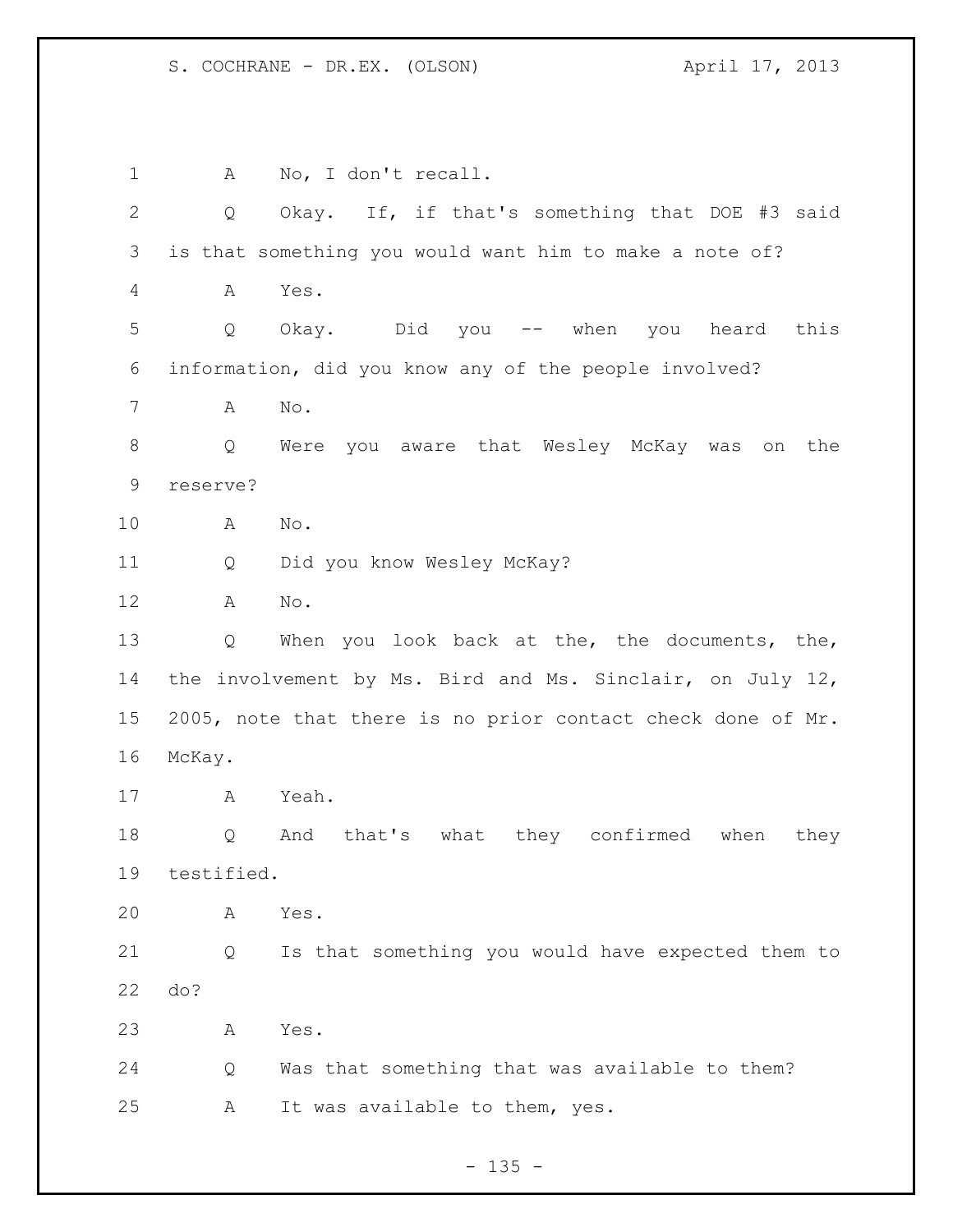1 A No, I don't recall.

2 Q Okay. If, if that's something that DOE #3 said

3 is that something you would want him to make a note of?

4 A Yes.

5 Q Okay. Did you -- when you heard this

6 information, did you know any of the people involved?

7 A No.

8 Q Were you aware that Wesley McKay was on the

9 reserve?

10 A No.

11 Q Did you know Wesley McKay?

12 A No.

13 Q When you look back at the, the documents, the,

14 the involvement by Ms. Bird and Ms. Sinclair, on July 12,

15 2005, note that there is no prior contact check done of Mr.

16 McKay.

17 A Yeah.

18 Q And that's what they confirmed when they

19 testified.

20 A Yes.

21 Q Is that something you would have expected them to

22 do?

23 A Yes.

24 Q Was that something that was available to them?

25 A It was available to them, yes.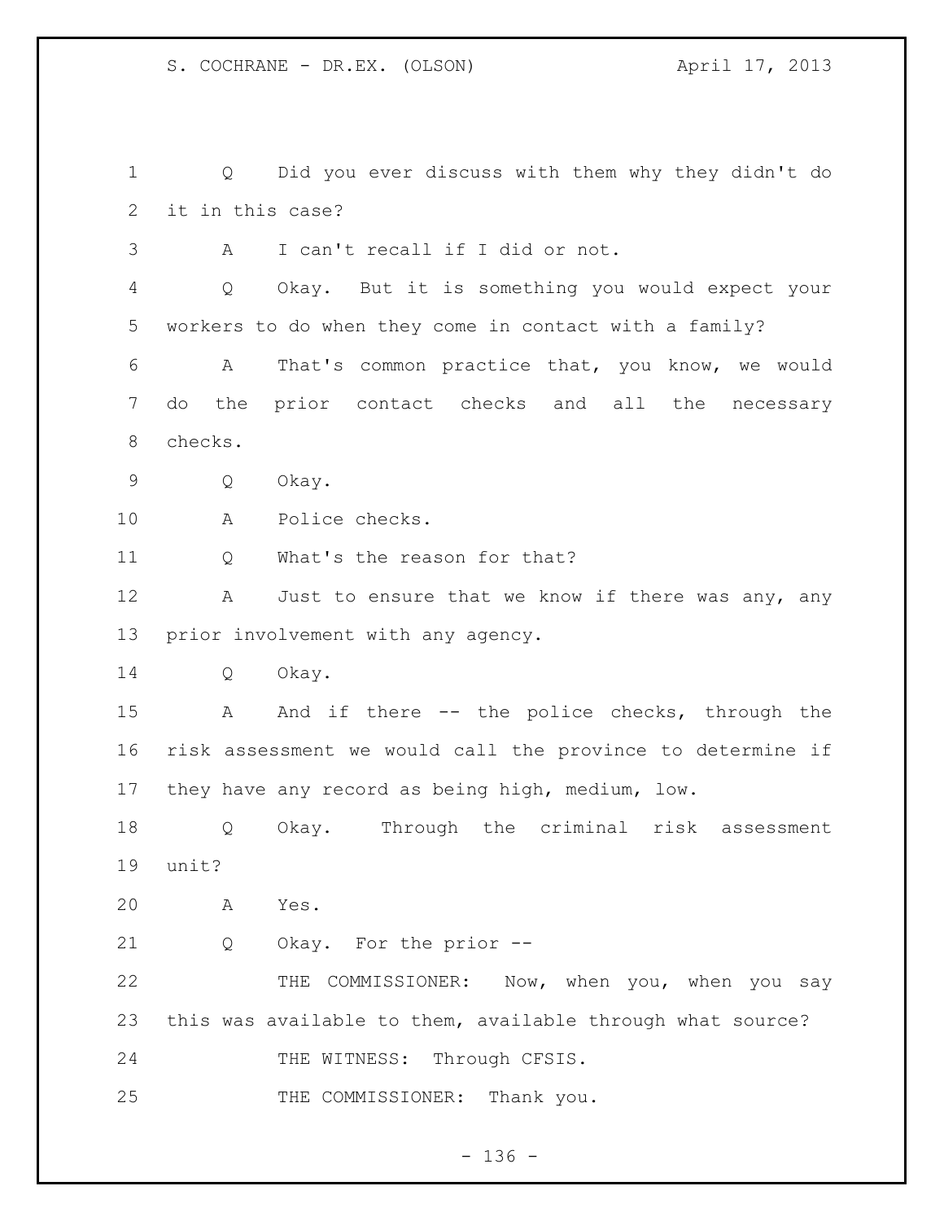Q Did you ever discuss with them why they didn't do it in this case?

A I can't recall if I did or not.

Q Okay. But it is something you would expect your workers to do when they come in contact with a family?

A That's common practice that, you know, we would do the prior contact checks and all the necessary checks.

Q Okay.

A Police checks.

Q What's the reason for that?

A Just to ensure that we know if there was any, any prior involvement with any agency.

Q Okay.

A And if there -- the police checks, through the risk assessment we would call the province to determine if they have any record as being high, medium, low.

Q Okay. Through the criminal risk assessment unit?

A Yes.

Q Okay. For the prior --

THE COMMISSIONER: Now, when you, when you say this was available to them, available through what source?

THE WITNESS: Through CFSIS.

THE COMMISSIONER: Thank you.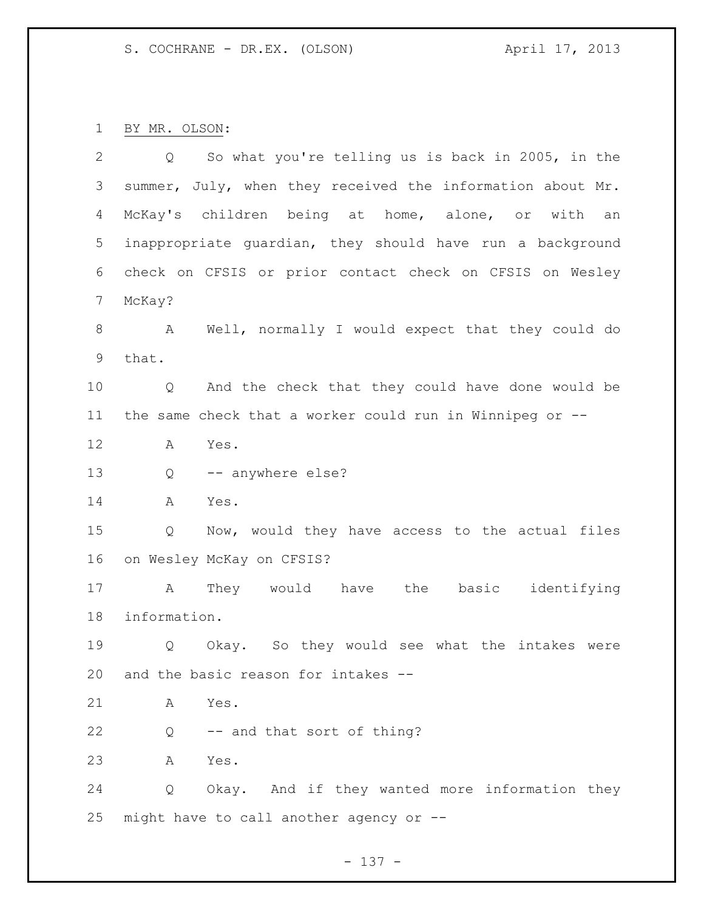BY MR. OLSON:

Q So what you're telling us is back in 2005, in the summer, July, when they received the information about Mr. McKay's children being at home, alone, or with an inappropriate guardian, they should have run a background check on CFSIS or prior contact check on CFSIS on Wesley McKay?

A Well, normally I would expect that they could do that.

Q And the check that they could have done would be the same check that a worker could run in Winnipeg or --

A Yes.

Q -- anywhere else?

A Yes.

Q Now, would they have access to the actual files on Wesley McKay on CFSIS?

A They would have the basic identifying information.

Q Okay. So they would see what the intakes were and the basic reason for intakes --

A Yes.

Q -- and that sort of thing?

A Yes.

Q Okay. And if they wanted more information they might have to call another agency or --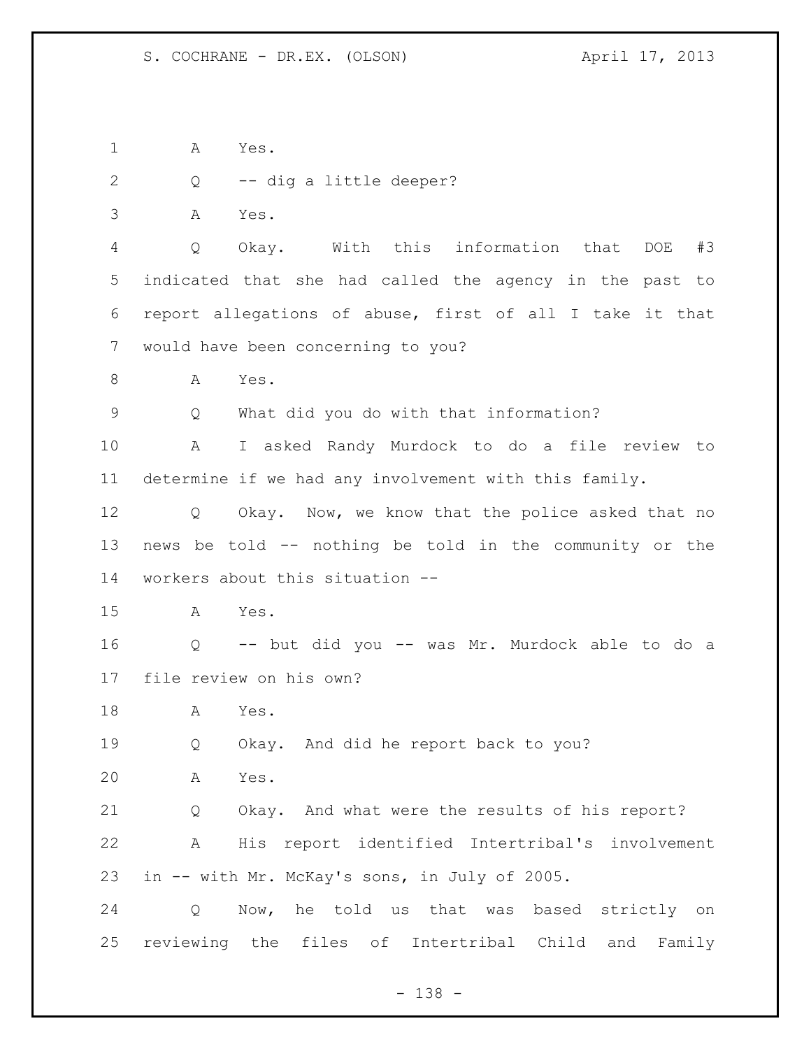1 A Yes.

2 Q -- dig a little deeper?

3 A Yes.

4 Q Okay. With this information that DOE #3

5 indicated that she had called the agency in the past to

6 report allegations of abuse, first of all I take it that

7 would have been concerning to you?

8 A Yes.

9 Q What did you do with that information?

10 A I asked Randy Murdock to do a file review to

11 determine if we had any involvement with this family.

12 Q Okay. Now, we know that the police asked that no

13 news be told -- nothing be told in the community or the

14 workers about this situation --

15 A Yes.

16 Q -- but did you -- was Mr. Murdock able to do a

17 file review on his own?

18 A Yes.

19 Q Okay. And did he report back to you?

20 A Yes.

21 Q Okay. And what were the results of his report?

22 A His report identified Intertribal's involvement

23 in -- with Mr. McKay's sons, in July of 2005.

24 Q Now, he told us that was based strictly on

25 reviewing the files of Intertribal Child and Family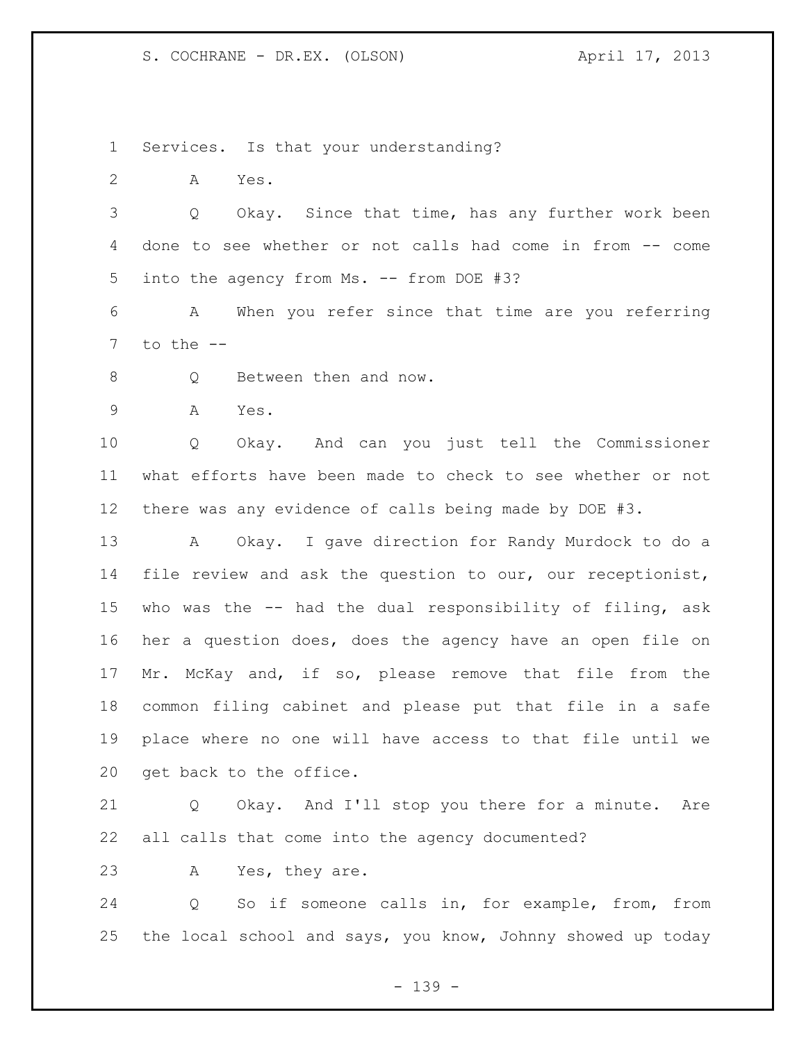Services. Is that your understanding?

A Yes.

Q Okay. Since that time, has any further work been done to see whether or not calls had come in from -- come into the agency from Ms. -- from DOE #3?

A When you refer since that time are you referring to the --

Q Between then and now.

A Yes.

Q Okay. And can you just tell the Commissioner what efforts have been made to check to see whether or not there was any evidence of calls being made by DOE #3.

A Okay. I gave direction for Randy Murdock to do a file review and ask the question to our, our receptionist, who was the -- had the dual responsibility of filing, ask her a question does, does the agency have an open file on Mr. McKay and, if so, please remove that file from the common filing cabinet and please put that file in a safe place where no one will have access to that file until we get back to the office.

Q Okay. And I'll stop you there for a minute. Are all calls that come into the agency documented?

A Yes, they are.

Q So if someone calls in, for example, from, from the local school and says, you know, Johnny showed up today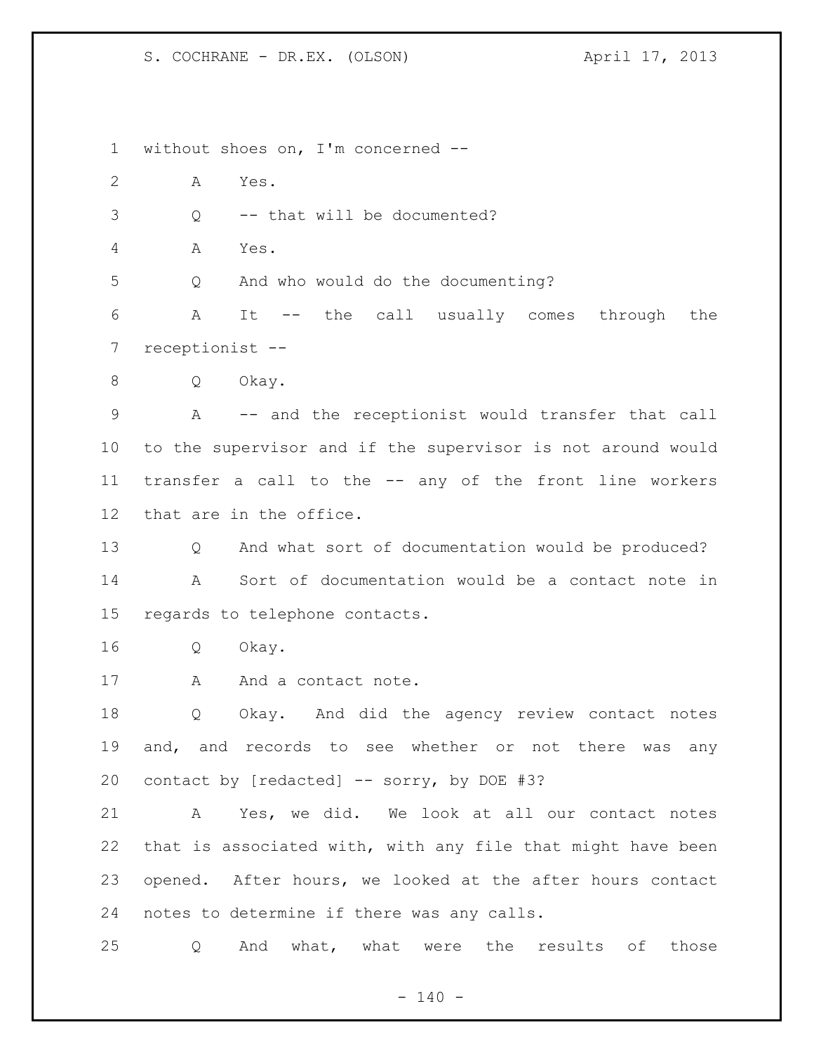without shoes on, I'm concerned --

A Yes.

Q -- that will be documented?

A Yes.

Q And who would do the documenting?

A It -- the call usually comes through the receptionist --

Q Okay.

A -- and the receptionist would transfer that call to the supervisor and if the supervisor is not around would transfer a call to the -- any of the front line workers that are in the office.

Q And what sort of documentation would be produced?

A Sort of documentation would be a contact note in regards to telephone contacts.

Q Okay.

A And a contact note.

Q Okay. And did the agency review contact notes and, and records to see whether or not there was any contact by [redacted] -- sorry, by DOE #3?

A Yes, we did. We look at all our contact notes that is associated with, with any file that might have been opened. After hours, we looked at the after hours contact notes to determine if there was any calls.

Q And what, what were the results of those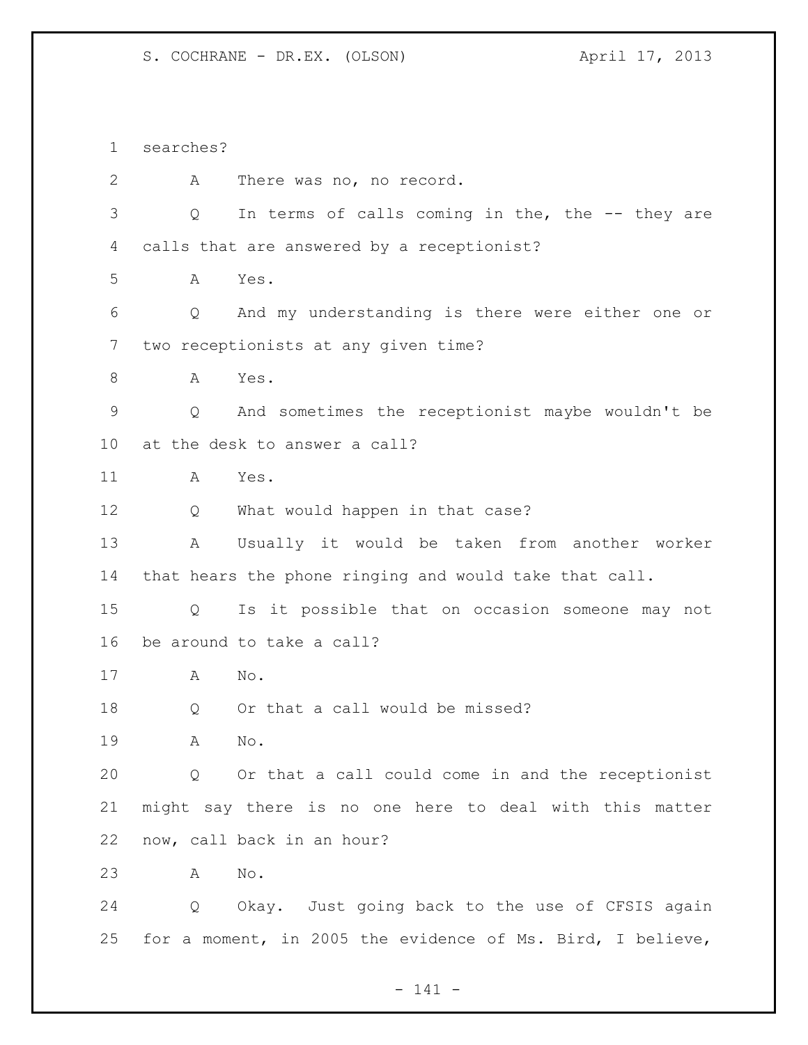searches?

A There was no, no record.

Q In terms of calls coming in the, the -- they are calls that are answered by a receptionist?

A Yes.

Q And my understanding is there were either one or two receptionists at any given time?

A Yes.

Q And sometimes the receptionist maybe wouldn't be at the desk to answer a call?

A Yes.

Q What would happen in that case?

A Usually it would be taken from another worker that hears the phone ringing and would take that call.

Q Is it possible that on occasion someone may not be around to take a call?

A No.

Q Or that a call would be missed?

A No.

Q Or that a call could come in and the receptionist might say there is no one here to deal with this matter now, call back in an hour?

A No.

Q Okay. Just going back to the use of CFSIS again for a moment, in 2005 the evidence of Ms. Bird, I believe,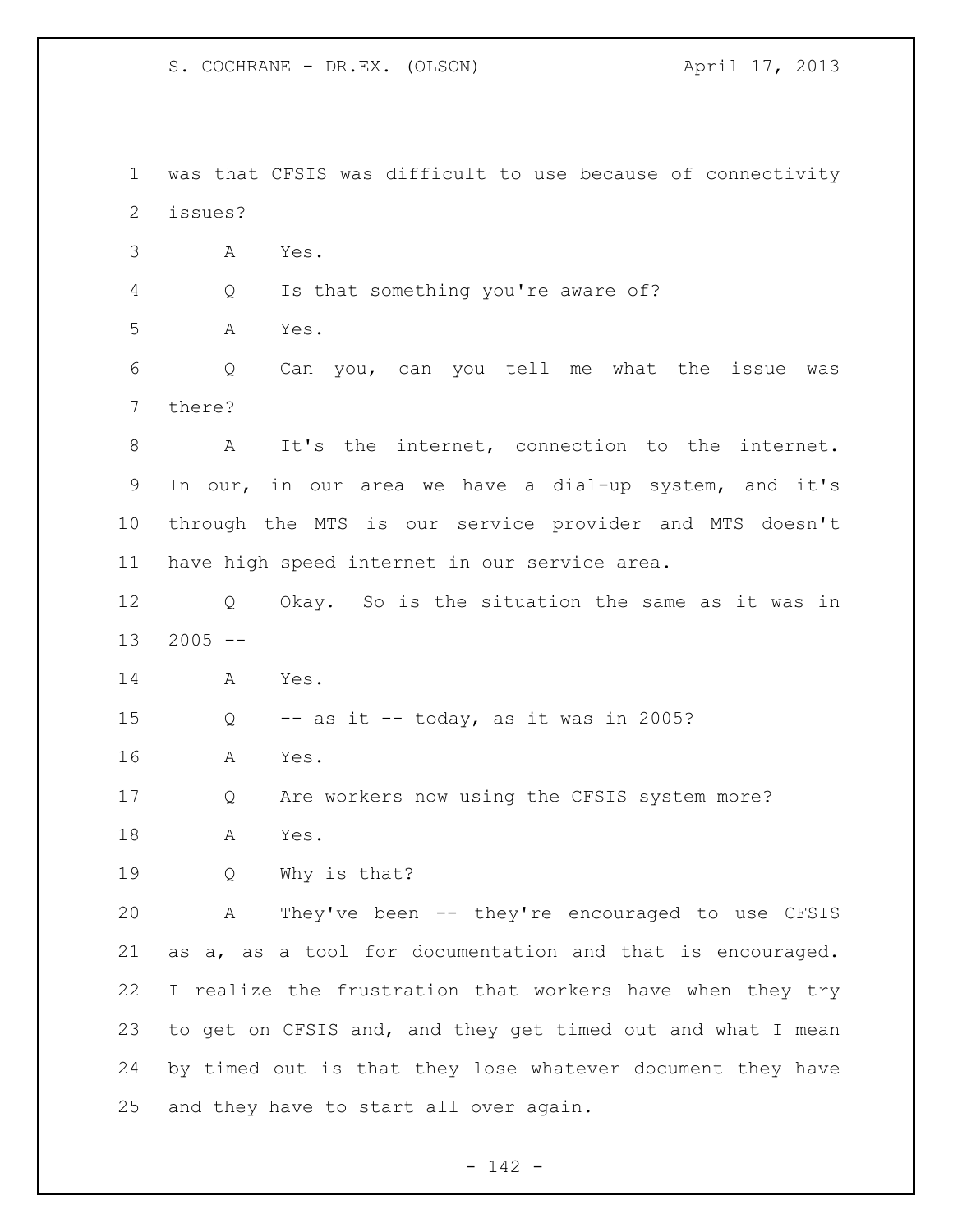was that CFSIS was difficult to use because of connectivity issues?

A Yes.

Q Is that something you're aware of?

A Yes.

Q Can you, can you tell me what the issue was there?

A It's the internet, connection to the internet. In our, in our area we have a dial-up system, and it's through the MTS is our service provider and MTS doesn't have high speed internet in our service area.

Q Okay. So is the situation the same as it was in 2005 --

A Yes.

Q -- as it -- today, as it was in 2005?

A Yes.

Q Are workers now using the CFSIS system more?

A Yes.

Q Why is that?

A They've been -- they're encouraged to use CFSIS as a, as a tool for documentation and that is encouraged. I realize the frustration that workers have when they try to get on CFSIS and, and they get timed out and what I mean by timed out is that they lose whatever document they have and they have to start all over again.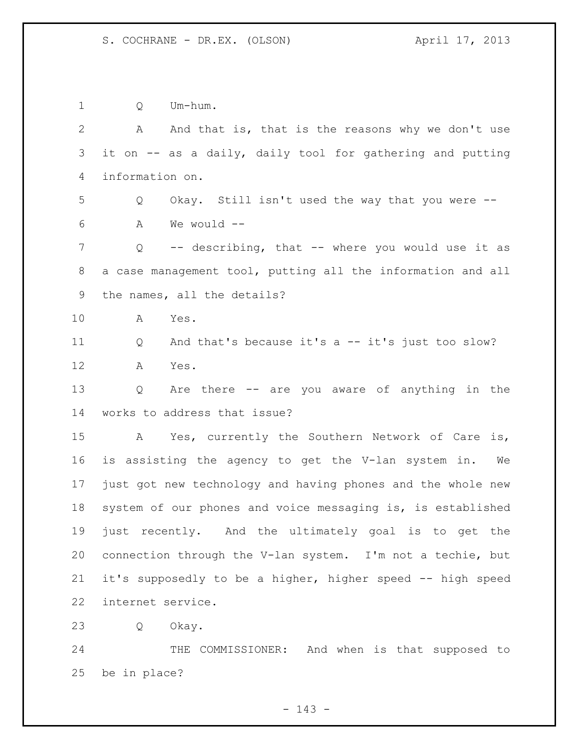Q Um-hum.

A And that is, that is the reasons why we don't use it on -- as a daily, daily tool for gathering and putting information on.

Q Okay. Still isn't used the way that you were --

A We would --

Q -- describing, that -- where you would use it as a case management tool, putting all the information and all the names, all the details?

A Yes.

Q And that's because it's a -- it's just too slow?

A Yes.

Q Are there -- are you aware of anything in the works to address that issue?

A Yes, currently the Southern Network of Care is, is assisting the agency to get the V-lan system in. We just got new technology and having phones and the whole new system of our phones and voice messaging is, is established just recently. And the ultimately goal is to get the connection through the V-lan system. I'm not a techie, but it's supposedly to be a higher, higher speed -- high speed internet service.

Q Okay.

THE COMMISSIONER: And when is that supposed to be in place?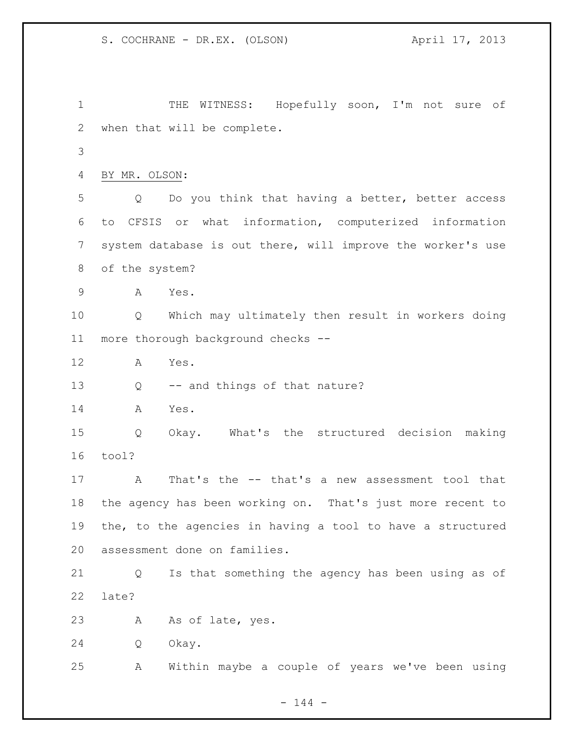THE WITNESS: Hopefully soon, I'm not sure of when that will be complete.

BY MR. OLSON:

Q Do you think that having a better, better access to CFSIS or what information, computerized information system database is out there, will improve the worker's use of the system?

A Yes.

Q Which may ultimately then result in workers doing more thorough background checks --

A Yes.

Q -- and things of that nature?

A Yes.

Q Okay. What's the structured decision making tool?

A That's the -- that's a new assessment tool that the agency has been working on. That's just more recent to the, to the agencies in having a tool to have a structured assessment done on families.

Q Is that something the agency has been using as of late?

A As of late, yes.

Q Okay.

A Within maybe a couple of years we've been using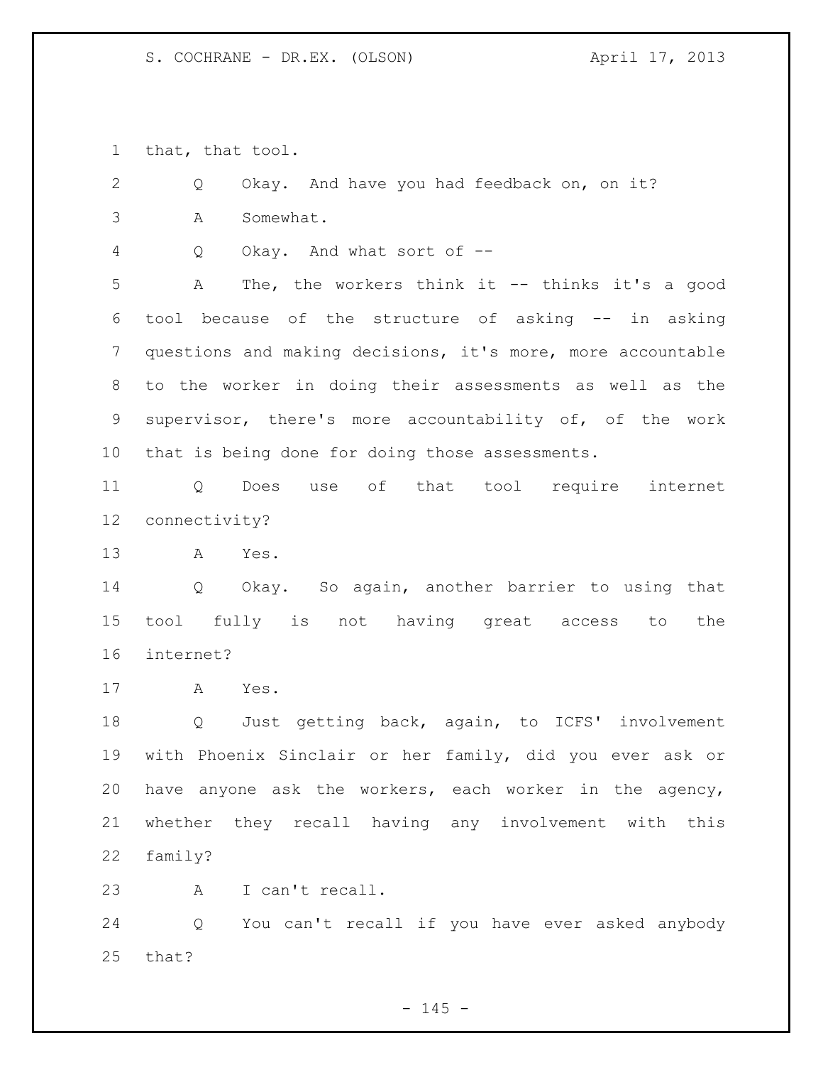that, that tool.

Q Okay. And have you had feedback on, on it?

A Somewhat.

Q Okay. And what sort of --

A The, the workers think it -- thinks it's a good tool because of the structure of asking -- in asking questions and making decisions, it's more, more accountable to the worker in doing their assessments as well as the supervisor, there's more accountability of, of the work that is being done for doing those assessments.

Q Does use of that tool require internet connectivity?

A Yes.

Q Okay. So again, another barrier to using that tool fully is not having great access to the internet?

A Yes.

Q Just getting back, again, to ICFS' involvement with Phoenix Sinclair or her family, did you ever ask or have anyone ask the workers, each worker in the agency, whether they recall having any involvement with this family?

A I can't recall.

Q You can't recall if you have ever asked anybody that?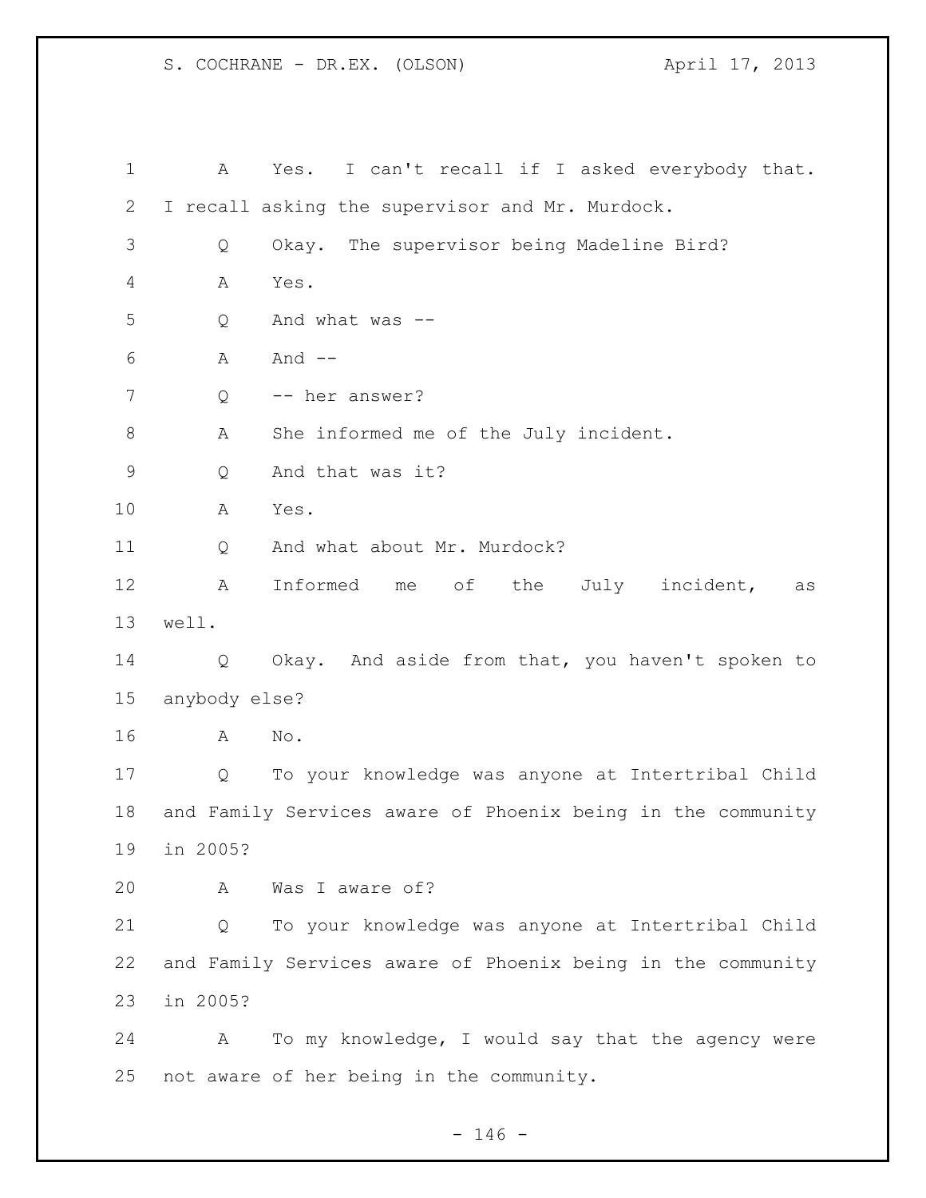A Yes. I can't recall if I asked everybody that. I recall asking the supervisor and Mr. Murdock.

Q Okay. The supervisor being Madeline Bird?

A Yes.

Q And what was --

A And --

Q -- her answer?

A She informed me of the July incident.

Q And that was it?

A Yes.

Q And what about Mr. Murdock?

A Informed me of the July incident, as well.

Q Okay. And aside from that, you haven't spoken to anybody else?

A No.

Q To your knowledge was anyone at Intertribal Child and Family Services aware of Phoenix being in the community in 2005?

A Was I aware of?

Q To your knowledge was anyone at Intertribal Child and Family Services aware of Phoenix being in the community in 2005?

A To my knowledge, I would say that the agency were not aware of her being in the community.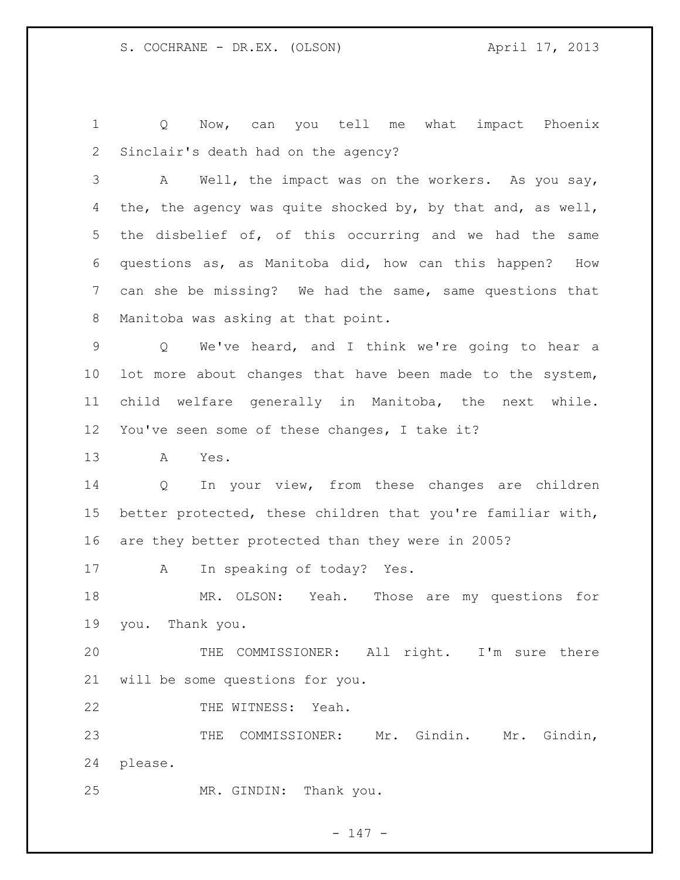Q Now, can you tell me what impact Phoenix Sinclair's death had on the agency?

A Well, the impact was on the workers. As you say, the, the agency was quite shocked by, by that and, as well, the disbelief of, of this occurring and we had the same questions as, as Manitoba did, how can this happen? How can she be missing? We had the same, same questions that Manitoba was asking at that point.

Q We've heard, and I think we're going to hear a lot more about changes that have been made to the system, child welfare generally in Manitoba, the next while. You've seen some of these changes, I take it?

A Yes.

Q In your view, from these changes are children better protected, these children that you're familiar with, are they better protected than they were in 2005?

A In speaking of today? Yes.

MR. OLSON: Yeah. Those are my questions for you. Thank you.

THE COMMISSIONER: All right. I'm sure there will be some questions for you.

THE WITNESS: Yeah.

THE COMMISSIONER: Mr. Gindin. Mr. Gindin, please.

MR. GINDIN: Thank you.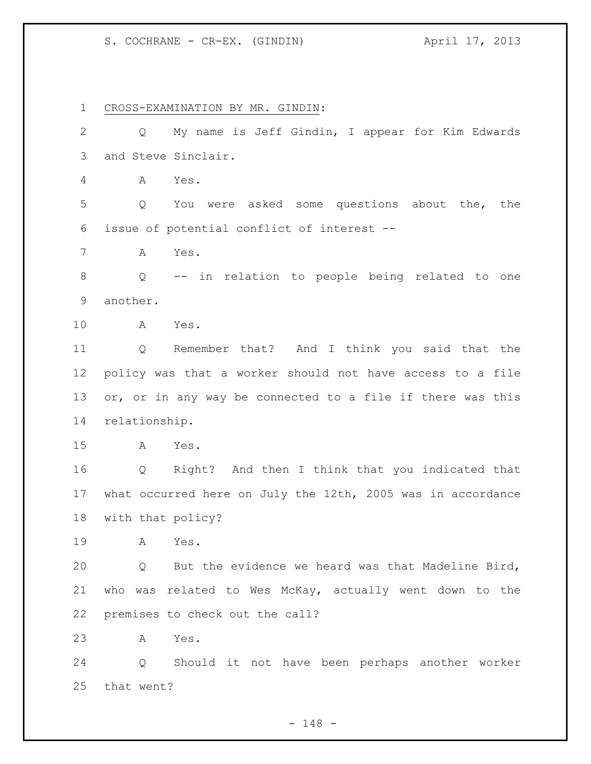CROSS-EXAMINATION BY MR. GINDIN:

Q My name is Jeff Gindin, I appear for Kim Edwards and Steve Sinclair.

A Yes.

Q You were asked some questions about the, the issue of potential conflict of interest --

A Yes.

Q -- in relation to people being related to one another.

A Yes.

Q Remember that? And I think you said that the policy was that a worker should not have access to a file or, or in any way be connected to a file if there was this relationship.

A Yes.

Q Right? And then I think that you indicated that what occurred here on July the 12th, 2005 was in accordance with that policy?

A Yes.

Q But the evidence we heard was that Madeline Bird, who was related to Wes McKay, actually went down to the premises to check out the call?

A Yes.

Q Should it not have been perhaps another worker that went?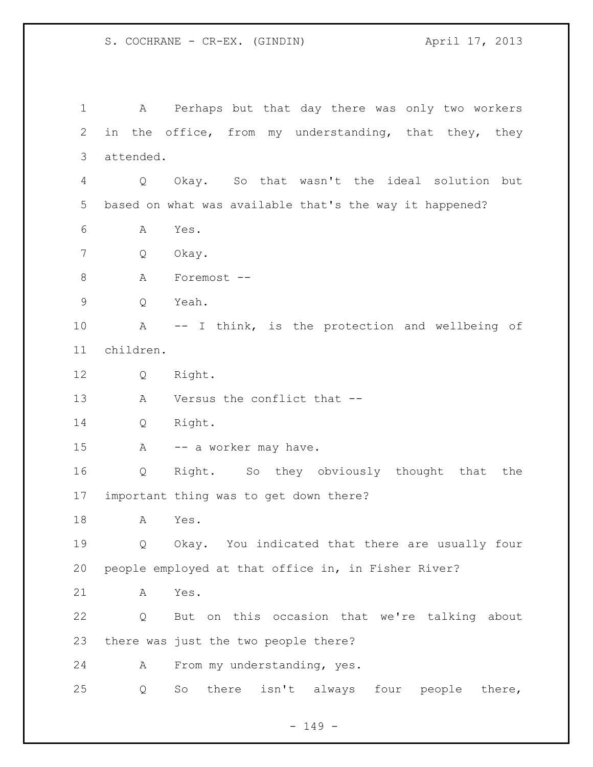A Perhaps but that day there was only two workers in the office, from my understanding, that they, they attended.

Q Okay. So that wasn't the ideal solution but based on what was available that's the way it happened?

A Yes.

Q Okay.

A Foremost --

Q Yeah.

A -- I think, is the protection and wellbeing of children.

Q Right.

A Versus the conflict that --

Q Right.

A -- a worker may have.

Q Right. So they obviously thought that the important thing was to get down there?

A Yes.

Q Okay. You indicated that there are usually four people employed at that office in, in Fisher River?

A Yes.

Q But on this occasion that we're talking about there was just the two people there?

A From my understanding, yes.

Q So there isn't always four people there,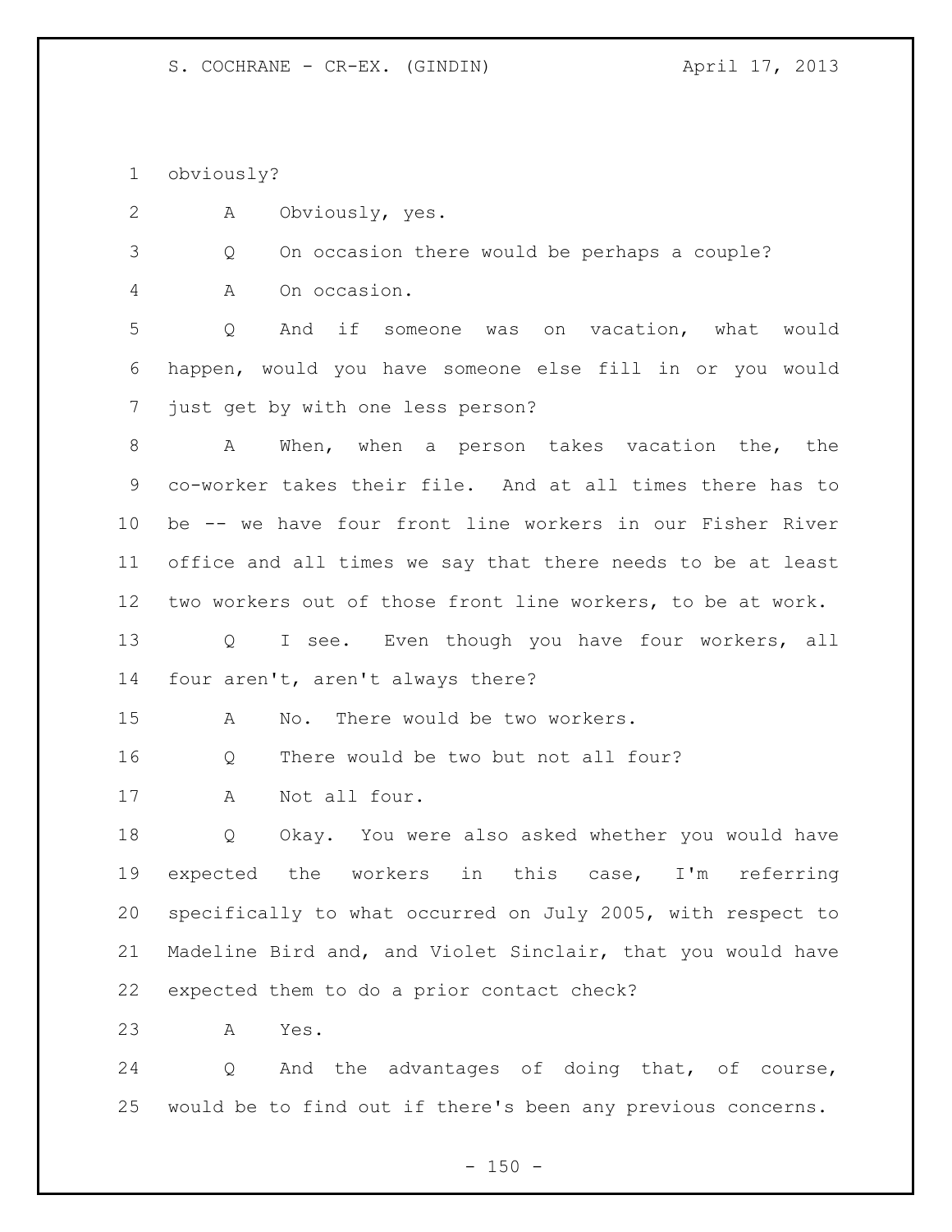obviously?

A Obviously, yes.

Q On occasion there would be perhaps a couple?

A On occasion.

Q And if someone was on vacation, what would happen, would you have someone else fill in or you would just get by with one less person?

A When, when a person takes vacation the, the co-worker takes their file. And at all times there has to be -- we have four front line workers in our Fisher River office and all times we say that there needs to be at least two workers out of those front line workers, to be at work.

Q I see. Even though you have four workers, all four aren't, aren't always there?

A No. There would be two workers.

Q There would be two but not all four?

A Not all four.

Q Okay. You were also asked whether you would have expected the workers in this case, I'm referring specifically to what occurred on July 2005, with respect to Madeline Bird and, and Violet Sinclair, that you would have expected them to do a prior contact check?

A Yes.

Q And the advantages of doing that, of course, would be to find out if there's been any previous concerns.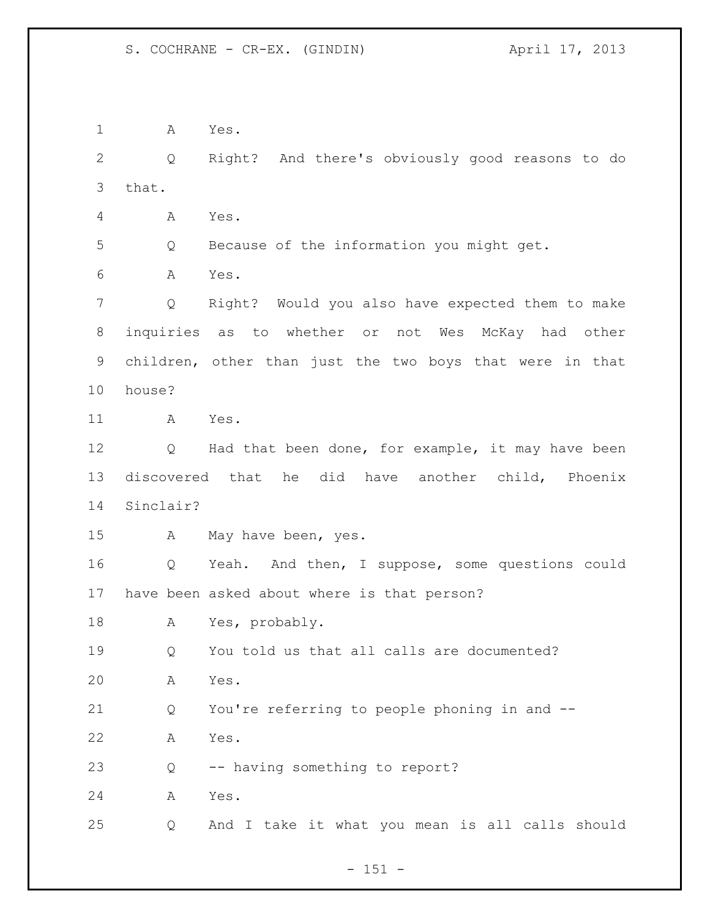A Yes.

Q Right? And there's obviously good reasons to do that.

A Yes.

Q Because of the information you might get.

A Yes.

Q Right? Would you also have expected them to make inquiries as to whether or not Wes McKay had other children, other than just the two boys that were in that house?

A Yes.

Q Had that been done, for example, it may have been discovered that he did have another child, Phoenix Sinclair?

A May have been, yes.

Q Yeah. And then, I suppose, some questions could have been asked about where is that person?

A Yes, probably.

Q You told us that all calls are documented?

A Yes.

Q You're referring to people phoning in and --

A Yes.

Q -- having something to report?

A Yes.

Q And I take it what you mean is all calls should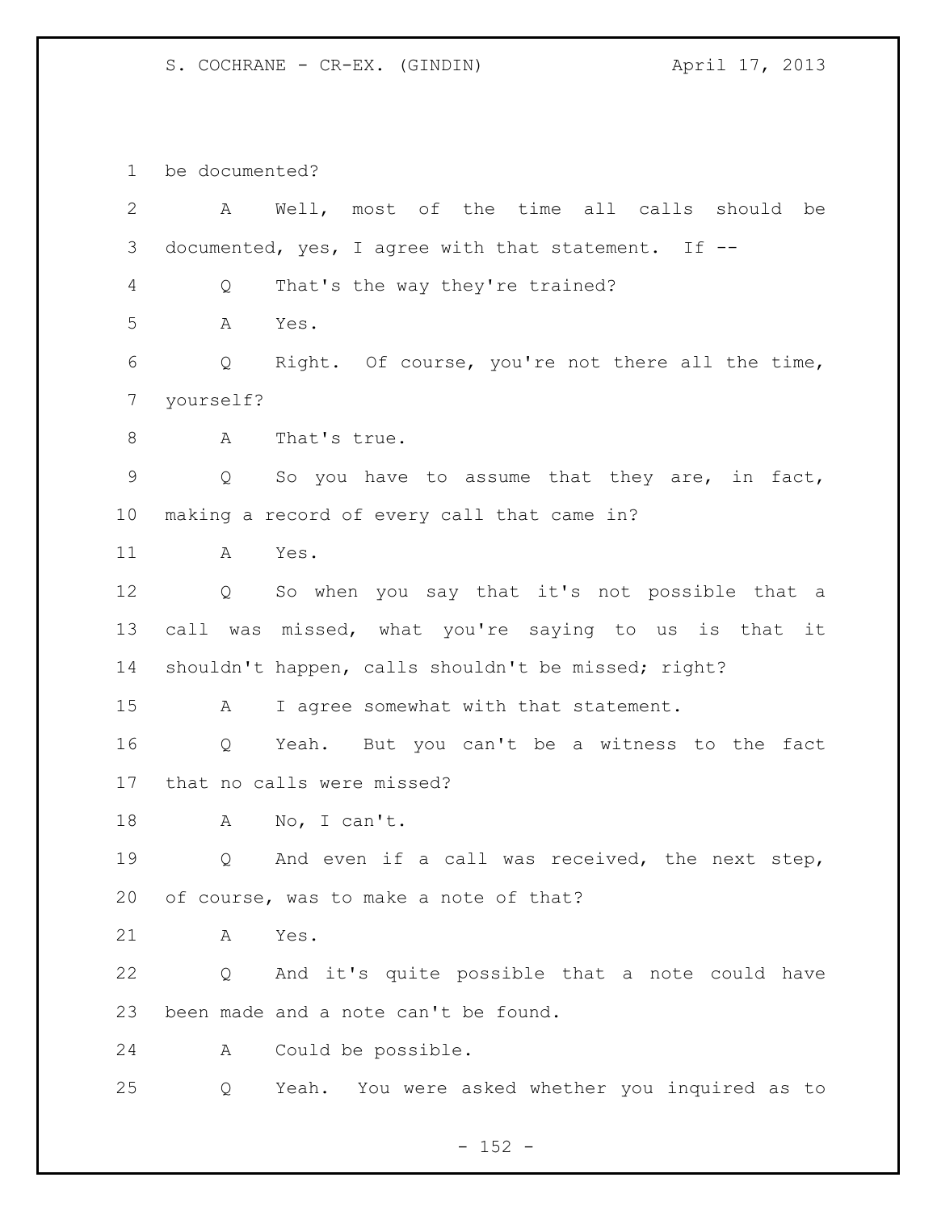be documented?

A Well, most of the time all calls should be documented, yes, I agree with that statement. If --

Q That's the way they're trained?

A Yes.

Q Right. Of course, you're not there all the time, yourself?

A That's true.

Q So you have to assume that they are, in fact, making a record of every call that came in?

A Yes.

Q So when you say that it's not possible that a call was missed, what you're saying to us is that it shouldn't happen, calls shouldn't be missed; right?

A I agree somewhat with that statement.

Q Yeah. But you can't be a witness to the fact that no calls were missed?

A No, I can't.

Q And even if a call was received, the next step, of course, was to make a note of that?

A Yes.

Q And it's quite possible that a note could have been made and a note can't be found.

A Could be possible.

Q Yeah. You were asked whether you inquired as to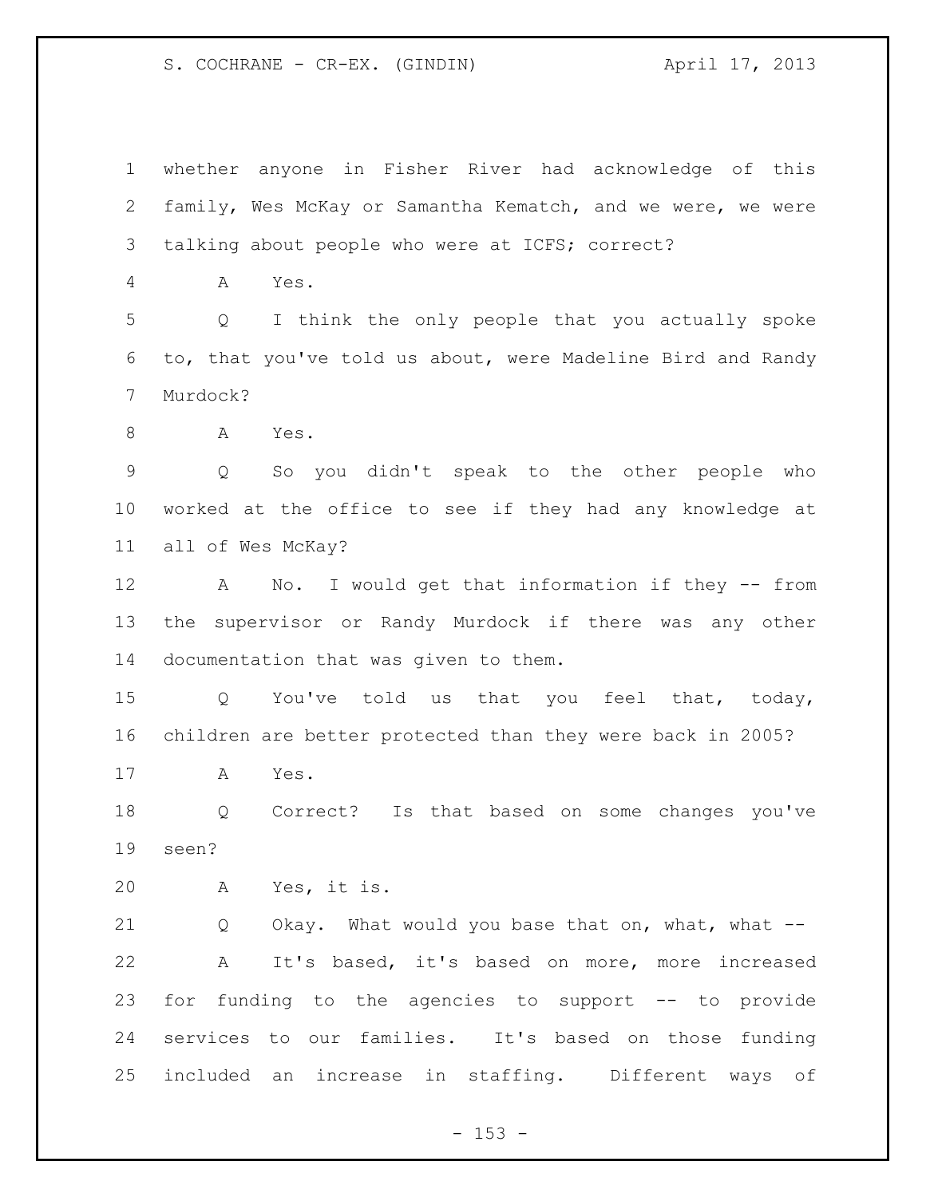1 whether anyone in Fisher River had acknowledge of this
2 family, Wes McKay or Samantha Kematch, and we were, we were
3 talking about people who were at ICFS; correct?

4 A Yes.

5 Q I think the only people that you actually spoke
6 to, that you've told us about, were Madeline Bird and Randy
7 Murdock?

8 A Yes.

9 Q So you didn't speak to the other people who
10 worked at the office to see if they had any knowledge at
11 all of Wes McKay?

12 A No. I would get that information if they -- from
13 the supervisor or Randy Murdock if there was any other
14 documentation that was given to them.

15 Q You've told us that you feel that, today,
16 children are better protected than they were back in 2005?

17 A Yes.

18 Q Correct? Is that based on some changes you've
19 seen?

20 A Yes, it is.

21 Q Okay. What would you base that on, what, what --

22 A It's based, it's based on more, more increased
23 for funding to the agencies to support -- to provide
24 services to our families. It's based on those funding
25 included an increase in staffing. Different ways of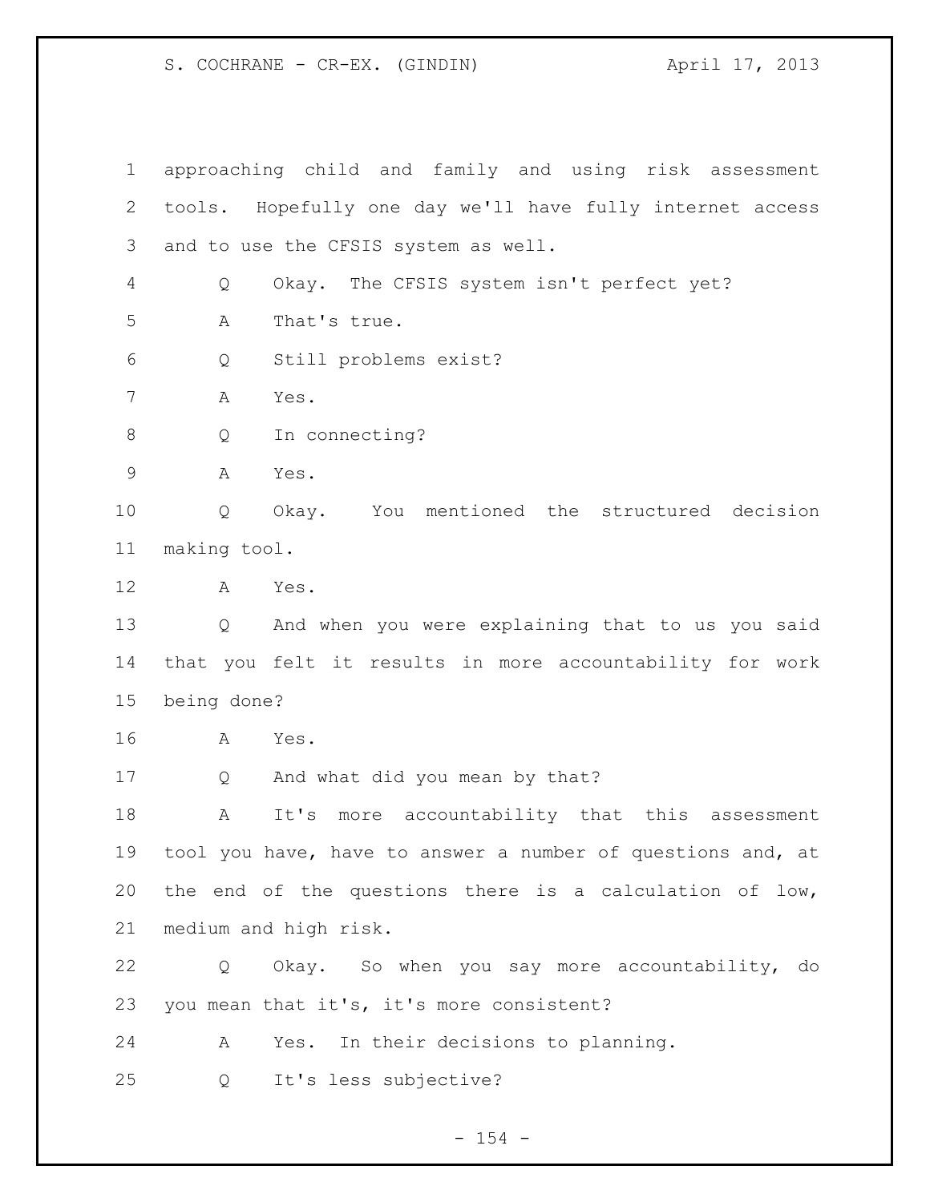approaching child and family and using risk assessment tools. Hopefully one day we'll have fully internet access and to use the CFSIS system as well.

Q Okay. The CFSIS system isn't perfect yet?

A That's true.

Q Still problems exist?

A Yes.

Q In connecting?

A Yes.

Q Okay. You mentioned the structured decision making tool.

A Yes.

Q And when you were explaining that to us you said that you felt it results in more accountability for work being done?

A Yes.

Q And what did you mean by that?

A It's more accountability that this assessment tool you have, have to answer a number of questions and, at the end of the questions there is a calculation of low, medium and high risk.

Q Okay. So when you say more accountability, do you mean that it's, it's more consistent?

A Yes. In their decisions to planning.

Q It's less subjective?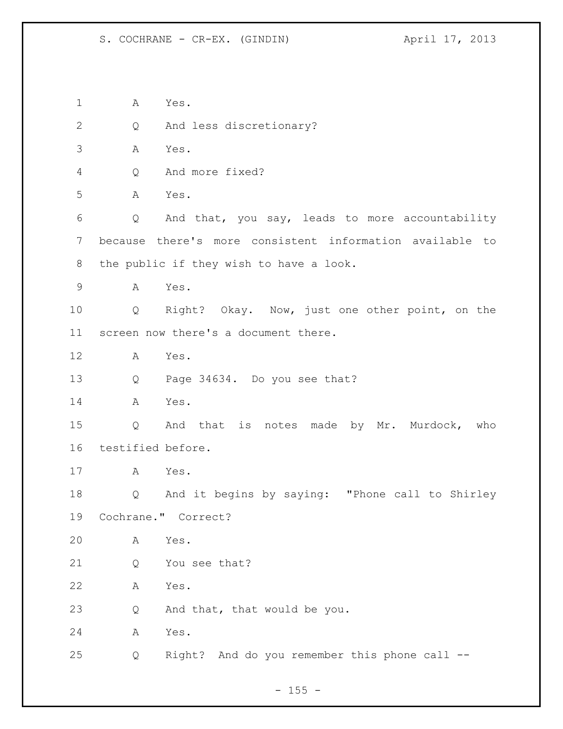A Yes.

Q And less discretionary?

A Yes.

Q And more fixed?

A Yes.

Q And that, you say, leads to more accountability because there's more consistent information available to the public if they wish to have a look.

A Yes.

Q Right? Okay. Now, just one other point, on the screen now there's a document there.

A Yes.

Q Page 34634. Do you see that?

A Yes.

Q And that is notes made by Mr. Murdock, who testified before.

A Yes.

Q And it begins by saying: "Phone call to Shirley Cochrane." Correct?

A Yes.

Q You see that?

A Yes.

Q And that, that would be you.

A Yes.

Q Right? And do you remember this phone call --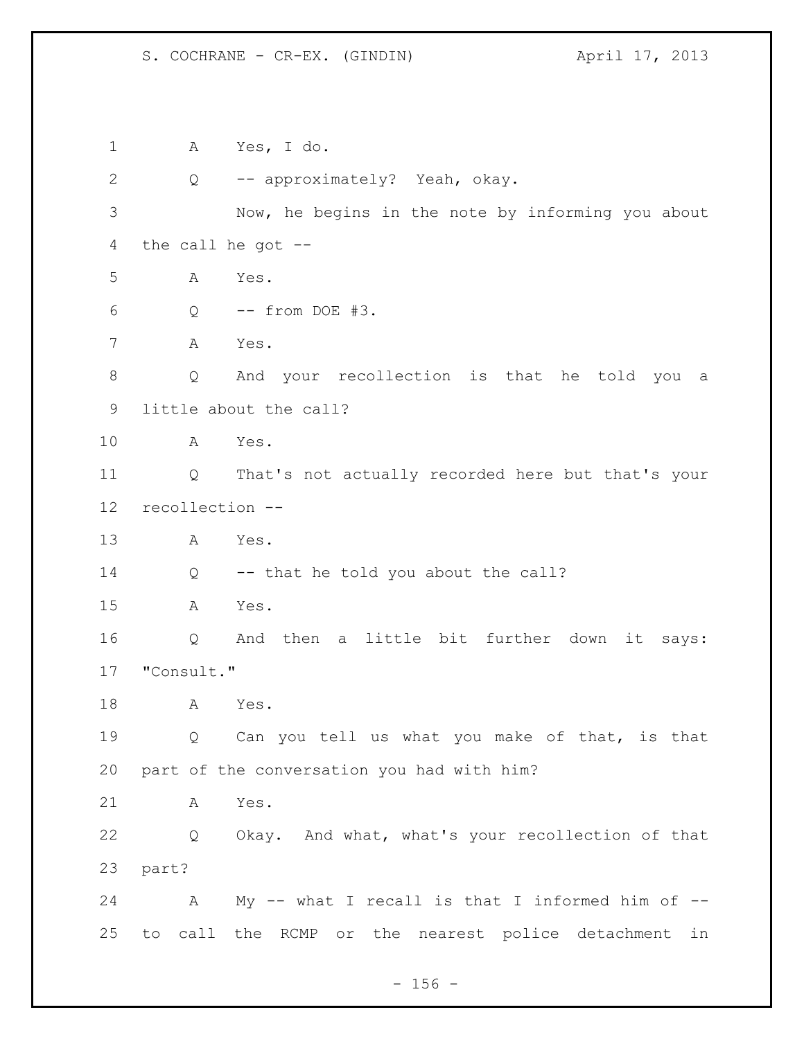1 A Yes, I do.

2 Q -- approximately? Yeah, okay.

3 Now, he begins in the note by informing you about

4 the call he got --

5 A Yes.

6 Q -- from DOE #3.

7 A Yes.

8 Q And your recollection is that he told you a

9 little about the call?

10 A Yes.

11 Q That's not actually recorded here but that's your

12 recollection --

13 A Yes.

14 Q -- that he told you about the call?

15 A Yes.

16 Q And then a little bit further down it says:

17 "Consult."

18 A Yes.

19 Q Can you tell us what you make of that, is that

20 part of the conversation you had with him?

21 A Yes.

22 Q Okay. And what, what's your recollection of that

23 part?

24 A My -- what I recall is that I informed him of --

25 to call the RCMP or the nearest police detachment in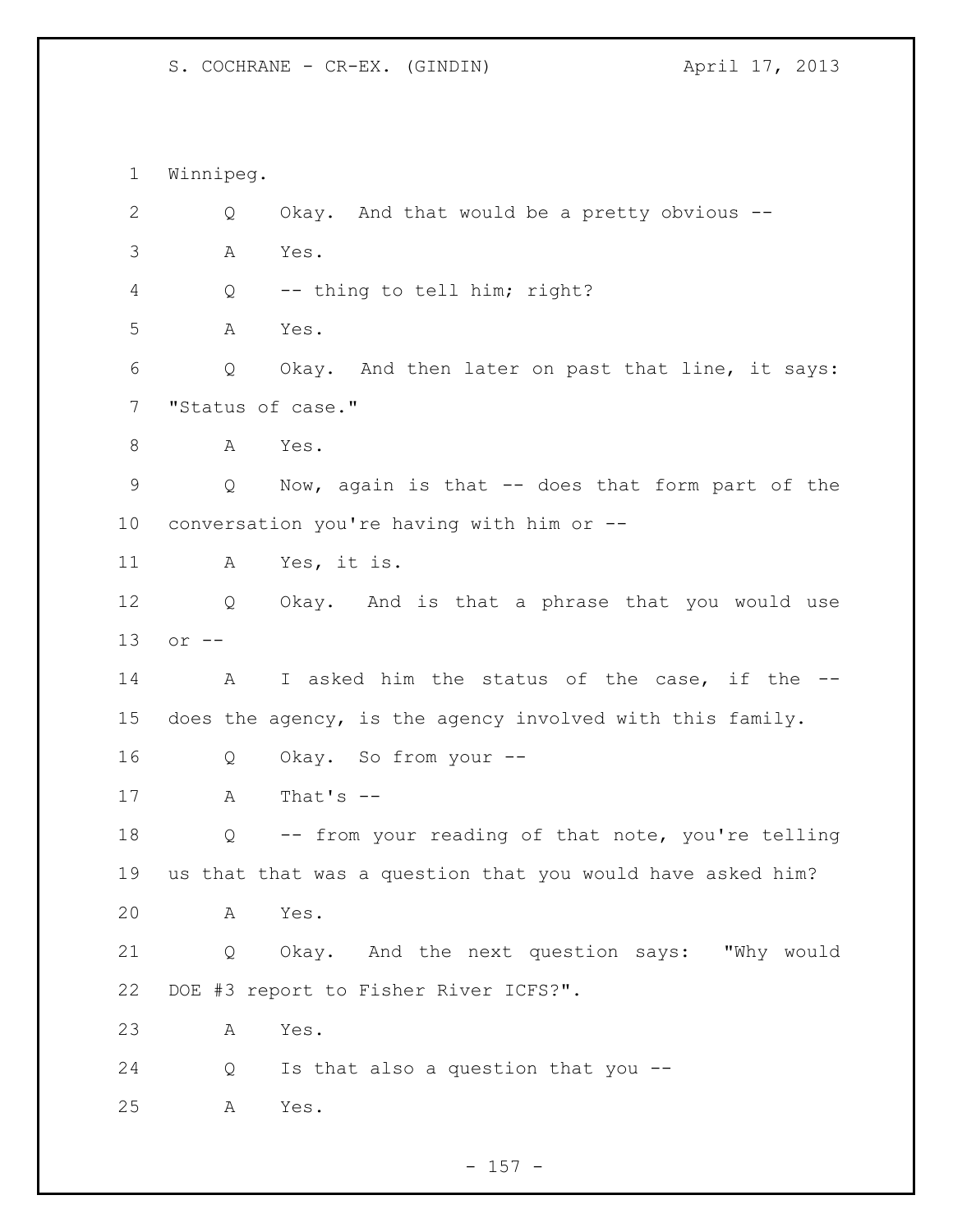Winnipeg.

Q Okay. And that would be a pretty obvious --

A Yes.

Q -- thing to tell him; right?

A Yes.

Q Okay. And then later on past that line, it says: "Status of case."

A Yes.

Q Now, again is that -- does that form part of the conversation you're having with him or --

A Yes, it is.

Q Okay. And is that a phrase that you would use or --

A I asked him the status of the case, if the -- does the agency, is the agency involved with this family.

Q Okay. So from your --

A That's --

Q -- from your reading of that note, you're telling us that that was a question that you would have asked him?

A Yes.

Q Okay. And the next question says: "Why would DOE #3 report to Fisher River ICFS?".

A Yes.

Q Is that also a question that you --

A Yes.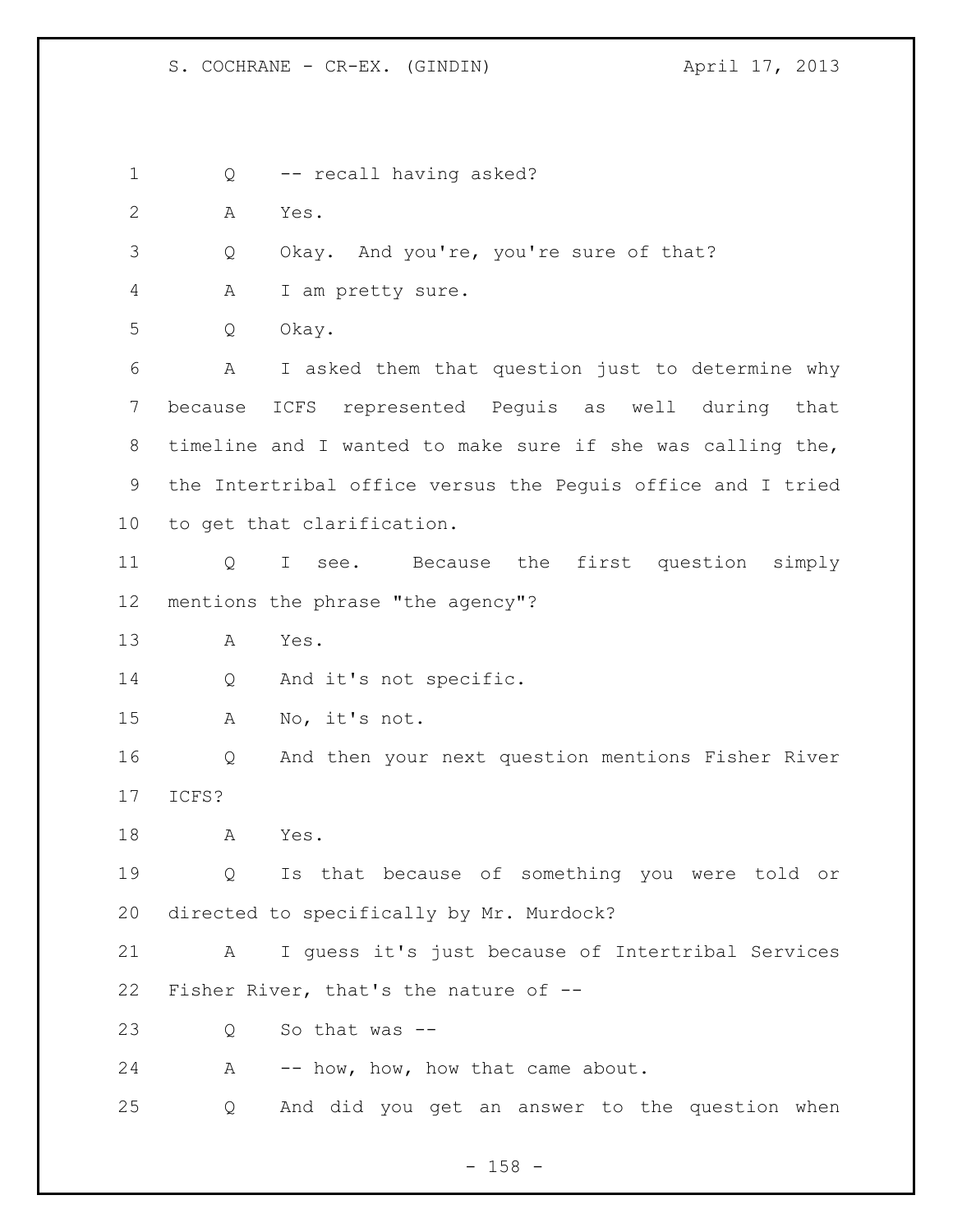1 Q -- recall having asked?

2 A Yes.

3 Q Okay. And you're, you're sure of that?

4 A I am pretty sure.

5 Q Okay.

6 A I asked them that question just to determine why
7 because ICFS represented Peguis as well during that
8 timeline and I wanted to make sure if she was calling the,
9 the Intertribal office versus the Peguis office and I tried
10 to get that clarification.

11 Q I see. Because the first question simply
12 mentions the phrase "the agency"?

13 A Yes.

14 Q And it's not specific.

15 A No, it's not.

16 Q And then your next question mentions Fisher River
17 ICFS?

18 A Yes.

19 Q Is that because of something you were told or
20 directed to specifically by Mr. Murdock?

21 A I guess it's just because of Intertribal Services
22 Fisher River, that's the nature of --

23 Q So that was --

24 A -- how, how, how that came about.

25 Q And did you get an answer to the question when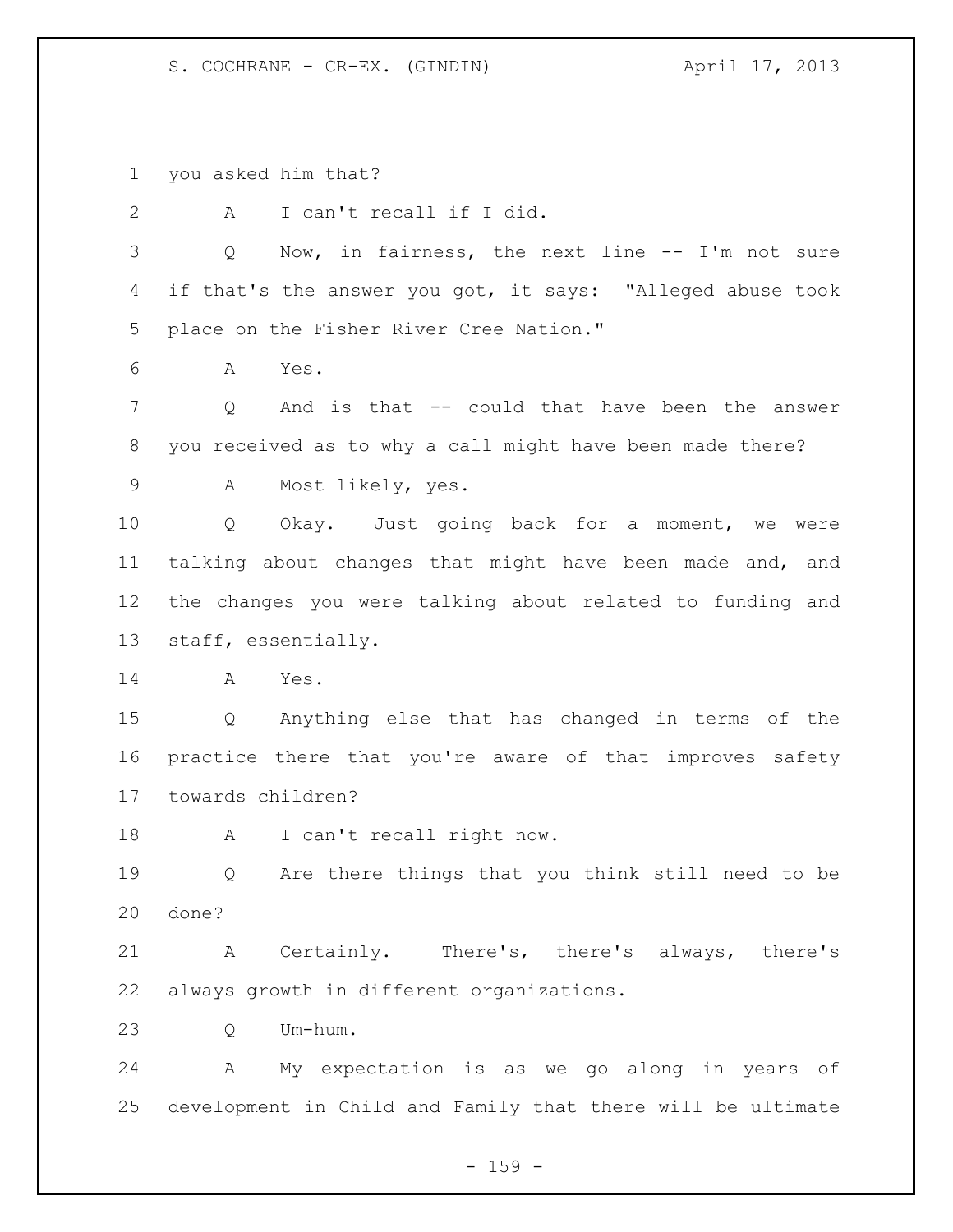1 you asked him that?

2 A I can't recall if I did.

3 Q Now, in fairness, the next line -- I'm not sure

4 if that's the answer you got, it says: "Alleged abuse took

5 place on the Fisher River Cree Nation."

6 A Yes.

7 Q And is that -- could that have been the answer

8 you received as to why a call might have been made there?

9 A Most likely, yes.

10 Q Okay. Just going back for a moment, we were

11 talking about changes that might have been made and, and

12 the changes you were talking about related to funding and

13 staff, essentially.

14 A Yes.

15 Q Anything else that has changed in terms of the

16 practice there that you're aware of that improves safety

17 towards children?

18 A I can't recall right now.

19 Q Are there things that you think still need to be

20 done?

21 A Certainly. There's, there's always, there's

22 always growth in different organizations.

23 Q Um-hum.

24 A My expectation is as we go along in years of

25 development in Child and Family that there will be ultimate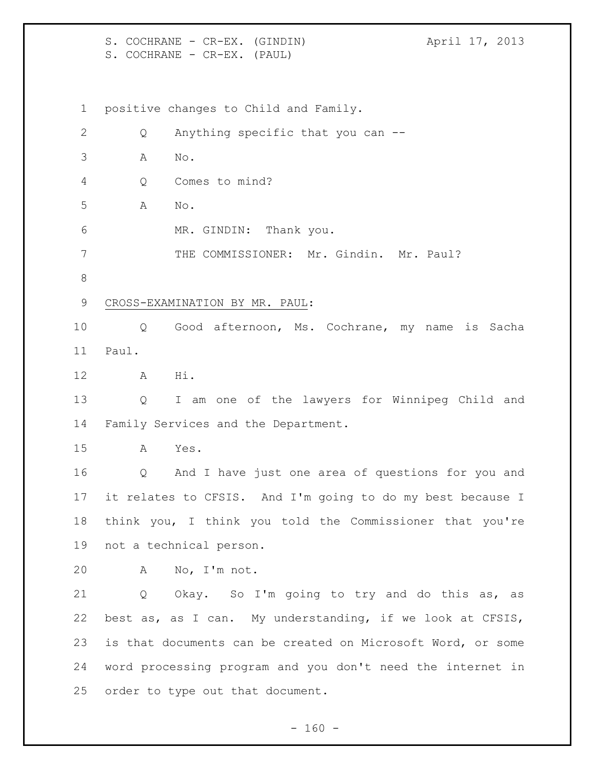positive changes to Child and Family.

Q Anything specific that you can --

A No.

Q Comes to mind?

A No.

MR. GINDIN: Thank you.

THE COMMISSIONER: Mr. Gindin. Mr. Paul?

CROSS-EXAMINATION BY MR. PAUL:

Q Good afternoon, Ms. Cochrane, my name is Sacha Paul.

A Hi.

Q I am one of the lawyers for Winnipeg Child and Family Services and the Department.

A Yes.

Q And I have just one area of questions for you and it relates to CFSIS. And I'm going to do my best because I think you, I think you told the Commissioner that you're not a technical person.

A No, I'm not.

Q Okay. So I'm going to try and do this as, as best as, as I can. My understanding, if we look at CFSIS, is that documents can be created on Microsoft Word, or some word processing program and you don't need the internet in order to type out that document.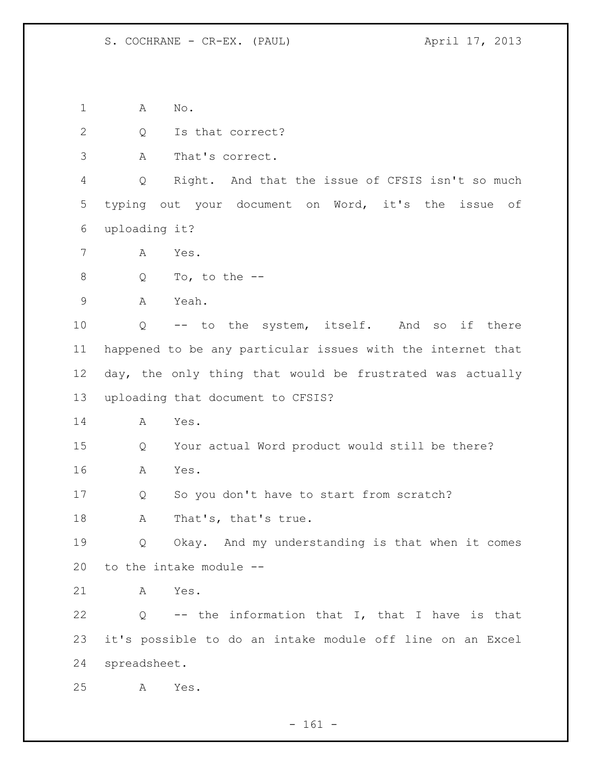A No.

Q Is that correct?

A That's correct.

Q Right. And that the issue of CFSIS isn't so much typing out your document on Word, it's the issue of uploading it?

A Yes.

Q To, to the --

A Yeah.

Q -- to the system, itself. And so if there happened to be any particular issues with the internet that day, the only thing that would be frustrated was actually uploading that document to CFSIS?

A Yes.

Q Your actual Word product would still be there?

A Yes.

Q So you don't have to start from scratch?

A That's, that's true.

Q Okay. And my understanding is that when it comes to the intake module --

A Yes.

Q -- the information that I, that I have is that it's possible to do an intake module off line on an Excel spreadsheet.

A Yes.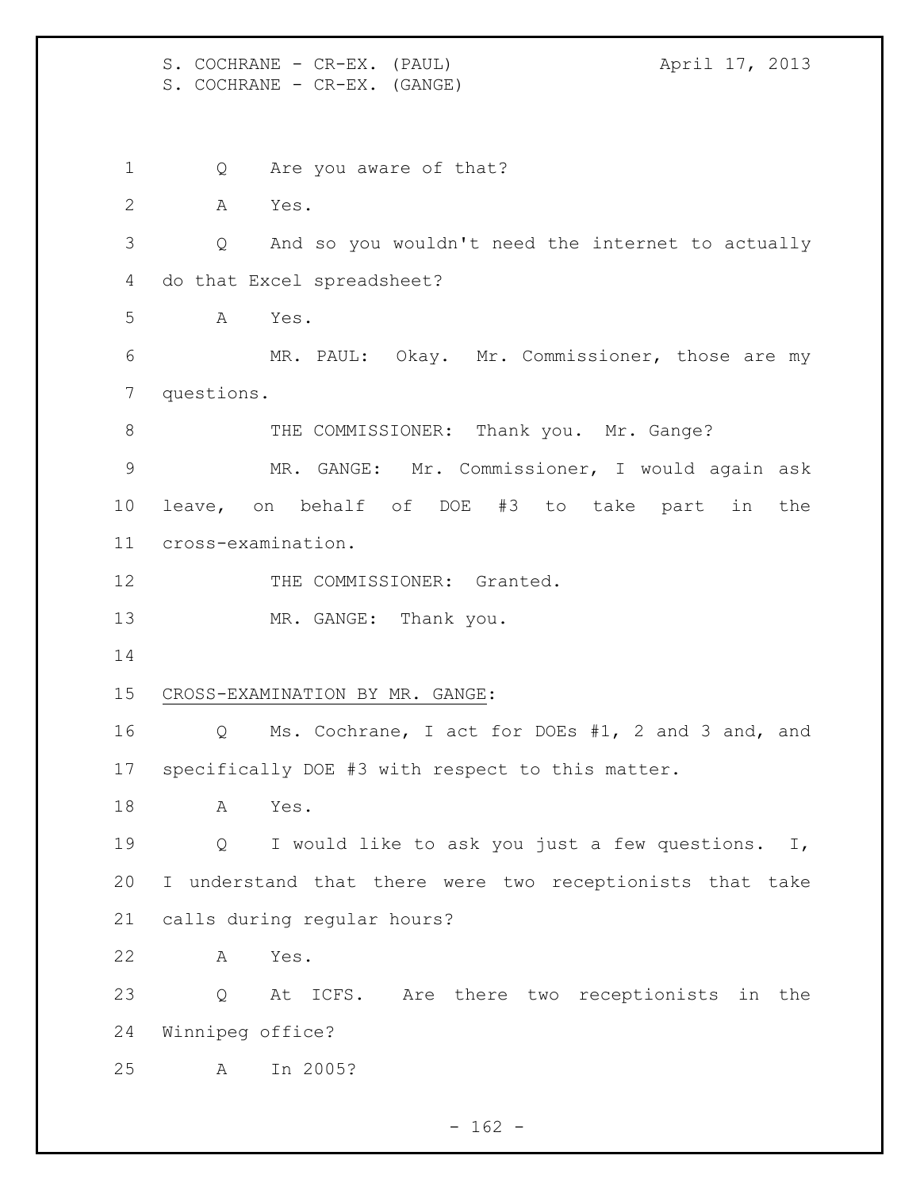Q Are you aware of that?

A Yes.

Q And so you wouldn't need the internet to actually do that Excel spreadsheet?

A Yes.

MR. PAUL: Okay. Mr. Commissioner, those are my questions.

THE COMMISSIONER: Thank you. Mr. Gange?

MR. GANGE: Mr. Commissioner, I would again ask leave, on behalf of DOE #3 to take part in the cross-examination.

THE COMMISSIONER: Granted.

MR. GANGE: Thank you.

CROSS-EXAMINATION BY MR. GANGE:

Q Ms. Cochrane, I act for DOEs #1, 2 and 3 and, and specifically DOE #3 with respect to this matter.

A Yes.

Q I would like to ask you just a few questions. I, I understand that there were two receptionists that take calls during regular hours?

A Yes.

Q At ICFS. Are there two receptionists in the Winnipeg office?

A In 2005?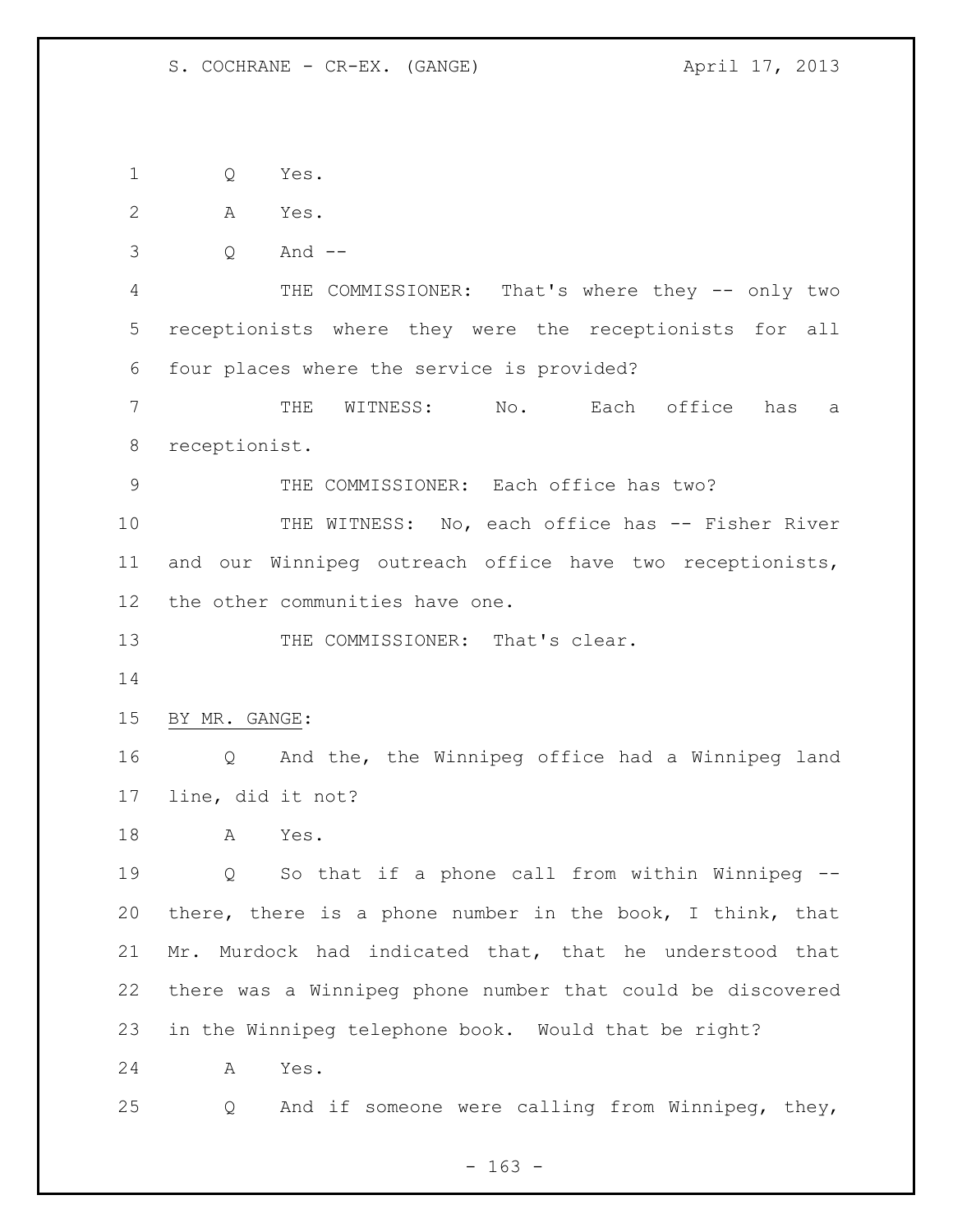Q Yes.

A Yes.

Q And --

THE COMMISSIONER: That's where they -- only two receptionists where they were the receptionists for all four places where the service is provided?

THE WITNESS: No. Each office has a receptionist.

THE COMMISSIONER: Each office has two?

THE WITNESS: No, each office has -- Fisher River and our Winnipeg outreach office have two receptionists, the other communities have one.

THE COMMISSIONER: That's clear.

BY MR. GANGE:

Q And the, the Winnipeg office had a Winnipeg land line, did it not?

A Yes.

Q So that if a phone call from within Winnipeg -- there, there is a phone number in the book, I think, that Mr. Murdock had indicated that, that he understood that there was a Winnipeg phone number that could be discovered in the Winnipeg telephone book. Would that be right?

A Yes.

Q And if someone were calling from Winnipeg, they,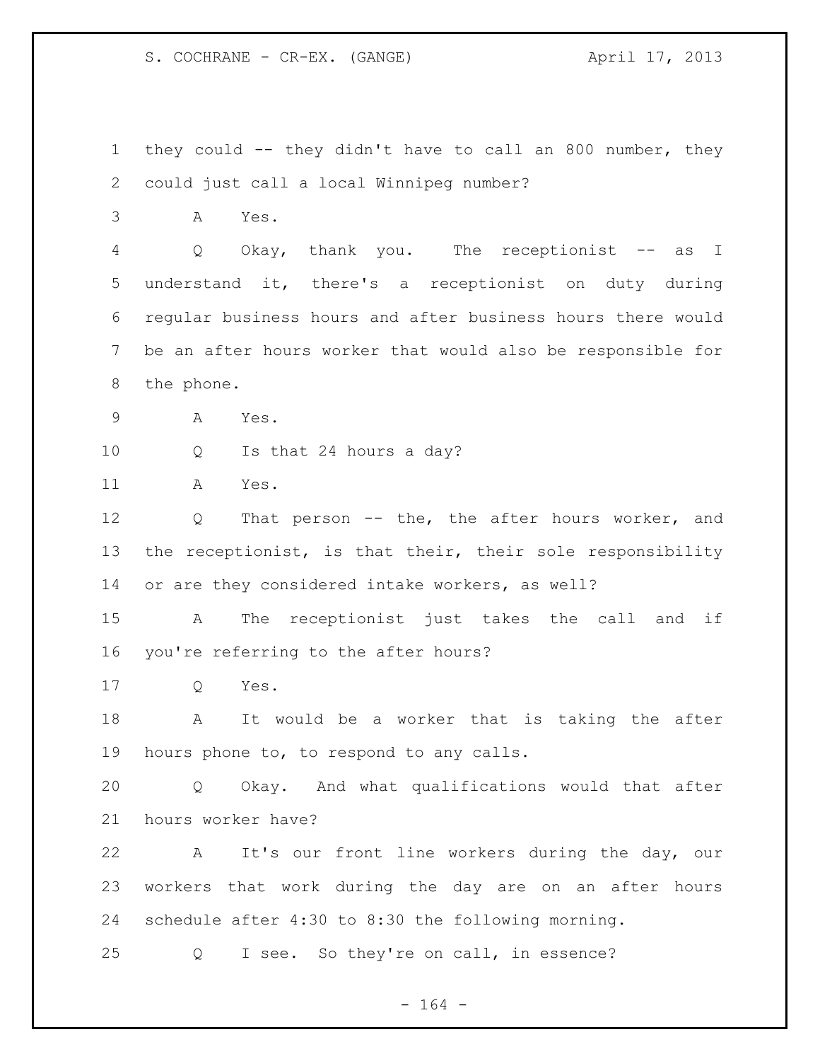they could -- they didn't have to call an 800 number, they could just call a local Winnipeg number?

A Yes.

Q Okay, thank you. The receptionist -- as I understand it, there's a receptionist on duty during regular business hours and after business hours there would be an after hours worker that would also be responsible for the phone.

A Yes.

Q Is that 24 hours a day?

A Yes.

Q That person -- the, the after hours worker, and the receptionist, is that their, their sole responsibility or are they considered intake workers, as well?

A The receptionist just takes the call and if you're referring to the after hours?

Q Yes.

A It would be a worker that is taking the after hours phone to, to respond to any calls.

Q Okay. And what qualifications would that after hours worker have?

A It's our front line workers during the day, our workers that work during the day are on an after hours schedule after 4:30 to 8:30 the following morning.

Q I see. So they're on call, in essence?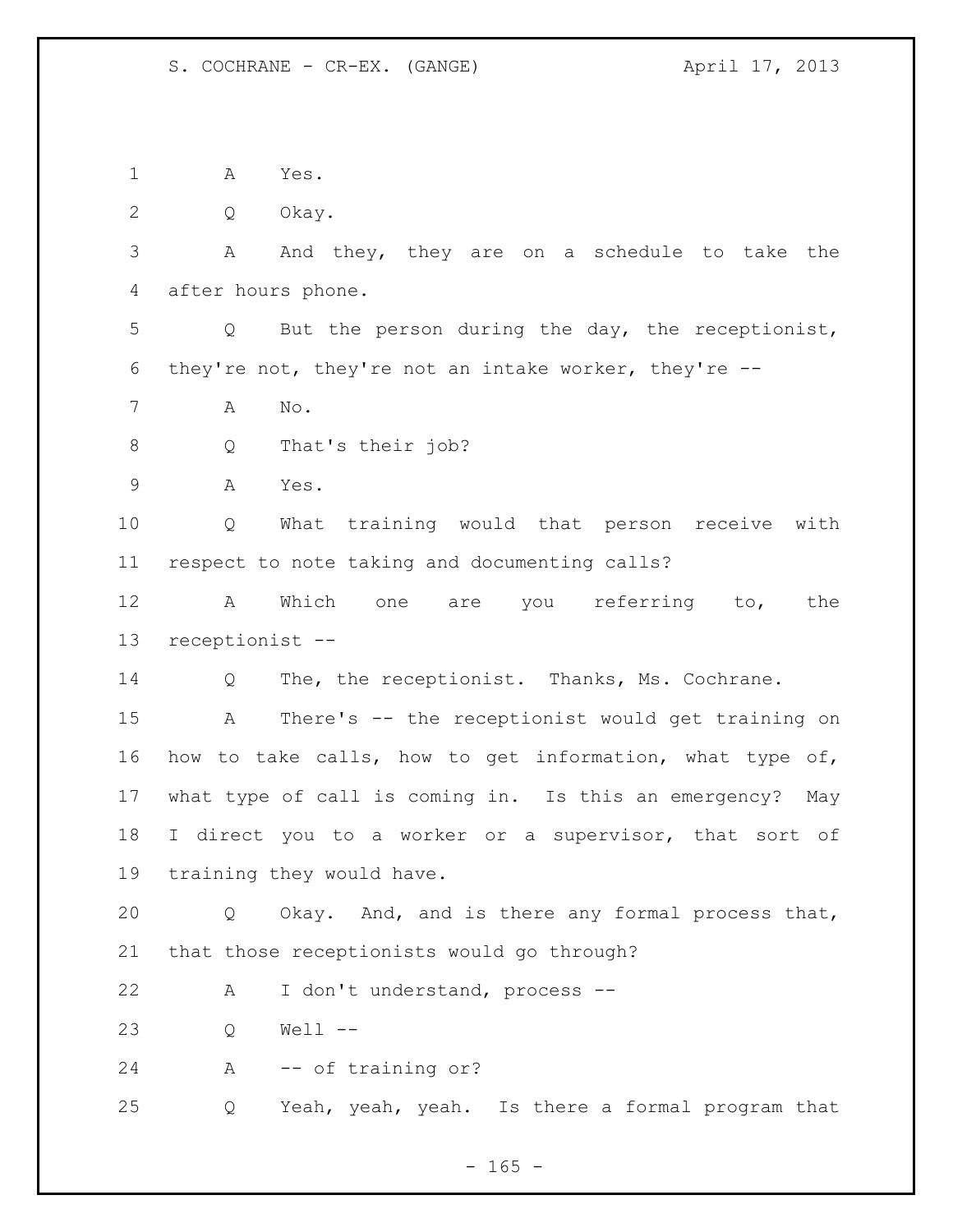A Yes.

Q Okay.

A And they, they are on a schedule to take the after hours phone.

Q But the person during the day, the receptionist, they're not, they're not an intake worker, they're --

A No.

Q That's their job?

A Yes.

Q What training would that person receive with respect to note taking and documenting calls?

A Which one are you referring to, the receptionist --

Q The, the receptionist. Thanks, Ms. Cochrane.

A There's -- the receptionist would get training on how to take calls, how to get information, what type of, what type of call is coming in. Is this an emergency? May I direct you to a worker or a supervisor, that sort of training they would have.

Q Okay. And, and is there any formal process that, that those receptionists would go through?

A I don't understand, process --

Q Well --

A -- of training or?

Q Yeah, yeah, yeah. Is there a formal program that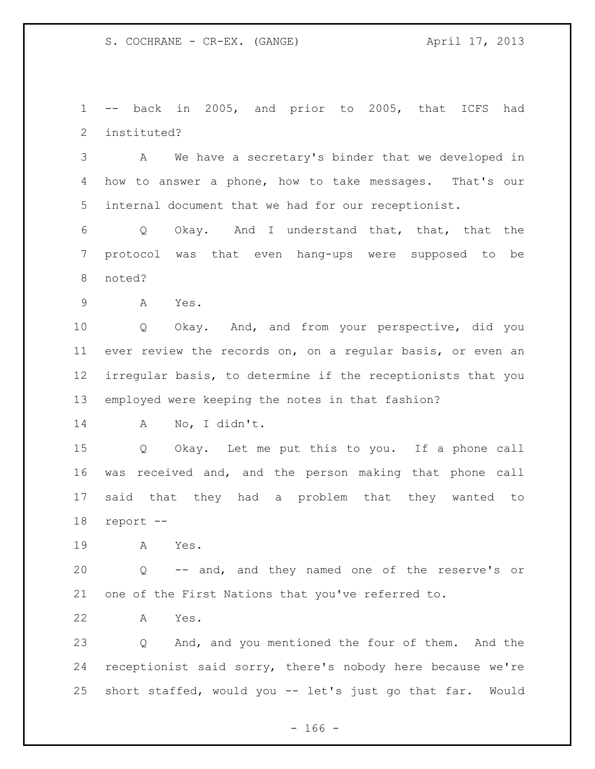-- back in 2005, and prior to 2005, that ICFS had instituted?

A We have a secretary's binder that we developed in how to answer a phone, how to take messages. That's our internal document that we had for our receptionist.

Q Okay. And I understand that, that, that the protocol was that even hang-ups were supposed to be noted?

A Yes.

Q Okay. And, and from your perspective, did you ever review the records on, on a regular basis, or even an irregular basis, to determine if the receptionists that you employed were keeping the notes in that fashion?

A No, I didn't.

Q Okay. Let me put this to you. If a phone call was received and, and the person making that phone call said that they had a problem that they wanted to report --

A Yes.

Q -- and, and they named one of the reserve's or one of the First Nations that you've referred to.

A Yes.

Q And, and you mentioned the four of them. And the receptionist said sorry, there's nobody here because we're short staffed, would you -- let's just go that far. Would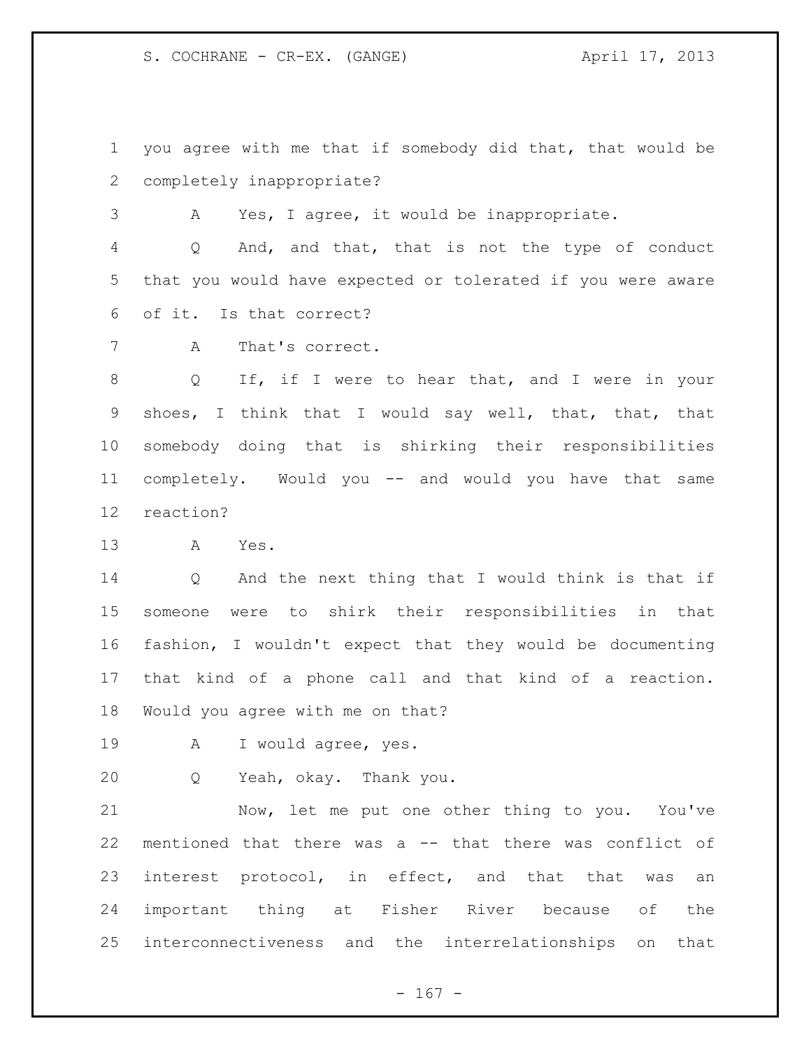you agree with me that if somebody did that, that would be completely inappropriate?

A Yes, I agree, it would be inappropriate.

Q And, and that, that is not the type of conduct that you would have expected or tolerated if you were aware of it. Is that correct?

A That's correct.

Q If, if I were to hear that, and I were in your shoes, I think that I would say well, that, that, that somebody doing that is shirking their responsibilities completely. Would you -- and would you have that same reaction?

A Yes.

Q And the next thing that I would think is that if someone were to shirk their responsibilities in that fashion, I wouldn't expect that they would be documenting that kind of a phone call and that kind of a reaction. Would you agree with me on that?

A I would agree, yes.

Q Yeah, okay. Thank you.

Now, let me put one other thing to you. You've mentioned that there was a -- that there was conflict of interest protocol, in effect, and that that was an important thing at Fisher River because of the interconnectiveness and the interrelationships on that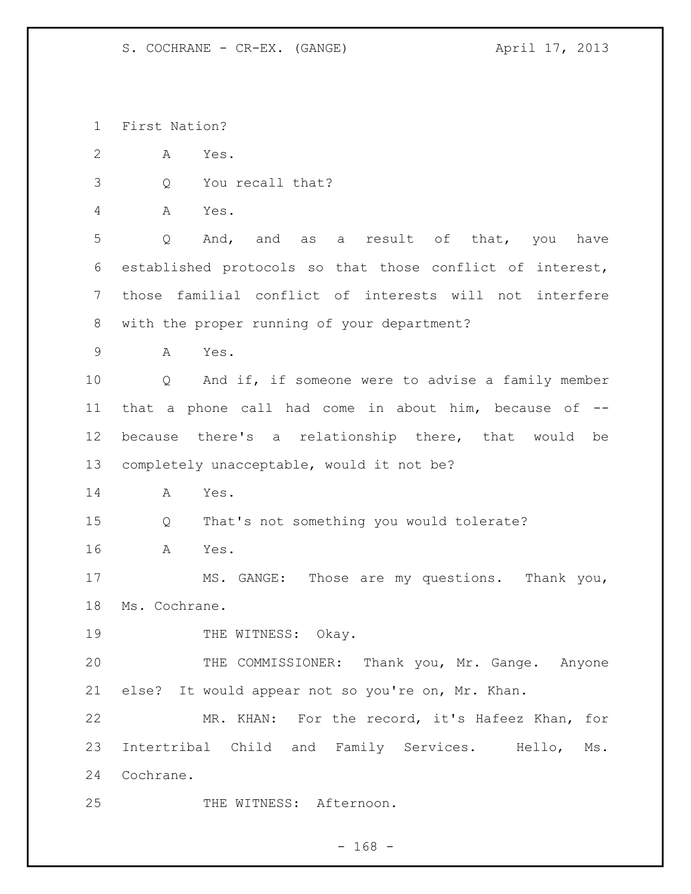First Nation?

A Yes.

Q You recall that?

A Yes.

Q And, and as a result of that, you have established protocols so that those conflict of interest, those familial conflict of interests will not interfere with the proper running of your department?

A Yes.

Q And if, if someone were to advise a family member that a phone call had come in about him, because of -- because there's a relationship there, that would be completely unacceptable, would it not be?

A Yes.

Q That's not something you would tolerate?

A Yes.

MS. GANGE: Those are my questions. Thank you, Ms. Cochrane.

THE WITNESS: Okay.

THE COMMISSIONER: Thank you, Mr. Gange. Anyone else? It would appear not so you're on, Mr. Khan.

MR. KHAN: For the record, it's Hafeez Khan, for Intertribal Child and Family Services. Hello, Ms. Cochrane.

THE WITNESS: Afternoon.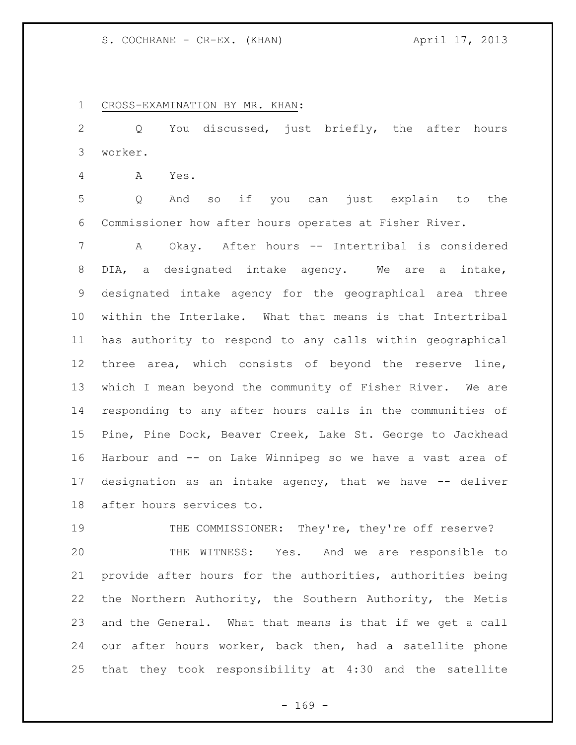CROSS-EXAMINATION BY MR. KHAN:

Q You discussed, just briefly, the after hours worker.

A Yes.

Q And so if you can just explain to the Commissioner how after hours operates at Fisher River.

A Okay. After hours -- Intertribal is considered DIA, a designated intake agency. We are a intake, designated intake agency for the geographical area three within the Interlake. What that means is that Intertribal has authority to respond to any calls within geographical three area, which consists of beyond the reserve line, which I mean beyond the community of Fisher River. We are responding to any after hours calls in the communities of Pine, Pine Dock, Beaver Creek, Lake St. George to Jackhead Harbour and -- on Lake Winnipeg so we have a vast area of designation as an intake agency, that we have -- deliver after hours services to.

THE COMMISSIONER: They're, they're off reserve?

THE WITNESS: Yes. And we are responsible to provide after hours for the authorities, authorities being the Northern Authority, the Southern Authority, the Metis and the General. What that means is that if we get a call our after hours worker, back then, had a satellite phone that they took responsibility at 4:30 and the satellite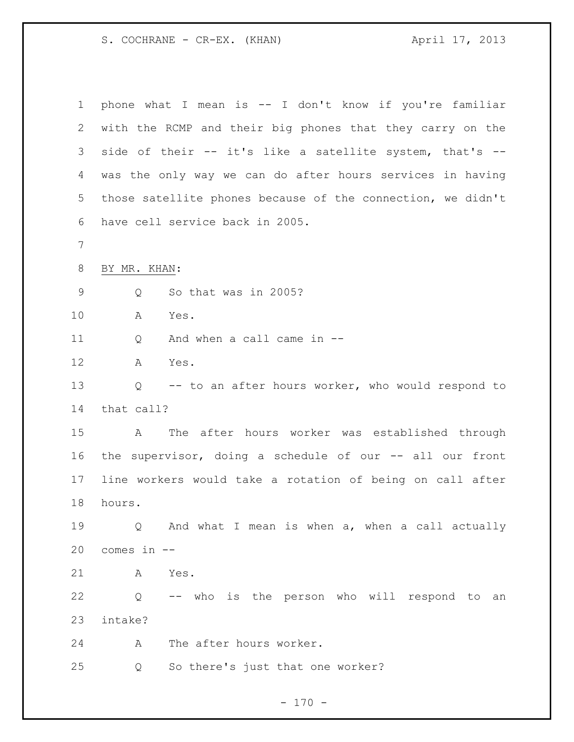phone what I mean is -- I don't know if you're familiar with the RCMP and their big phones that they carry on the side of their -- it's like a satellite system, that's -- was the only way we can do after hours services in having those satellite phones because of the connection, we didn't have cell service back in 2005.

BY MR. KHAN:

Q So that was in 2005?

A Yes.

Q And when a call came in --

A Yes.

Q -- to an after hours worker, who would respond to that call?

A The after hours worker was established through the supervisor, doing a schedule of our -- all our front line workers would take a rotation of being on call after hours.

Q And what I mean is when a, when a call actually comes in --

A Yes.

Q -- who is the person who will respond to an intake?

A The after hours worker.

Q So there's just that one worker?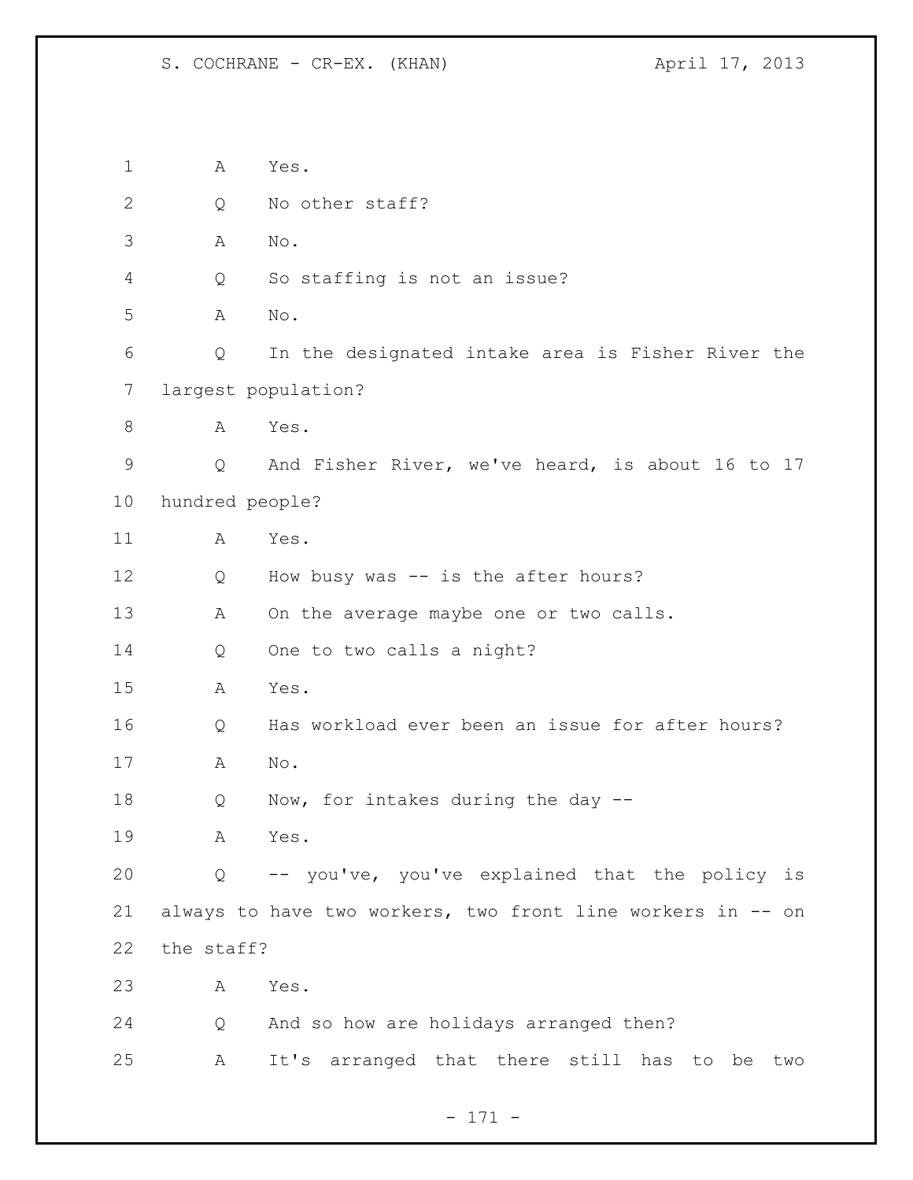A Yes.

Q No other staff?

A No.

Q So staffing is not an issue?

A No.

Q In the designated intake area is Fisher River the largest population?

A Yes.

Q And Fisher River, we've heard, is about 16 to 17 hundred people?

A Yes.

Q How busy was -- is the after hours?

A On the average maybe one or two calls.

Q One to two calls a night?

A Yes.

Q Has workload ever been an issue for after hours?

A No.

Q Now, for intakes during the day --

A Yes.

Q -- you've, you've explained that the policy is always to have two workers, two front line workers in -- on the staff?

A Yes.

Q And so how are holidays arranged then?

A It's arranged that there still has to be two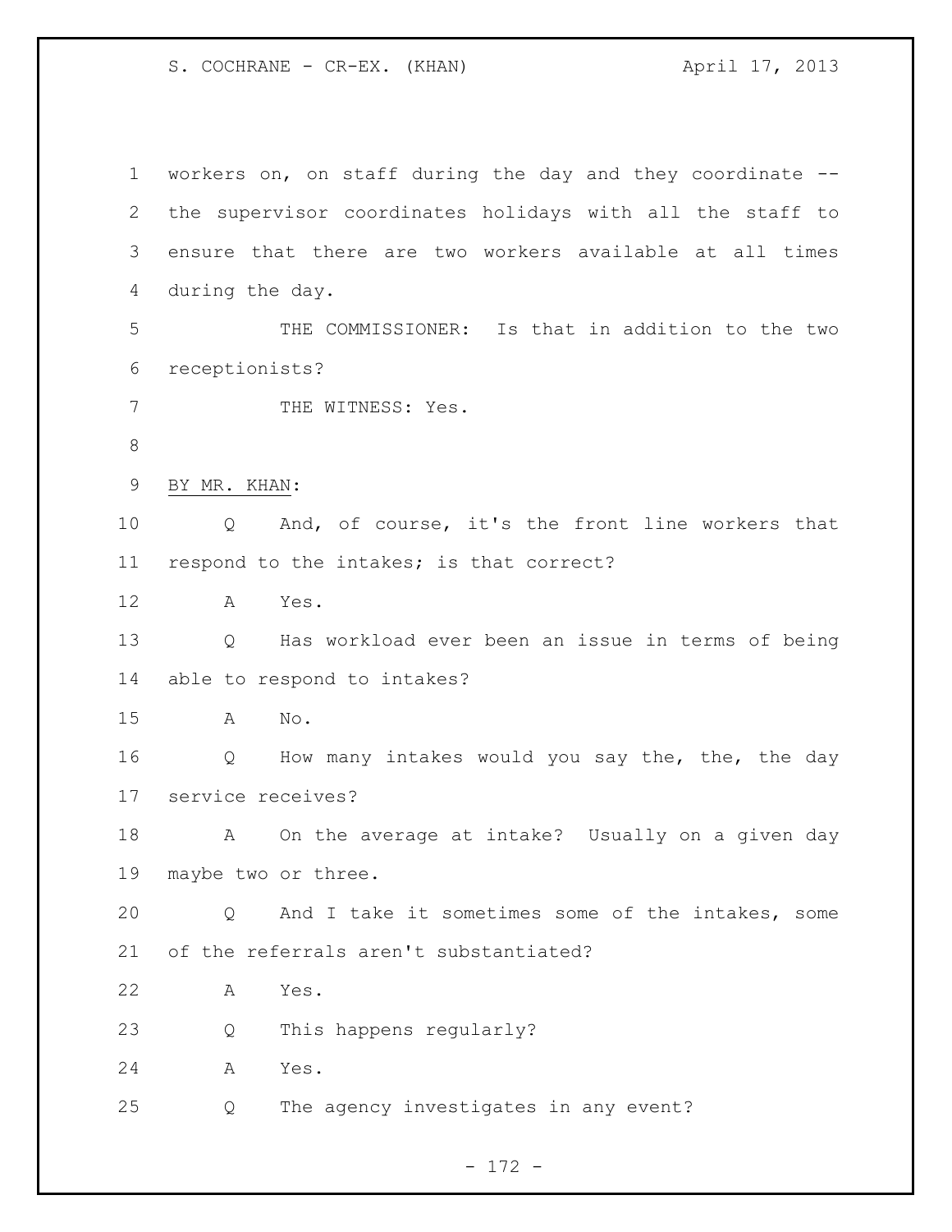workers on, on staff during the day and they coordinate -- the supervisor coordinates holidays with all the staff to ensure that there are two workers available at all times during the day.

THE COMMISSIONER: Is that in addition to the two receptionists?

THE WITNESS: Yes.

BY MR. KHAN:

Q And, of course, it's the front line workers that respond to the intakes; is that correct?

A Yes.

Q Has workload ever been an issue in terms of being able to respond to intakes?

A No.

Q How many intakes would you say the, the, the day service receives?

A On the average at intake? Usually on a given day maybe two or three.

Q And I take it sometimes some of the intakes, some of the referrals aren't substantiated?

A Yes.

Q This happens regularly?

A Yes.

Q The agency investigates in any event?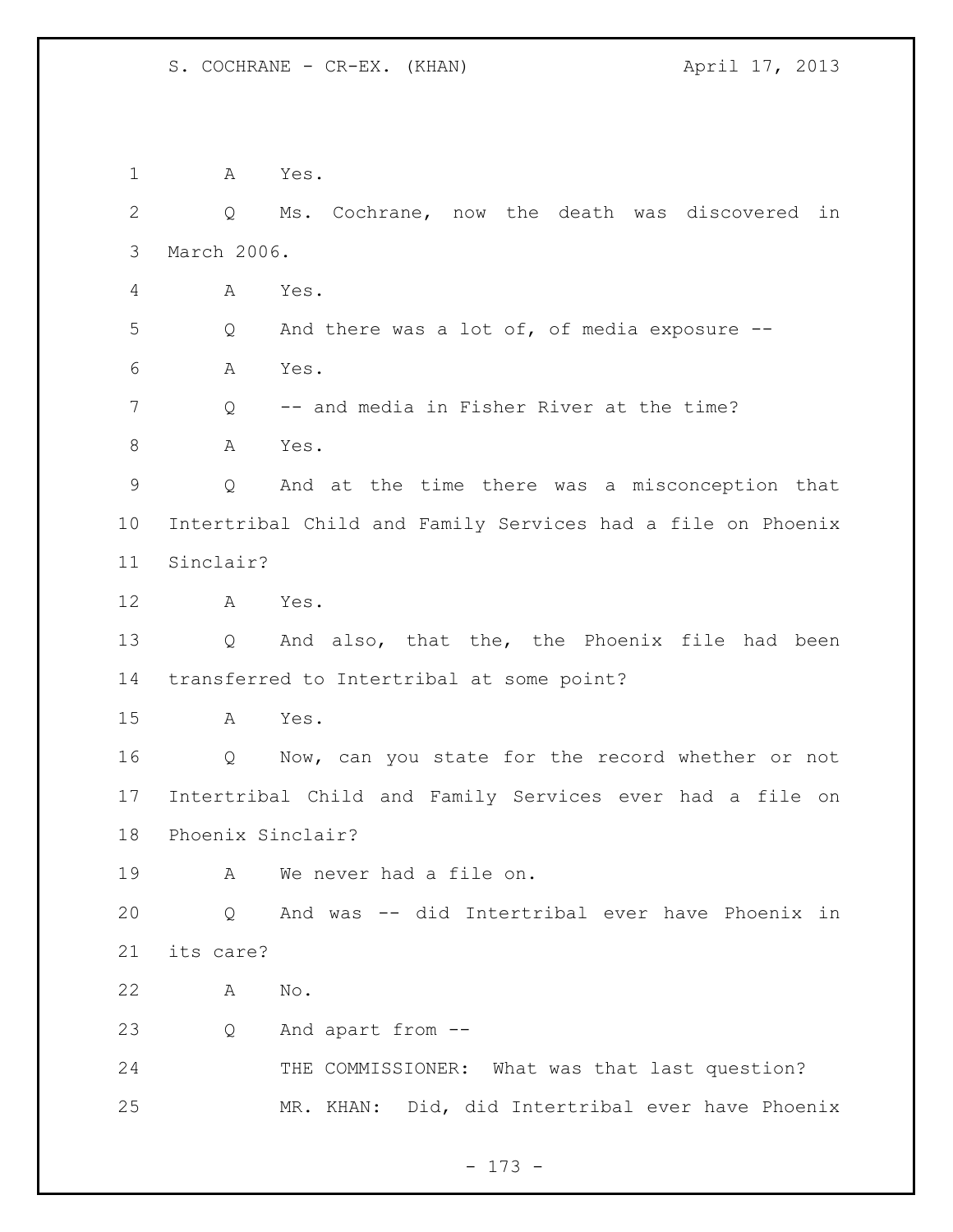1 A Yes.

2 Q Ms. Cochrane, now the death was discovered in

3 March 2006.

4 A Yes.

5 Q And there was a lot of, of media exposure --

6 A Yes.

7 Q -- and media in Fisher River at the time?

8 A Yes.

9 Q And at the time there was a misconception that

10 Intertribal Child and Family Services had a file on Phoenix

11 Sinclair?

12 A Yes.

13 Q And also, that the, the Phoenix file had been

14 transferred to Intertribal at some point?

15 A Yes.

16 Q Now, can you state for the record whether or not

17 Intertribal Child and Family Services ever had a file on

18 Phoenix Sinclair?

19 A We never had a file on.

20 Q And was -- did Intertribal ever have Phoenix in

21 its care?

22 A No.

23 Q And apart from --

24 THE COMMISSIONER: What was that last question?

25 MR. KHAN: Did, did Intertribal ever have Phoenix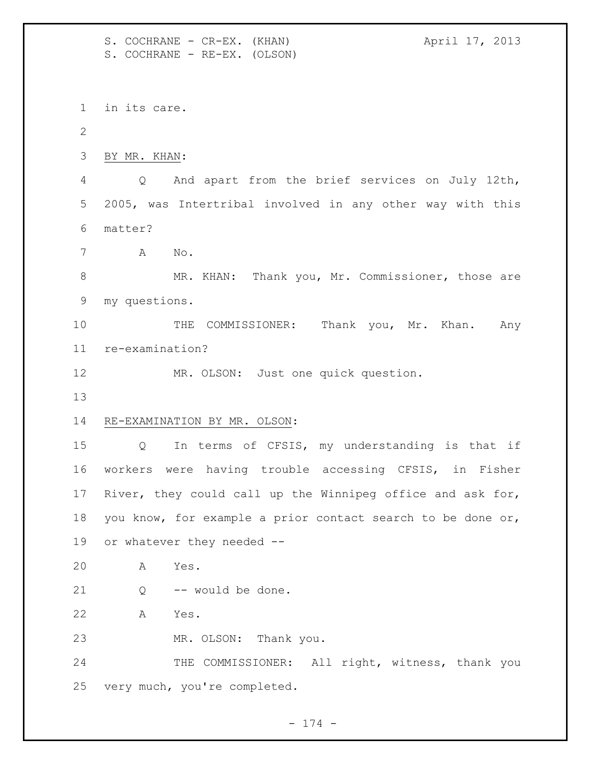in its care.

BY MR. KHAN:

Q And apart from the brief services on July 12th, 2005, was Intertribal involved in any other way with this matter?

A No.

MR. KHAN: Thank you, Mr. Commissioner, those are my questions.

THE COMMISSIONER: Thank you, Mr. Khan. Any re-examination?

MR. OLSON: Just one quick question.

RE-EXAMINATION BY MR. OLSON:

Q In terms of CFSIS, my understanding is that if workers were having trouble accessing CFSIS, in Fisher River, they could call up the Winnipeg office and ask for, you know, for example a prior contact search to be done or, or whatever they needed --

A Yes.

Q -- would be done.

A Yes.

MR. OLSON: Thank you.

THE COMMISSIONER: All right, witness, thank you very much, you're completed.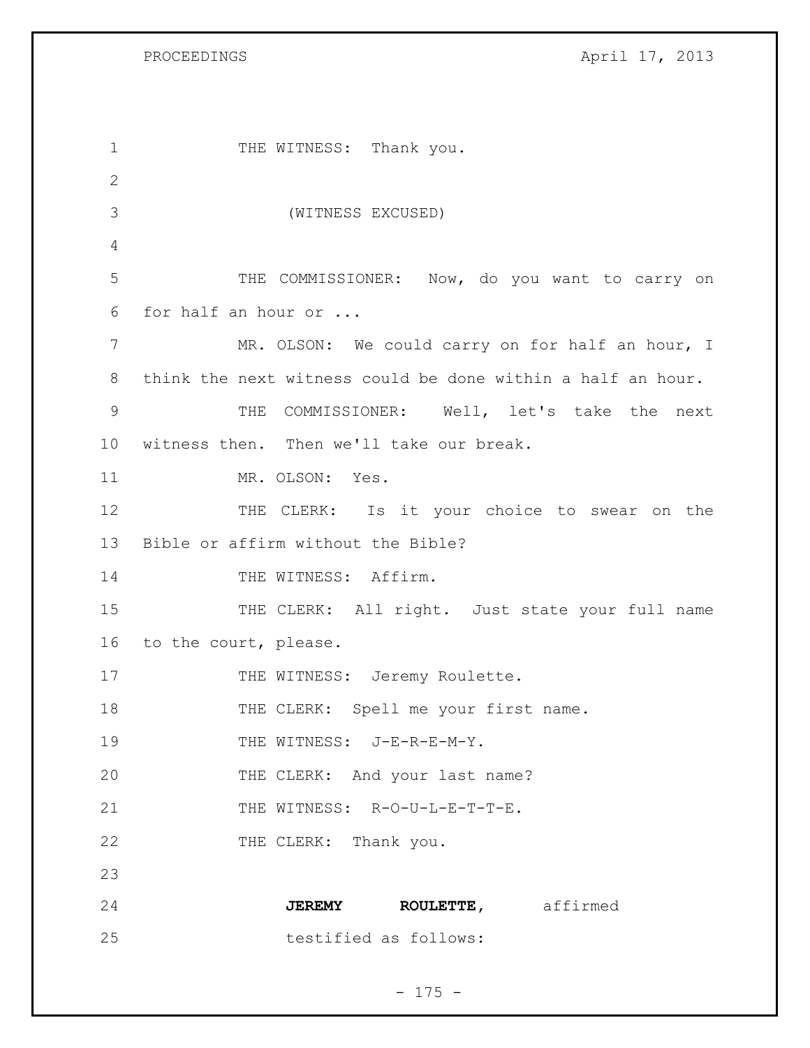THE WITNESS: Thank you.

(WITNESS EXCUSED)

THE COMMISSIONER: Now, do you want to carry on for half an hour or ...

MR. OLSON: We could carry on for half an hour, I think the next witness could be done within a half an hour.

THE COMMISSIONER: Well, let's take the next witness then. Then we'll take our break.

MR. OLSON: Yes.

THE CLERK: Is it your choice to swear on the Bible or affirm without the Bible?

THE WITNESS: Affirm.

THE CLERK: All right. Just state your full name to the court, please.

THE WITNESS: Jeremy Roulette.

THE CLERK: Spell me your first name.

THE WITNESS: J-E-R-E-M-Y.

THE CLERK: And your last name?

THE WITNESS: R-O-U-L-E-T-T-E.

THE CLERK: Thank you.

**JEREMY ROULETTE,** affirmed testified as follows: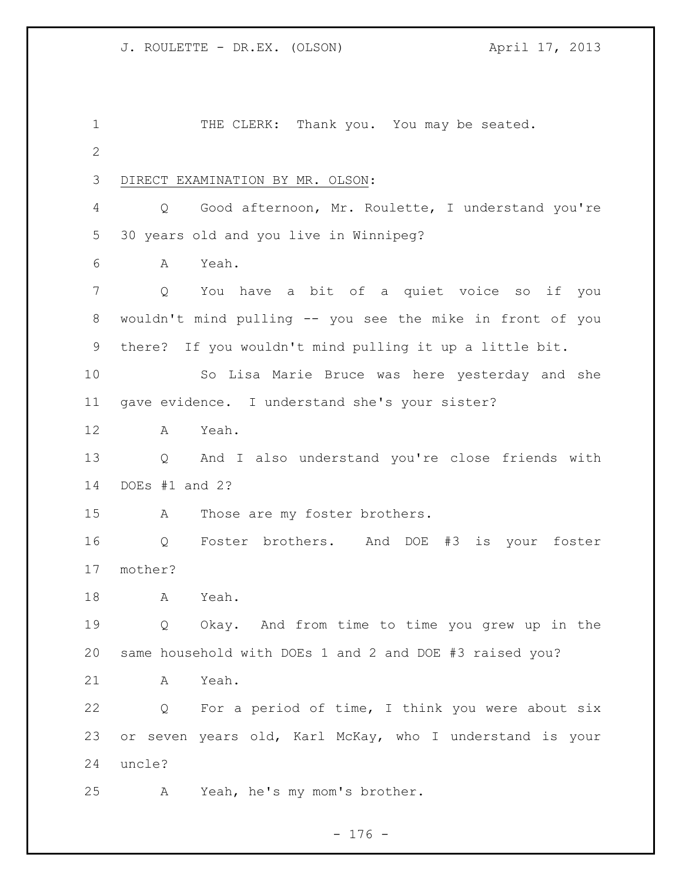THE CLERK: Thank you. You may be seated.

DIRECT EXAMINATION BY MR. OLSON:

Q Good afternoon, Mr. Roulette, I understand you're 30 years old and you live in Winnipeg?

A Yeah.

Q You have a bit of a quiet voice so if you wouldn't mind pulling -- you see the mike in front of you there? If you wouldn't mind pulling it up a little bit.

So Lisa Marie Bruce was here yesterday and she gave evidence. I understand she's your sister?

A Yeah.

Q And I also understand you're close friends with DOEs #1 and 2?

A Those are my foster brothers.

Q Foster brothers. And DOE #3 is your foster mother?

A Yeah.

Q Okay. And from time to time you grew up in the same household with DOEs 1 and 2 and DOE #3 raised you?

A Yeah.

Q For a period of time, I think you were about six or seven years old, Karl McKay, who I understand is your uncle?

A Yeah, he's my mom's brother.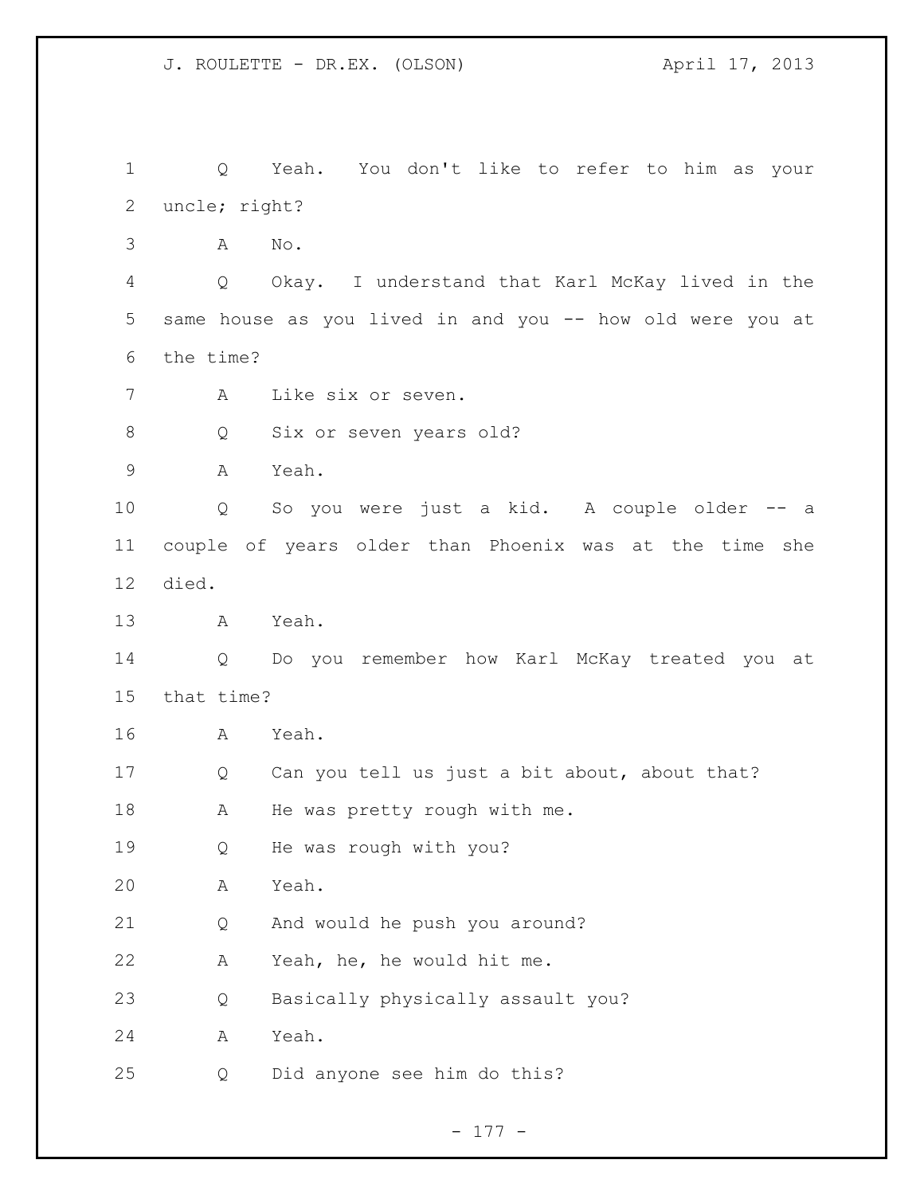Q Yeah. You don't like to refer to him as your uncle; right?

A No.

Q Okay. I understand that Karl McKay lived in the same house as you lived in and you -- how old were you at the time?

A Like six or seven.

Q Six or seven years old?

A Yeah.

Q So you were just a kid. A couple older -- a couple of years older than Phoenix was at the time she died.

A Yeah.

Q Do you remember how Karl McKay treated you at that time?

A Yeah.

Q Can you tell us just a bit about, about that?

A He was pretty rough with me.

Q He was rough with you?

A Yeah.

Q And would he push you around?

A Yeah, he, he would hit me.

Q Basically physically assault you?

A Yeah.

Q Did anyone see him do this?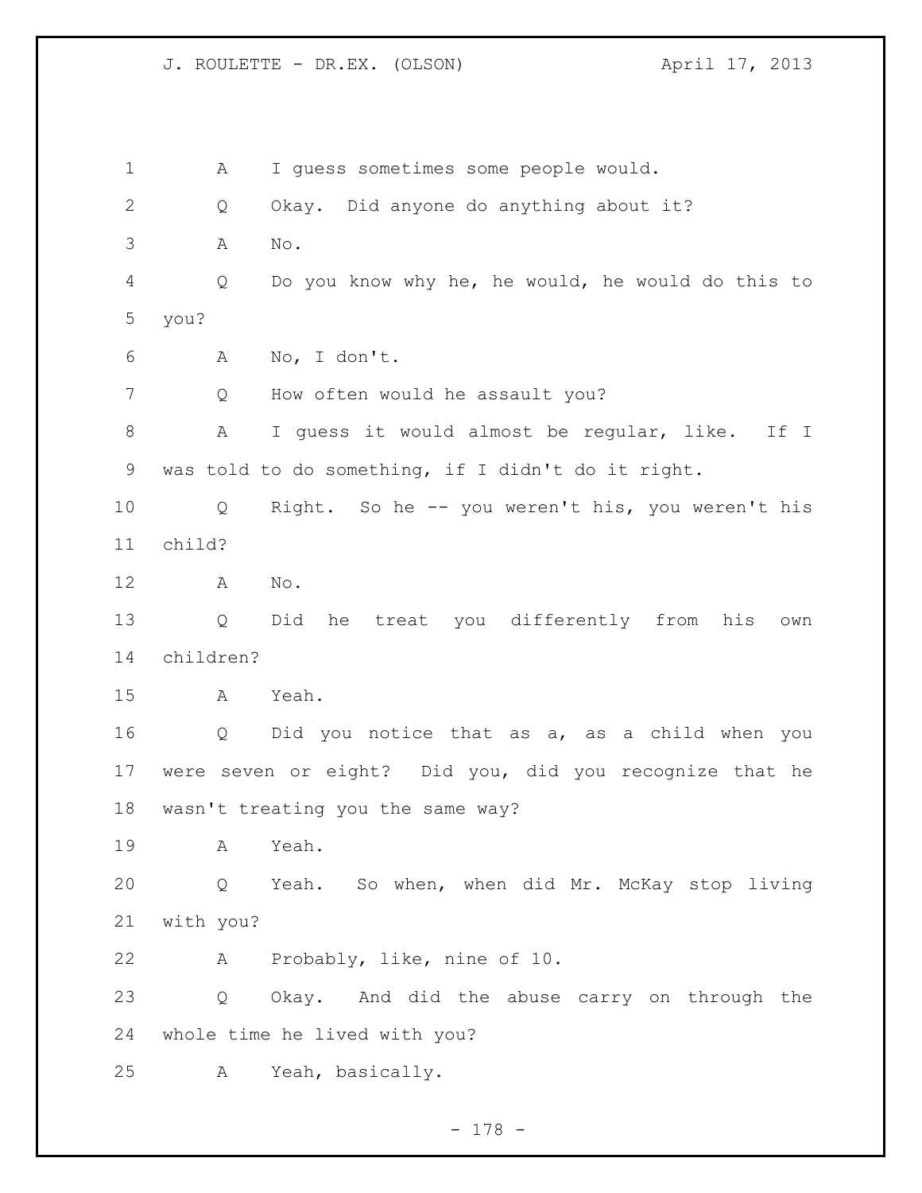A I guess sometimes some people would.

Q Okay. Did anyone do anything about it?

A No.

Q Do you know why he, he would, he would do this to you?

A No, I don't.

Q How often would he assault you?

A I guess it would almost be regular, like. If I was told to do something, if I didn't do it right.

Q Right. So he -- you weren't his, you weren't his child?

A No.

Q Did he treat you differently from his own children?

A Yeah.

Q Did you notice that as a, as a child when you were seven or eight? Did you, did you recognize that he wasn't treating you the same way?

A Yeah.

Q Yeah. So when, when did Mr. McKay stop living with you?

A Probably, like, nine of 10.

Q Okay. And did the abuse carry on through the whole time he lived with you?

A Yeah, basically.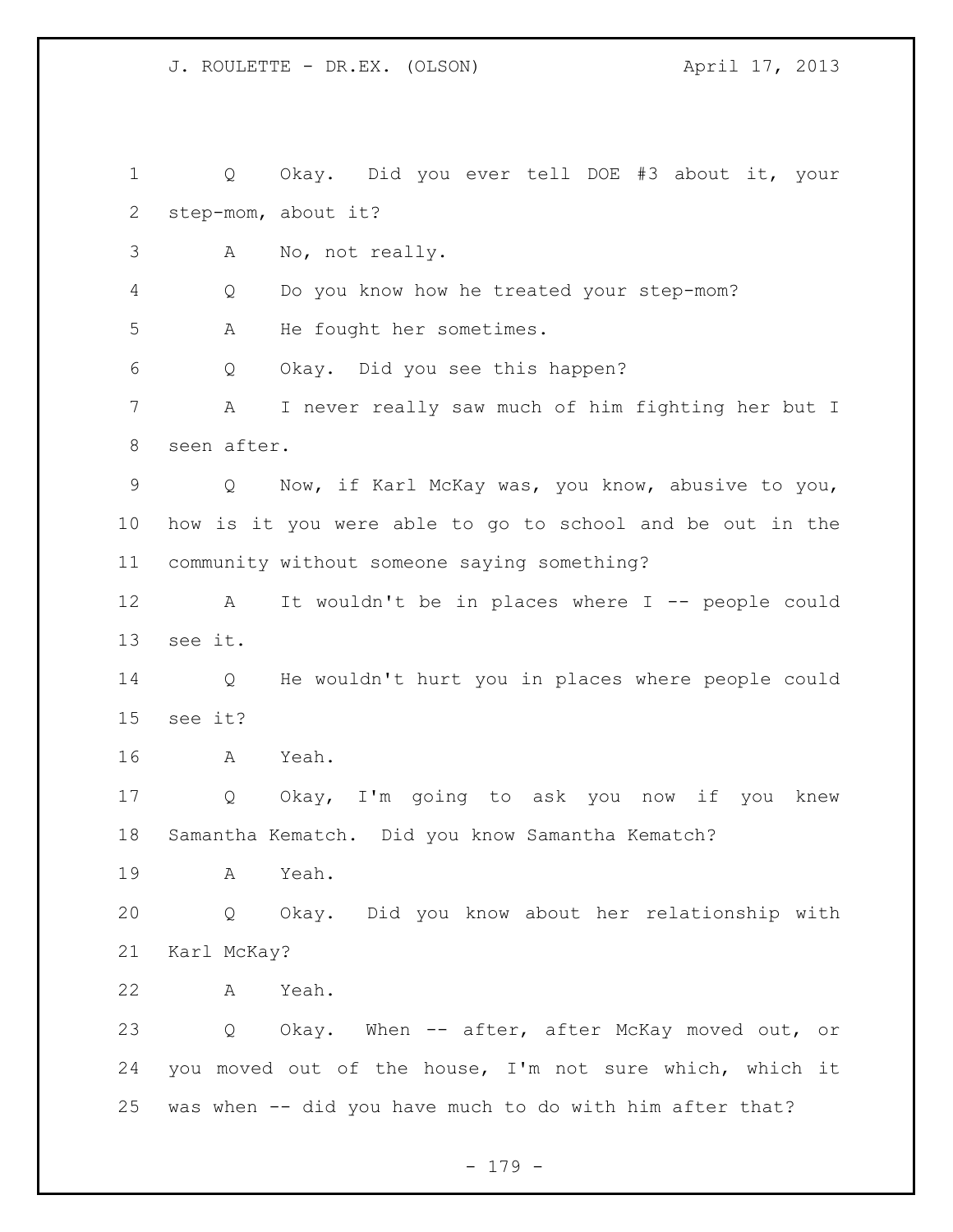Q Okay. Did you ever tell DOE #3 about it, your step-mom, about it?

A No, not really.

Q Do you know how he treated your step-mom?

A He fought her sometimes.

Q Okay. Did you see this happen?

A I never really saw much of him fighting her but I seen after.

Q Now, if Karl McKay was, you know, abusive to you, how is it you were able to go to school and be out in the community without someone saying something?

A It wouldn't be in places where I -- people could see it.

Q He wouldn't hurt you in places where people could see it?

A Yeah.

Q Okay, I'm going to ask you now if you knew Samantha Kematch. Did you know Samantha Kematch?

A Yeah.

Q Okay. Did you know about her relationship with Karl McKay?

A Yeah.

Q Okay. When -- after, after McKay moved out, or you moved out of the house, I'm not sure which, which it was when -- did you have much to do with him after that?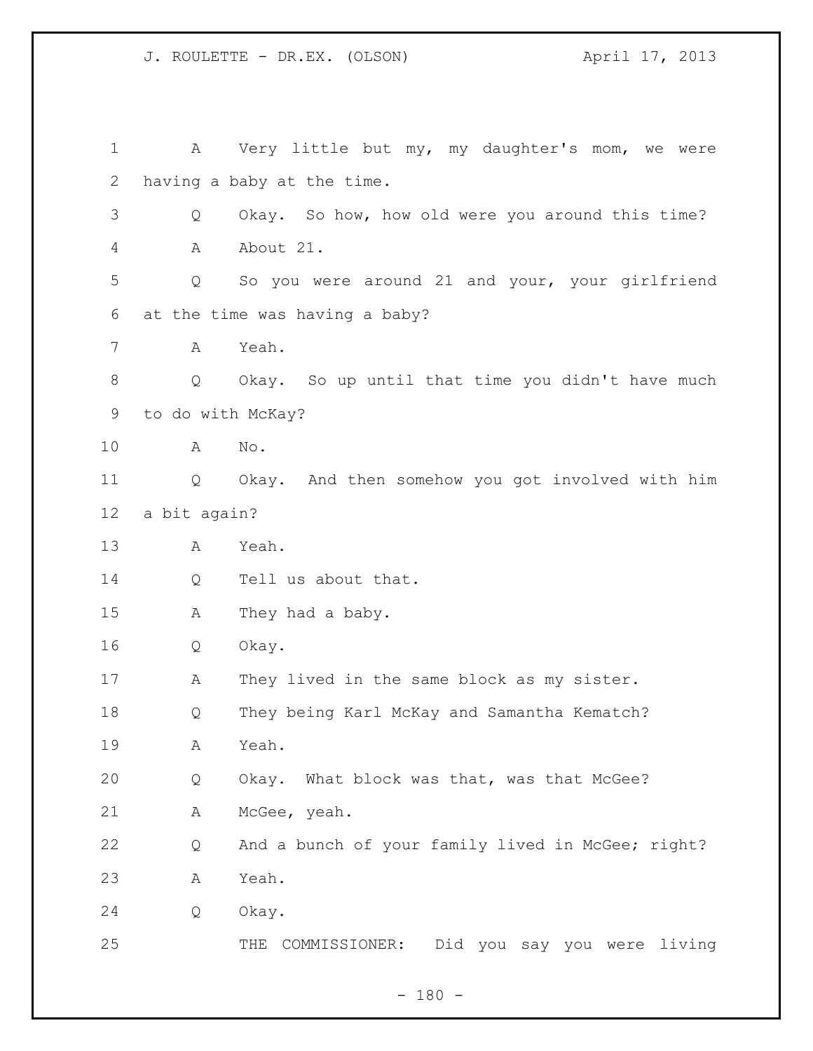A Very little but my, my daughter's mom, we were having a baby at the time.

Q Okay. So how, how old were you around this time?

A About 21.

Q So you were around 21 and your, your girlfriend at the time was having a baby?

A Yeah.

Q Okay. So up until that time you didn't have much to do with McKay?

A No.

Q Okay. And then somehow you got involved with him a bit again?

A Yeah.

Q Tell us about that.

A They had a baby.

Q Okay.

A They lived in the same block as my sister.

Q They being Karl McKay and Samantha Kematch?

A Yeah.

Q Okay. What block was that, was that McGee?

A McGee, yeah.

Q And a bunch of your family lived in McGee; right?

A Yeah.

Q Okay.

THE COMMISSIONER: Did you say you were living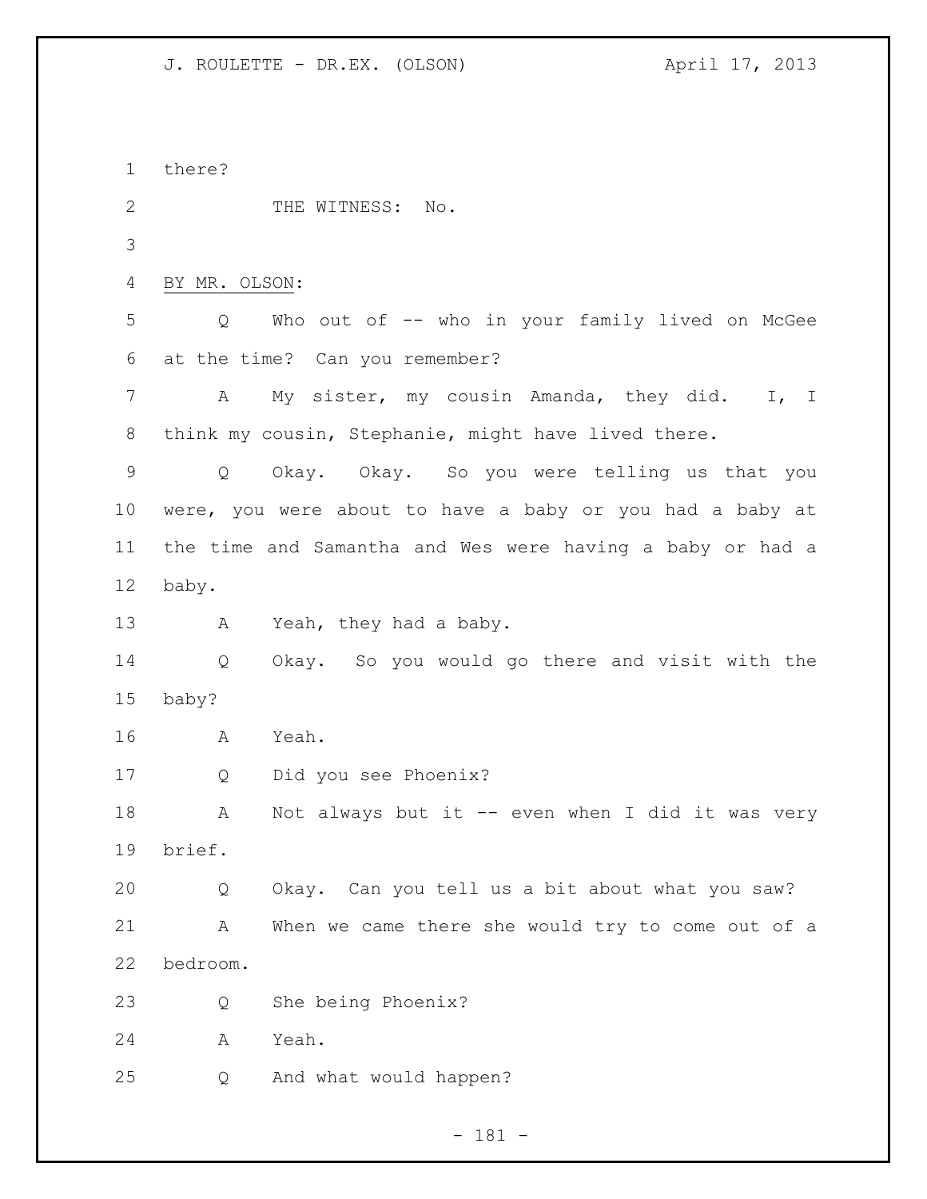there?

THE WITNESS: No.

BY MR. OLSON:

Q Who out of -- who in your family lived on McGee at the time? Can you remember?

A My sister, my cousin Amanda, they did. I, I think my cousin, Stephanie, might have lived there.

Q Okay. Okay. So you were telling us that you were, you were about to have a baby or you had a baby at the time and Samantha and Wes were having a baby or had a baby.

A Yeah, they had a baby.

Q Okay. So you would go there and visit with the baby?

A Yeah.

Q Did you see Phoenix?

A Not always but it -- even when I did it was very brief.

Q Okay. Can you tell us a bit about what you saw?

A When we came there she would try to come out of a bedroom.

Q She being Phoenix?

A Yeah.

Q And what would happen?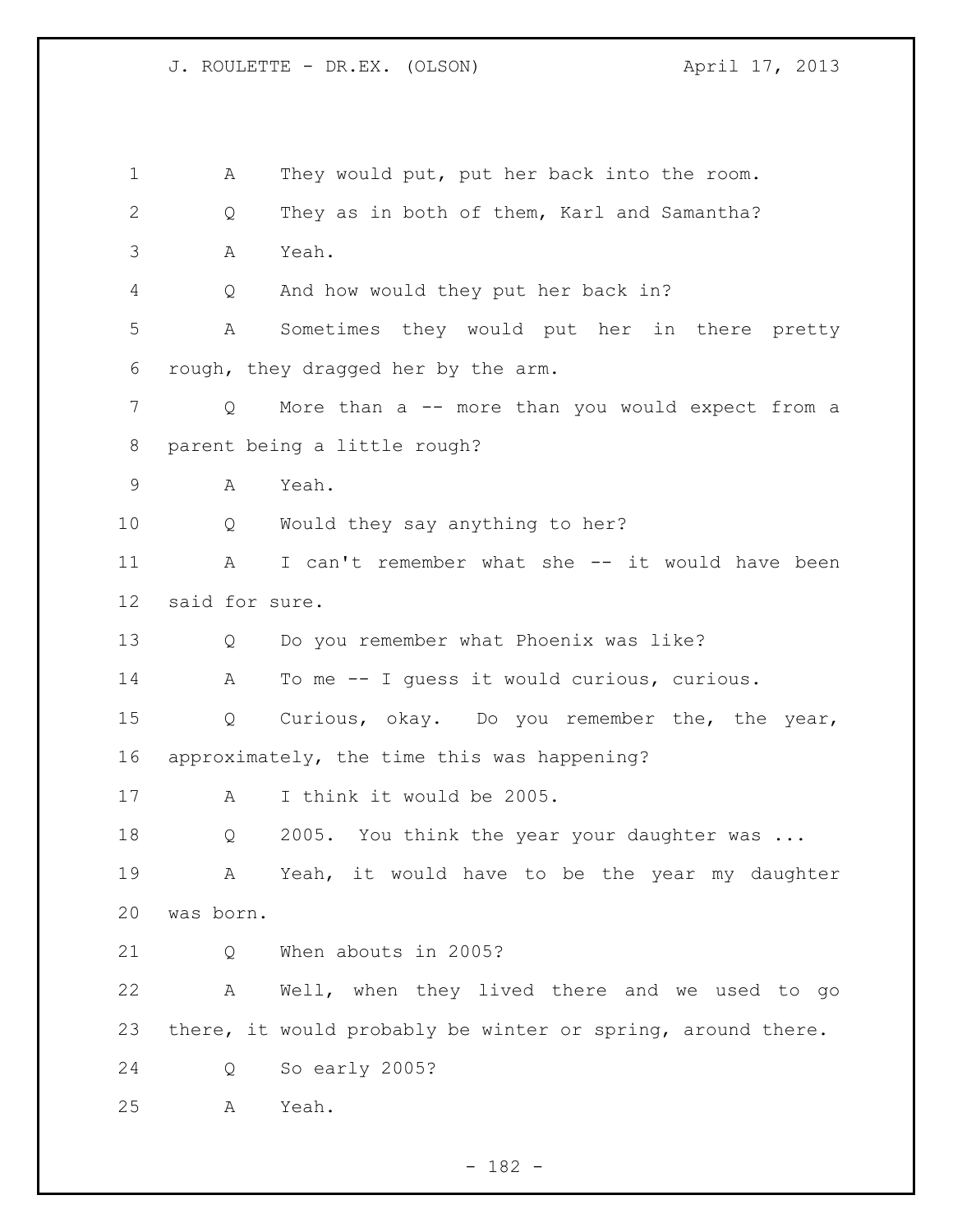A They would put, put her back into the room.

Q They as in both of them, Karl and Samantha?

A Yeah.

Q And how would they put her back in?

A Sometimes they would put her in there pretty rough, they dragged her by the arm.

Q More than a -- more than you would expect from a parent being a little rough?

A Yeah.

Q Would they say anything to her?

A I can't remember what she -- it would have been said for sure.

Q Do you remember what Phoenix was like?

A To me -- I guess it would curious, curious.

Q Curious, okay. Do you remember the, the year, approximately, the time this was happening?

A I think it would be 2005.

Q 2005. You think the year your daughter was ...

A Yeah, it would have to be the year my daughter was born.

Q When abouts in 2005?

A Well, when they lived there and we used to go there, it would probably be winter or spring, around there.

Q So early 2005?

A Yeah.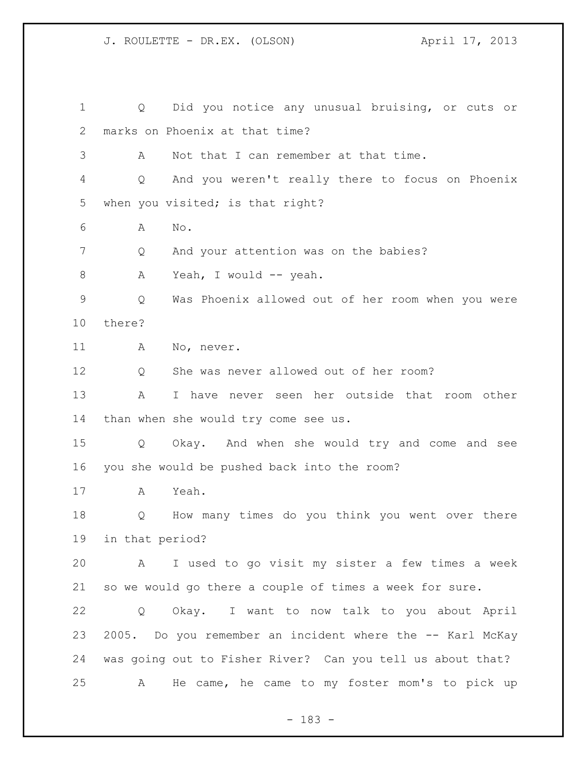Q Did you notice any unusual bruising, or cuts or marks on Phoenix at that time?

A Not that I can remember at that time.

Q And you weren't really there to focus on Phoenix when you visited; is that right?

A No.

Q And your attention was on the babies?

A Yeah, I would -- yeah.

Q Was Phoenix allowed out of her room when you were there?

A No, never.

Q She was never allowed out of her room?

A I have never seen her outside that room other than when she would try come see us.

Q Okay. And when she would try and come and see you she would be pushed back into the room?

A Yeah.

Q How many times do you think you went over there in that period?

A I used to go visit my sister a few times a week so we would go there a couple of times a week for sure.

Q Okay. I want to now talk to you about April 2005. Do you remember an incident where the -- Karl McKay was going out to Fisher River? Can you tell us about that?

A He came, he came to my foster mom's to pick up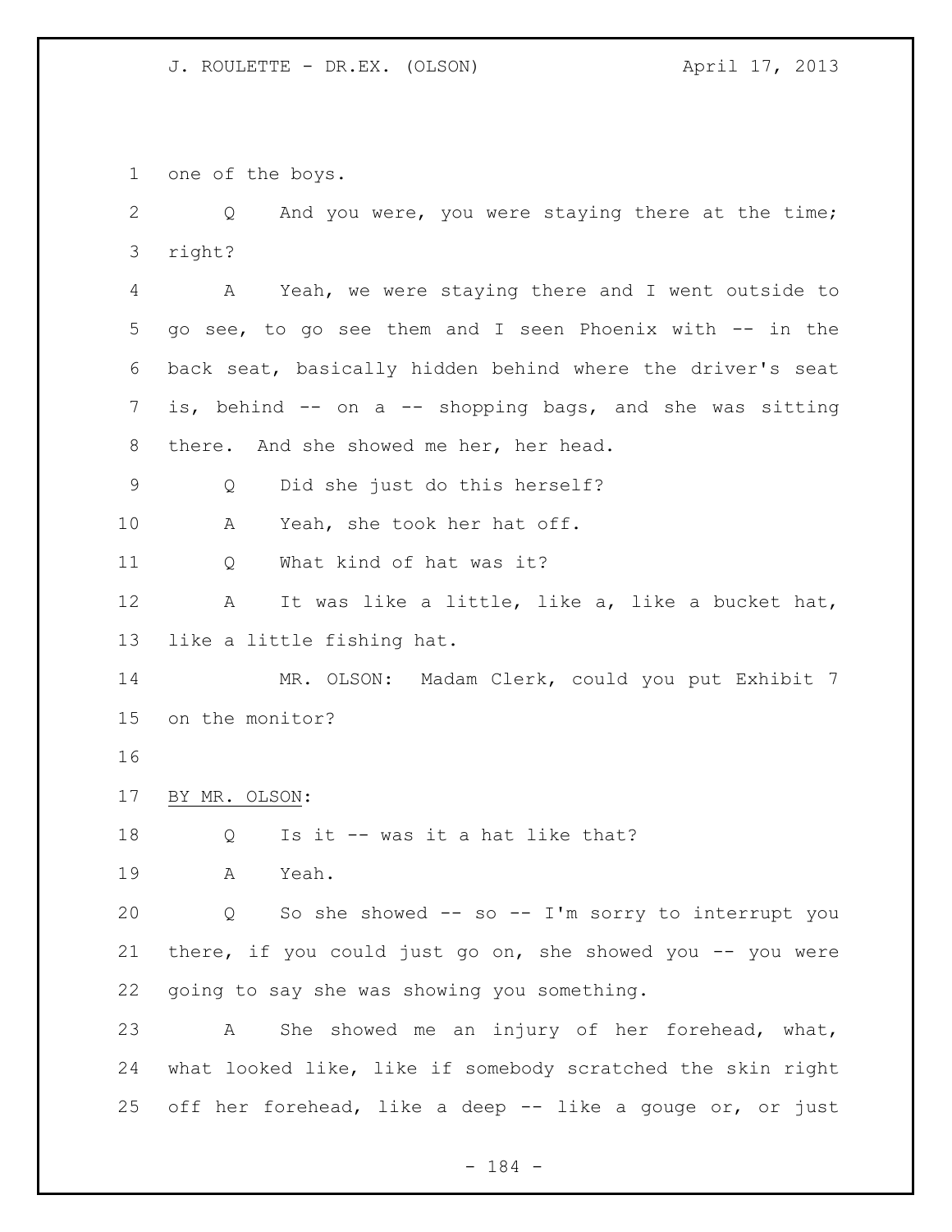one of the boys.

Q And you were, you were staying there at the time; right?

A Yeah, we were staying there and I went outside to go see, to go see them and I seen Phoenix with -- in the back seat, basically hidden behind where the driver's seat is, behind -- on a -- shopping bags, and she was sitting there. And she showed me her, her head.

Q Did she just do this herself?

A Yeah, she took her hat off.

Q What kind of hat was it?

A It was like a little, like a, like a bucket hat, like a little fishing hat.

MR. OLSON: Madam Clerk, could you put Exhibit 7 on the monitor?

BY MR. OLSON:

Q Is it -- was it a hat like that?

A Yeah.

Q So she showed -- so -- I'm sorry to interrupt you there, if you could just go on, she showed you -- you were going to say she was showing you something.

A She showed me an injury of her forehead, what, what looked like, like if somebody scratched the skin right off her forehead, like a deep -- like a gouge or, or just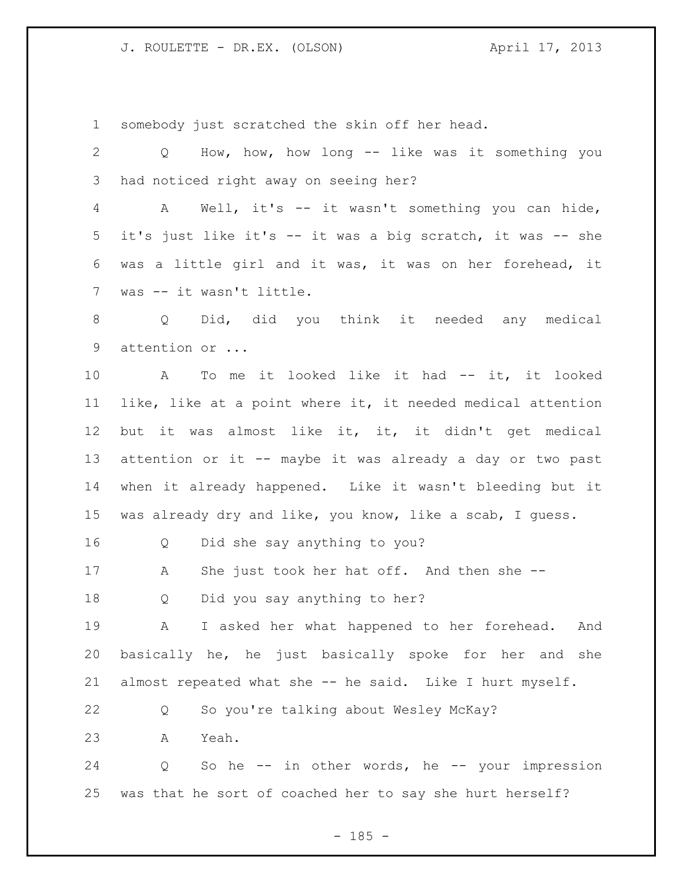somebody just scratched the skin off her head.

Q How, how, how long -- like was it something you had noticed right away on seeing her?

A Well, it's -- it wasn't something you can hide, it's just like it's -- it was a big scratch, it was -- she was a little girl and it was, it was on her forehead, it was -- it wasn't little.

Q Did, did you think it needed any medical attention or ...

A To me it looked like it had -- it, it looked like, like at a point where it, it needed medical attention but it was almost like it, it, it didn't get medical attention or it -- maybe it was already a day or two past when it already happened. Like it wasn't bleeding but it was already dry and like, you know, like a scab, I guess.

Q Did she say anything to you?

A She just took her hat off. And then she --

Q Did you say anything to her?

A I asked her what happened to her forehead. And basically he, he just basically spoke for her and she almost repeated what she -- he said. Like I hurt myself.

Q So you're talking about Wesley McKay?

A Yeah.

Q So he -- in other words, he -- your impression was that he sort of coached her to say she hurt herself?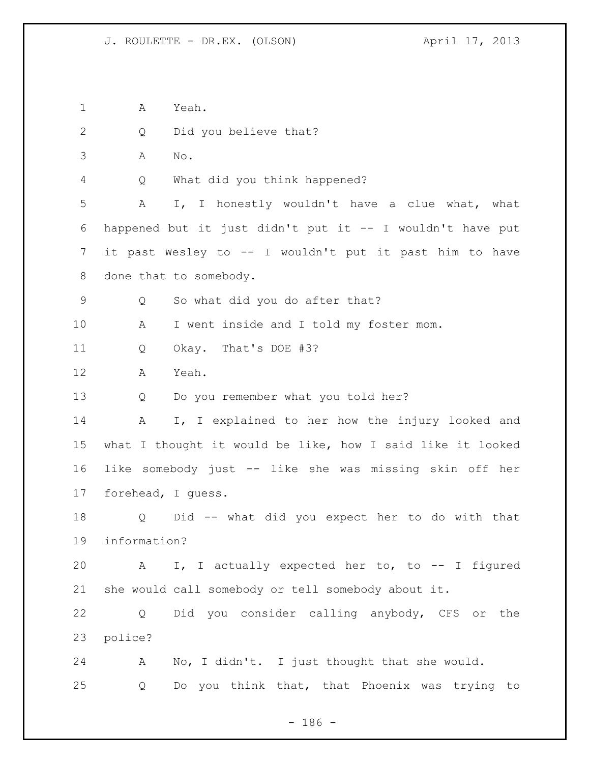A Yeah.

Q Did you believe that?

A No.

Q What did you think happened?

A I, I honestly wouldn't have a clue what, what happened but it just didn't put it -- I wouldn't have put it past Wesley to -- I wouldn't put it past him to have done that to somebody.

Q So what did you do after that?

A I went inside and I told my foster mom.

Q Okay. That's DOE #3?

A Yeah.

Q Do you remember what you told her?

A I, I explained to her how the injury looked and what I thought it would be like, how I said like it looked like somebody just -- like she was missing skin off her forehead, I guess.

Q Did -- what did you expect her to do with that information?

A I, I actually expected her to, to -- I figured she would call somebody or tell somebody about it.

Q Did you consider calling anybody, CFS or the police?

A No, I didn't. I just thought that she would.

Q Do you think that, that Phoenix was trying to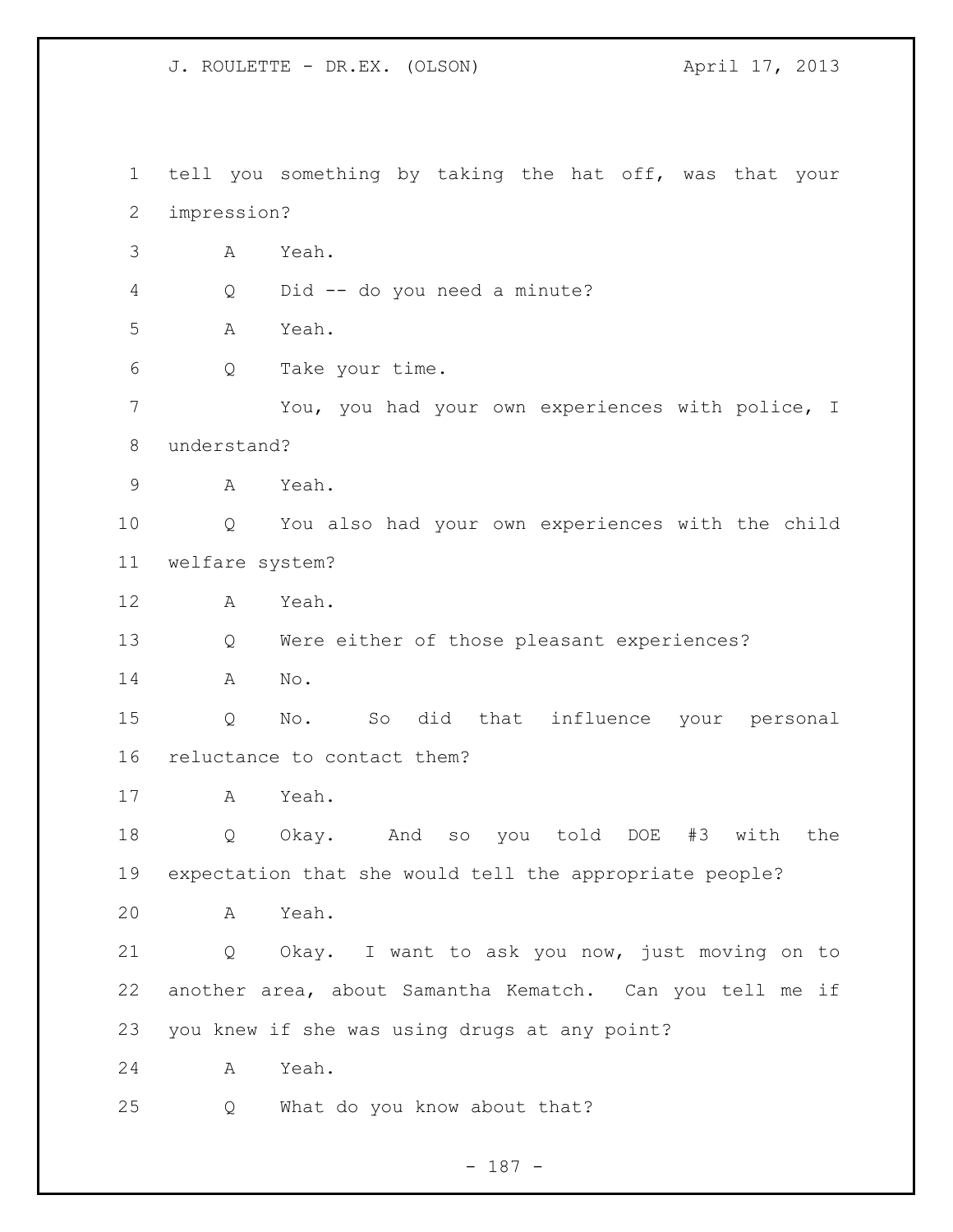tell you something by taking the hat off, was that your impression?

A Yeah.

Q Did -- do you need a minute?

A Yeah.

Q Take your time.

You, you had your own experiences with police, I understand?

A Yeah.

Q You also had your own experiences with the child welfare system?

A Yeah.

Q Were either of those pleasant experiences?

A No.

Q No. So did that influence your personal reluctance to contact them?

A Yeah.

Q Okay. And so you told DOE #3 with the expectation that she would tell the appropriate people?

A Yeah.

Q Okay. I want to ask you now, just moving on to another area, about Samantha Kematch. Can you tell me if you knew if she was using drugs at any point?

A Yeah.

Q What do you know about that?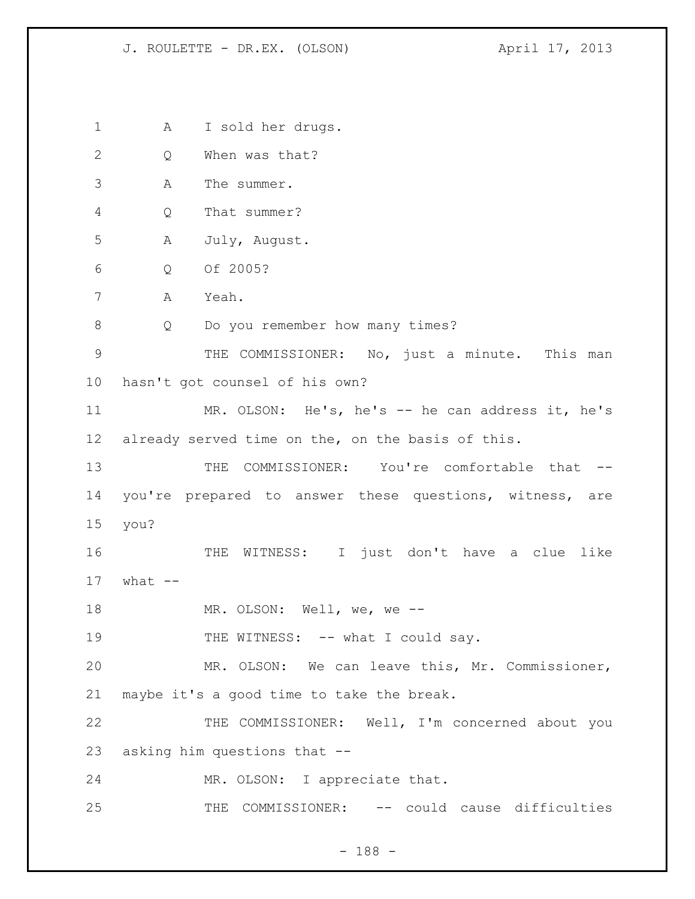1 A I sold her drugs.

2 Q When was that?

3 A The summer.

4 Q That summer?

5 A July, August.

6 Q Of 2005?

7 A Yeah.

8 Q Do you remember how many times?

9 THE COMMISSIONER: No, just a minute. This man

10 hasn't got counsel of his own?

11 MR. OLSON: He's, he's -- he can address it, he's

12 already served time on the, on the basis of this.

13 THE COMMISSIONER: You're comfortable that --

14 you're prepared to answer these questions, witness, are

15 you?

16 THE WITNESS: I just don't have a clue like

17 what --

18 MR. OLSON: Well, we, we --

19 THE WITNESS: -- what I could say.

20 MR. OLSON: We can leave this, Mr. Commissioner,

21 maybe it's a good time to take the break.

22 THE COMMISSIONER: Well, I'm concerned about you

23 asking him questions that --

24 MR. OLSON: I appreciate that.

25 THE COMMISSIONER: -- could cause difficulties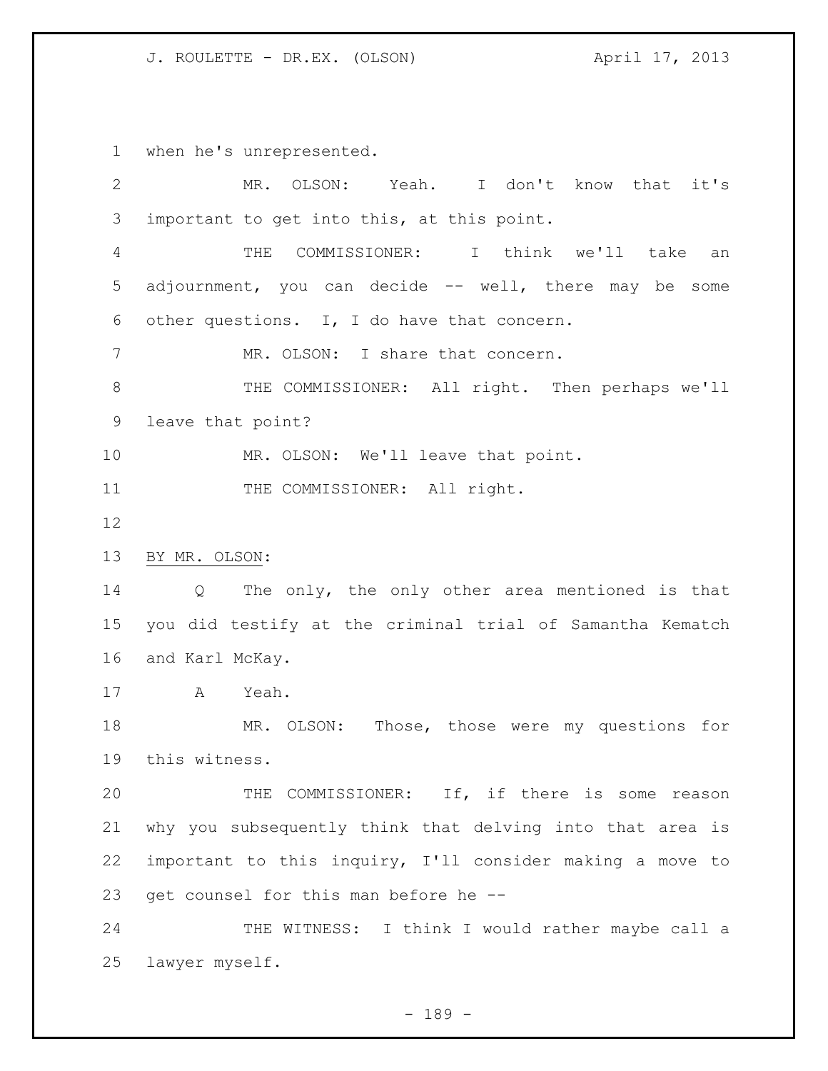when he's unrepresented.

MR. OLSON: Yeah. I don't know that it's important to get into this, at this point.

THE COMMISSIONER: I think we'll take an adjournment, you can decide -- well, there may be some other questions. I, I do have that concern.

MR. OLSON: I share that concern.

THE COMMISSIONER: All right. Then perhaps we'll leave that point?

MR. OLSON: We'll leave that point.

THE COMMISSIONER: All right.

BY MR. OLSON:

Q The only, the only other area mentioned is that you did testify at the criminal trial of Samantha Kematch and Karl McKay.

A Yeah.

MR. OLSON: Those, those were my questions for this witness.

THE COMMISSIONER: If, if there is some reason why you subsequently think that delving into that area is important to this inquiry, I'll consider making a move to get counsel for this man before he --

THE WITNESS: I think I would rather maybe call a lawyer myself.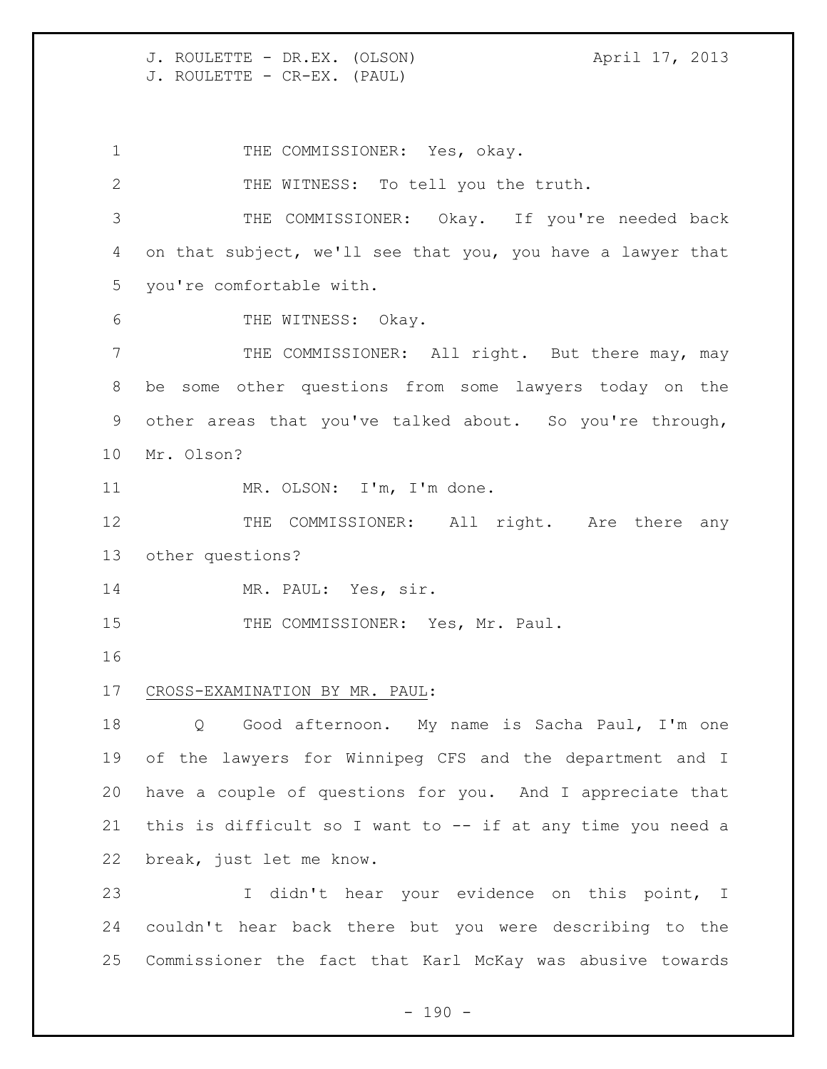THE COMMISSIONER: Yes, okay.

THE WITNESS: To tell you the truth.

THE COMMISSIONER: Okay. If you're needed back on that subject, we'll see that you, you have a lawyer that you're comfortable with.

THE WITNESS: Okay.

THE COMMISSIONER: All right. But there may, may be some other questions from some lawyers today on the other areas that you've talked about. So you're through, Mr. Olson?

MR. OLSON: I'm, I'm done.

THE COMMISSIONER: All right. Are there any other questions?

MR. PAUL: Yes, sir.

THE COMMISSIONER: Yes, Mr. Paul.

CROSS-EXAMINATION BY MR. PAUL:

Q Good afternoon. My name is Sacha Paul, I'm one of the lawyers for Winnipeg CFS and the department and I have a couple of questions for you. And I appreciate that this is difficult so I want to -- if at any time you need a break, just let me know.

I didn't hear your evidence on this point, I couldn't hear back there but you were describing to the Commissioner the fact that Karl McKay was abusive towards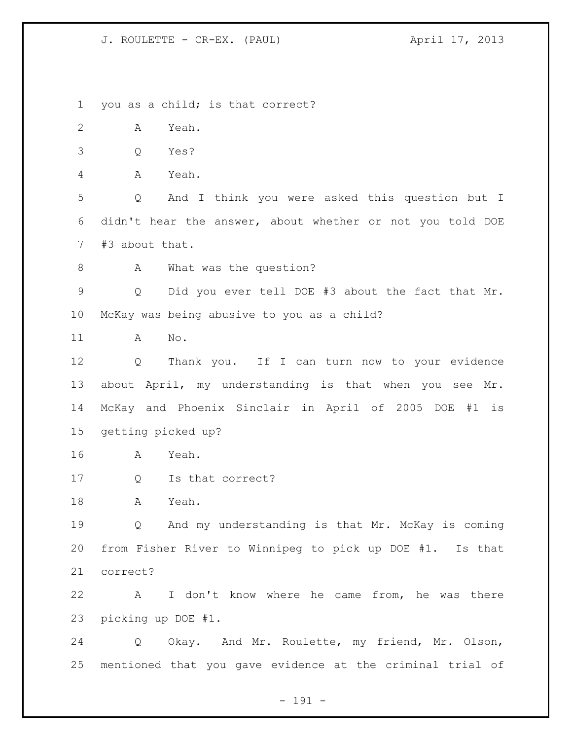you as a child; is that correct?

A Yeah.

Q Yes?

A Yeah.

Q And I think you were asked this question but I didn't hear the answer, about whether or not you told DOE #3 about that.

A What was the question?

Q Did you ever tell DOE #3 about the fact that Mr. McKay was being abusive to you as a child?

A No.

Q Thank you. If I can turn now to your evidence about April, my understanding is that when you see Mr. McKay and Phoenix Sinclair in April of 2005 DOE #1 is getting picked up?

A Yeah.

Q Is that correct?

A Yeah.

Q And my understanding is that Mr. McKay is coming from Fisher River to Winnipeg to pick up DOE #1. Is that correct?

A I don't know where he came from, he was there picking up DOE #1.

Q Okay. And Mr. Roulette, my friend, Mr. Olson, mentioned that you gave evidence at the criminal trial of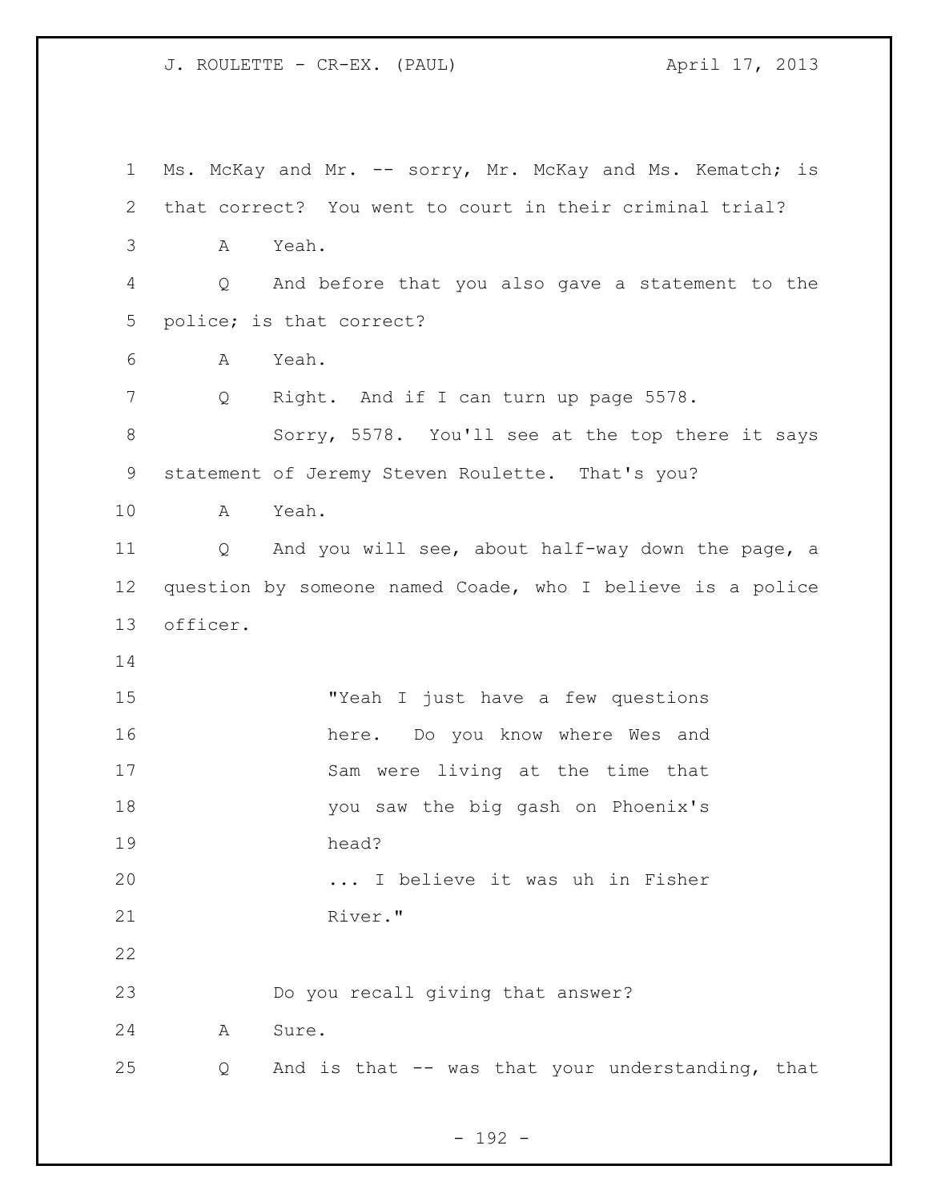Ms. McKay and Mr. -- sorry, Mr. McKay and Ms. Kematch; is that correct? You went to court in their criminal trial?

A Yeah.

Q And before that you also gave a statement to the police; is that correct?

A Yeah.

Q Right. And if I can turn up page 5578.

Sorry, 5578. You'll see at the top there it says statement of Jeremy Steven Roulette. That's you?

A Yeah.

Q And you will see, about half-way down the page, a question by someone named Coade, who I believe is a police officer.

> "Yeah I just have a few questions here. Do you know where Wes and Sam were living at the time that you saw the big gash on Phoenix's head?
>
> ... I believe it was uh in Fisher River."

Do you recall giving that answer?

A Sure.

Q And is that -- was that your understanding, that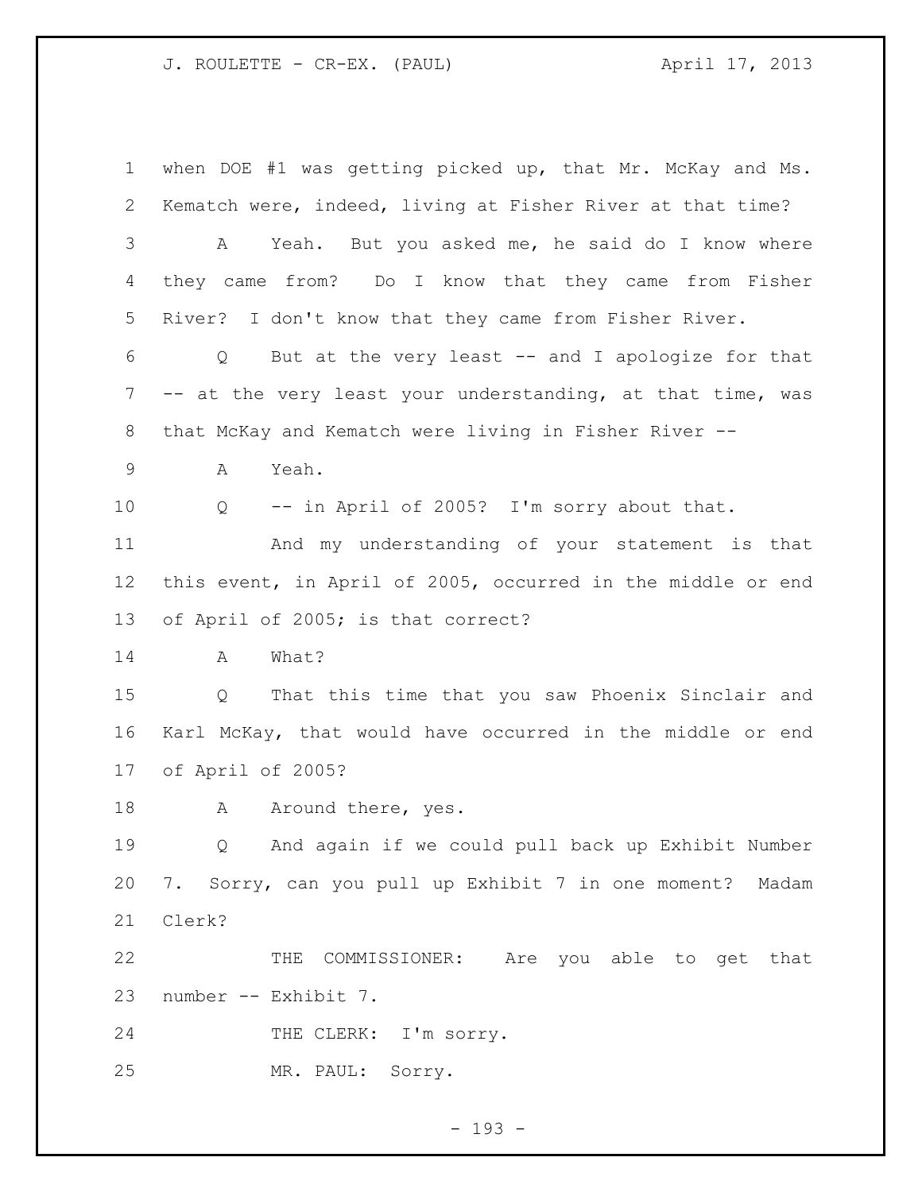when DOE #1 was getting picked up, that Mr. McKay and Ms. Kematch were, indeed, living at Fisher River at that time?

A Yeah. But you asked me, he said do I know where they came from? Do I know that they came from Fisher River? I don't know that they came from Fisher River.

Q But at the very least -- and I apologize for that -- at the very least your understanding, at that time, was that McKay and Kematch were living in Fisher River --

A Yeah.

Q -- in April of 2005? I'm sorry about that.

And my understanding of your statement is that this event, in April of 2005, occurred in the middle or end of April of 2005; is that correct?

A What?

Q That this time that you saw Phoenix Sinclair and Karl McKay, that would have occurred in the middle or end of April of 2005?

A Around there, yes.

Q And again if we could pull back up Exhibit Number 7. Sorry, can you pull up Exhibit 7 in one moment? Madam Clerk?

THE COMMISSIONER: Are you able to get that number -- Exhibit 7.

THE CLERK: I'm sorry.

MR. PAUL: Sorry.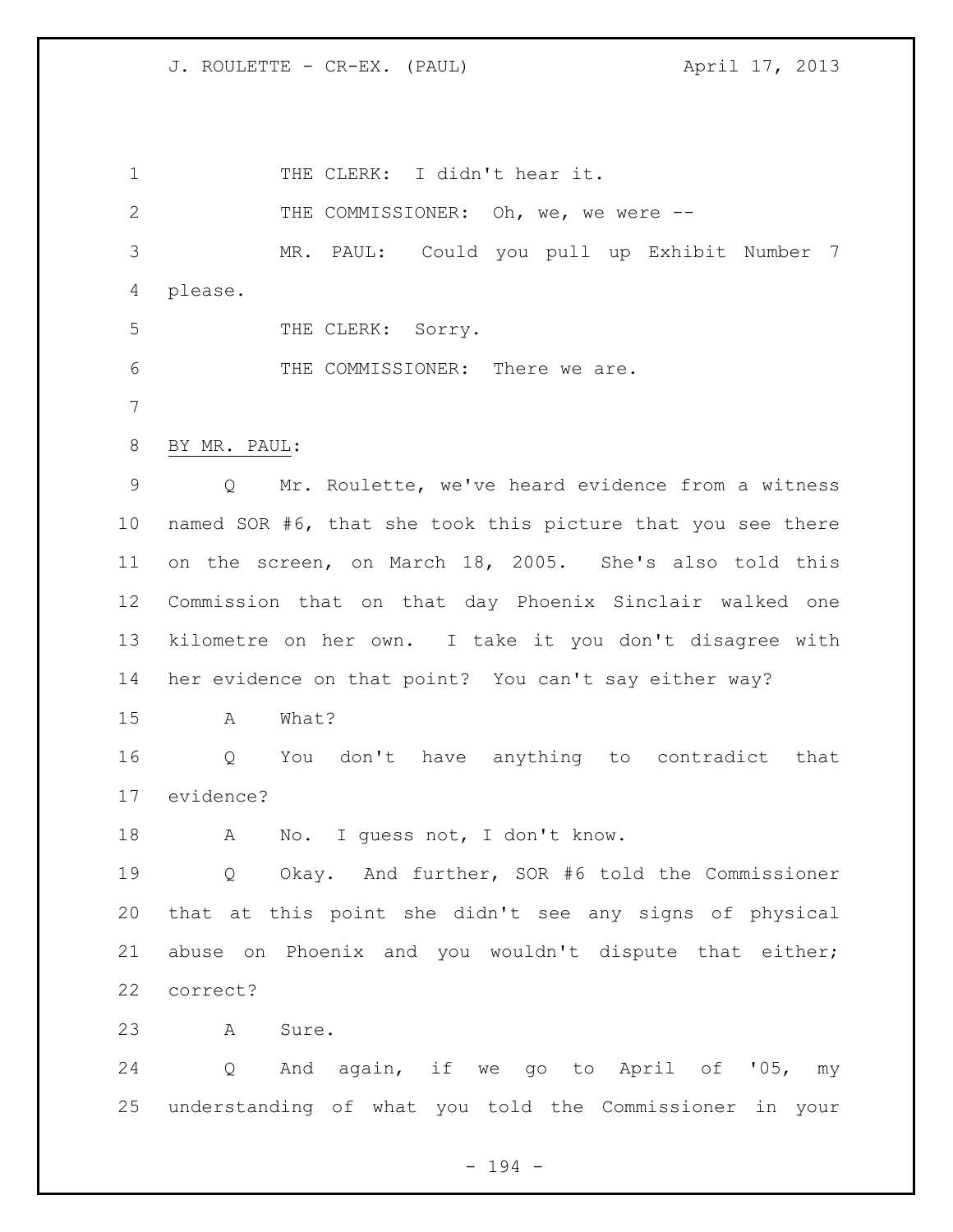THE CLERK: I didn't hear it.

THE COMMISSIONER: Oh, we, we were --

MR. PAUL: Could you pull up Exhibit Number 7 please.

THE CLERK: Sorry.

THE COMMISSIONER: There we are.

BY MR. PAUL:

Q Mr. Roulette, we've heard evidence from a witness named SOR #6, that she took this picture that you see there on the screen, on March 18, 2005. She's also told this Commission that on that day Phoenix Sinclair walked one kilometre on her own. I take it you don't disagree with her evidence on that point? You can't say either way?

A What?

Q You don't have anything to contradict that evidence?

A No. I guess not, I don't know.

Q Okay. And further, SOR #6 told the Commissioner that at this point she didn't see any signs of physical abuse on Phoenix and you wouldn't dispute that either; correct?

A Sure.

Q And again, if we go to April of '05, my understanding of what you told the Commissioner in your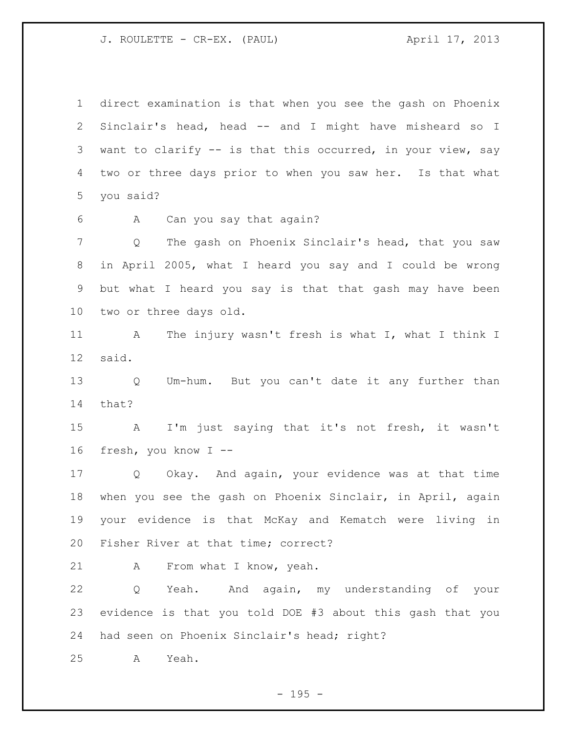direct examination is that when you see the gash on Phoenix Sinclair's head, head -- and I might have misheard so I want to clarify -- is that this occurred, in your view, say two or three days prior to when you saw her. Is that what you said?

A Can you say that again?

Q The gash on Phoenix Sinclair's head, that you saw in April 2005, what I heard you say and I could be wrong but what I heard you say is that that gash may have been two or three days old.

A The injury wasn't fresh is what I, what I think I said.

Q Um-hum. But you can't date it any further than that?

A I'm just saying that it's not fresh, it wasn't fresh, you know I --

Q Okay. And again, your evidence was at that time when you see the gash on Phoenix Sinclair, in April, again your evidence is that McKay and Kematch were living in Fisher River at that time; correct?

A From what I know, yeah.

Q Yeah. And again, my understanding of your evidence is that you told DOE #3 about this gash that you had seen on Phoenix Sinclair's head; right?

A Yeah.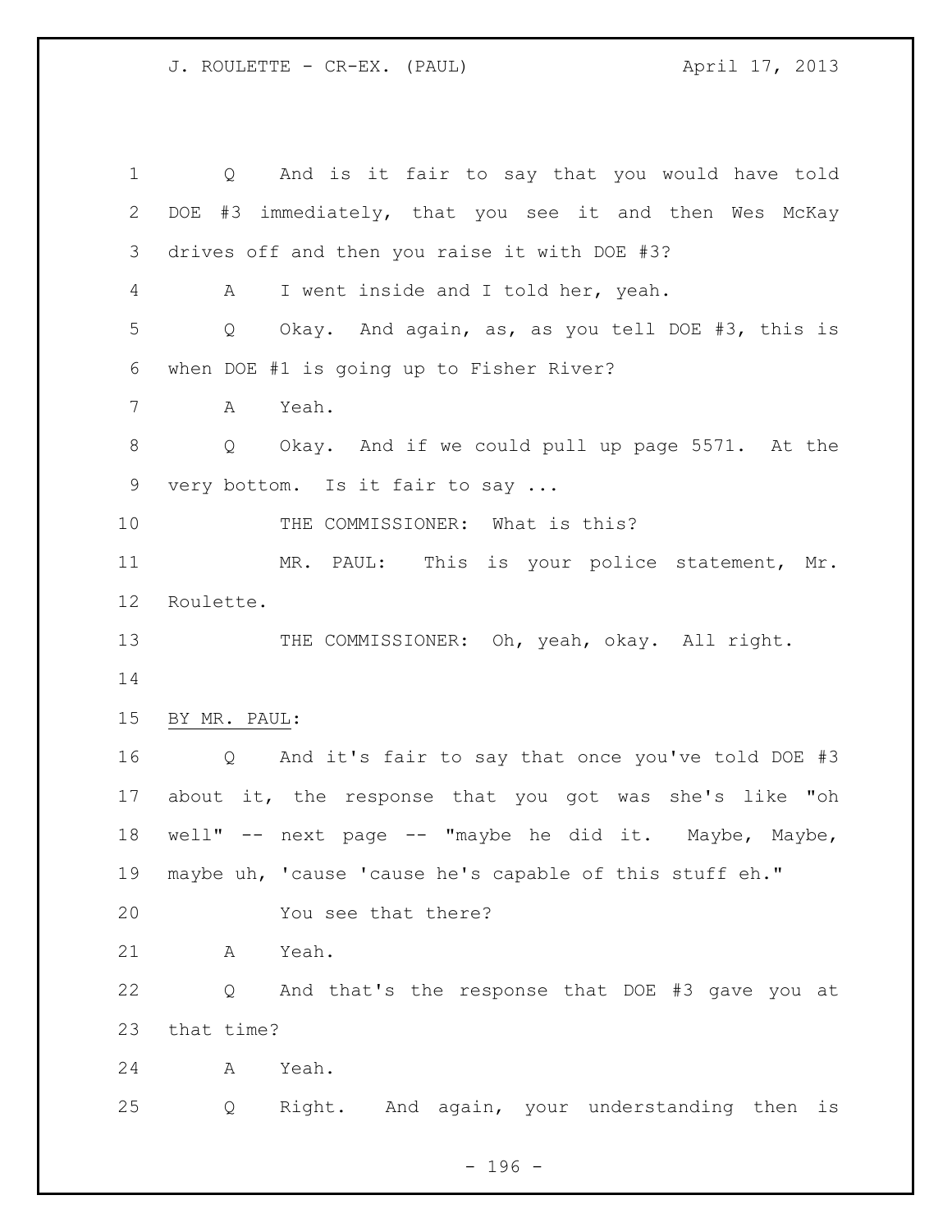Q And is it fair to say that you would have told DOE #3 immediately, that you see it and then Wes McKay drives off and then you raise it with DOE #3?

A I went inside and I told her, yeah.

Q Okay. And again, as, as you tell DOE #3, this is when DOE #1 is going up to Fisher River?

A Yeah.

Q Okay. And if we could pull up page 5571. At the very bottom. Is it fair to say ...

THE COMMISSIONER: What is this?

MR. PAUL: This is your police statement, Mr. Roulette.

THE COMMISSIONER: Oh, yeah, okay. All right.

BY MR. PAUL:

Q And it's fair to say that once you've told DOE #3 about it, the response that you got was she's like "oh well" -- next page -- "maybe he did it. Maybe, Maybe, maybe uh, 'cause 'cause he's capable of this stuff eh."

You see that there?

A Yeah.

Q And that's the response that DOE #3 gave you at that time?

A Yeah.

Q Right. And again, your understanding then is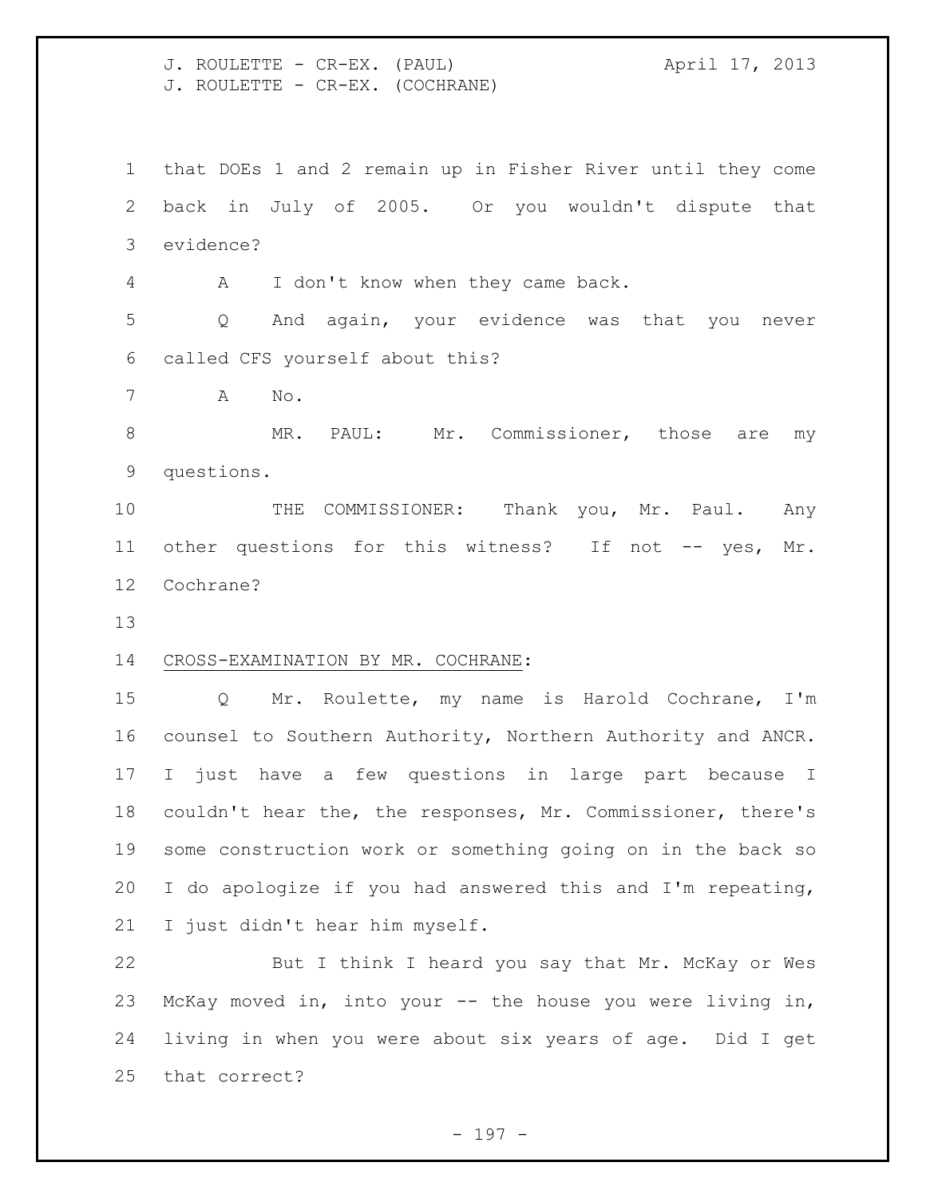that DOEs 1 and 2 remain up in Fisher River until they come back in July of 2005. Or you wouldn't dispute that evidence?

A I don't know when they came back.

Q And again, your evidence was that you never called CFS yourself about this?

A No.

MR. PAUL: Mr. Commissioner, those are my questions.

THE COMMISSIONER: Thank you, Mr. Paul. Any other questions for this witness? If not -- yes, Mr. Cochrane?

CROSS-EXAMINATION BY MR. COCHRANE:

Q Mr. Roulette, my name is Harold Cochrane, I'm counsel to Southern Authority, Northern Authority and ANCR. I just have a few questions in large part because I couldn't hear the, the responses, Mr. Commissioner, there's some construction work or something going on in the back so I do apologize if you had answered this and I'm repeating, I just didn't hear him myself.

But I think I heard you say that Mr. McKay or Wes McKay moved in, into your -- the house you were living in, living in when you were about six years of age. Did I get that correct?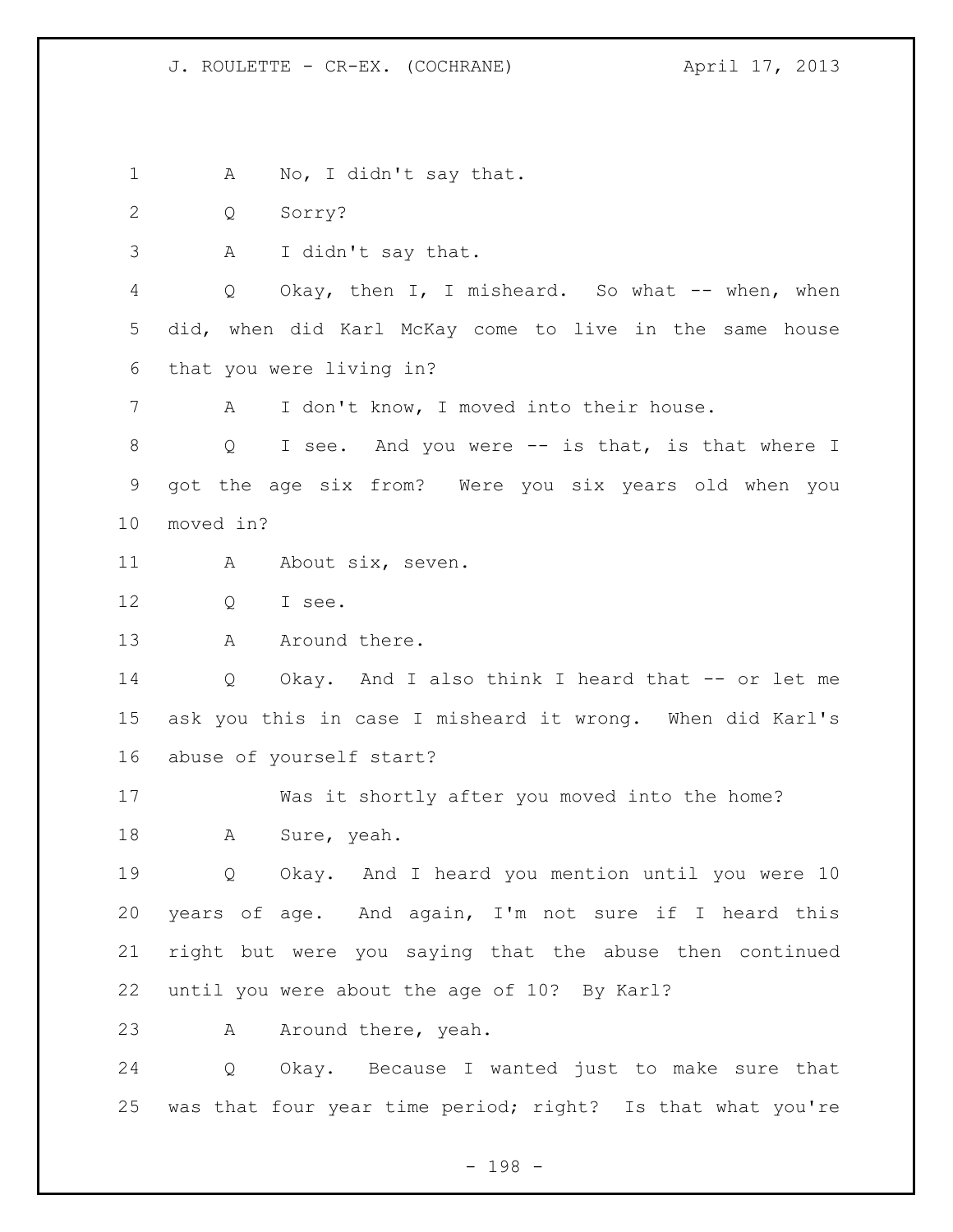A No, I didn't say that.

Q Sorry?

A I didn't say that.

Q Okay, then I, I misheard. So what -- when, when did, when did Karl McKay come to live in the same house that you were living in?

A I don't know, I moved into their house.

Q I see. And you were -- is that, is that where I got the age six from? Were you six years old when you moved in?

A About six, seven.

Q I see.

A Around there.

Q Okay. And I also think I heard that -- or let me ask you this in case I misheard it wrong. When did Karl's abuse of yourself start?

Was it shortly after you moved into the home?

A Sure, yeah.

Q Okay. And I heard you mention until you were 10 years of age. And again, I'm not sure if I heard this right but were you saying that the abuse then continued until you were about the age of 10? By Karl?

A Around there, yeah.

Q Okay. Because I wanted just to make sure that was that four year time period; right? Is that what you're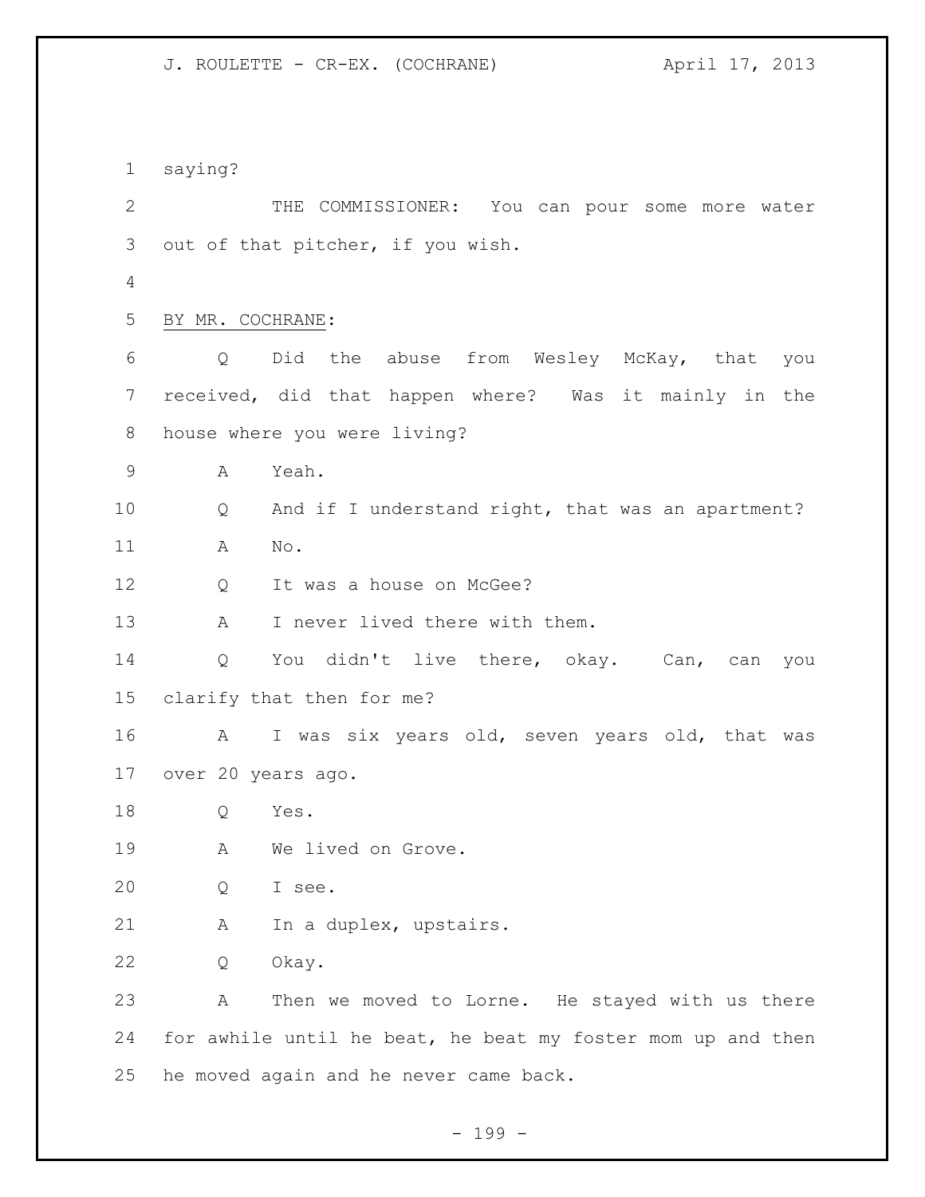saying?

THE COMMISSIONER: You can pour some more water out of that pitcher, if you wish.

BY MR. COCHRANE:

Q Did the abuse from Wesley McKay, that you received, did that happen where? Was it mainly in the house where you were living?

A Yeah.

Q And if I understand right, that was an apartment?

A No.

Q It was a house on McGee?

A I never lived there with them.

Q You didn't live there, okay. Can, can you clarify that then for me?

A I was six years old, seven years old, that was over 20 years ago.

Q Yes.

A We lived on Grove.

Q I see.

A In a duplex, upstairs.

Q Okay.

A Then we moved to Lorne. He stayed with us there for awhile until he beat, he beat my foster mom up and then he moved again and he never came back.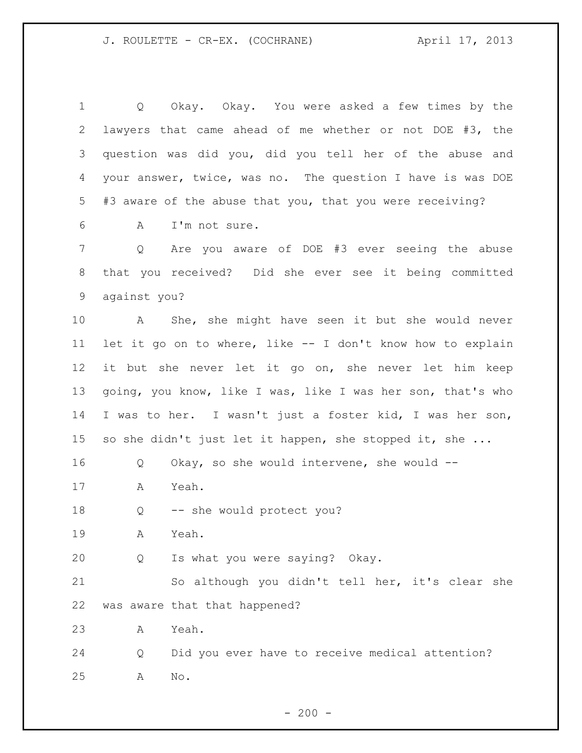Q Okay. Okay. You were asked a few times by the lawyers that came ahead of me whether or not DOE #3, the question was did you, did you tell her of the abuse and your answer, twice, was no. The question I have is was DOE #3 aware of the abuse that you, that you were receiving?

A I'm not sure.

Q Are you aware of DOE #3 ever seeing the abuse that you received? Did she ever see it being committed against you?

A She, she might have seen it but she would never let it go on to where, like -- I don't know how to explain it but she never let it go on, she never let him keep going, you know, like I was, like I was her son, that's who I was to her. I wasn't just a foster kid, I was her son, so she didn't just let it happen, she stopped it, she ...

Q Okay, so she would intervene, she would --

A Yeah.

Q -- she would protect you?

A Yeah.

Q Is what you were saying? Okay.

So although you didn't tell her, it's clear she was aware that that happened?

A Yeah.

Q Did you ever have to receive medical attention?

A No.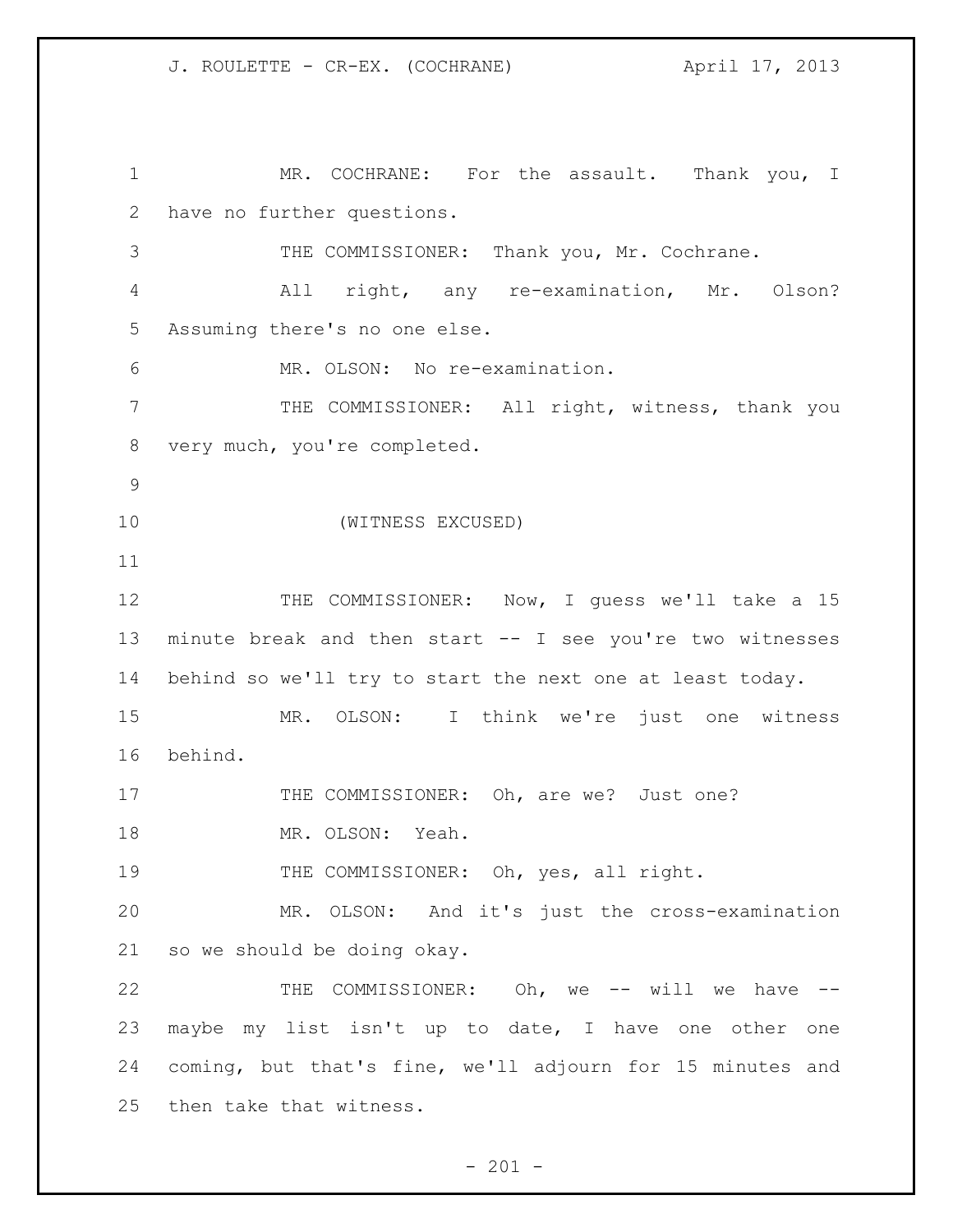MR. COCHRANE: For the assault. Thank you, I have no further questions.

THE COMMISSIONER: Thank you, Mr. Cochrane.

All right, any re-examination, Mr. Olson? Assuming there's no one else.

MR. OLSON: No re-examination.

THE COMMISSIONER: All right, witness, thank you very much, you're completed.

(WITNESS EXCUSED)

THE COMMISSIONER: Now, I guess we'll take a 15 minute break and then start -- I see you're two witnesses behind so we'll try to start the next one at least today.

MR. OLSON: I think we're just one witness behind.

THE COMMISSIONER: Oh, are we? Just one?

MR. OLSON: Yeah.

THE COMMISSIONER: Oh, yes, all right.

MR. OLSON: And it's just the cross-examination so we should be doing okay.

THE COMMISSIONER: Oh, we -- will we have -- maybe my list isn't up to date, I have one other one coming, but that's fine, we'll adjourn for 15 minutes and then take that witness.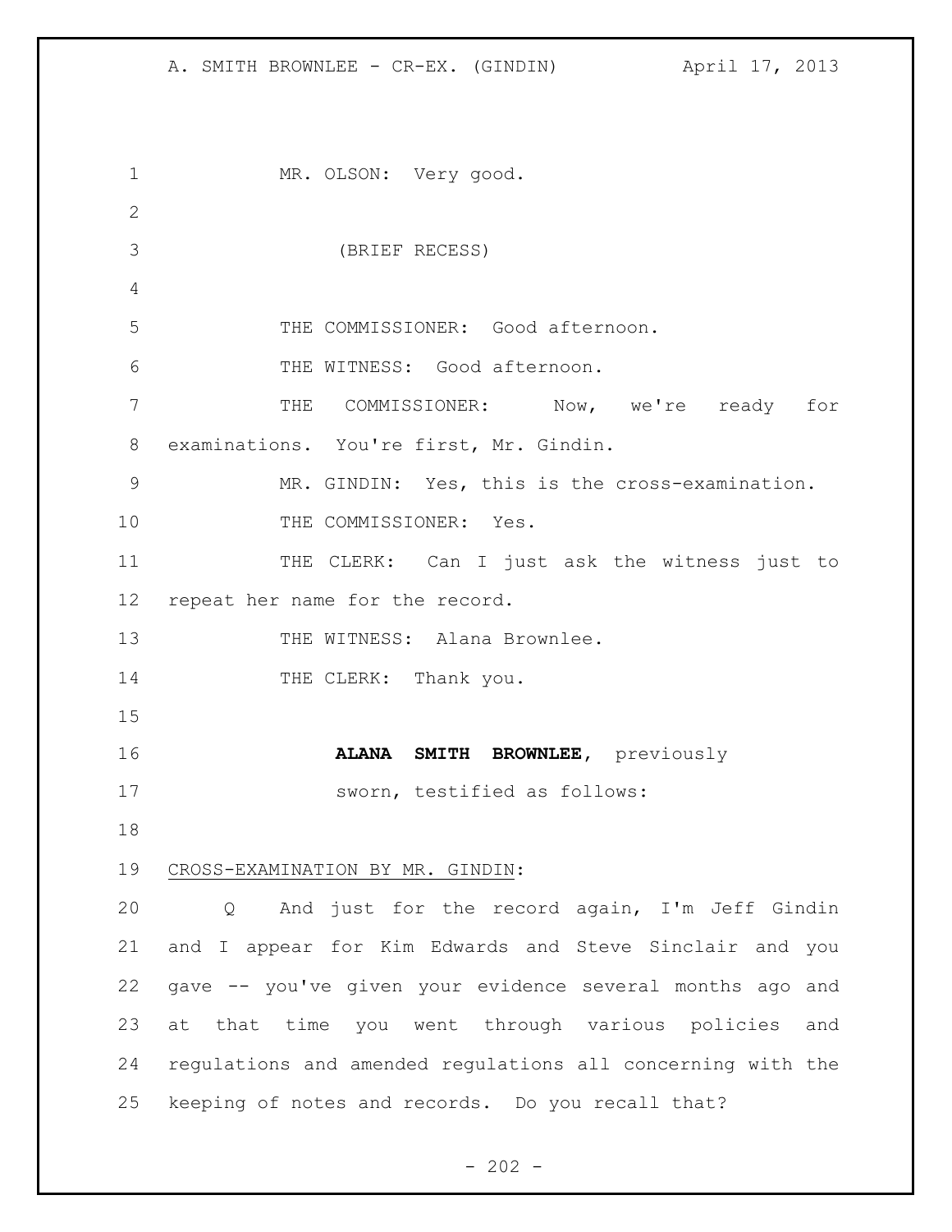MR. OLSON: Very good.

(BRIEF RECESS)

THE COMMISSIONER: Good afternoon.

THE WITNESS: Good afternoon.

THE COMMISSIONER: Now, we're ready for examinations. You're first, Mr. Gindin.

MR. GINDIN: Yes, this is the cross-examination.

THE COMMISSIONER: Yes.

THE CLERK: Can I just ask the witness just to repeat her name for the record.

THE WITNESS: Alana Brownlee.

THE CLERK: Thank you.

**ALANA SMITH BROWNLEE**, previously sworn, testified as follows:

<u>CROSS-EXAMINATION BY MR. GINDIN</u>:

Q And just for the record again, I'm Jeff Gindin and I appear for Kim Edwards and Steve Sinclair and you gave -- you've given your evidence several months ago and at that time you went through various policies and regulations and amended regulations all concerning with the keeping of notes and records. Do you recall that?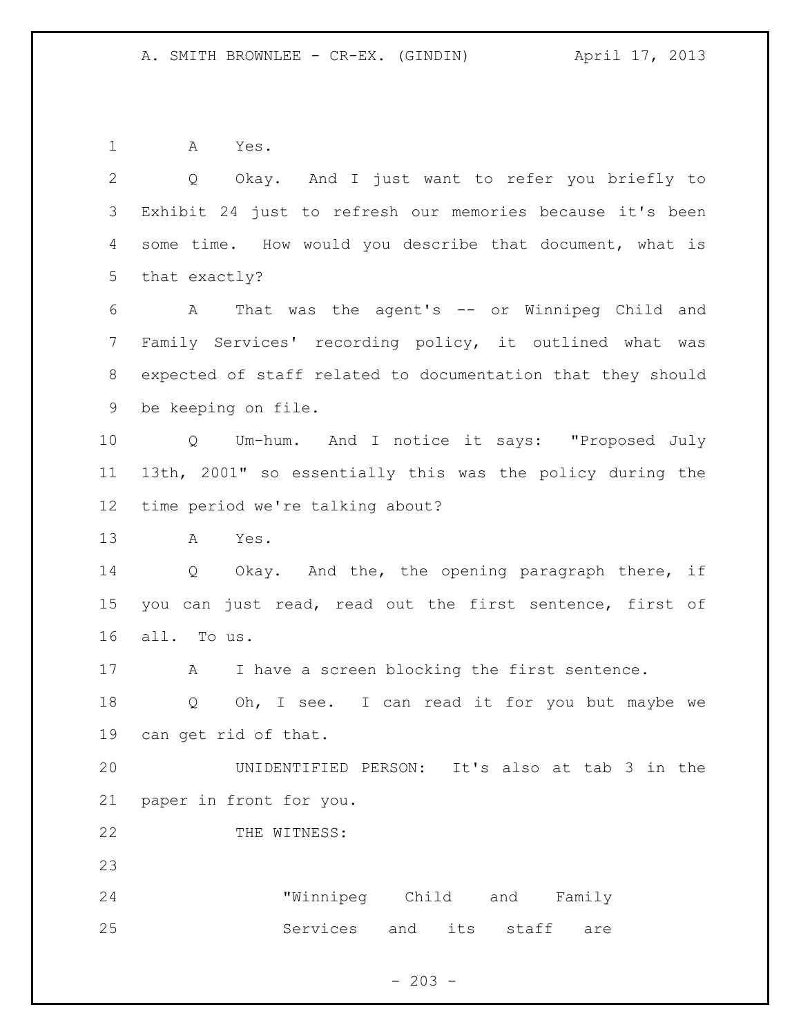A Yes.

Q Okay. And I just want to refer you briefly to Exhibit 24 just to refresh our memories because it's been some time. How would you describe that document, what is that exactly?

A That was the agent's -- or Winnipeg Child and Family Services' recording policy, it outlined what was expected of staff related to documentation that they should be keeping on file.

Q Um-hum. And I notice it says: "Proposed July 13th, 2001" so essentially this was the policy during the time period we're talking about?

A Yes.

Q Okay. And the, the opening paragraph there, if you can just read, read out the first sentence, first of all. To us.

A I have a screen blocking the first sentence.

Q Oh, I see. I can read it for you but maybe we can get rid of that.

UNIDENTIFIED PERSON: It's also at tab 3 in the paper in front for you.

THE WITNESS:

> "Winnipeg Child and Family Services and its staff are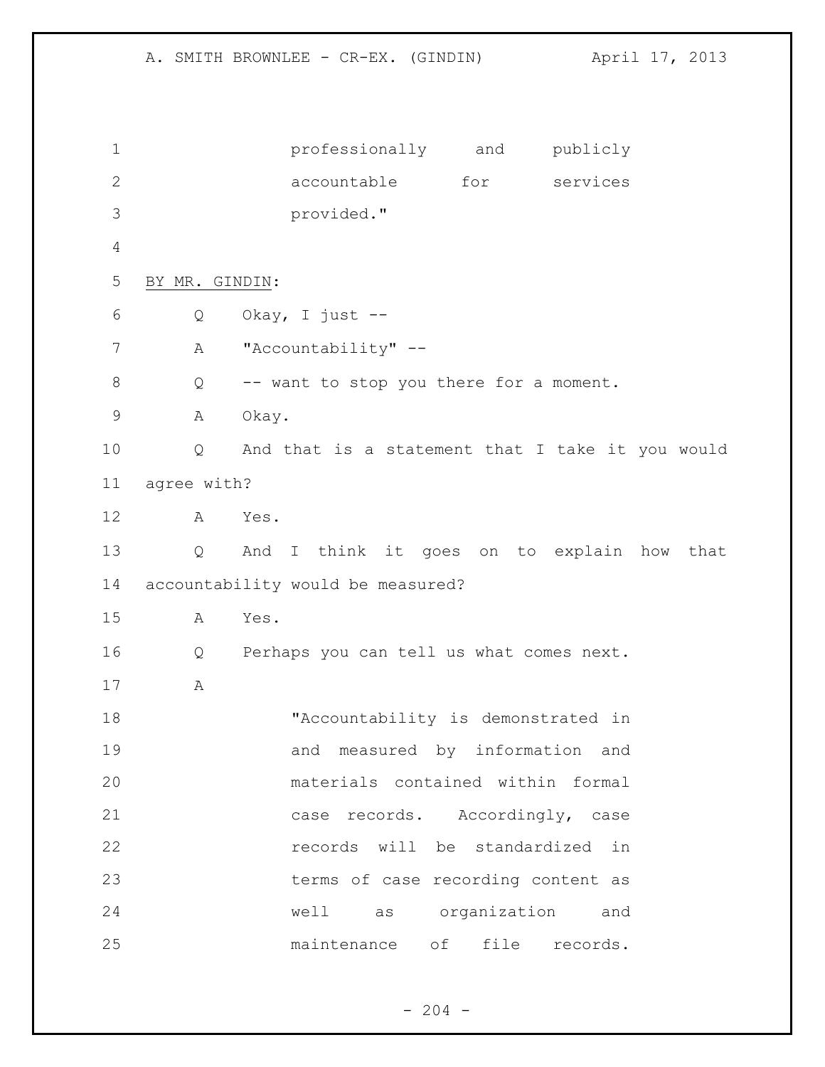professionally and publicly accountable for services provided."

BY MR. GINDIN:

Q Okay, I just --

A "Accountability" --

Q -- want to stop you there for a moment.

A Okay.

Q And that is a statement that I take it you would agree with?

A Yes.

Q And I think it goes on to explain how that accountability would be measured?

A Yes.

Q Perhaps you can tell us what comes next.

A

"Accountability is demonstrated in and measured by information and materials contained within formal case records. Accordingly, case records will be standardized in terms of case recording content as well as organization and maintenance of file records.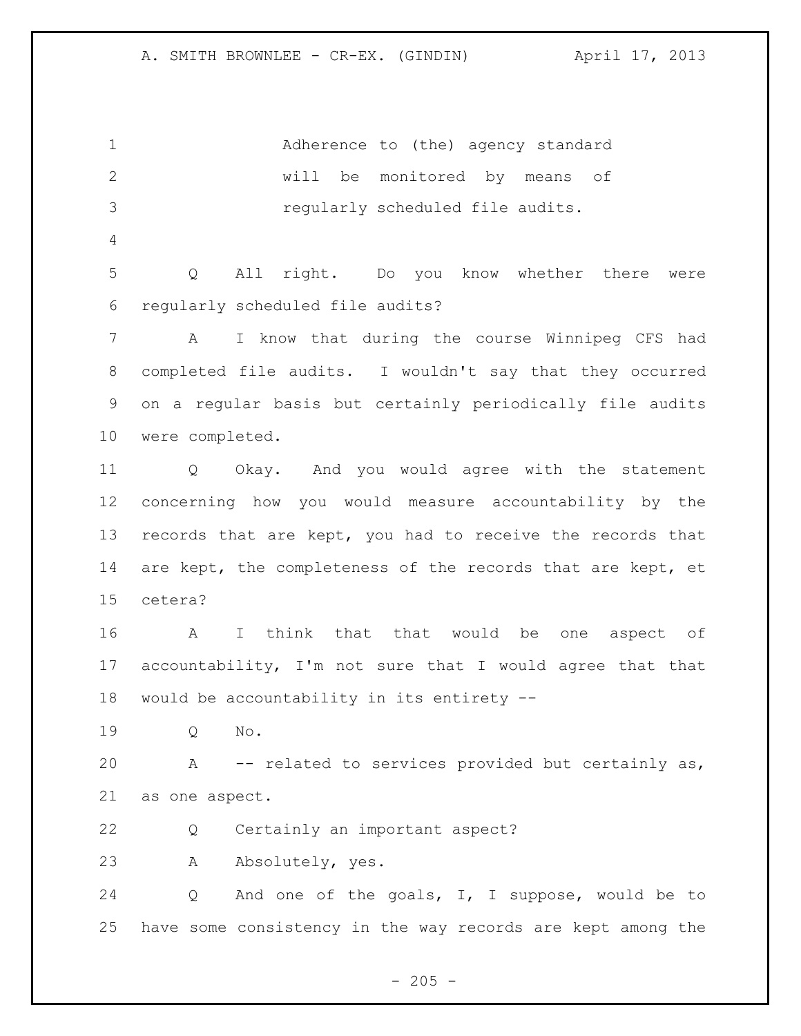> Adherence to (the) agency standard will be monitored by means of regularly scheduled file audits.

Q All right. Do you know whether there were regularly scheduled file audits?

A I know that during the course Winnipeg CFS had completed file audits. I wouldn't say that they occurred on a regular basis but certainly periodically file audits were completed.

Q Okay. And you would agree with the statement concerning how you would measure accountability by the records that are kept, you had to receive the records that are kept, the completeness of the records that are kept, et cetera?

A I think that that would be one aspect of accountability, I'm not sure that I would agree that that would be accountability in its entirety --

Q No.

A -- related to services provided but certainly as, as one aspect.

Q Certainly an important aspect?

A Absolutely, yes.

Q And one of the goals, I, I suppose, would be to have some consistency in the way records are kept among the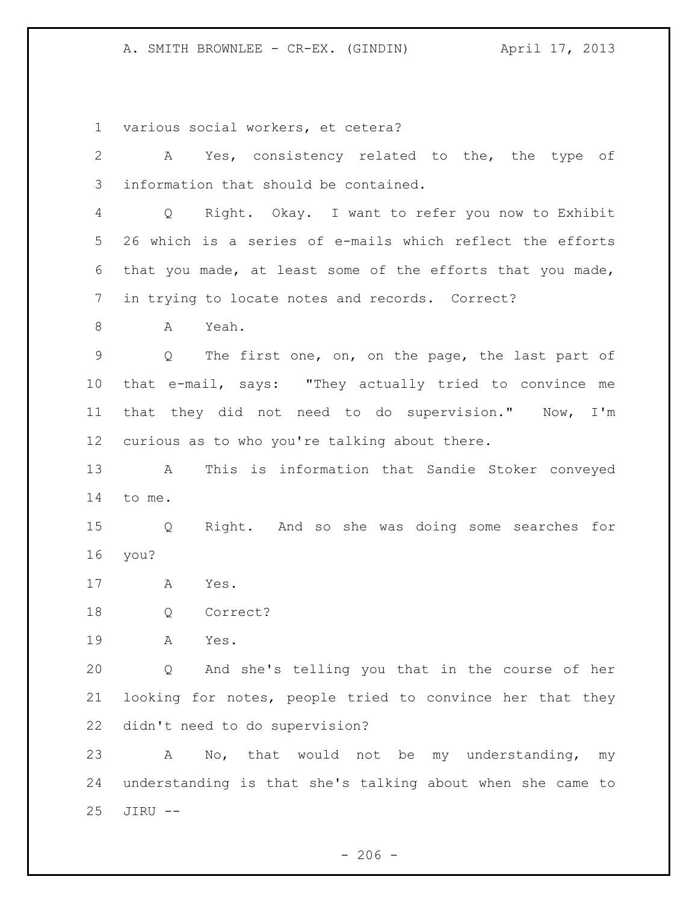various social workers, et cetera?

A Yes, consistency related to the, the type of information that should be contained.

Q Right. Okay. I want to refer you now to Exhibit 26 which is a series of e-mails which reflect the efforts that you made, at least some of the efforts that you made, in trying to locate notes and records. Correct?

A Yeah.

Q The first one, on, on the page, the last part of that e-mail, says: "They actually tried to convince me that they did not need to do supervision." Now, I'm curious as to who you're talking about there.

A This is information that Sandie Stoker conveyed to me.

Q Right. And so she was doing some searches for you?

A Yes.

Q Correct?

A Yes.

Q And she's telling you that in the course of her looking for notes, people tried to convince her that they didn't need to do supervision?

A No, that would not be my understanding, my understanding is that she's talking about when she came to JIRU --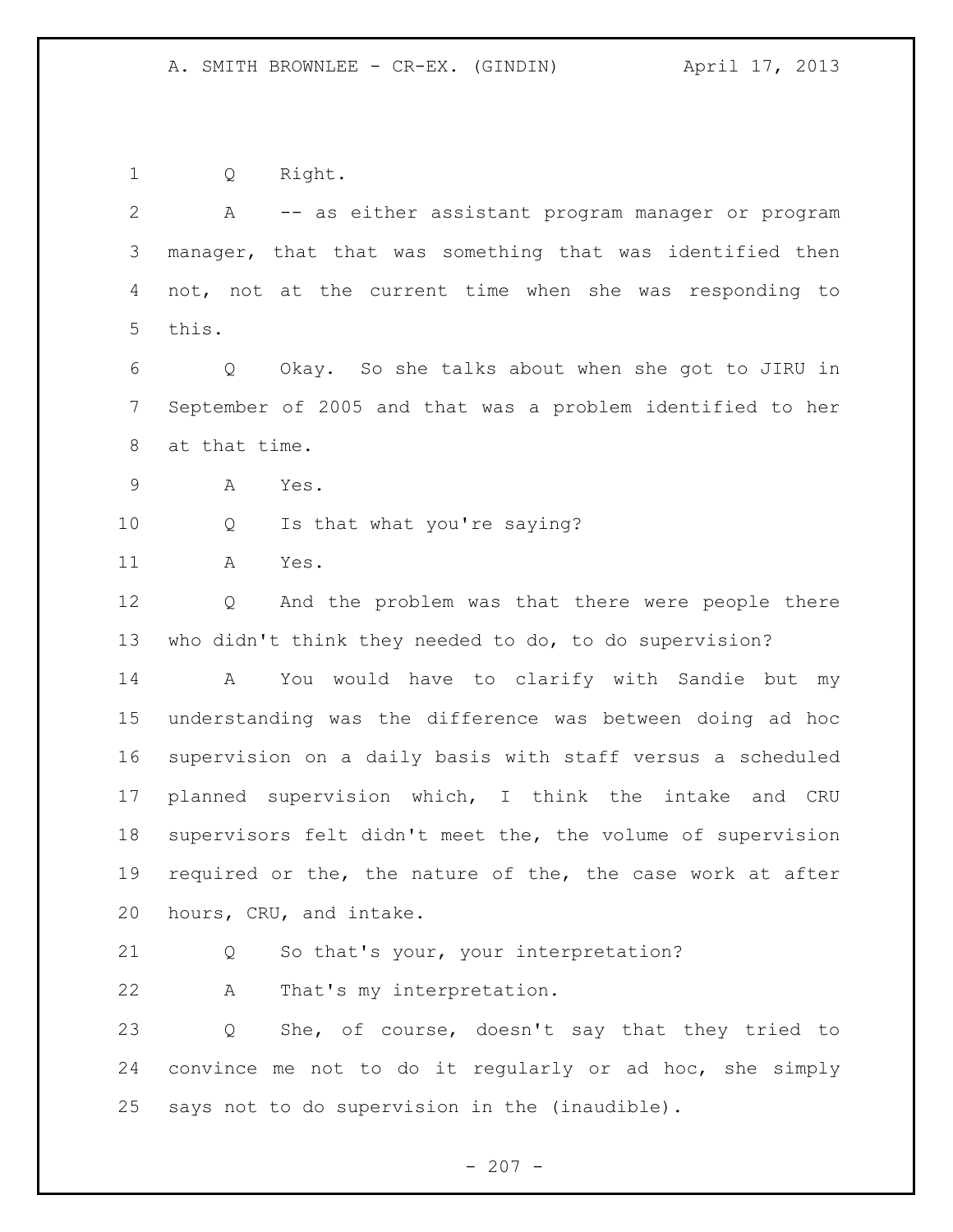1 Q Right.

2 A -- as either assistant program manager or program
3 manager, that that was something that was identified then
4 not, not at the current time when she was responding to
5 this.

6 Q Okay. So she talks about when she got to JIRU in
7 September of 2005 and that was a problem identified to her
8 at that time.

9 A Yes.

10 Q Is that what you're saying?

11 A Yes.

12 Q And the problem was that there were people there
13 who didn't think they needed to do, to do supervision?

14 A You would have to clarify with Sandie but my
15 understanding was the difference was between doing ad hoc
16 supervision on a daily basis with staff versus a scheduled
17 planned supervision which, I think the intake and CRU
18 supervisors felt didn't meet the, the volume of supervision
19 required or the, the nature of the, the case work at after
20 hours, CRU, and intake.

21 Q So that's your, your interpretation?

22 A That's my interpretation.

23 Q She, of course, doesn't say that they tried to
24 convince me not to do it regularly or ad hoc, she simply
25 says not to do supervision in the (inaudible).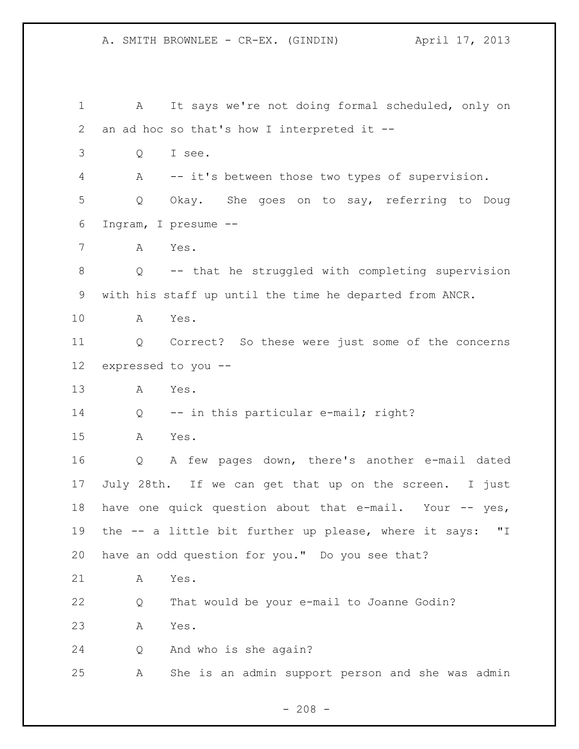1 A It says we're not doing formal scheduled, only on
2 an ad hoc so that's how I interpreted it --
3 Q I see.
4 A -- it's between those two types of supervision.
5 Q Okay. She goes on to say, referring to Doug
6 Ingram, I presume --
7 A Yes.
8 Q -- that he struggled with completing supervision
9 with his staff up until the time he departed from ANCR.
10 A Yes.
11 Q Correct? So these were just some of the concerns
12 expressed to you --
13 A Yes.
14 Q -- in this particular e-mail; right?
15 A Yes.
16 Q A few pages down, there's another e-mail dated
17 July 28th. If we can get that up on the screen. I just
18 have one quick question about that e-mail. Your -- yes,
19 the -- a little bit further up please, where it says: "I
20 have an odd question for you." Do you see that?
21 A Yes.
22 Q That would be your e-mail to Joanne Godin?
23 A Yes.
24 Q And who is she again?
25 A She is an admin support person and she was admin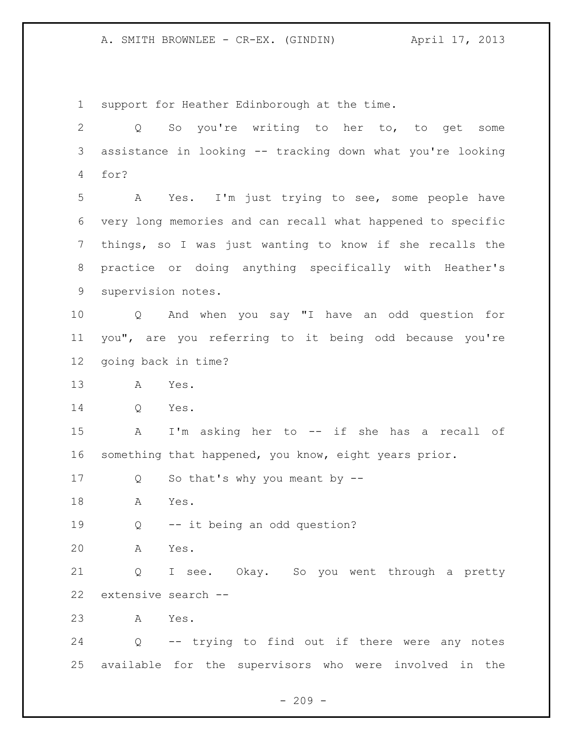support for Heather Edinborough at the time.

Q So you're writing to her to, to get some assistance in looking -- tracking down what you're looking for?

A Yes. I'm just trying to see, some people have very long memories and can recall what happened to specific things, so I was just wanting to know if she recalls the practice or doing anything specifically with Heather's supervision notes.

Q And when you say "I have an odd question for you", are you referring to it being odd because you're going back in time?

A Yes.

Q Yes.

A I'm asking her to -- if she has a recall of something that happened, you know, eight years prior.

Q So that's why you meant by --

A Yes.

Q -- it being an odd question?

A Yes.

Q I see. Okay. So you went through a pretty extensive search --

A Yes.

Q -- trying to find out if there were any notes available for the supervisors who were involved in the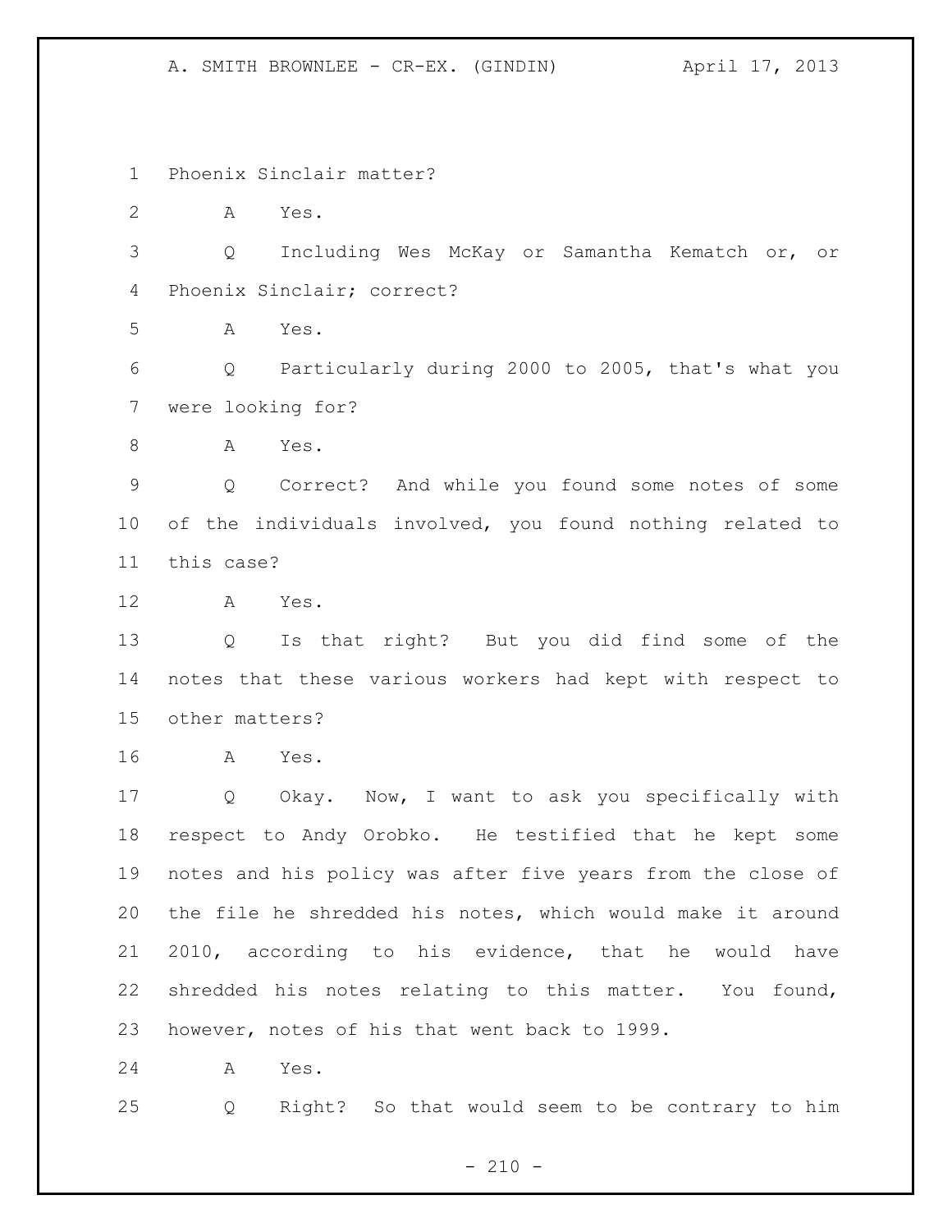Phoenix Sinclair matter?

A Yes.

Q Including Wes McKay or Samantha Kematch or, or Phoenix Sinclair; correct?

A Yes.

Q Particularly during 2000 to 2005, that's what you were looking for?

A Yes.

Q Correct? And while you found some notes of some of the individuals involved, you found nothing related to this case?

A Yes.

Q Is that right? But you did find some of the notes that these various workers had kept with respect to other matters?

A Yes.

Q Okay. Now, I want to ask you specifically with respect to Andy Orobko. He testified that he kept some notes and his policy was after five years from the close of the file he shredded his notes, which would make it around 2010, according to his evidence, that he would have shredded his notes relating to this matter. You found, however, notes of his that went back to 1999.

A Yes.

Q Right? So that would seem to be contrary to him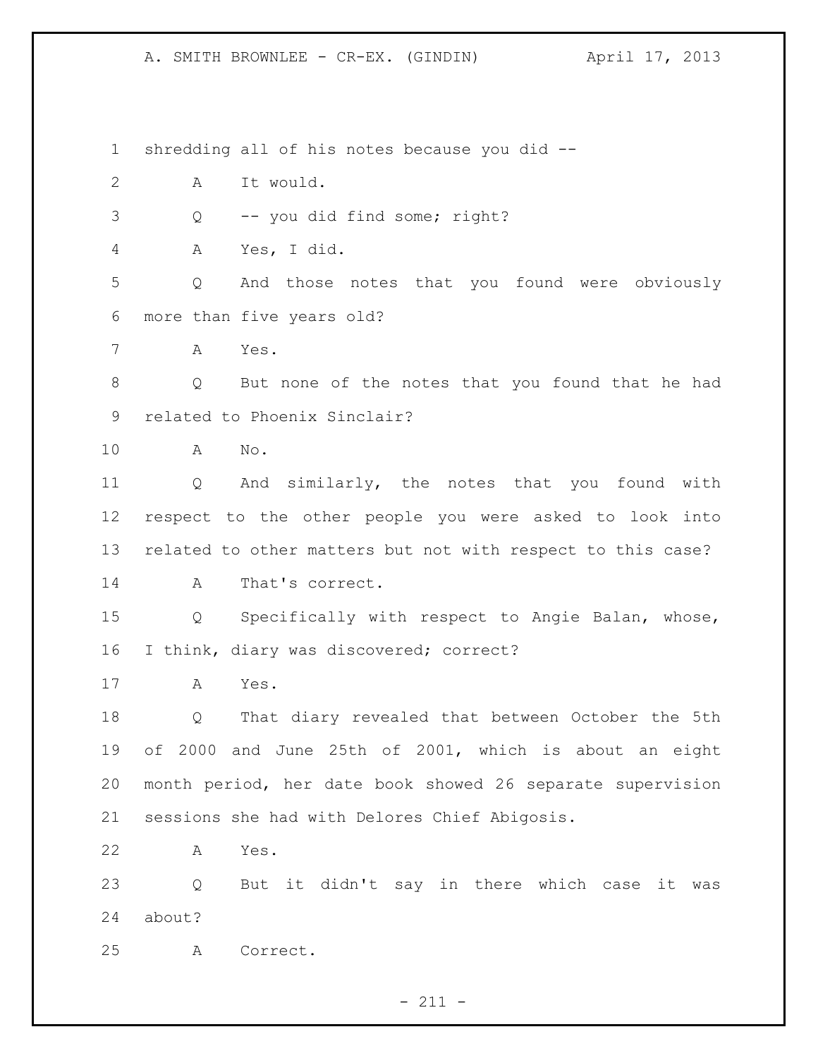shredding all of his notes because you did --

A It would.

Q -- you did find some; right?

A Yes, I did.

Q And those notes that you found were obviously more than five years old?

A Yes.

Q But none of the notes that you found that he had related to Phoenix Sinclair?

A No.

Q And similarly, the notes that you found with respect to the other people you were asked to look into related to other matters but not with respect to this case?

A That's correct.

Q Specifically with respect to Angie Balan, whose, I think, diary was discovered; correct?

A Yes.

Q That diary revealed that between October the 5th of 2000 and June 25th of 2001, which is about an eight month period, her date book showed 26 separate supervision sessions she had with Delores Chief Abigosis.

A Yes.

Q But it didn't say in there which case it was about?

A Correct.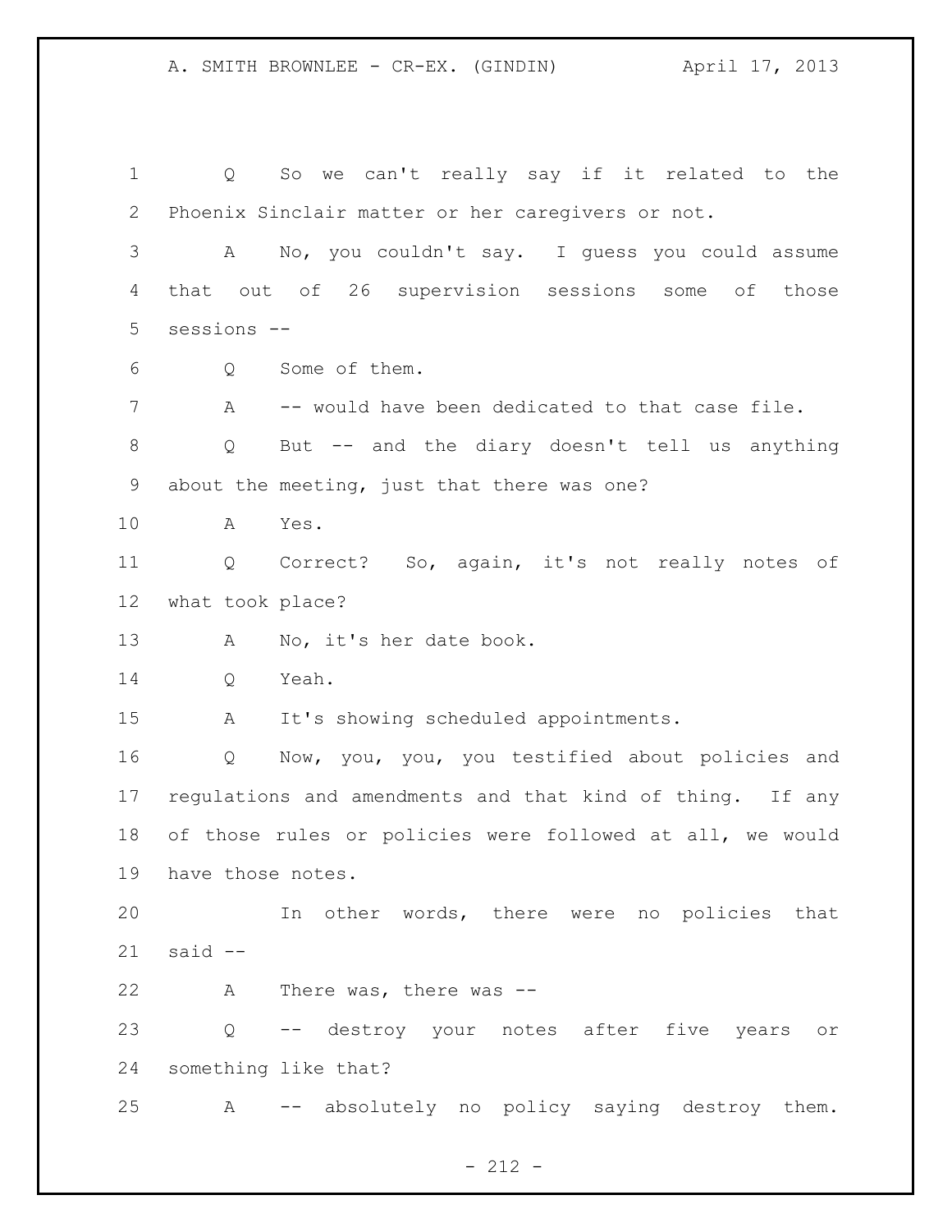1 Q So we can't really say if it related to the
2 Phoenix Sinclair matter or her caregivers or not.
3 A No, you couldn't say. I guess you could assume
4 that out of 26 supervision sessions some of those
5 sessions --
6 Q Some of them.
7 A -- would have been dedicated to that case file.
8 Q But -- and the diary doesn't tell us anything
9 about the meeting, just that there was one?
10 A Yes.
11 Q Correct? So, again, it's not really notes of
12 what took place?
13 A No, it's her date book.
14 Q Yeah.
15 A It's showing scheduled appointments.
16 Q Now, you, you, you testified about policies and
17 regulations and amendments and that kind of thing. If any
18 of those rules or policies were followed at all, we would
19 have those notes.
20 In other words, there were no policies that
21 said --
22 A There was, there was --
23 Q -- destroy your notes after five years or
24 something like that?
25 A -- absolutely no policy saying destroy them.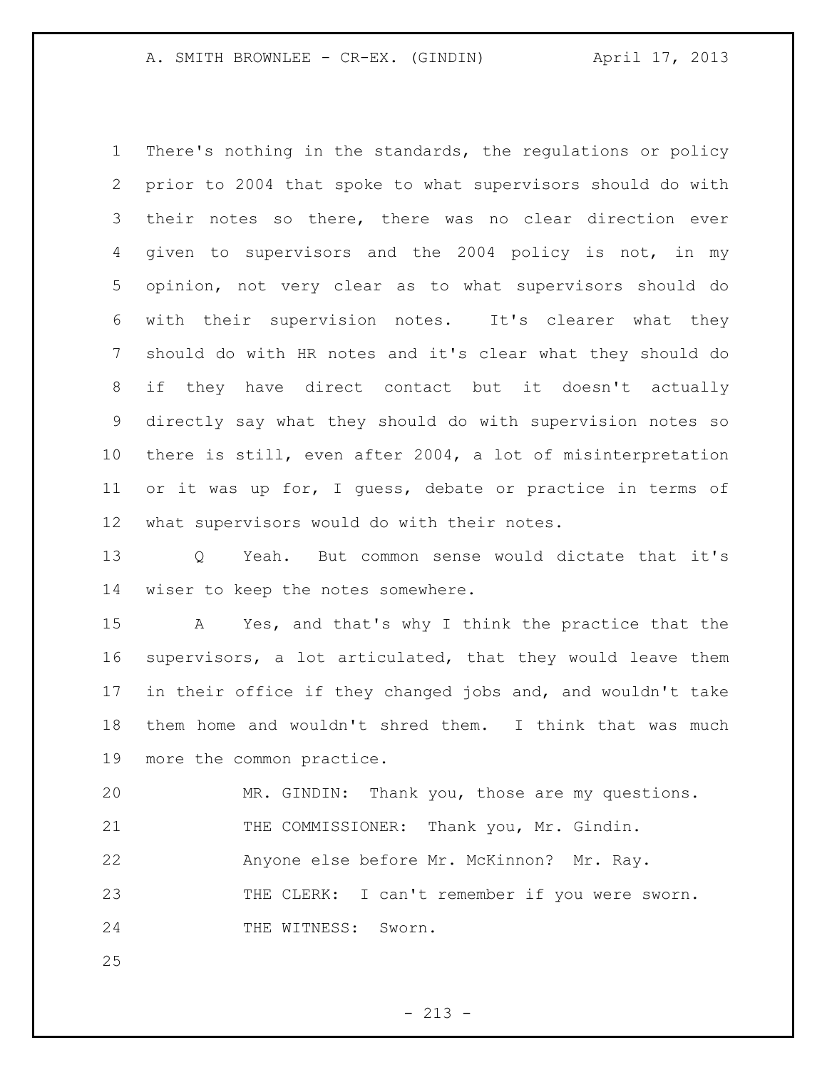There's nothing in the standards, the regulations or policy prior to 2004 that spoke to what supervisors should do with their notes so there, there was no clear direction ever given to supervisors and the 2004 policy is not, in my opinion, not very clear as to what supervisors should do with their supervision notes. It's clearer what they should do with HR notes and it's clear what they should do if they have direct contact but it doesn't actually directly say what they should do with supervision notes so there is still, even after 2004, a lot of misinterpretation or it was up for, I guess, debate or practice in terms of what supervisors would do with their notes.

Q Yeah. But common sense would dictate that it's wiser to keep the notes somewhere.

A Yes, and that's why I think the practice that the supervisors, a lot articulated, that they would leave them in their office if they changed jobs and, and wouldn't take them home and wouldn't shred them. I think that was much more the common practice.

MR. GINDIN: Thank you, those are my questions.

THE COMMISSIONER: Thank you, Mr. Gindin.

Anyone else before Mr. McKinnon? Mr. Ray.

THE CLERK: I can't remember if you were sworn.

THE WITNESS: Sworn.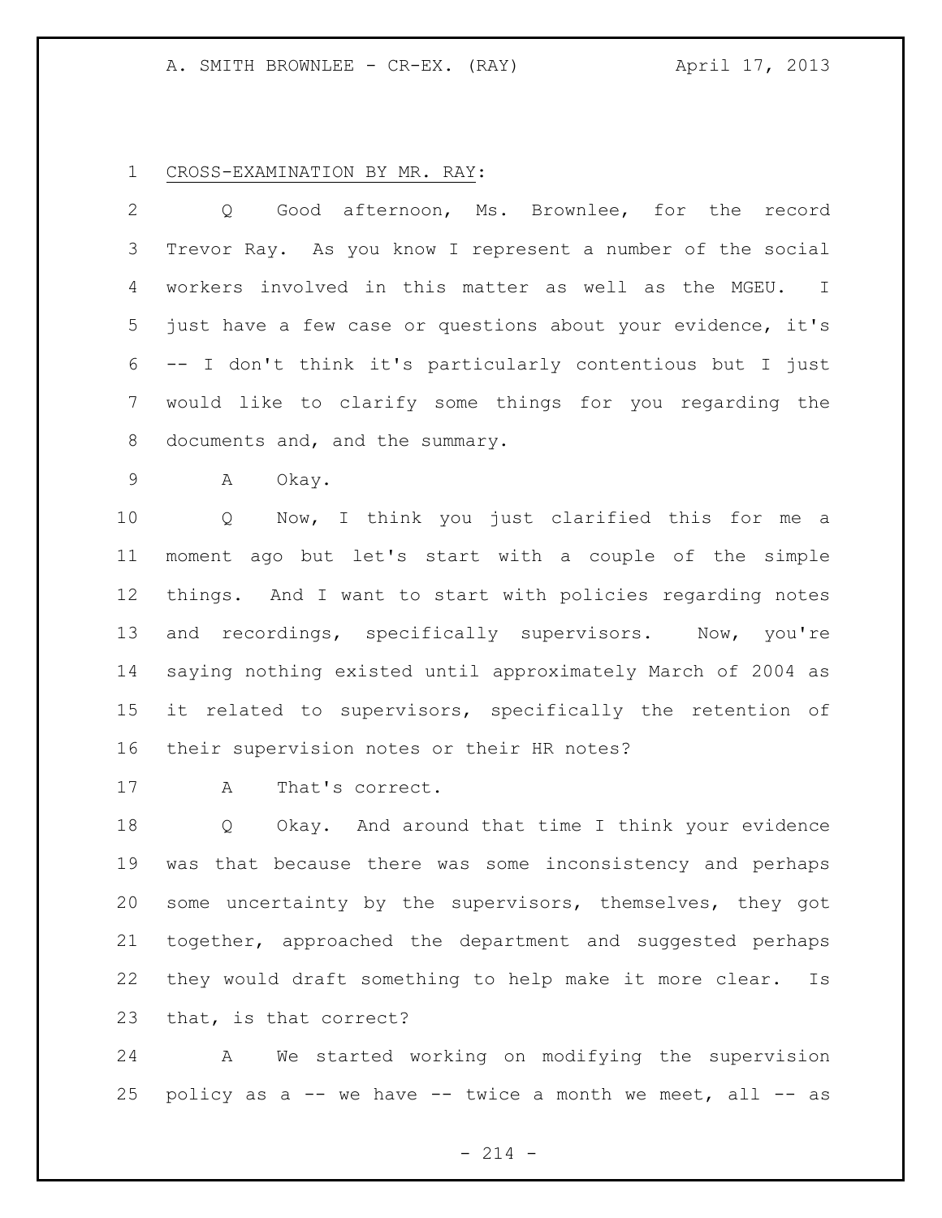CROSS-EXAMINATION BY MR. RAY:

Q Good afternoon, Ms. Brownlee, for the record Trevor Ray. As you know I represent a number of the social workers involved in this matter as well as the MGEU. I just have a few case or questions about your evidence, it's -- I don't think it's particularly contentious but I just would like to clarify some things for you regarding the documents and, and the summary.

A Okay.

Q Now, I think you just clarified this for me a moment ago but let's start with a couple of the simple things. And I want to start with policies regarding notes and recordings, specifically supervisors. Now, you're saying nothing existed until approximately March of 2004 as it related to supervisors, specifically the retention of their supervision notes or their HR notes?

A That's correct.

Q Okay. And around that time I think your evidence was that because there was some inconsistency and perhaps some uncertainty by the supervisors, themselves, they got together, approached the department and suggested perhaps they would draft something to help make it more clear. Is that, is that correct?

A We started working on modifying the supervision policy as a -- we have -- twice a month we meet, all -- as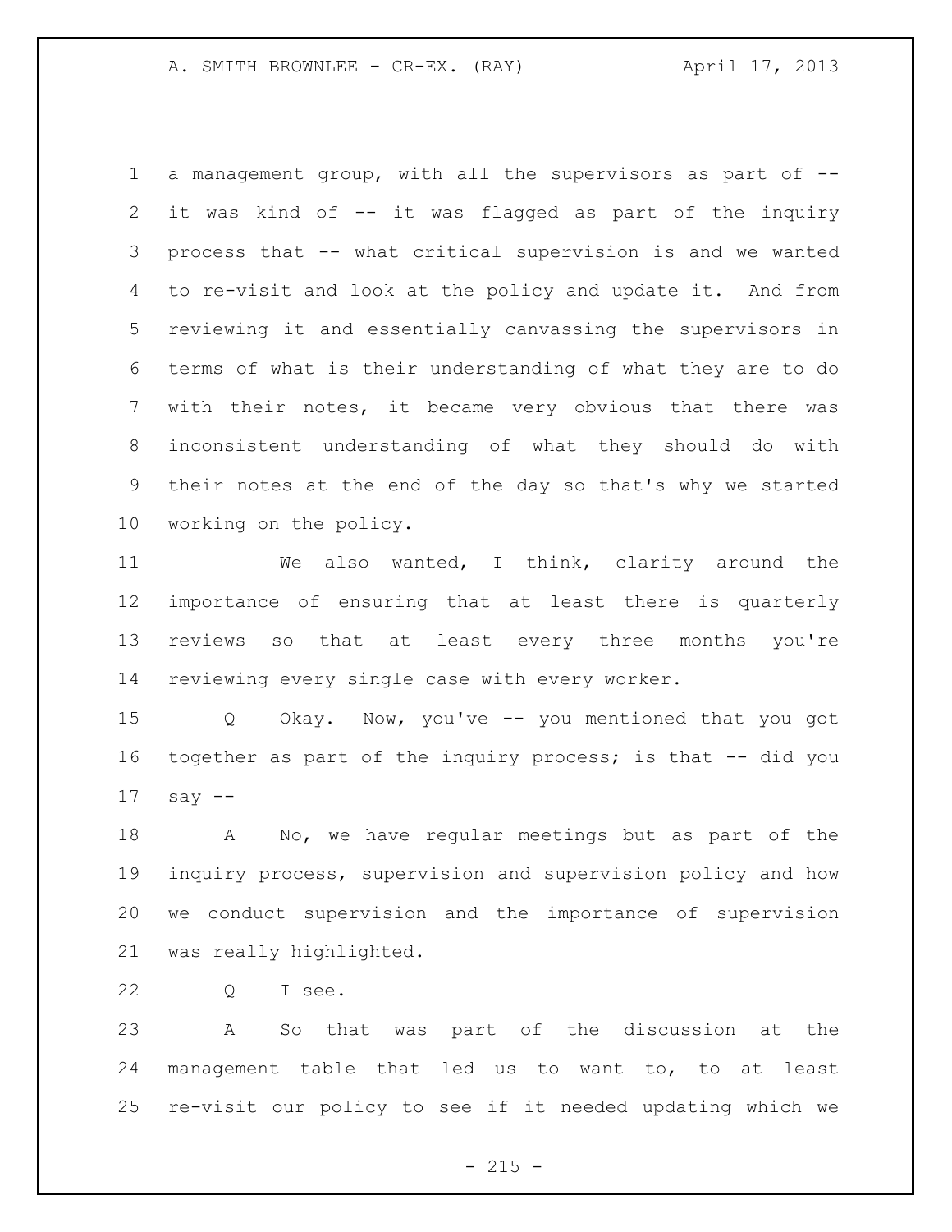a management group, with all the supervisors as part of -- it was kind of -- it was flagged as part of the inquiry process that -- what critical supervision is and we wanted to re-visit and look at the policy and update it. And from reviewing it and essentially canvassing the supervisors in terms of what is their understanding of what they are to do with their notes, it became very obvious that there was inconsistent understanding of what they should do with their notes at the end of the day so that's why we started working on the policy.

We also wanted, I think, clarity around the importance of ensuring that at least there is quarterly reviews so that at least every three months you're reviewing every single case with every worker.

Q Okay. Now, you've -- you mentioned that you got together as part of the inquiry process; is that -- did you say --

A No, we have regular meetings but as part of the inquiry process, supervision and supervision policy and how we conduct supervision and the importance of supervision was really highlighted.

Q I see.

A So that was part of the discussion at the management table that led us to want to, to at least re-visit our policy to see if it needed updating which we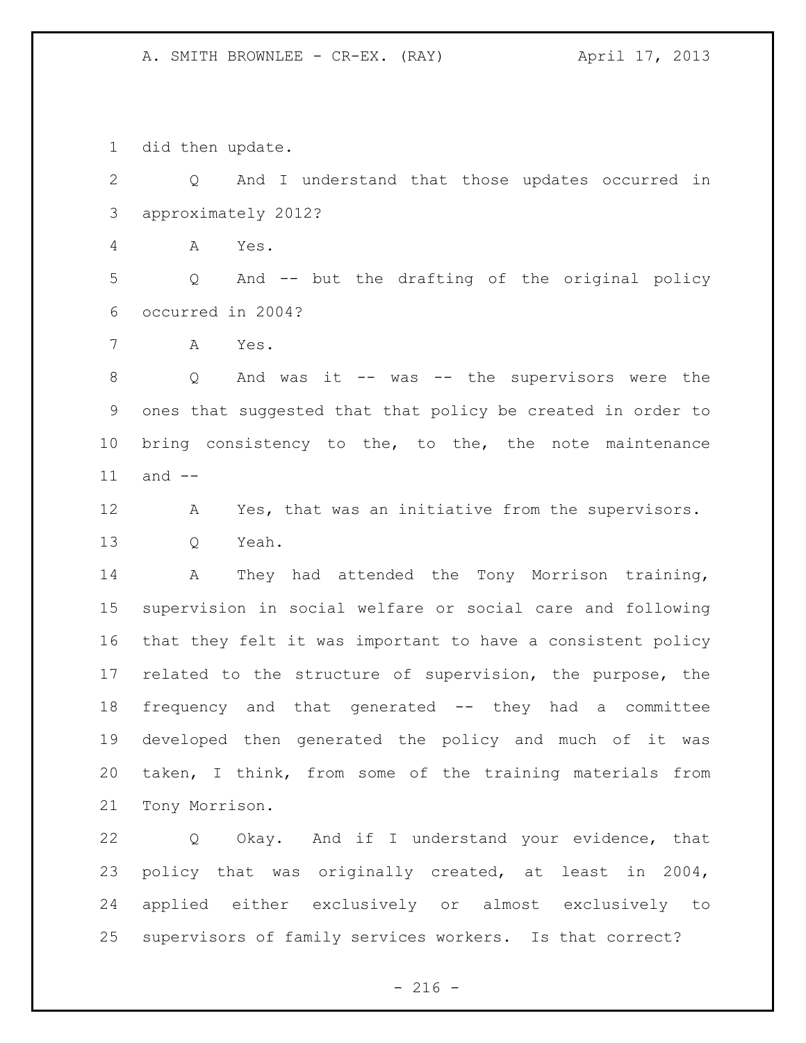did then update.

Q And I understand that those updates occurred in approximately 2012?

A Yes.

Q And -- but the drafting of the original policy occurred in 2004?

A Yes.

Q And was it -- was -- the supervisors were the ones that suggested that that policy be created in order to bring consistency to the, to the, the note maintenance and --

A Yes, that was an initiative from the supervisors.

Q Yeah.

A They had attended the Tony Morrison training, supervision in social welfare or social care and following that they felt it was important to have a consistent policy related to the structure of supervision, the purpose, the frequency and that generated -- they had a committee developed then generated the policy and much of it was taken, I think, from some of the training materials from Tony Morrison.

Q Okay. And if I understand your evidence, that policy that was originally created, at least in 2004, applied either exclusively or almost exclusively to supervisors of family services workers. Is that correct?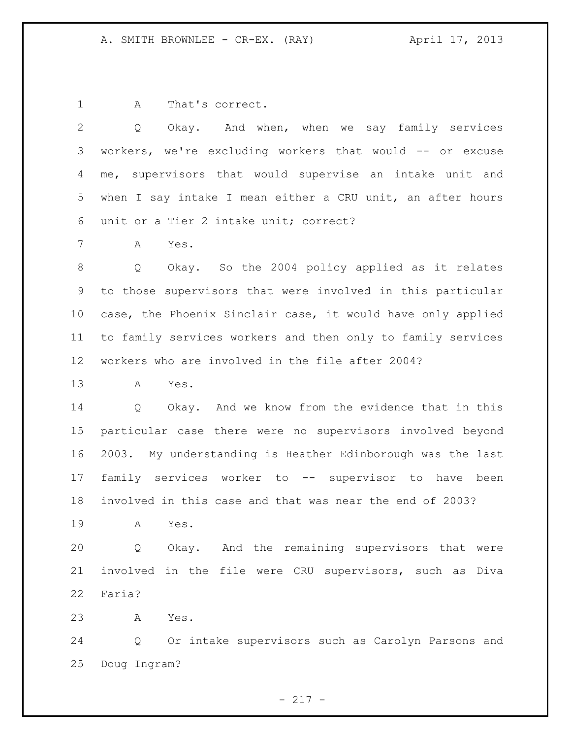A That's correct.

Q Okay. And when, when we say family services workers, we're excluding workers that would -- or excuse me, supervisors that would supervise an intake unit and when I say intake I mean either a CRU unit, an after hours unit or a Tier 2 intake unit; correct?

A Yes.

Q Okay. So the 2004 policy applied as it relates to those supervisors that were involved in this particular case, the Phoenix Sinclair case, it would have only applied to family services workers and then only to family services workers who are involved in the file after 2004?

A Yes.

Q Okay. And we know from the evidence that in this particular case there were no supervisors involved beyond 2003. My understanding is Heather Edinborough was the last family services worker to -- supervisor to have been involved in this case and that was near the end of 2003?

A Yes.

Q Okay. And the remaining supervisors that were involved in the file were CRU supervisors, such as Diva Faria?

A Yes.

Q Or intake supervisors such as Carolyn Parsons and Doug Ingram?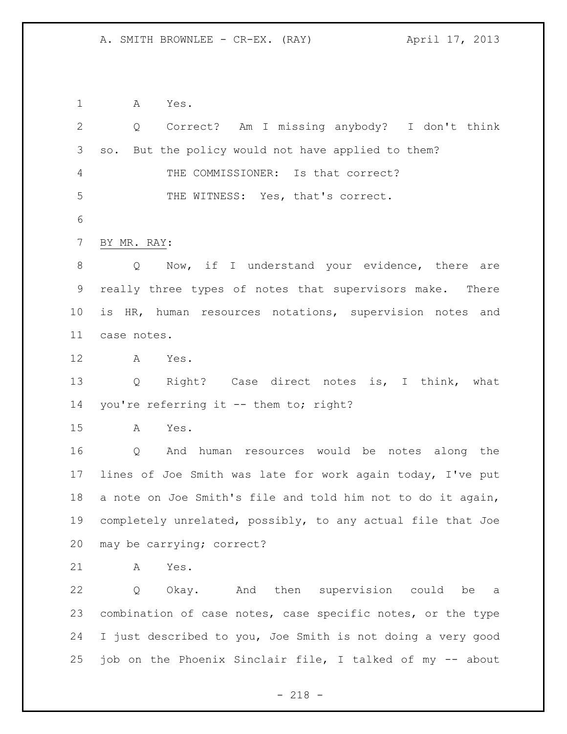A Yes.

Q Correct? Am I missing anybody? I don't think so. But the policy would not have applied to them?

THE COMMISSIONER: Is that correct?

THE WITNESS: Yes, that's correct.

BY MR. RAY:

Q Now, if I understand your evidence, there are really three types of notes that supervisors make. There is HR, human resources notations, supervision notes and case notes.

A Yes.

Q Right? Case direct notes is, I think, what you're referring it -- them to; right?

A Yes.

Q And human resources would be notes along the lines of Joe Smith was late for work again today, I've put a note on Joe Smith's file and told him not to do it again, completely unrelated, possibly, to any actual file that Joe may be carrying; correct?

A Yes.

Q Okay. And then supervision could be a combination of case notes, case specific notes, or the type I just described to you, Joe Smith is not doing a very good job on the Phoenix Sinclair file, I talked of my -- about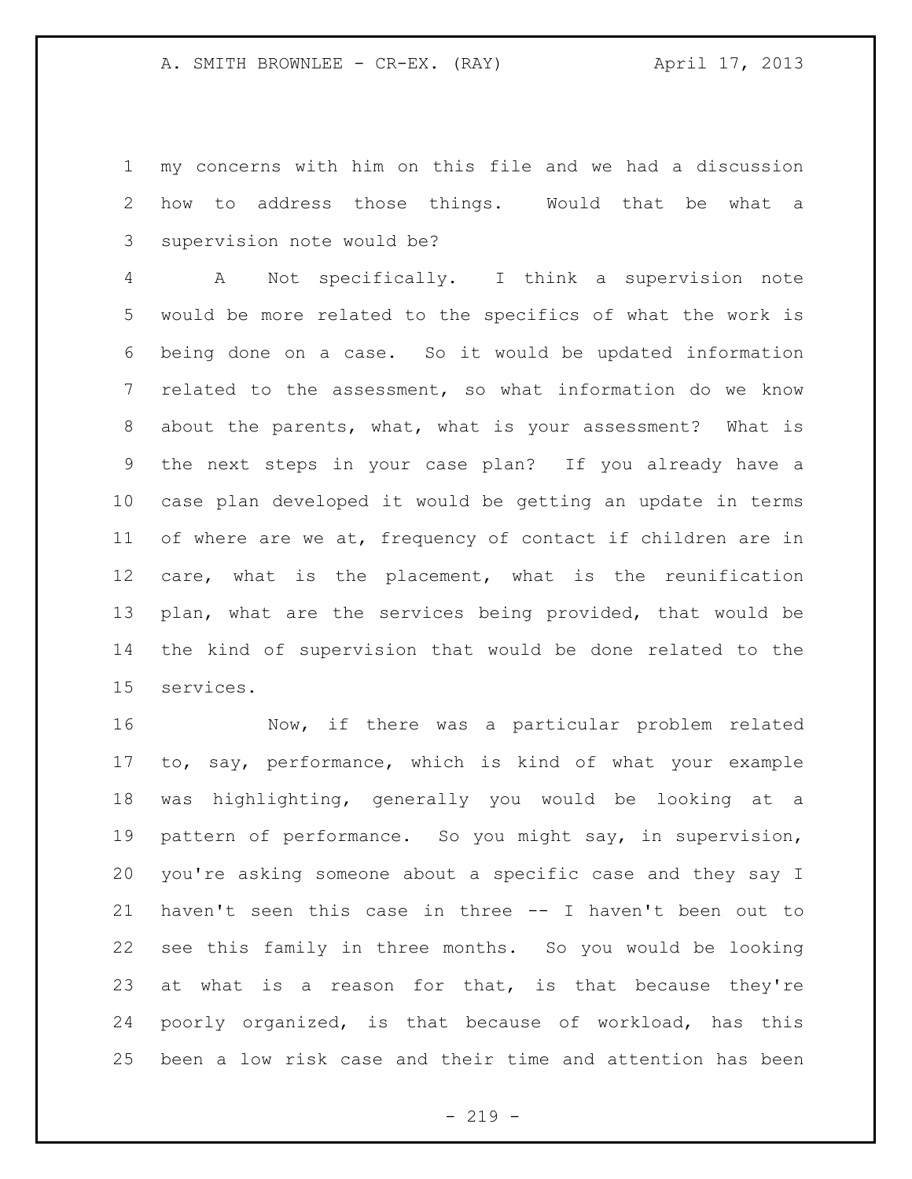my concerns with him on this file and we had a discussion how to address those things. Would that be what a supervision note would be?

A Not specifically. I think a supervision note would be more related to the specifics of what the work is being done on a case. So it would be updated information related to the assessment, so what information do we know about the parents, what, what is your assessment? What is the next steps in your case plan? If you already have a case plan developed it would be getting an update in terms of where are we at, frequency of contact if children are in care, what is the placement, what is the reunification plan, what are the services being provided, that would be the kind of supervision that would be done related to the services.

Now, if there was a particular problem related to, say, performance, which is kind of what your example was highlighting, generally you would be looking at a pattern of performance. So you might say, in supervision, you're asking someone about a specific case and they say I haven't seen this case in three -- I haven't been out to see this family in three months. So you would be looking at what is a reason for that, is that because they're poorly organized, is that because of workload, has this been a low risk case and their time and attention has been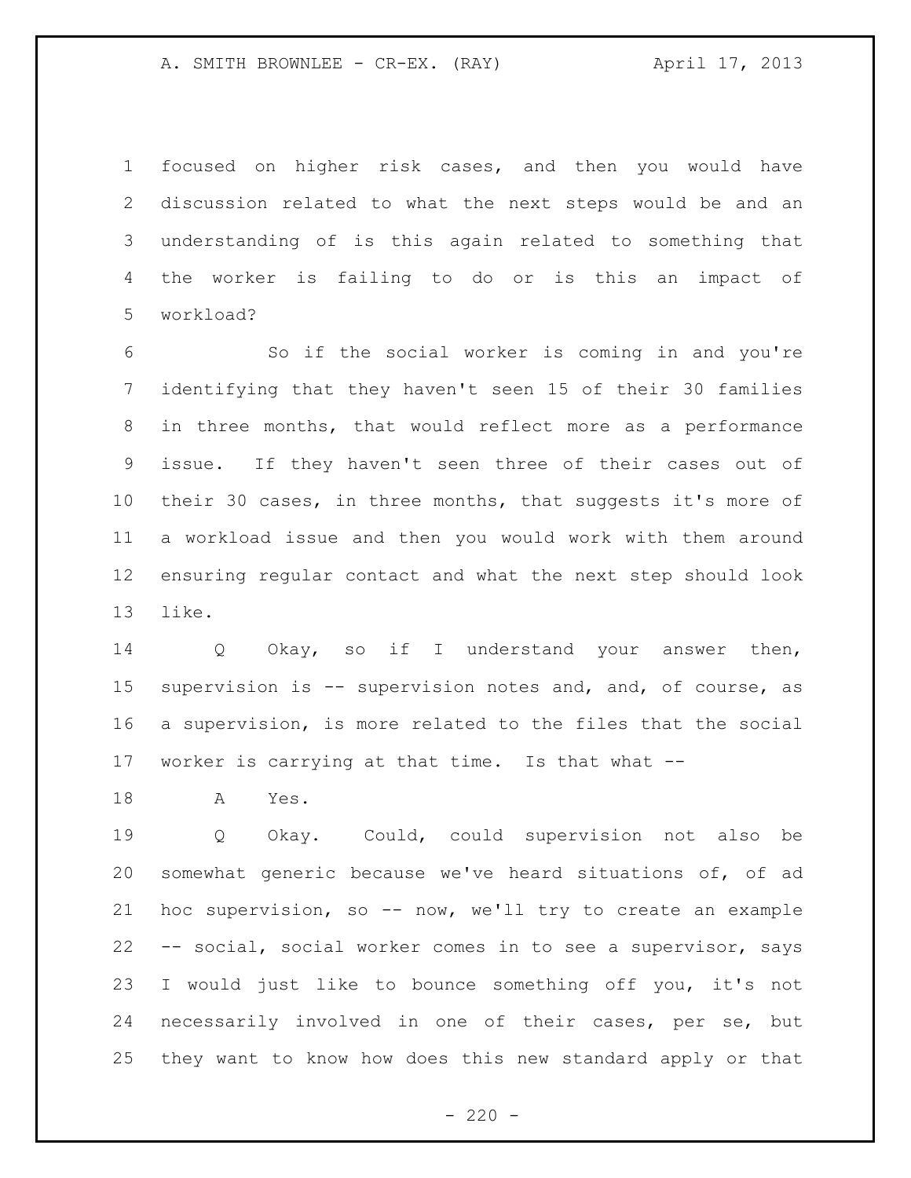focused on higher risk cases, and then you would have discussion related to what the next steps would be and an understanding of is this again related to something that the worker is failing to do or is this an impact of workload?

So if the social worker is coming in and you're identifying that they haven't seen 15 of their 30 families in three months, that would reflect more as a performance issue. If they haven't seen three of their cases out of their 30 cases, in three months, that suggests it's more of a workload issue and then you would work with them around ensuring regular contact and what the next step should look like.

Q Okay, so if I understand your answer then, supervision is -- supervision notes and, and, of course, as a supervision, is more related to the files that the social worker is carrying at that time. Is that what --

A Yes.

Q Okay. Could, could supervision not also be somewhat generic because we've heard situations of, of ad hoc supervision, so -- now, we'll try to create an example -- social, social worker comes in to see a supervisor, says I would just like to bounce something off you, it's not necessarily involved in one of their cases, per se, but they want to know how does this new standard apply or that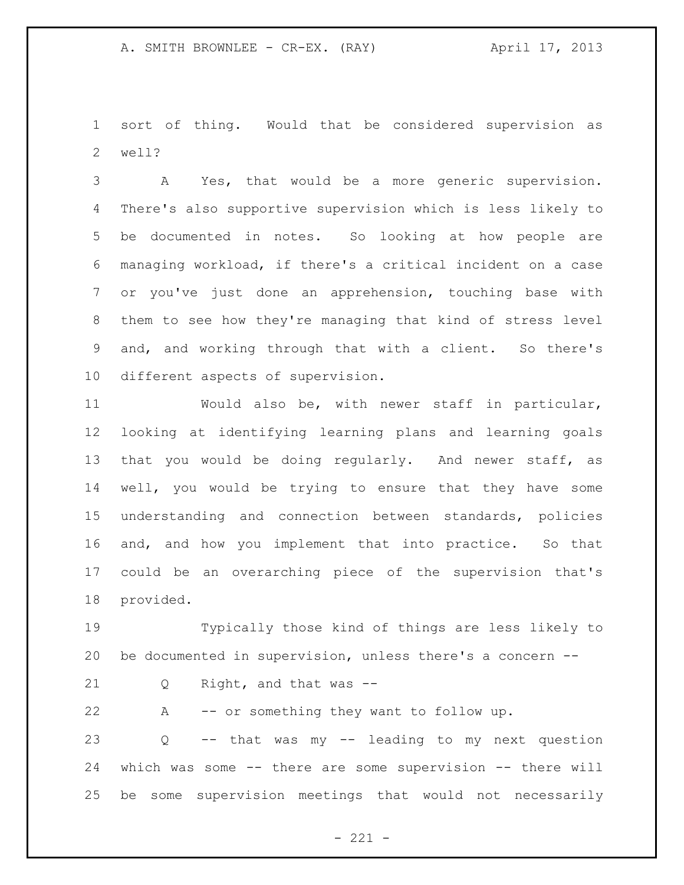sort of thing. Would that be considered supervision as well?

A Yes, that would be a more generic supervision. There's also supportive supervision which is less likely to be documented in notes. So looking at how people are managing workload, if there's a critical incident on a case or you've just done an apprehension, touching base with them to see how they're managing that kind of stress level and, and working through that with a client. So there's different aspects of supervision.

Would also be, with newer staff in particular, looking at identifying learning plans and learning goals that you would be doing regularly. And newer staff, as well, you would be trying to ensure that they have some understanding and connection between standards, policies and, and how you implement that into practice. So that could be an overarching piece of the supervision that's provided.

Typically those kind of things are less likely to be documented in supervision, unless there's a concern --

Q Right, and that was --

A -- or something they want to follow up.

Q -- that was my -- leading to my next question which was some -- there are some supervision -- there will be some supervision meetings that would not necessarily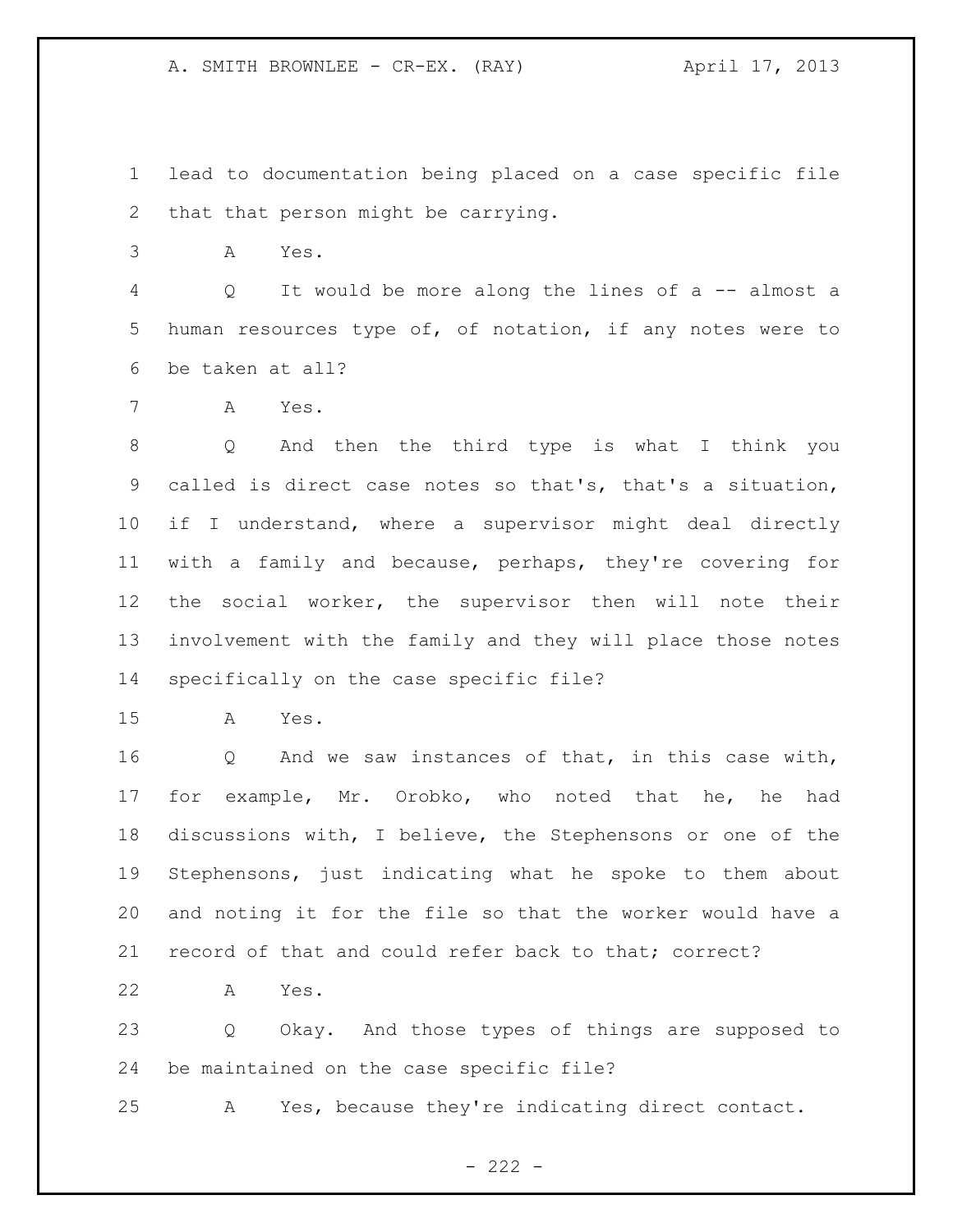lead to documentation being placed on a case specific file that that person might be carrying.

A Yes.

Q It would be more along the lines of a -- almost a human resources type of, of notation, if any notes were to be taken at all?

A Yes.

Q And then the third type is what I think you called is direct case notes so that's, that's a situation, if I understand, where a supervisor might deal directly with a family and because, perhaps, they're covering for the social worker, the supervisor then will note their involvement with the family and they will place those notes specifically on the case specific file?

A Yes.

Q And we saw instances of that, in this case with, for example, Mr. Orobko, who noted that he, he had discussions with, I believe, the Stephensons or one of the Stephensons, just indicating what he spoke to them about and noting it for the file so that the worker would have a record of that and could refer back to that; correct?

A Yes.

Q Okay. And those types of things are supposed to be maintained on the case specific file?

A Yes, because they're indicating direct contact.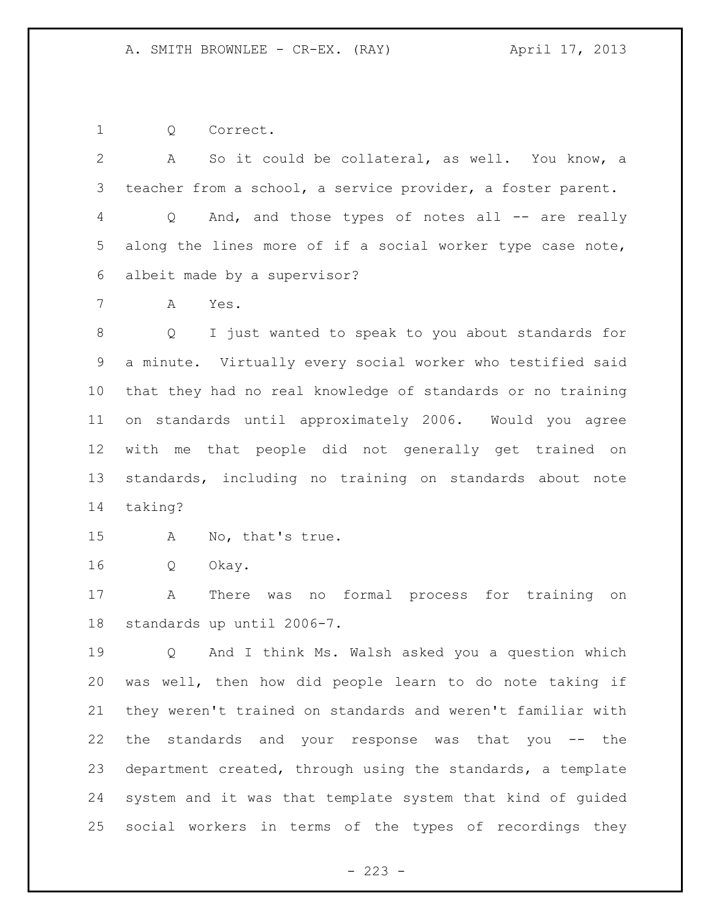Q Correct.

A So it could be collateral, as well. You know, a teacher from a school, a service provider, a foster parent.

Q And, and those types of notes all -- are really along the lines more of if a social worker type case note, albeit made by a supervisor?

A Yes.

Q I just wanted to speak to you about standards for a minute. Virtually every social worker who testified said that they had no real knowledge of standards or no training on standards until approximately 2006. Would you agree with me that people did not generally get trained on standards, including no training on standards about note taking?

A No, that's true.

Q Okay.

A There was no formal process for training on standards up until 2006-7.

Q And I think Ms. Walsh asked you a question which was well, then how did people learn to do note taking if they weren't trained on standards and weren't familiar with the standards and your response was that you -- the department created, through using the standards, a template system and it was that template system that kind of guided social workers in terms of the types of recordings they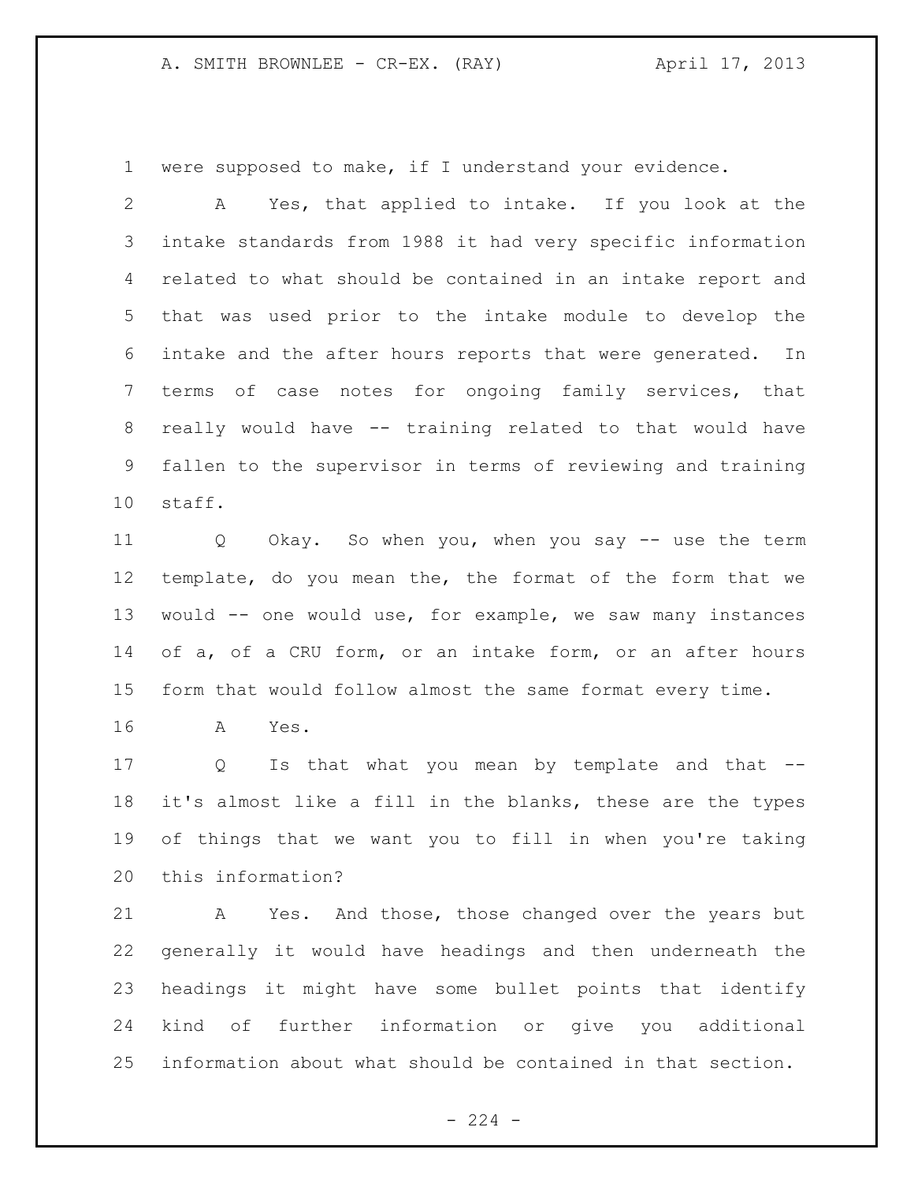were supposed to make, if I understand your evidence.

A Yes, that applied to intake. If you look at the intake standards from 1988 it had very specific information related to what should be contained in an intake report and that was used prior to the intake module to develop the intake and the after hours reports that were generated. In terms of case notes for ongoing family services, that really would have -- training related to that would have fallen to the supervisor in terms of reviewing and training staff.

Q Okay. So when you, when you say -- use the term template, do you mean the, the format of the form that we would -- one would use, for example, we saw many instances of a, of a CRU form, or an intake form, or an after hours form that would follow almost the same format every time.

A Yes.

Q Is that what you mean by template and that -- it's almost like a fill in the blanks, these are the types of things that we want you to fill in when you're taking this information?

A Yes. And those, those changed over the years but generally it would have headings and then underneath the headings it might have some bullet points that identify kind of further information or give you additional information about what should be contained in that section.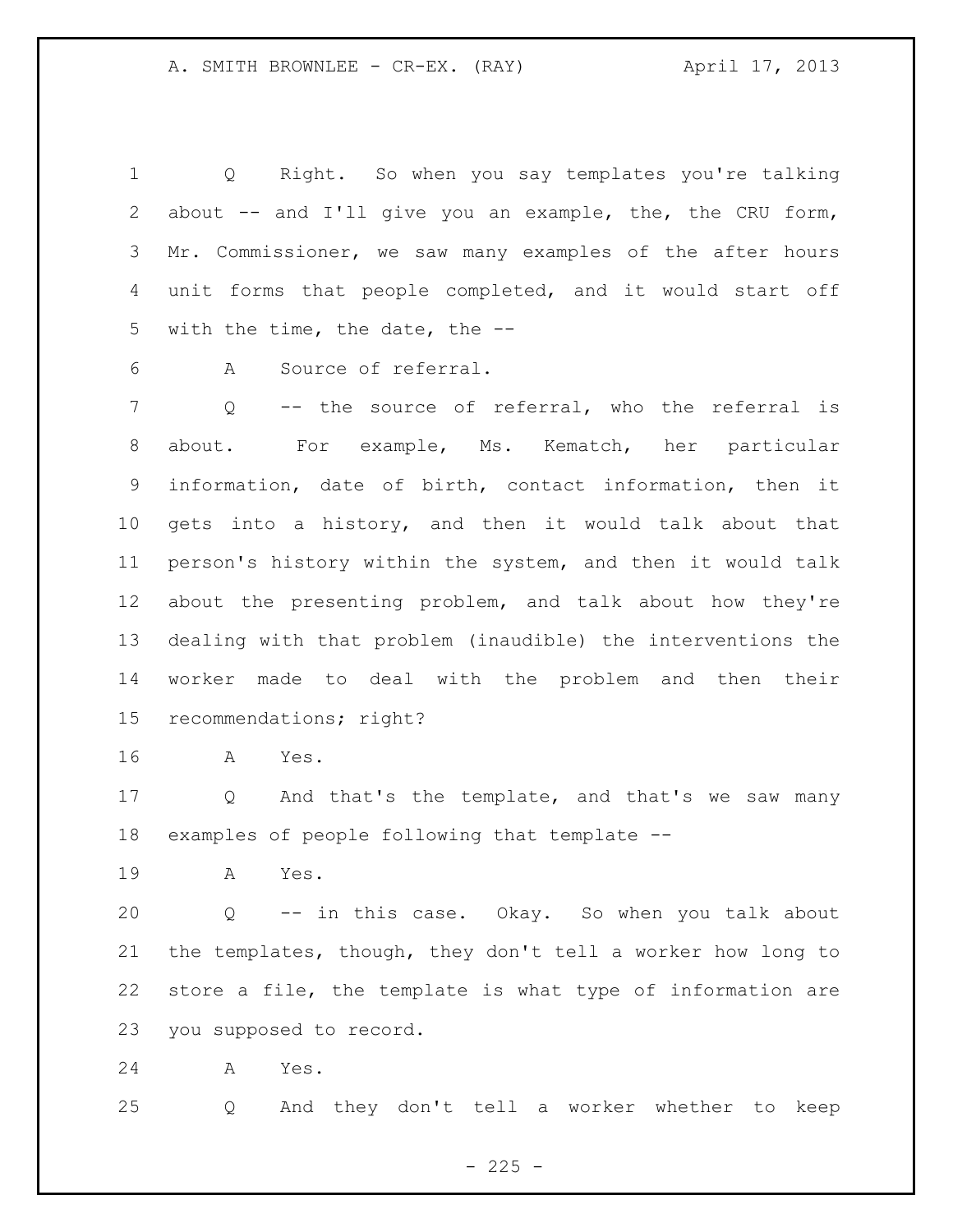Q Right. So when you say templates you're talking about -- and I'll give you an example, the, the CRU form, Mr. Commissioner, we saw many examples of the after hours unit forms that people completed, and it would start off with the time, the date, the --

A Source of referral.

Q -- the source of referral, who the referral is about. For example, Ms. Kematch, her particular information, date of birth, contact information, then it gets into a history, and then it would talk about that person's history within the system, and then it would talk about the presenting problem, and talk about how they're dealing with that problem (inaudible) the interventions the worker made to deal with the problem and then their recommendations; right?

A Yes.

Q And that's the template, and that's we saw many examples of people following that template --

A Yes.

Q -- in this case. Okay. So when you talk about the templates, though, they don't tell a worker how long to store a file, the template is what type of information are you supposed to record.

A Yes.

Q And they don't tell a worker whether to keep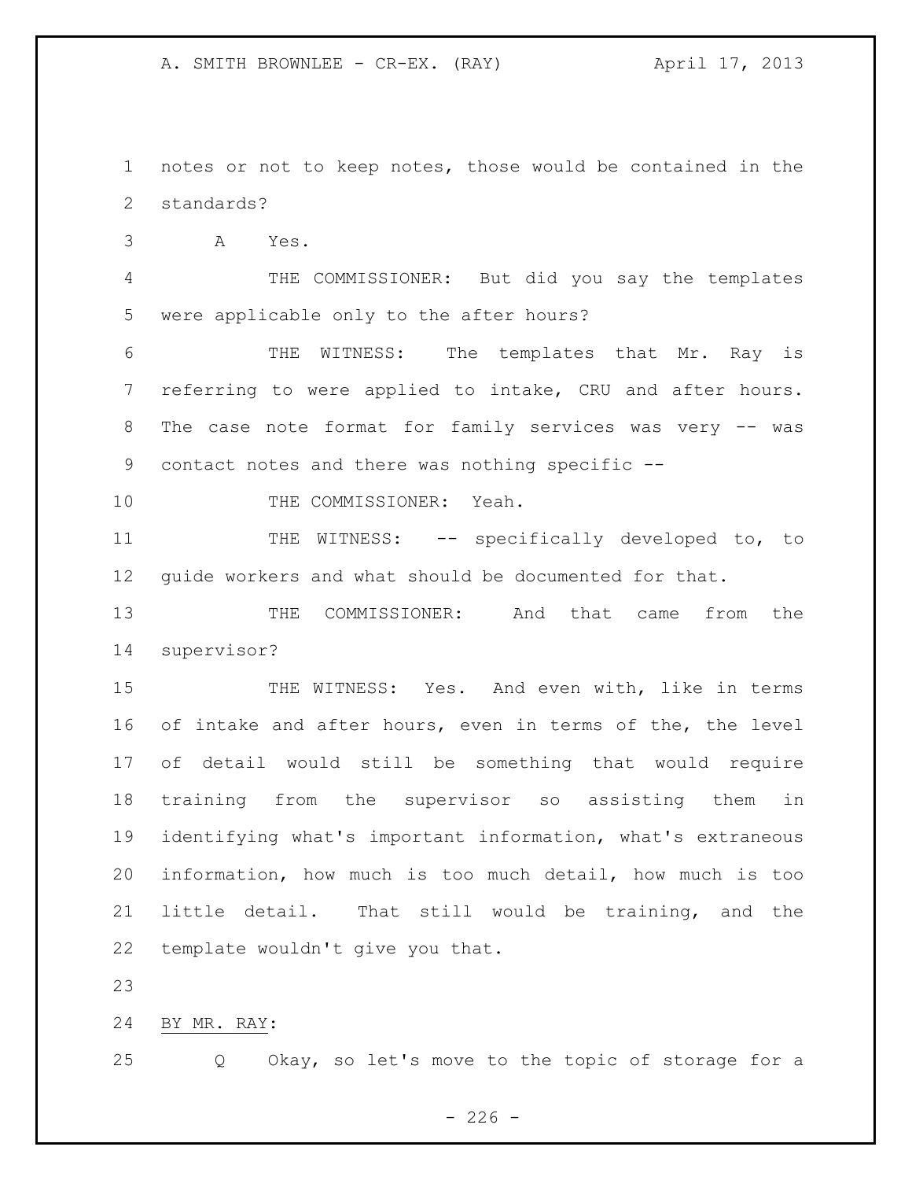notes or not to keep notes, those would be contained in the standards?

A Yes.

THE COMMISSIONER: But did you say the templates were applicable only to the after hours?

THE WITNESS: The templates that Mr. Ray is referring to were applied to intake, CRU and after hours. The case note format for family services was very -- was contact notes and there was nothing specific --

THE COMMISSIONER: Yeah.

THE WITNESS: -- specifically developed to, to guide workers and what should be documented for that.

THE COMMISSIONER: And that came from the supervisor?

THE WITNESS: Yes. And even with, like in terms of intake and after hours, even in terms of the, the level of detail would still be something that would require training from the supervisor so assisting them in identifying what's important information, what's extraneous information, how much is too much detail, how much is too little detail. That still would be training, and the template wouldn't give you that.

BY MR. RAY:

Q Okay, so let's move to the topic of storage for a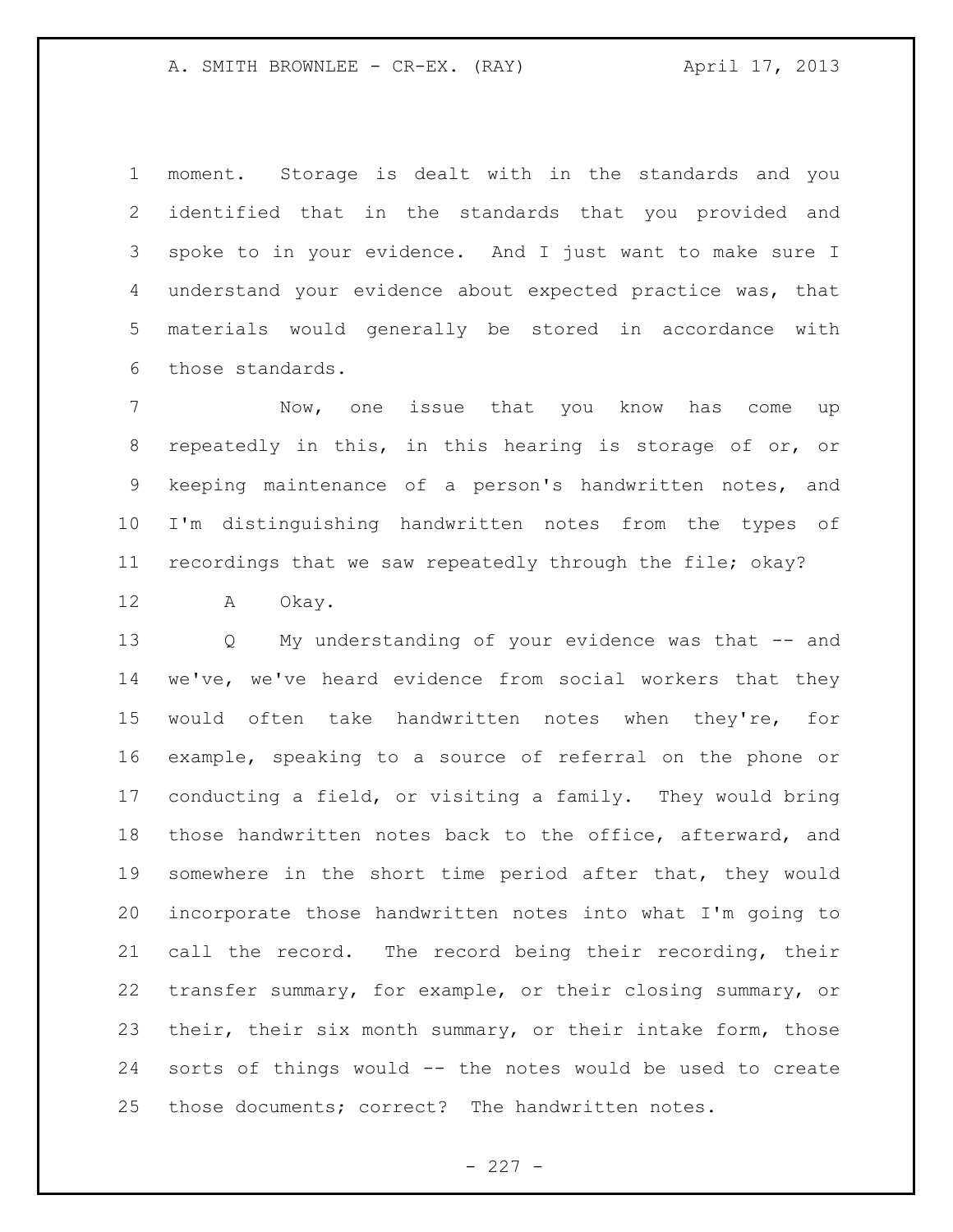moment. Storage is dealt with in the standards and you identified that in the standards that you provided and spoke to in your evidence. And I just want to make sure I understand your evidence about expected practice was, that materials would generally be stored in accordance with those standards.

Now, one issue that you know has come up repeatedly in this, in this hearing is storage of or, or keeping maintenance of a person's handwritten notes, and I'm distinguishing handwritten notes from the types of recordings that we saw repeatedly through the file; okay?

A Okay.

Q My understanding of your evidence was that -- and we've, we've heard evidence from social workers that they would often take handwritten notes when they're, for example, speaking to a source of referral on the phone or conducting a field, or visiting a family. They would bring those handwritten notes back to the office, afterward, and somewhere in the short time period after that, they would incorporate those handwritten notes into what I'm going to call the record. The record being their recording, their transfer summary, for example, or their closing summary, or their, their six month summary, or their intake form, those sorts of things would -- the notes would be used to create those documents; correct? The handwritten notes.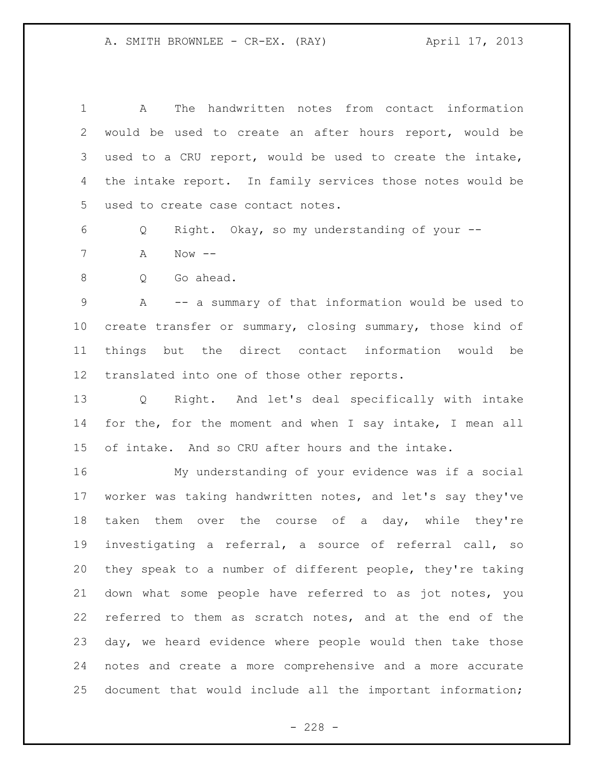A The handwritten notes from contact information would be used to create an after hours report, would be used to a CRU report, would be used to create the intake, the intake report. In family services those notes would be used to create case contact notes.

Q Right. Okay, so my understanding of your --

A Now --

Q Go ahead.

A -- a summary of that information would be used to create transfer or summary, closing summary, those kind of things but the direct contact information would be translated into one of those other reports.

Q Right. And let's deal specifically with intake for the, for the moment and when I say intake, I mean all of intake. And so CRU after hours and the intake.

My understanding of your evidence was if a social worker was taking handwritten notes, and let's say they've taken them over the course of a day, while they're investigating a referral, a source of referral call, so they speak to a number of different people, they're taking down what some people have referred to as jot notes, you referred to them as scratch notes, and at the end of the day, we heard evidence where people would then take those notes and create a more comprehensive and a more accurate document that would include all the important information;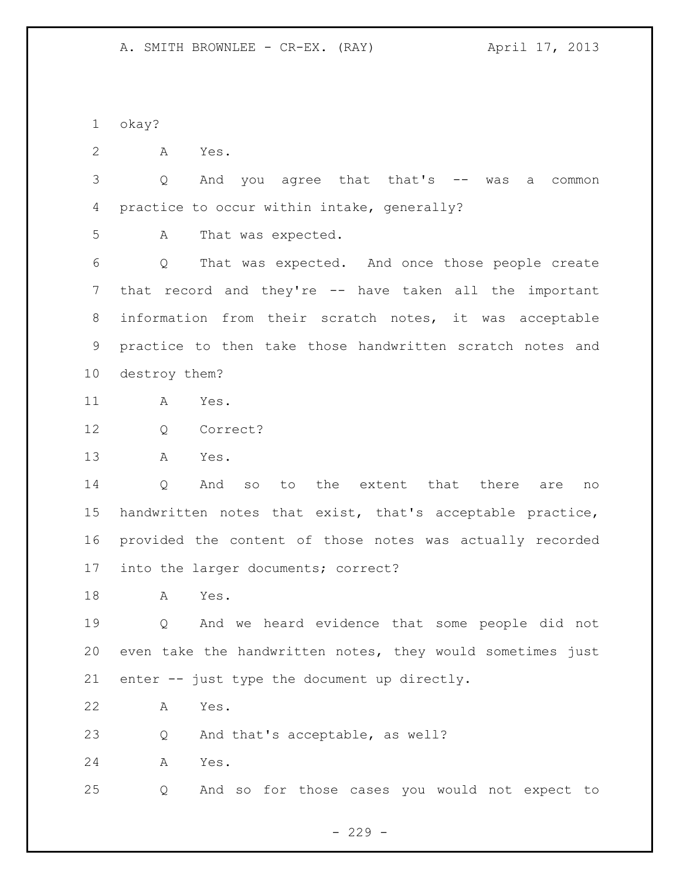1 okay?

2 A Yes.

3 Q And you agree that that's -- was a common

4 practice to occur within intake, generally?

5 A That was expected.

6 Q That was expected. And once those people create

7 that record and they're -- have taken all the important

8 information from their scratch notes, it was acceptable

9 practice to then take those handwritten scratch notes and

10 destroy them?

11 A Yes.

12 Q Correct?

13 A Yes.

14 Q And so to the extent that there are no

15 handwritten notes that exist, that's acceptable practice,

16 provided the content of those notes was actually recorded

17 into the larger documents; correct?

18 A Yes.

19 Q And we heard evidence that some people did not

20 even take the handwritten notes, they would sometimes just

21 enter -- just type the document up directly.

22 A Yes.

23 Q And that's acceptable, as well?

24 A Yes.

25 Q And so for those cases you would not expect to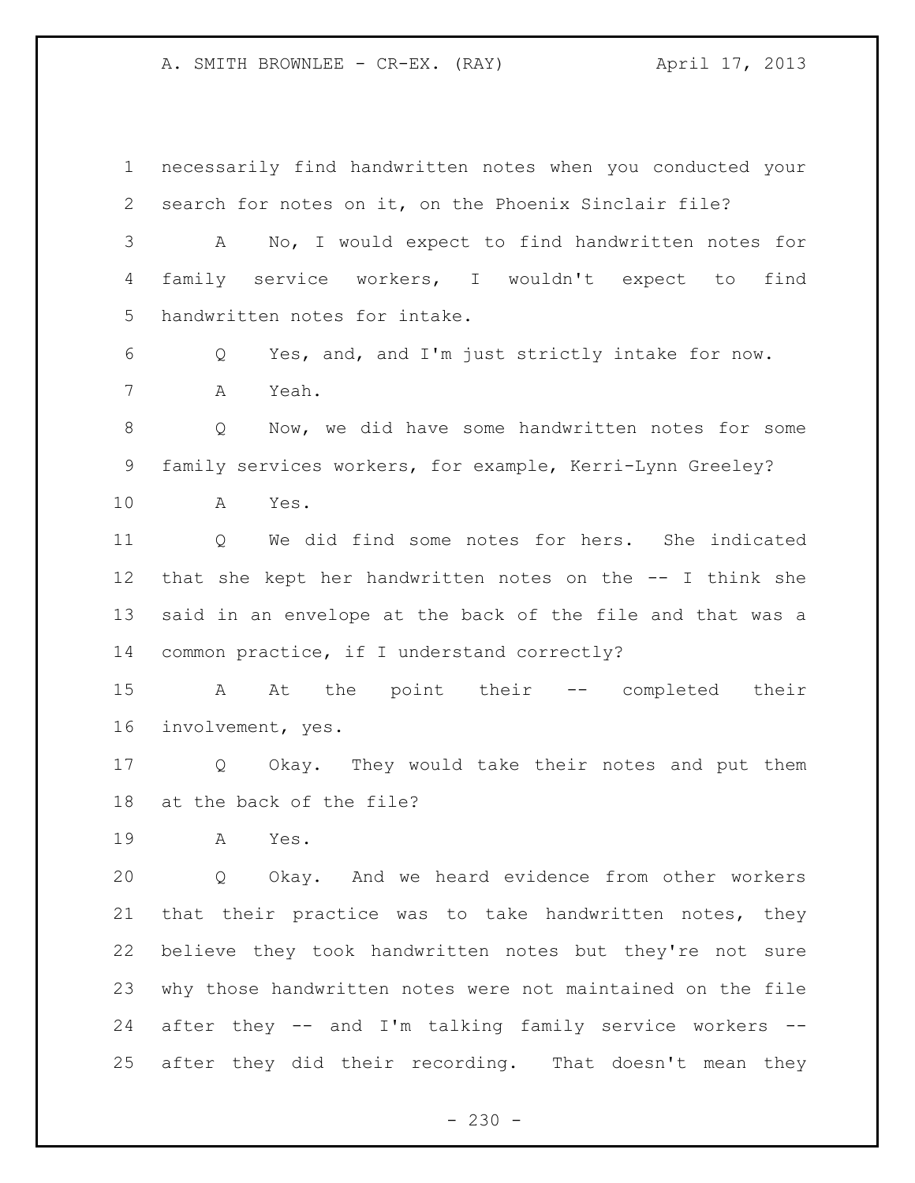necessarily find handwritten notes when you conducted your search for notes on it, on the Phoenix Sinclair file?

A No, I would expect to find handwritten notes for family service workers, I wouldn't expect to find handwritten notes for intake.

Q Yes, and, and I'm just strictly intake for now.

A Yeah.

Q Now, we did have some handwritten notes for some family services workers, for example, Kerri-Lynn Greeley?

A Yes.

Q We did find some notes for hers. She indicated that she kept her handwritten notes on the -- I think she said in an envelope at the back of the file and that was a common practice, if I understand correctly?

A At the point their -- completed their involvement, yes.

Q Okay. They would take their notes and put them at the back of the file?

A Yes.

Q Okay. And we heard evidence from other workers that their practice was to take handwritten notes, they believe they took handwritten notes but they're not sure why those handwritten notes were not maintained on the file after they -- and I'm talking family service workers -- after they did their recording. That doesn't mean they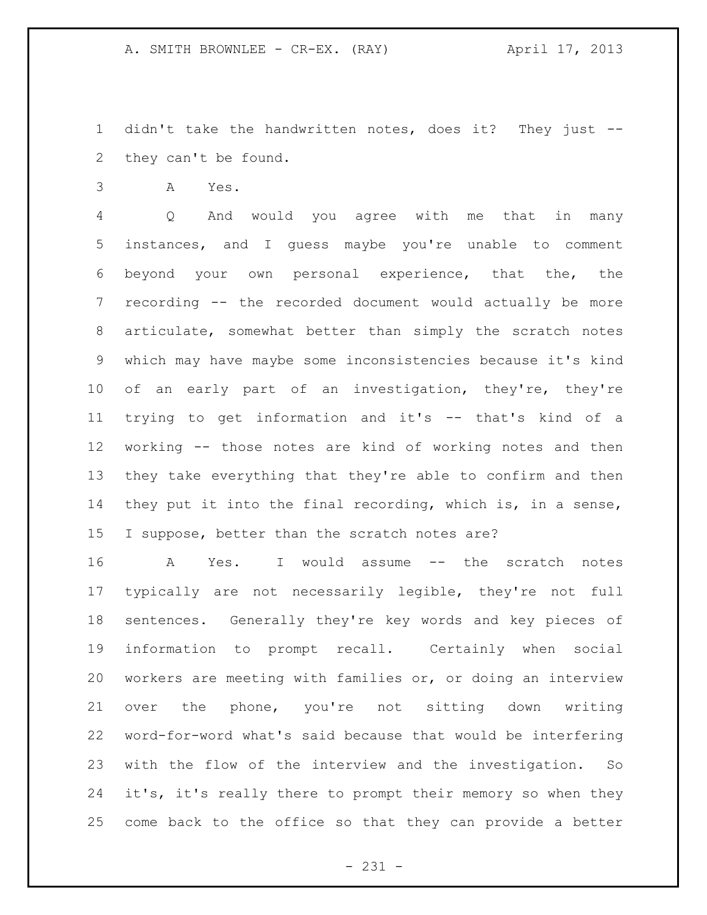didn't take the handwritten notes, does it? They just -- they can't be found.

A Yes.

Q And would you agree with me that in many instances, and I guess maybe you're unable to comment beyond your own personal experience, that the, the recording -- the recorded document would actually be more articulate, somewhat better than simply the scratch notes which may have maybe some inconsistencies because it's kind of an early part of an investigation, they're, they're trying to get information and it's -- that's kind of a working -- those notes are kind of working notes and then they take everything that they're able to confirm and then they put it into the final recording, which is, in a sense, I suppose, better than the scratch notes are?

A Yes. I would assume -- the scratch notes typically are not necessarily legible, they're not full sentences. Generally they're key words and key pieces of information to prompt recall. Certainly when social workers are meeting with families or, or doing an interview over the phone, you're not sitting down writing word-for-word what's said because that would be interfering with the flow of the interview and the investigation. So it's, it's really there to prompt their memory so when they come back to the office so that they can provide a better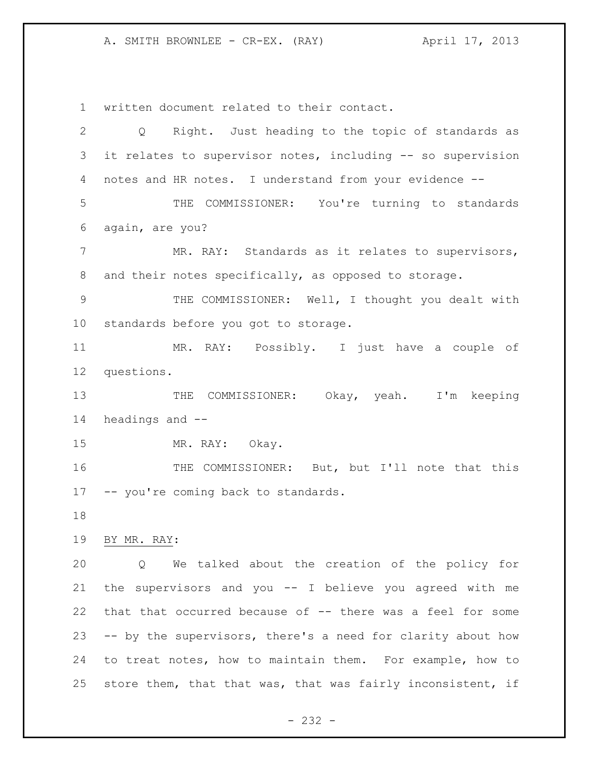written document related to their contact.

Q Right. Just heading to the topic of standards as it relates to supervisor notes, including -- so supervision notes and HR notes. I understand from your evidence --

THE COMMISSIONER: You're turning to standards again, are you?

MR. RAY: Standards as it relates to supervisors, and their notes specifically, as opposed to storage.

THE COMMISSIONER: Well, I thought you dealt with standards before you got to storage.

MR. RAY: Possibly. I just have a couple of questions.

THE COMMISSIONER: Okay, yeah. I'm keeping headings and --

MR. RAY: Okay.

THE COMMISSIONER: But, but I'll note that this -- you're coming back to standards.

BY MR. RAY:

Q We talked about the creation of the policy for the supervisors and you -- I believe you agreed with me that that occurred because of -- there was a feel for some -- by the supervisors, there's a need for clarity about how to treat notes, how to maintain them. For example, how to store them, that that was, that was fairly inconsistent, if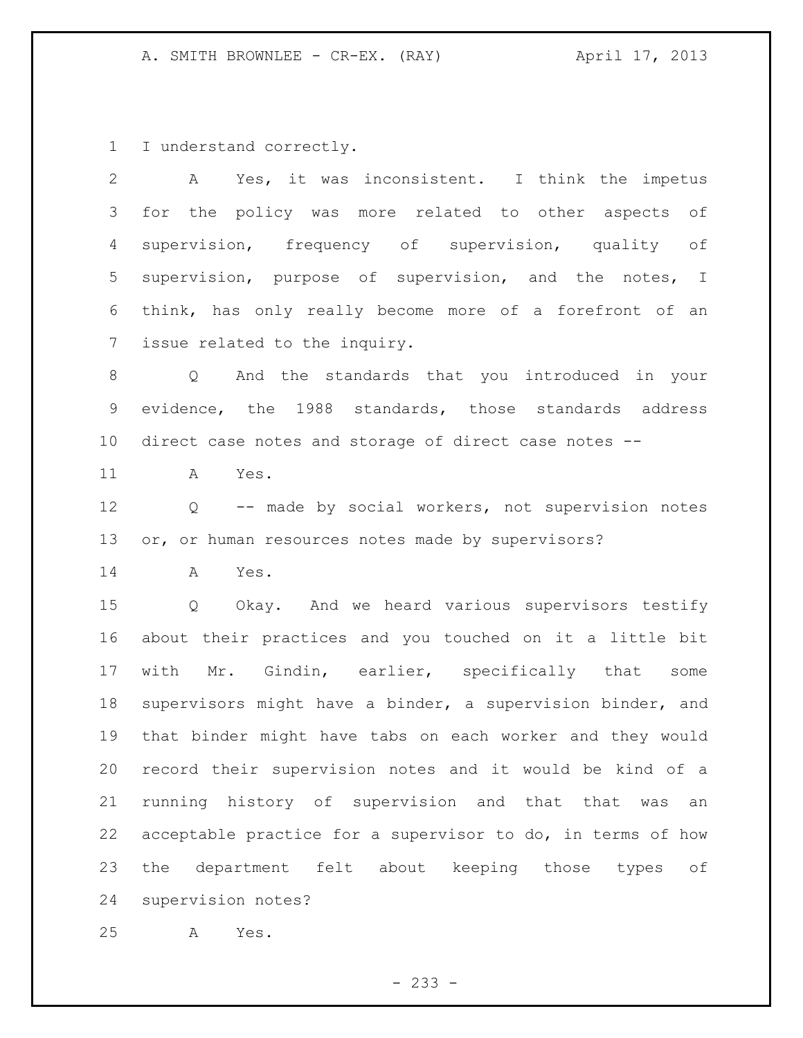I understand correctly.

A Yes, it was inconsistent. I think the impetus for the policy was more related to other aspects of supervision, frequency of supervision, quality of supervision, purpose of supervision, and the notes, I think, has only really become more of a forefront of an issue related to the inquiry.

Q And the standards that you introduced in your evidence, the 1988 standards, those standards address direct case notes and storage of direct case notes --

A Yes.

Q -- made by social workers, not supervision notes or, or human resources notes made by supervisors?

A Yes.

Q Okay. And we heard various supervisors testify about their practices and you touched on it a little bit with Mr. Gindin, earlier, specifically that some supervisors might have a binder, a supervision binder, and that binder might have tabs on each worker and they would record their supervision notes and it would be kind of a running history of supervision and that that was an acceptable practice for a supervisor to do, in terms of how the department felt about keeping those types of supervision notes?

A Yes.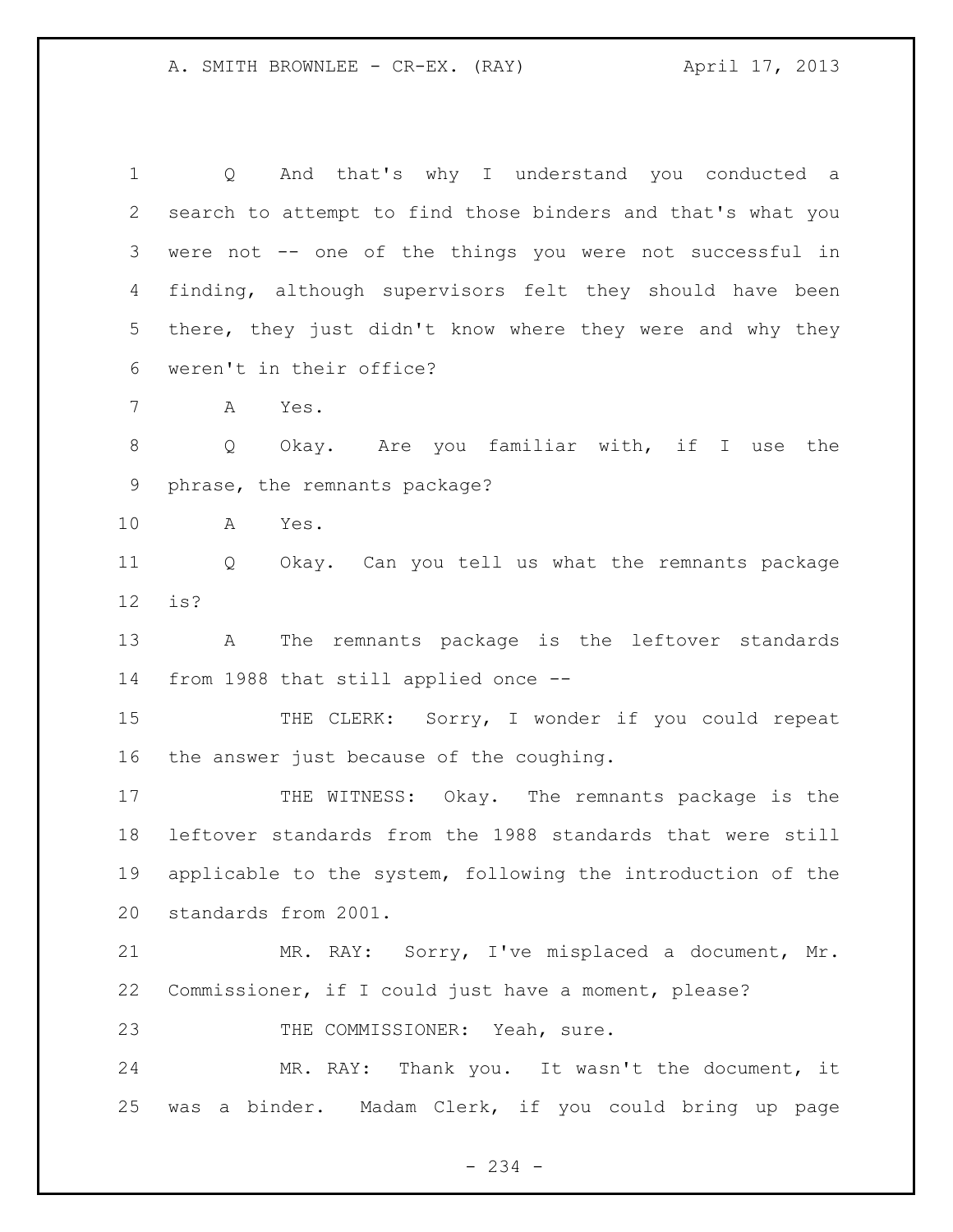Q And that's why I understand you conducted a search to attempt to find those binders and that's what you were not -- one of the things you were not successful in finding, although supervisors felt they should have been there, they just didn't know where they were and why they weren't in their office?

A Yes.

Q Okay. Are you familiar with, if I use the phrase, the remnants package?

A Yes.

Q Okay. Can you tell us what the remnants package is?

A The remnants package is the leftover standards from 1988 that still applied once --

THE CLERK: Sorry, I wonder if you could repeat the answer just because of the coughing.

THE WITNESS: Okay. The remnants package is the leftover standards from the 1988 standards that were still applicable to the system, following the introduction of the standards from 2001.

MR. RAY: Sorry, I've misplaced a document, Mr. Commissioner, if I could just have a moment, please?

THE COMMISSIONER: Yeah, sure.

MR. RAY: Thank you. It wasn't the document, it was a binder. Madam Clerk, if you could bring up page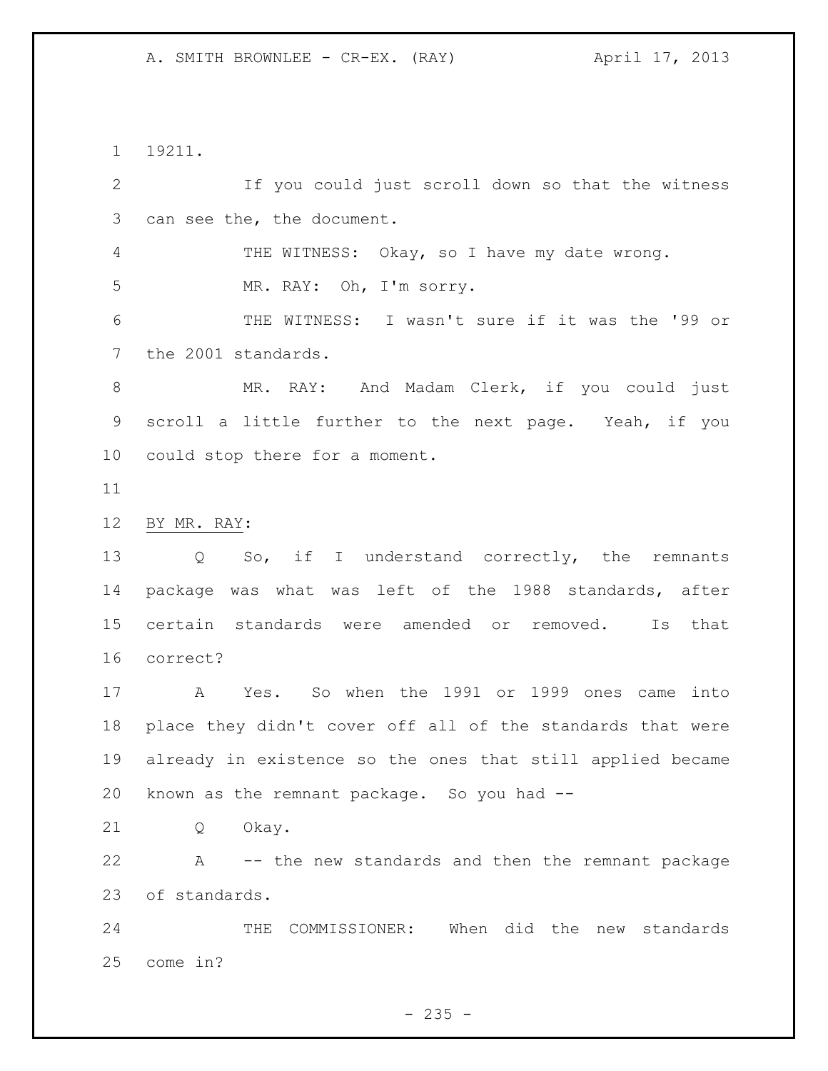19211.

If you could just scroll down so that the witness can see the, the document.

THE WITNESS: Okay, so I have my date wrong.

MR. RAY: Oh, I'm sorry.

THE WITNESS: I wasn't sure if it was the '99 or the 2001 standards.

MR. RAY: And Madam Clerk, if you could just scroll a little further to the next page. Yeah, if you could stop there for a moment.

BY MR. RAY:

Q So, if I understand correctly, the remnants package was what was left of the 1988 standards, after certain standards were amended or removed. Is that correct?

A Yes. So when the 1991 or 1999 ones came into place they didn't cover off all of the standards that were already in existence so the ones that still applied became known as the remnant package. So you had --

Q Okay.

A -- the new standards and then the remnant package of standards.

THE COMMISSIONER: When did the new standards come in?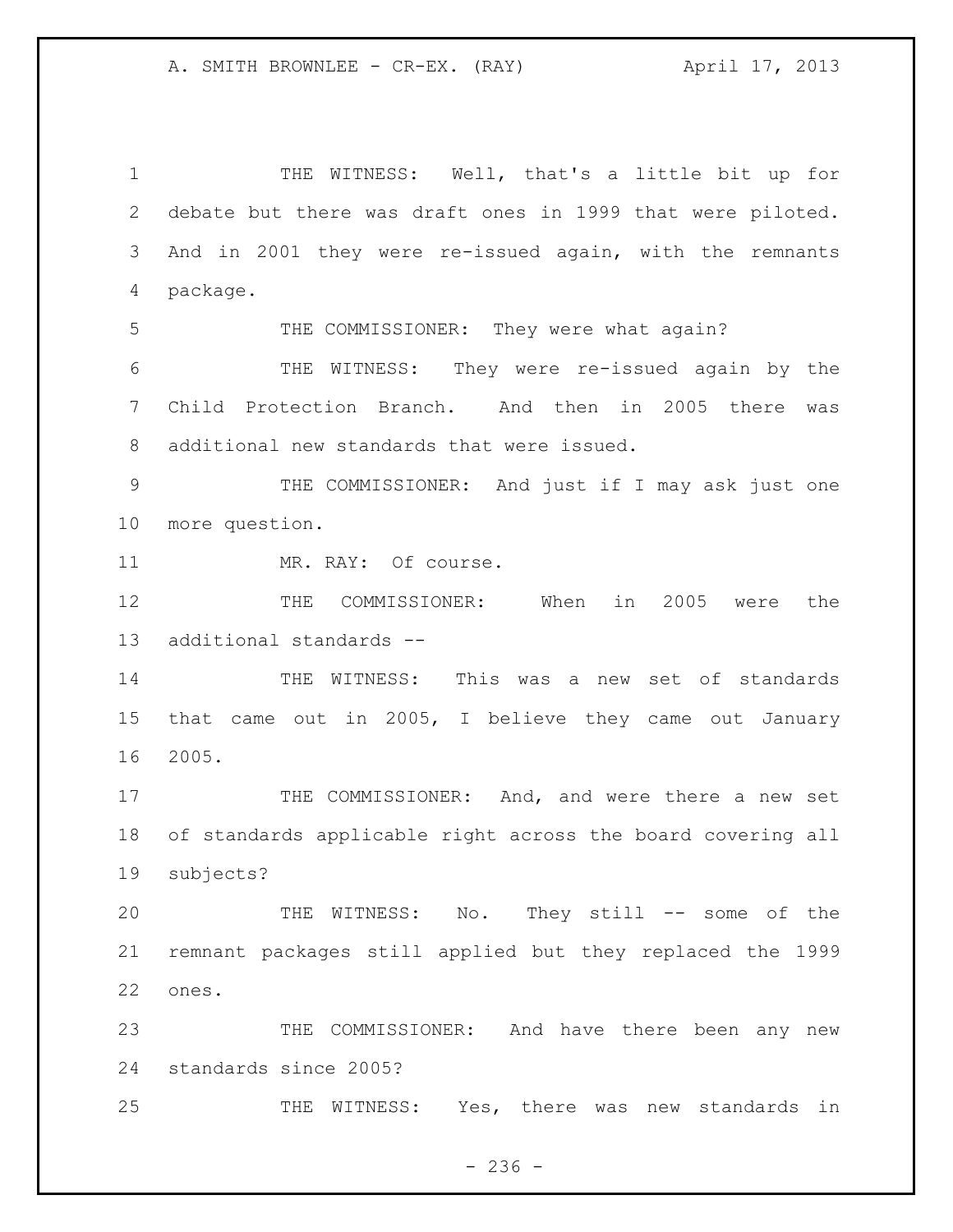THE WITNESS: Well, that's a little bit up for debate but there was draft ones in 1999 that were piloted. And in 2001 they were re-issued again, with the remnants package.

THE COMMISSIONER: They were what again?

THE WITNESS: They were re-issued again by the Child Protection Branch. And then in 2005 there was additional new standards that were issued.

THE COMMISSIONER: And just if I may ask just one more question.

MR. RAY: Of course.

THE COMMISSIONER: When in 2005 were the additional standards --

THE WITNESS: This was a new set of standards that came out in 2005, I believe they came out January 2005.

THE COMMISSIONER: And, and were there a new set of standards applicable right across the board covering all subjects?

THE WITNESS: No. They still -- some of the remnant packages still applied but they replaced the 1999 ones.

THE COMMISSIONER: And have there been any new standards since 2005?

THE WITNESS: Yes, there was new standards in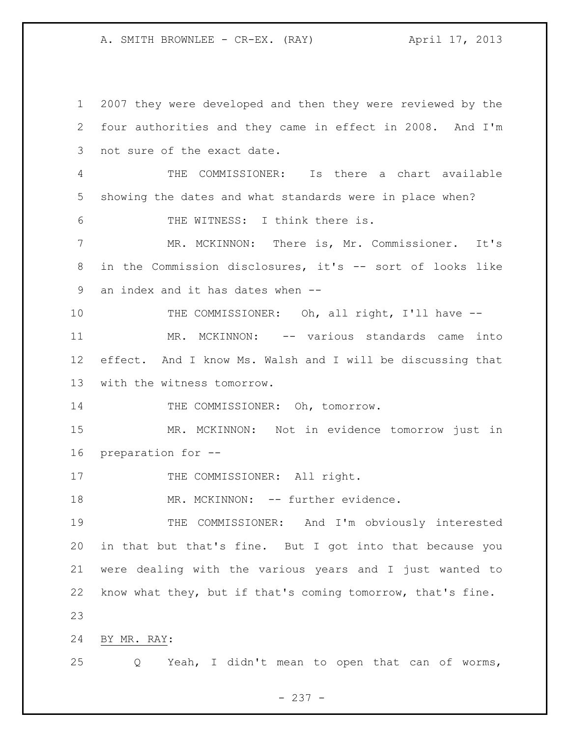2007 they were developed and then they were reviewed by the four authorities and they came in effect in 2008. And I'm not sure of the exact date.

THE COMMISSIONER: Is there a chart available showing the dates and what standards were in place when?

THE WITNESS: I think there is.

MR. MCKINNON: There is, Mr. Commissioner. It's in the Commission disclosures, it's -- sort of looks like an index and it has dates when --

THE COMMISSIONER: Oh, all right, I'll have --

MR. MCKINNON: -- various standards came into effect. And I know Ms. Walsh and I will be discussing that with the witness tomorrow.

THE COMMISSIONER: Oh, tomorrow.

MR. MCKINNON: Not in evidence tomorrow just in preparation for --

THE COMMISSIONER: All right.

MR. MCKINNON: -- further evidence.

THE COMMISSIONER: And I'm obviously interested in that but that's fine. But I got into that because you were dealing with the various years and I just wanted to know what they, but if that's coming tomorrow, that's fine.

BY MR. RAY:

Q Yeah, I didn't mean to open that can of worms,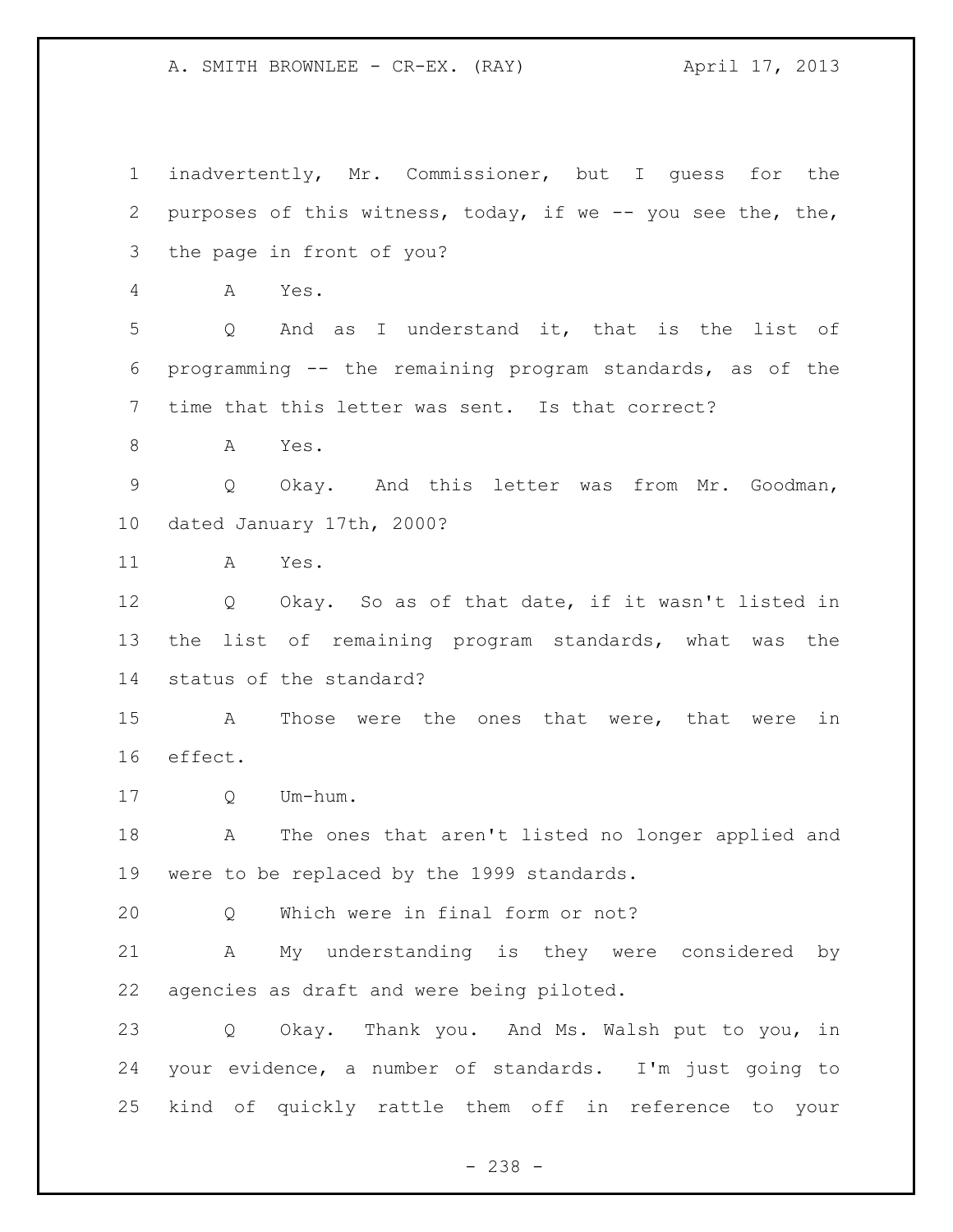inadvertently, Mr. Commissioner, but I guess for the purposes of this witness, today, if we -- you see the, the, the page in front of you?

A Yes.

Q And as I understand it, that is the list of programming -- the remaining program standards, as of the time that this letter was sent. Is that correct?

A Yes.

Q Okay. And this letter was from Mr. Goodman, dated January 17th, 2000?

A Yes.

Q Okay. So as of that date, if it wasn't listed in the list of remaining program standards, what was the status of the standard?

A Those were the ones that were, that were in effect.

Q Um-hum.

A The ones that aren't listed no longer applied and were to be replaced by the 1999 standards.

Q Which were in final form or not?

A My understanding is they were considered by agencies as draft and were being piloted.

Q Okay. Thank you. And Ms. Walsh put to you, in your evidence, a number of standards. I'm just going to kind of quickly rattle them off in reference to your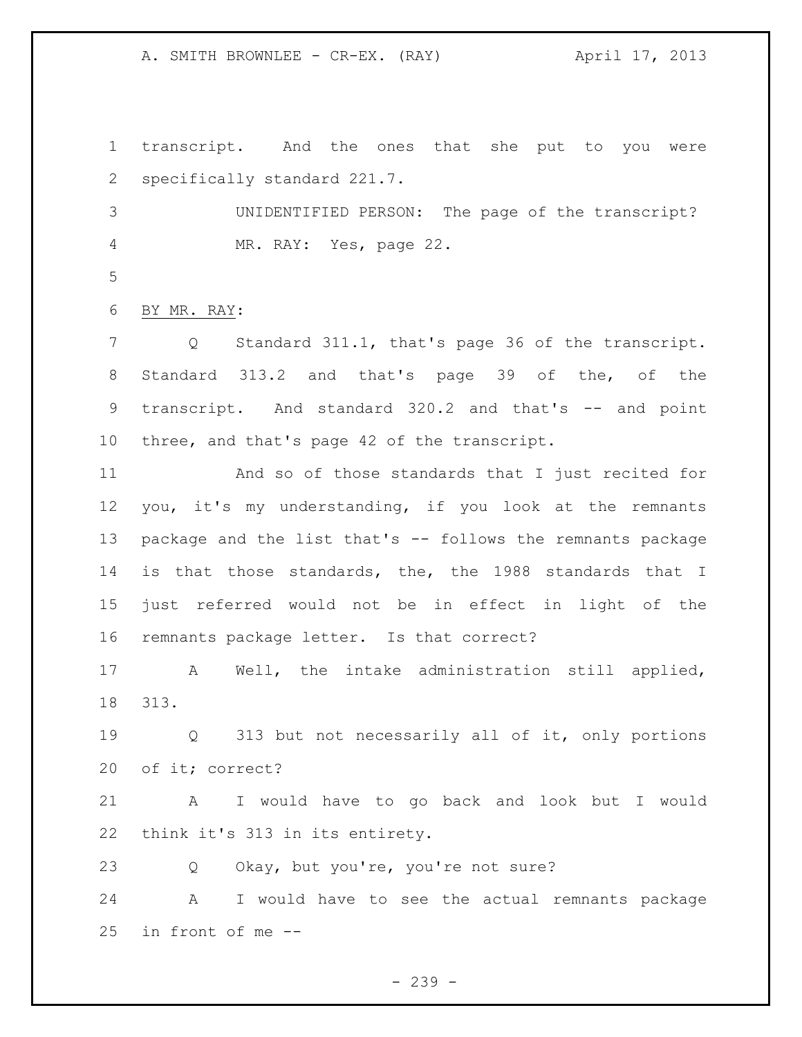transcript. And the ones that she put to you were specifically standard 221.7.

UNIDENTIFIED PERSON: The page of the transcript?

MR. RAY: Yes, page 22.

BY MR. RAY:

Q Standard 311.1, that's page 36 of the transcript. Standard 313.2 and that's page 39 of the, of the transcript. And standard 320.2 and that's -- and point three, and that's page 42 of the transcript.

And so of those standards that I just recited for you, it's my understanding, if you look at the remnants package and the list that's -- follows the remnants package is that those standards, the, the 1988 standards that I just referred would not be in effect in light of the remnants package letter. Is that correct?

A Well, the intake administration still applied, 313.

Q 313 but not necessarily all of it, only portions of it; correct?

A I would have to go back and look but I would think it's 313 in its entirety.

Q Okay, but you're, you're not sure?

A I would have to see the actual remnants package in front of me --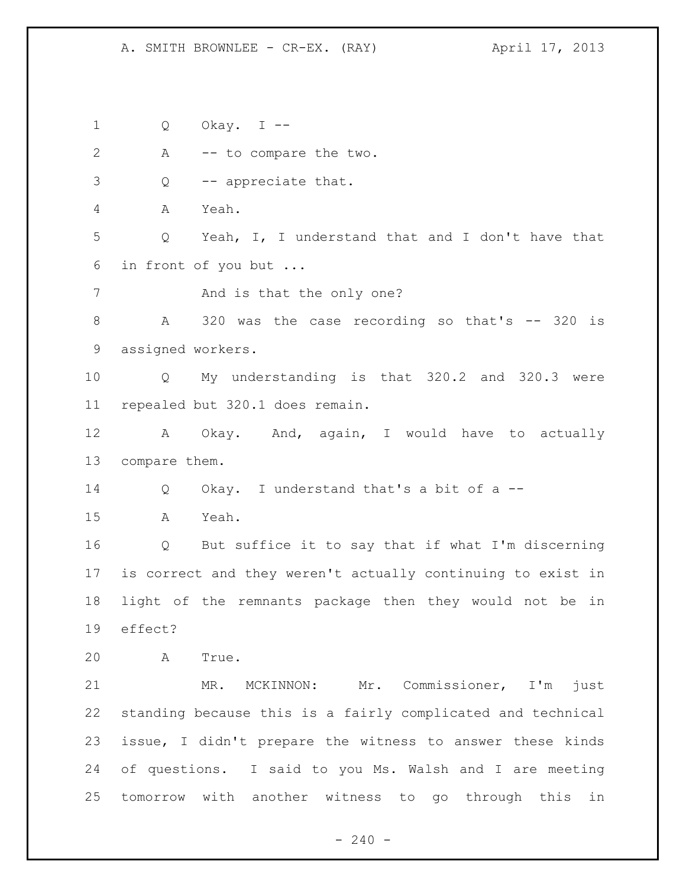Q Okay. I --

A -- to compare the two.

Q -- appreciate that.

A Yeah.

Q Yeah, I, I understand that and I don't have that in front of you but ...

And is that the only one?

A 320 was the case recording so that's -- 320 is assigned workers.

Q My understanding is that 320.2 and 320.3 were repealed but 320.1 does remain.

A Okay. And, again, I would have to actually compare them.

Q Okay. I understand that's a bit of a --

A Yeah.

Q But suffice it to say that if what I'm discerning is correct and they weren't actually continuing to exist in light of the remnants package then they would not be in effect?

A True.

MR. MCKINNON: Mr. Commissioner, I'm just standing because this is a fairly complicated and technical issue, I didn't prepare the witness to answer these kinds of questions. I said to you Ms. Walsh and I are meeting tomorrow with another witness to go through this in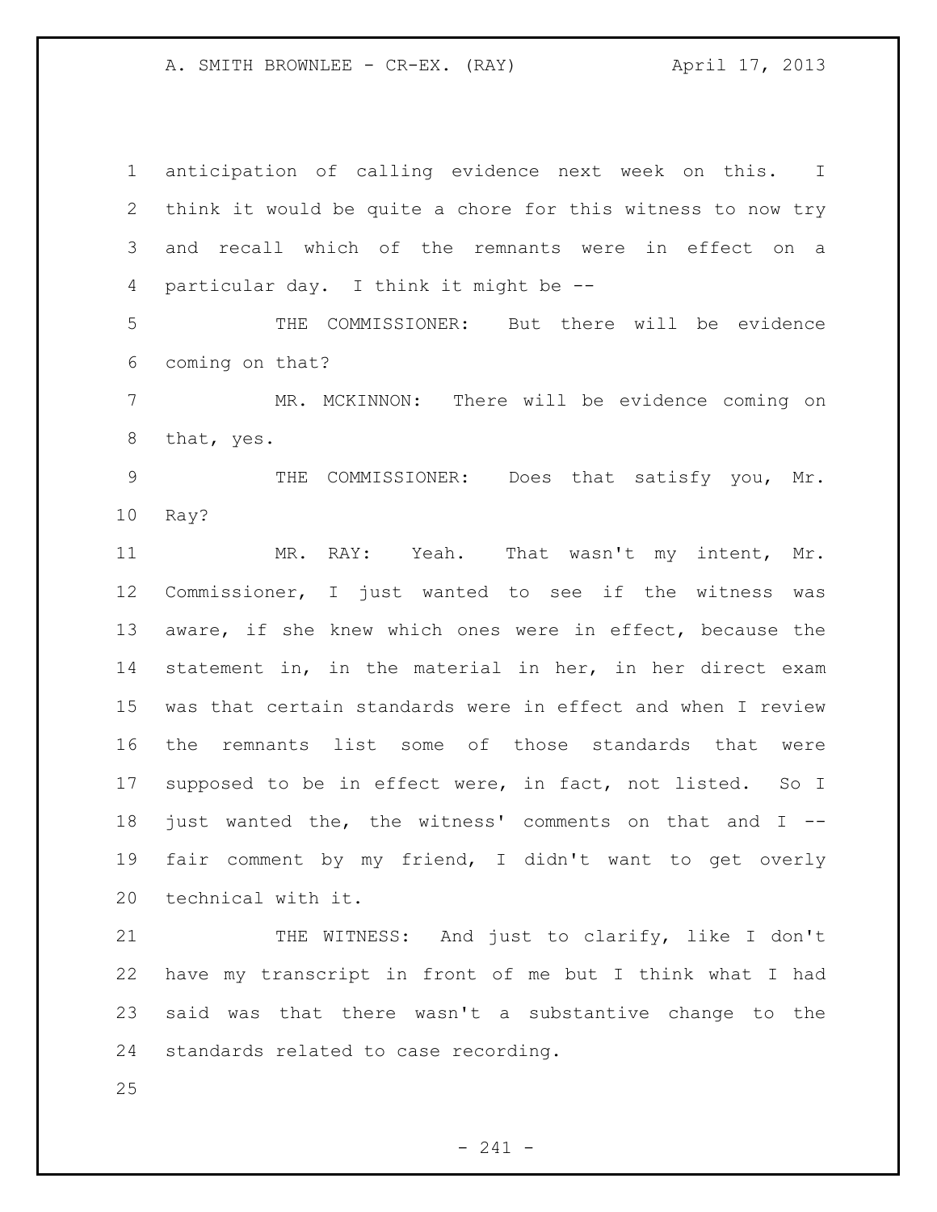anticipation of calling evidence next week on this. I think it would be quite a chore for this witness to now try and recall which of the remnants were in effect on a particular day. I think it might be --

THE COMMISSIONER: But there will be evidence coming on that?

MR. MCKINNON: There will be evidence coming on that, yes.

THE COMMISSIONER: Does that satisfy you, Mr. Ray?

MR. RAY: Yeah. That wasn't my intent, Mr. Commissioner, I just wanted to see if the witness was aware, if she knew which ones were in effect, because the statement in, in the material in her, in her direct exam was that certain standards were in effect and when I review the remnants list some of those standards that were supposed to be in effect were, in fact, not listed. So I just wanted the, the witness' comments on that and I -- fair comment by my friend, I didn't want to get overly technical with it.

THE WITNESS: And just to clarify, like I don't have my transcript in front of me but I think what I had said was that there wasn't a substantive change to the standards related to case recording.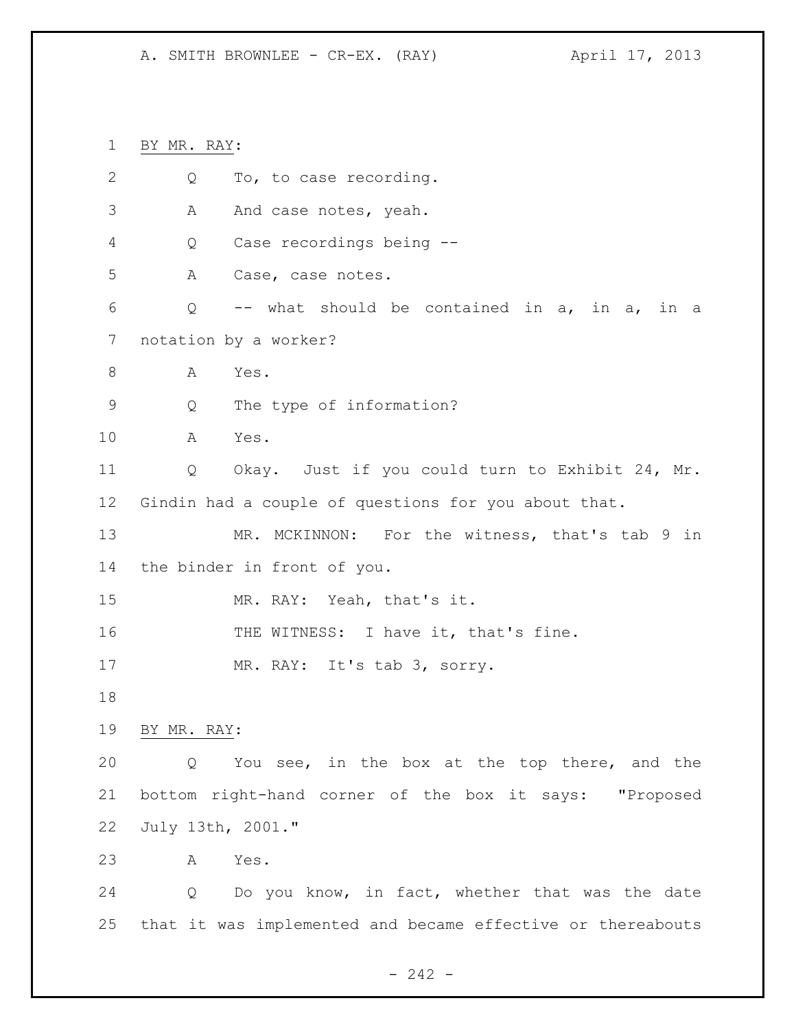BY MR. RAY:

Q To, to case recording.

A And case notes, yeah.

Q Case recordings being --

A Case, case notes.

Q -- what should be contained in a, in a, in a notation by a worker?

A Yes.

Q The type of information?

A Yes.

Q Okay. Just if you could turn to Exhibit 24, Mr. Gindin had a couple of questions for you about that.

MR. MCKINNON: For the witness, that's tab 9 in the binder in front of you.

MR. RAY: Yeah, that's it.

THE WITNESS: I have it, that's fine.

MR. RAY: It's tab 3, sorry.

BY MR. RAY:

Q You see, in the box at the top there, and the bottom right-hand corner of the box it says: "Proposed July 13th, 2001."

A Yes.

Q Do you know, in fact, whether that was the date that it was implemented and became effective or thereabouts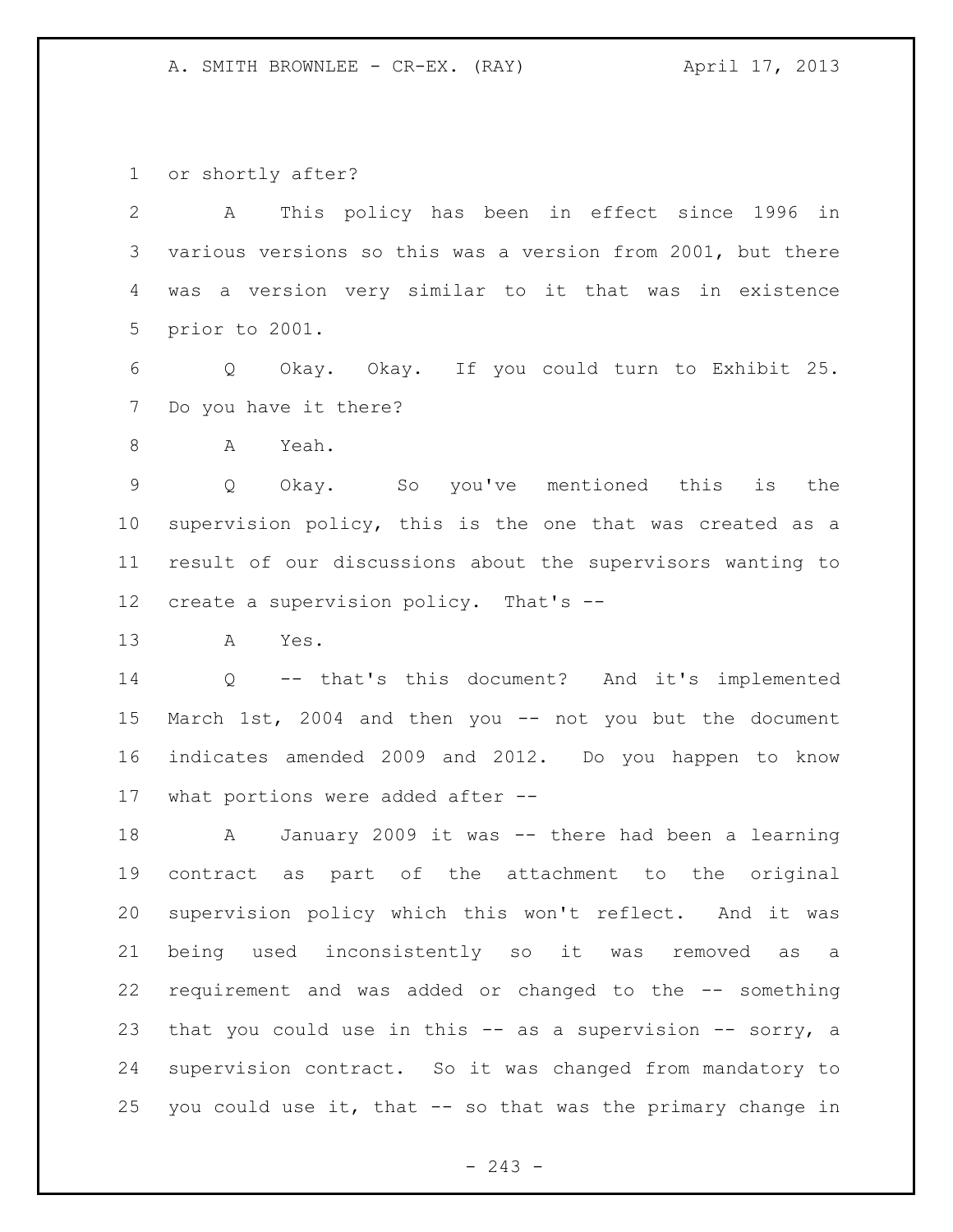or shortly after?

A This policy has been in effect since 1996 in various versions so this was a version from 2001, but there was a version very similar to it that was in existence prior to 2001.

Q Okay. Okay. If you could turn to Exhibit 25. Do you have it there?

A Yeah.

Q Okay. So you've mentioned this is the supervision policy, this is the one that was created as a result of our discussions about the supervisors wanting to create a supervision policy. That's --

A Yes.

Q -- that's this document? And it's implemented March 1st, 2004 and then you -- not you but the document indicates amended 2009 and 2012. Do you happen to know what portions were added after --

A January 2009 it was -- there had been a learning contract as part of the attachment to the original supervision policy which this won't reflect. And it was being used inconsistently so it was removed as a requirement and was added or changed to the -- something that you could use in this -- as a supervision -- sorry, a supervision contract. So it was changed from mandatory to you could use it, that -- so that was the primary change in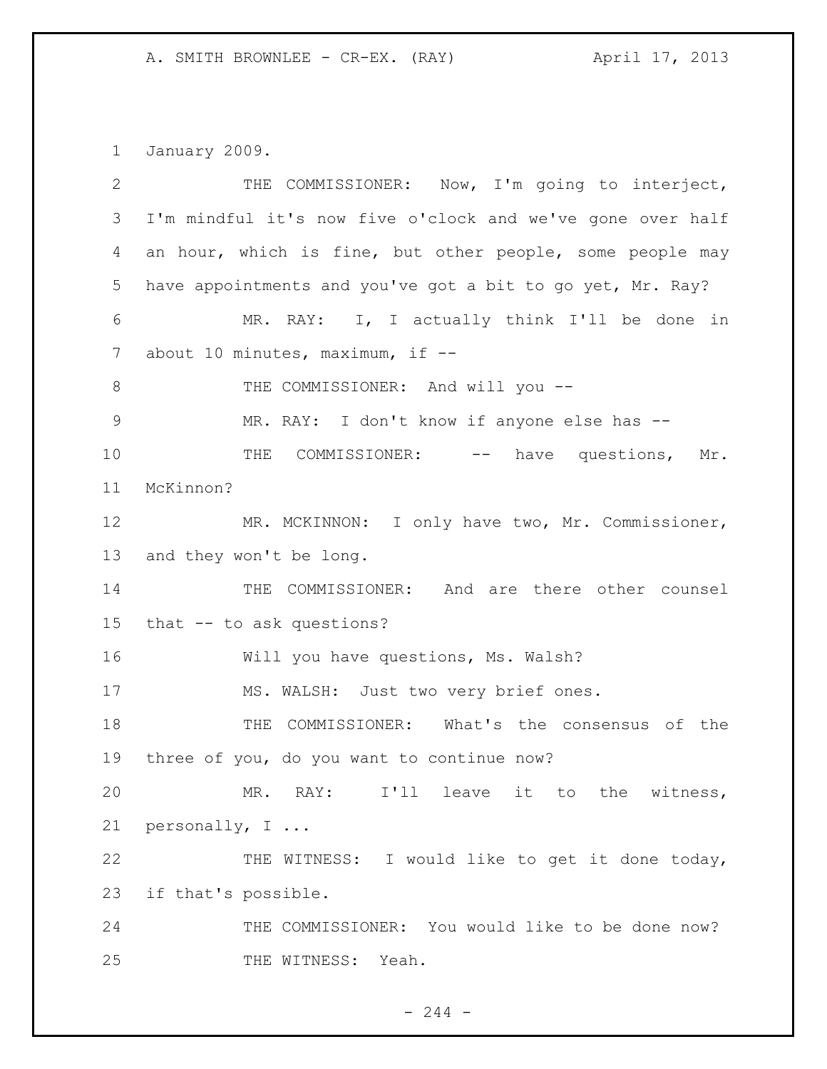January 2009.

THE COMMISSIONER: Now, I'm going to interject, I'm mindful it's now five o'clock and we've gone over half an hour, which is fine, but other people, some people may have appointments and you've got a bit to go yet, Mr. Ray?

MR. RAY: I, I actually think I'll be done in about 10 minutes, maximum, if --

THE COMMISSIONER: And will you --

MR. RAY: I don't know if anyone else has --

THE COMMISSIONER: -- have questions, Mr. McKinnon?

MR. MCKINNON: I only have two, Mr. Commissioner, and they won't be long.

THE COMMISSIONER: And are there other counsel that -- to ask questions?

Will you have questions, Ms. Walsh?

MS. WALSH: Just two very brief ones.

THE COMMISSIONER: What's the consensus of the three of you, do you want to continue now?

MR. RAY: I'll leave it to the witness, personally, I ...

THE WITNESS: I would like to get it done today, if that's possible.

THE COMMISSIONER: You would like to be done now?

THE WITNESS: Yeah.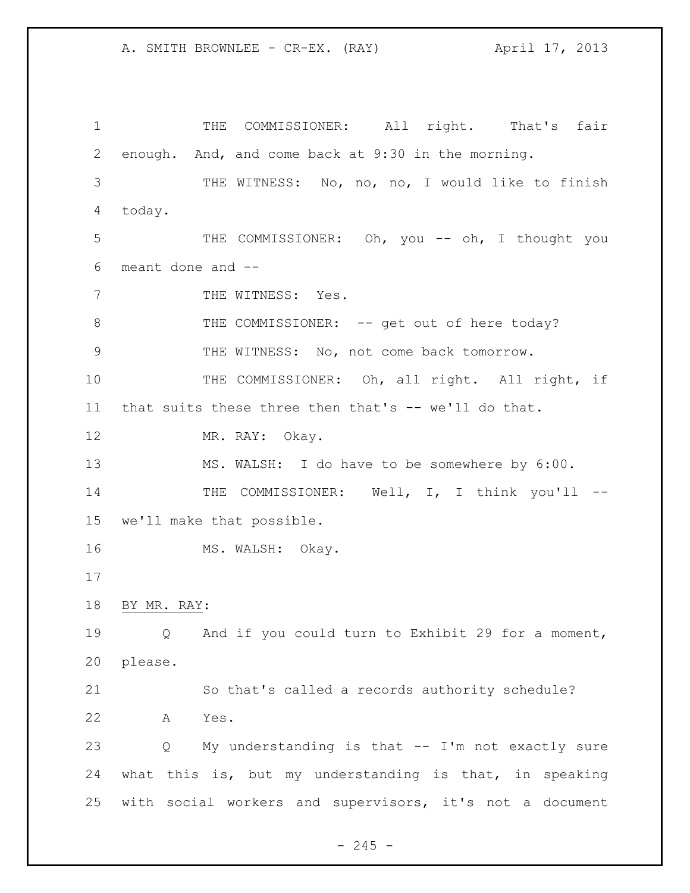THE COMMISSIONER: All right. That's fair enough. And, and come back at 9:30 in the morning.

THE WITNESS: No, no, no, I would like to finish today.

THE COMMISSIONER: Oh, you -- oh, I thought you meant done and --

THE WITNESS: Yes.

THE COMMISSIONER: -- get out of here today?

THE WITNESS: No, not come back tomorrow.

THE COMMISSIONER: Oh, all right. All right, if that suits these three then that's -- we'll do that.

MR. RAY: Okay.

MS. WALSH: I do have to be somewhere by 6:00.

THE COMMISSIONER: Well, I, I think you'll -- we'll make that possible.

MS. WALSH: Okay.

BY MR. RAY:

Q And if you could turn to Exhibit 29 for a moment, please.

So that's called a records authority schedule?

A Yes.

Q My understanding is that -- I'm not exactly sure what this is, but my understanding is that, in speaking with social workers and supervisors, it's not a document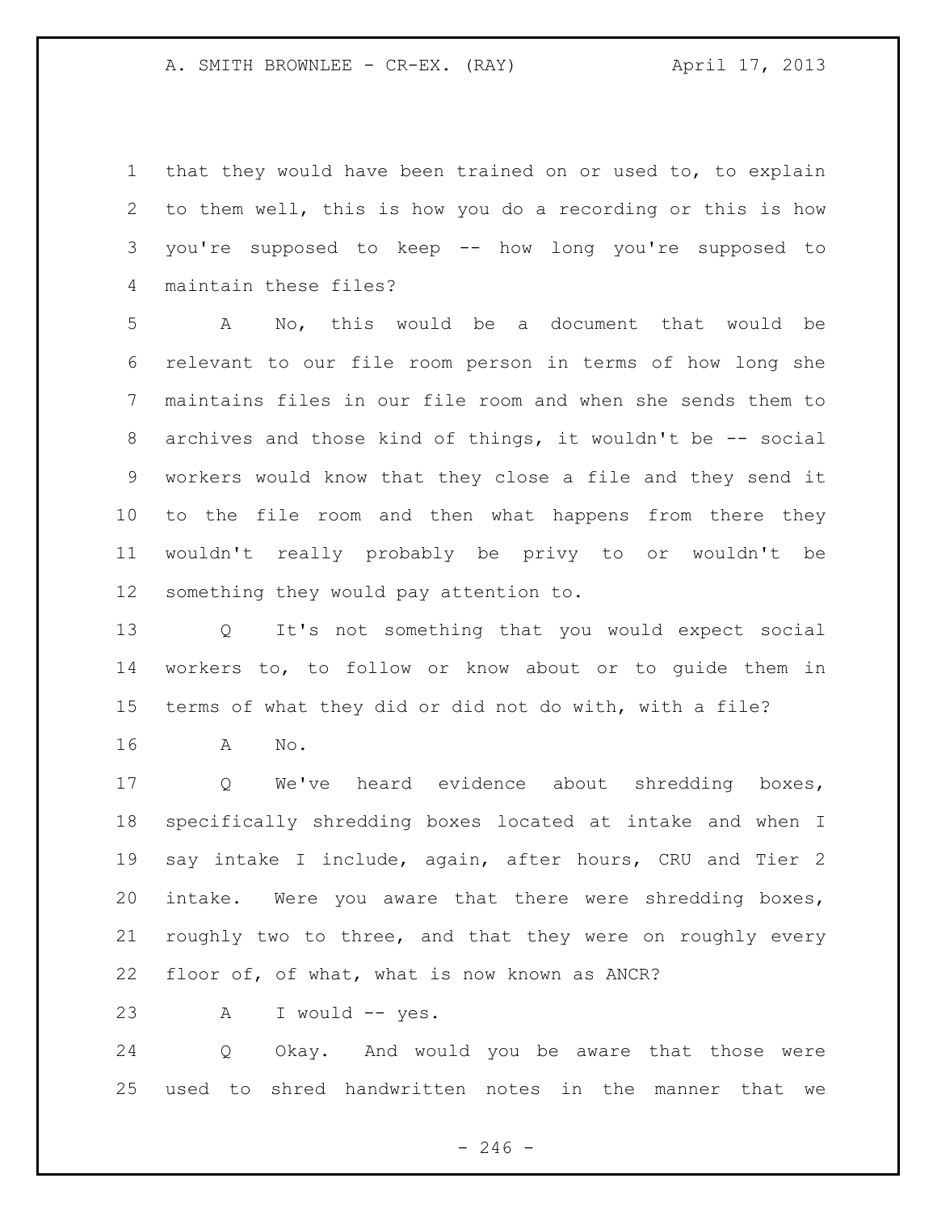1 that they would have been trained on or used to, to explain
2 to them well, this is how you do a recording or this is how
3 you're supposed to keep -- how long you're supposed to
4 maintain these files?

5 A No, this would be a document that would be
6 relevant to our file room person in terms of how long she
7 maintains files in our file room and when she sends them to
8 archives and those kind of things, it wouldn't be -- social
9 workers would know that they close a file and they send it
10 to the file room and then what happens from there they
11 wouldn't really probably be privy to or wouldn't be
12 something they would pay attention to.

13 Q It's not something that you would expect social
14 workers to, to follow or know about or to guide them in
15 terms of what they did or did not do with, with a file?

16 A No.

17 Q We've heard evidence about shredding boxes,
18 specifically shredding boxes located at intake and when I
19 say intake I include, again, after hours, CRU and Tier 2
20 intake. Were you aware that there were shredding boxes,
21 roughly two to three, and that they were on roughly every
22 floor of, of what, what is now known as ANCR?

23 A I would -- yes.

24 Q Okay. And would you be aware that those were
25 used to shred handwritten notes in the manner that we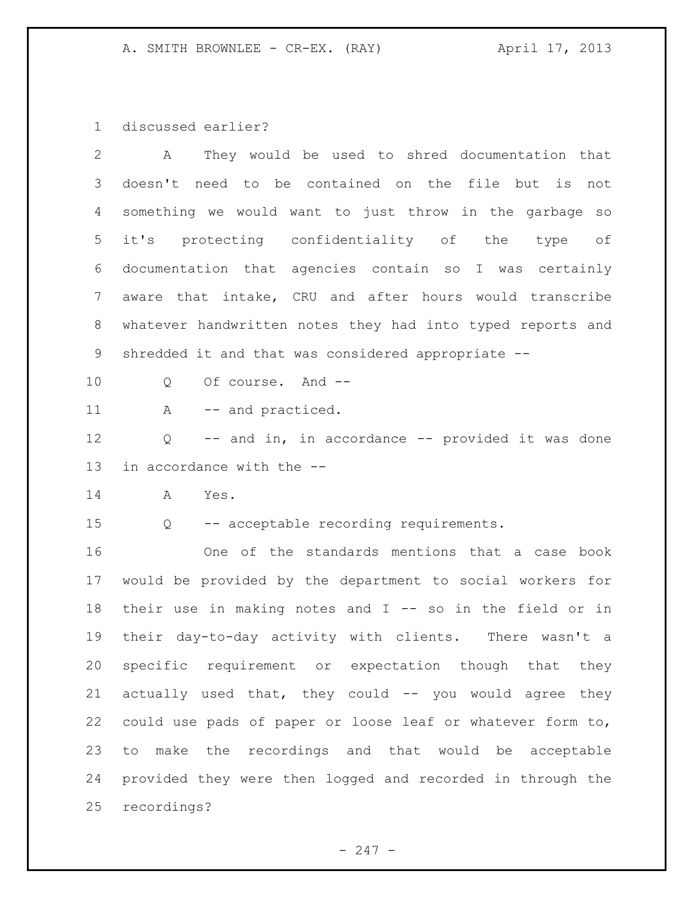discussed earlier?

A They would be used to shred documentation that doesn't need to be contained on the file but is not something we would want to just throw in the garbage so it's protecting confidentiality of the type of documentation that agencies contain so I was certainly aware that intake, CRU and after hours would transcribe whatever handwritten notes they had into typed reports and shredded it and that was considered appropriate --

Q Of course. And --

A -- and practiced.

Q -- and in, in accordance -- provided it was done in accordance with the --

A Yes.

Q -- acceptable recording requirements.

One of the standards mentions that a case book would be provided by the department to social workers for their use in making notes and I -- so in the field or in their day-to-day activity with clients. There wasn't a specific requirement or expectation though that they actually used that, they could -- you would agree they could use pads of paper or loose leaf or whatever form to, to make the recordings and that would be acceptable provided they were then logged and recorded in through the recordings?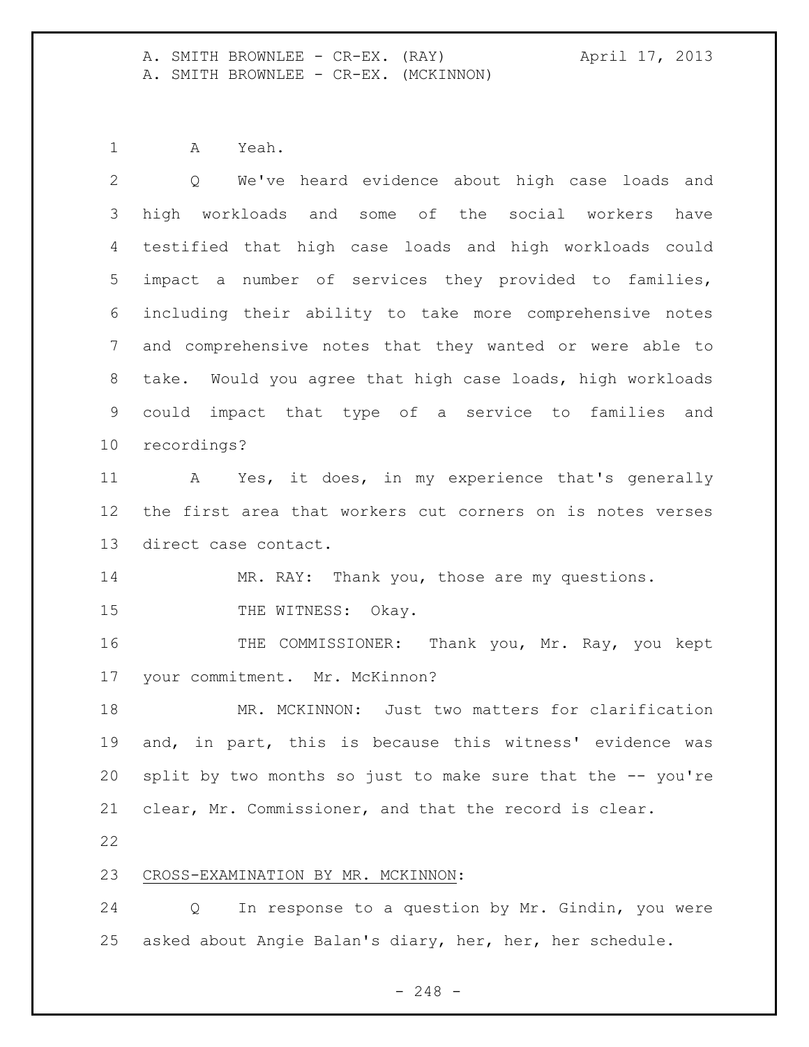A Yeah.

Q We've heard evidence about high case loads and high workloads and some of the social workers have testified that high case loads and high workloads could impact a number of services they provided to families, including their ability to take more comprehensive notes and comprehensive notes that they wanted or were able to take. Would you agree that high case loads, high workloads could impact that type of a service to families and recordings?

A Yes, it does, in my experience that's generally the first area that workers cut corners on is notes verses direct case contact.

MR. RAY: Thank you, those are my questions.

THE WITNESS: Okay.

THE COMMISSIONER: Thank you, Mr. Ray, you kept your commitment. Mr. McKinnon?

MR. MCKINNON: Just two matters for clarification and, in part, this is because this witness' evidence was split by two months so just to make sure that the -- you're clear, Mr. Commissioner, and that the record is clear.

CROSS-EXAMINATION BY MR. MCKINNON:

Q In response to a question by Mr. Gindin, you were asked about Angie Balan's diary, her, her, her schedule.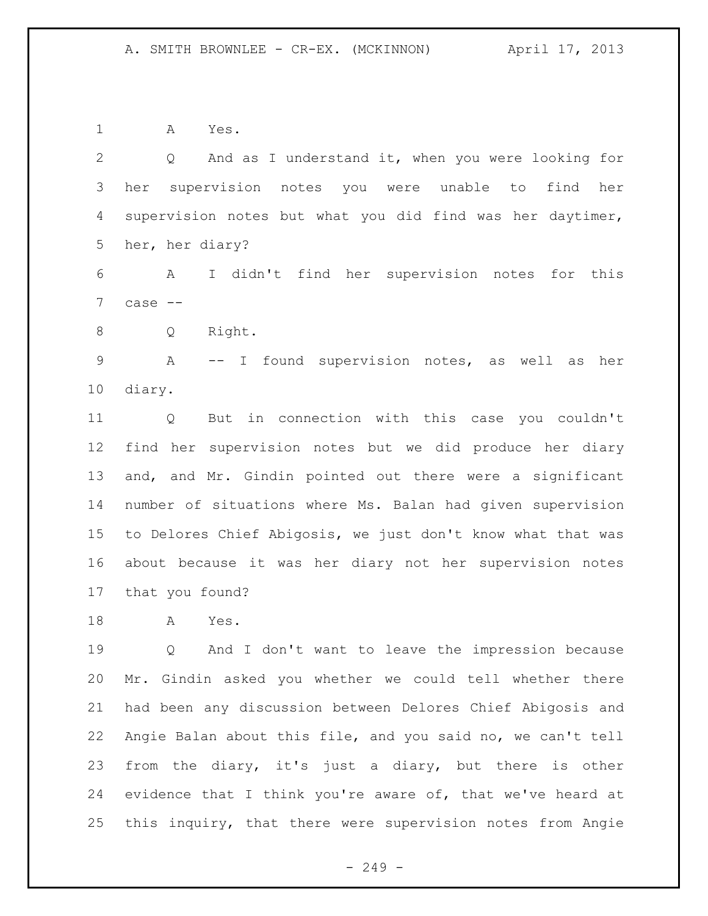A Yes.

Q And as I understand it, when you were looking for her supervision notes you were unable to find her supervision notes but what you did find was her daytimer, her, her diary?

A I didn't find her supervision notes for this case --

Q Right.

A -- I found supervision notes, as well as her diary.

Q But in connection with this case you couldn't find her supervision notes but we did produce her diary and, and Mr. Gindin pointed out there were a significant number of situations where Ms. Balan had given supervision to Delores Chief Abigosis, we just don't know what that was about because it was her diary not her supervision notes that you found?

A Yes.

Q And I don't want to leave the impression because Mr. Gindin asked you whether we could tell whether there had been any discussion between Delores Chief Abigosis and Angie Balan about this file, and you said no, we can't tell from the diary, it's just a diary, but there is other evidence that I think you're aware of, that we've heard at this inquiry, that there were supervision notes from Angie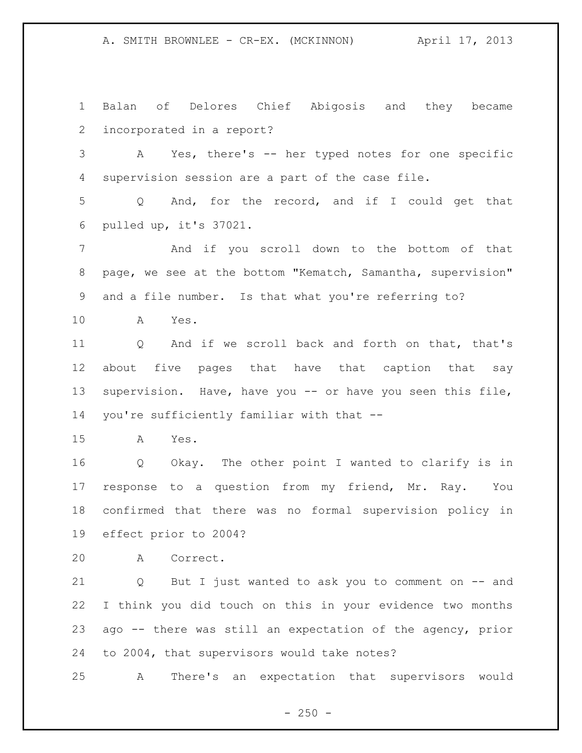Balan of Delores Chief Abigosis and they became incorporated in a report?

A Yes, there's -- her typed notes for one specific supervision session are a part of the case file.

Q And, for the record, and if I could get that pulled up, it's 37021.

And if you scroll down to the bottom of that page, we see at the bottom "Kematch, Samantha, supervision" and a file number. Is that what you're referring to?

A Yes.

Q And if we scroll back and forth on that, that's about five pages that have that caption that say supervision. Have, have you -- or have you seen this file, you're sufficiently familiar with that --

A Yes.

Q Okay. The other point I wanted to clarify is in response to a question from my friend, Mr. Ray. You confirmed that there was no formal supervision policy in effect prior to 2004?

A Correct.

Q But I just wanted to ask you to comment on -- and I think you did touch on this in your evidence two months ago -- there was still an expectation of the agency, prior to 2004, that supervisors would take notes?

A There's an expectation that supervisors would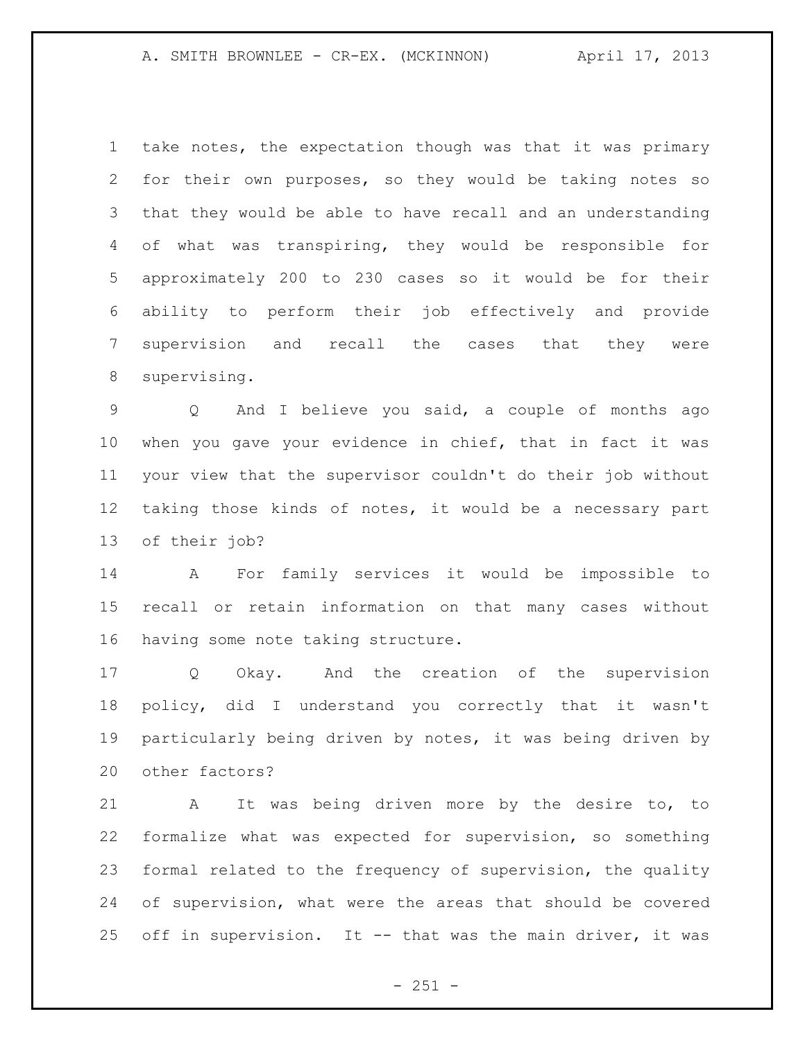take notes, the expectation though was that it was primary for their own purposes, so they would be taking notes so that they would be able to have recall and an understanding of what was transpiring, they would be responsible for approximately 200 to 230 cases so it would be for their ability to perform their job effectively and provide supervision and recall the cases that they were supervising.

Q And I believe you said, a couple of months ago when you gave your evidence in chief, that in fact it was your view that the supervisor couldn't do their job without taking those kinds of notes, it would be a necessary part of their job?

A For family services it would be impossible to recall or retain information on that many cases without having some note taking structure.

Q Okay. And the creation of the supervision policy, did I understand you correctly that it wasn't particularly being driven by notes, it was being driven by other factors?

A It was being driven more by the desire to, to formalize what was expected for supervision, so something formal related to the frequency of supervision, the quality of supervision, what were the areas that should be covered off in supervision. It -- that was the main driver, it was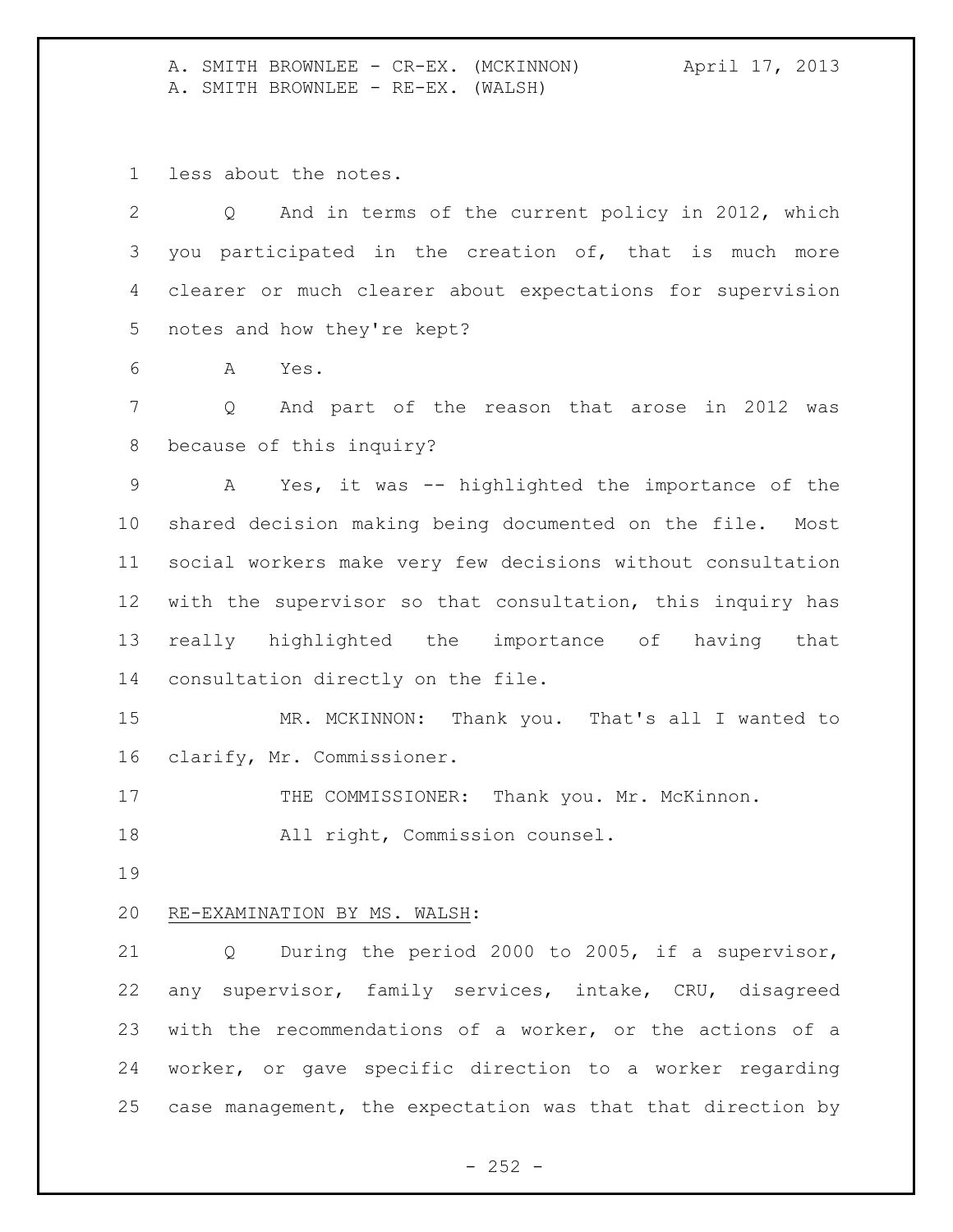less about the notes.

Q And in terms of the current policy in 2012, which you participated in the creation of, that is much more clearer or much clearer about expectations for supervision notes and how they're kept?

A Yes.

Q And part of the reason that arose in 2012 was because of this inquiry?

A Yes, it was -- highlighted the importance of the shared decision making being documented on the file. Most social workers make very few decisions without consultation with the supervisor so that consultation, this inquiry has really highlighted the importance of having that consultation directly on the file.

MR. MCKINNON: Thank you. That's all I wanted to clarify, Mr. Commissioner.

THE COMMISSIONER: Thank you. Mr. McKinnon.

All right, Commission counsel.

RE-EXAMINATION BY MS. WALSH:

Q During the period 2000 to 2005, if a supervisor, any supervisor, family services, intake, CRU, disagreed with the recommendations of a worker, or the actions of a worker, or gave specific direction to a worker regarding case management, the expectation was that that direction by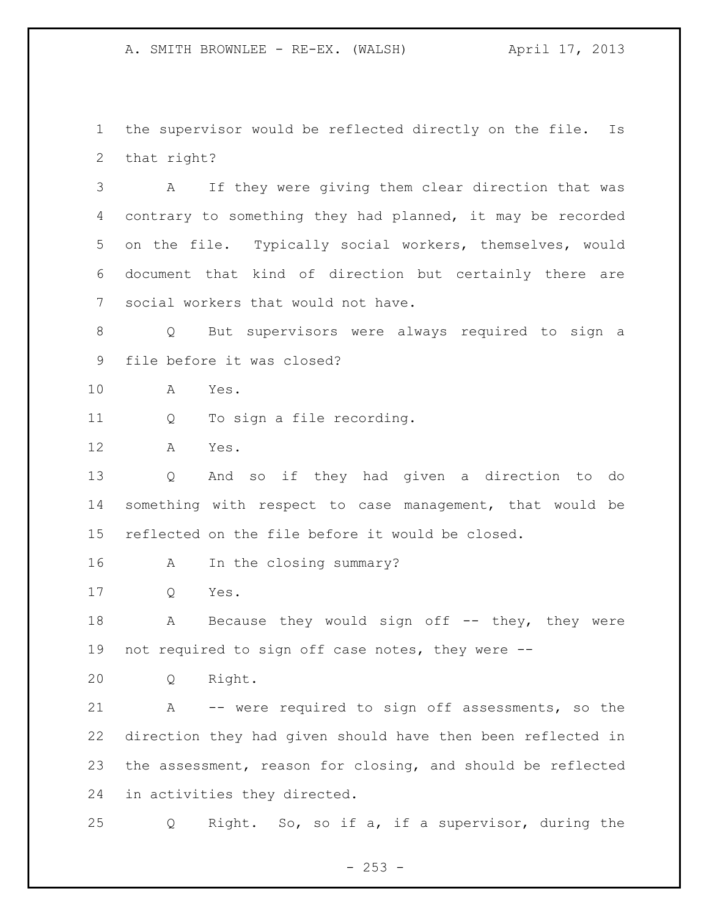the supervisor would be reflected directly on the file. Is that right?

A If they were giving them clear direction that was contrary to something they had planned, it may be recorded on the file. Typically social workers, themselves, would document that kind of direction but certainly there are social workers that would not have.

Q But supervisors were always required to sign a file before it was closed?

A Yes.

Q To sign a file recording.

A Yes.

Q And so if they had given a direction to do something with respect to case management, that would be reflected on the file before it would be closed.

A In the closing summary?

Q Yes.

A Because they would sign off -- they, they were not required to sign off case notes, they were --

Q Right.

A -- were required to sign off assessments, so the direction they had given should have then been reflected in the assessment, reason for closing, and should be reflected in activities they directed.

Q Right. So, so if a, if a supervisor, during the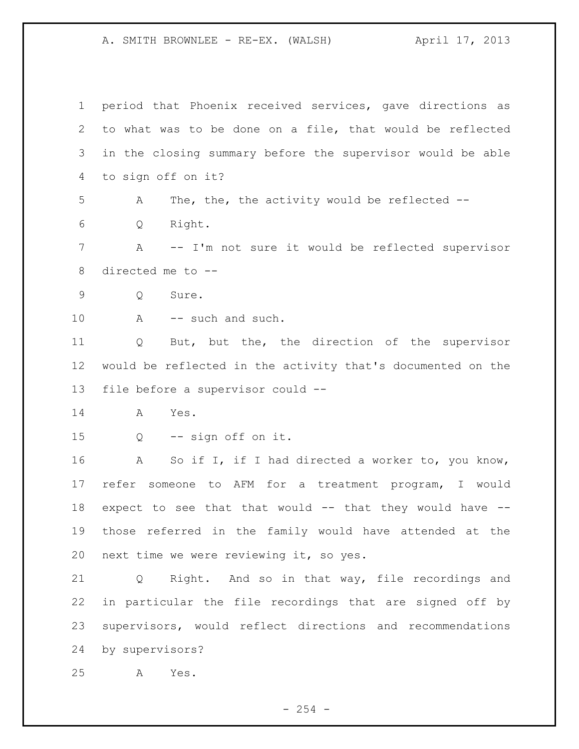period that Phoenix received services, gave directions as to what was to be done on a file, that would be reflected in the closing summary before the supervisor would be able to sign off on it?

A The, the, the activity would be reflected --

Q Right.

A -- I'm not sure it would be reflected supervisor directed me to --

Q Sure.

A -- such and such.

Q But, but the, the direction of the supervisor would be reflected in the activity that's documented on the file before a supervisor could --

A Yes.

Q -- sign off on it.

A So if I, if I had directed a worker to, you know, refer someone to AFM for a treatment program, I would expect to see that that would -- that they would have -- those referred in the family would have attended at the next time we were reviewing it, so yes.

Q Right. And so in that way, file recordings and in particular the file recordings that are signed off by supervisors, would reflect directions and recommendations by supervisors?

A Yes.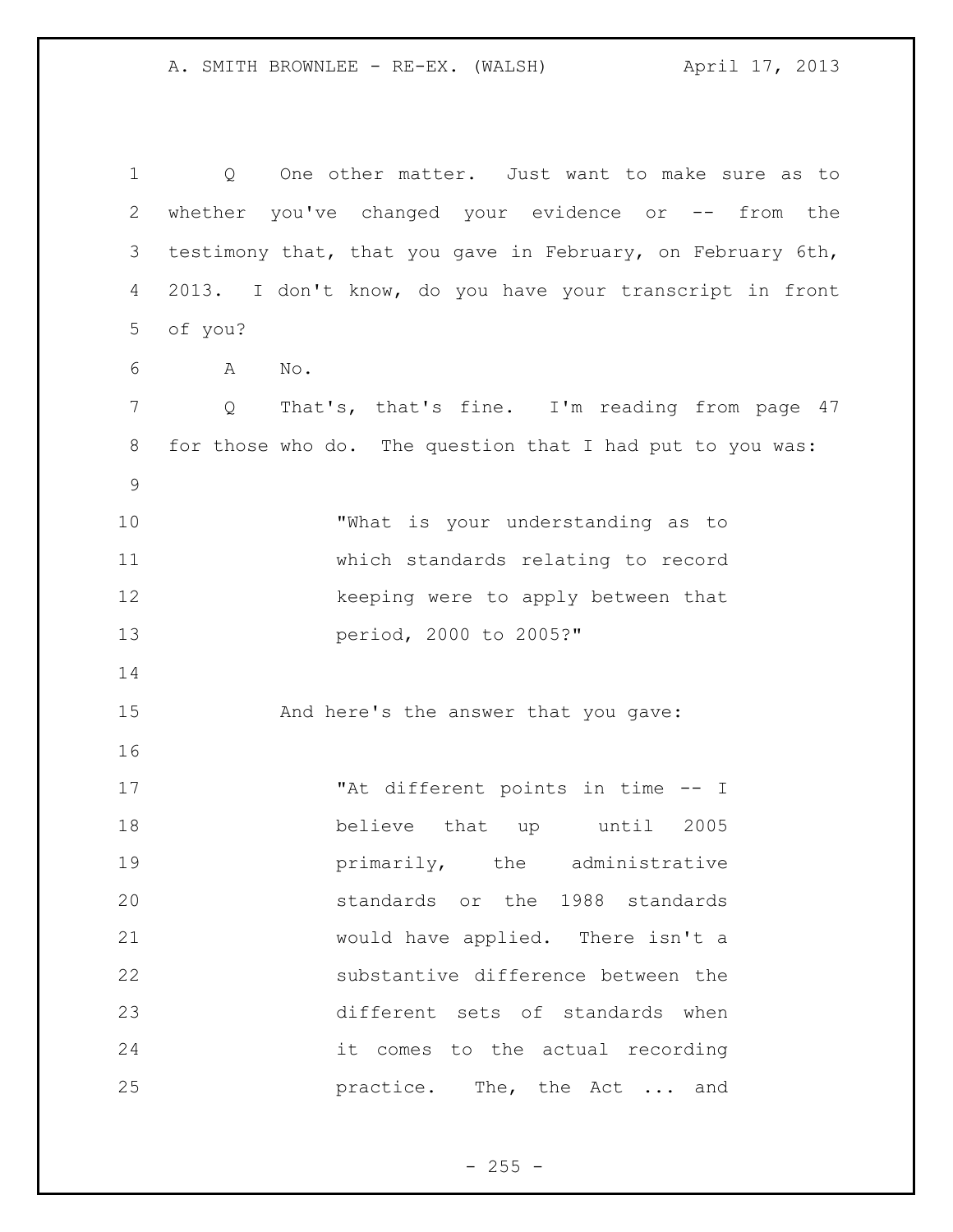Q One other matter. Just want to make sure as to whether you've changed your evidence or -- from the testimony that, that you gave in February, on February 6th, 2013. I don't know, do you have your transcript in front of you?

A No.

Q That's, that's fine. I'm reading from page 47 for those who do. The question that I had put to you was:

> "What is your understanding as to which standards relating to record keeping were to apply between that period, 2000 to 2005?"

And here's the answer that you gave:

> "At different points in time -- I believe that up until 2005 primarily, the administrative standards or the 1988 standards would have applied. There isn't a substantive difference between the different sets of standards when it comes to the actual recording practice. The, the Act ... and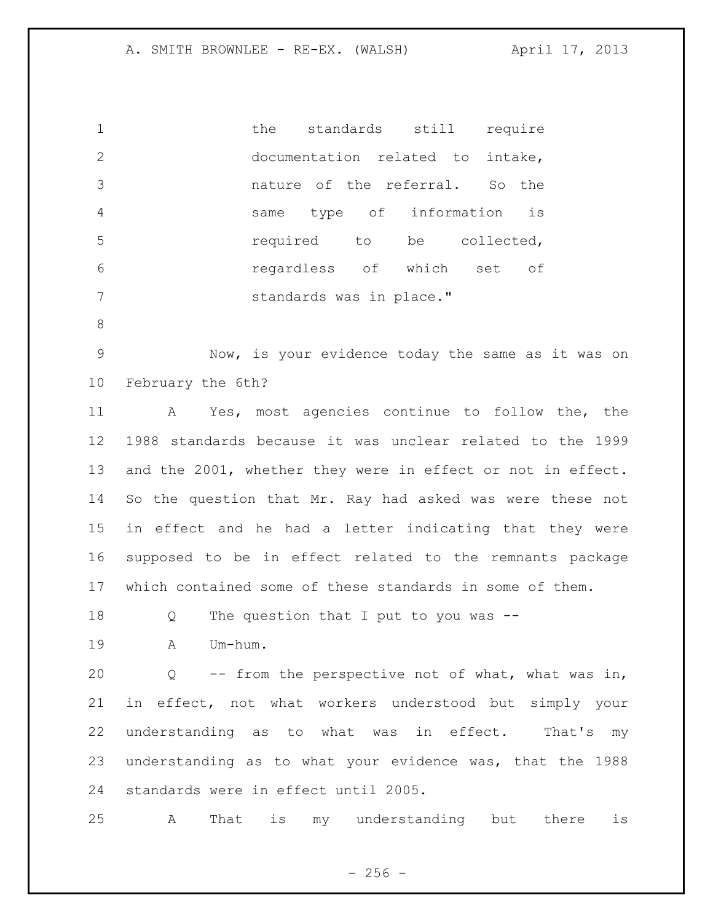the standards still require documentation related to intake, nature of the referral. So the same type of information is required to be collected, regardless of which set of standards was in place."

Now, is your evidence today the same as it was on February the 6th?

A Yes, most agencies continue to follow the, the 1988 standards because it was unclear related to the 1999 and the 2001, whether they were in effect or not in effect. So the question that Mr. Ray had asked was were these not in effect and he had a letter indicating that they were supposed to be in effect related to the remnants package which contained some of these standards in some of them.

Q The question that I put to you was --

A Um-hum.

Q -- from the perspective not of what, what was in, in effect, not what workers understood but simply your understanding as to what was in effect. That's my understanding as to what your evidence was, that the 1988 standards were in effect until 2005.

A That is my understanding but there is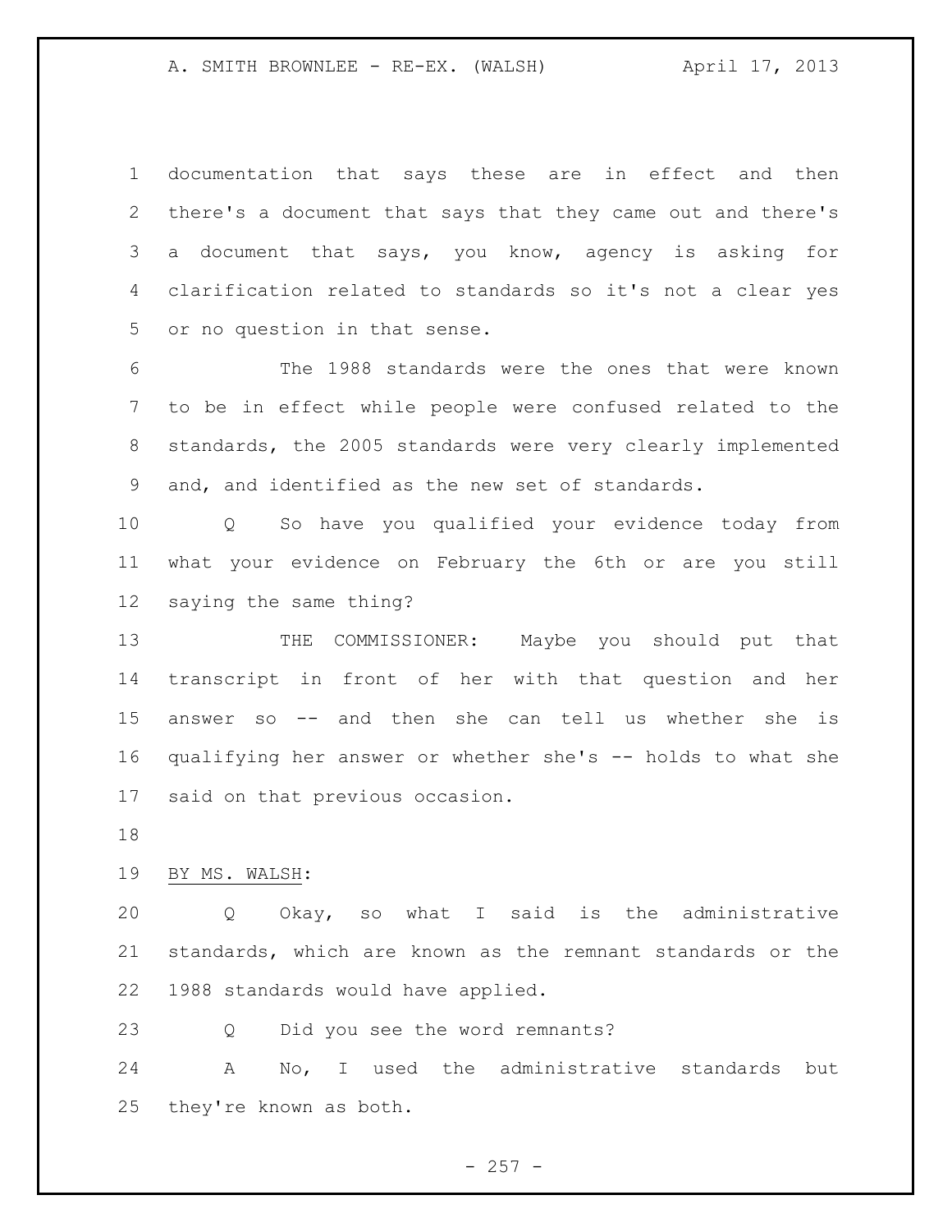documentation that says these are in effect and then there's a document that says that they came out and there's a document that says, you know, agency is asking for clarification related to standards so it's not a clear yes or no question in that sense.

The 1988 standards were the ones that were known to be in effect while people were confused related to the standards, the 2005 standards were very clearly implemented and, and identified as the new set of standards.

Q So have you qualified your evidence today from what your evidence on February the 6th or are you still saying the same thing?

THE COMMISSIONER: Maybe you should put that transcript in front of her with that question and her answer so -- and then she can tell us whether she is qualifying her answer or whether she's -- holds to what she said on that previous occasion.

BY MS. WALSH:

Q Okay, so what I said is the administrative standards, which are known as the remnant standards or the 1988 standards would have applied.

Q Did you see the word remnants?

A No, I used the administrative standards but they're known as both.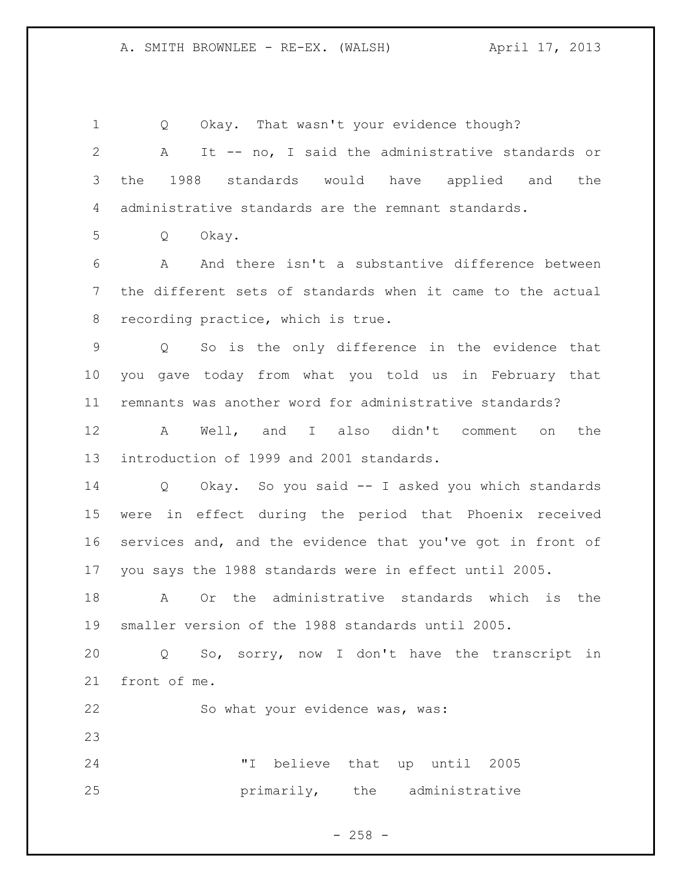Q Okay. That wasn't your evidence though?

A It -- no, I said the administrative standards or the 1988 standards would have applied and the administrative standards are the remnant standards.

Q Okay.

A And there isn't a substantive difference between the different sets of standards when it came to the actual recording practice, which is true.

Q So is the only difference in the evidence that you gave today from what you told us in February that remnants was another word for administrative standards?

A Well, and I also didn't comment on the introduction of 1999 and 2001 standards.

Q Okay. So you said -- I asked you which standards were in effect during the period that Phoenix received services and, and the evidence that you've got in front of you says the 1988 standards were in effect until 2005.

A Or the administrative standards which is the smaller version of the 1988 standards until 2005.

Q So, sorry, now I don't have the transcript in front of me.

So what your evidence was, was:

> "I believe that up until 2005 primarily, the administrative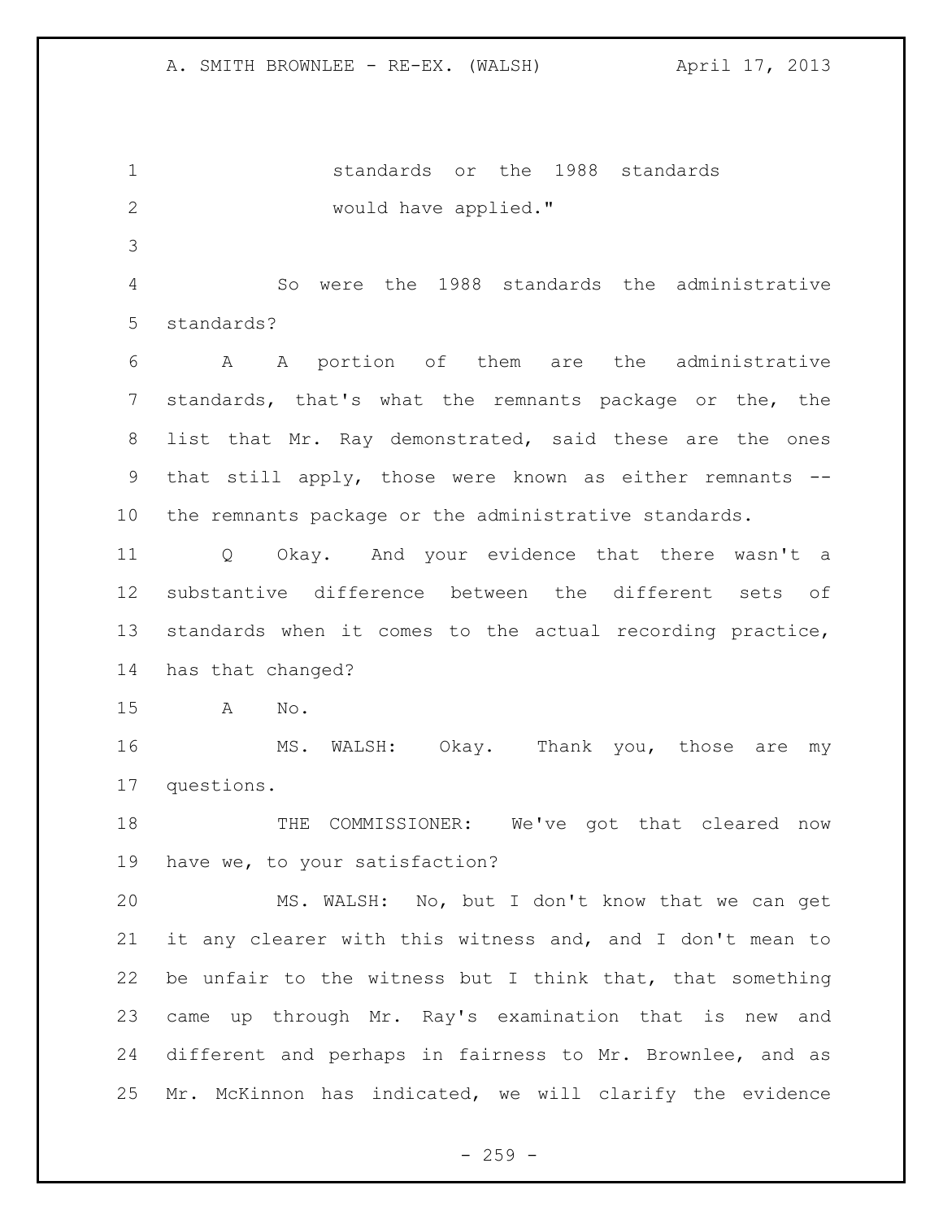standards or the 1988 standards
would have applied."

So were the 1988 standards the administrative standards?

A A portion of them are the administrative standards, that's what the remnants package or the, the list that Mr. Ray demonstrated, said these are the ones that still apply, those were known as either remnants -- the remnants package or the administrative standards.

Q Okay. And your evidence that there wasn't a substantive difference between the different sets of standards when it comes to the actual recording practice, has that changed?

A No.

MS. WALSH: Okay. Thank you, those are my questions.

THE COMMISSIONER: We've got that cleared now have we, to your satisfaction?

MS. WALSH: No, but I don't know that we can get it any clearer with this witness and, and I don't mean to be unfair to the witness but I think that, that something came up through Mr. Ray's examination that is new and different and perhaps in fairness to Mr. Brownlee, and as Mr. McKinnon has indicated, we will clarify the evidence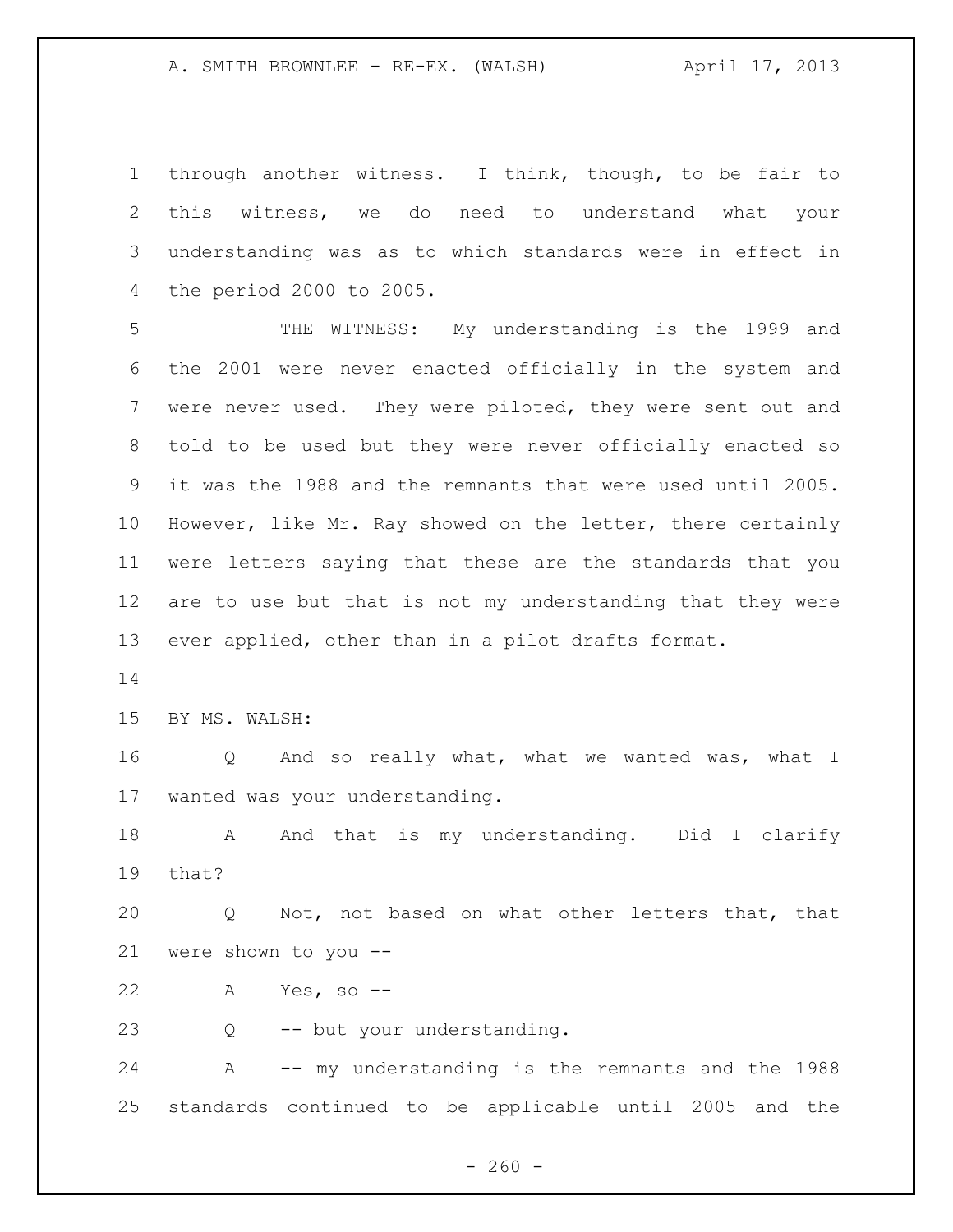through another witness. I think, though, to be fair to this witness, we do need to understand what your understanding was as to which standards were in effect in the period 2000 to 2005.

THE WITNESS: My understanding is the 1999 and the 2001 were never enacted officially in the system and were never used. They were piloted, they were sent out and told to be used but they were never officially enacted so it was the 1988 and the remnants that were used until 2005. However, like Mr. Ray showed on the letter, there certainly were letters saying that these are the standards that you are to use but that is not my understanding that they were ever applied, other than in a pilot drafts format.

BY MS. WALSH:

Q And so really what, what we wanted was, what I wanted was your understanding.

A And that is my understanding. Did I clarify that?

Q Not, not based on what other letters that, that were shown to you --

A Yes, so --

Q -- but your understanding.

A -- my understanding is the remnants and the 1988 standards continued to be applicable until 2005 and the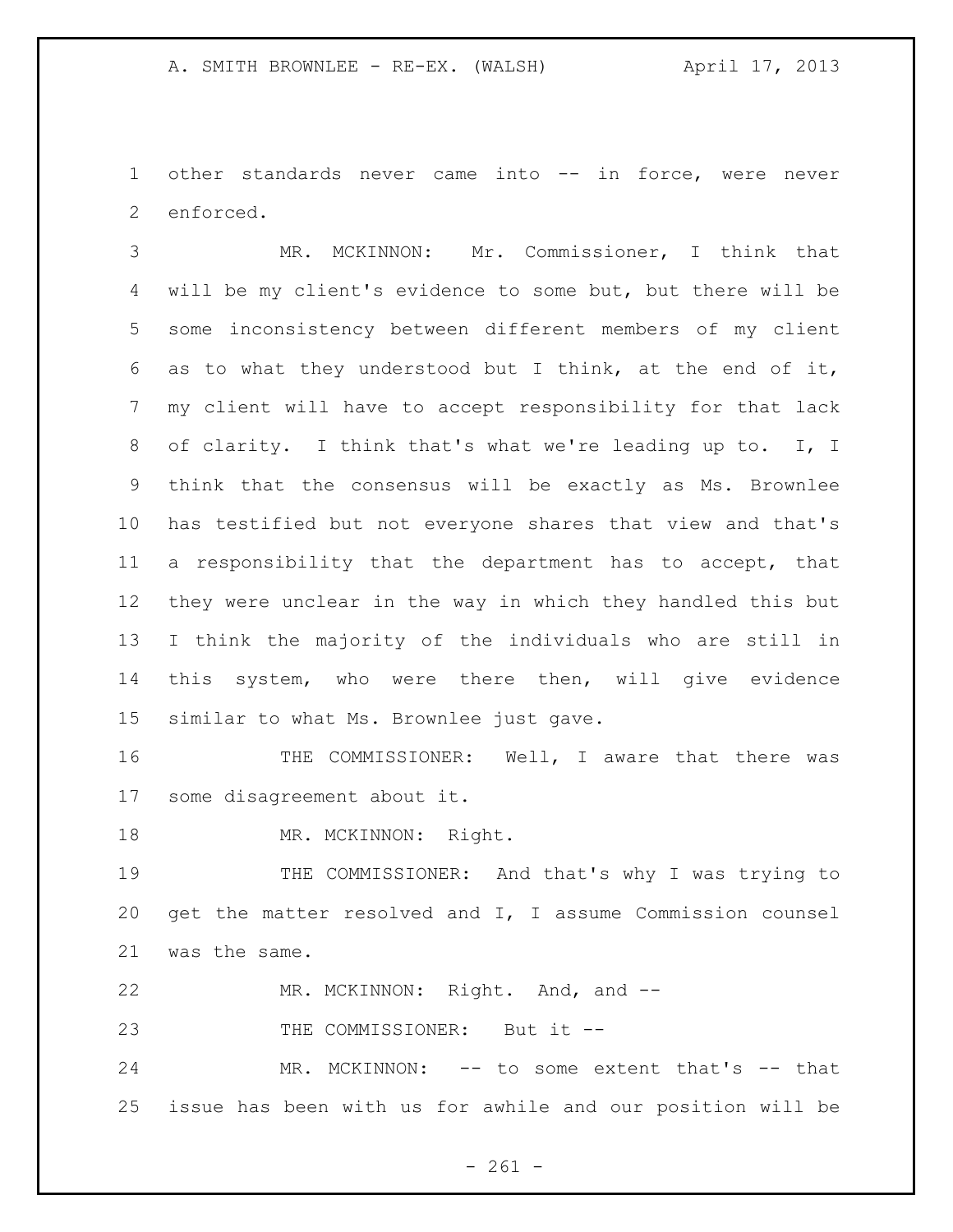other standards never came into -- in force, were never enforced.

MR. MCKINNON: Mr. Commissioner, I think that will be my client's evidence to some but, but there will be some inconsistency between different members of my client as to what they understood but I think, at the end of it, my client will have to accept responsibility for that lack of clarity. I think that's what we're leading up to. I, I think that the consensus will be exactly as Ms. Brownlee has testified but not everyone shares that view and that's a responsibility that the department has to accept, that they were unclear in the way in which they handled this but I think the majority of the individuals who are still in this system, who were there then, will give evidence similar to what Ms. Brownlee just gave.

THE COMMISSIONER: Well, I aware that there was some disagreement about it.

MR. MCKINNON: Right.

THE COMMISSIONER: And that's why I was trying to get the matter resolved and I, I assume Commission counsel was the same.

MR. MCKINNON: Right. And, and --

THE COMMISSIONER: But it --

MR. MCKINNON: -- to some extent that's -- that issue has been with us for awhile and our position will be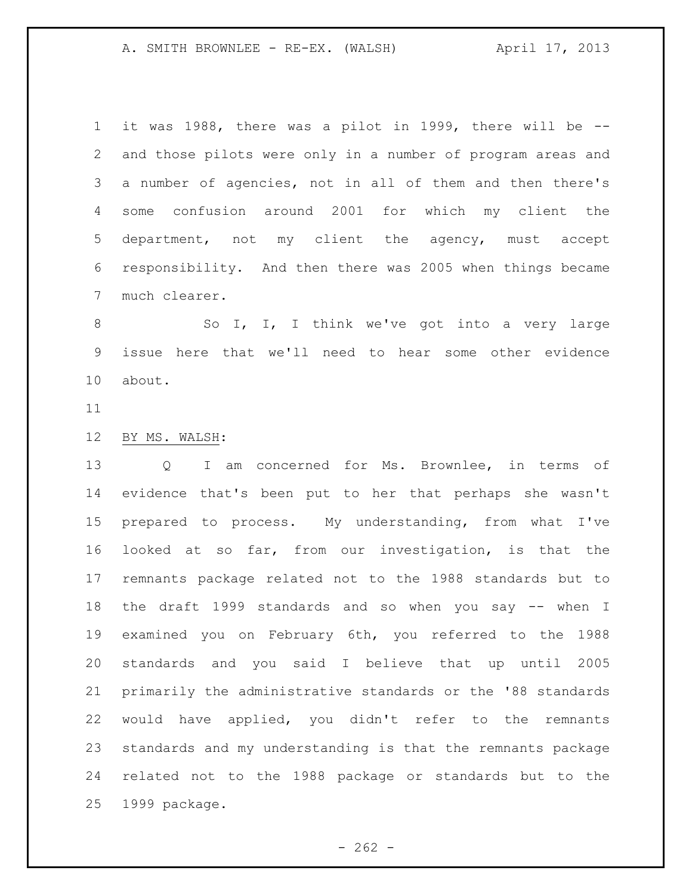it was 1988, there was a pilot in 1999, there will be -- and those pilots were only in a number of program areas and a number of agencies, not in all of them and then there's some confusion around 2001 for which my client the department, not my client the agency, must accept responsibility. And then there was 2005 when things became much clearer.

So I, I, I think we've got into a very large issue here that we'll need to hear some other evidence about.

BY MS. WALSH:

Q I am concerned for Ms. Brownlee, in terms of evidence that's been put to her that perhaps she wasn't prepared to process. My understanding, from what I've looked at so far, from our investigation, is that the remnants package related not to the 1988 standards but to the draft 1999 standards and so when you say -- when I examined you on February 6th, you referred to the 1988 standards and you said I believe that up until 2005 primarily the administrative standards or the '88 standards would have applied, you didn't refer to the remnants standards and my understanding is that the remnants package related not to the 1988 package or standards but to the 1999 package.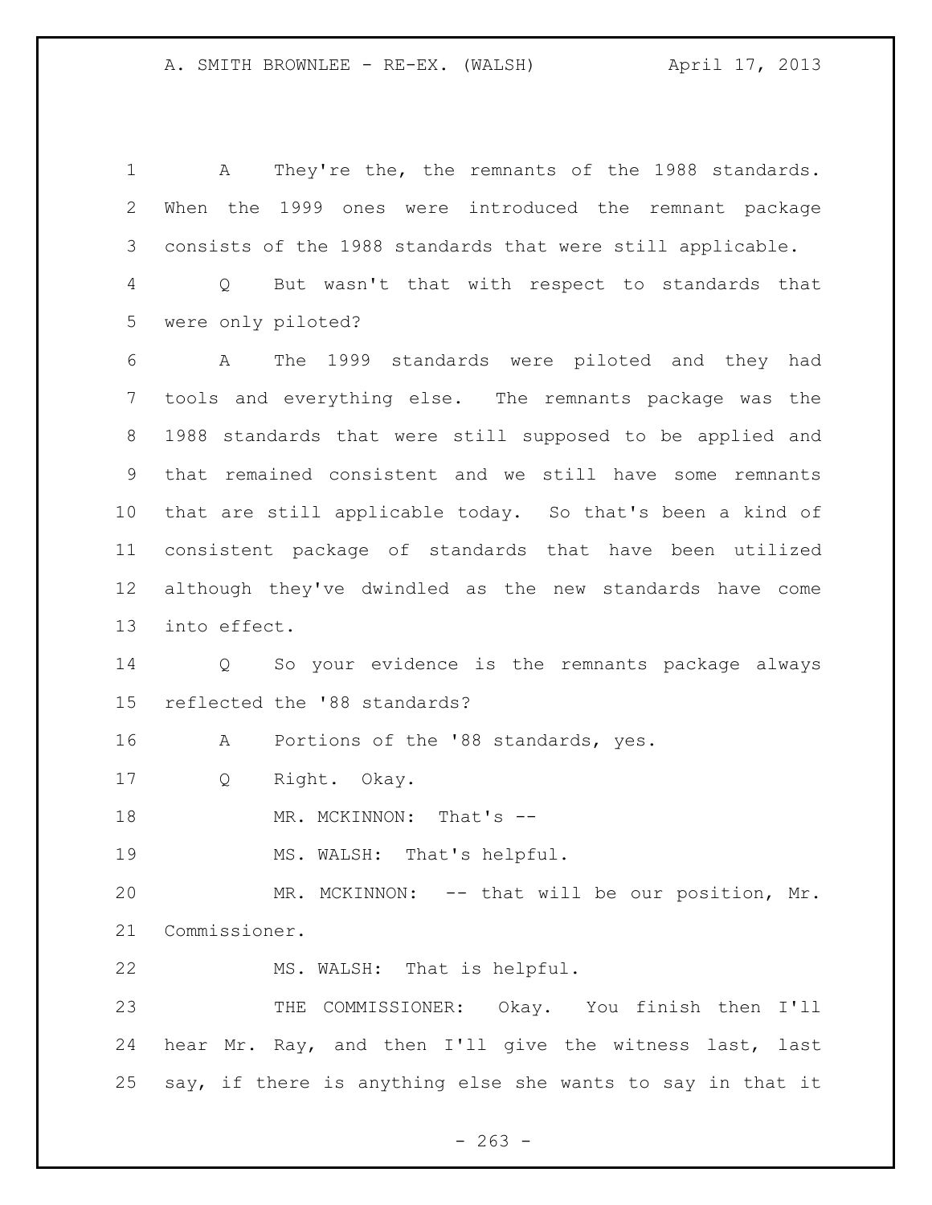A They're the, the remnants of the 1988 standards. When the 1999 ones were introduced the remnant package consists of the 1988 standards that were still applicable.

Q But wasn't that with respect to standards that were only piloted?

A The 1999 standards were piloted and they had tools and everything else. The remnants package was the 1988 standards that were still supposed to be applied and that remained consistent and we still have some remnants that are still applicable today. So that's been a kind of consistent package of standards that have been utilized although they've dwindled as the new standards have come into effect.

Q So your evidence is the remnants package always reflected the '88 standards?

A Portions of the '88 standards, yes.

Q Right. Okay.

MR. MCKINNON: That's --

MS. WALSH: That's helpful.

MR. MCKINNON: -- that will be our position, Mr. Commissioner.

MS. WALSH: That is helpful.

THE COMMISSIONER: Okay. You finish then I'll hear Mr. Ray, and then I'll give the witness last, last say, if there is anything else she wants to say in that it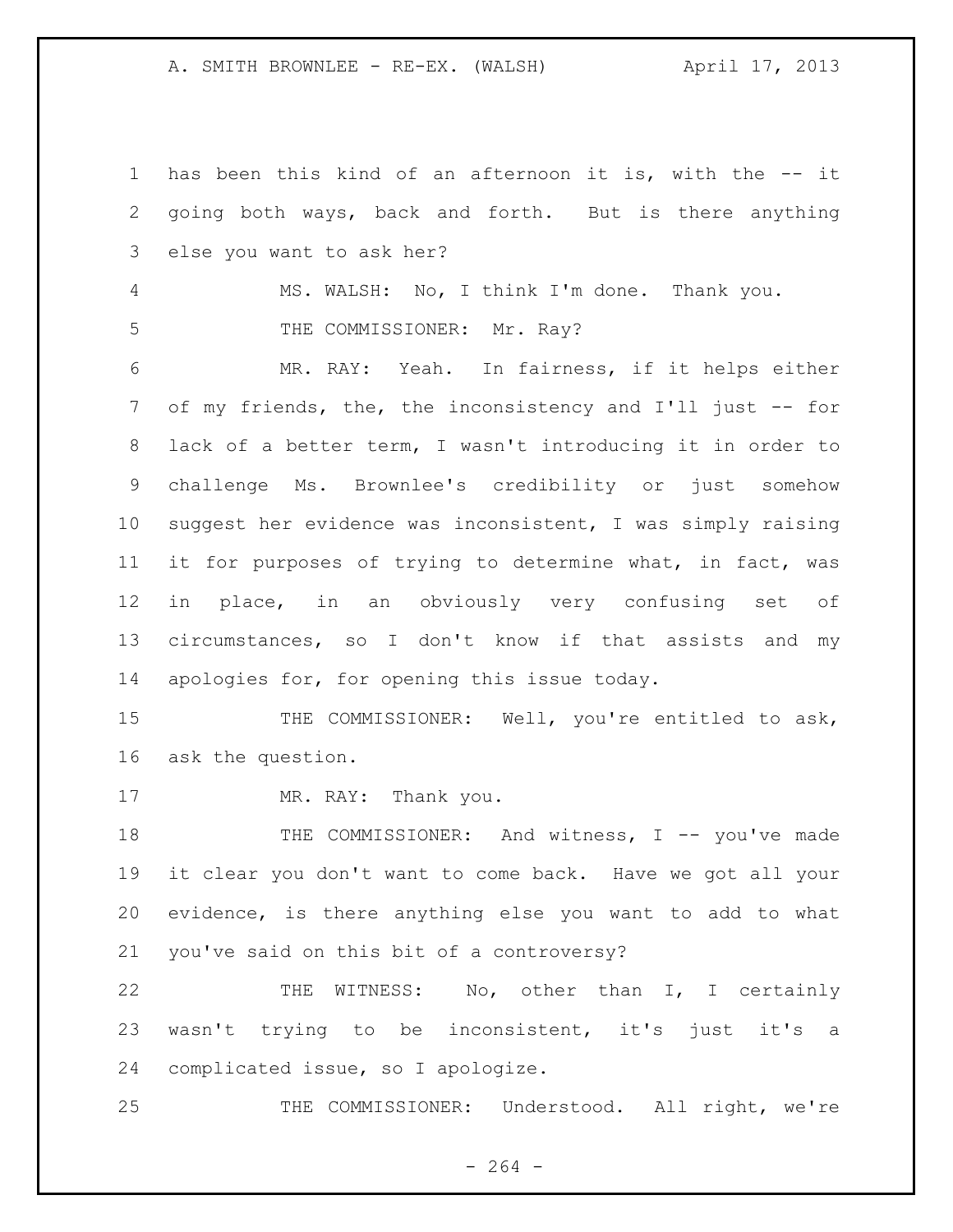has been this kind of an afternoon it is, with the -- it going both ways, back and forth. But is there anything else you want to ask her?

MS. WALSH: No, I think I'm done. Thank you.

THE COMMISSIONER: Mr. Ray?

MR. RAY: Yeah. In fairness, if it helps either of my friends, the, the inconsistency and I'll just -- for lack of a better term, I wasn't introducing it in order to challenge Ms. Brownlee's credibility or just somehow suggest her evidence was inconsistent, I was simply raising it for purposes of trying to determine what, in fact, was in place, in an obviously very confusing set of circumstances, so I don't know if that assists and my apologies for, for opening this issue today.

THE COMMISSIONER: Well, you're entitled to ask, ask the question.

MR. RAY: Thank you.

THE COMMISSIONER: And witness, I -- you've made it clear you don't want to come back. Have we got all your evidence, is there anything else you want to add to what you've said on this bit of a controversy?

THE WITNESS: No, other than I, I certainly wasn't trying to be inconsistent, it's just it's a complicated issue, so I apologize.

THE COMMISSIONER: Understood. All right, we're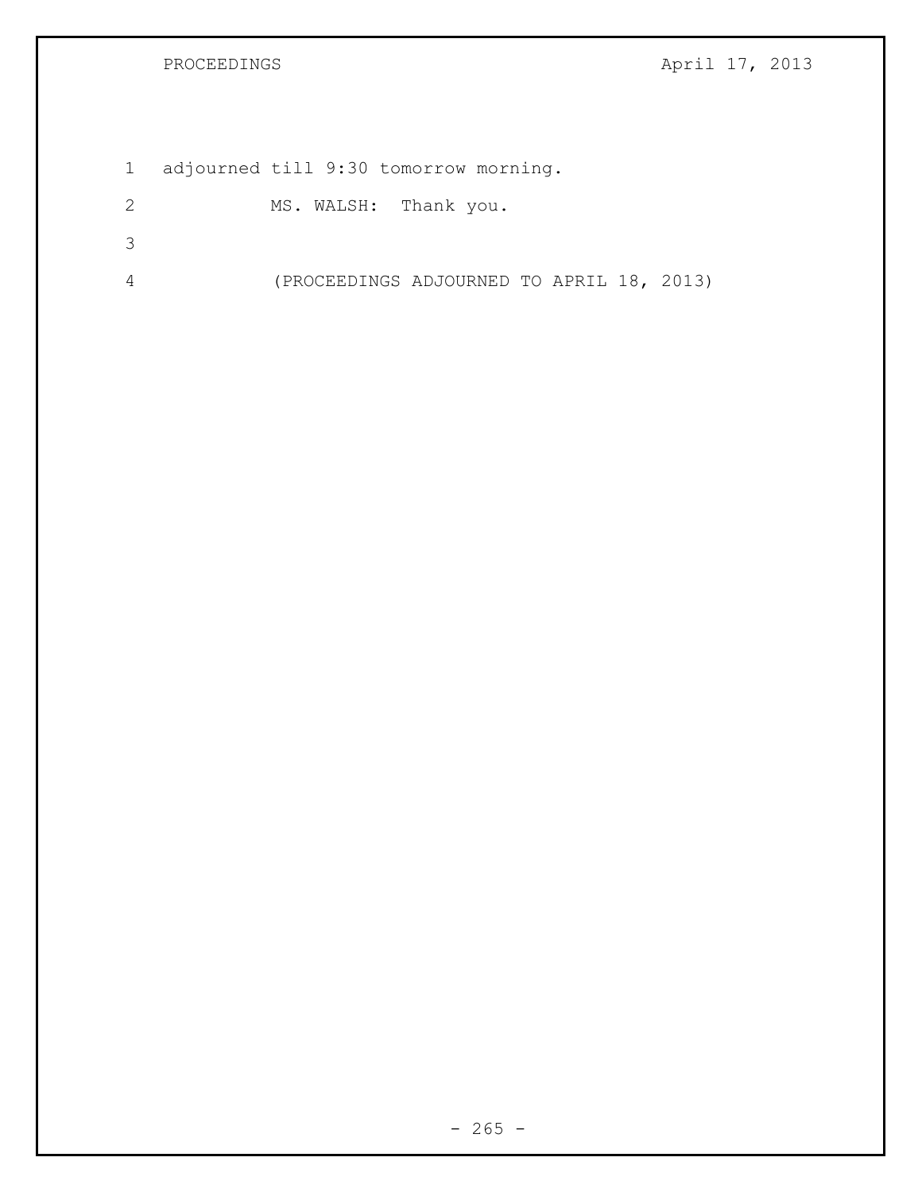1 adjourned till 9:30 tomorrow morning.

2 MS. WALSH: Thank you.

3

4 (PROCEEDINGS ADJOURNED TO APRIL 18, 2013)